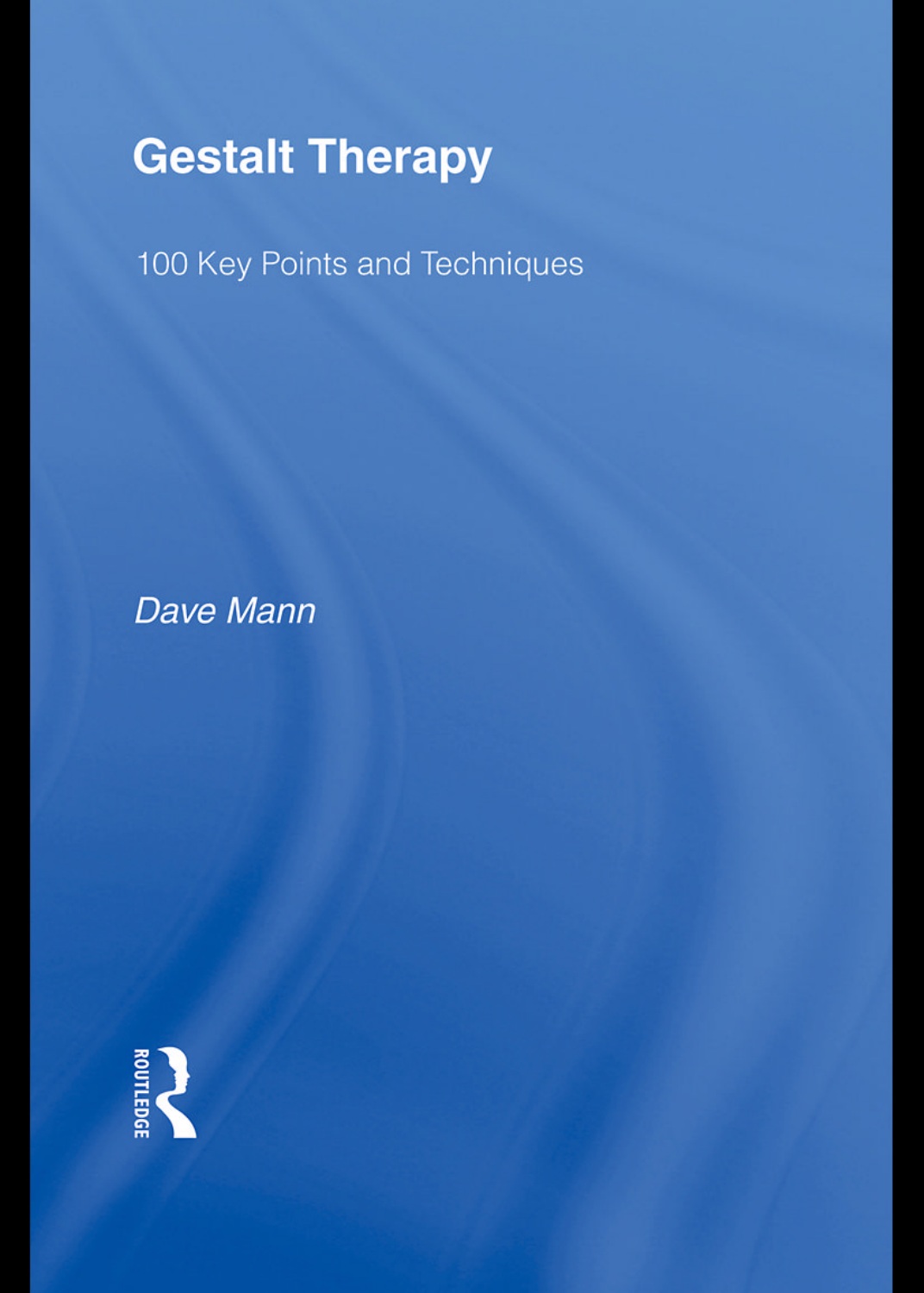# Gestalt Therapy

100 Key Points and Techniques

*Dave Mann*

ROUTLEDGE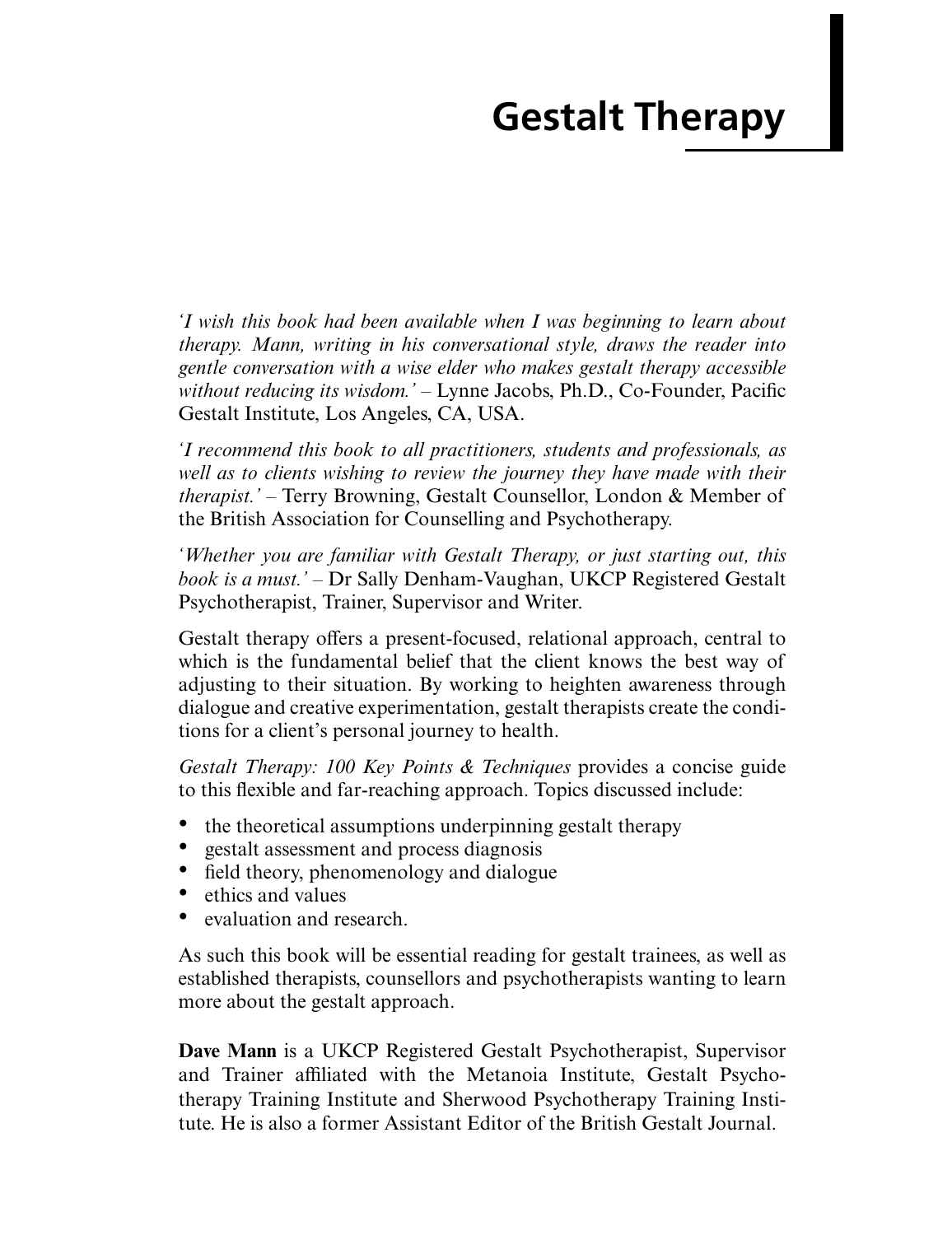# Gestalt Therapy

*'I wish this book had been available when I was beginning to learn about therapy. Mann, writing in his conversational style, draws the reader into gentle conversation with a wise elder who makes gestalt therapy accessible without reducing its wisdom.'* – Lynne Jacobs, Ph.D., Co-Founder, Pacific Gestalt Institute, Los Angeles, CA, USA.

*'I recommend this book to all practitioners, students and professionals, as well as to clients wishing to review the journey they have made with their therapist.'* – Terry Browning, Gestalt Counsellor, London & Member of the British Association for Counselling and Psychotherapy.

*'Whether you are familiar with Gestalt Therapy, or just starting out, this book is a must.'* – Dr Sally Denham-Vaughan, UKCP Registered Gestalt Psychotherapist, Trainer, Supervisor and Writer.

Gestalt therapy offers a present-focused, relational approach, central to which is the fundamental belief that the client knows the best way of adjusting to their situation. By working to heighten awareness through dialogue and creative experimentation, gestalt therapists create the conditions for a client's personal journey to health.

*Gestalt Therapy: 100 Key Points & Techniques* provides a concise guide to this flexible and far-reaching approach. Topics discussed include:

- the theoretical assumptions underpinning gestalt therapy
- gestalt assessment and process diagnosis
- field theory, phenomenology and dialogue
- ethics and values
- evaluation and research.

As such this book will be essential reading for gestalt trainees, as well as established therapists, counsellors and psychotherapists wanting to learn more about the gestalt approach.

**Dave Mann** is a UKCP Registered Gestalt Psychotherapist, Supervisor and Trainer affiliated with the Metanoia Institute, Gestalt Psychotherapy Training Institute and Sherwood Psychotherapy Training Institute. He is also a former Assistant Editor of the British Gestalt Journal.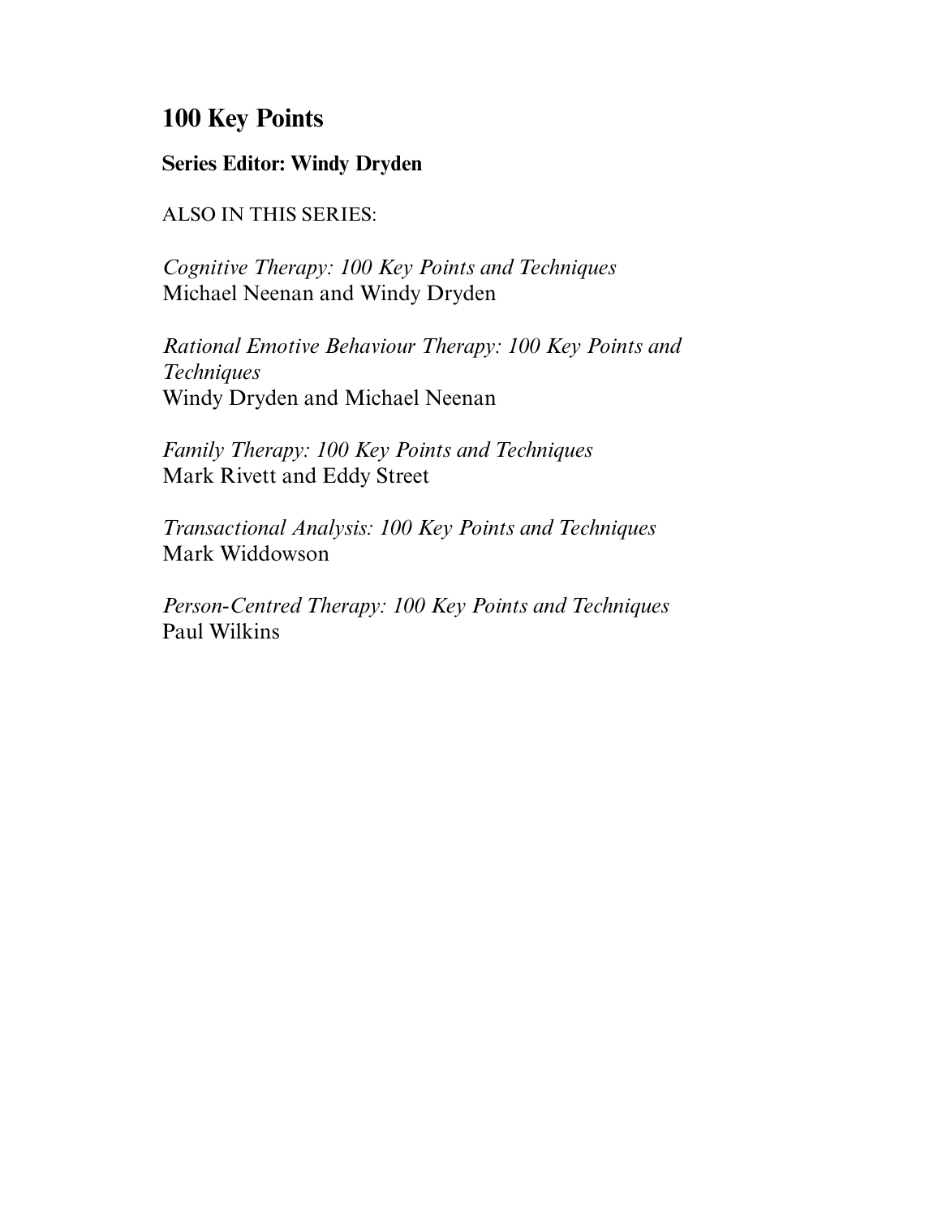## 100 Key Points

### Series Editor: Windy Dryden

ALSO IN THIS SERIES:

*Cognitive Therapy: 100 Key Points and Techniques*
Michael Neenan and Windy Dryden

*Rational Emotive Behaviour Therapy: 100 Key Points and Techniques*
Windy Dryden and Michael Neenan

*Family Therapy: 100 Key Points and Techniques*
Mark Rivett and Eddy Street

*Transactional Analysis: 100 Key Points and Techniques*
Mark Widdowson

*Person-Centred Therapy: 100 Key Points and Techniques*
Paul Wilkins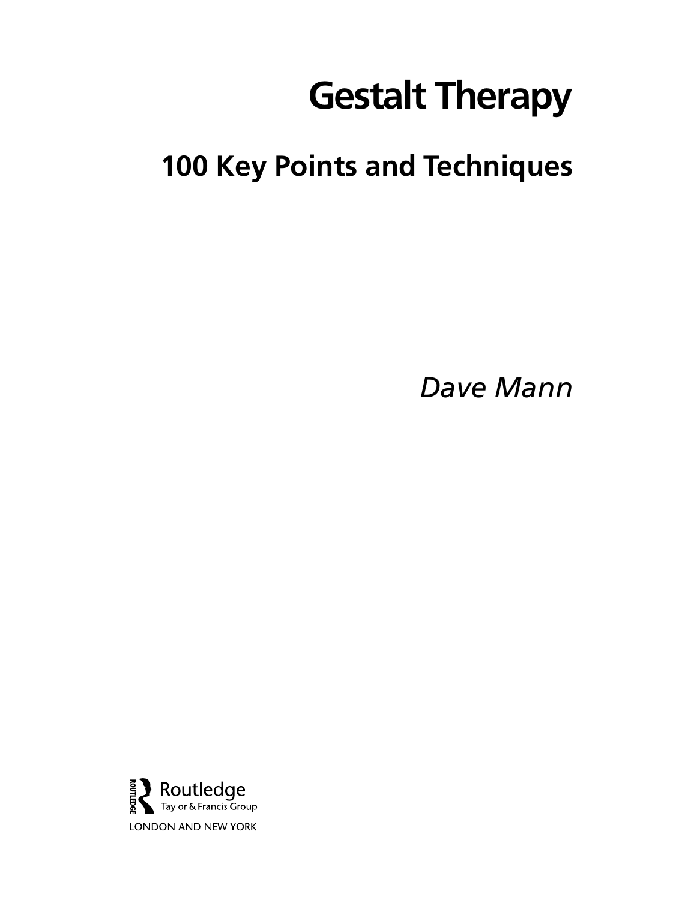# Gestalt Therapy

## 100 Key Points and Techniques

*Dave Mann*

Routledge
Taylor & Francis Group
LONDON AND NEW YORK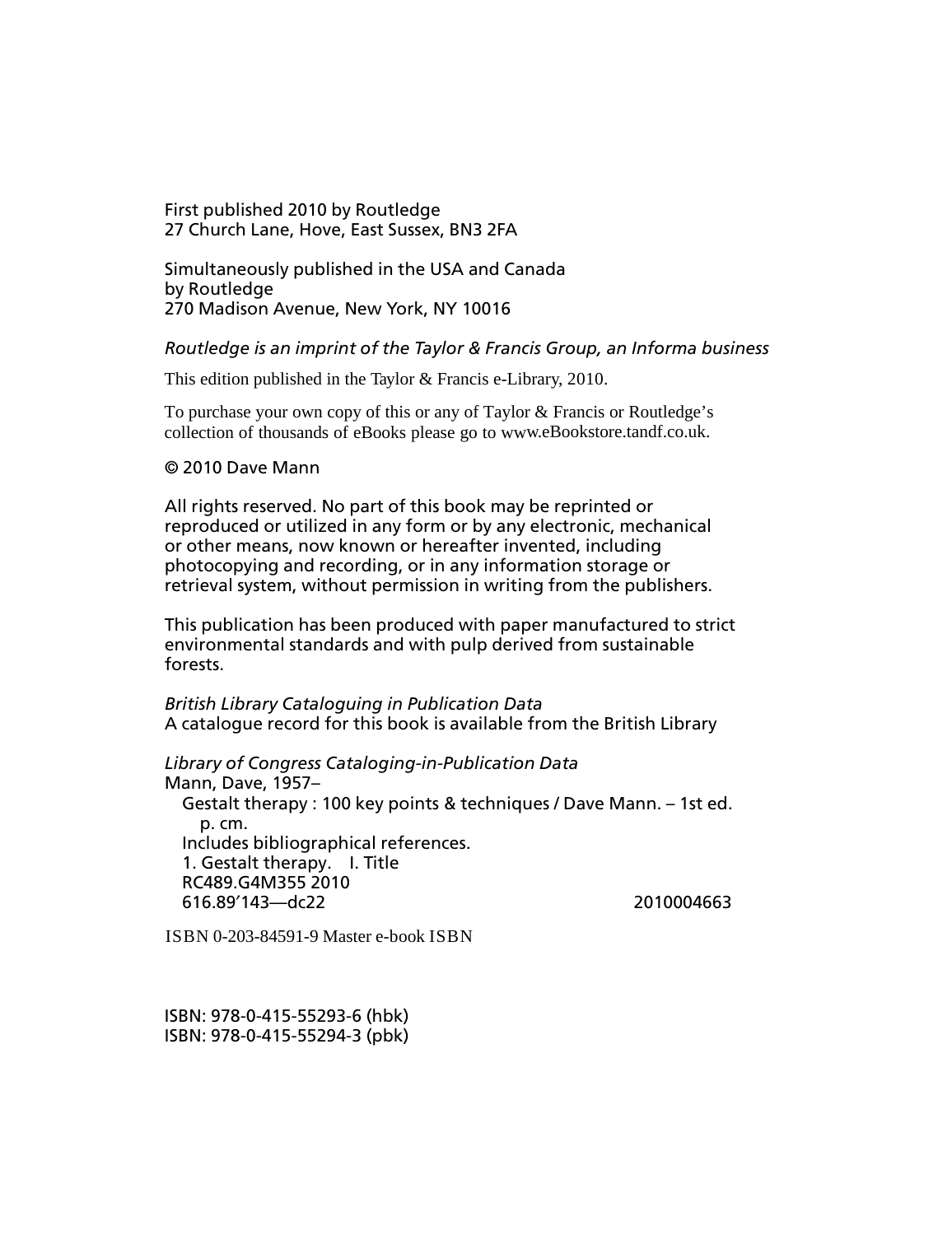First published 2010 by Routledge
27 Church Lane, Hove, East Sussex, BN3 2FA

Simultaneously published in the USA and Canada
by Routledge
270 Madison Avenue, New York, NY 10016

*Routledge is an imprint of the Taylor & Francis Group, an Informa business*

This edition published in the Taylor & Francis e-Library, 2010.

To purchase your own copy of this or any of Taylor & Francis or Routledge's collection of thousands of eBooks please go to www.eBookstore.tandf.co.uk.

© 2010 Dave Mann

All rights reserved. No part of this book may be reprinted or reproduced or utilized in any form or by any electronic, mechanical or other means, now known or hereafter invented, including photocopying and recording, or in any information storage or retrieval system, without permission in writing from the publishers.

This publication has been produced with paper manufactured to strict environmental standards and with pulp derived from sustainable forests.

*British Library Cataloguing in Publication Data*
A catalogue record for this book is available from the British Library

*Library of Congress Cataloging-in-Publication Data*
Mann, Dave, 1957–
Gestalt therapy : 100 key points & techniques / Dave Mann. – 1st ed.
p. cm.
Includes bibliographical references.
1. Gestalt therapy. I. Title
RC489.G4M355 2010
616.89′143—dc22 2010004663

ISBN 0-203-84591-9 Master e-book ISBN

ISBN: 978-0-415-55293-6 (hbk)
ISBN: 978-0-415-55294-3 (pbk)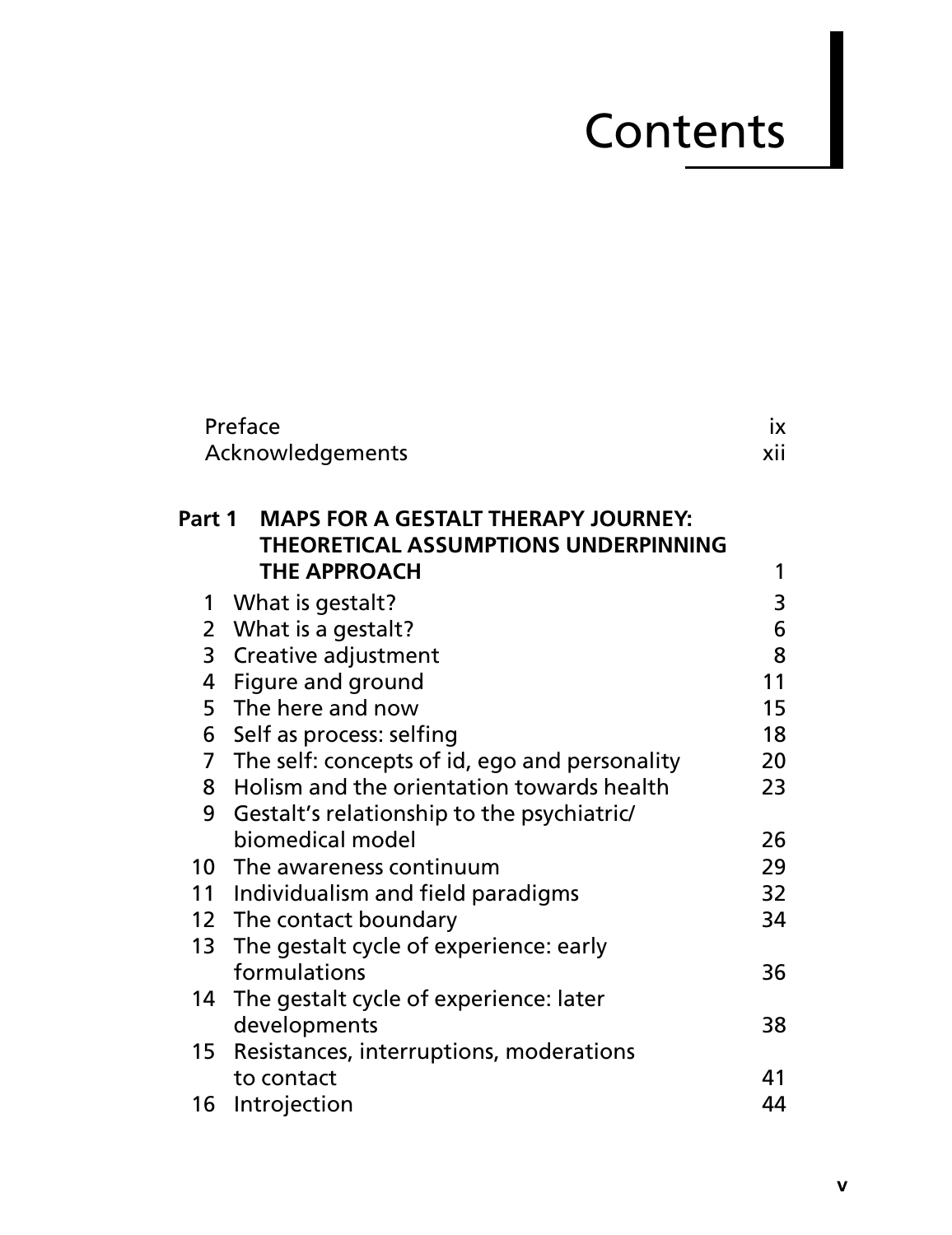# Contents

| | | |
|---|---|---|
| | Preface | ix |
| | Acknowledgements | xii |
| **Part 1** | **MAPS FOR A GESTALT THERAPY JOURNEY: THEORETICAL ASSUMPTIONS UNDERPINNING THE APPROACH** | 1 |
| 1 | What is gestalt? | 3 |
| 2 | What is a gestalt? | 6 |
| 3 | Creative adjustment | 8 |
| 4 | Figure and ground | 11 |
| 5 | The here and now | 15 |
| 6 | Self as process: selfing | 18 |
| 7 | The self: concepts of id, ego and personality | 20 |
| 8 | Holism and the orientation towards health | 23 |
| 9 | Gestalt's relationship to the psychiatric/ biomedical model | 26 |
| 10 | The awareness continuum | 29 |
| 11 | Individualism and field paradigms | 32 |
| 12 | The contact boundary | 34 |
| 13 | The gestalt cycle of experience: early formulations | 36 |
| 14 | The gestalt cycle of experience: later developments | 38 |
| 15 | Resistances, interruptions, moderations to contact | 41 |
| 16 | Introjection | 44 |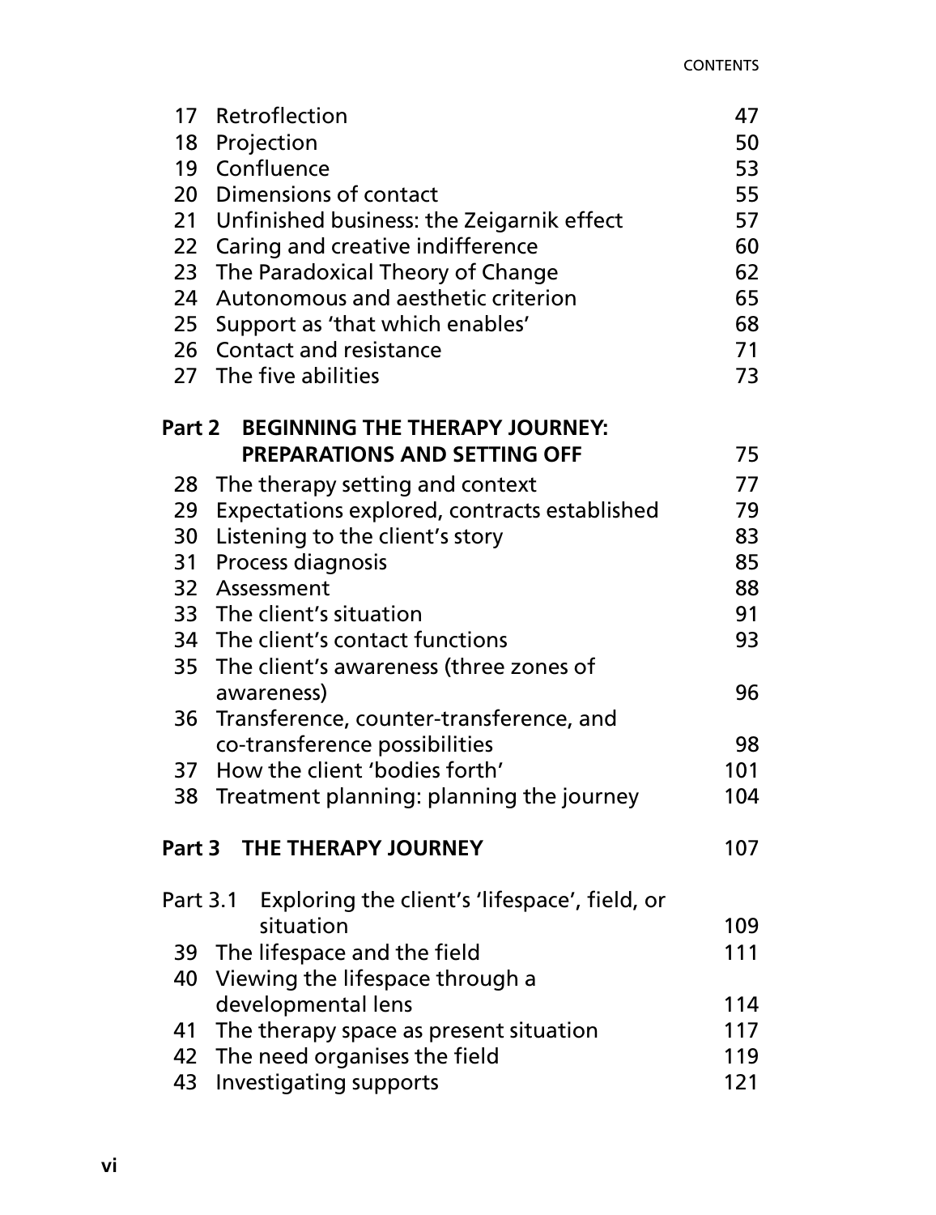| | | |
|---|---|---|
| 17 | Retroflection | 47 |
| 18 | Projection | 50 |
| 19 | Confluence | 53 |
| 20 | Dimensions of contact | 55 |
| 21 | Unfinished business: the Zeigarnik effect | 57 |
| 22 | Caring and creative indifference | 60 |
| 23 | The Paradoxical Theory of Change | 62 |
| 24 | Autonomous and aesthetic criterion | 65 |
| 25 | Support as 'that which enables' | 68 |
| 26 | Contact and resistance | 71 |
| 27 | The five abilities | 73 |

**Part 2 BEGINNING THE THERAPY JOURNEY: PREPARATIONS AND SETTING OFF** 75

| | | |
|---|---|---|
| 28 | The therapy setting and context | 77 |
| 29 | Expectations explored, contracts established | 79 |
| 30 | Listening to the client's story | 83 |
| 31 | Process diagnosis | 85 |
| 32 | Assessment | 88 |
| 33 | The client's situation | 91 |
| 34 | The client's contact functions | 93 |
| 35 | The client's awareness (three zones of awareness) | 96 |
| 36 | Transference, counter-transference, and co-transference possibilities | 98 |
| 37 | How the client 'bodies forth' | 101 |
| 38 | Treatment planning: planning the journey | 104 |

**Part 3 THE THERAPY JOURNEY** 107

Part 3.1 Exploring the client's 'lifespace', field, or situation 109

| | | |
|---|---|---|
| 39 | The lifespace and the field | 111 |
| 40 | Viewing the lifespace through a developmental lens | 114 |
| 41 | The therapy space as present situation | 117 |
| 42 | The need organises the field | 119 |
| 43 | Investigating supports | 121 |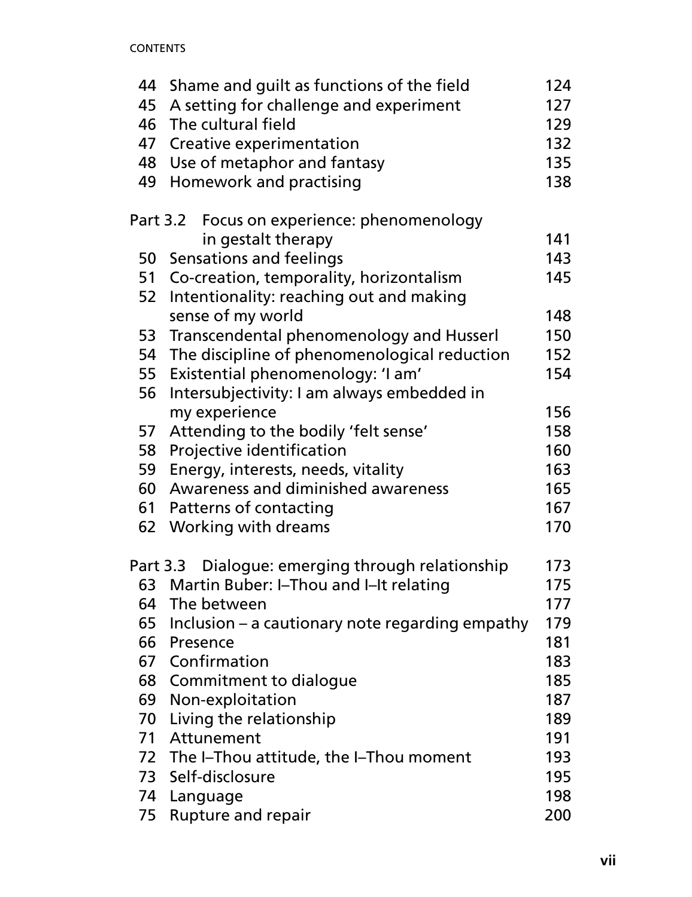44 Shame and guilt as functions of the field 124
45 A setting for challenge and experiment 127
46 The cultural field 129
47 Creative experimentation 132
48 Use of metaphor and fantasy 135
49 Homework and practising 138

Part 3.2 Focus on experience: phenomenology in gestalt therapy 141

50 Sensations and feelings 143
51 Co-creation, temporality, horizontalism 145
52 Intentionality: reaching out and making sense of my world 148
53 Transcendental phenomenology and Husserl 150
54 The discipline of phenomenological reduction 152
55 Existential phenomenology: 'I am' 154
56 Intersubjectivity: I am always embedded in my experience 156
57 Attending to the bodily 'felt sense' 158
58 Projective identification 160
59 Energy, interests, needs, vitality 163
60 Awareness and diminished awareness 165
61 Patterns of contacting 167
62 Working with dreams 170

Part 3.3 Dialogue: emerging through relationship 173

63 Martin Buber: I–Thou and I–It relating 175
64 The between 177
65 Inclusion – a cautionary note regarding empathy 179
66 Presence 181
67 Confirmation 183
68 Commitment to dialogue 185
69 Non-exploitation 187
70 Living the relationship 189
71 Attunement 191
72 The I–Thou attitude, the I–Thou moment 193
73 Self-disclosure 195
74 Language 198
75 Rupture and repair 200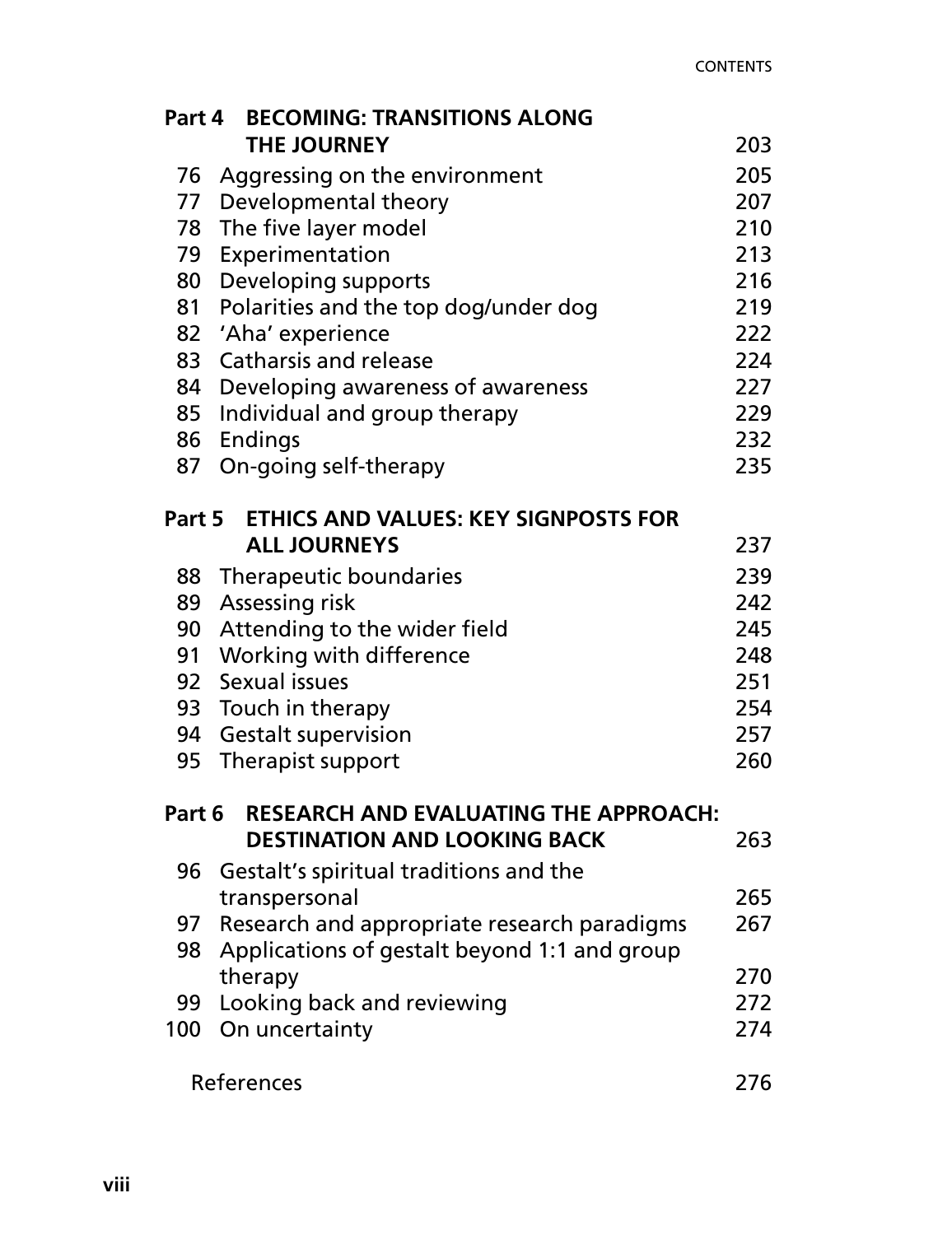**Part 4 BECOMING: TRANSITIONS ALONG THE JOURNEY** 203

| | | |
|---|---|---|
| 76 | Aggressing on the environment | 205 |
| 77 | Developmental theory | 207 |
| 78 | The five layer model | 210 |
| 79 | Experimentation | 213 |
| 80 | Developing supports | 216 |
| 81 | Polarities and the top dog/under dog | 219 |
| 82 | 'Aha' experience | 222 |
| 83 | Catharsis and release | 224 |
| 84 | Developing awareness of awareness | 227 |
| 85 | Individual and group therapy | 229 |
| 86 | Endings | 232 |
| 87 | On-going self-therapy | 235 |

**Part 5 ETHICS AND VALUES: KEY SIGNPOSTS FOR ALL JOURNEYS** 237

| | | |
|---|---|---|
| 88 | Therapeutic boundaries | 239 |
| 89 | Assessing risk | 242 |
| 90 | Attending to the wider field | 245 |
| 91 | Working with difference | 248 |
| 92 | Sexual issues | 251 |
| 93 | Touch in therapy | 254 |
| 94 | Gestalt supervision | 257 |
| 95 | Therapist support | 260 |

**Part 6 RESEARCH AND EVALUATING THE APPROACH: DESTINATION AND LOOKING BACK** 263

| | | |
|---|---|---|
| 96 | Gestalt's spiritual traditions and the transpersonal | 265 |
| 97 | Research and appropriate research paradigms | 267 |
| 98 | Applications of gestalt beyond 1:1 and group therapy | 270 |
| 99 | Looking back and reviewing | 272 |
| 100 | On uncertainty | 274 |

References 276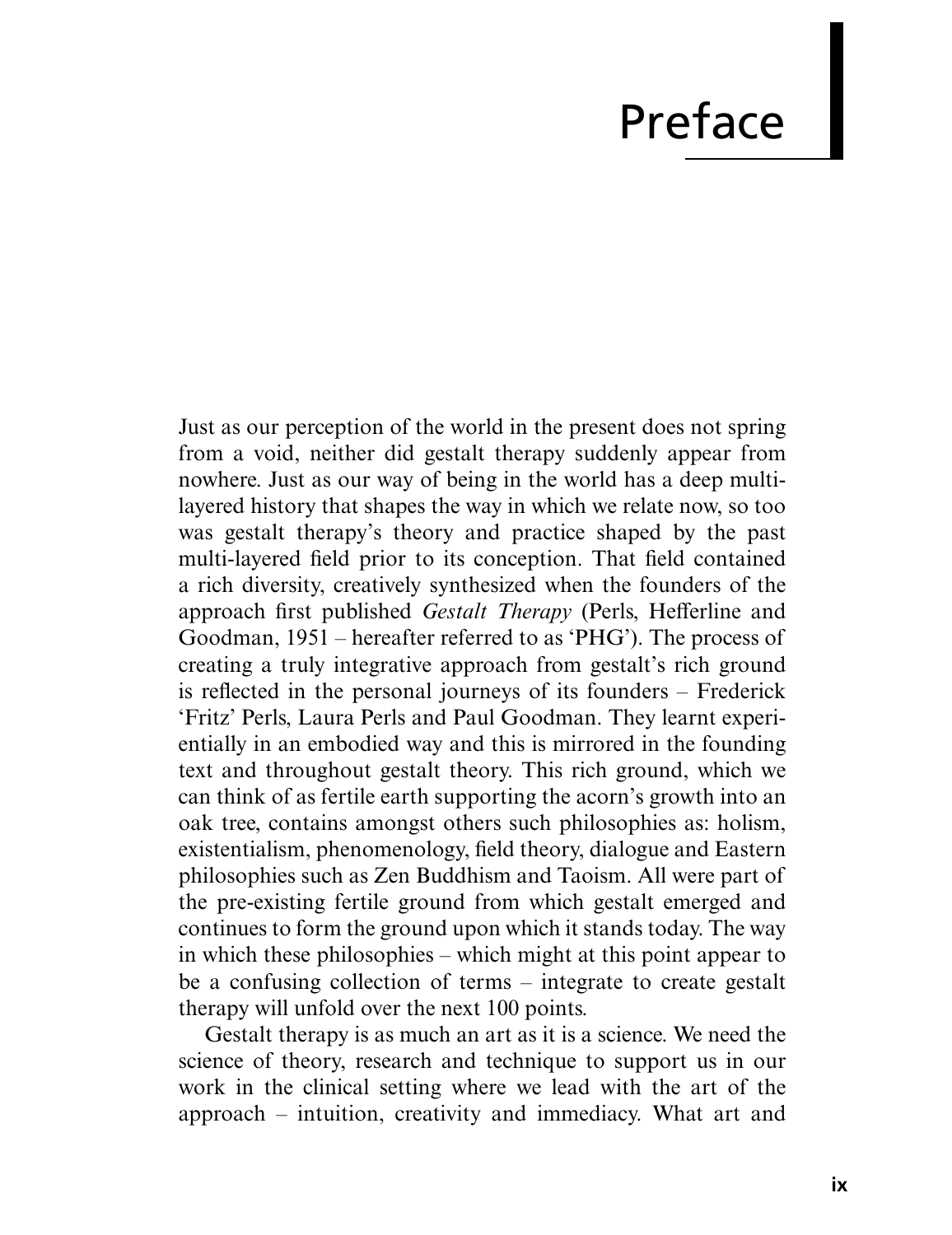# Preface

Just as our perception of the world in the present does not spring from a void, neither did gestalt therapy suddenly appear from nowhere. Just as our way of being in the world has a deep multi-layered history that shapes the way in which we relate now, so too was gestalt therapy's theory and practice shaped by the past multi-layered field prior to its conception. That field contained a rich diversity, creatively synthesized when the founders of the approach first published *Gestalt Therapy* (Perls, Hefferline and Goodman, 1951 – hereafter referred to as 'PHG'). The process of creating a truly integrative approach from gestalt's rich ground is reflected in the personal journeys of its founders – Frederick 'Fritz' Perls, Laura Perls and Paul Goodman. They learnt experientially in an embodied way and this is mirrored in the founding text and throughout gestalt theory. This rich ground, which we can think of as fertile earth supporting the acorn's growth into an oak tree, contains amongst others such philosophies as: holism, existentialism, phenomenology, field theory, dialogue and Eastern philosophies such as Zen Buddhism and Taoism. All were part of the pre-existing fertile ground from which gestalt emerged and continues to form the ground upon which it stands today. The way in which these philosophies – which might at this point appear to be a confusing collection of terms – integrate to create gestalt therapy will unfold over the next 100 points.

Gestalt therapy is as much an art as it is a science. We need the science of theory, research and technique to support us in our work in the clinical setting where we lead with the art of the approach – intuition, creativity and immediacy. What art and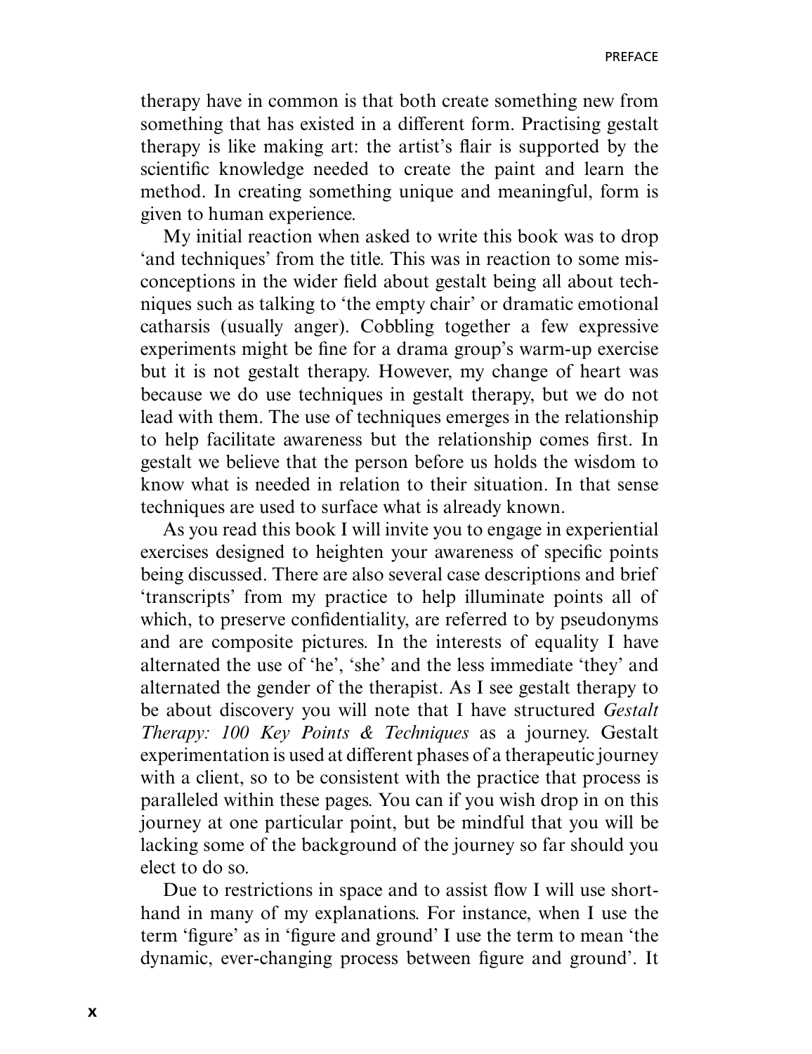therapy have in common is that both create something new from something that has existed in a different form. Practising gestalt therapy is like making art: the artist's flair is supported by the scientific knowledge needed to create the paint and learn the method. In creating something unique and meaningful, form is given to human experience.

My initial reaction when asked to write this book was to drop 'and techniques' from the title. This was in reaction to some misconceptions in the wider field about gestalt being all about techniques such as talking to 'the empty chair' or dramatic emotional catharsis (usually anger). Cobbling together a few expressive experiments might be fine for a drama group's warm-up exercise but it is not gestalt therapy. However, my change of heart was because we do use techniques in gestalt therapy, but we do not lead with them. The use of techniques emerges in the relationship to help facilitate awareness but the relationship comes first. In gestalt we believe that the person before us holds the wisdom to know what is needed in relation to their situation. In that sense techniques are used to surface what is already known.

As you read this book I will invite you to engage in experiential exercises designed to heighten your awareness of specific points being discussed. There are also several case descriptions and brief 'transcripts' from my practice to help illuminate points all of which, to preserve confidentiality, are referred to by pseudonyms and are composite pictures. In the interests of equality I have alternated the use of 'he', 'she' and the less immediate 'they' and alternated the gender of the therapist. As I see gestalt therapy to be about discovery you will note that I have structured *Gestalt Therapy: 100 Key Points & Techniques* as a journey. Gestalt experimentation is used at different phases of a therapeutic journey with a client, so to be consistent with the practice that process is paralleled within these pages. You can if you wish drop in on this journey at one particular point, but be mindful that you will be lacking some of the background of the journey so far should you elect to do so.

Due to restrictions in space and to assist flow I will use shorthand in many of my explanations. For instance, when I use the term 'figure' as in 'figure and ground' I use the term to mean 'the dynamic, ever-changing process between figure and ground'. It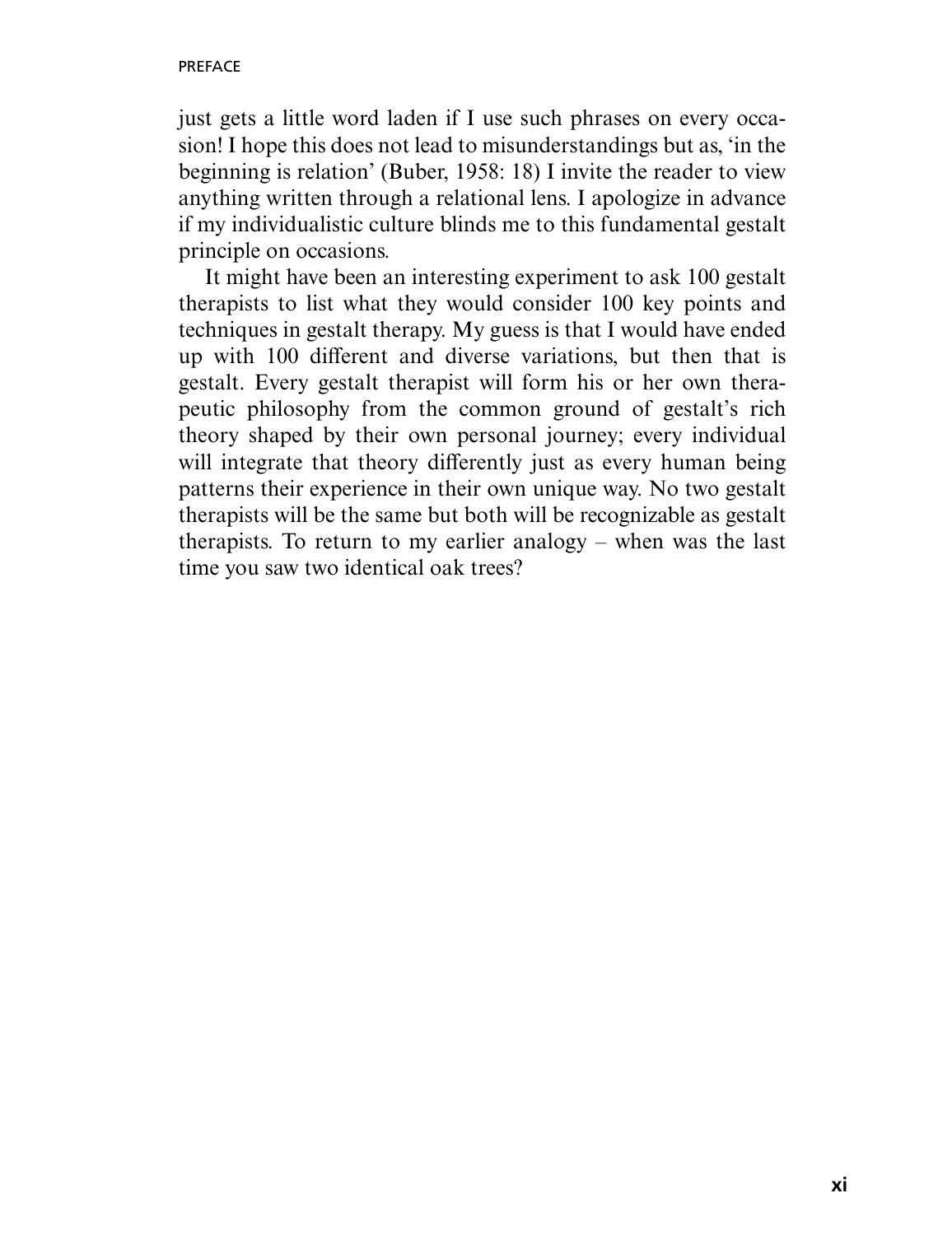just gets a little word laden if I use such phrases on every occasion! I hope this does not lead to misunderstandings but as, 'in the beginning is relation' (Buber, 1958: 18) I invite the reader to view anything written through a relational lens. I apologize in advance if my individualistic culture blinds me to this fundamental gestalt principle on occasions.

It might have been an interesting experiment to ask 100 gestalt therapists to list what they would consider 100 key points and techniques in gestalt therapy. My guess is that I would have ended up with 100 different and diverse variations, but then that is gestalt. Every gestalt therapist will form his or her own therapeutic philosophy from the common ground of gestalt's rich theory shaped by their own personal journey; every individual will integrate that theory differently just as every human being patterns their experience in their own unique way. No two gestalt therapists will be the same but both will be recognizable as gestalt therapists. To return to my earlier analogy – when was the last time you saw two identical oak trees?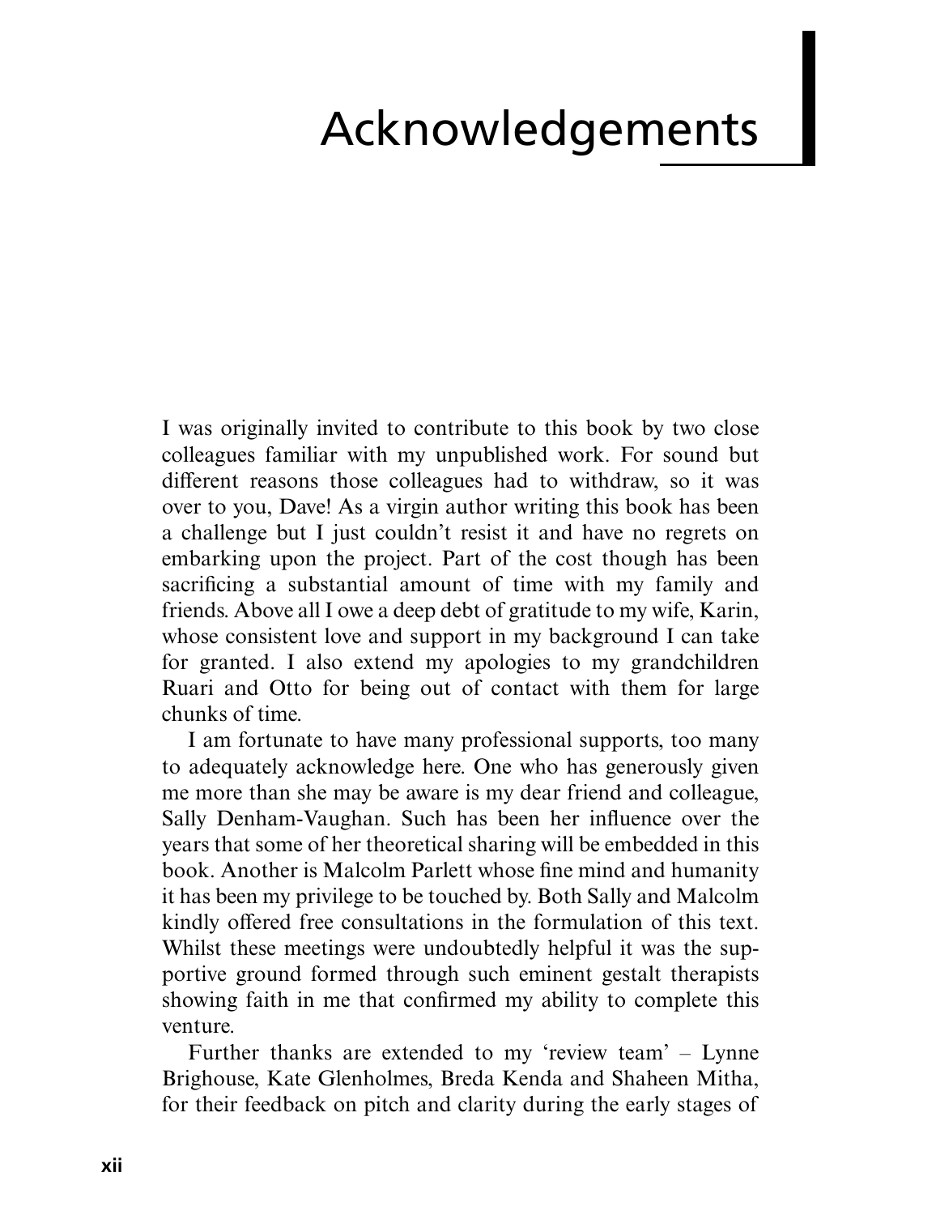# Acknowledgements

I was originally invited to contribute to this book by two close colleagues familiar with my unpublished work. For sound but different reasons those colleagues had to withdraw, so it was over to you, Dave! As a virgin author writing this book has been a challenge but I just couldn't resist it and have no regrets on embarking upon the project. Part of the cost though has been sacrificing a substantial amount of time with my family and friends. Above all I owe a deep debt of gratitude to my wife, Karin, whose consistent love and support in my background I can take for granted. I also extend my apologies to my grandchildren Ruari and Otto for being out of contact with them for large chunks of time.

I am fortunate to have many professional supports, too many to adequately acknowledge here. One who has generously given me more than she may be aware is my dear friend and colleague, Sally Denham-Vaughan. Such has been her influence over the years that some of her theoretical sharing will be embedded in this book. Another is Malcolm Parlett whose fine mind and humanity it has been my privilege to be touched by. Both Sally and Malcolm kindly offered free consultations in the formulation of this text. Whilst these meetings were undoubtedly helpful it was the supportive ground formed through such eminent gestalt therapists showing faith in me that confirmed my ability to complete this venture.

Further thanks are extended to my 'review team' – Lynne Brighouse, Kate Glenholmes, Breda Kenda and Shaheen Mitha, for their feedback on pitch and clarity during the early stages of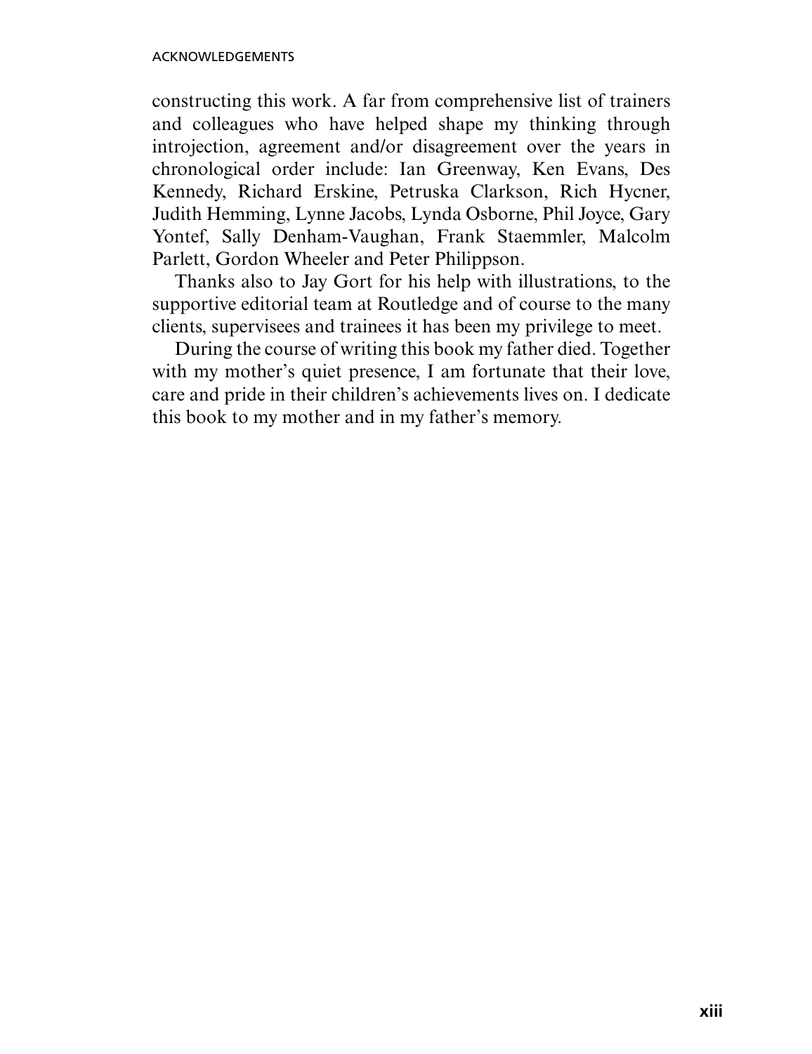constructing this work. A far from comprehensive list of trainers and colleagues who have helped shape my thinking through introjection, agreement and/or disagreement over the years in chronological order include: Ian Greenway, Ken Evans, Des Kennedy, Richard Erskine, Petruska Clarkson, Rich Hycner, Judith Hemming, Lynne Jacobs, Lynda Osborne, Phil Joyce, Gary Yontef, Sally Denham-Vaughan, Frank Staemmler, Malcolm Parlett, Gordon Wheeler and Peter Philippson.

Thanks also to Jay Gort for his help with illustrations, to the supportive editorial team at Routledge and of course to the many clients, supervisees and trainees it has been my privilege to meet.

During the course of writing this book my father died. Together with my mother's quiet presence, I am fortunate that their love, care and pride in their children's achievements lives on. I dedicate this book to my mother and in my father's memory.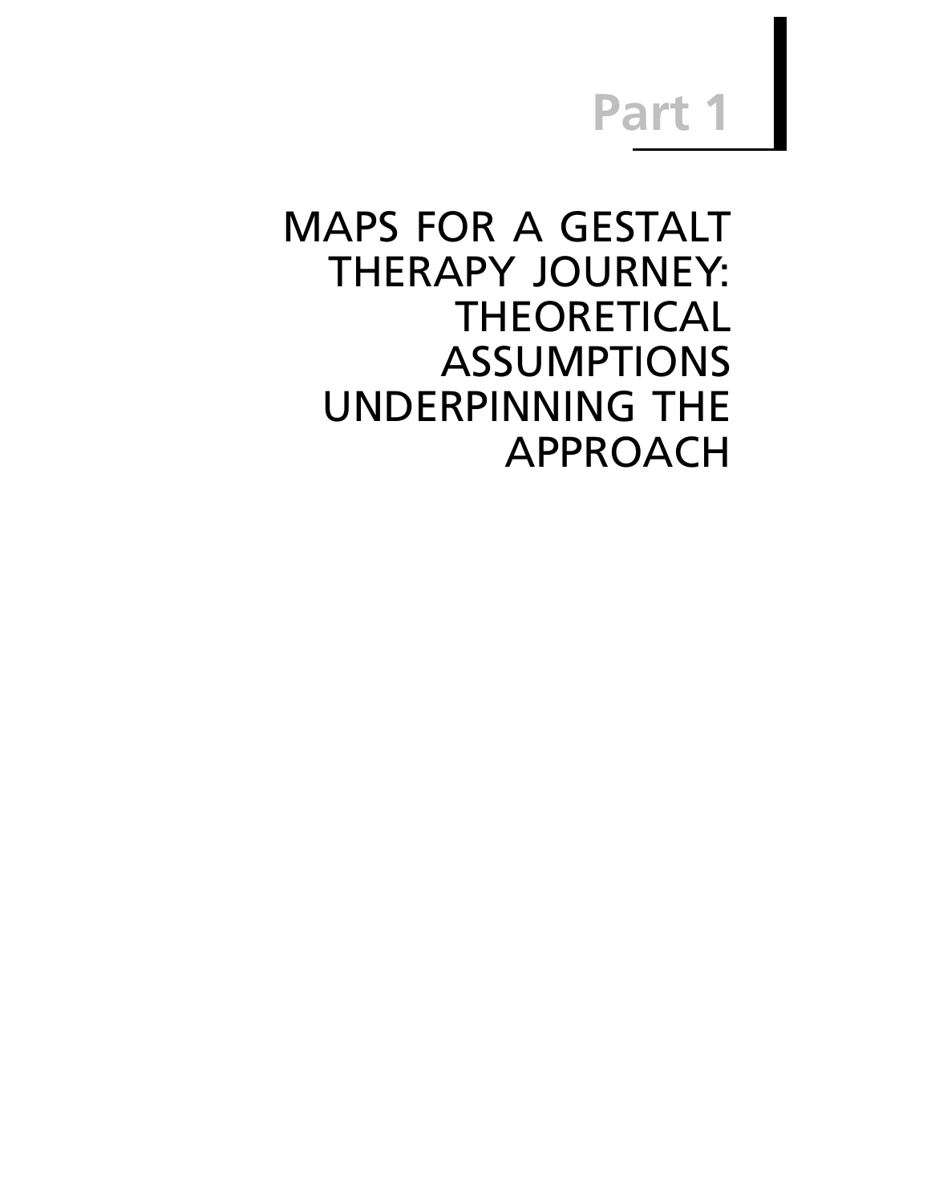# Part 1

## MAPS FOR A GESTALT THERAPY JOURNEY: THEORETICAL ASSUMPTIONS UNDERPINNING THE APPROACH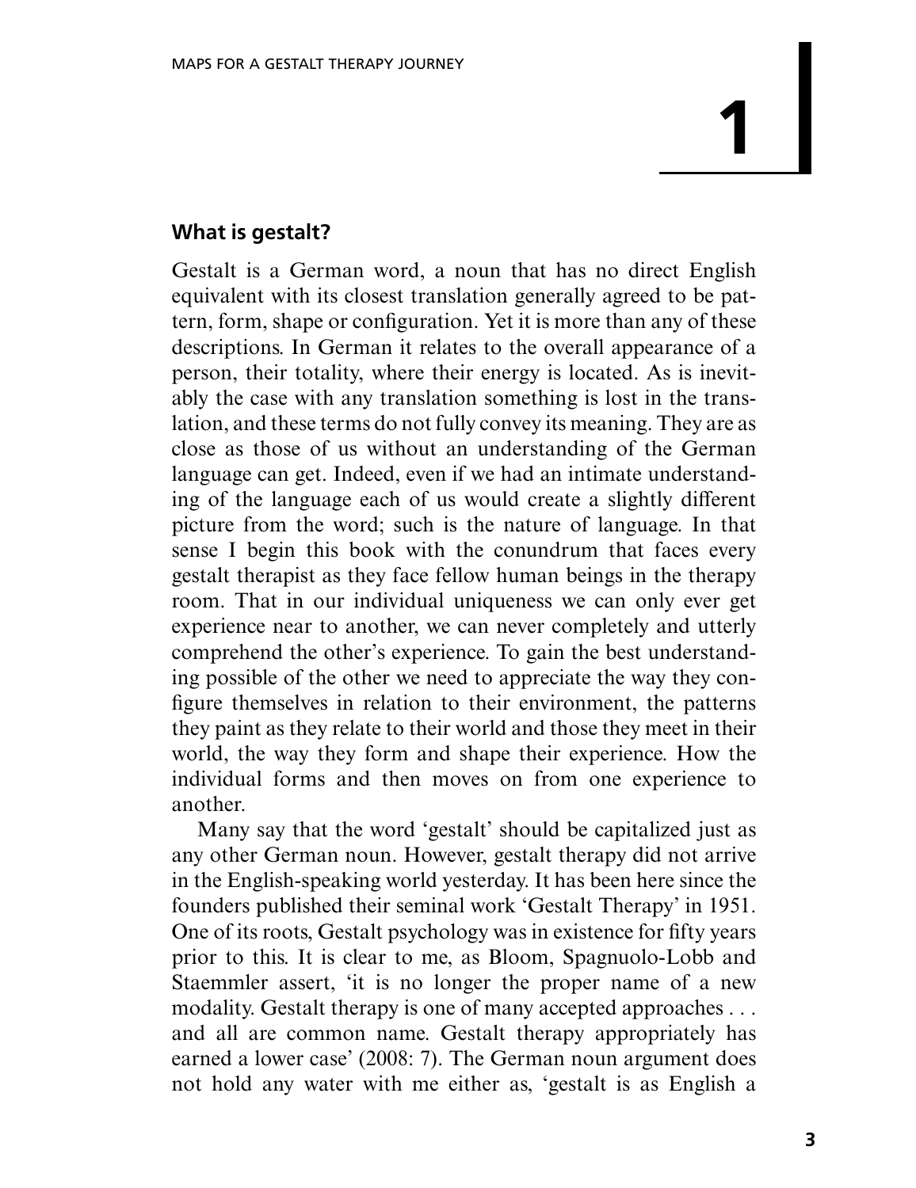# 1

## What is gestalt?

Gestalt is a German word, a noun that has no direct English equivalent with its closest translation generally agreed to be pattern, form, shape or configuration. Yet it is more than any of these descriptions. In German it relates to the overall appearance of a person, their totality, where their energy is located. As is inevitably the case with any translation something is lost in the translation, and these terms do not fully convey its meaning. They are as close as those of us without an understanding of the German language can get. Indeed, even if we had an intimate understanding of the language each of us would create a slightly different picture from the word; such is the nature of language. In that sense I begin this book with the conundrum that faces every gestalt therapist as they face fellow human beings in the therapy room. That in our individual uniqueness we can only ever get experience near to another, we can never completely and utterly comprehend the other's experience. To gain the best understanding possible of the other we need to appreciate the way they configure themselves in relation to their environment, the patterns they paint as they relate to their world and those they meet in their world, the way they form and shape their experience. How the individual forms and then moves on from one experience to another.

Many say that the word 'gestalt' should be capitalized just as any other German noun. However, gestalt therapy did not arrive in the English-speaking world yesterday. It has been here since the founders published their seminal work 'Gestalt Therapy' in 1951. One of its roots, Gestalt psychology was in existence for fifty years prior to this. It is clear to me, as Bloom, Spagnuolo-Lobb and Staemmler assert, 'it is no longer the proper name of a new modality. Gestalt therapy is one of many accepted approaches . . . and all are common name. Gestalt therapy appropriately has earned a lower case' (2008: 7). The German noun argument does not hold any water with me either as, 'gestalt is as English a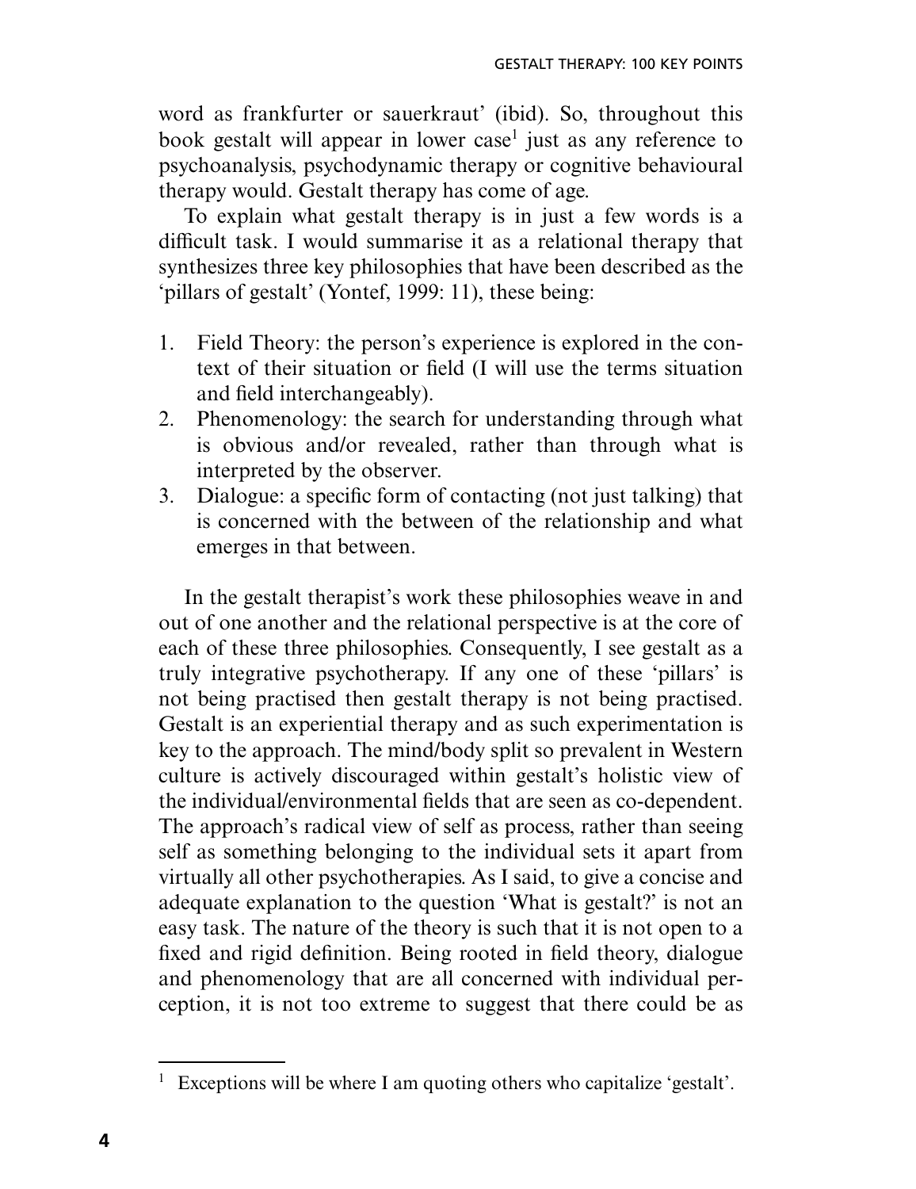word as frankfurter or sauerkraut' (ibid). So, throughout this book gestalt will appear in lower case[1] just as any reference to psychoanalysis, psychodynamic therapy or cognitive behavioural therapy would. Gestalt therapy has come of age.

To explain what gestalt therapy is in just a few words is a difficult task. I would summarise it as a relational therapy that synthesizes three key philosophies that have been described as the 'pillars of gestalt' (Yontef, 1999: 11), these being:

1. Field Theory: the person's experience is explored in the context of their situation or field (I will use the terms situation and field interchangeably).
2. Phenomenology: the search for understanding through what is obvious and/or revealed, rather than through what is interpreted by the observer.
3. Dialogue: a specific form of contacting (not just talking) that is concerned with the between of the relationship and what emerges in that between.

In the gestalt therapist's work these philosophies weave in and out of one another and the relational perspective is at the core of each of these three philosophies. Consequently, I see gestalt as a truly integrative psychotherapy. If any one of these 'pillars' is not being practised then gestalt therapy is not being practised. Gestalt is an experiential therapy and as such experimentation is key to the approach. The mind/body split so prevalent in Western culture is actively discouraged within gestalt's holistic view of the individual/environmental fields that are seen as co-dependent. The approach's radical view of self as process, rather than seeing self as something belonging to the individual sets it apart from virtually all other psychotherapies. As I said, to give a concise and adequate explanation to the question 'What is gestalt?' is not an easy task. The nature of the theory is such that it is not open to a fixed and rigid definition. Being rooted in field theory, dialogue and phenomenology that are all concerned with individual perception, it is not too extreme to suggest that there could be as

---

[1] Exceptions will be where I am quoting others who capitalize 'gestalt'.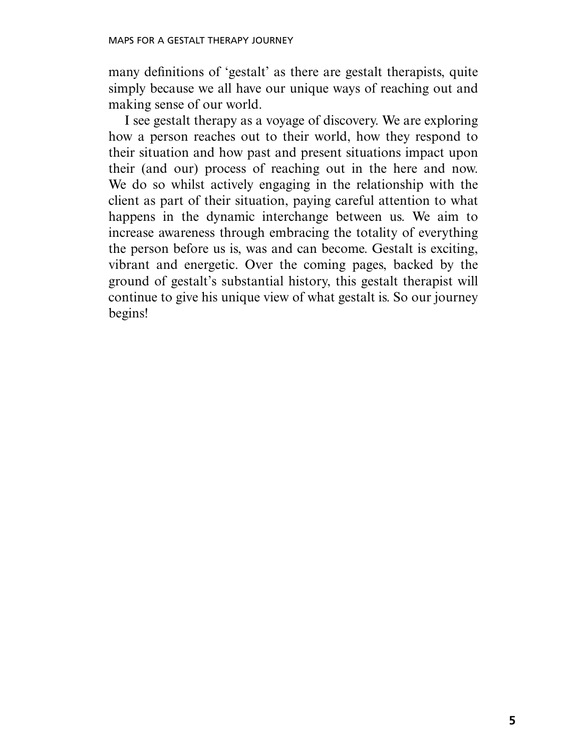many definitions of 'gestalt' as there are gestalt therapists, quite simply because we all have our unique ways of reaching out and making sense of our world.

I see gestalt therapy as a voyage of discovery. We are exploring how a person reaches out to their world, how they respond to their situation and how past and present situations impact upon their (and our) process of reaching out in the here and now. We do so whilst actively engaging in the relationship with the client as part of their situation, paying careful attention to what happens in the dynamic interchange between us. We aim to increase awareness through embracing the totality of everything the person before us is, was and can become. Gestalt is exciting, vibrant and energetic. Over the coming pages, backed by the ground of gestalt's substantial history, this gestalt therapist will continue to give his unique view of what gestalt is. So our journey begins!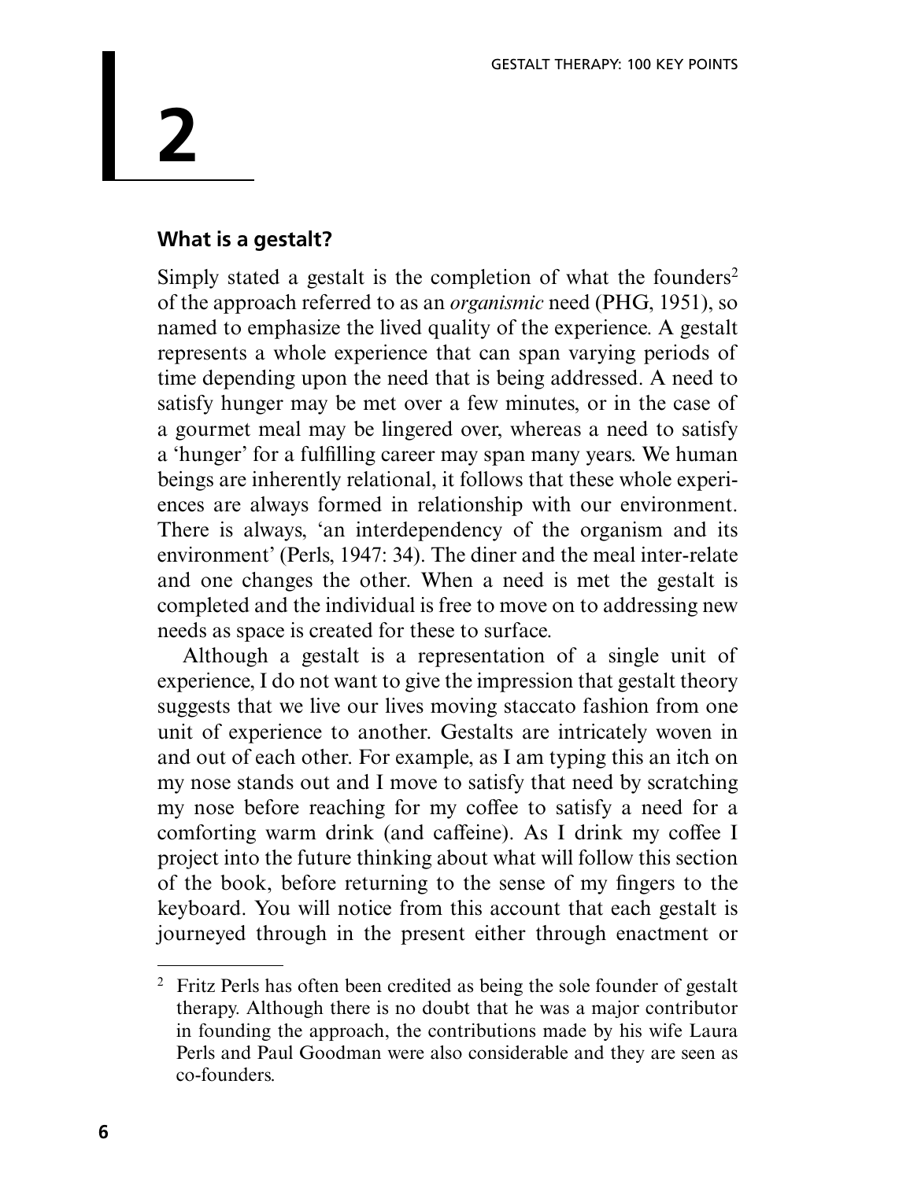# 2

## What is a gestalt?

Simply stated a gestalt is the completion of what the founders[2] of the approach referred to as an *organismic* need (PHG, 1951), so named to emphasize the lived quality of the experience. A gestalt represents a whole experience that can span varying periods of time depending upon the need that is being addressed. A need to satisfy hunger may be met over a few minutes, or in the case of a gourmet meal may be lingered over, whereas a need to satisfy a 'hunger' for a fulfilling career may span many years. We human beings are inherently relational, it follows that these whole experiences are always formed in relationship with our environment. There is always, 'an interdependency of the organism and its environment' (Perls, 1947: 34). The diner and the meal inter-relate and one changes the other. When a need is met the gestalt is completed and the individual is free to move on to addressing new needs as space is created for these to surface.

Although a gestalt is a representation of a single unit of experience, I do not want to give the impression that gestalt theory suggests that we live our lives moving staccato fashion from one unit of experience to another. Gestalts are intricately woven in and out of each other. For example, as I am typing this an itch on my nose stands out and I move to satisfy that need by scratching my nose before reaching for my coffee to satisfy a need for a comforting warm drink (and caffeine). As I drink my coffee I project into the future thinking about what will follow this section of the book, before returning to the sense of my fingers to the keyboard. You will notice from this account that each gestalt is journeyed through in the present either through enactment or

---

[2] Fritz Perls has often been credited as being the sole founder of gestalt therapy. Although there is no doubt that he was a major contributor in founding the approach, the contributions made by his wife Laura Perls and Paul Goodman were also considerable and they are seen as co-founders.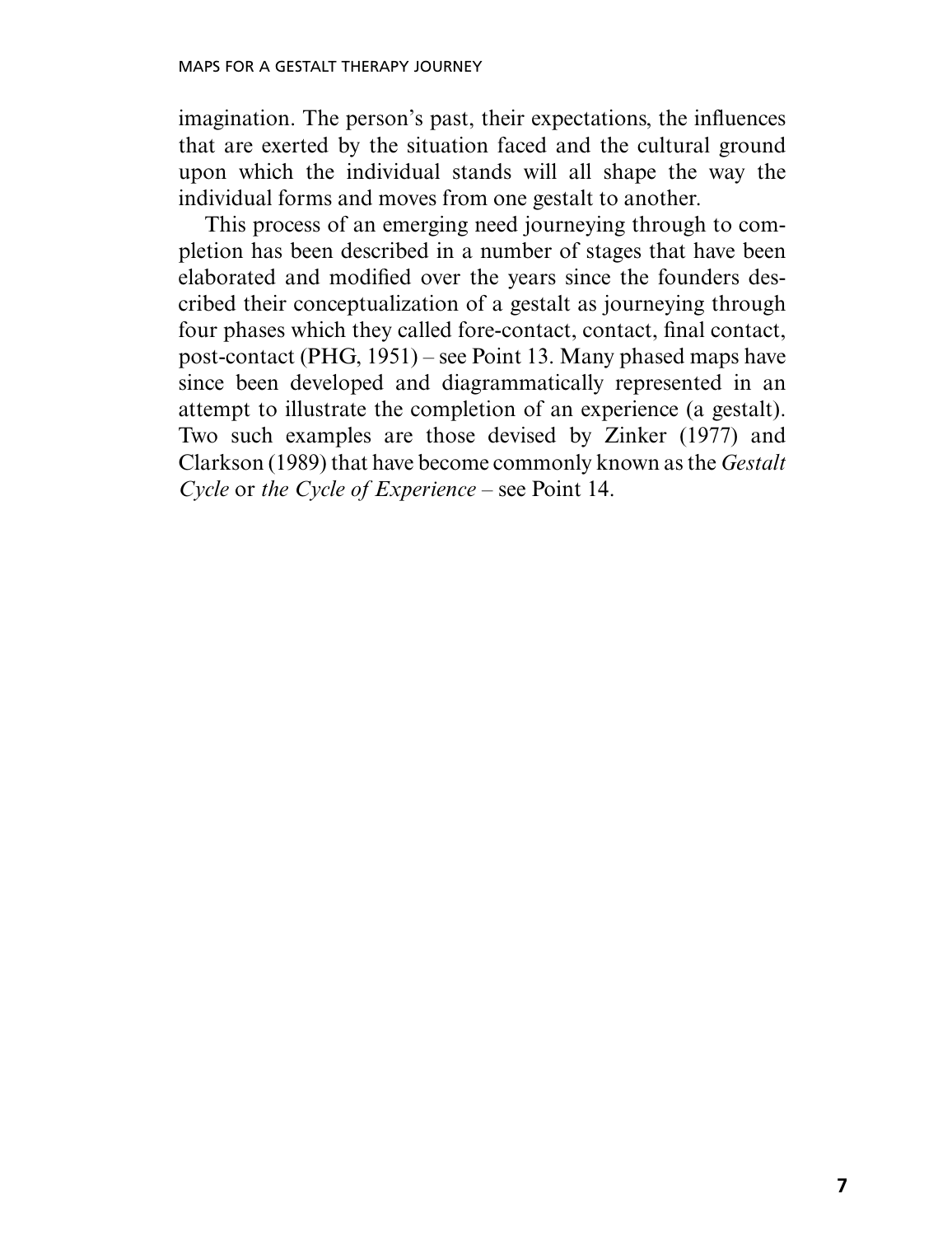imagination. The person's past, their expectations, the influences that are exerted by the situation faced and the cultural ground upon which the individual stands will all shape the way the individual forms and moves from one gestalt to another.

This process of an emerging need journeying through to completion has been described in a number of stages that have been elaborated and modified over the years since the founders described their conceptualization of a gestalt as journeying through four phases which they called fore-contact, contact, final contact, post-contact (PHG, 1951) – see Point 13. Many phased maps have since been developed and diagrammatically represented in an attempt to illustrate the completion of an experience (a gestalt). Two such examples are those devised by Zinker (1977) and Clarkson (1989) that have become commonly known as the *Gestalt Cycle* or *the Cycle of Experience* – see Point 14.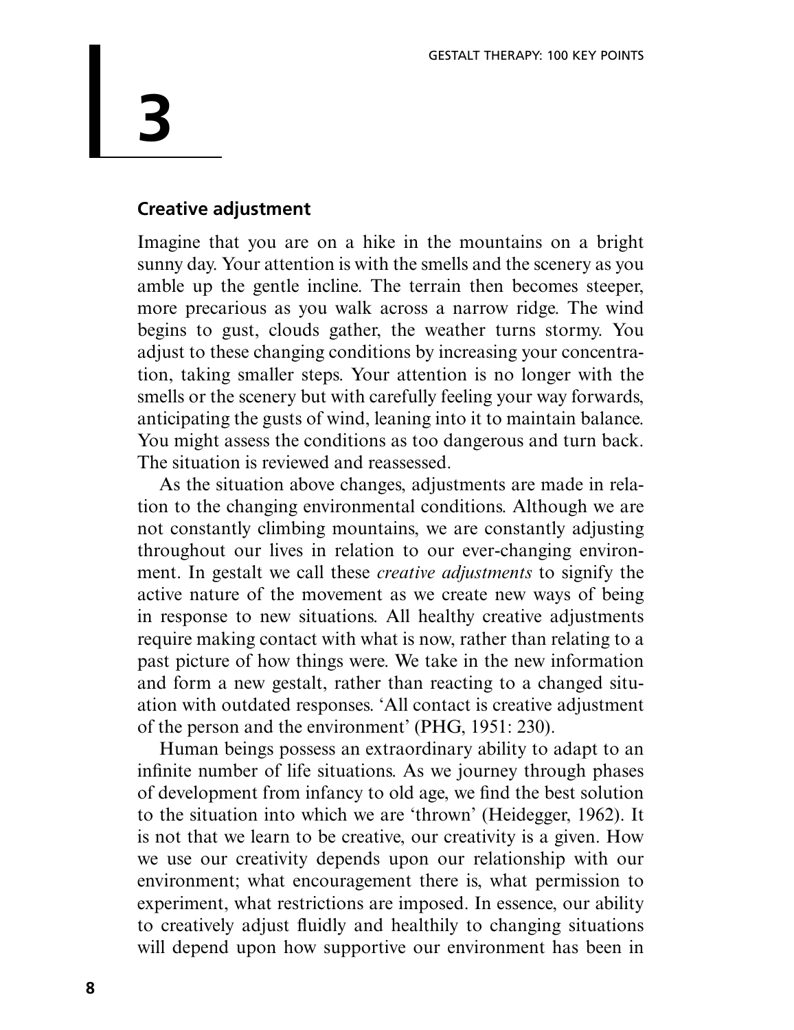# 3

## Creative adjustment

Imagine that you are on a hike in the mountains on a bright sunny day. Your attention is with the smells and the scenery as you amble up the gentle incline. The terrain then becomes steeper, more precarious as you walk across a narrow ridge. The wind begins to gust, clouds gather, the weather turns stormy. You adjust to these changing conditions by increasing your concentration, taking smaller steps. Your attention is no longer with the smells or the scenery but with carefully feeling your way forwards, anticipating the gusts of wind, leaning into it to maintain balance. You might assess the conditions as too dangerous and turn back. The situation is reviewed and reassessed.

As the situation above changes, adjustments are made in relation to the changing environmental conditions. Although we are not constantly climbing mountains, we are constantly adjusting throughout our lives in relation to our ever-changing environment. In gestalt we call these *creative adjustments* to signify the active nature of the movement as we create new ways of being in response to new situations. All healthy creative adjustments require making contact with what is now, rather than relating to a past picture of how things were. We take in the new information and form a new gestalt, rather than reacting to a changed situation with outdated responses. 'All contact is creative adjustment of the person and the environment' (PHG, 1951: 230).

Human beings possess an extraordinary ability to adapt to an infinite number of life situations. As we journey through phases of development from infancy to old age, we find the best solution to the situation into which we are 'thrown' (Heidegger, 1962). It is not that we learn to be creative, our creativity is a given. How we use our creativity depends upon our relationship with our environment; what encouragement there is, what permission to experiment, what restrictions are imposed. In essence, our ability to creatively adjust fluidly and healthily to changing situations will depend upon how supportive our environment has been in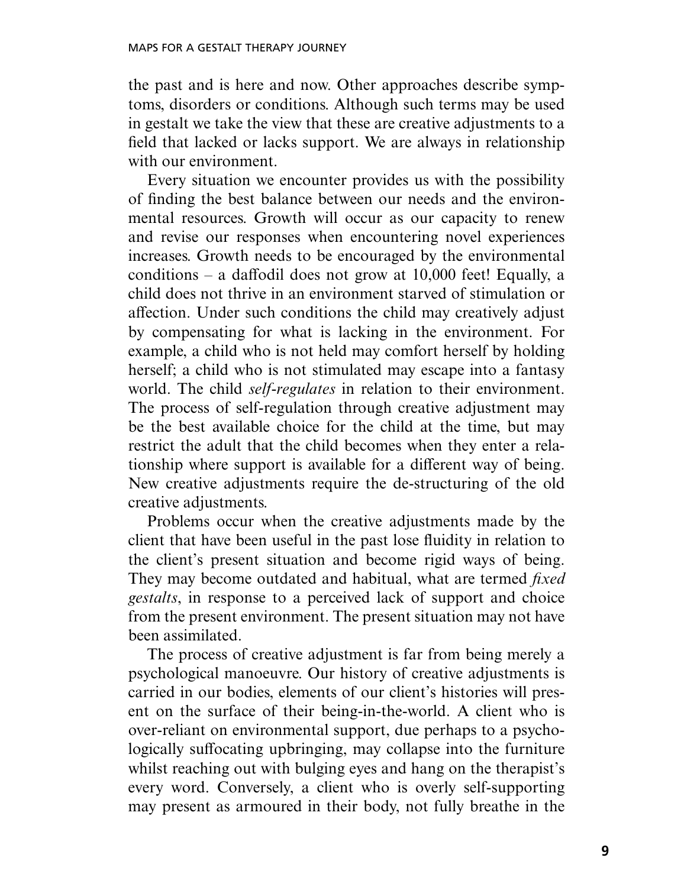the past and is here and now. Other approaches describe symptoms, disorders or conditions. Although such terms may be used in gestalt we take the view that these are creative adjustments to a field that lacked or lacks support. We are always in relationship with our environment.

Every situation we encounter provides us with the possibility of finding the best balance between our needs and the environmental resources. Growth will occur as our capacity to renew and revise our responses when encountering novel experiences increases. Growth needs to be encouraged by the environmental conditions – a daffodil does not grow at 10,000 feet! Equally, a child does not thrive in an environment starved of stimulation or affection. Under such conditions the child may creatively adjust by compensating for what is lacking in the environment. For example, a child who is not held may comfort herself by holding herself; a child who is not stimulated may escape into a fantasy world. The child *self-regulates* in relation to their environment. The process of self-regulation through creative adjustment may be the best available choice for the child at the time, but may restrict the adult that the child becomes when they enter a relationship where support is available for a different way of being. New creative adjustments require the de-structuring of the old creative adjustments.

Problems occur when the creative adjustments made by the client that have been useful in the past lose fluidity in relation to the client's present situation and become rigid ways of being. They may become outdated and habitual, what are termed *fixed gestalts*, in response to a perceived lack of support and choice from the present environment. The present situation may not have been assimilated.

The process of creative adjustment is far from being merely a psychological manoeuvre. Our history of creative adjustments is carried in our bodies, elements of our client's histories will present on the surface of their being-in-the-world. A client who is over-reliant on environmental support, due perhaps to a psychologically suffocating upbringing, may collapse into the furniture whilst reaching out with bulging eyes and hang on the therapist's every word. Conversely, a client who is overly self-supporting may present as armoured in their body, not fully breathe in the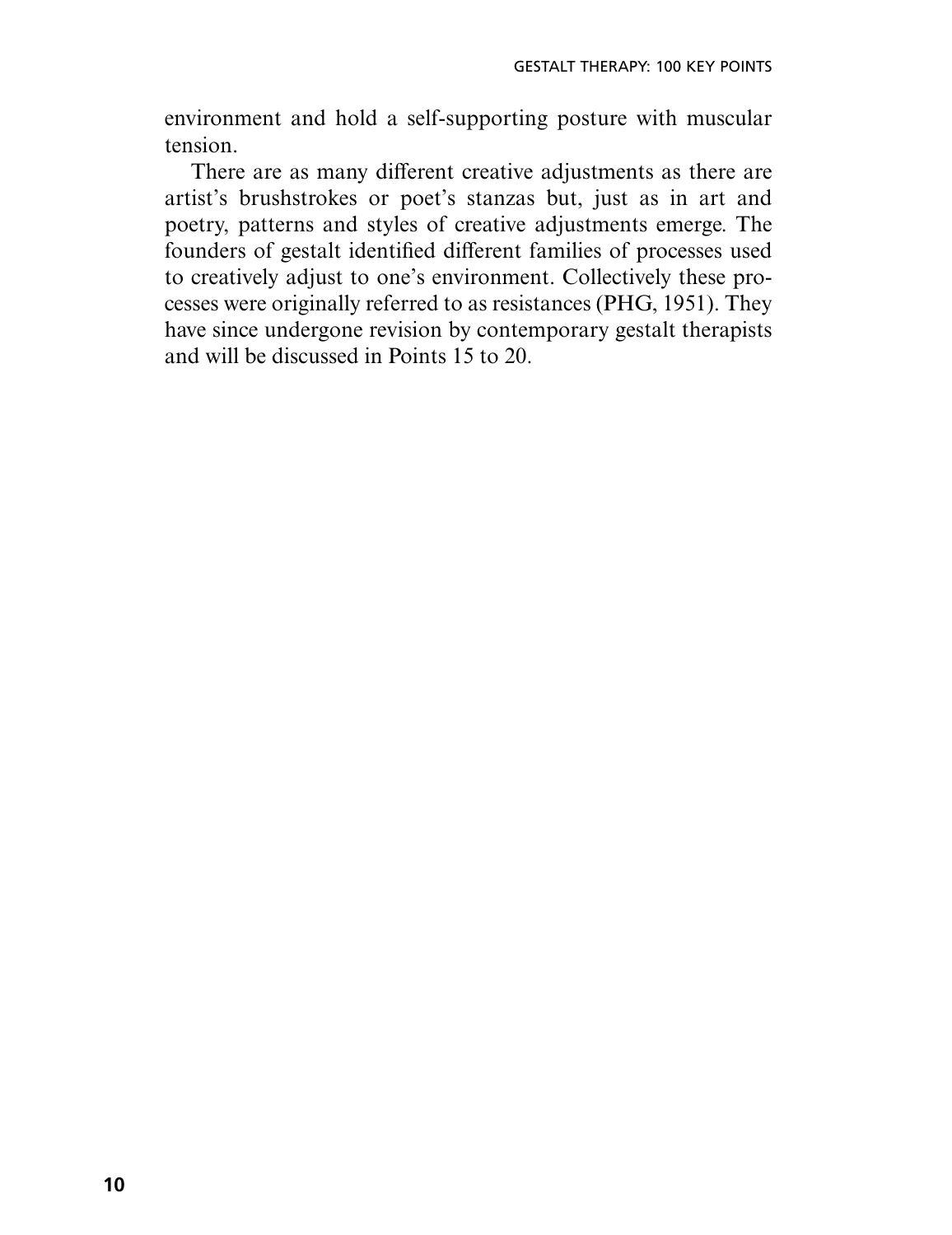environment and hold a self-supporting posture with muscular tension.

There are as many different creative adjustments as there are artist's brushstrokes or poet's stanzas but, just as in art and poetry, patterns and styles of creative adjustments emerge. The founders of gestalt identified different families of processes used to creatively adjust to one's environment. Collectively these processes were originally referred to as resistances (PHG, 1951). They have since undergone revision by contemporary gestalt therapists and will be discussed in Points 15 to 20.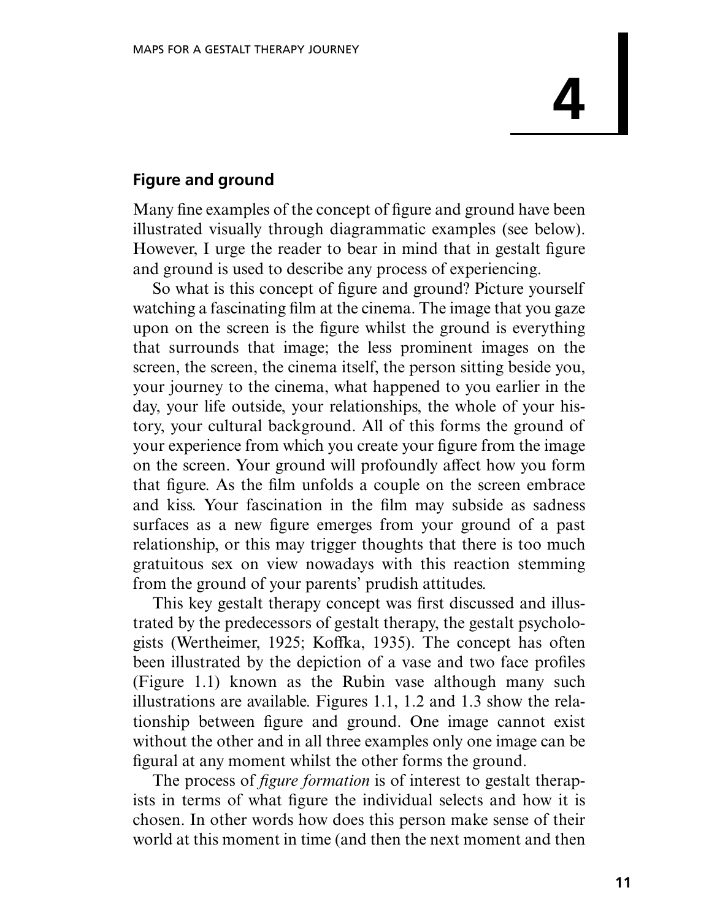# 4

## Figure and ground

Many fine examples of the concept of figure and ground have been illustrated visually through diagrammatic examples (see below). However, I urge the reader to bear in mind that in gestalt figure and ground is used to describe any process of experiencing.

So what is this concept of figure and ground? Picture yourself watching a fascinating film at the cinema. The image that you gaze upon on the screen is the figure whilst the ground is everything that surrounds that image; the less prominent images on the screen, the screen, the cinema itself, the person sitting beside you, your journey to the cinema, what happened to you earlier in the day, your life outside, your relationships, the whole of your history, your cultural background. All of this forms the ground of your experience from which you create your figure from the image on the screen. Your ground will profoundly affect how you form that figure. As the film unfolds a couple on the screen embrace and kiss. Your fascination in the film may subside as sadness surfaces as a new figure emerges from your ground of a past relationship, or this may trigger thoughts that there is too much gratuitous sex on view nowadays with this reaction stemming from the ground of your parents' prudish attitudes.

This key gestalt therapy concept was first discussed and illustrated by the predecessors of gestalt therapy, the gestalt psychologists (Wertheimer, 1925; Koffka, 1935). The concept has often been illustrated by the depiction of a vase and two face profiles (Figure 1.1) known as the Rubin vase although many such illustrations are available. Figures 1.1, 1.2 and 1.3 show the relationship between figure and ground. One image cannot exist without the other and in all three examples only one image can be figural at any moment whilst the other forms the ground.

The process of *figure formation* is of interest to gestalt therapists in terms of what figure the individual selects and how it is chosen. In other words how does this person make sense of their world at this moment in time (and then the next moment and then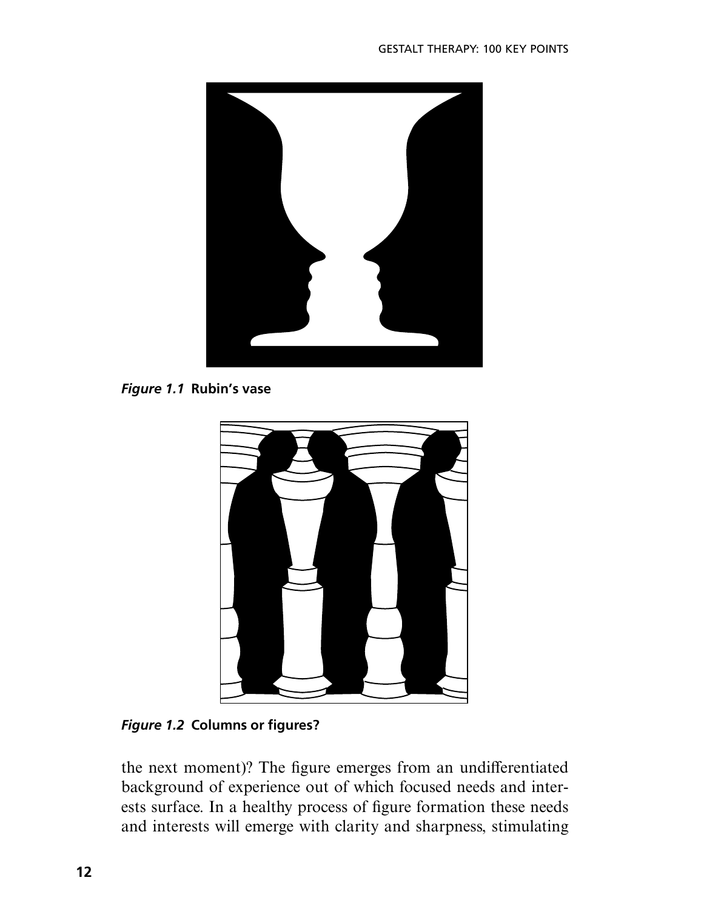*Figure 1.1* **Rubin's vase**

*Figure 1.2* **Columns or figures?**

the next moment)? The figure emerges from an undifferentiated background of experience out of which focused needs and interests surface. In a healthy process of figure formation these needs and interests will emerge with clarity and sharpness, stimulating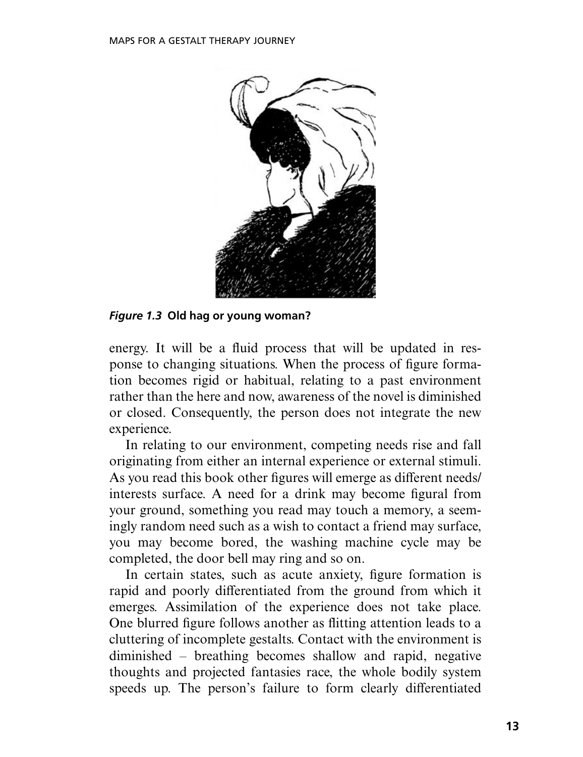*Figure 1.3* **Old hag or young woman?**

energy. It will be a fluid process that will be updated in response to changing situations. When the process of figure formation becomes rigid or habitual, relating to a past environment rather than the here and now, awareness of the novel is diminished or closed. Consequently, the person does not integrate the new experience.

In relating to our environment, competing needs rise and fall originating from either an internal experience or external stimuli. As you read this book other figures will emerge as different needs/interests surface. A need for a drink may become figural from your ground, something you read may touch a memory, a seemingly random need such as a wish to contact a friend may surface, you may become bored, the washing machine cycle may be completed, the door bell may ring and so on.

In certain states, such as acute anxiety, figure formation is rapid and poorly differentiated from the ground from which it emerges. Assimilation of the experience does not take place. One blurred figure follows another as flitting attention leads to a cluttering of incomplete gestalts. Contact with the environment is diminished – breathing becomes shallow and rapid, negative thoughts and projected fantasies race, the whole bodily system speeds up. The person's failure to form clearly differentiated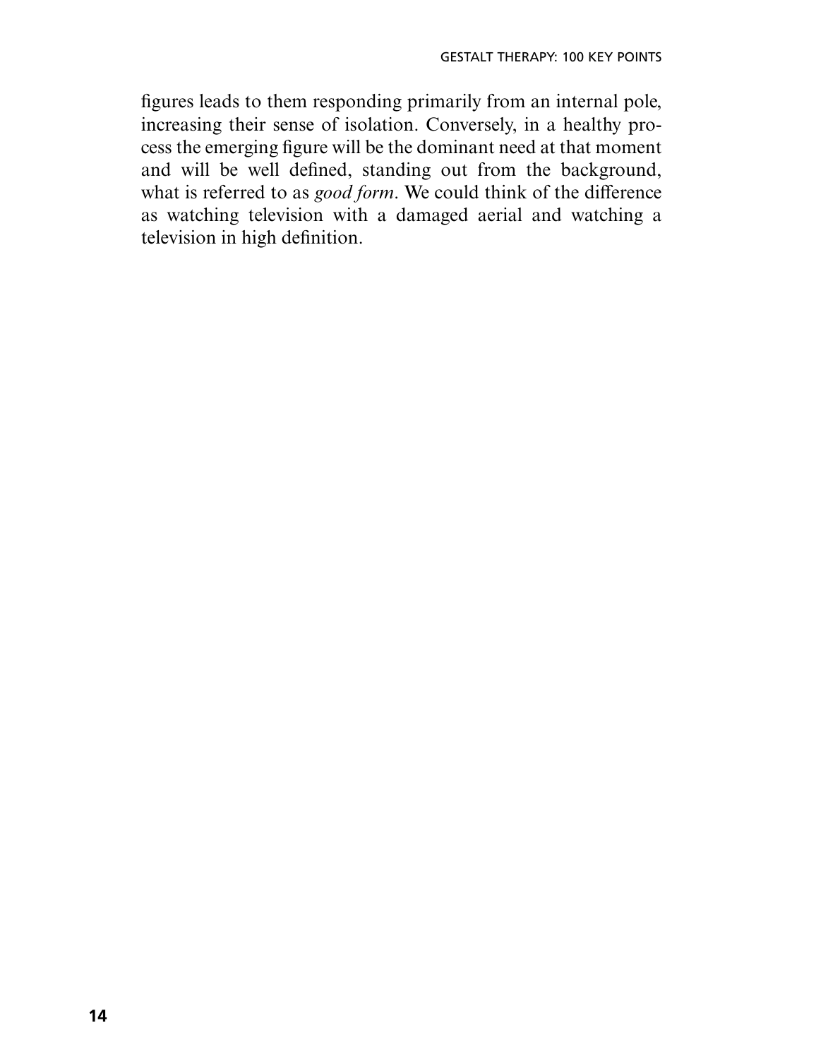figures leads to them responding primarily from an internal pole, increasing their sense of isolation. Conversely, in a healthy process the emerging figure will be the dominant need at that moment and will be well defined, standing out from the background, what is referred to as *good form*. We could think of the difference as watching television with a damaged aerial and watching a television in high definition.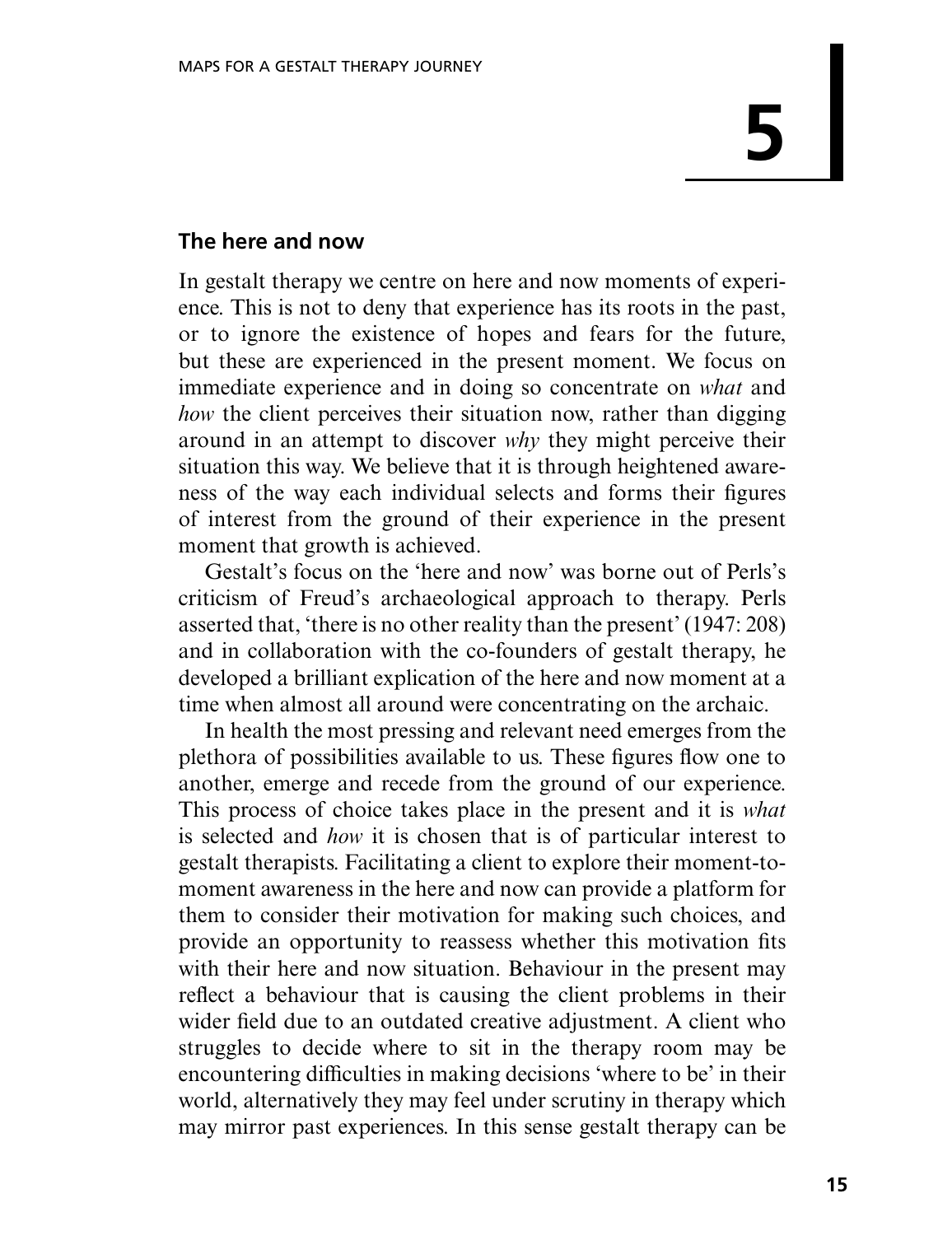# 5

## The here and now

In gestalt therapy we centre on here and now moments of experience. This is not to deny that experience has its roots in the past, or to ignore the existence of hopes and fears for the future, but these are experienced in the present moment. We focus on immediate experience and in doing so concentrate on *what* and *how* the client perceives their situation now, rather than digging around in an attempt to discover *why* they might perceive their situation this way. We believe that it is through heightened awareness of the way each individual selects and forms their figures of interest from the ground of their experience in the present moment that growth is achieved.

Gestalt's focus on the 'here and now' was borne out of Perls's criticism of Freud's archaeological approach to therapy. Perls asserted that, 'there is no other reality than the present' (1947: 208) and in collaboration with the co-founders of gestalt therapy, he developed a brilliant explication of the here and now moment at a time when almost all around were concentrating on the archaic.

In health the most pressing and relevant need emerges from the plethora of possibilities available to us. These figures flow one to another, emerge and recede from the ground of our experience. This process of choice takes place in the present and it is *what* is selected and *how* it is chosen that is of particular interest to gestalt therapists. Facilitating a client to explore their moment-to-moment awareness in the here and now can provide a platform for them to consider their motivation for making such choices, and provide an opportunity to reassess whether this motivation fits with their here and now situation. Behaviour in the present may reflect a behaviour that is causing the client problems in their wider field due to an outdated creative adjustment. A client who struggles to decide where to sit in the therapy room may be encountering difficulties in making decisions 'where to be' in their world, alternatively they may feel under scrutiny in therapy which may mirror past experiences. In this sense gestalt therapy can be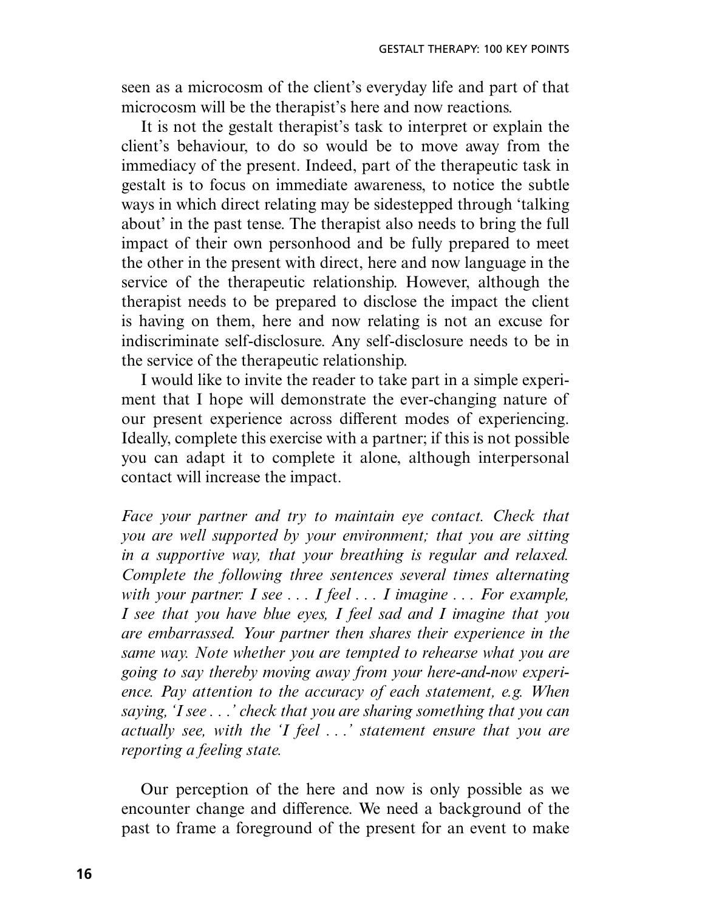seen as a microcosm of the client's everyday life and part of that microcosm will be the therapist's here and now reactions.

It is not the gestalt therapist's task to interpret or explain the client's behaviour, to do so would be to move away from the immediacy of the present. Indeed, part of the therapeutic task in gestalt is to focus on immediate awareness, to notice the subtle ways in which direct relating may be sidestepped through 'talking about' in the past tense. The therapist also needs to bring the full impact of their own personhood and be fully prepared to meet the other in the present with direct, here and now language in the service of the therapeutic relationship. However, although the therapist needs to be prepared to disclose the impact the client is having on them, here and now relating is not an excuse for indiscriminate self-disclosure. Any self-disclosure needs to be in the service of the therapeutic relationship.

I would like to invite the reader to take part in a simple experiment that I hope will demonstrate the ever-changing nature of our present experience across different modes of experiencing. Ideally, complete this exercise with a partner; if this is not possible you can adapt it to complete it alone, although interpersonal contact will increase the impact.

*Face your partner and try to maintain eye contact. Check that you are well supported by your environment; that you are sitting in a supportive way, that your breathing is regular and relaxed. Complete the following three sentences several times alternating with your partner: I see . . . I feel . . . I imagine . . . For example, I see that you have blue eyes, I feel sad and I imagine that you are embarrassed. Your partner then shares their experience in the same way. Note whether you are tempted to rehearse what you are going to say thereby moving away from your here-and-now experience. Pay attention to the accuracy of each statement, e.g. When saying, 'I see . . .' check that you are sharing something that you can actually see, with the 'I feel . . .' statement ensure that you are reporting a feeling state.*

Our perception of the here and now is only possible as we encounter change and difference. We need a background of the past to frame a foreground of the present for an event to make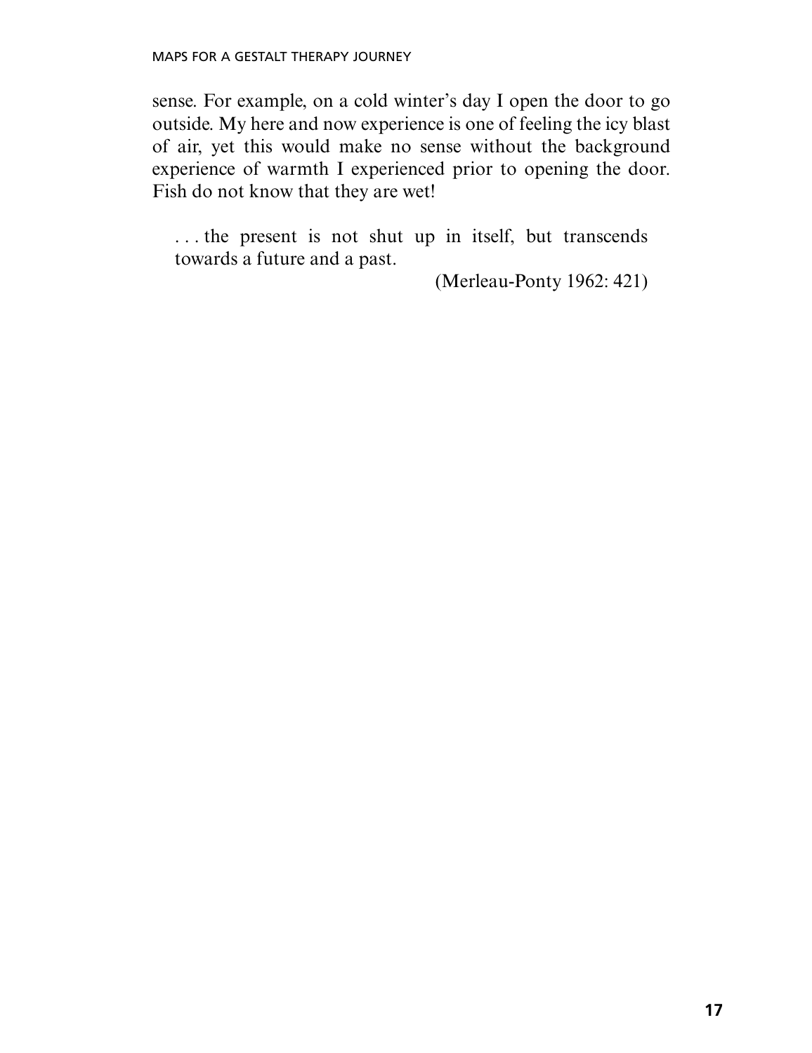sense. For example, on a cold winter's day I open the door to go outside. My here and now experience is one of feeling the icy blast of air, yet this would make no sense without the background experience of warmth I experienced prior to opening the door. Fish do not know that they are wet!

> . . . the present is not shut up in itself, but transcends towards a future and a past.
>
> (Merleau-Ponty 1962: 421)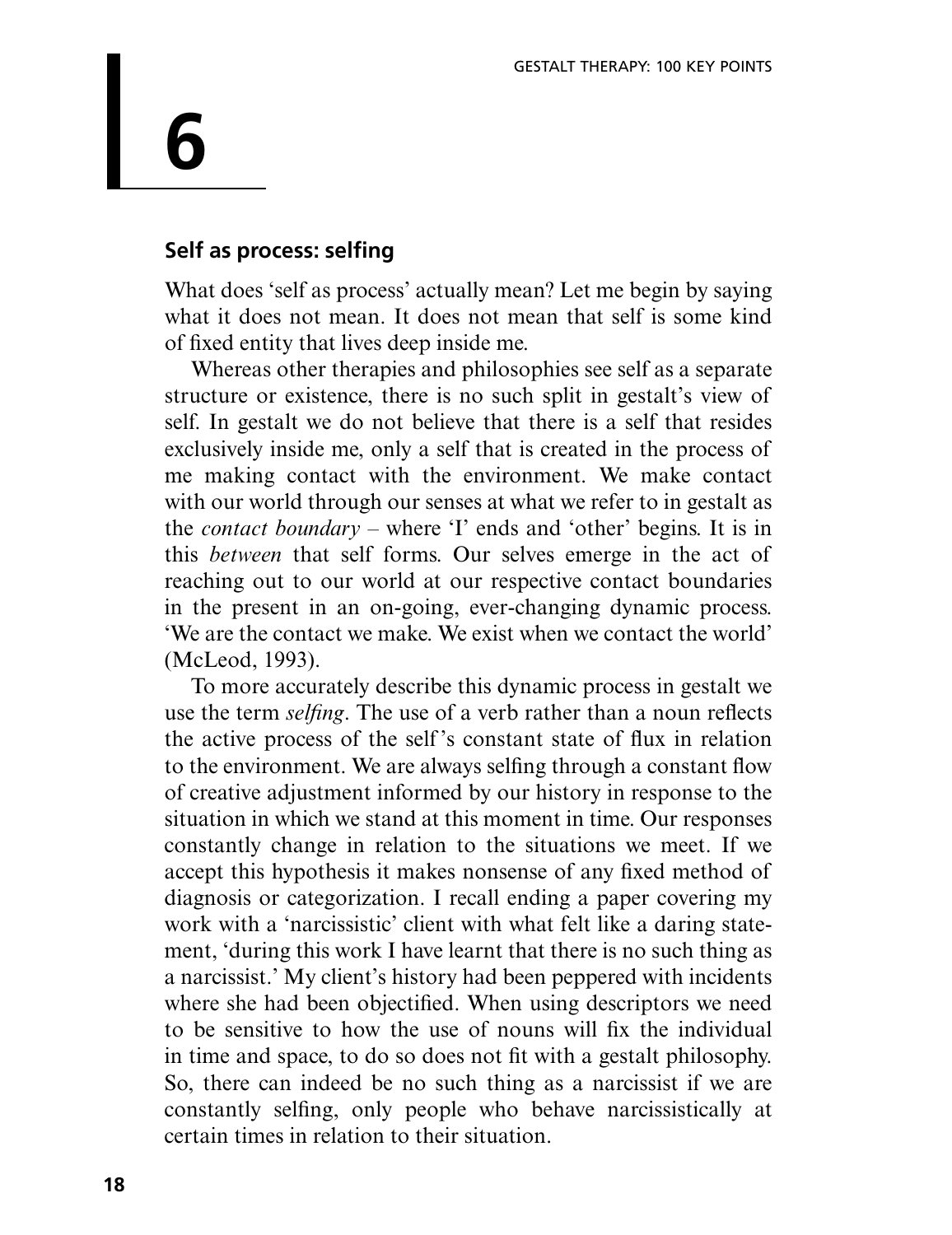# 6

## Self as process: selfing

What does 'self as process' actually mean? Let me begin by saying what it does not mean. It does not mean that self is some kind of fixed entity that lives deep inside me.

Whereas other therapies and philosophies see self as a separate structure or existence, there is no such split in gestalt's view of self. In gestalt we do not believe that there is a self that resides exclusively inside me, only a self that is created in the process of me making contact with the environment. We make contact with our world through our senses at what we refer to in gestalt as the *contact boundary* – where 'I' ends and 'other' begins. It is in this *between* that self forms. Our selves emerge in the act of reaching out to our world at our respective contact boundaries in the present in an on-going, ever-changing dynamic process. 'We are the contact we make. We exist when we contact the world' (McLeod, 1993).

To more accurately describe this dynamic process in gestalt we use the term *selfing*. The use of a verb rather than a noun reflects the active process of the self's constant state of flux in relation to the environment. We are always selfing through a constant flow of creative adjustment informed by our history in response to the situation in which we stand at this moment in time. Our responses constantly change in relation to the situations we meet. If we accept this hypothesis it makes nonsense of any fixed method of diagnosis or categorization. I recall ending a paper covering my work with a 'narcissistic' client with what felt like a daring statement, 'during this work I have learnt that there is no such thing as a narcissist.' My client's history had been peppered with incidents where she had been objectified. When using descriptors we need to be sensitive to how the use of nouns will fix the individual in time and space, to do so does not fit with a gestalt philosophy. So, there can indeed be no such thing as a narcissist if we are constantly selfing, only people who behave narcissistically at certain times in relation to their situation.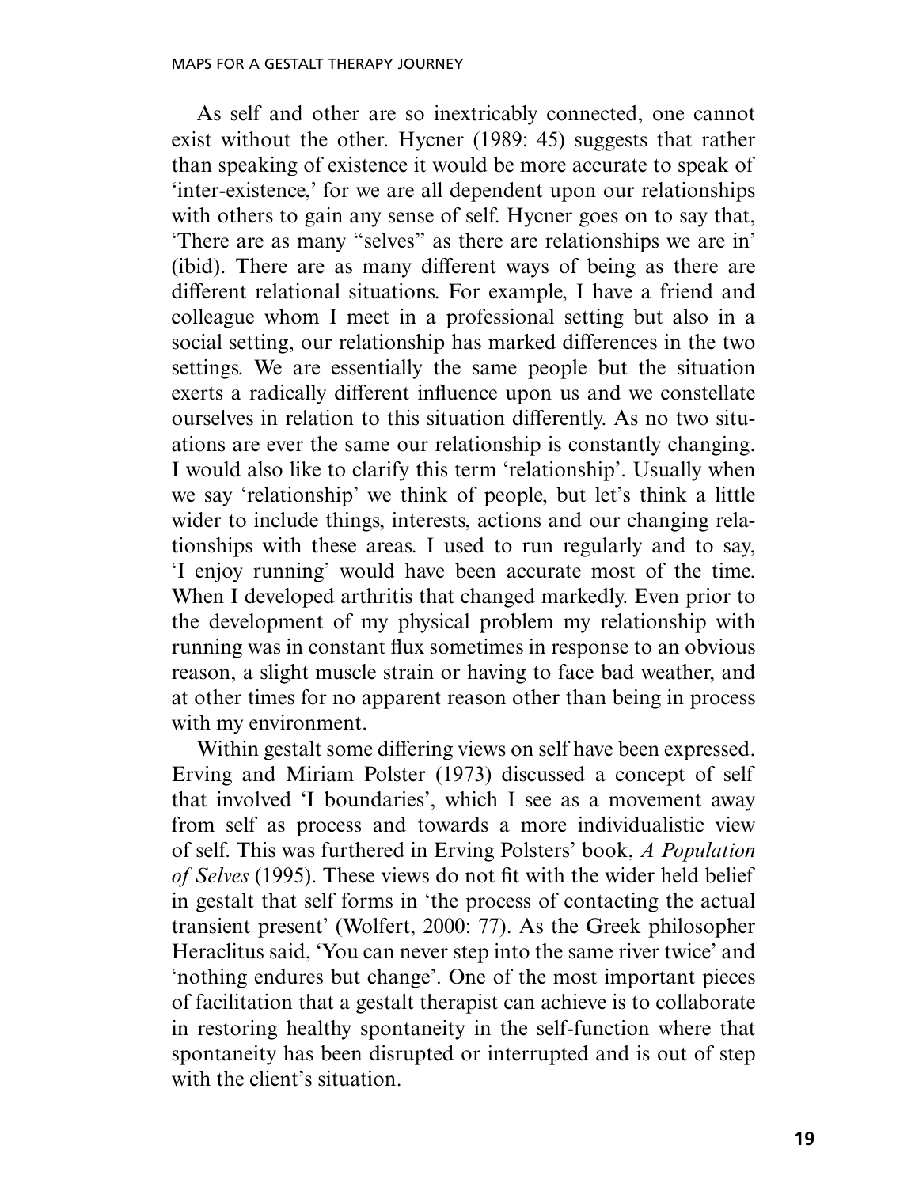As self and other are so inextricably connected, one cannot exist without the other. Hycner (1989: 45) suggests that rather than speaking of existence it would be more accurate to speak of 'inter-existence,' for we are all dependent upon our relationships with others to gain any sense of self. Hycner goes on to say that, 'There are as many "selves" as there are relationships we are in' (ibid). There are as many different ways of being as there are different relational situations. For example, I have a friend and colleague whom I meet in a professional setting but also in a social setting, our relationship has marked differences in the two settings. We are essentially the same people but the situation exerts a radically different influence upon us and we constellate ourselves in relation to this situation differently. As no two situations are ever the same our relationship is constantly changing. I would also like to clarify this term 'relationship'. Usually when we say 'relationship' we think of people, but let's think a little wider to include things, interests, actions and our changing relationships with these areas. I used to run regularly and to say, 'I enjoy running' would have been accurate most of the time. When I developed arthritis that changed markedly. Even prior to the development of my physical problem my relationship with running was in constant flux sometimes in response to an obvious reason, a slight muscle strain or having to face bad weather, and at other times for no apparent reason other than being in process with my environment.

Within gestalt some differing views on self have been expressed. Erving and Miriam Polster (1973) discussed a concept of self that involved 'I boundaries', which I see as a movement away from self as process and towards a more individualistic view of self. This was furthered in Erving Polsters' book, *A Population of Selves* (1995). These views do not fit with the wider held belief in gestalt that self forms in 'the process of contacting the actual transient present' (Wolfert, 2000: 77). As the Greek philosopher Heraclitus said, 'You can never step into the same river twice' and 'nothing endures but change'. One of the most important pieces of facilitation that a gestalt therapist can achieve is to collaborate in restoring healthy spontaneity in the self-function where that spontaneity has been disrupted or interrupted and is out of step with the client's situation.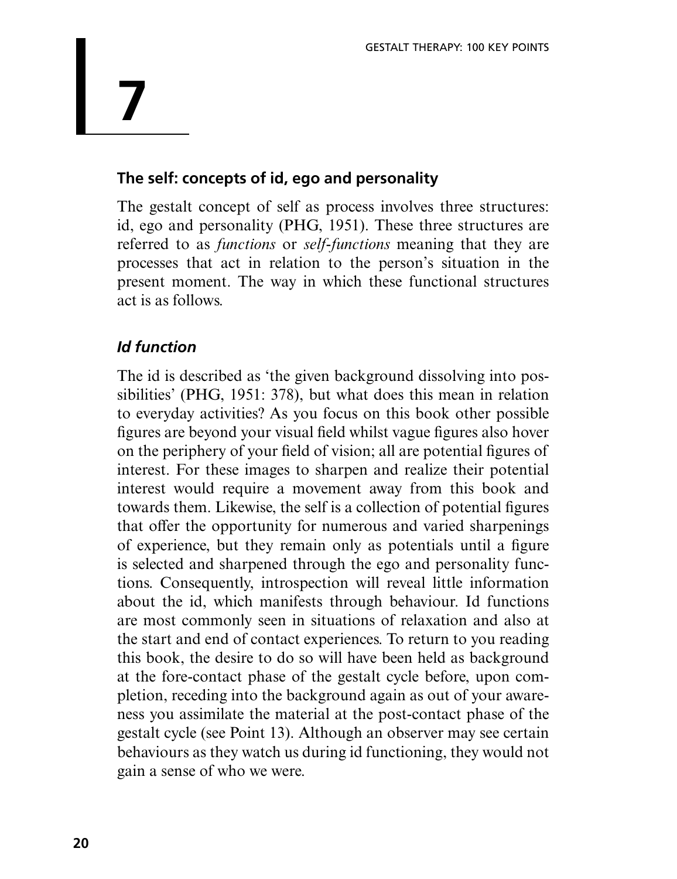# 7

## The self: concepts of id, ego and personality

The gestalt concept of self as process involves three structures: id, ego and personality (PHG, 1951). These three structures are referred to as *functions* or *self-functions* meaning that they are processes that act in relation to the person's situation in the present moment. The way in which these functional structures act is as follows.

### *Id function*

The id is described as 'the given background dissolving into possibilities' (PHG, 1951: 378), but what does this mean in relation to everyday activities? As you focus on this book other possible figures are beyond your visual field whilst vague figures also hover on the periphery of your field of vision; all are potential figures of interest. For these images to sharpen and realize their potential interest would require a movement away from this book and towards them. Likewise, the self is a collection of potential figures that offer the opportunity for numerous and varied sharpenings of experience, but they remain only as potentials until a figure is selected and sharpened through the ego and personality functions. Consequently, introspection will reveal little information about the id, which manifests through behaviour. Id functions are most commonly seen in situations of relaxation and also at the start and end of contact experiences. To return to you reading this book, the desire to do so will have been held as background at the fore-contact phase of the gestalt cycle before, upon completion, receding into the background again as out of your awareness you assimilate the material at the post-contact phase of the gestalt cycle (see Point 13). Although an observer may see certain behaviours as they watch us during id functioning, they would not gain a sense of who we were.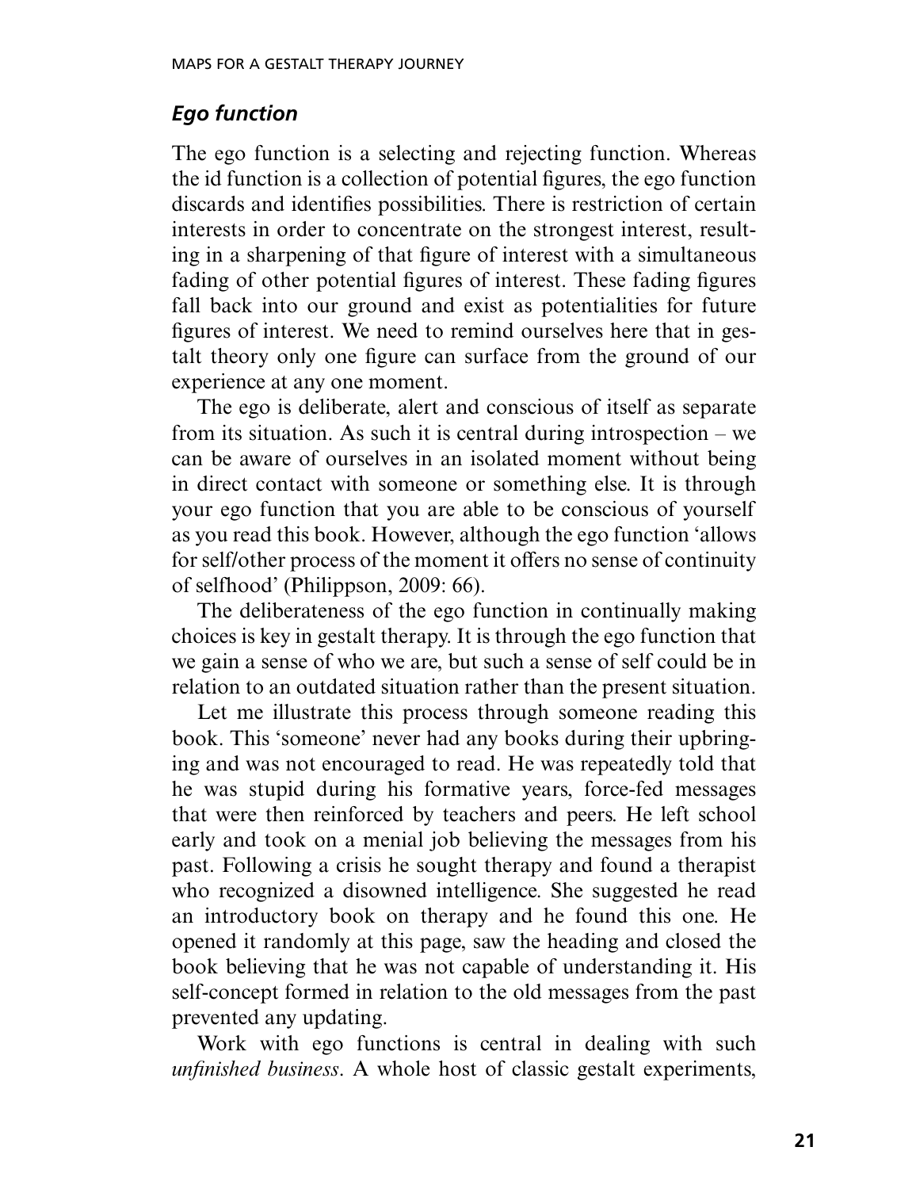### *Ego function*

The ego function is a selecting and rejecting function. Whereas the id function is a collection of potential figures, the ego function discards and identifies possibilities. There is restriction of certain interests in order to concentrate on the strongest interest, resulting in a sharpening of that figure of interest with a simultaneous fading of other potential figures of interest. These fading figures fall back into our ground and exist as potentialities for future figures of interest. We need to remind ourselves here that in gestalt theory only one figure can surface from the ground of our experience at any one moment.

The ego is deliberate, alert and conscious of itself as separate from its situation. As such it is central during introspection – we can be aware of ourselves in an isolated moment without being in direct contact with someone or something else. It is through your ego function that you are able to be conscious of yourself as you read this book. However, although the ego function 'allows for self/other process of the moment it offers no sense of continuity of selfhood' (Philippson, 2009: 66).

The deliberateness of the ego function in continually making choices is key in gestalt therapy. It is through the ego function that we gain a sense of who we are, but such a sense of self could be in relation to an outdated situation rather than the present situation.

Let me illustrate this process through someone reading this book. This 'someone' never had any books during their upbringing and was not encouraged to read. He was repeatedly told that he was stupid during his formative years, force-fed messages that were then reinforced by teachers and peers. He left school early and took on a menial job believing the messages from his past. Following a crisis he sought therapy and found a therapist who recognized a disowned intelligence. She suggested he read an introductory book on therapy and he found this one. He opened it randomly at this page, saw the heading and closed the book believing that he was not capable of understanding it. His self-concept formed in relation to the old messages from the past prevented any updating.

Work with ego functions is central in dealing with such *unfinished business*. A whole host of classic gestalt experiments,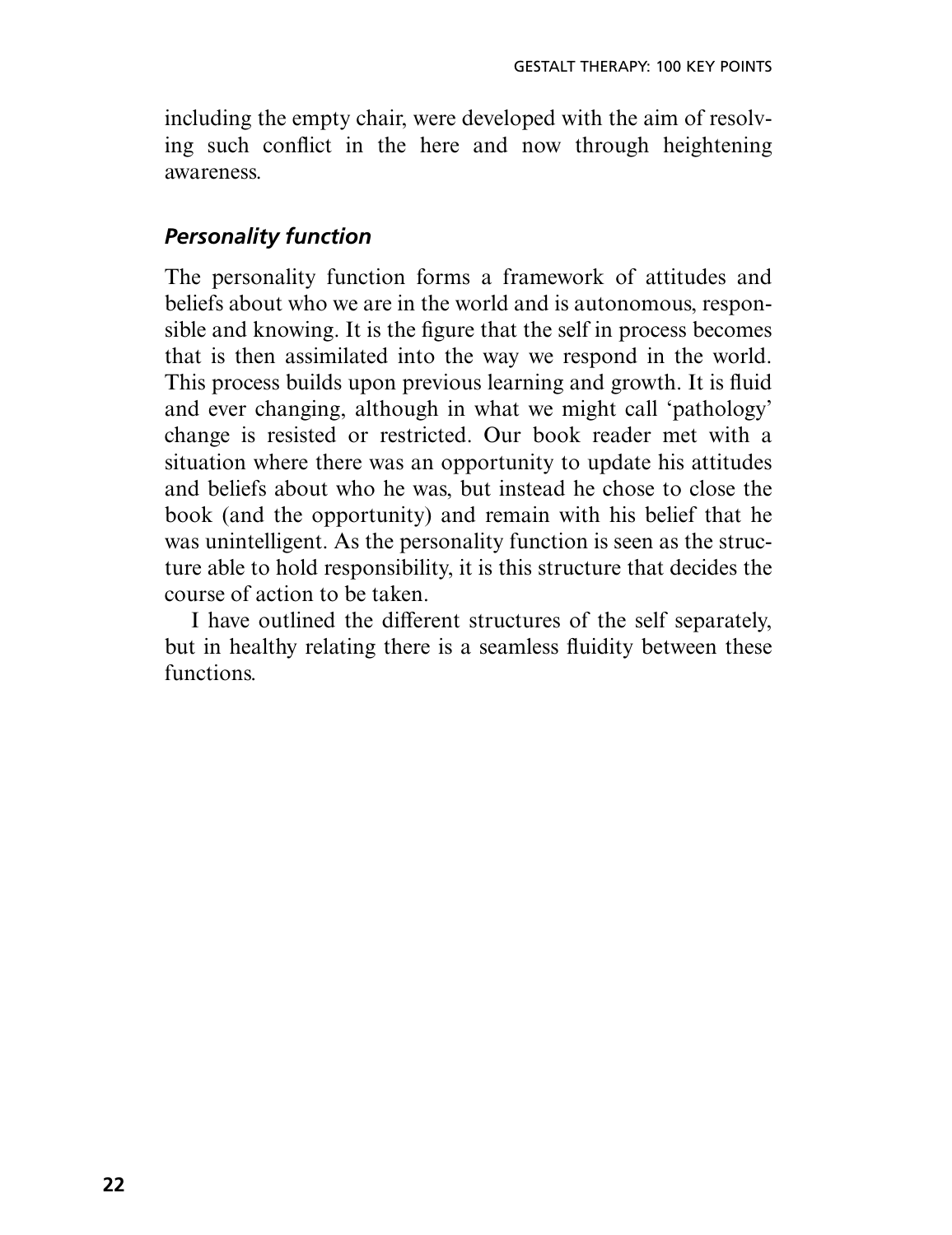including the empty chair, were developed with the aim of resolving such conflict in the here and now through heightening awareness.

### *Personality function*

The personality function forms a framework of attitudes and beliefs about who we are in the world and is autonomous, responsible and knowing. It is the figure that the self in process becomes that is then assimilated into the way we respond in the world. This process builds upon previous learning and growth. It is fluid and ever changing, although in what we might call 'pathology' change is resisted or restricted. Our book reader met with a situation where there was an opportunity to update his attitudes and beliefs about who he was, but instead he chose to close the book (and the opportunity) and remain with his belief that he was unintelligent. As the personality function is seen as the structure able to hold responsibility, it is this structure that decides the course of action to be taken.

I have outlined the different structures of the self separately, but in healthy relating there is a seamless fluidity between these functions.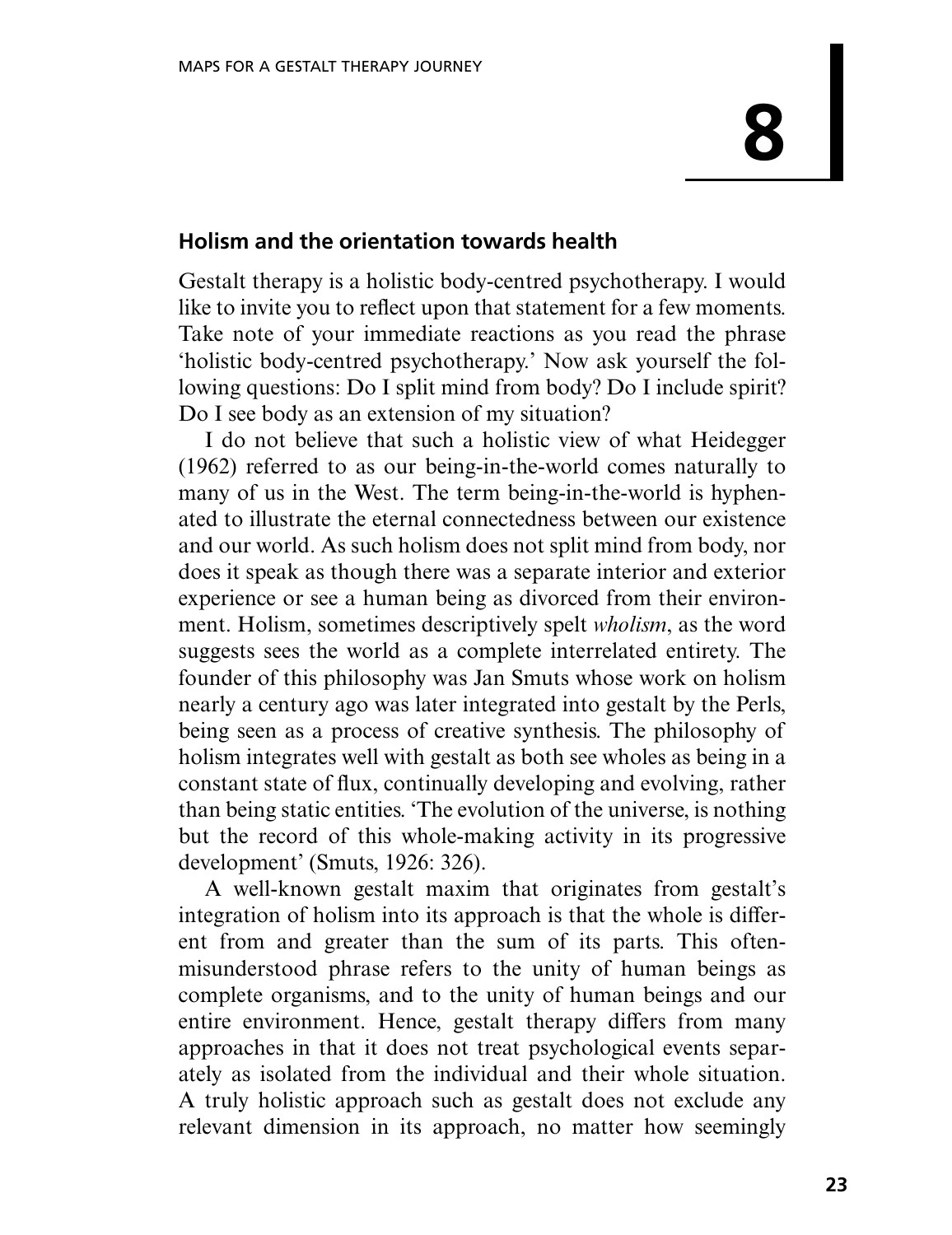# 8

## Holism and the orientation towards health

Gestalt therapy is a holistic body-centred psychotherapy. I would like to invite you to reflect upon that statement for a few moments. Take note of your immediate reactions as you read the phrase 'holistic body-centred psychotherapy.' Now ask yourself the following questions: Do I split mind from body? Do I include spirit? Do I see body as an extension of my situation?

I do not believe that such a holistic view of what Heidegger (1962) referred to as our being-in-the-world comes naturally to many of us in the West. The term being-in-the-world is hyphenated to illustrate the eternal connectedness between our existence and our world. As such holism does not split mind from body, nor does it speak as though there was a separate interior and exterior experience or see a human being as divorced from their environment. Holism, sometimes descriptively spelt *wholism*, as the word suggests sees the world as a complete interrelated entirety. The founder of this philosophy was Jan Smuts whose work on holism nearly a century ago was later integrated into gestalt by the Perls, being seen as a process of creative synthesis. The philosophy of holism integrates well with gestalt as both see wholes as being in a constant state of flux, continually developing and evolving, rather than being static entities. 'The evolution of the universe, is nothing but the record of this whole-making activity in its progressive development' (Smuts, 1926: 326).

A well-known gestalt maxim that originates from gestalt's integration of holism into its approach is that the whole is different from and greater than the sum of its parts. This often-misunderstood phrase refers to the unity of human beings as complete organisms, and to the unity of human beings and our entire environment. Hence, gestalt therapy differs from many approaches in that it does not treat psychological events separately as isolated from the individual and their whole situation. A truly holistic approach such as gestalt does not exclude any relevant dimension in its approach, no matter how seemingly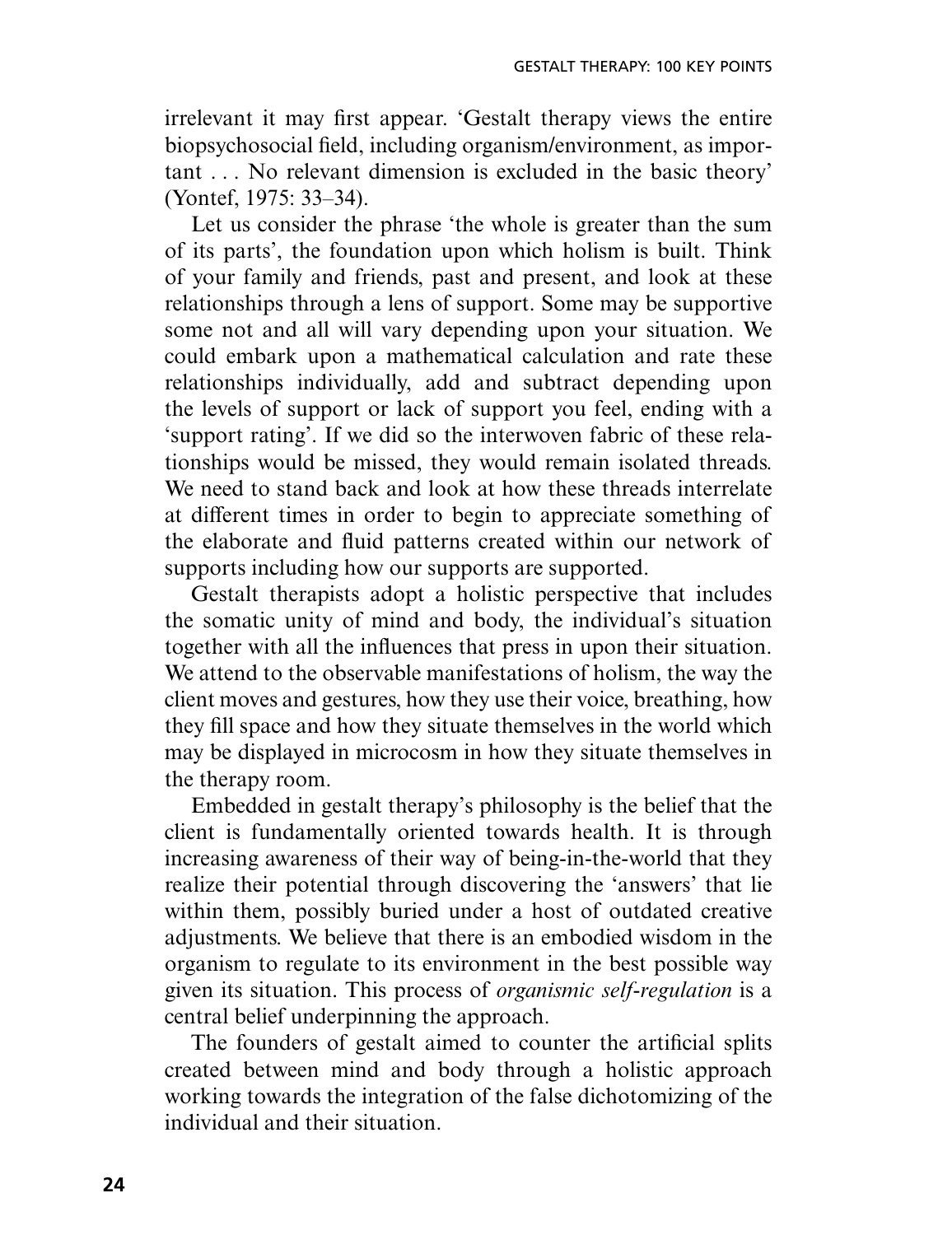irrelevant it may first appear. 'Gestalt therapy views the entire biopsychosocial field, including organism/environment, as important . . . No relevant dimension is excluded in the basic theory' (Yontef, 1975: 33–34).

Let us consider the phrase 'the whole is greater than the sum of its parts', the foundation upon which holism is built. Think of your family and friends, past and present, and look at these relationships through a lens of support. Some may be supportive some not and all will vary depending upon your situation. We could embark upon a mathematical calculation and rate these relationships individually, add and subtract depending upon the levels of support or lack of support you feel, ending with a 'support rating'. If we did so the interwoven fabric of these relationships would be missed, they would remain isolated threads. We need to stand back and look at how these threads interrelate at different times in order to begin to appreciate something of the elaborate and fluid patterns created within our network of supports including how our supports are supported.

Gestalt therapists adopt a holistic perspective that includes the somatic unity of mind and body, the individual's situation together with all the influences that press in upon their situation. We attend to the observable manifestations of holism, the way the client moves and gestures, how they use their voice, breathing, how they fill space and how they situate themselves in the world which may be displayed in microcosm in how they situate themselves in the therapy room.

Embedded in gestalt therapy's philosophy is the belief that the client is fundamentally oriented towards health. It is through increasing awareness of their way of being-in-the-world that they realize their potential through discovering the 'answers' that lie within them, possibly buried under a host of outdated creative adjustments. We believe that there is an embodied wisdom in the organism to regulate to its environment in the best possible way given its situation. This process of *organismic self-regulation* is a central belief underpinning the approach.

The founders of gestalt aimed to counter the artificial splits created between mind and body through a holistic approach working towards the integration of the false dichotomizing of the individual and their situation.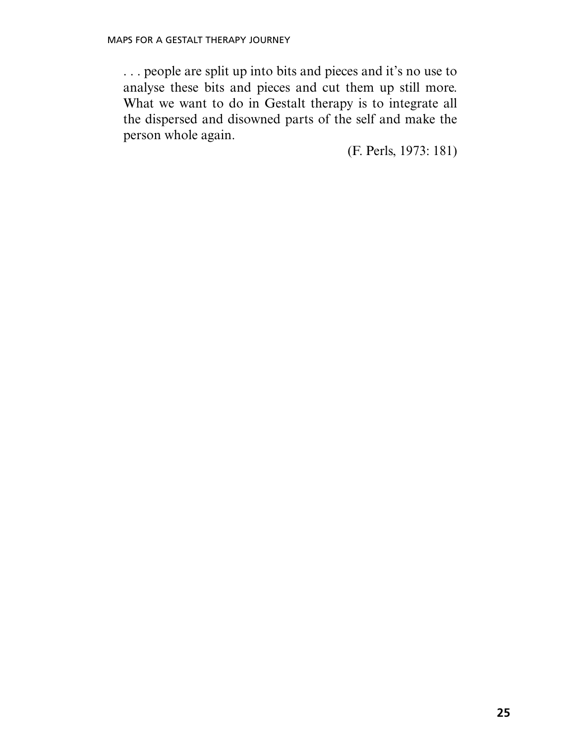> . . . people are split up into bits and pieces and it's no use to analyse these bits and pieces and cut them up still more. What we want to do in Gestalt therapy is to integrate all the dispersed and disowned parts of the self and make the person whole again.
>
> (F. Perls, 1973: 181)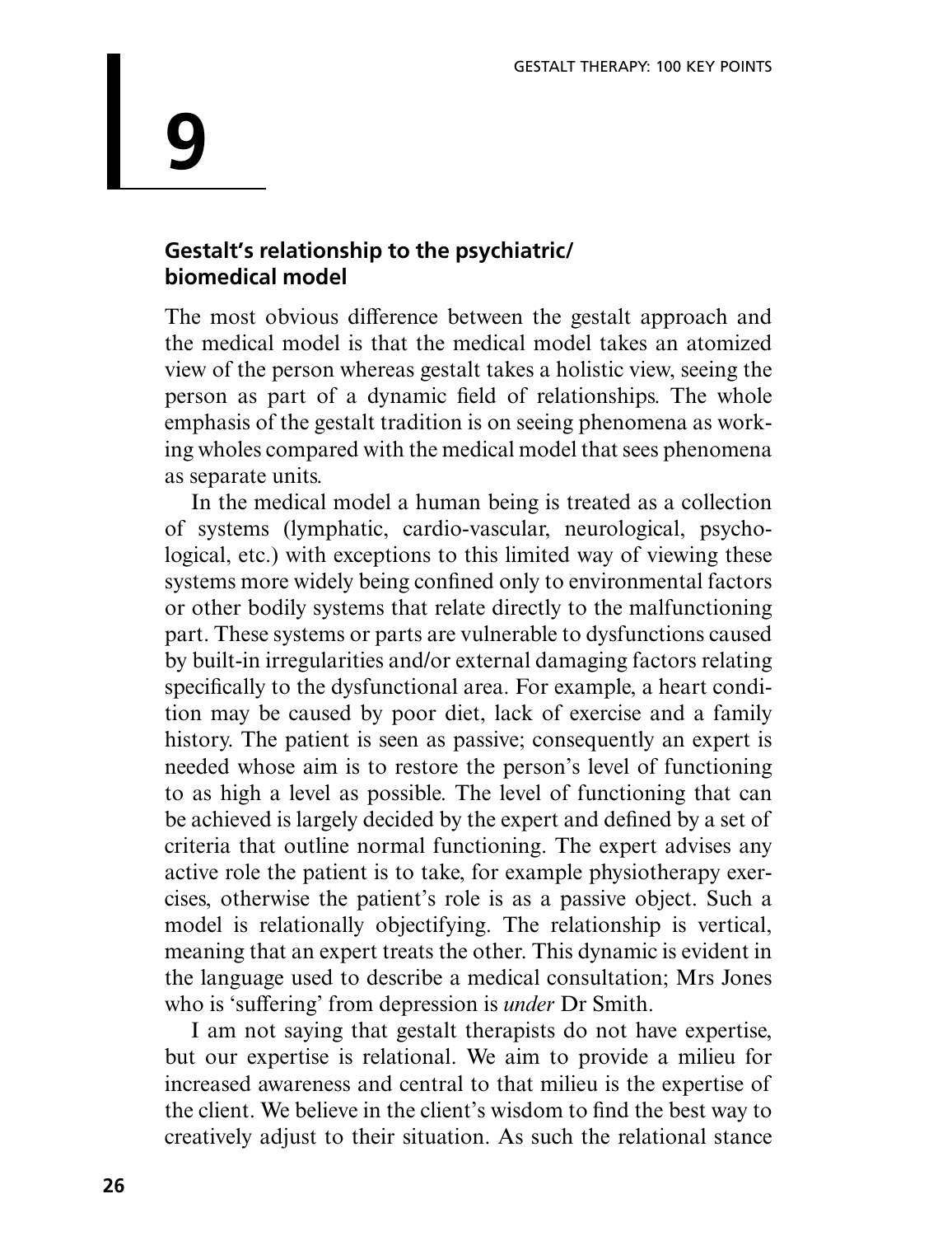# 9

## Gestalt's relationship to the psychiatric/biomedical model

The most obvious difference between the gestalt approach and the medical model is that the medical model takes an atomized view of the person whereas gestalt takes a holistic view, seeing the person as part of a dynamic field of relationships. The whole emphasis of the gestalt tradition is on seeing phenomena as working wholes compared with the medical model that sees phenomena as separate units.

In the medical model a human being is treated as a collection of systems (lymphatic, cardio-vascular, neurological, psychological, etc.) with exceptions to this limited way of viewing these systems more widely being confined only to environmental factors or other bodily systems that relate directly to the malfunctioning part. These systems or parts are vulnerable to dysfunctions caused by built-in irregularities and/or external damaging factors relating specifically to the dysfunctional area. For example, a heart condition may be caused by poor diet, lack of exercise and a family history. The patient is seen as passive; consequently an expert is needed whose aim is to restore the person's level of functioning to as high a level as possible. The level of functioning that can be achieved is largely decided by the expert and defined by a set of criteria that outline normal functioning. The expert advises any active role the patient is to take, for example physiotherapy exercises, otherwise the patient's role is as a passive object. Such a model is relationally objectifying. The relationship is vertical, meaning that an expert treats the other. This dynamic is evident in the language used to describe a medical consultation; Mrs Jones who is 'suffering' from depression is *under* Dr Smith.

I am not saying that gestalt therapists do not have expertise, but our expertise is relational. We aim to provide a milieu for increased awareness and central to that milieu is the expertise of the client. We believe in the client's wisdom to find the best way to creatively adjust to their situation. As such the relational stance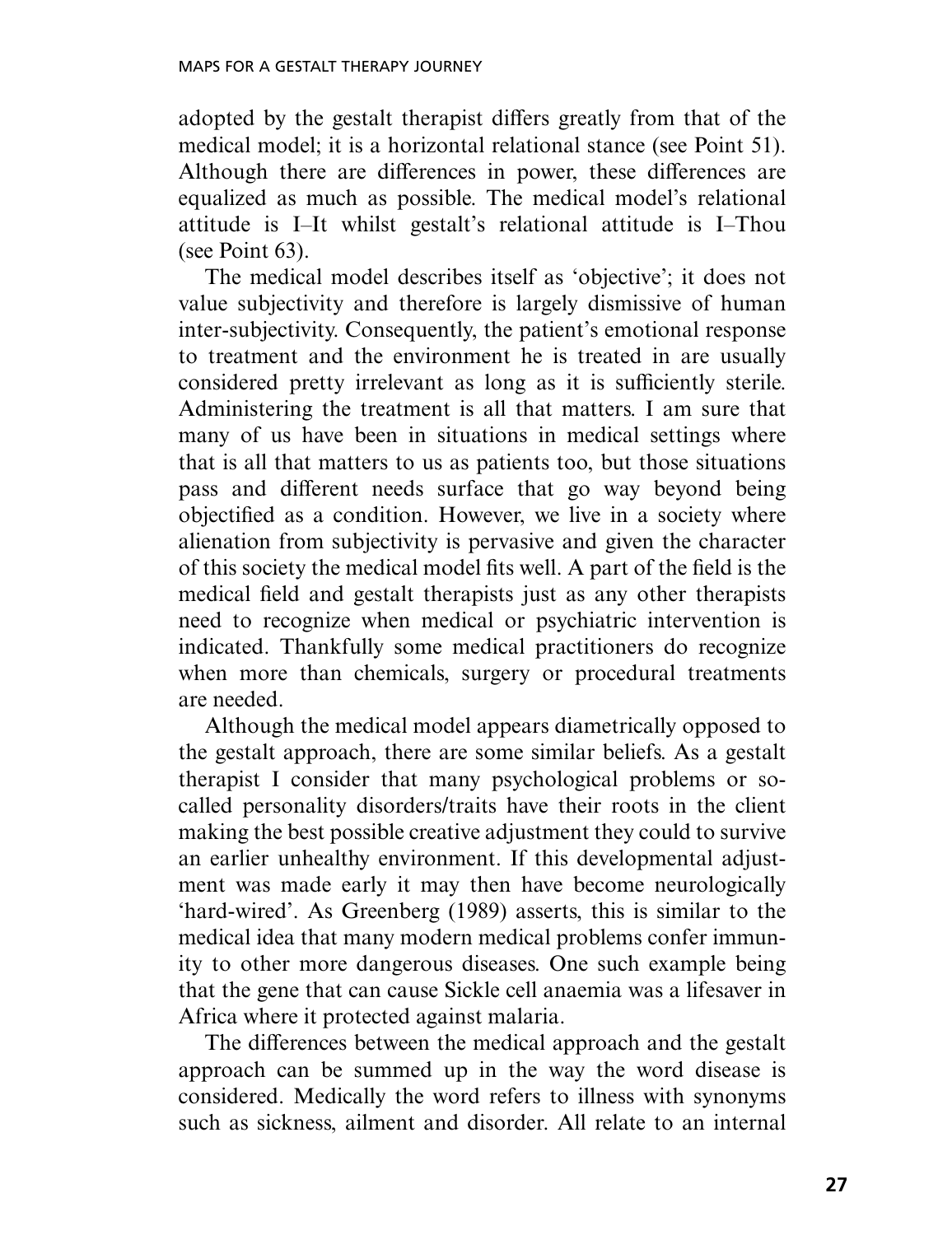adopted by the gestalt therapist differs greatly from that of the medical model; it is a horizontal relational stance (see Point 51). Although there are differences in power, these differences are equalized as much as possible. The medical model's relational attitude is I–It whilst gestalt's relational attitude is I–Thou (see Point 63).

The medical model describes itself as 'objective'; it does not value subjectivity and therefore is largely dismissive of human inter-subjectivity. Consequently, the patient's emotional response to treatment and the environment he is treated in are usually considered pretty irrelevant as long as it is sufficiently sterile. Administering the treatment is all that matters. I am sure that many of us have been in situations in medical settings where that is all that matters to us as patients too, but those situations pass and different needs surface that go way beyond being objectified as a condition. However, we live in a society where alienation from subjectivity is pervasive and given the character of this society the medical model fits well. A part of the field is the medical field and gestalt therapists just as any other therapists need to recognize when medical or psychiatric intervention is indicated. Thankfully some medical practitioners do recognize when more than chemicals, surgery or procedural treatments are needed.

Although the medical model appears diametrically opposed to the gestalt approach, there are some similar beliefs. As a gestalt therapist I consider that many psychological problems or so-called personality disorders/traits have their roots in the client making the best possible creative adjustment they could to survive an earlier unhealthy environment. If this developmental adjustment was made early it may then have become neurologically 'hard-wired'. As Greenberg (1989) asserts, this is similar to the medical idea that many modern medical problems confer immunity to other more dangerous diseases. One such example being that the gene that can cause Sickle cell anaemia was a lifesaver in Africa where it protected against malaria.

The differences between the medical approach and the gestalt approach can be summed up in the way the word disease is considered. Medically the word refers to illness with synonyms such as sickness, ailment and disorder. All relate to an internal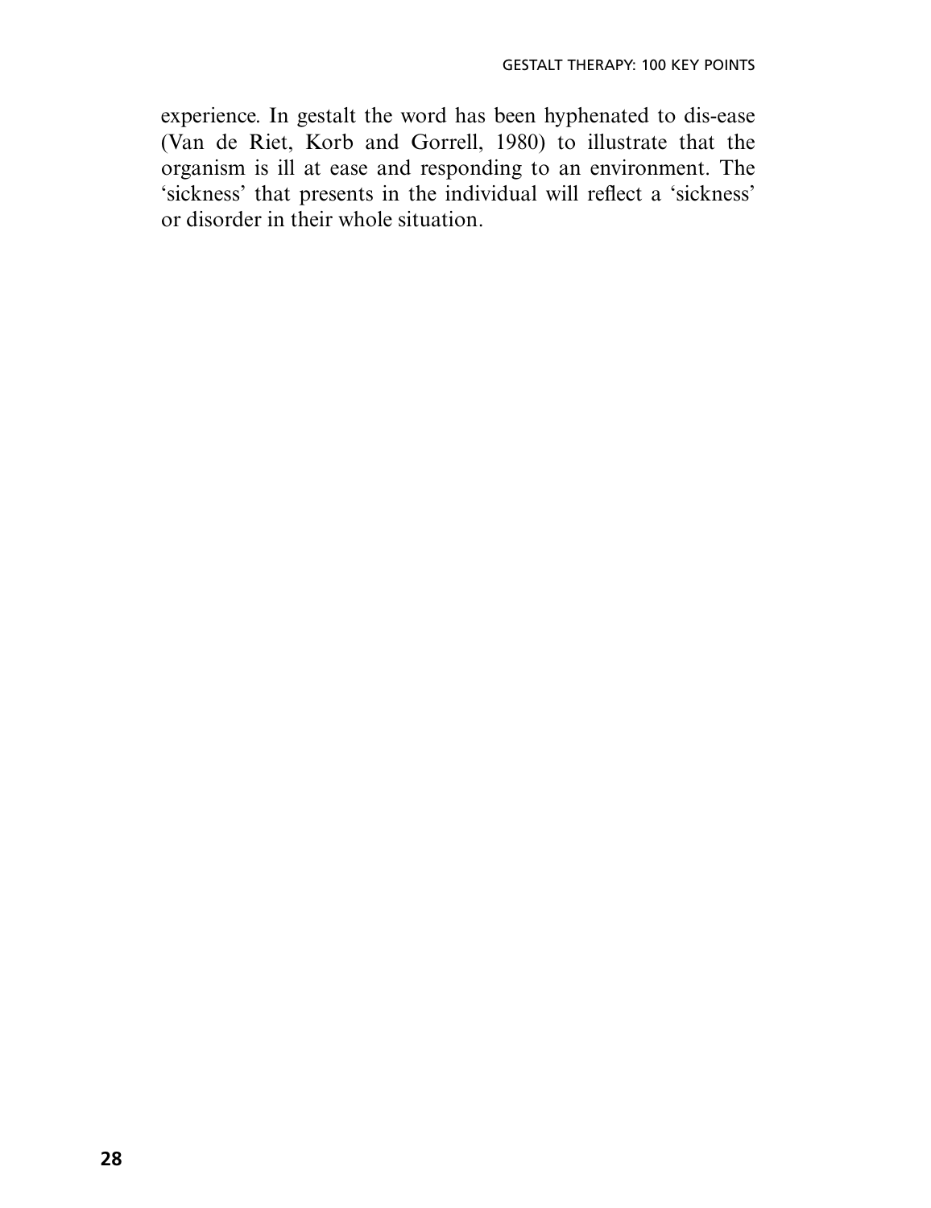experience. In gestalt the word has been hyphenated to dis-ease (Van de Riet, Korb and Gorrell, 1980) to illustrate that the organism is ill at ease and responding to an environment. The 'sickness' that presents in the individual will reflect a 'sickness' or disorder in their whole situation.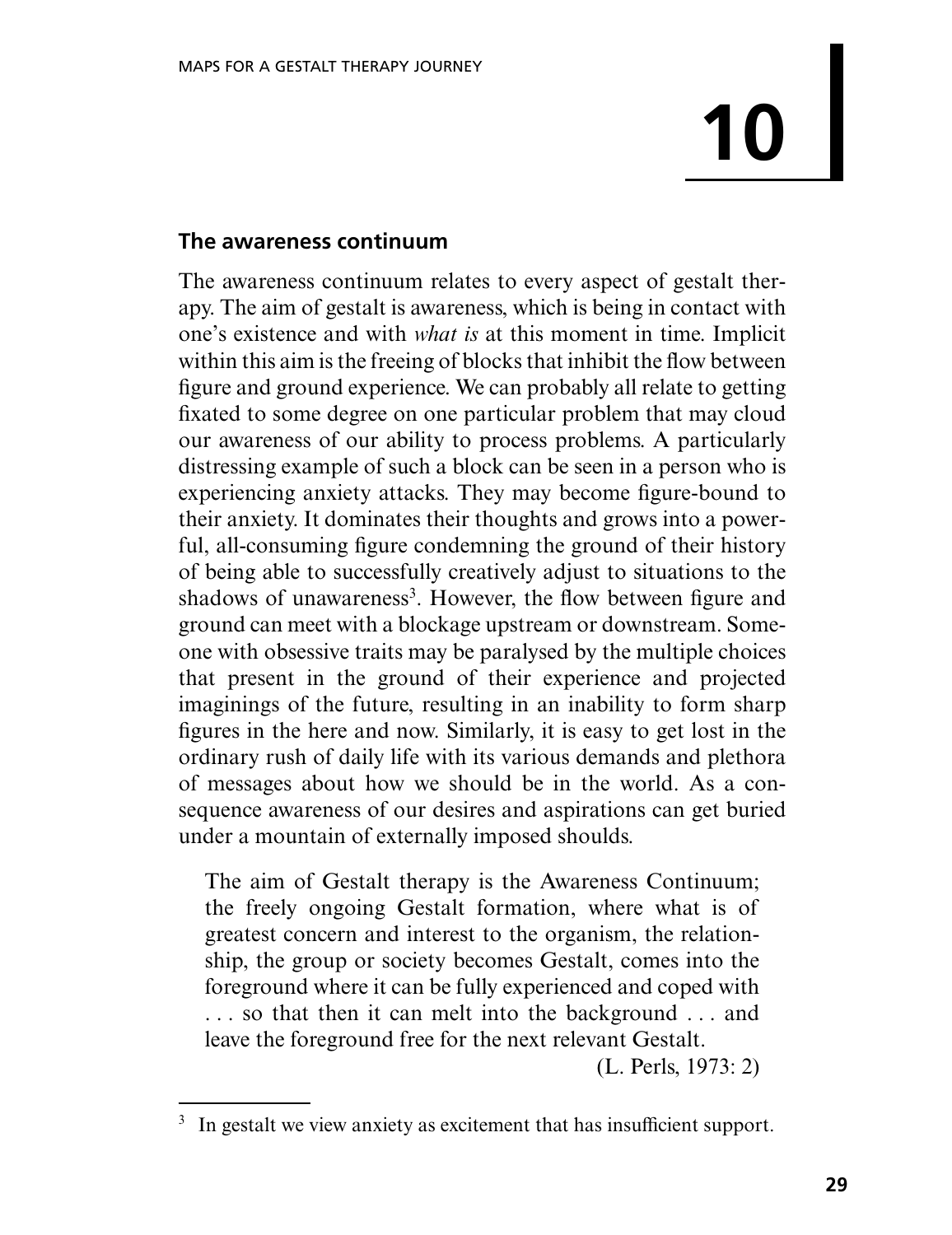# 10

## The awareness continuum

The awareness continuum relates to every aspect of gestalt therapy. The aim of gestalt is awareness, which is being in contact with one's existence and with *what is* at this moment in time. Implicit within this aim is the freeing of blocks that inhibit the flow between figure and ground experience. We can probably all relate to getting fixated to some degree on one particular problem that may cloud our awareness of our ability to process problems. A particularly distressing example of such a block can be seen in a person who is experiencing anxiety attacks. They may become figure-bound to their anxiety. It dominates their thoughts and grows into a powerful, all-consuming figure condemning the ground of their history of being able to successfully creatively adjust to situations to the shadows of unawareness[3]. However, the flow between figure and ground can meet with a blockage upstream or downstream. Someone with obsessive traits may be paralysed by the multiple choices that present in the ground of their experience and projected imaginings of the future, resulting in an inability to form sharp figures in the here and now. Similarly, it is easy to get lost in the ordinary rush of daily life with its various demands and plethora of messages about how we should be in the world. As a consequence awareness of our desires and aspirations can get buried under a mountain of externally imposed shoulds.

> The aim of Gestalt therapy is the Awareness Continuum; the freely ongoing Gestalt formation, where what is of greatest concern and interest to the organism, the relationship, the group or society becomes Gestalt, comes into the foreground where it can be fully experienced and coped with . . . so that then it can melt into the background . . . and leave the foreground free for the next relevant Gestalt.
>
> (L. Perls, 1973: 2)

[3] In gestalt we view anxiety as excitement that has insufficient support.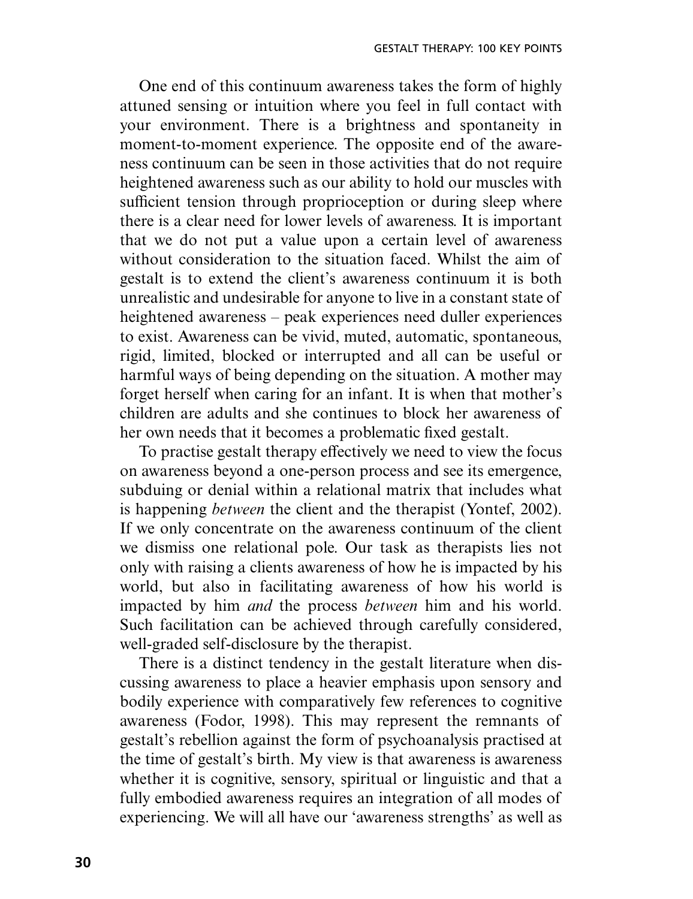One end of this continuum awareness takes the form of highly attuned sensing or intuition where you feel in full contact with your environment. There is a brightness and spontaneity in moment-to-moment experience. The opposite end of the awareness continuum can be seen in those activities that do not require heightened awareness such as our ability to hold our muscles with sufficient tension through proprioception or during sleep where there is a clear need for lower levels of awareness. It is important that we do not put a value upon a certain level of awareness without consideration to the situation faced. Whilst the aim of gestalt is to extend the client's awareness continuum it is both unrealistic and undesirable for anyone to live in a constant state of heightened awareness – peak experiences need duller experiences to exist. Awareness can be vivid, muted, automatic, spontaneous, rigid, limited, blocked or interrupted and all can be useful or harmful ways of being depending on the situation. A mother may forget herself when caring for an infant. It is when that mother's children are adults and she continues to block her awareness of her own needs that it becomes a problematic fixed gestalt.

To practise gestalt therapy effectively we need to view the focus on awareness beyond a one-person process and see its emergence, subduing or denial within a relational matrix that includes what is happening *between* the client and the therapist (Yontef, 2002). If we only concentrate on the awareness continuum of the client we dismiss one relational pole. Our task as therapists lies not only with raising a clients awareness of how he is impacted by his world, but also in facilitating awareness of how his world is impacted by him *and* the process *between* him and his world. Such facilitation can be achieved through carefully considered, well-graded self-disclosure by the therapist.

There is a distinct tendency in the gestalt literature when discussing awareness to place a heavier emphasis upon sensory and bodily experience with comparatively few references to cognitive awareness (Fodor, 1998). This may represent the remnants of gestalt's rebellion against the form of psychoanalysis practised at the time of gestalt's birth. My view is that awareness is awareness whether it is cognitive, sensory, spiritual or linguistic and that a fully embodied awareness requires an integration of all modes of experiencing. We will all have our 'awareness strengths' as well as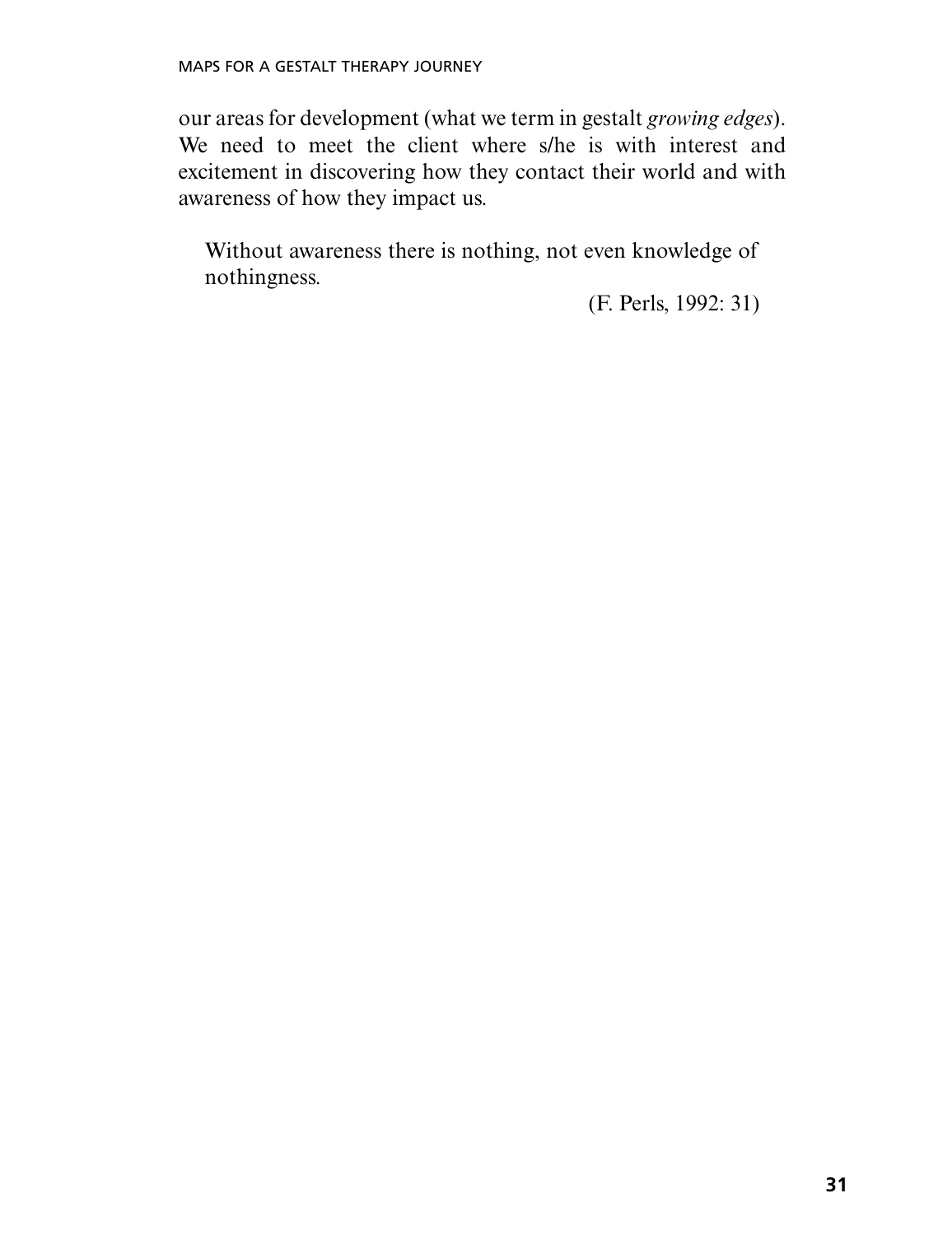our areas for development (what we term in gestalt *growing edges*). We need to meet the client where s/he is with interest and excitement in discovering how they contact their world and with awareness of how they impact us.

> Without awareness there is nothing, not even knowledge of nothingness.
>
> (F. Perls, 1992: 31)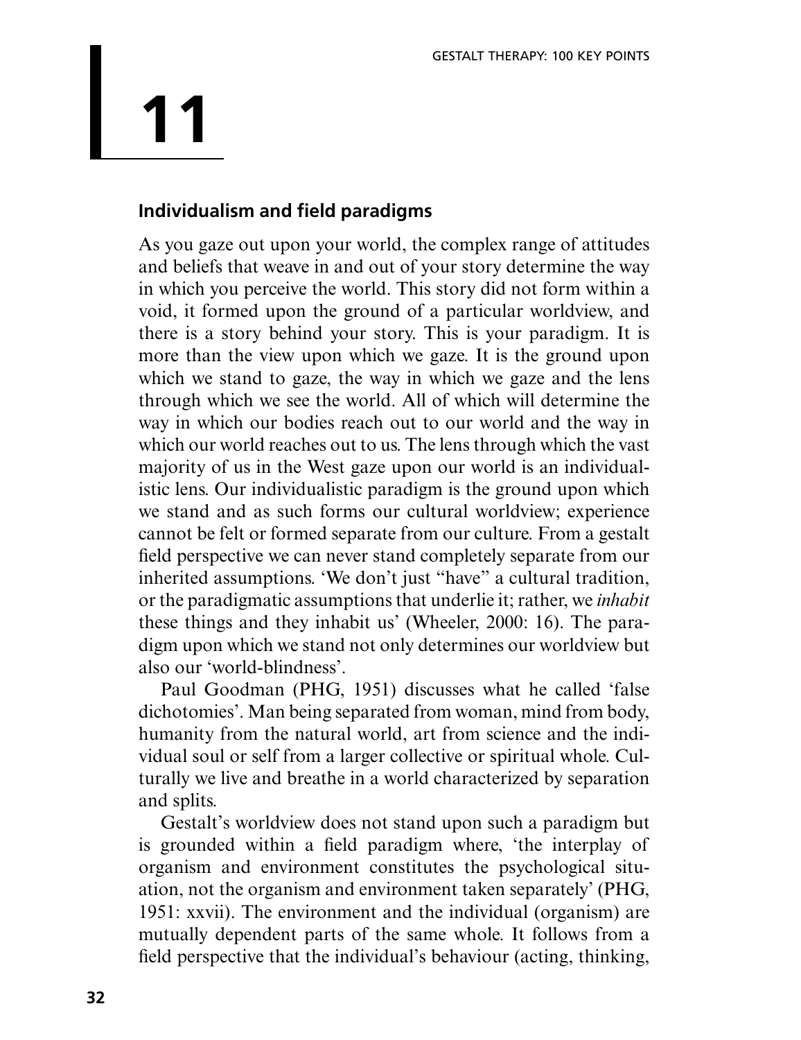# 11

## Individualism and field paradigms

As you gaze out upon your world, the complex range of attitudes and beliefs that weave in and out of your story determine the way in which you perceive the world. This story did not form within a void, it formed upon the ground of a particular worldview, and there is a story behind your story. This is your paradigm. It is more than the view upon which we gaze. It is the ground upon which we stand to gaze, the way in which we gaze and the lens through which we see the world. All of which will determine the way in which our bodies reach out to our world and the way in which our world reaches out to us. The lens through which the vast majority of us in the West gaze upon our world is an individualistic lens. Our individualistic paradigm is the ground upon which we stand and as such forms our cultural worldview; experience cannot be felt or formed separate from our culture. From a gestalt field perspective we can never stand completely separate from our inherited assumptions. 'We don't just "have" a cultural tradition, or the paradigmatic assumptions that underlie it; rather, we *inhabit* these things and they inhabit us' (Wheeler, 2000: 16). The paradigm upon which we stand not only determines our worldview but also our 'world-blindness'.

Paul Goodman (PHG, 1951) discusses what he called 'false dichotomies'. Man being separated from woman, mind from body, humanity from the natural world, art from science and the individual soul or self from a larger collective or spiritual whole. Culturally we live and breathe in a world characterized by separation and splits.

Gestalt's worldview does not stand upon such a paradigm but is grounded within a field paradigm where, 'the interplay of organism and environment constitutes the psychological situation, not the organism and environment taken separately' (PHG, 1951: xxvii). The environment and the individual (organism) are mutually dependent parts of the same whole. It follows from a field perspective that the individual's behaviour (acting, thinking,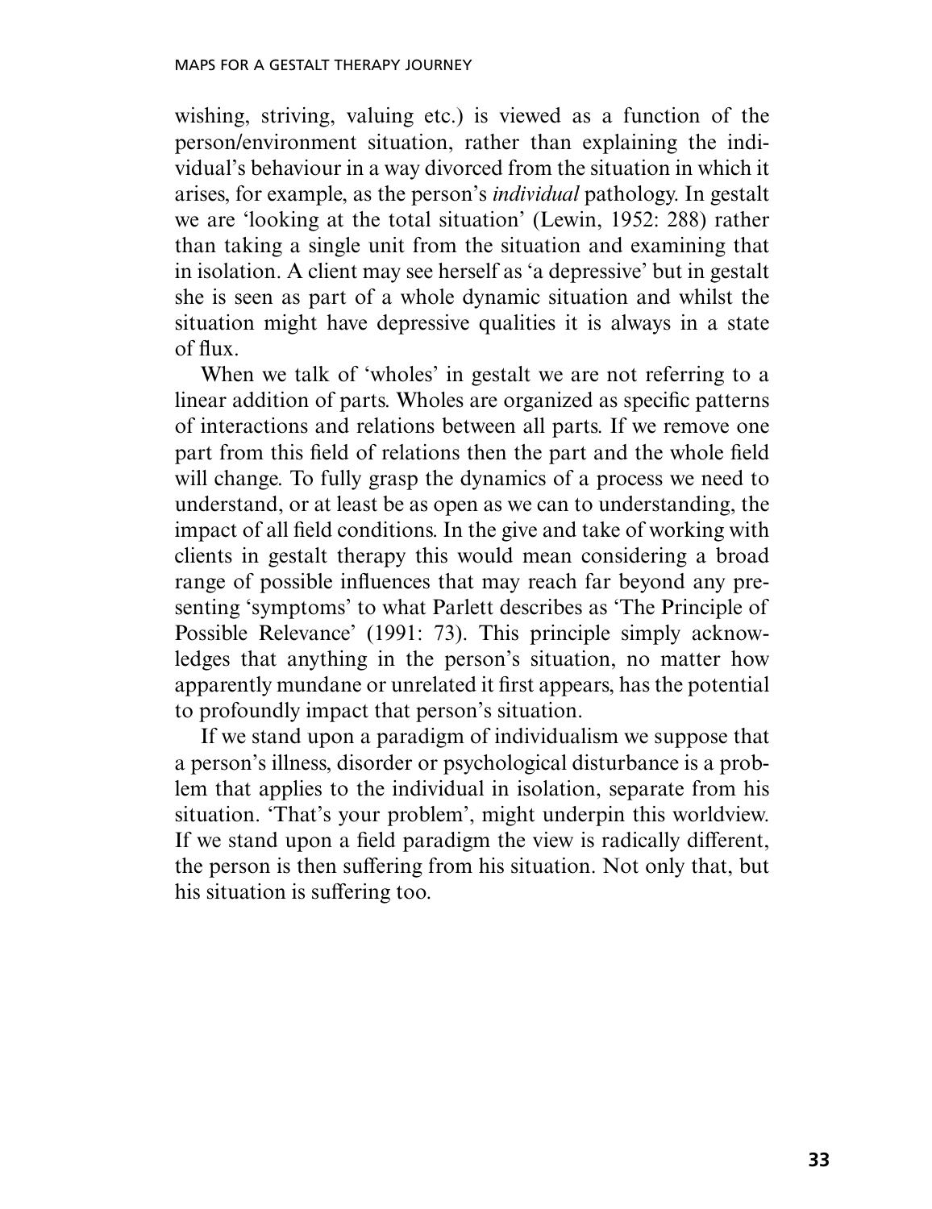wishing, striving, valuing etc.) is viewed as a function of the person/environment situation, rather than explaining the individual's behaviour in a way divorced from the situation in which it arises, for example, as the person's *individual* pathology. In gestalt we are 'looking at the total situation' (Lewin, 1952: 288) rather than taking a single unit from the situation and examining that in isolation. A client may see herself as 'a depressive' but in gestalt she is seen as part of a whole dynamic situation and whilst the situation might have depressive qualities it is always in a state of flux.

When we talk of 'wholes' in gestalt we are not referring to a linear addition of parts. Wholes are organized as specific patterns of interactions and relations between all parts. If we remove one part from this field of relations then the part and the whole field will change. To fully grasp the dynamics of a process we need to understand, or at least be as open as we can to understanding, the impact of all field conditions. In the give and take of working with clients in gestalt therapy this would mean considering a broad range of possible influences that may reach far beyond any presenting 'symptoms' to what Parlett describes as 'The Principle of Possible Relevance' (1991: 73). This principle simply acknowledges that anything in the person's situation, no matter how apparently mundane or unrelated it first appears, has the potential to profoundly impact that person's situation.

If we stand upon a paradigm of individualism we suppose that a person's illness, disorder or psychological disturbance is a problem that applies to the individual in isolation, separate from his situation. 'That's your problem', might underpin this worldview. If we stand upon a field paradigm the view is radically different, the person is then suffering from his situation. Not only that, but his situation is suffering too.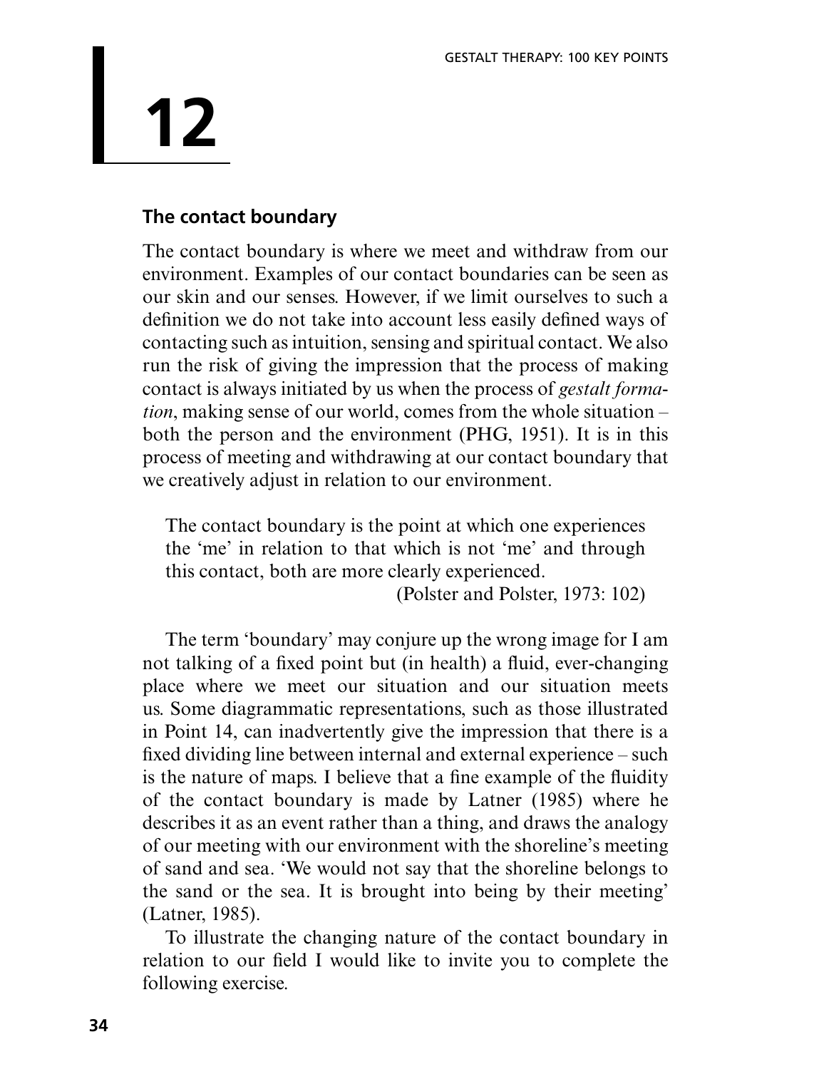# 12

## The contact boundary

The contact boundary is where we meet and withdraw from our environment. Examples of our contact boundaries can be seen as our skin and our senses. However, if we limit ourselves to such a definition we do not take into account less easily defined ways of contacting such as intuition, sensing and spiritual contact. We also run the risk of giving the impression that the process of making contact is always initiated by us when the process of *gestalt formation*, making sense of our world, comes from the whole situation – both the person and the environment (PHG, 1951). It is in this process of meeting and withdrawing at our contact boundary that we creatively adjust in relation to our environment.

> The contact boundary is the point at which one experiences the 'me' in relation to that which is not 'me' and through this contact, both are more clearly experienced.
>
> (Polster and Polster, 1973: 102)

The term 'boundary' may conjure up the wrong image for I am not talking of a fixed point but (in health) a fluid, ever-changing place where we meet our situation and our situation meets us. Some diagrammatic representations, such as those illustrated in Point 14, can inadvertently give the impression that there is a fixed dividing line between internal and external experience – such is the nature of maps. I believe that a fine example of the fluidity of the contact boundary is made by Latner (1985) where he describes it as an event rather than a thing, and draws the analogy of our meeting with our environment with the shoreline's meeting of sand and sea. 'We would not say that the shoreline belongs to the sand or the sea. It is brought into being by their meeting' (Latner, 1985).

To illustrate the changing nature of the contact boundary in relation to our field I would like to invite you to complete the following exercise.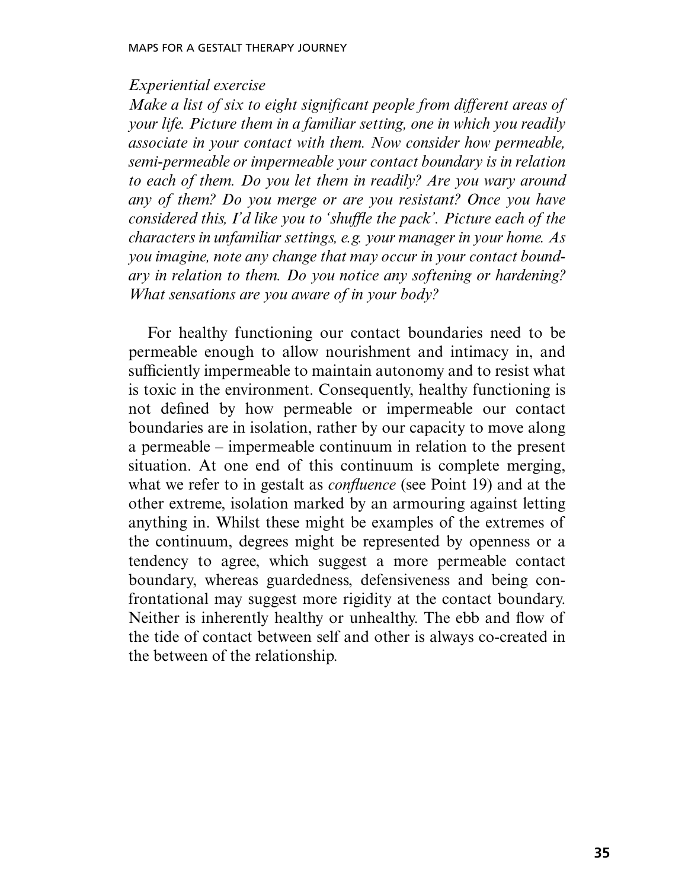*Experiential exercise*

*Make a list of six to eight significant people from different areas of your life. Picture them in a familiar setting, one in which you readily associate in your contact with them. Now consider how permeable, semi-permeable or impermeable your contact boundary is in relation to each of them. Do you let them in readily? Are you wary around any of them? Do you merge or are you resistant? Once you have considered this, I'd like you to 'shuffle the pack'. Picture each of the characters in unfamiliar settings, e.g. your manager in your home. As you imagine, note any change that may occur in your contact boundary in relation to them. Do you notice any softening or hardening? What sensations are you aware of in your body?*

For healthy functioning our contact boundaries need to be permeable enough to allow nourishment and intimacy in, and sufficiently impermeable to maintain autonomy and to resist what is toxic in the environment. Consequently, healthy functioning is not defined by how permeable or impermeable our contact boundaries are in isolation, rather by our capacity to move along a permeable – impermeable continuum in relation to the present situation. At one end of this continuum is complete merging, what we refer to in gestalt as *confluence* (see Point 19) and at the other extreme, isolation marked by an armouring against letting anything in. Whilst these might be examples of the extremes of the continuum, degrees might be represented by openness or a tendency to agree, which suggest a more permeable contact boundary, whereas guardedness, defensiveness and being confrontational may suggest more rigidity at the contact boundary. Neither is inherently healthy or unhealthy. The ebb and flow of the tide of contact between self and other is always co-created in the between of the relationship.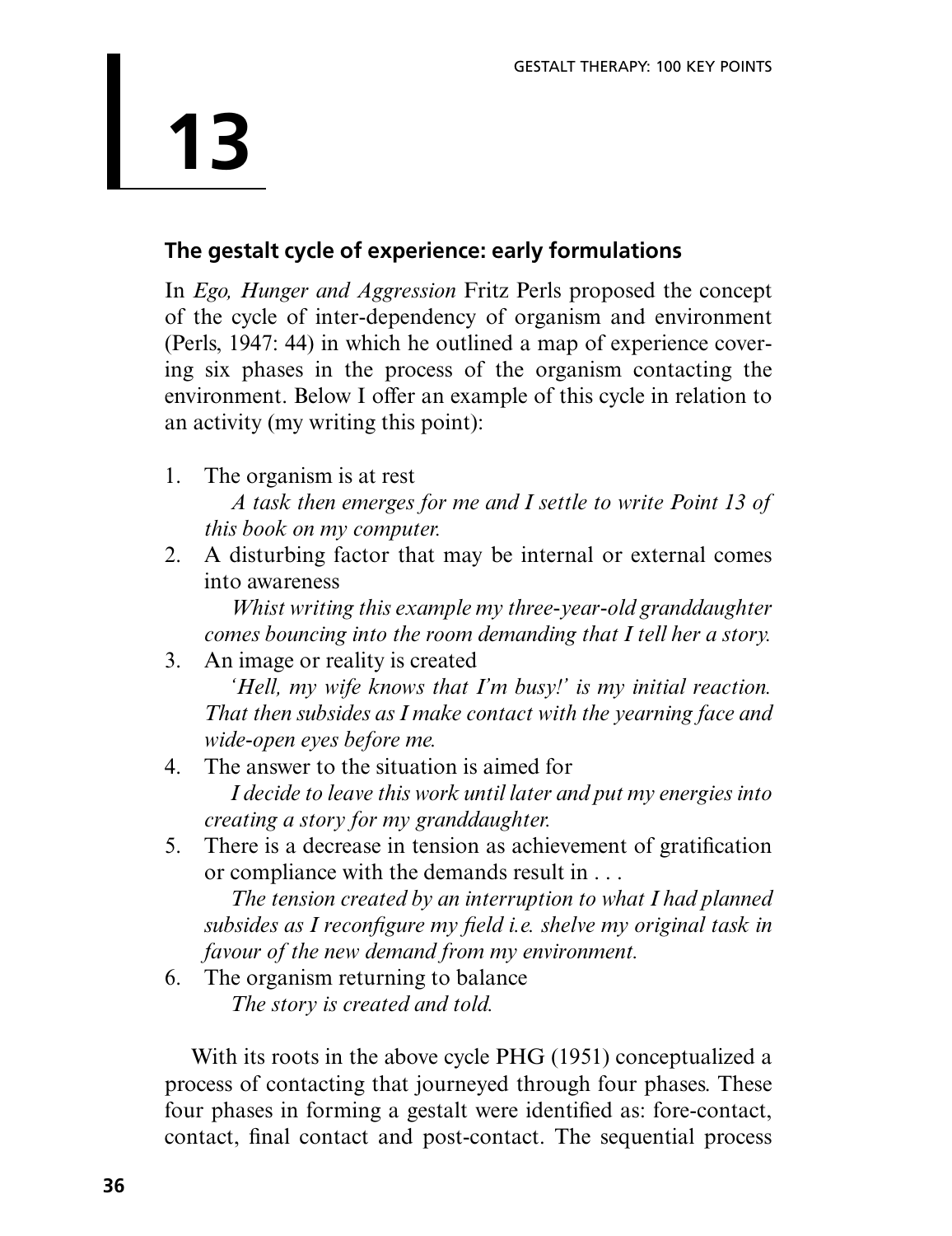# 13

## The gestalt cycle of experience: early formulations

In *Ego, Hunger and Aggression* Fritz Perls proposed the concept of the cycle of inter-dependency of organism and environment (Perls, 1947: 44) in which he outlined a map of experience covering six phases in the process of the organism contacting the environment. Below I offer an example of this cycle in relation to an activity (my writing this point):

1. The organism is at rest
   *A task then emerges for me and I settle to write Point 13 of this book on my computer.*
2. A disturbing factor that may be internal or external comes into awareness
   *Whist writing this example my three-year-old granddaughter comes bouncing into the room demanding that I tell her a story.*
3. An image or reality is created
   *'Hell, my wife knows that I'm busy!' is my initial reaction. That then subsides as I make contact with the yearning face and wide-open eyes before me.*
4. The answer to the situation is aimed for
   *I decide to leave this work until later and put my energies into creating a story for my granddaughter.*
5. There is a decrease in tension as achievement of gratification or compliance with the demands result in . . .
   *The tension created by an interruption to what I had planned subsides as I reconfigure my field i.e. shelve my original task in favour of the new demand from my environment.*
6. The organism returning to balance
   *The story is created and told.*

With its roots in the above cycle PHG (1951) conceptualized a process of contacting that journeyed through four phases. These four phases in forming a gestalt were identified as: fore-contact, contact, final contact and post-contact. The sequential process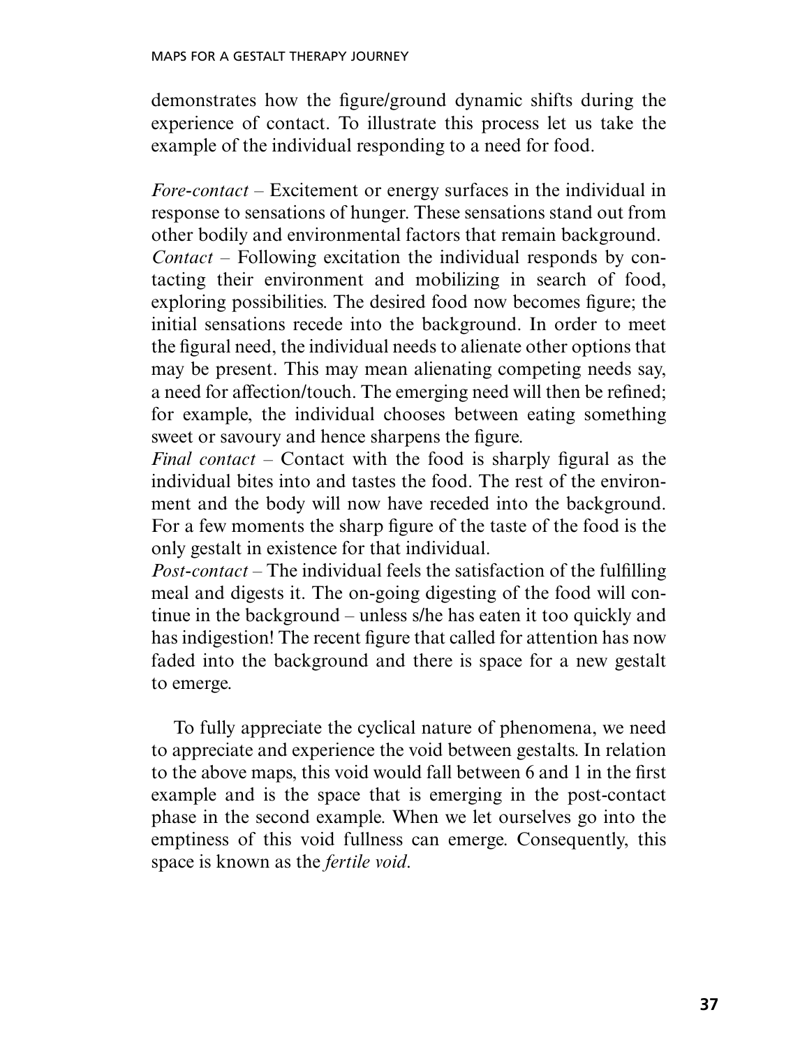demonstrates how the figure/ground dynamic shifts during the experience of contact. To illustrate this process let us take the example of the individual responding to a need for food.

*Fore-contact* – Excitement or energy surfaces in the individual in response to sensations of hunger. These sensations stand out from other bodily and environmental factors that remain background.
*Contact* – Following excitation the individual responds by contacting their environment and mobilizing in search of food, exploring possibilities. The desired food now becomes figure; the initial sensations recede into the background. In order to meet the figural need, the individual needs to alienate other options that may be present. This may mean alienating competing needs say, a need for affection/touch. The emerging need will then be refined; for example, the individual chooses between eating something sweet or savoury and hence sharpens the figure.
*Final contact* – Contact with the food is sharply figural as the individual bites into and tastes the food. The rest of the environment and the body will now have receded into the background. For a few moments the sharp figure of the taste of the food is the only gestalt in existence for that individual.
*Post-contact* – The individual feels the satisfaction of the fulfilling meal and digests it. The on-going digesting of the food will continue in the background – unless s/he has eaten it too quickly and has indigestion! The recent figure that called for attention has now faded into the background and there is space for a new gestalt to emerge.

To fully appreciate the cyclical nature of phenomena, we need to appreciate and experience the void between gestalts. In relation to the above maps, this void would fall between 6 and 1 in the first example and is the space that is emerging in the post-contact phase in the second example. When we let ourselves go into the emptiness of this void fullness can emerge. Consequently, this space is known as the *fertile void*.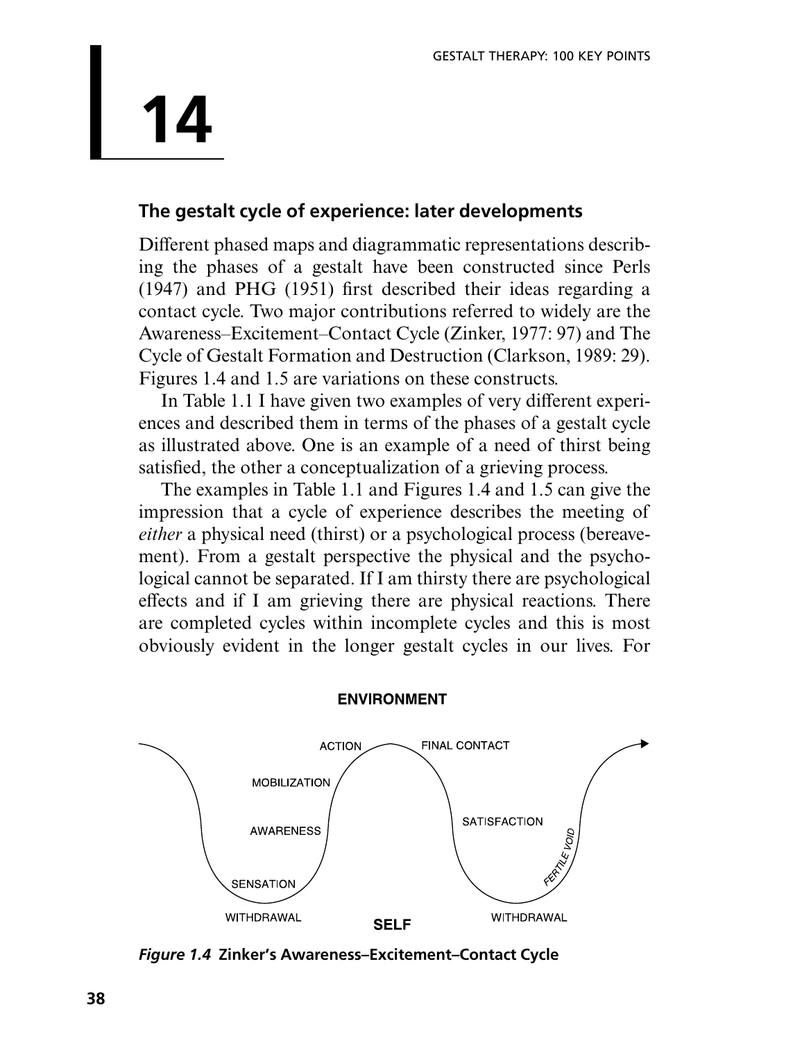# 14

## The gestalt cycle of experience: later developments

Different phased maps and diagrammatic representations describing the phases of a gestalt have been constructed since Perls (1947) and PHG (1951) first described their ideas regarding a contact cycle. Two major contributions referred to widely are the Awareness–Excitement–Contact Cycle (Zinker, 1977: 97) and The Cycle of Gestalt Formation and Destruction (Clarkson, 1989: 29). Figures 1.4 and 1.5 are variations on these constructs.

In Table 1.1 I have given two examples of very different experiences and described them in terms of the phases of a gestalt cycle as illustrated above. One is an example of a need of thirst being satisfied, the other a conceptualization of a grieving process.

The examples in Table 1.1 and Figures 1.4 and 1.5 can give the impression that a cycle of experience describes the meeting of *either* a physical need (thirst) or a psychological process (bereavement). From a gestalt perspective the physical and the psychological cannot be separated. If I am thirsty there are psychological effects and if I am grieving there are physical reactions. There are completed cycles within incomplete cycles and this is most obviously evident in the longer gestalt cycles in our lives. For

ENVIRONMENT

ACTION, FINAL CONTACT, MOBILIZATION, AWARENESS, SATISFACTION, SENSATION, FERTILE VOID, WITHDRAWAL, WITHDRAWAL

SELF

***Figure 1.4*** **Zinker's Awareness–Excitement–Contact Cycle**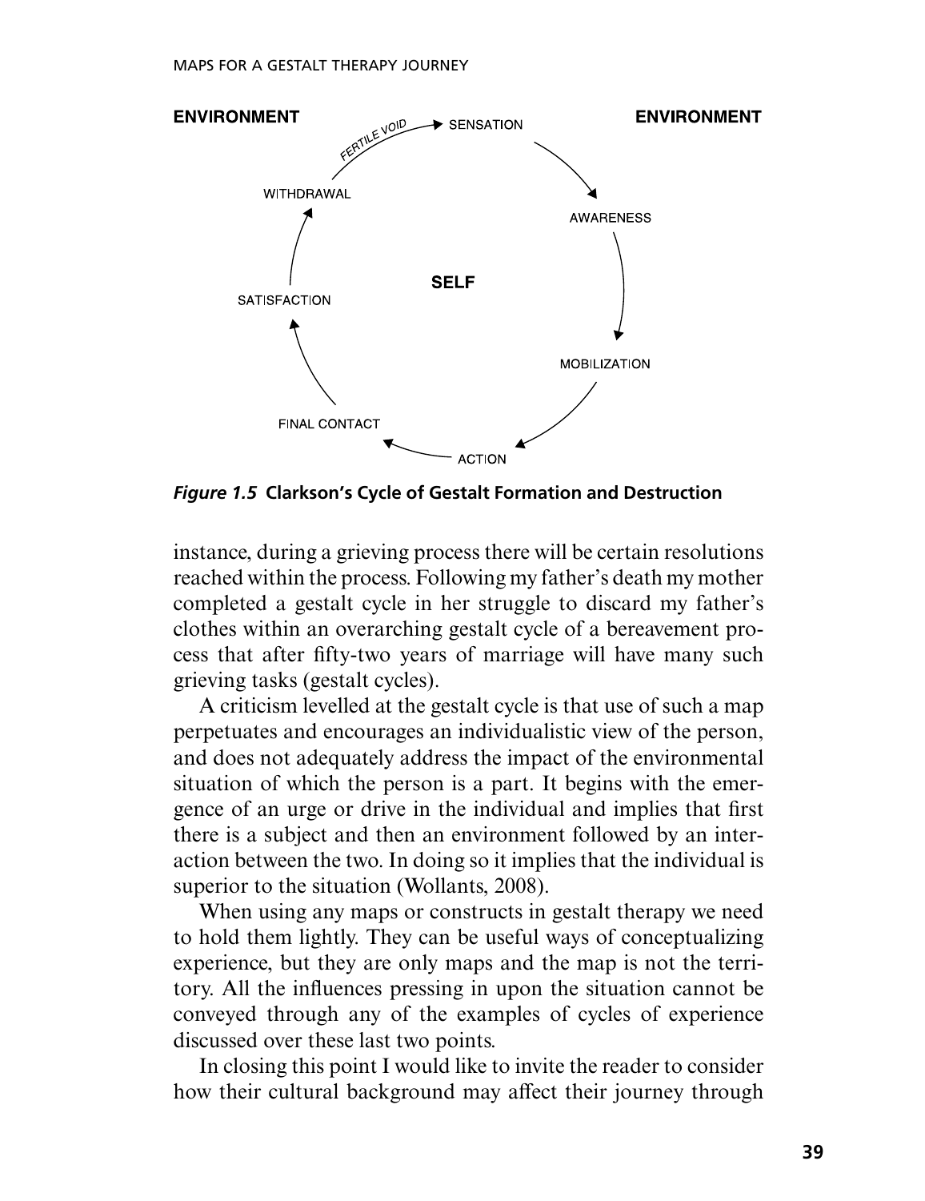ENVIRONMENT

ENVIRONMENT

FERTILE VOID → SENSATION → AWARENESS → MOBILIZATION → ACTION → FINAL CONTACT → SATISFACTION → WITHDRAWAL

SELF

***Figure 1.5*** **Clarkson's Cycle of Gestalt Formation and Destruction**

instance, during a grieving process there will be certain resolutions reached within the process. Following my father's death my mother completed a gestalt cycle in her struggle to discard my father's clothes within an overarching gestalt cycle of a bereavement process that after fifty-two years of marriage will have many such grieving tasks (gestalt cycles).

A criticism levelled at the gestalt cycle is that use of such a map perpetuates and encourages an individualistic view of the person, and does not adequately address the impact of the environmental situation of which the person is a part. It begins with the emergence of an urge or drive in the individual and implies that first there is a subject and then an environment followed by an interaction between the two. In doing so it implies that the individual is superior to the situation (Wollants, 2008).

When using any maps or constructs in gestalt therapy we need to hold them lightly. They can be useful ways of conceptualizing experience, but they are only maps and the map is not the territory. All the influences pressing in upon the situation cannot be conveyed through any of the examples of cycles of experience discussed over these last two points.

In closing this point I would like to invite the reader to consider how their cultural background may affect their journey through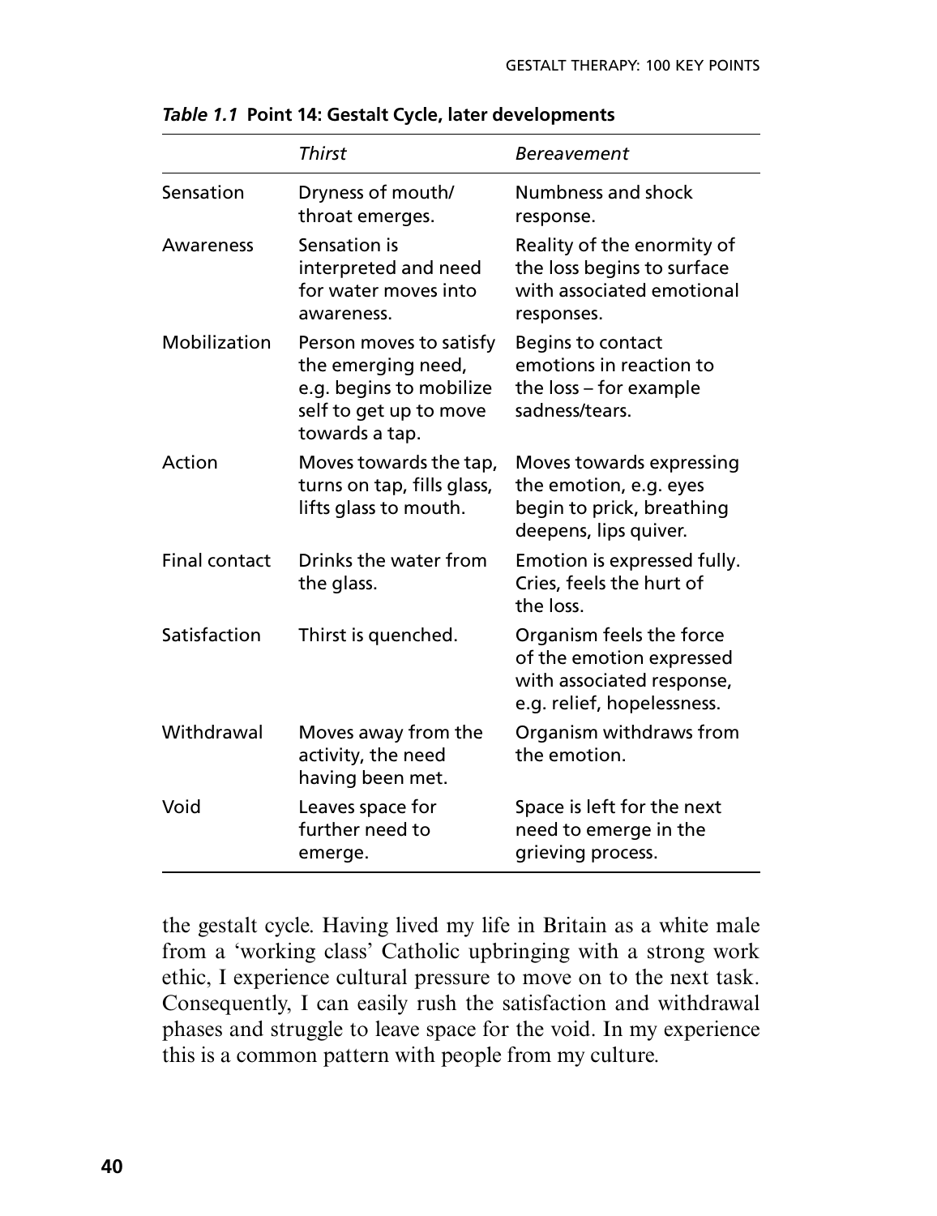*Table 1.1* **Point 14: Gestalt Cycle, later developments**

| | *Thirst* | *Bereavement* |
|---|---|---|
| Sensation | Dryness of mouth/ throat emerges. | Numbness and shock response. |
| Awareness | Sensation is interpreted and need for water moves into awareness. | Reality of the enormity of the loss begins to surface with associated emotional responses. |
| Mobilization | Person moves to satisfy the emerging need, e.g. begins to mobilize self to get up to move towards a tap. | Begins to contact emotions in reaction to the loss – for example sadness/tears. |
| Action | Moves towards the tap, turns on tap, fills glass, lifts glass to mouth. | Moves towards expressing the emotion, e.g. eyes begin to prick, breathing deepens, lips quiver. |
| Final contact | Drinks the water from the glass. | Emotion is expressed fully. Cries, feels the hurt of the loss. |
| Satisfaction | Thirst is quenched. | Organism feels the force of the emotion expressed with associated response, e.g. relief, hopelessness. |
| Withdrawal | Moves away from the activity, the need having been met. | Organism withdraws from the emotion. |
| Void | Leaves space for further need to emerge. | Space is left for the next need to emerge in the grieving process. |

the gestalt cycle. Having lived my life in Britain as a white male from a 'working class' Catholic upbringing with a strong work ethic, I experience cultural pressure to move on to the next task. Consequently, I can easily rush the satisfaction and withdrawal phases and struggle to leave space for the void. In my experience this is a common pattern with people from my culture.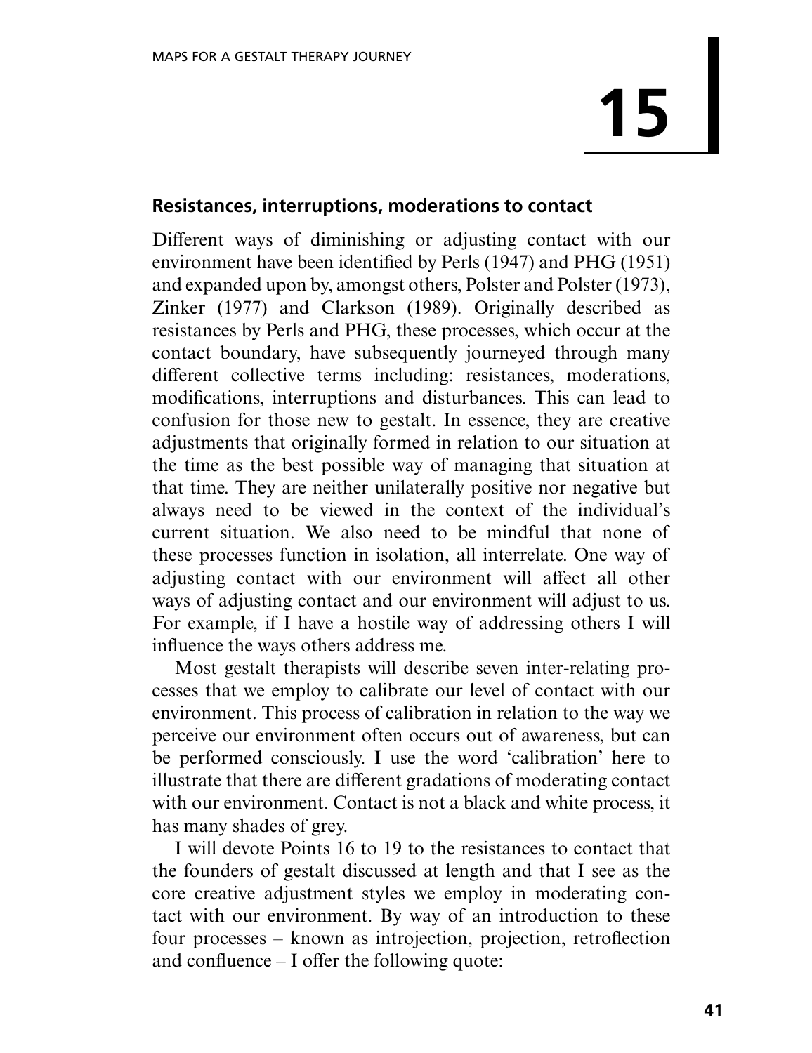# 15

## Resistances, interruptions, moderations to contact

Different ways of diminishing or adjusting contact with our environment have been identified by Perls (1947) and PHG (1951) and expanded upon by, amongst others, Polster and Polster (1973), Zinker (1977) and Clarkson (1989). Originally described as resistances by Perls and PHG, these processes, which occur at the contact boundary, have subsequently journeyed through many different collective terms including: resistances, moderations, modifications, interruptions and disturbances. This can lead to confusion for those new to gestalt. In essence, they are creative adjustments that originally formed in relation to our situation at the time as the best possible way of managing that situation at that time. They are neither unilaterally positive nor negative but always need to be viewed in the context of the individual's current situation. We also need to be mindful that none of these processes function in isolation, all interrelate. One way of adjusting contact with our environment will affect all other ways of adjusting contact and our environment will adjust to us. For example, if I have a hostile way of addressing others I will influence the ways others address me.

Most gestalt therapists will describe seven inter-relating processes that we employ to calibrate our level of contact with our environment. This process of calibration in relation to the way we perceive our environment often occurs out of awareness, but can be performed consciously. I use the word 'calibration' here to illustrate that there are different gradations of moderating contact with our environment. Contact is not a black and white process, it has many shades of grey.

I will devote Points 16 to 19 to the resistances to contact that the founders of gestalt discussed at length and that I see as the core creative adjustment styles we employ in moderating contact with our environment. By way of an introduction to these four processes – known as introjection, projection, retroflection and confluence – I offer the following quote: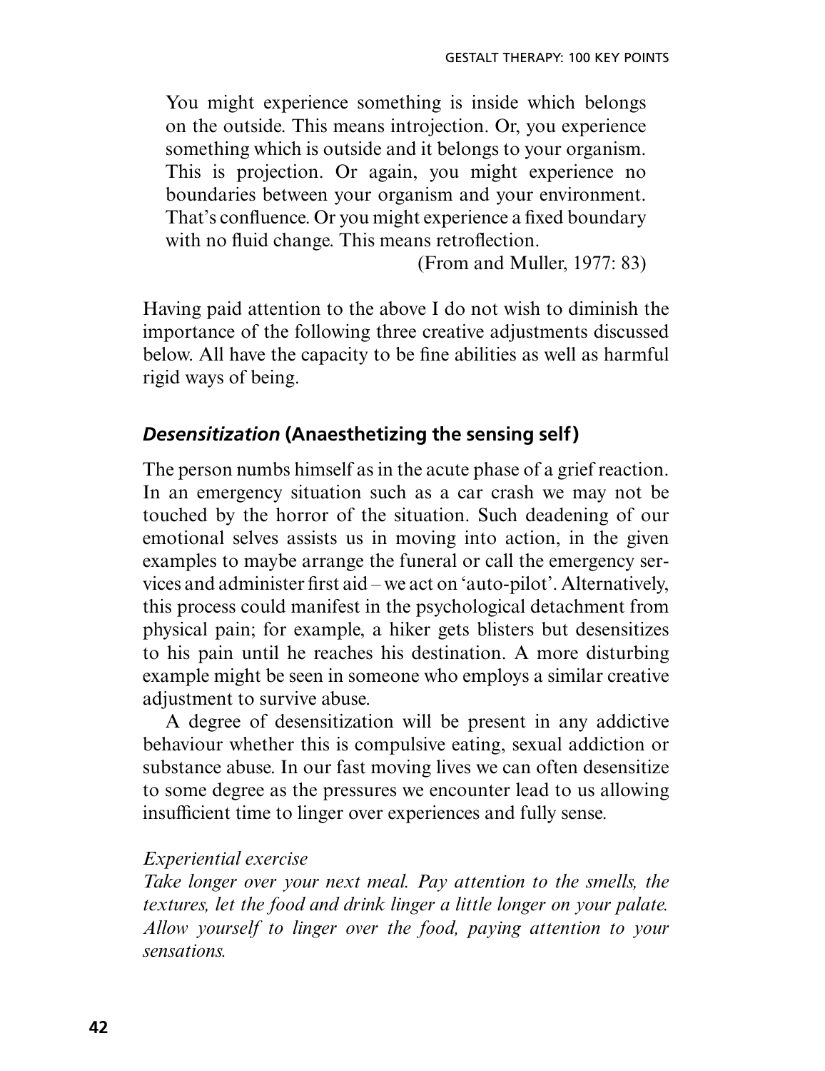> You might experience something is inside which belongs on the outside. This means introjection. Or, you experience something which is outside and it belongs to your organism. This is projection. Or again, you might experience no boundaries between your organism and your environment. That's confluence. Or you might experience a fixed boundary with no fluid change. This means retroflection.
>
> (From and Muller, 1977: 83)

Having paid attention to the above I do not wish to diminish the importance of the following three creative adjustments discussed below. All have the capacity to be fine abilities as well as harmful rigid ways of being.

### *Desensitization* (Anaesthetizing the sensing self)

The person numbs himself as in the acute phase of a grief reaction. In an emergency situation such as a car crash we may not be touched by the horror of the situation. Such deadening of our emotional selves assists us in moving into action, in the given examples to maybe arrange the funeral or call the emergency services and administer first aid – we act on 'auto-pilot'. Alternatively, this process could manifest in the psychological detachment from physical pain; for example, a hiker gets blisters but desensitizes to his pain until he reaches his destination. A more disturbing example might be seen in someone who employs a similar creative adjustment to survive abuse.

A degree of desensitization will be present in any addictive behaviour whether this is compulsive eating, sexual addiction or substance abuse. In our fast moving lives we can often desensitize to some degree as the pressures we encounter lead to us allowing insufficient time to linger over experiences and fully sense.

*Experiential exercise*

*Take longer over your next meal. Pay attention to the smells, the textures, let the food and drink linger a little longer on your palate. Allow yourself to linger over the food, paying attention to your sensations.*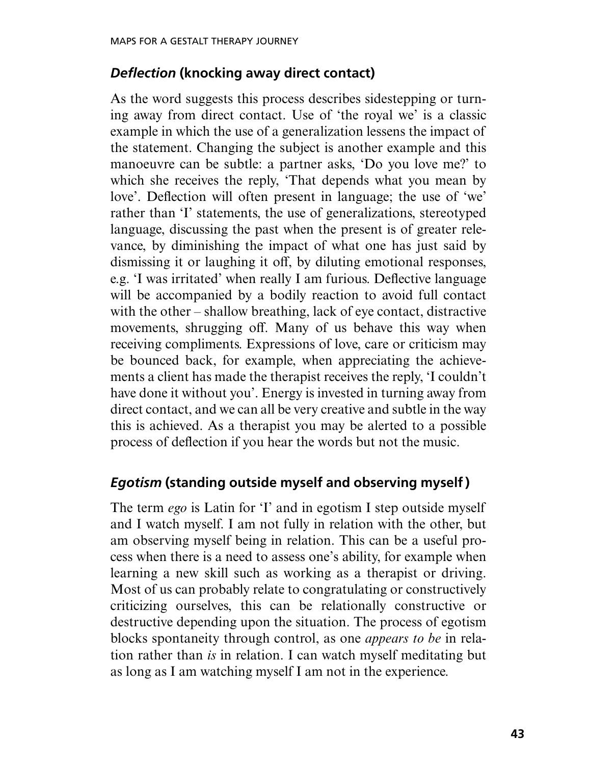### *Deflection* (knocking away direct contact)

As the word suggests this process describes sidestepping or turning away from direct contact. Use of 'the royal we' is a classic example in which the use of a generalization lessens the impact of the statement. Changing the subject is another example and this manoeuvre can be subtle: a partner asks, 'Do you love me?' to which she receives the reply, 'That depends what you mean by love'. Deflection will often present in language; the use of 'we' rather than 'I' statements, the use of generalizations, stereotyped language, discussing the past when the present is of greater relevance, by diminishing the impact of what one has just said by dismissing it or laughing it off, by diluting emotional responses, e.g. 'I was irritated' when really I am furious. Deflective language will be accompanied by a bodily reaction to avoid full contact with the other – shallow breathing, lack of eye contact, distractive movements, shrugging off. Many of us behave this way when receiving compliments. Expressions of love, care or criticism may be bounced back, for example, when appreciating the achievements a client has made the therapist receives the reply, 'I couldn't have done it without you'. Energy is invested in turning away from direct contact, and we can all be very creative and subtle in the way this is achieved. As a therapist you may be alerted to a possible process of deflection if you hear the words but not the music.

### *Egotism* (standing outside myself and observing myself)

The term *ego* is Latin for 'I' and in egotism I step outside myself and I watch myself. I am not fully in relation with the other, but am observing myself being in relation. This can be a useful process when there is a need to assess one's ability, for example when learning a new skill such as working as a therapist or driving. Most of us can probably relate to congratulating or constructively criticizing ourselves, this can be relationally constructive or destructive depending upon the situation. The process of egotism blocks spontaneity through control, as one *appears to be* in relation rather than *is* in relation. I can watch myself meditating but as long as I am watching myself I am not in the experience.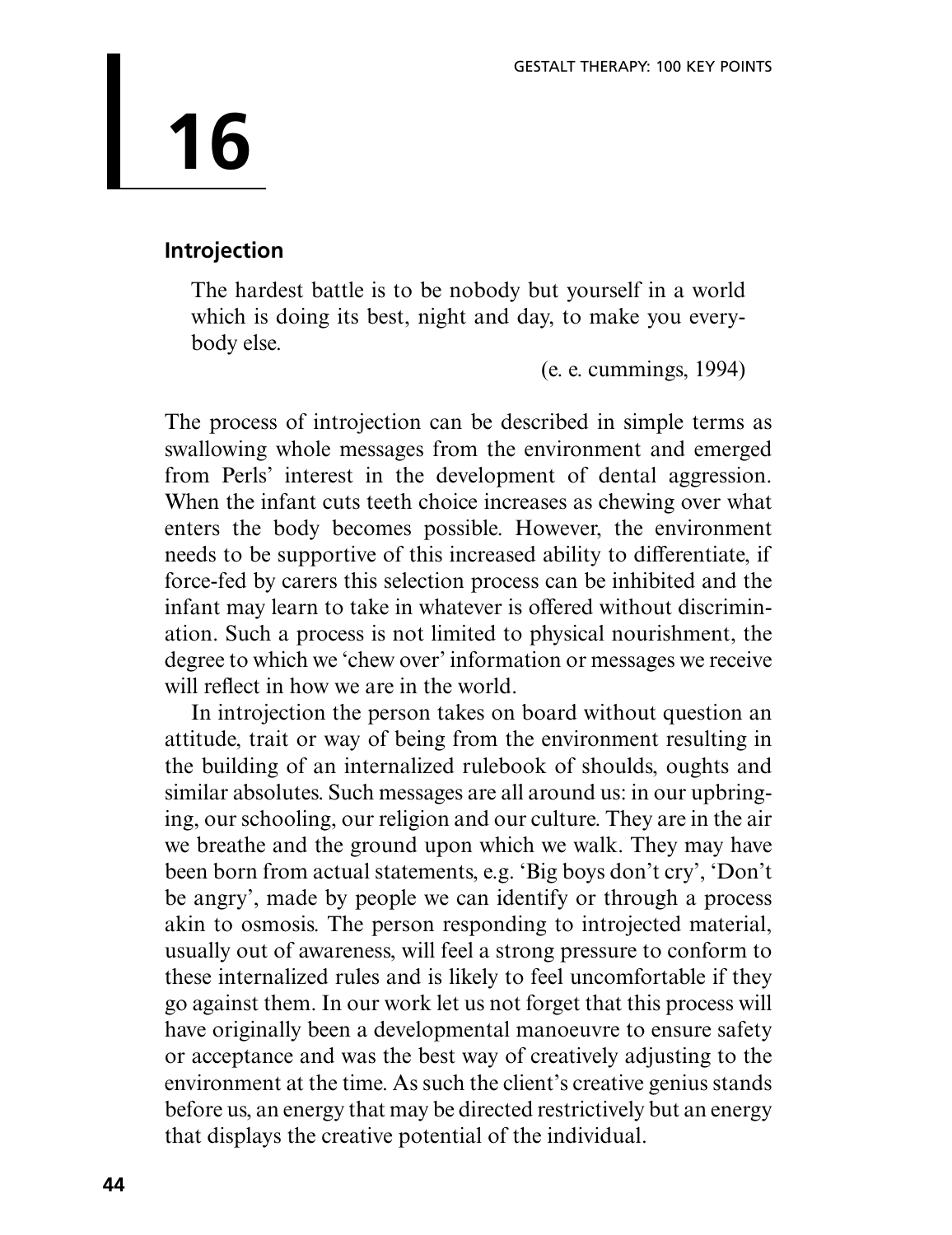# 16

## Introjection

> The hardest battle is to be nobody but yourself in a world which is doing its best, night and day, to make you everybody else.
>
> (e. e. cummings, 1994)

The process of introjection can be described in simple terms as swallowing whole messages from the environment and emerged from Perls' interest in the development of dental aggression. When the infant cuts teeth choice increases as chewing over what enters the body becomes possible. However, the environment needs to be supportive of this increased ability to differentiate, if force-fed by carers this selection process can be inhibited and the infant may learn to take in whatever is offered without discrimination. Such a process is not limited to physical nourishment, the degree to which we 'chew over' information or messages we receive will reflect in how we are in the world.

In introjection the person takes on board without question an attitude, trait or way of being from the environment resulting in the building of an internalized rulebook of shoulds, oughts and similar absolutes. Such messages are all around us: in our upbringing, our schooling, our religion and our culture. They are in the air we breathe and the ground upon which we walk. They may have been born from actual statements, e.g. 'Big boys don't cry', 'Don't be angry', made by people we can identify or through a process akin to osmosis. The person responding to introjected material, usually out of awareness, will feel a strong pressure to conform to these internalized rules and is likely to feel uncomfortable if they go against them. In our work let us not forget that this process will have originally been a developmental manoeuvre to ensure safety or acceptance and was the best way of creatively adjusting to the environment at the time. As such the client's creative genius stands before us, an energy that may be directed restrictively but an energy that displays the creative potential of the individual.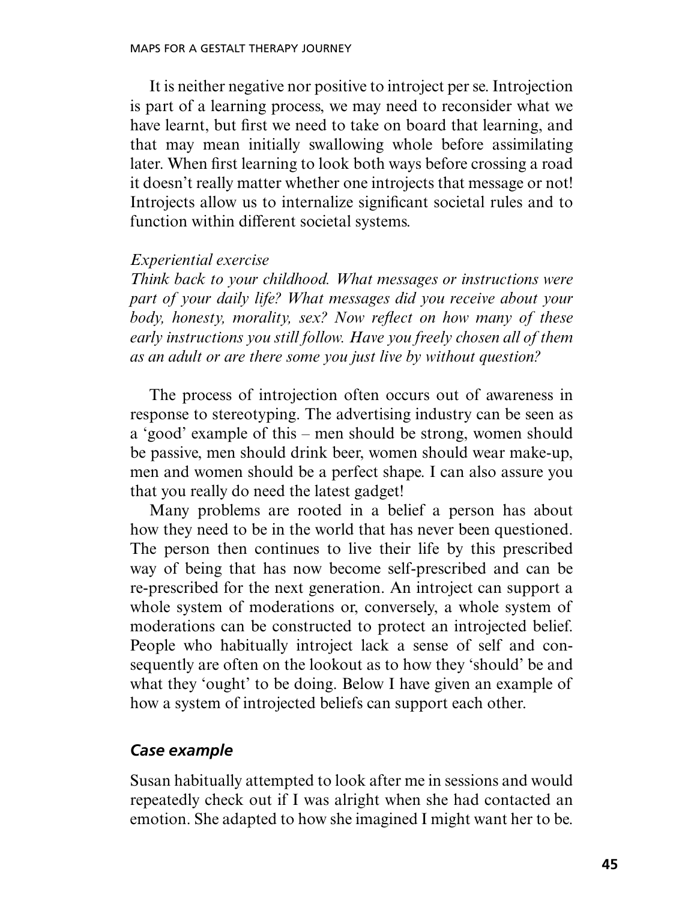It is neither negative nor positive to introject per se. Introjection is part of a learning process, we may need to reconsider what we have learnt, but first we need to take on board that learning, and that may mean initially swallowing whole before assimilating later. When first learning to look both ways before crossing a road it doesn't really matter whether one introjects that message or not! Introjects allow us to internalize significant societal rules and to function within different societal systems.

*Experiential exercise*
*Think back to your childhood. What messages or instructions were part of your daily life? What messages did you receive about your body, honesty, morality, sex? Now reflect on how many of these early instructions you still follow. Have you freely chosen all of them as an adult or are there some you just live by without question?*

The process of introjection often occurs out of awareness in response to stereotyping. The advertising industry can be seen as a 'good' example of this – men should be strong, women should be passive, men should drink beer, women should wear make-up, men and women should be a perfect shape. I can also assure you that you really do need the latest gadget!

Many problems are rooted in a belief a person has about how they need to be in the world that has never been questioned. The person then continues to live their life by this prescribed way of being that has now become self-prescribed and can be re-prescribed for the next generation. An introject can support a whole system of moderations or, conversely, a whole system of moderations can be constructed to protect an introjected belief. People who habitually introject lack a sense of self and consequently are often on the lookout as to how they 'should' be and what they 'ought' to be doing. Below I have given an example of how a system of introjected beliefs can support each other.

### *Case example*

Susan habitually attempted to look after me in sessions and would repeatedly check out if I was alright when she had contacted an emotion. She adapted to how she imagined I might want her to be.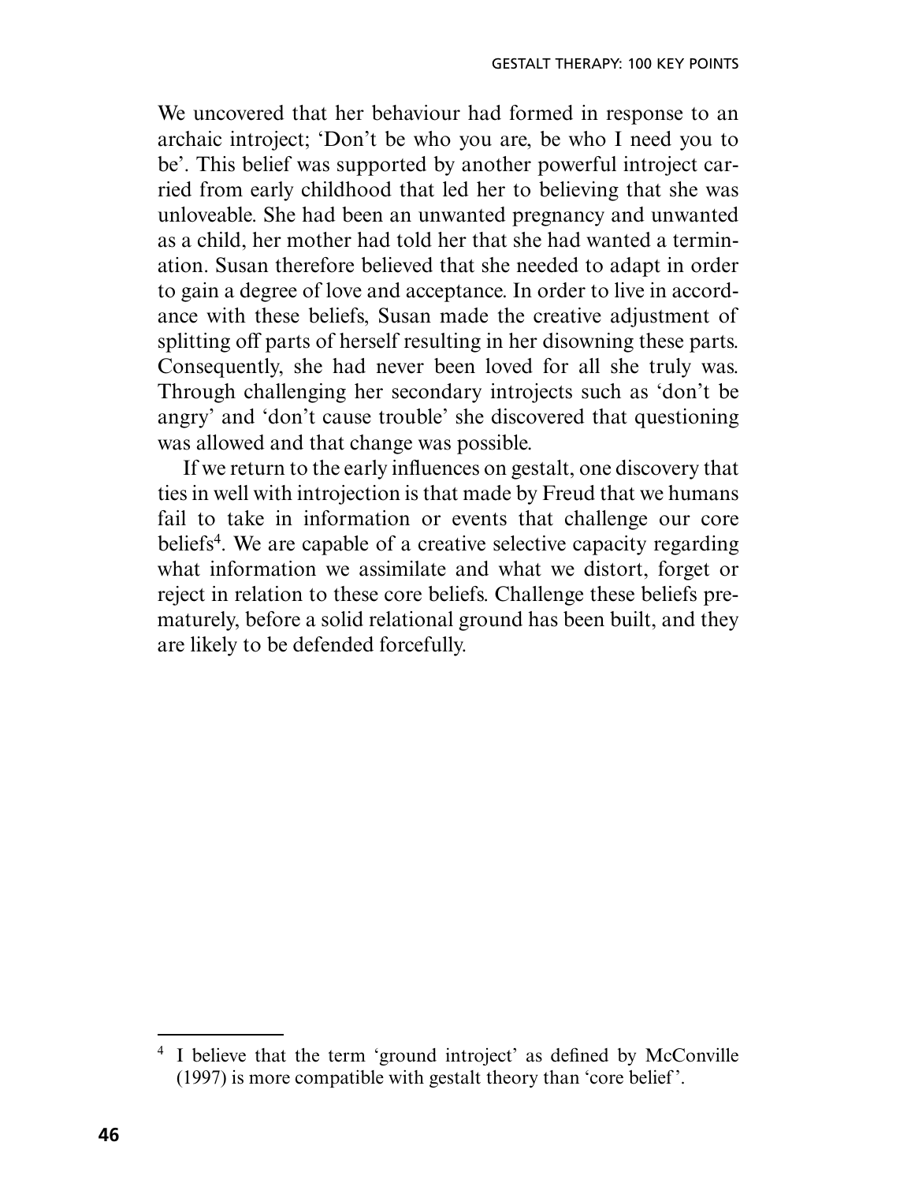We uncovered that her behaviour had formed in response to an archaic introject; 'Don't be who you are, be who I need you to be'. This belief was supported by another powerful introject carried from early childhood that led her to believing that she was unloveable. She had been an unwanted pregnancy and unwanted as a child, her mother had told her that she had wanted a termination. Susan therefore believed that she needed to adapt in order to gain a degree of love and acceptance. In order to live in accordance with these beliefs, Susan made the creative adjustment of splitting off parts of herself resulting in her disowning these parts. Consequently, she had never been loved for all she truly was. Through challenging her secondary introjects such as 'don't be angry' and 'don't cause trouble' she discovered that questioning was allowed and that change was possible.

If we return to the early influences on gestalt, one discovery that ties in well with introjection is that made by Freud that we humans fail to take in information or events that challenge our core beliefs[4]. We are capable of a creative selective capacity regarding what information we assimilate and what we distort, forget or reject in relation to these core beliefs. Challenge these beliefs prematurely, before a solid relational ground has been built, and they are likely to be defended forcefully.

---

[4] I believe that the term 'ground introject' as defined by McConville (1997) is more compatible with gestalt theory than 'core belief'.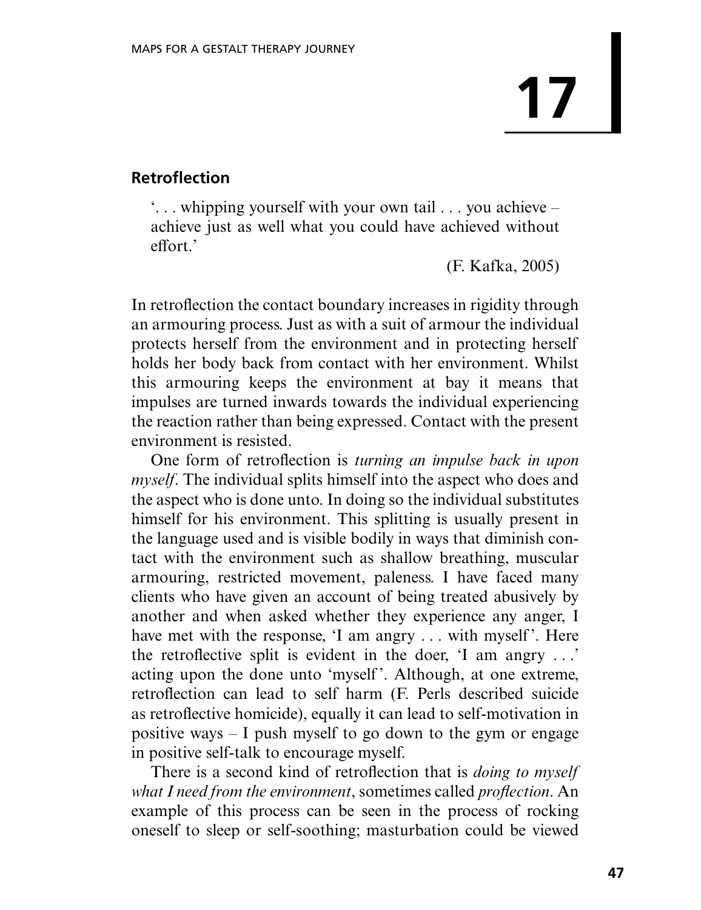# 17

## Retroflection

> '. . . whipping yourself with your own tail . . . you achieve – achieve just as well what you could have achieved without effort.'
>
> (F. Kafka, 2005)

In retroflection the contact boundary increases in rigidity through an armouring process. Just as with a suit of armour the individual protects herself from the environment and in protecting herself holds her body back from contact with her environment. Whilst this armouring keeps the environment at bay it means that impulses are turned inwards towards the individual experiencing the reaction rather than being expressed. Contact with the present environment is resisted.

One form of retroflection is *turning an impulse back in upon myself*. The individual splits himself into the aspect who does and the aspect who is done unto. In doing so the individual substitutes himself for his environment. This splitting is usually present in the language used and is visible bodily in ways that diminish contact with the environment such as shallow breathing, muscular armouring, restricted movement, paleness. I have faced many clients who have given an account of being treated abusively by another and when asked whether they experience any anger, I have met with the response, 'I am angry . . . with myself'. Here the retroflective split is evident in the doer, 'I am angry . . .' acting upon the done unto 'myself'. Although, at one extreme, retroflection can lead to self harm (F. Perls described suicide as retroflective homicide), equally it can lead to self-motivation in positive ways – I push myself to go down to the gym or engage in positive self-talk to encourage myself.

There is a second kind of retroflection that is *doing to myself what I need from the environment*, sometimes called *proflection*. An example of this process can be seen in the process of rocking oneself to sleep or self-soothing; masturbation could be viewed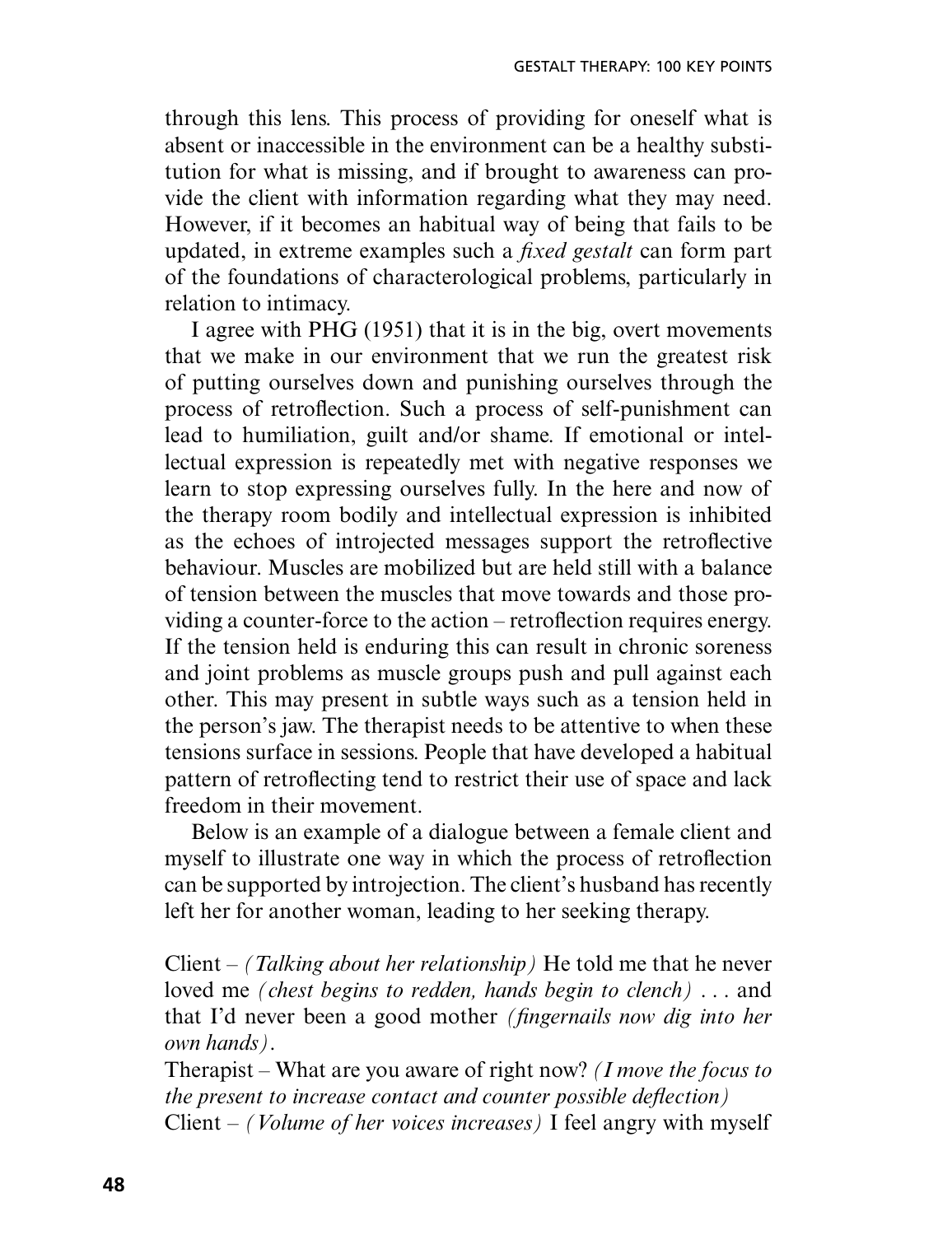through this lens. This process of providing for oneself what is absent or inaccessible in the environment can be a healthy substitution for what is missing, and if brought to awareness can provide the client with information regarding what they may need. However, if it becomes an habitual way of being that fails to be updated, in extreme examples such a *fixed gestalt* can form part of the foundations of characterological problems, particularly in relation to intimacy.

I agree with PHG (1951) that it is in the big, overt movements that we make in our environment that we run the greatest risk of putting ourselves down and punishing ourselves through the process of retroflection. Such a process of self-punishment can lead to humiliation, guilt and/or shame. If emotional or intellectual expression is repeatedly met with negative responses we learn to stop expressing ourselves fully. In the here and now of the therapy room bodily and intellectual expression is inhibited as the echoes of introjected messages support the retroflective behaviour. Muscles are mobilized but are held still with a balance of tension between the muscles that move towards and those providing a counter-force to the action – retroflection requires energy. If the tension held is enduring this can result in chronic soreness and joint problems as muscle groups push and pull against each other. This may present in subtle ways such as a tension held in the person's jaw. The therapist needs to be attentive to when these tensions surface in sessions. People that have developed a habitual pattern of retroflecting tend to restrict their use of space and lack freedom in their movement.

Below is an example of a dialogue between a female client and myself to illustrate one way in which the process of retroflection can be supported by introjection. The client's husband has recently left her for another woman, leading to her seeking therapy.

Client – *(Talking about her relationship)* He told me that he never loved me *(chest begins to redden, hands begin to clench)* . . . and that I'd never been a good mother *(fingernails now dig into her own hands)*.

Therapist – What are you aware of right now? *(I move the focus to the present to increase contact and counter possible deflection)*

Client – *(Volume of her voices increases)* I feel angry with myself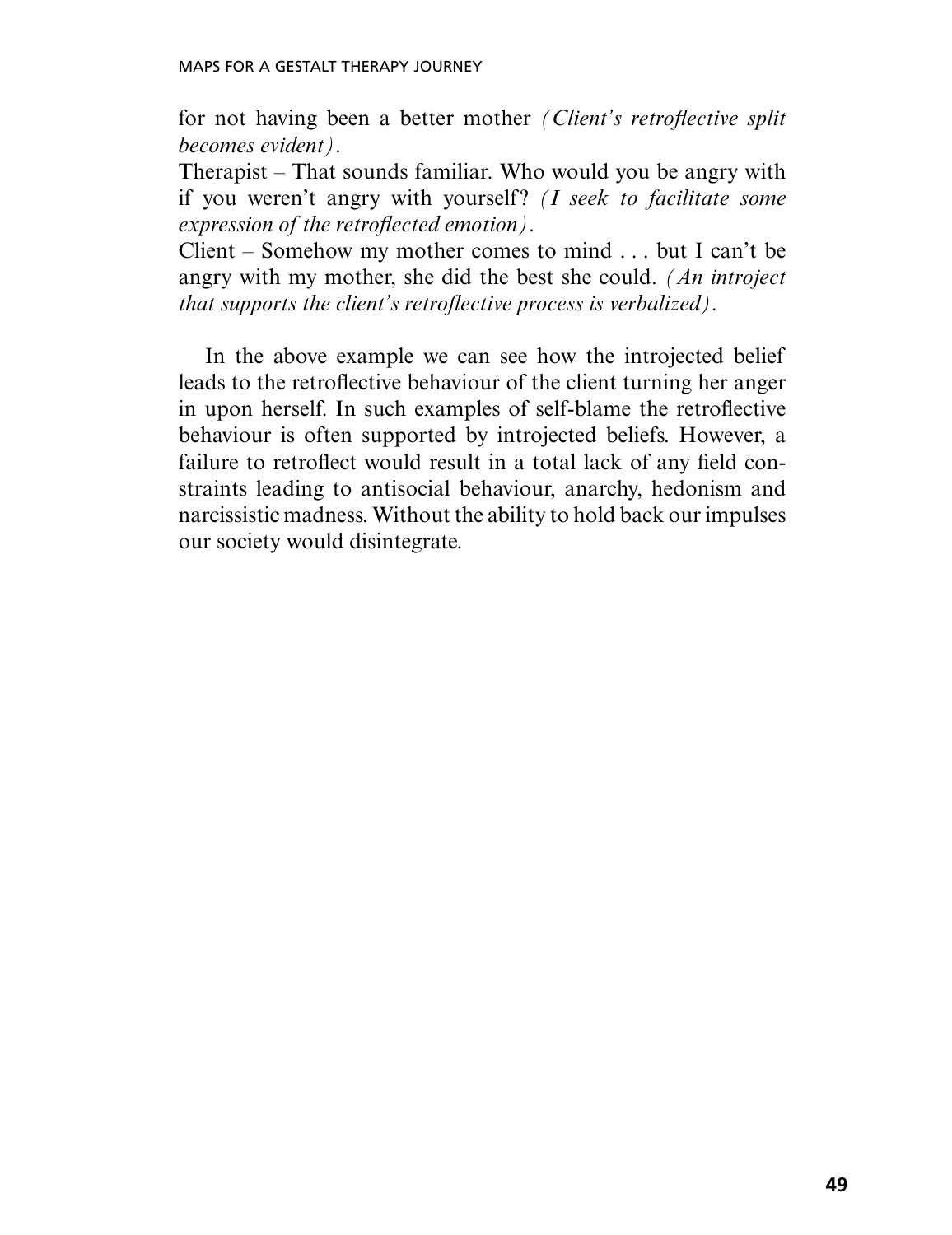for not having been a better mother *(Client's retroflective split becomes evident)*.

Therapist – That sounds familiar. Who would you be angry with if you weren't angry with yourself? *(I seek to facilitate some expression of the retroflected emotion)*.

Client – Somehow my mother comes to mind . . . but I can't be angry with my mother, she did the best she could. *(An introject that supports the client's retroflective process is verbalized)*.

In the above example we can see how the introjected belief leads to the retroflective behaviour of the client turning her anger in upon herself. In such examples of self-blame the retroflective behaviour is often supported by introjected beliefs. However, a failure to retroflect would result in a total lack of any field constraints leading to antisocial behaviour, anarchy, hedonism and narcissistic madness. Without the ability to hold back our impulses our society would disintegrate.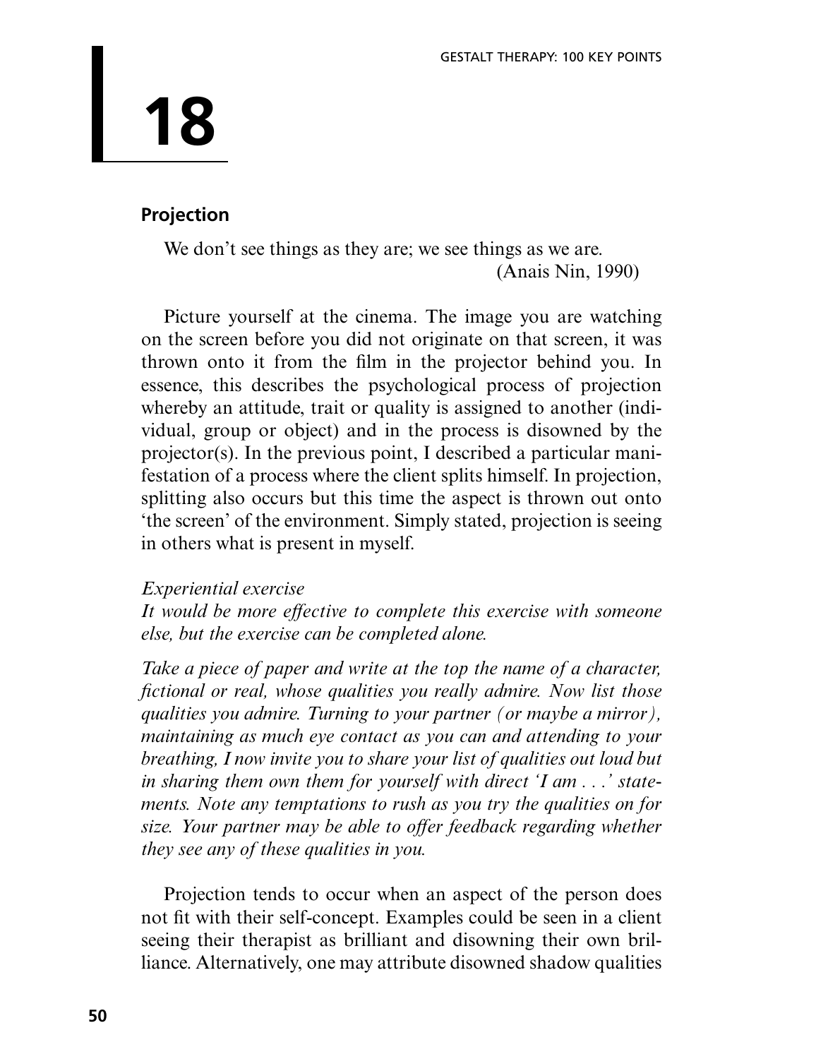# 18

## Projection

> We don't see things as they are; we see things as we are.
> (Anais Nin, 1990)

Picture yourself at the cinema. The image you are watching on the screen before you did not originate on that screen, it was thrown onto it from the film in the projector behind you. In essence, this describes the psychological process of projection whereby an attitude, trait or quality is assigned to another (individual, group or object) and in the process is disowned by the projector(s). In the previous point, I described a particular manifestation of a process where the client splits himself. In projection, splitting also occurs but this time the aspect is thrown out onto 'the screen' of the environment. Simply stated, projection is seeing in others what is present in myself.

*Experiential exercise*
*It would be more effective to complete this exercise with someone else, but the exercise can be completed alone.*

*Take a piece of paper and write at the top the name of a character, fictional or real, whose qualities you really admire. Now list those qualities you admire. Turning to your partner (or maybe a mirror), maintaining as much eye contact as you can and attending to your breathing, I now invite you to share your list of qualities out loud but in sharing them own them for yourself with direct 'I am . . .' statements. Note any temptations to rush as you try the qualities on for size. Your partner may be able to offer feedback regarding whether they see any of these qualities in you.*

Projection tends to occur when an aspect of the person does not fit with their self-concept. Examples could be seen in a client seeing their therapist as brilliant and disowning their own brilliance. Alternatively, one may attribute disowned shadow qualities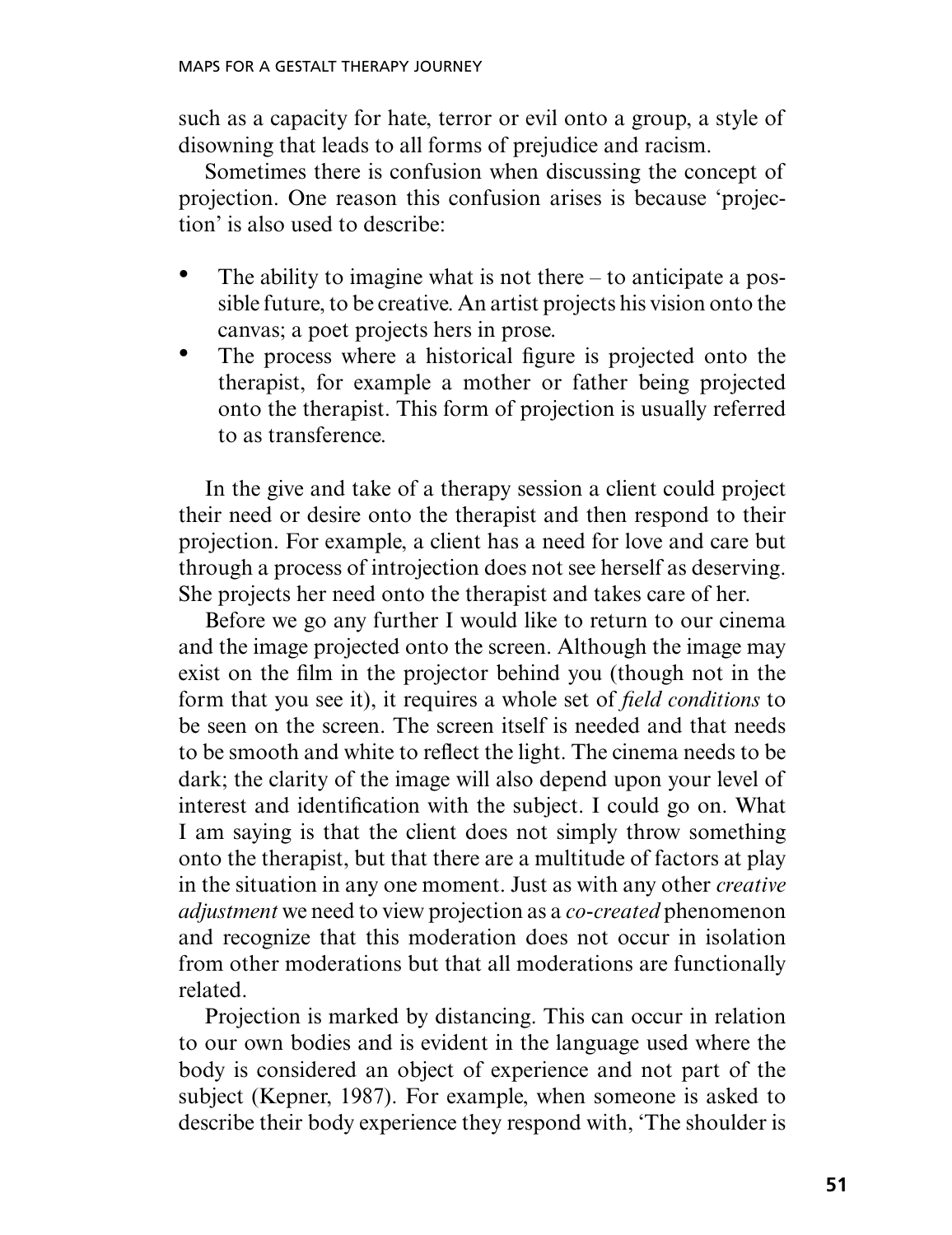such as a capacity for hate, terror or evil onto a group, a style of disowning that leads to all forms of prejudice and racism.

Sometimes there is confusion when discussing the concept of projection. One reason this confusion arises is because 'projection' is also used to describe:

- The ability to imagine what is not there – to anticipate a possible future, to be creative. An artist projects his vision onto the canvas; a poet projects hers in prose.
- The process where a historical figure is projected onto the therapist, for example a mother or father being projected onto the therapist. This form of projection is usually referred to as transference.

In the give and take of a therapy session a client could project their need or desire onto the therapist and then respond to their projection. For example, a client has a need for love and care but through a process of introjection does not see herself as deserving. She projects her need onto the therapist and takes care of her.

Before we go any further I would like to return to our cinema and the image projected onto the screen. Although the image may exist on the film in the projector behind you (though not in the form that you see it), it requires a whole set of *field conditions* to be seen on the screen. The screen itself is needed and that needs to be smooth and white to reflect the light. The cinema needs to be dark; the clarity of the image will also depend upon your level of interest and identification with the subject. I could go on. What I am saying is that the client does not simply throw something onto the therapist, but that there are a multitude of factors at play in the situation in any one moment. Just as with any other *creative adjustment* we need to view projection as a *co-created* phenomenon and recognize that this moderation does not occur in isolation from other moderations but that all moderations are functionally related.

Projection is marked by distancing. This can occur in relation to our own bodies and is evident in the language used where the body is considered an object of experience and not part of the subject (Kepner, 1987). For example, when someone is asked to describe their body experience they respond with, 'The shoulder is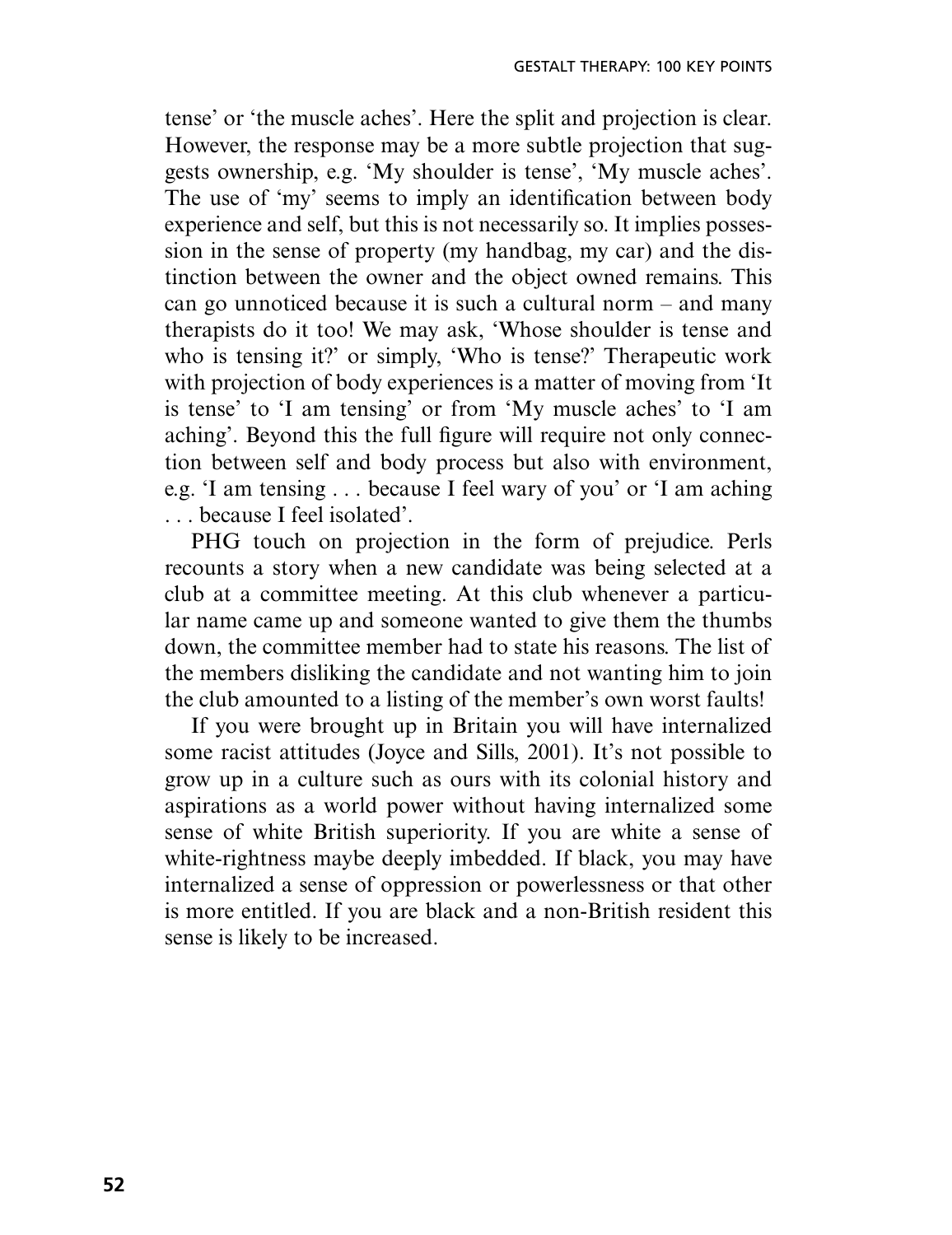tense' or 'the muscle aches'. Here the split and projection is clear. However, the response may be a more subtle projection that suggests ownership, e.g. 'My shoulder is tense', 'My muscle aches'. The use of 'my' seems to imply an identification between body experience and self, but this is not necessarily so. It implies possession in the sense of property (my handbag, my car) and the distinction between the owner and the object owned remains. This can go unnoticed because it is such a cultural norm – and many therapists do it too! We may ask, 'Whose shoulder is tense and who is tensing it?' or simply, 'Who is tense?' Therapeutic work with projection of body experiences is a matter of moving from 'It is tense' to 'I am tensing' or from 'My muscle aches' to 'I am aching'. Beyond this the full figure will require not only connection between self and body process but also with environment, e.g. 'I am tensing . . . because I feel wary of you' or 'I am aching . . . because I feel isolated'.

PHG touch on projection in the form of prejudice. Perls recounts a story when a new candidate was being selected at a club at a committee meeting. At this club whenever a particular name came up and someone wanted to give them the thumbs down, the committee member had to state his reasons. The list of the members disliking the candidate and not wanting him to join the club amounted to a listing of the member's own worst faults!

If you were brought up in Britain you will have internalized some racist attitudes (Joyce and Sills, 2001). It's not possible to grow up in a culture such as ours with its colonial history and aspirations as a world power without having internalized some sense of white British superiority. If you are white a sense of white-rightness maybe deeply imbedded. If black, you may have internalized a sense of oppression or powerlessness or that other is more entitled. If you are black and a non-British resident this sense is likely to be increased.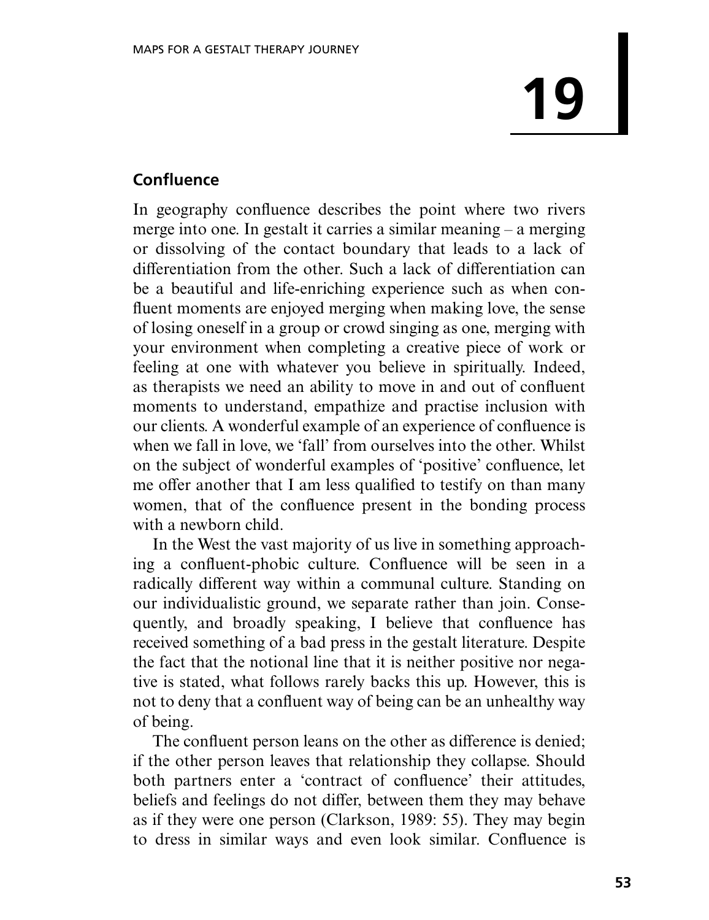# 19

## Confluence

In geography confluence describes the point where two rivers merge into one. In gestalt it carries a similar meaning – a merging or dissolving of the contact boundary that leads to a lack of differentiation from the other. Such a lack of differentiation can be a beautiful and life-enriching experience such as when confluent moments are enjoyed merging when making love, the sense of losing oneself in a group or crowd singing as one, merging with your environment when completing a creative piece of work or feeling at one with whatever you believe in spiritually. Indeed, as therapists we need an ability to move in and out of confluent moments to understand, empathize and practise inclusion with our clients. A wonderful example of an experience of confluence is when we fall in love, we 'fall' from ourselves into the other. Whilst on the subject of wonderful examples of 'positive' confluence, let me offer another that I am less qualified to testify on than many women, that of the confluence present in the bonding process with a newborn child.

In the West the vast majority of us live in something approaching a confluent-phobic culture. Confluence will be seen in a radically different way within a communal culture. Standing on our individualistic ground, we separate rather than join. Consequently, and broadly speaking, I believe that confluence has received something of a bad press in the gestalt literature. Despite the fact that the notional line that it is neither positive nor negative is stated, what follows rarely backs this up. However, this is not to deny that a confluent way of being can be an unhealthy way of being.

The confluent person leans on the other as difference is denied; if the other person leaves that relationship they collapse. Should both partners enter a 'contract of confluence' their attitudes, beliefs and feelings do not differ, between them they may behave as if they were one person (Clarkson, 1989: 55). They may begin to dress in similar ways and even look similar. Confluence is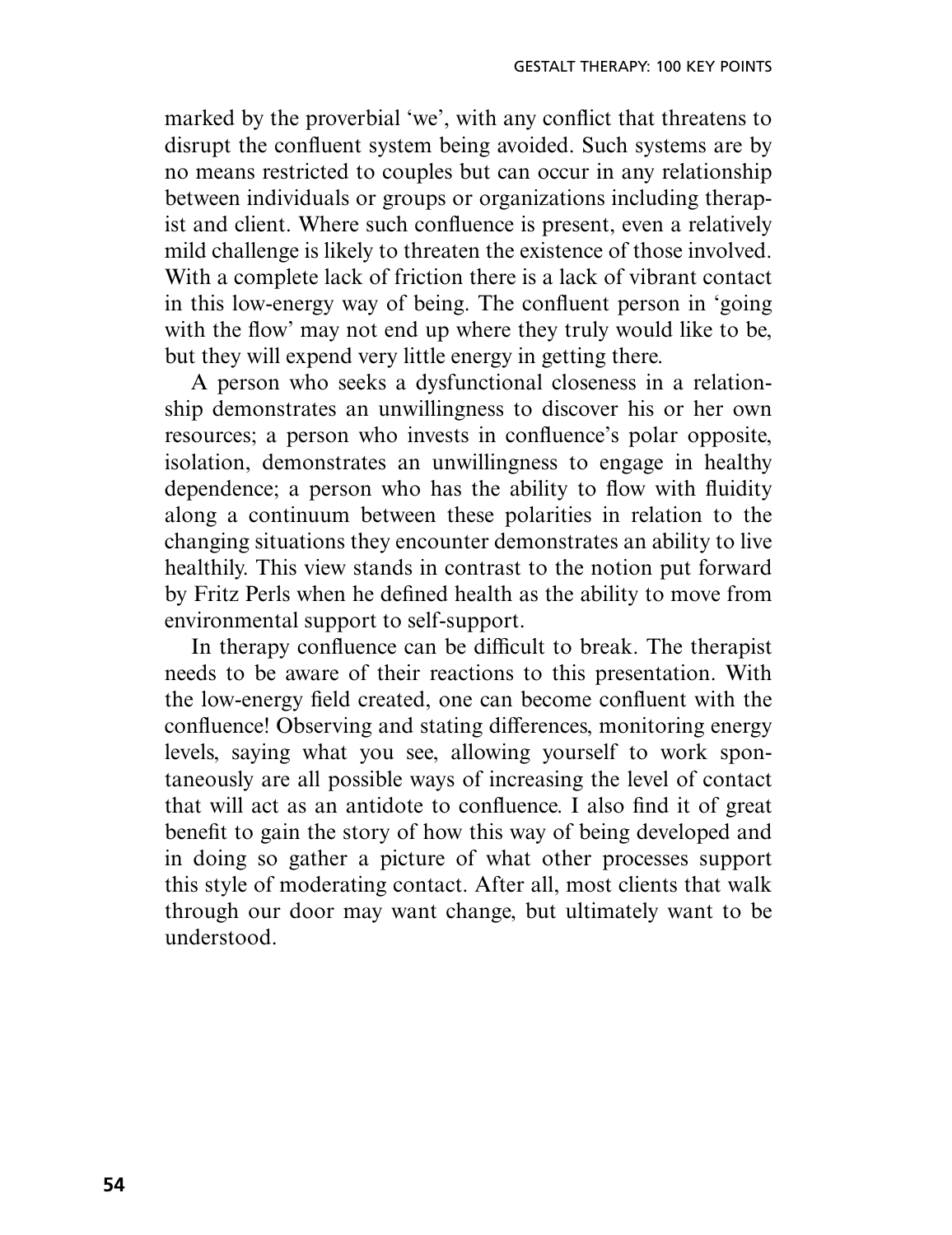marked by the proverbial 'we', with any conflict that threatens to disrupt the confluent system being avoided. Such systems are by no means restricted to couples but can occur in any relationship between individuals or groups or organizations including therapist and client. Where such confluence is present, even a relatively mild challenge is likely to threaten the existence of those involved. With a complete lack of friction there is a lack of vibrant contact in this low-energy way of being. The confluent person in 'going with the flow' may not end up where they truly would like to be, but they will expend very little energy in getting there.

A person who seeks a dysfunctional closeness in a relationship demonstrates an unwillingness to discover his or her own resources; a person who invests in confluence's polar opposite, isolation, demonstrates an unwillingness to engage in healthy dependence; a person who has the ability to flow with fluidity along a continuum between these polarities in relation to the changing situations they encounter demonstrates an ability to live healthily. This view stands in contrast to the notion put forward by Fritz Perls when he defined health as the ability to move from environmental support to self-support.

In therapy confluence can be difficult to break. The therapist needs to be aware of their reactions to this presentation. With the low-energy field created, one can become confluent with the confluence! Observing and stating differences, monitoring energy levels, saying what you see, allowing yourself to work spontaneously are all possible ways of increasing the level of contact that will act as an antidote to confluence. I also find it of great benefit to gain the story of how this way of being developed and in doing so gather a picture of what other processes support this style of moderating contact. After all, most clients that walk through our door may want change, but ultimately want to be understood.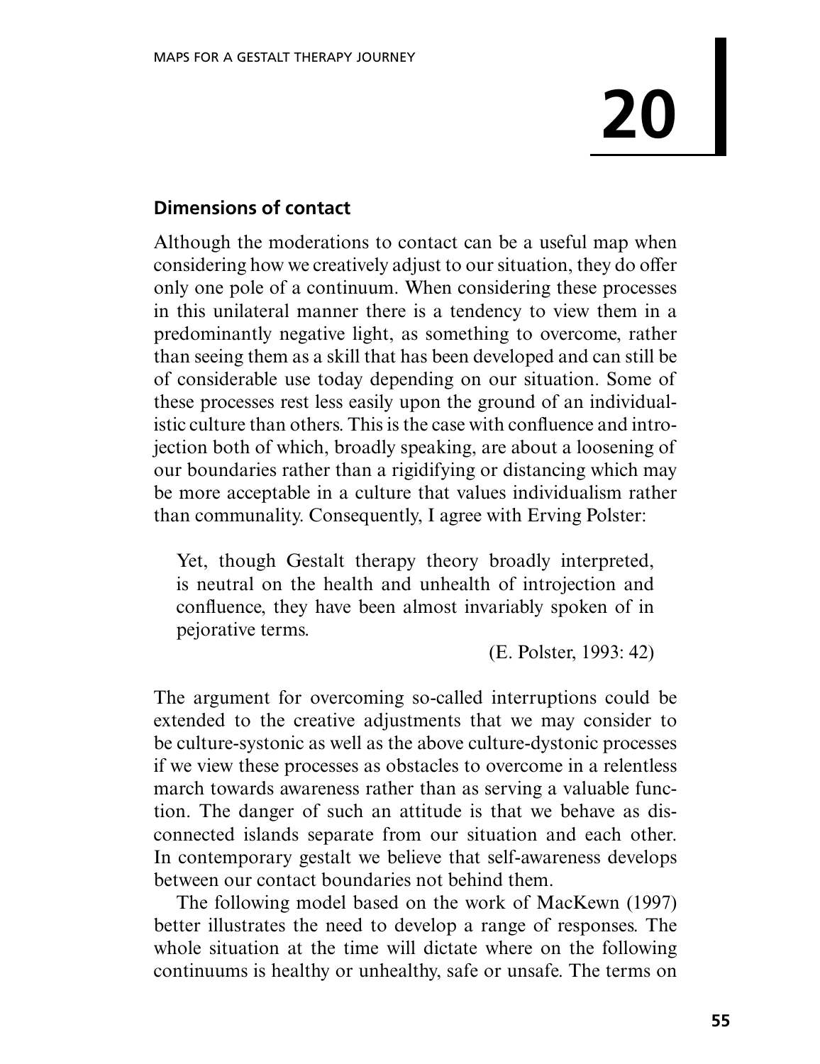# 20

## Dimensions of contact

Although the moderations to contact can be a useful map when considering how we creatively adjust to our situation, they do offer only one pole of a continuum. When considering these processes in this unilateral manner there is a tendency to view them in a predominantly negative light, as something to overcome, rather than seeing them as a skill that has been developed and can still be of considerable use today depending on our situation. Some of these processes rest less easily upon the ground of an individualistic culture than others. This is the case with confluence and introjection both of which, broadly speaking, are about a loosening of our boundaries rather than a rigidifying or distancing which may be more acceptable in a culture that values individualism rather than communality. Consequently, I agree with Erving Polster:

> Yet, though Gestalt therapy theory broadly interpreted, is neutral on the health and unhealth of introjection and confluence, they have been almost invariably spoken of in pejorative terms.
>
> (E. Polster, 1993: 42)

The argument for overcoming so-called interruptions could be extended to the creative adjustments that we may consider to be culture-systonic as well as the above culture-dystonic processes if we view these processes as obstacles to overcome in a relentless march towards awareness rather than as serving a valuable function. The danger of such an attitude is that we behave as disconnected islands separate from our situation and each other. In contemporary gestalt we believe that self-awareness develops between our contact boundaries not behind them.

The following model based on the work of MacKewn (1997) better illustrates the need to develop a range of responses. The whole situation at the time will dictate where on the following continuums is healthy or unhealthy, safe or unsafe. The terms on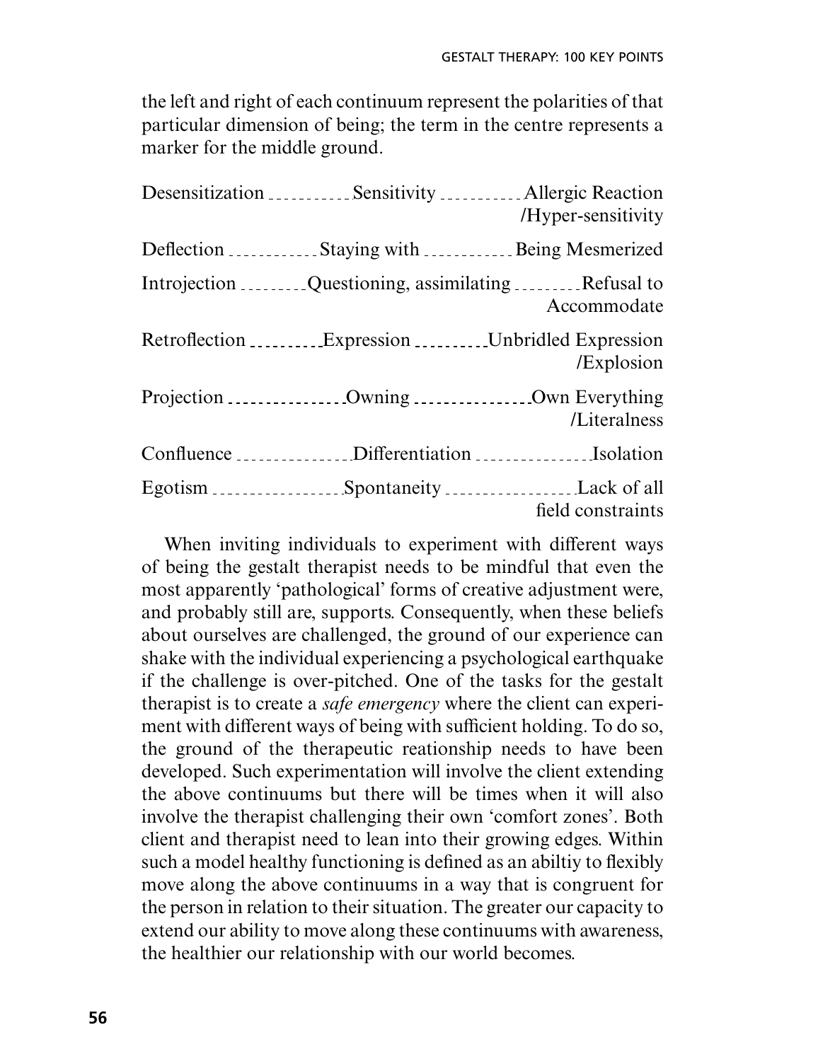the left and right of each continuum represent the polarities of that particular dimension of being; the term in the centre represents a marker for the middle ground.

| | | |
|---|---|---|
| Desensitization | Sensitivity | Allergic Reaction /Hyper-sensitivity |
| Deflection | Staying with | Being Mesmerized |
| Introjection | Questioning, assimilating | Refusal to Accommodate |
| Retroflection | Expression | Unbridled Expression /Explosion |
| Projection | Owning | Own Everything /Literalness |
| Confluence | Differentiation | Isolation |
| Egotism | Spontaneity | Lack of all field constraints |

When inviting individuals to experiment with different ways of being the gestalt therapist needs to be mindful that even the most apparently 'pathological' forms of creative adjustment were, and probably still are, supports. Consequently, when these beliefs about ourselves are challenged, the ground of our experience can shake with the individual experiencing a psychological earthquake if the challenge is over-pitched. One of the tasks for the gestalt therapist is to create a *safe emergency* where the client can experiment with different ways of being with sufficient holding. To do so, the ground of the therapeutic reationship needs to have been developed. Such experimentation will involve the client extending the above continuums but there will be times when it will also involve the therapist challenging their own 'comfort zones'. Both client and therapist need to lean into their growing edges. Within such a model healthy functioning is defined as an abiltiy to flexibly move along the above continuums in a way that is congruent for the person in relation to their situation. The greater our capacity to extend our ability to move along these continuums with awareness, the healthier our relationship with our world becomes.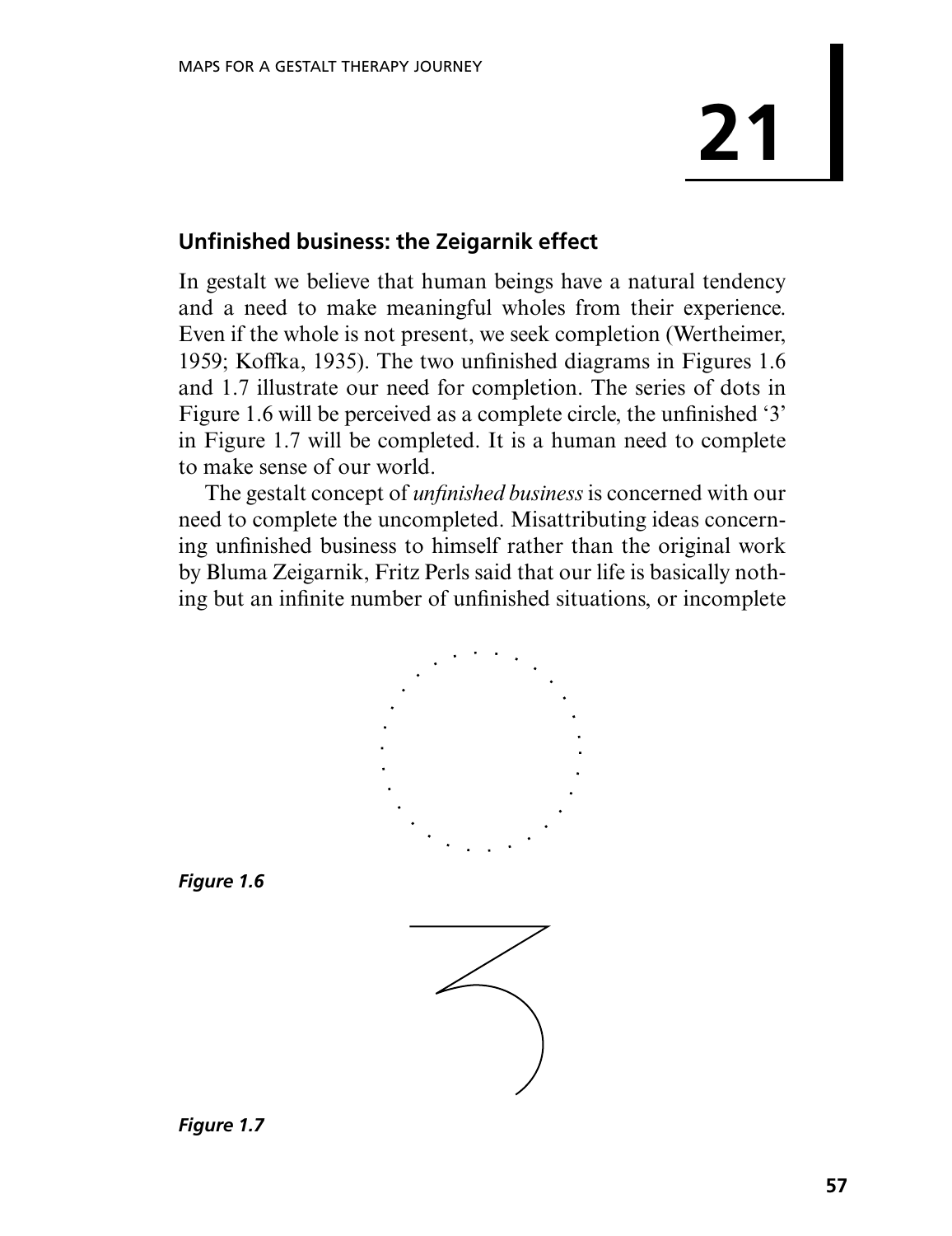# 21

## Unfinished business: the Zeigarnik effect

In gestalt we believe that human beings have a natural tendency and a need to make meaningful wholes from their experience. Even if the whole is not present, we seek completion (Wertheimer, 1959; Koffka, 1935). The two unfinished diagrams in Figures 1.6 and 1.7 illustrate our need for completion. The series of dots in Figure 1.6 will be perceived as a complete circle, the unfinished '3' in Figure 1.7 will be completed. It is a human need to complete to make sense of our world.

The gestalt concept of *unfinished business* is concerned with our need to complete the uncompleted. Misattributing ideas concerning unfinished business to himself rather than the original work by Bluma Zeigarnik, Fritz Perls said that our life is basically nothing but an infinite number of unfinished situations, or incomplete

***Figure 1.6***

***Figure 1.7***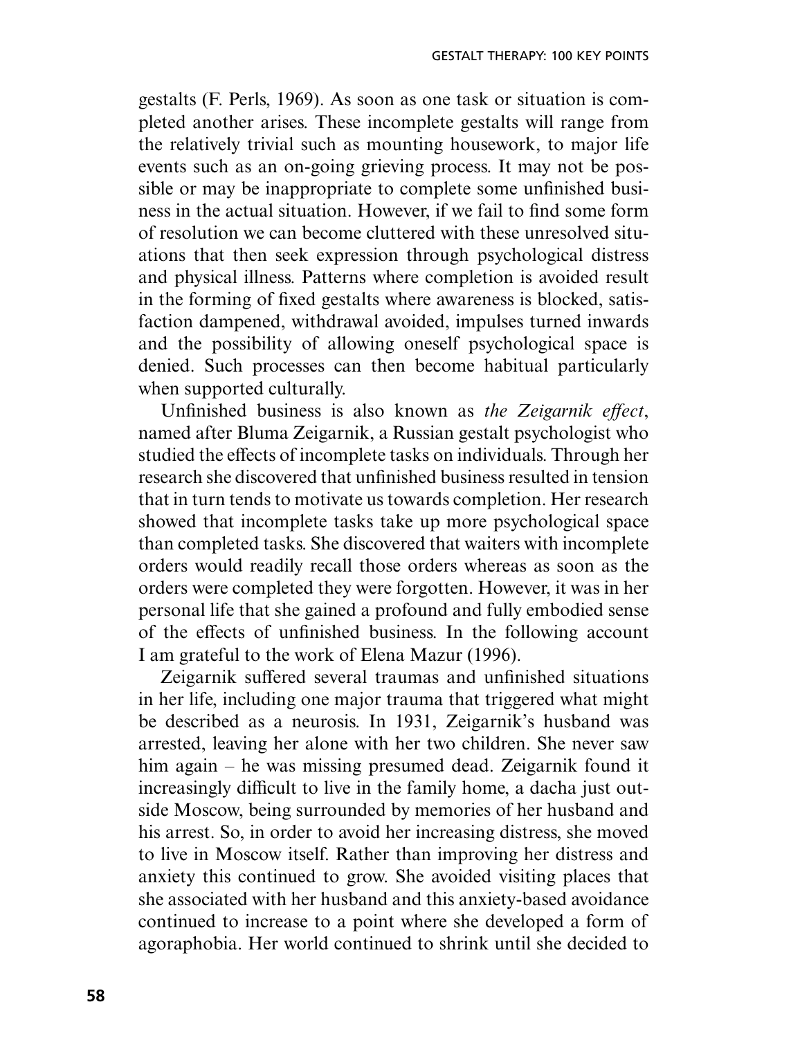gestalts (F. Perls, 1969). As soon as one task or situation is completed another arises. These incomplete gestalts will range from the relatively trivial such as mounting housework, to major life events such as an on-going grieving process. It may not be possible or may be inappropriate to complete some unfinished business in the actual situation. However, if we fail to find some form of resolution we can become cluttered with these unresolved situations that then seek expression through psychological distress and physical illness. Patterns where completion is avoided result in the forming of fixed gestalts where awareness is blocked, satisfaction dampened, withdrawal avoided, impulses turned inwards and the possibility of allowing oneself psychological space is denied. Such processes can then become habitual particularly when supported culturally.

Unfinished business is also known as *the Zeigarnik effect*, named after Bluma Zeigarnik, a Russian gestalt psychologist who studied the effects of incomplete tasks on individuals. Through her research she discovered that unfinished business resulted in tension that in turn tends to motivate us towards completion. Her research showed that incomplete tasks take up more psychological space than completed tasks. She discovered that waiters with incomplete orders would readily recall those orders whereas as soon as the orders were completed they were forgotten. However, it was in her personal life that she gained a profound and fully embodied sense of the effects of unfinished business. In the following account I am grateful to the work of Elena Mazur (1996).

Zeigarnik suffered several traumas and unfinished situations in her life, including one major trauma that triggered what might be described as a neurosis. In 1931, Zeigarnik's husband was arrested, leaving her alone with her two children. She never saw him again – he was missing presumed dead. Zeigarnik found it increasingly difficult to live in the family home, a dacha just outside Moscow, being surrounded by memories of her husband and his arrest. So, in order to avoid her increasing distress, she moved to live in Moscow itself. Rather than improving her distress and anxiety this continued to grow. She avoided visiting places that she associated with her husband and this anxiety-based avoidance continued to increase to a point where she developed a form of agoraphobia. Her world continued to shrink until she decided to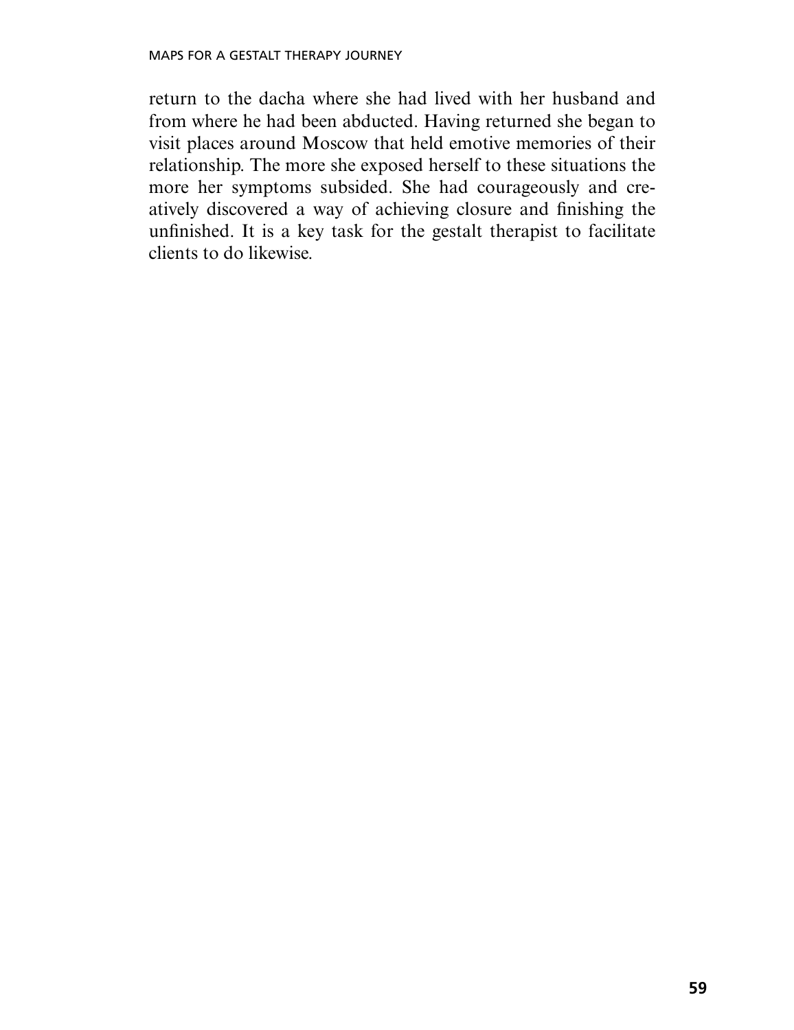return to the dacha where she had lived with her husband and from where he had been abducted. Having returned she began to visit places around Moscow that held emotive memories of their relationship. The more she exposed herself to these situations the more her symptoms subsided. She had courageously and creatively discovered a way of achieving closure and finishing the unfinished. It is a key task for the gestalt therapist to facilitate clients to do likewise.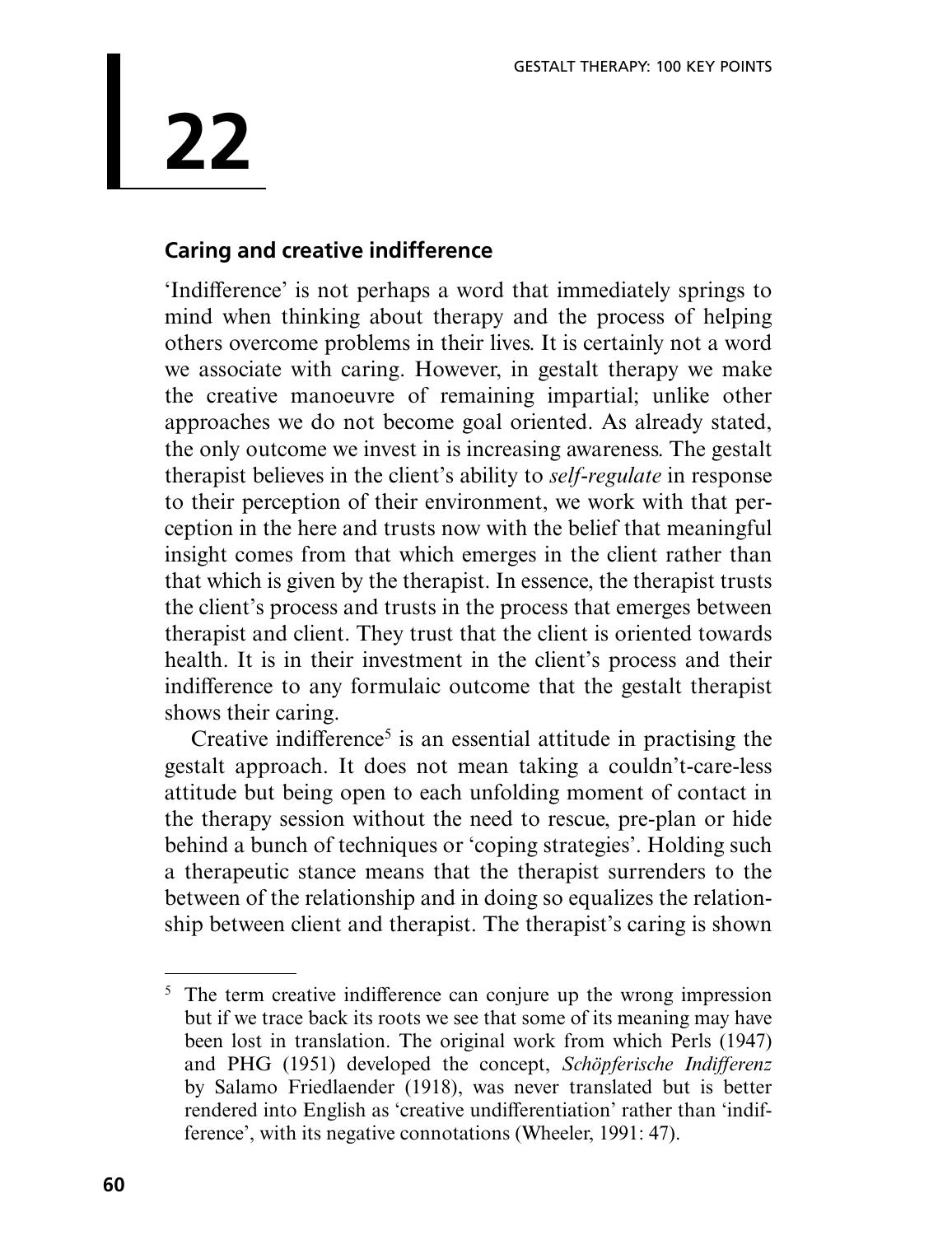# 22

## Caring and creative indifference

'Indifference' is not perhaps a word that immediately springs to mind when thinking about therapy and the process of helping others overcome problems in their lives. It is certainly not a word we associate with caring. However, in gestalt therapy we make the creative manoeuvre of remaining impartial; unlike other approaches we do not become goal oriented. As already stated, the only outcome we invest in is increasing awareness. The gestalt therapist believes in the client's ability to *self-regulate* in response to their perception of their environment, we work with that perception in the here and trusts now with the belief that meaningful insight comes from that which emerges in the client rather than that which is given by the therapist. In essence, the therapist trusts the client's process and trusts in the process that emerges between therapist and client. They trust that the client is oriented towards health. It is in their investment in the client's process and their indifference to any formulaic outcome that the gestalt therapist shows their caring.

Creative indifference[5] is an essential attitude in practising the gestalt approach. It does not mean taking a couldn't-care-less attitude but being open to each unfolding moment of contact in the therapy session without the need to rescue, pre-plan or hide behind a bunch of techniques or 'coping strategies'. Holding such a therapeutic stance means that the therapist surrenders to the between of the relationship and in doing so equalizes the relationship between client and therapist. The therapist's caring is shown

---

[5] The term creative indifference can conjure up the wrong impression but if we trace back its roots we see that some of its meaning may have been lost in translation. The original work from which Perls (1947) and PHG (1951) developed the concept, *Schöpferische Indifferenz* by Salamo Friedlaender (1918), was never translated but is better rendered into English as 'creative undifferentiation' rather than 'indifference', with its negative connotations (Wheeler, 1991: 47).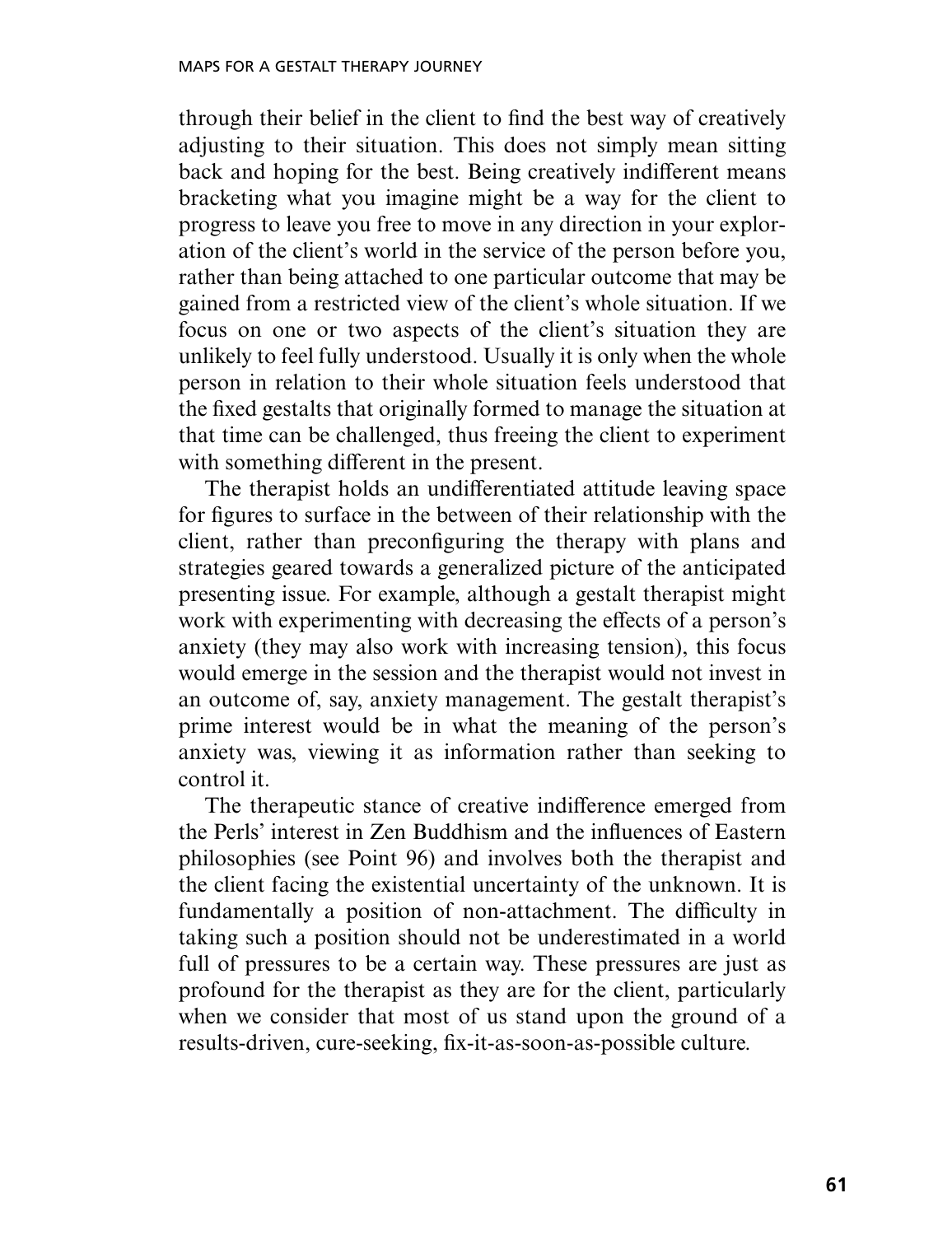through their belief in the client to find the best way of creatively adjusting to their situation. This does not simply mean sitting back and hoping for the best. Being creatively indifferent means bracketing what you imagine might be a way for the client to progress to leave you free to move in any direction in your exploration of the client's world in the service of the person before you, rather than being attached to one particular outcome that may be gained from a restricted view of the client's whole situation. If we focus on one or two aspects of the client's situation they are unlikely to feel fully understood. Usually it is only when the whole person in relation to their whole situation feels understood that the fixed gestalts that originally formed to manage the situation at that time can be challenged, thus freeing the client to experiment with something different in the present.

The therapist holds an undifferentiated attitude leaving space for figures to surface in the between of their relationship with the client, rather than preconfiguring the therapy with plans and strategies geared towards a generalized picture of the anticipated presenting issue. For example, although a gestalt therapist might work with experimenting with decreasing the effects of a person's anxiety (they may also work with increasing tension), this focus would emerge in the session and the therapist would not invest in an outcome of, say, anxiety management. The gestalt therapist's prime interest would be in what the meaning of the person's anxiety was, viewing it as information rather than seeking to control it.

The therapeutic stance of creative indifference emerged from the Perls' interest in Zen Buddhism and the influences of Eastern philosophies (see Point 96) and involves both the therapist and the client facing the existential uncertainty of the unknown. It is fundamentally a position of non-attachment. The difficulty in taking such a position should not be underestimated in a world full of pressures to be a certain way. These pressures are just as profound for the therapist as they are for the client, particularly when we consider that most of us stand upon the ground of a results-driven, cure-seeking, fix-it-as-soon-as-possible culture.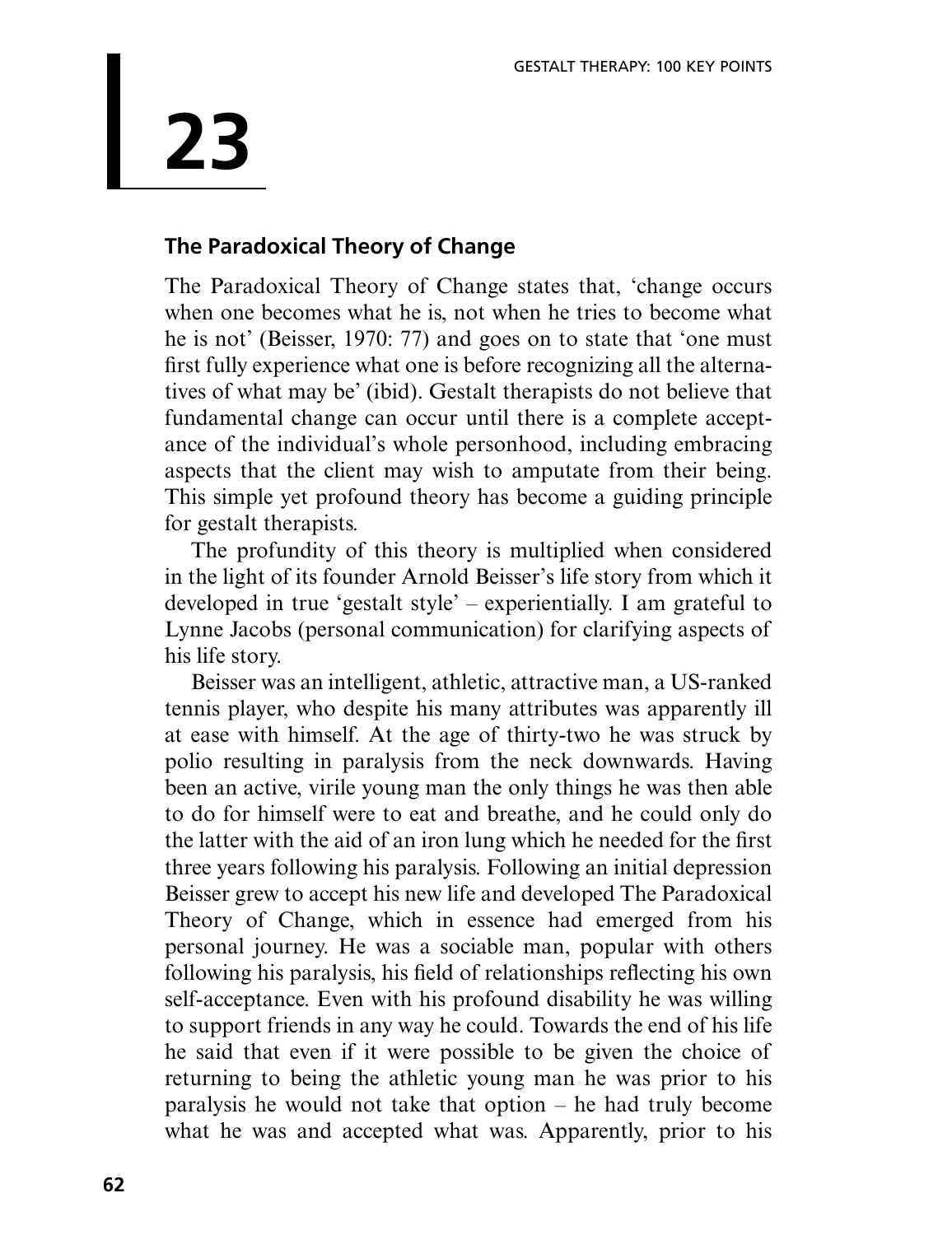# 23

## The Paradoxical Theory of Change

The Paradoxical Theory of Change states that, 'change occurs when one becomes what he is, not when he tries to become what he is not' (Beisser, 1970: 77) and goes on to state that 'one must first fully experience what one is before recognizing all the alternatives of what may be' (ibid). Gestalt therapists do not believe that fundamental change can occur until there is a complete acceptance of the individual's whole personhood, including embracing aspects that the client may wish to amputate from their being. This simple yet profound theory has become a guiding principle for gestalt therapists.

The profundity of this theory is multiplied when considered in the light of its founder Arnold Beisser's life story from which it developed in true 'gestalt style' – experientially. I am grateful to Lynne Jacobs (personal communication) for clarifying aspects of his life story.

Beisser was an intelligent, athletic, attractive man, a US-ranked tennis player, who despite his many attributes was apparently ill at ease with himself. At the age of thirty-two he was struck by polio resulting in paralysis from the neck downwards. Having been an active, virile young man the only things he was then able to do for himself were to eat and breathe, and he could only do the latter with the aid of an iron lung which he needed for the first three years following his paralysis. Following an initial depression Beisser grew to accept his new life and developed The Paradoxical Theory of Change, which in essence had emerged from his personal journey. He was a sociable man, popular with others following his paralysis, his field of relationships reflecting his own self-acceptance. Even with his profound disability he was willing to support friends in any way he could. Towards the end of his life he said that even if it were possible to be given the choice of returning to being the athletic young man he was prior to his paralysis he would not take that option – he had truly become what he was and accepted what was. Apparently, prior to his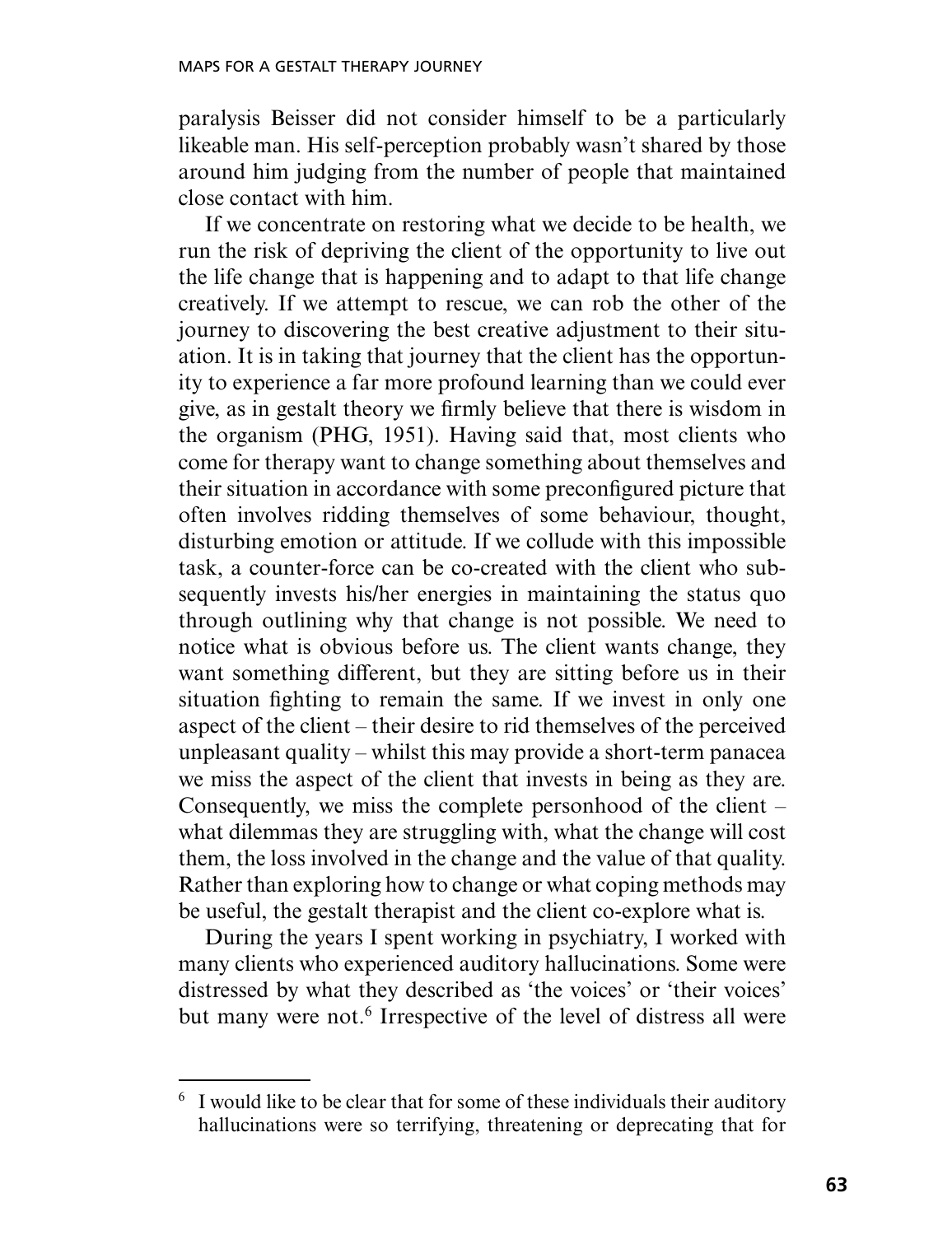paralysis Beisser did not consider himself to be a particularly likeable man. His self-perception probably wasn't shared by those around him judging from the number of people that maintained close contact with him.

If we concentrate on restoring what we decide to be health, we run the risk of depriving the client of the opportunity to live out the life change that is happening and to adapt to that life change creatively. If we attempt to rescue, we can rob the other of the journey to discovering the best creative adjustment to their situation. It is in taking that journey that the client has the opportunity to experience a far more profound learning than we could ever give, as in gestalt theory we firmly believe that there is wisdom in the organism (PHG, 1951). Having said that, most clients who come for therapy want to change something about themselves and their situation in accordance with some preconfigured picture that often involves ridding themselves of some behaviour, thought, disturbing emotion or attitude. If we collude with this impossible task, a counter-force can be co-created with the client who subsequently invests his/her energies in maintaining the status quo through outlining why that change is not possible. We need to notice what is obvious before us. The client wants change, they want something different, but they are sitting before us in their situation fighting to remain the same. If we invest in only one aspect of the client – their desire to rid themselves of the perceived unpleasant quality – whilst this may provide a short-term panacea we miss the aspect of the client that invests in being as they are. Consequently, we miss the complete personhood of the client – what dilemmas they are struggling with, what the change will cost them, the loss involved in the change and the value of that quality. Rather than exploring how to change or what coping methods may be useful, the gestalt therapist and the client co-explore what is.

During the years I spent working in psychiatry, I worked with many clients who experienced auditory hallucinations. Some were distressed by what they described as 'the voices' or 'their voices' but many were not.[6] Irrespective of the level of distress all were

---

[6] I would like to be clear that for some of these individuals their auditory hallucinations were so terrifying, threatening or deprecating that for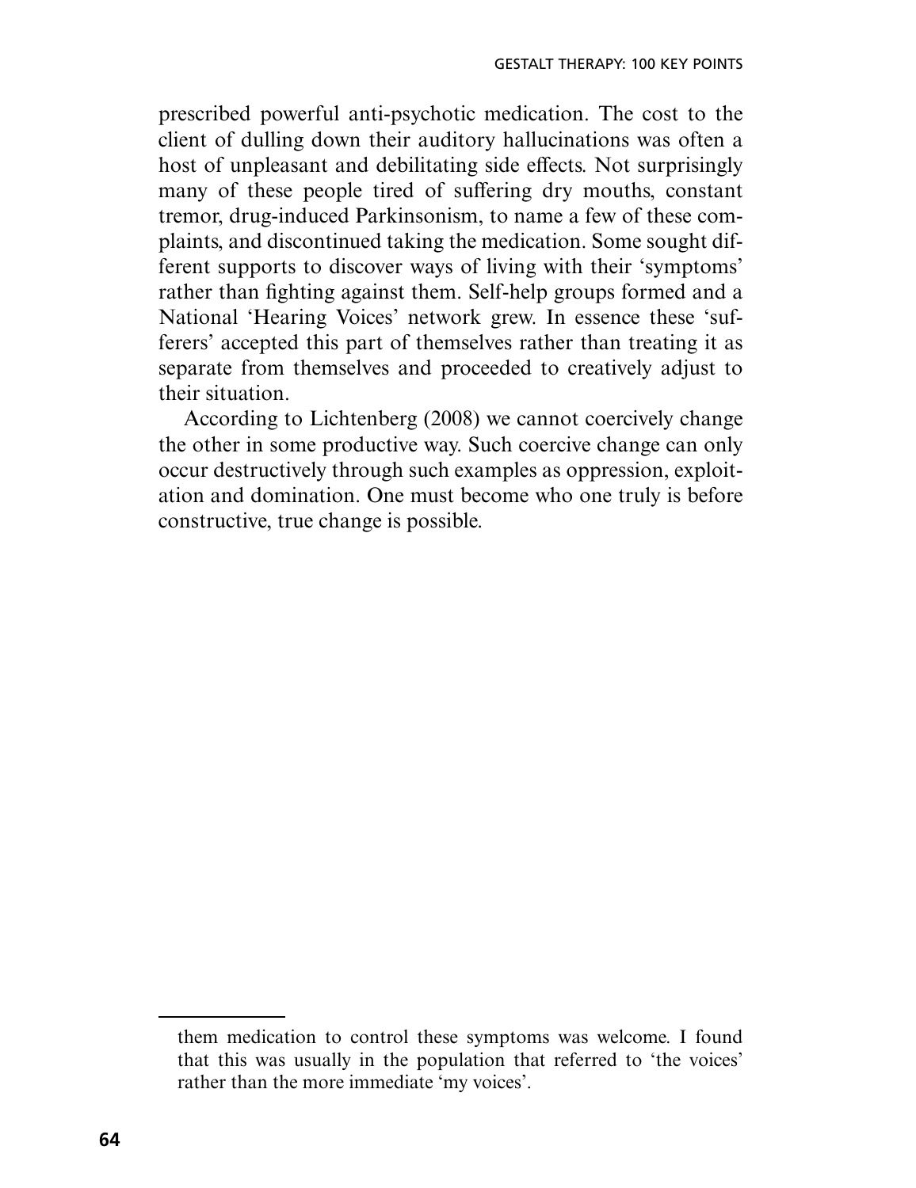prescribed powerful anti-psychotic medication. The cost to the client of dulling down their auditory hallucinations was often a host of unpleasant and debilitating side effects. Not surprisingly many of these people tired of suffering dry mouths, constant tremor, drug-induced Parkinsonism, to name a few of these complaints, and discontinued taking the medication. Some sought different supports to discover ways of living with their 'symptoms' rather than fighting against them. Self-help groups formed and a National 'Hearing Voices' network grew. In essence these 'sufferers' accepted this part of themselves rather than treating it as separate from themselves and proceeded to creatively adjust to their situation.

According to Lichtenberg (2008) we cannot coercively change the other in some productive way. Such coercive change can only occur destructively through such examples as oppression, exploitation and domination. One must become who one truly is before constructive, true change is possible.

---

them medication to control these symptoms was welcome. I found that this was usually in the population that referred to 'the voices' rather than the more immediate 'my voices'.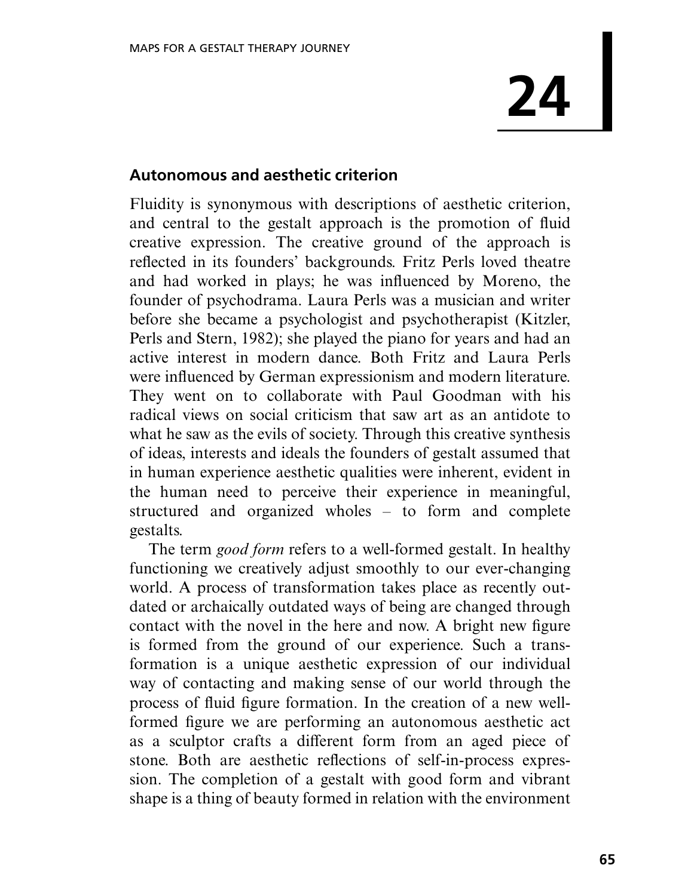# 24

## Autonomous and aesthetic criterion

Fluidity is synonymous with descriptions of aesthetic criterion, and central to the gestalt approach is the promotion of fluid creative expression. The creative ground of the approach is reflected in its founders' backgrounds. Fritz Perls loved theatre and had worked in plays; he was influenced by Moreno, the founder of psychodrama. Laura Perls was a musician and writer before she became a psychologist and psychotherapist (Kitzler, Perls and Stern, 1982); she played the piano for years and had an active interest in modern dance. Both Fritz and Laura Perls were influenced by German expressionism and modern literature. They went on to collaborate with Paul Goodman with his radical views on social criticism that saw art as an antidote to what he saw as the evils of society. Through this creative synthesis of ideas, interests and ideals the founders of gestalt assumed that in human experience aesthetic qualities were inherent, evident in the human need to perceive their experience in meaningful, structured and organized wholes – to form and complete gestalts.

The term *good form* refers to a well-formed gestalt. In healthy functioning we creatively adjust smoothly to our ever-changing world. A process of transformation takes place as recently outdated or archaically outdated ways of being are changed through contact with the novel in the here and now. A bright new figure is formed from the ground of our experience. Such a transformation is a unique aesthetic expression of our individual way of contacting and making sense of our world through the process of fluid figure formation. In the creation of a new well-formed figure we are performing an autonomous aesthetic act as a sculptor crafts a different form from an aged piece of stone. Both are aesthetic reflections of self-in-process expression. The completion of a gestalt with good form and vibrant shape is a thing of beauty formed in relation with the environment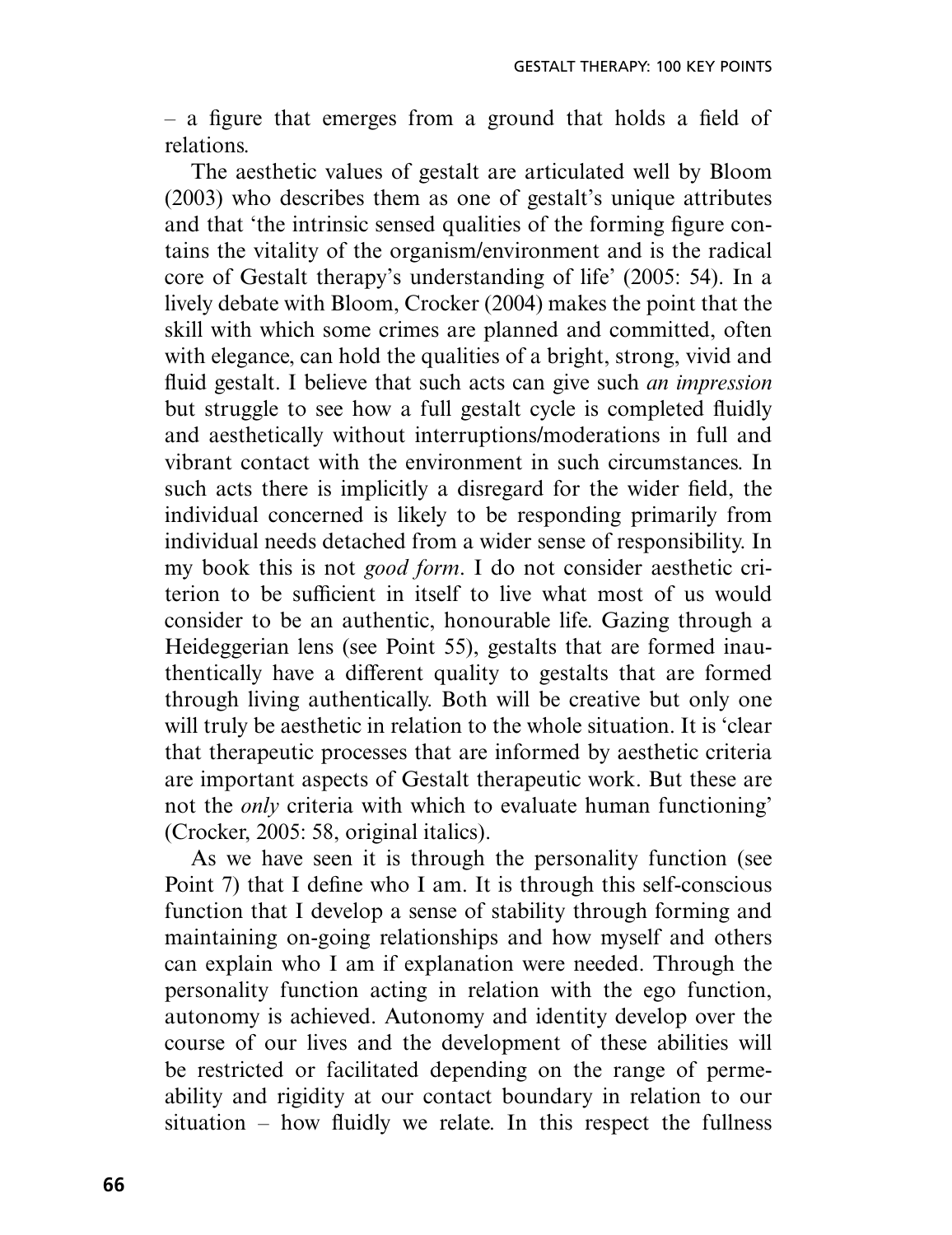– a figure that emerges from a ground that holds a field of relations.

The aesthetic values of gestalt are articulated well by Bloom (2003) who describes them as one of gestalt's unique attributes and that 'the intrinsic sensed qualities of the forming figure contains the vitality of the organism/environment and is the radical core of Gestalt therapy's understanding of life' (2005: 54). In a lively debate with Bloom, Crocker (2004) makes the point that the skill with which some crimes are planned and committed, often with elegance, can hold the qualities of a bright, strong, vivid and fluid gestalt. I believe that such acts can give such *an impression* but struggle to see how a full gestalt cycle is completed fluidly and aesthetically without interruptions/moderations in full and vibrant contact with the environment in such circumstances. In such acts there is implicitly a disregard for the wider field, the individual concerned is likely to be responding primarily from individual needs detached from a wider sense of responsibility. In my book this is not *good form*. I do not consider aesthetic criterion to be sufficient in itself to live what most of us would consider to be an authentic, honourable life. Gazing through a Heideggerian lens (see Point 55), gestalts that are formed inauthentically have a different quality to gestalts that are formed through living authentically. Both will be creative but only one will truly be aesthetic in relation to the whole situation. It is 'clear that therapeutic processes that are informed by aesthetic criteria are important aspects of Gestalt therapeutic work. But these are not the *only* criteria with which to evaluate human functioning' (Crocker, 2005: 58, original italics).

As we have seen it is through the personality function (see Point 7) that I define who I am. It is through this self-conscious function that I develop a sense of stability through forming and maintaining on-going relationships and how myself and others can explain who I am if explanation were needed. Through the personality function acting in relation with the ego function, autonomy is achieved. Autonomy and identity develop over the course of our lives and the development of these abilities will be restricted or facilitated depending on the range of permeability and rigidity at our contact boundary in relation to our situation – how fluidly we relate. In this respect the fullness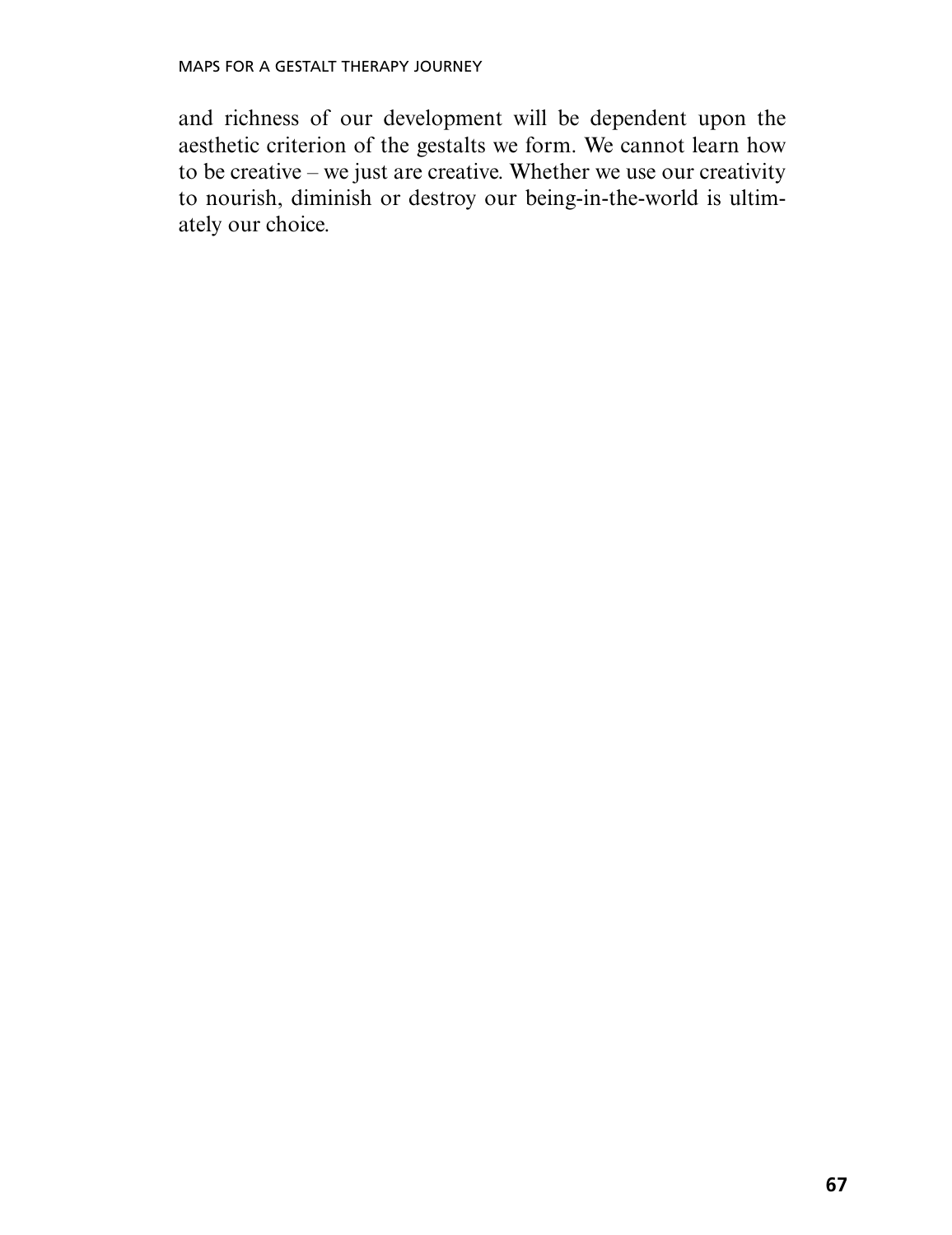and richness of our development will be dependent upon the aesthetic criterion of the gestalts we form. We cannot learn how to be creative – we just are creative. Whether we use our creativity to nourish, diminish or destroy our being-in-the-world is ultimately our choice.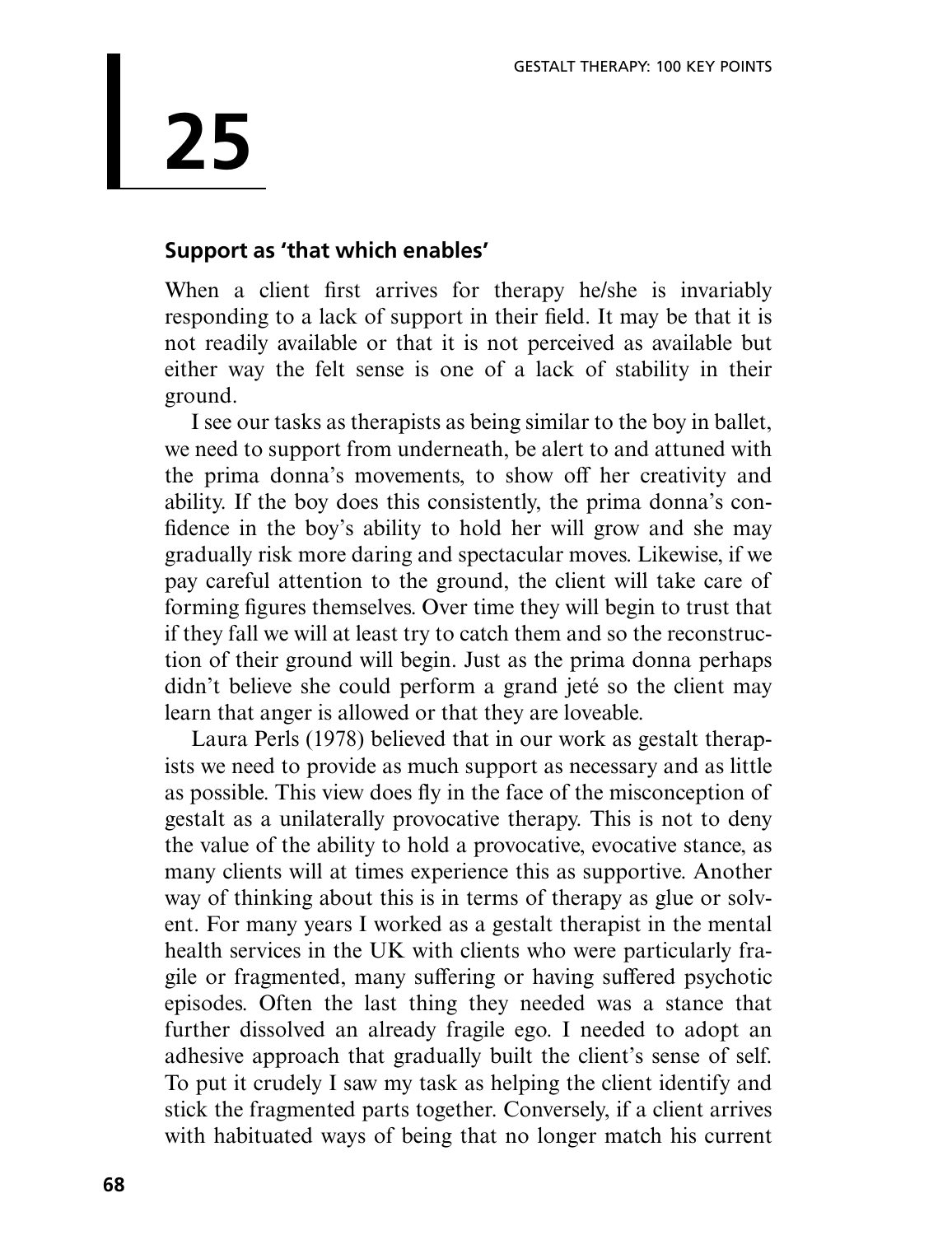# 25

## Support as 'that which enables'

When a client first arrives for therapy he/she is invariably responding to a lack of support in their field. It may be that it is not readily available or that it is not perceived as available but either way the felt sense is one of a lack of stability in their ground.

I see our tasks as therapists as being similar to the boy in ballet, we need to support from underneath, be alert to and attuned with the prima donna's movements, to show off her creativity and ability. If the boy does this consistently, the prima donna's confidence in the boy's ability to hold her will grow and she may gradually risk more daring and spectacular moves. Likewise, if we pay careful attention to the ground, the client will take care of forming figures themselves. Over time they will begin to trust that if they fall we will at least try to catch them and so the reconstruction of their ground will begin. Just as the prima donna perhaps didn't believe she could perform a grand jeté so the client may learn that anger is allowed or that they are loveable.

Laura Perls (1978) believed that in our work as gestalt therapists we need to provide as much support as necessary and as little as possible. This view does fly in the face of the misconception of gestalt as a unilaterally provocative therapy. This is not to deny the value of the ability to hold a provocative, evocative stance, as many clients will at times experience this as supportive. Another way of thinking about this is in terms of therapy as glue or solvent. For many years I worked as a gestalt therapist in the mental health services in the UK with clients who were particularly fragile or fragmented, many suffering or having suffered psychotic episodes. Often the last thing they needed was a stance that further dissolved an already fragile ego. I needed to adopt an adhesive approach that gradually built the client's sense of self. To put it crudely I saw my task as helping the client identify and stick the fragmented parts together. Conversely, if a client arrives with habituated ways of being that no longer match his current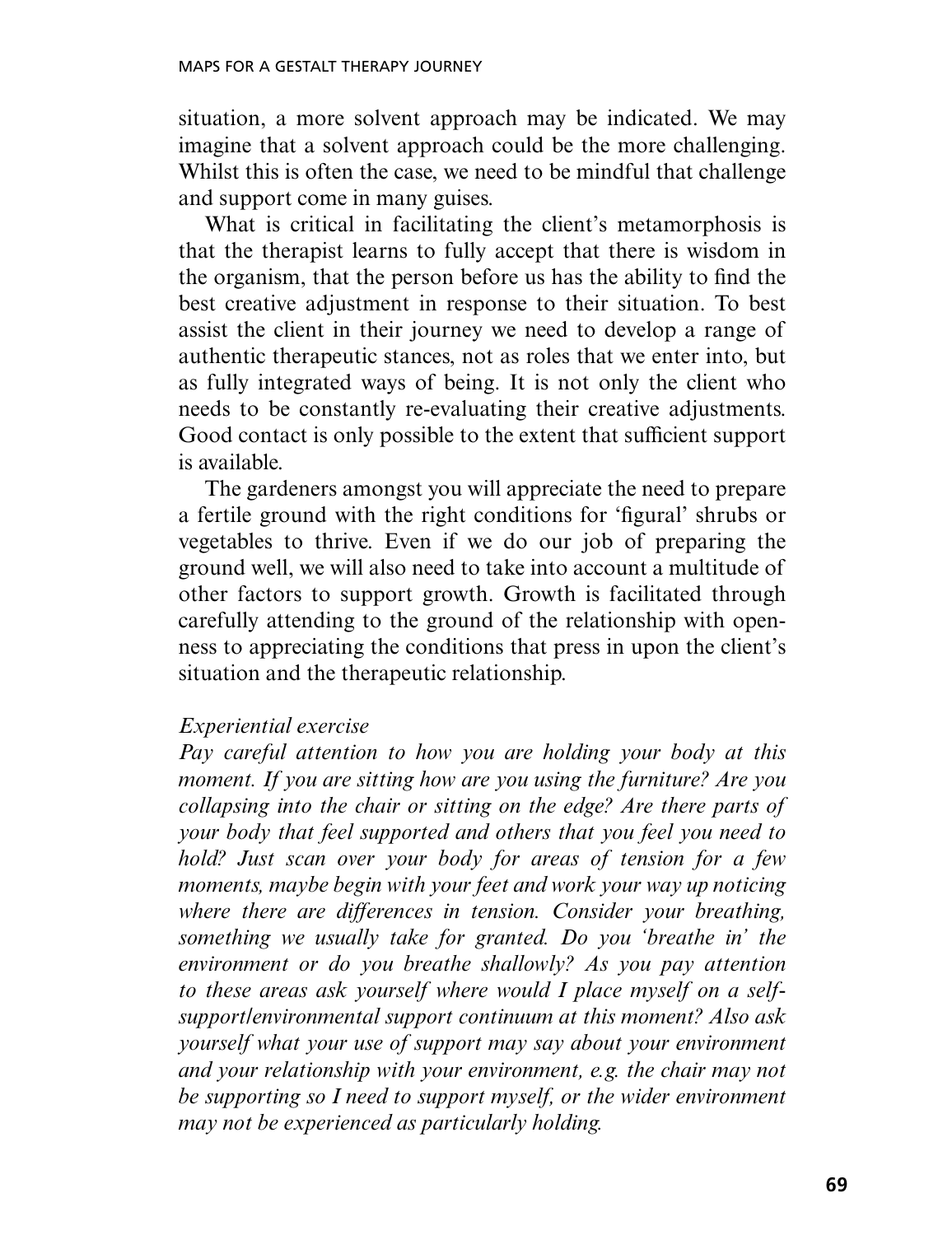situation, a more solvent approach may be indicated. We may imagine that a solvent approach could be the more challenging. Whilst this is often the case, we need to be mindful that challenge and support come in many guises.

What is critical in facilitating the client's metamorphosis is that the therapist learns to fully accept that there is wisdom in the organism, that the person before us has the ability to find the best creative adjustment in response to their situation. To best assist the client in their journey we need to develop a range of authentic therapeutic stances, not as roles that we enter into, but as fully integrated ways of being. It is not only the client who needs to be constantly re-evaluating their creative adjustments. Good contact is only possible to the extent that sufficient support is available.

The gardeners amongst you will appreciate the need to prepare a fertile ground with the right conditions for 'figural' shrubs or vegetables to thrive. Even if we do our job of preparing the ground well, we will also need to take into account a multitude of other factors to support growth. Growth is facilitated through carefully attending to the ground of the relationship with openness to appreciating the conditions that press in upon the client's situation and the therapeutic relationship.

*Experiential exercise*

*Pay careful attention to how you are holding your body at this moment. If you are sitting how are you using the furniture? Are you collapsing into the chair or sitting on the edge? Are there parts of your body that feel supported and others that you feel you need to hold? Just scan over your body for areas of tension for a few moments, maybe begin with your feet and work your way up noticing where there are differences in tension. Consider your breathing, something we usually take for granted. Do you 'breathe in' the environment or do you breathe shallowly? As you pay attention to these areas ask yourself where would I place myself on a self-support/environmental support continuum at this moment? Also ask yourself what your use of support may say about your environment and your relationship with your environment, e.g. the chair may not be supporting so I need to support myself, or the wider environment may not be experienced as particularly holding.*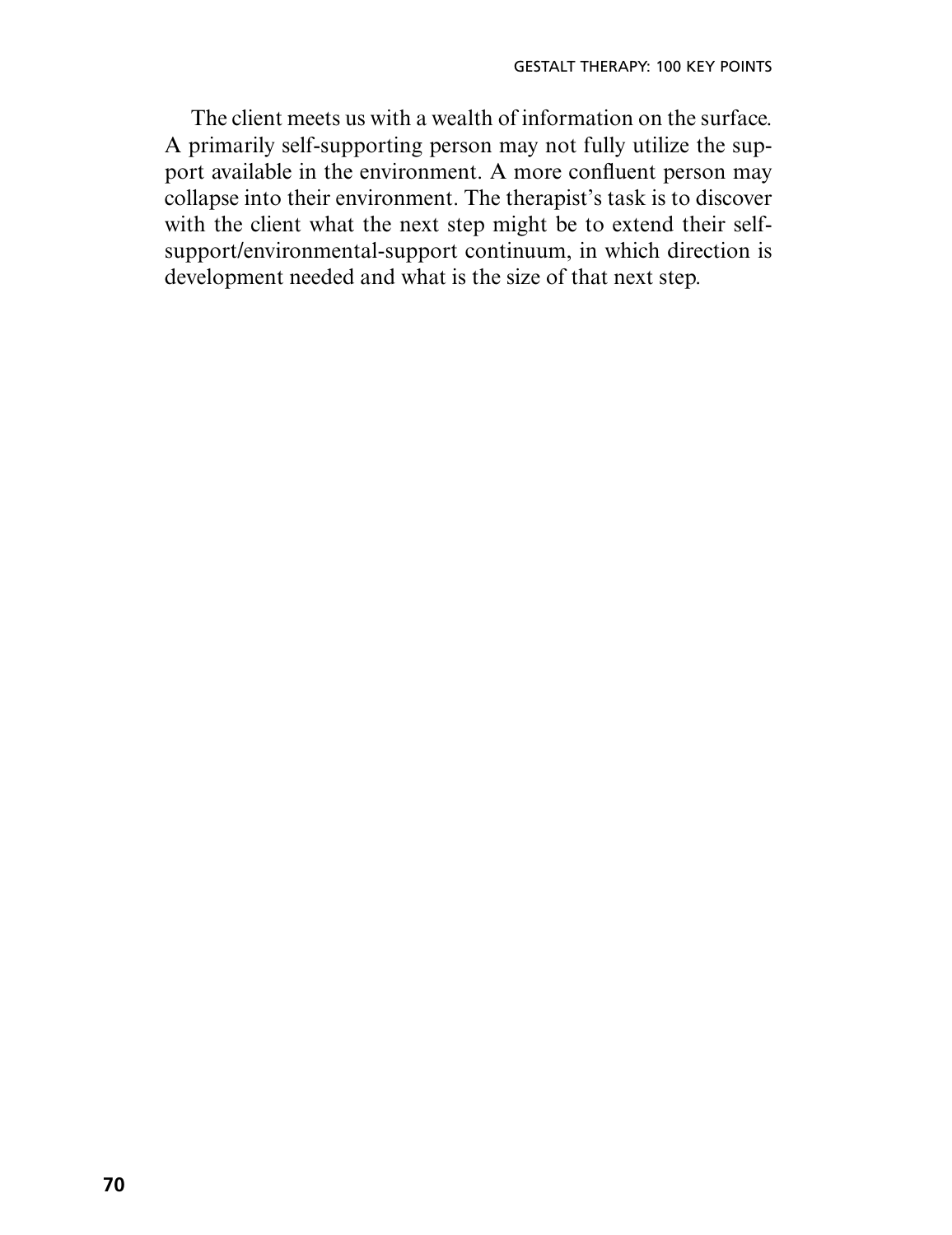The client meets us with a wealth of information on the surface. A primarily self-supporting person may not fully utilize the support available in the environment. A more confluent person may collapse into their environment. The therapist's task is to discover with the client what the next step might be to extend their self-support/environmental-support continuum, in which direction is development needed and what is the size of that next step.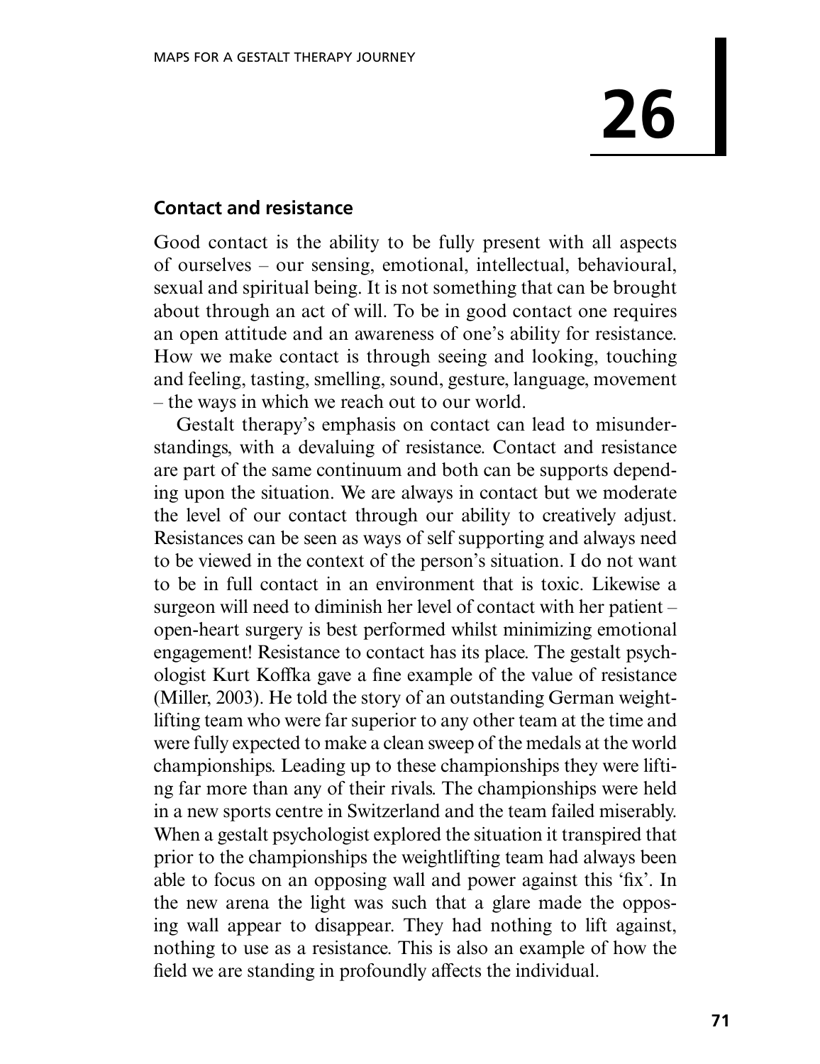# 26

## Contact and resistance

Good contact is the ability to be fully present with all aspects of ourselves – our sensing, emotional, intellectual, behavioural, sexual and spiritual being. It is not something that can be brought about through an act of will. To be in good contact one requires an open attitude and an awareness of one's ability for resistance. How we make contact is through seeing and looking, touching and feeling, tasting, smelling, sound, gesture, language, movement – the ways in which we reach out to our world.

Gestalt therapy's emphasis on contact can lead to misunderstandings, with a devaluing of resistance. Contact and resistance are part of the same continuum and both can be supports depending upon the situation. We are always in contact but we moderate the level of our contact through our ability to creatively adjust. Resistances can be seen as ways of self supporting and always need to be viewed in the context of the person's situation. I do not want to be in full contact in an environment that is toxic. Likewise a surgeon will need to diminish her level of contact with her patient – open-heart surgery is best performed whilst minimizing emotional engagement! Resistance to contact has its place. The gestalt psychologist Kurt Koffka gave a fine example of the value of resistance (Miller, 2003). He told the story of an outstanding German weightlifting team who were far superior to any other team at the time and were fully expected to make a clean sweep of the medals at the world championships. Leading up to these championships they were lifting far more than any of their rivals. The championships were held in a new sports centre in Switzerland and the team failed miserably. When a gestalt psychologist explored the situation it transpired that prior to the championships the weightlifting team had always been able to focus on an opposing wall and power against this 'fix'. In the new arena the light was such that a glare made the opposing wall appear to disappear. They had nothing to lift against, nothing to use as a resistance. This is also an example of how the field we are standing in profoundly affects the individual.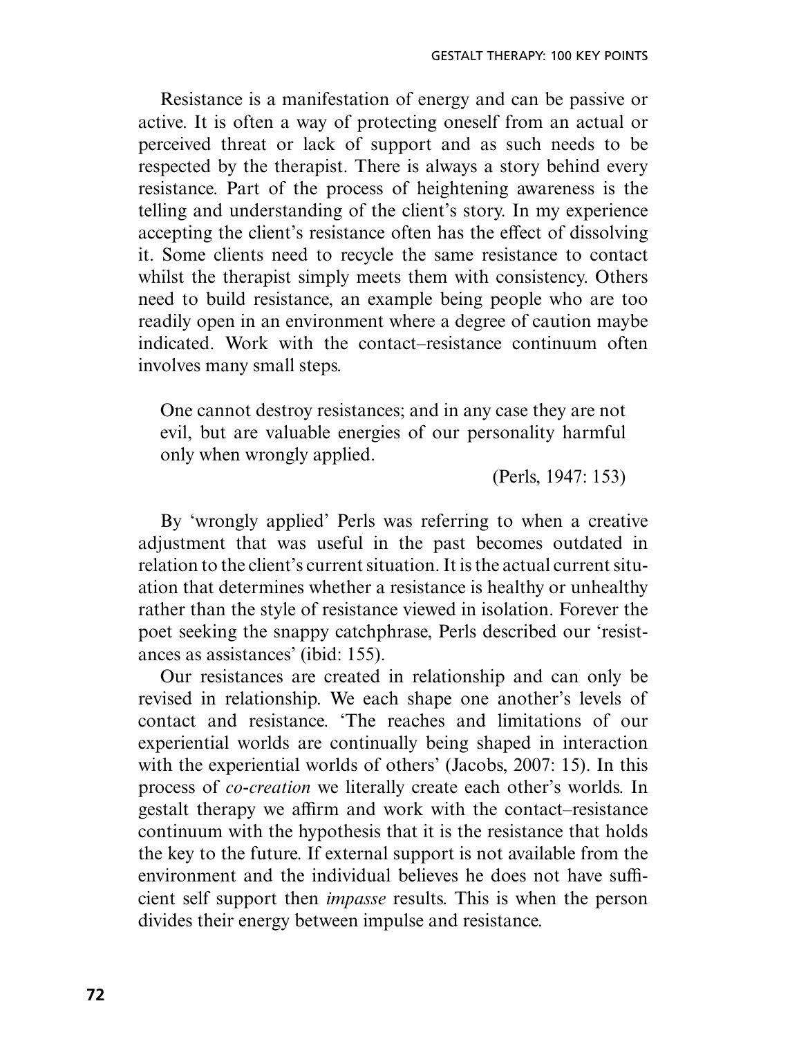Resistance is a manifestation of energy and can be passive or active. It is often a way of protecting oneself from an actual or perceived threat or lack of support and as such needs to be respected by the therapist. There is always a story behind every resistance. Part of the process of heightening awareness is the telling and understanding of the client's story. In my experience accepting the client's resistance often has the effect of dissolving it. Some clients need to recycle the same resistance to contact whilst the therapist simply meets them with consistency. Others need to build resistance, an example being people who are too readily open in an environment where a degree of caution maybe indicated. Work with the contact–resistance continuum often involves many small steps.

> One cannot destroy resistances; and in any case they are not evil, but are valuable energies of our personality harmful only when wrongly applied.
>
> (Perls, 1947: 153)

By 'wrongly applied' Perls was referring to when a creative adjustment that was useful in the past becomes outdated in relation to the client's current situation. It is the actual current situation that determines whether a resistance is healthy or unhealthy rather than the style of resistance viewed in isolation. Forever the poet seeking the snappy catchphrase, Perls described our 'resistances as assistances' (ibid: 155).

Our resistances are created in relationship and can only be revised in relationship. We each shape one another's levels of contact and resistance. 'The reaches and limitations of our experiential worlds are continually being shaped in interaction with the experiential worlds of others' (Jacobs, 2007: 15). In this process of *co-creation* we literally create each other's worlds. In gestalt therapy we affirm and work with the contact–resistance continuum with the hypothesis that it is the resistance that holds the key to the future. If external support is not available from the environment and the individual believes he does not have sufficient self support then *impasse* results. This is when the person divides their energy between impulse and resistance.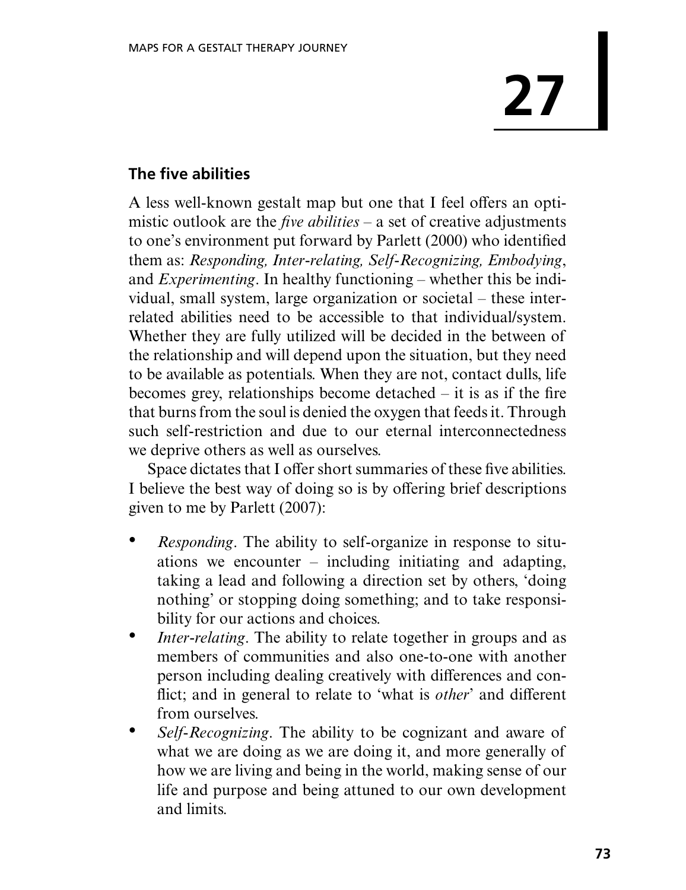# 27

## The five abilities

A less well-known gestalt map but one that I feel offers an optimistic outlook are the *five abilities* – a set of creative adjustments to one's environment put forward by Parlett (2000) who identified them as: *Responding, Inter-relating, Self-Recognizing, Embodying*, and *Experimenting*. In healthy functioning – whether this be individual, small system, large organization or societal – these interrelated abilities need to be accessible to that individual/system. Whether they are fully utilized will be decided in the between of the relationship and will depend upon the situation, but they need to be available as potentials. When they are not, contact dulls, life becomes grey, relationships become detached – it is as if the fire that burns from the soul is denied the oxygen that feeds it. Through such self-restriction and due to our eternal interconnectedness we deprive others as well as ourselves.

Space dictates that I offer short summaries of these five abilities. I believe the best way of doing so is by offering brief descriptions given to me by Parlett (2007):

- *Responding*. The ability to self-organize in response to situations we encounter – including initiating and adapting, taking a lead and following a direction set by others, 'doing nothing' or stopping doing something; and to take responsibility for our actions and choices.
- *Inter-relating*. The ability to relate together in groups and as members of communities and also one-to-one with another person including dealing creatively with differences and conflict; and in general to relate to 'what is *other*' and different from ourselves.
- *Self-Recognizing*. The ability to be cognizant and aware of what we are doing as we are doing it, and more generally of how we are living and being in the world, making sense of our life and purpose and being attuned to our own development and limits.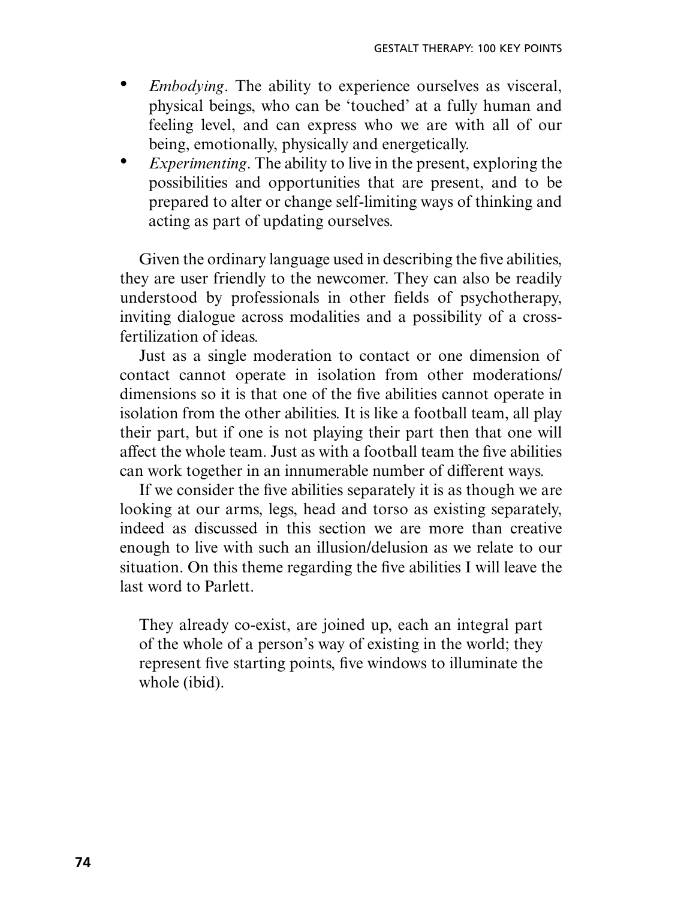- *Embodying*. The ability to experience ourselves as visceral, physical beings, who can be 'touched' at a fully human and feeling level, and can express who we are with all of our being, emotionally, physically and energetically.
- *Experimenting*. The ability to live in the present, exploring the possibilities and opportunities that are present, and to be prepared to alter or change self-limiting ways of thinking and acting as part of updating ourselves.

Given the ordinary language used in describing the five abilities, they are user friendly to the newcomer. They can also be readily understood by professionals in other fields of psychotherapy, inviting dialogue across modalities and a possibility of a cross-fertilization of ideas.

Just as a single moderation to contact or one dimension of contact cannot operate in isolation from other moderations/dimensions so it is that one of the five abilities cannot operate in isolation from the other abilities. It is like a football team, all play their part, but if one is not playing their part then that one will affect the whole team. Just as with a football team the five abilities can work together in an innumerable number of different ways.

If we consider the five abilities separately it is as though we are looking at our arms, legs, head and torso as existing separately, indeed as discussed in this section we are more than creative enough to live with such an illusion/delusion as we relate to our situation. On this theme regarding the five abilities I will leave the last word to Parlett.

> They already co-exist, are joined up, each an integral part of the whole of a person's way of existing in the world; they represent five starting points, five windows to illuminate the whole (ibid).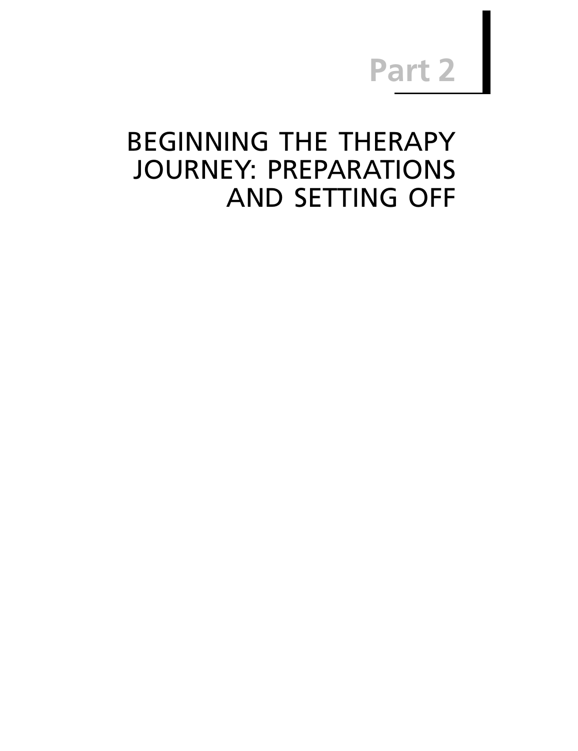# Part 2

# BEGINNING THE THERAPY JOURNEY: PREPARATIONS AND SETTING OFF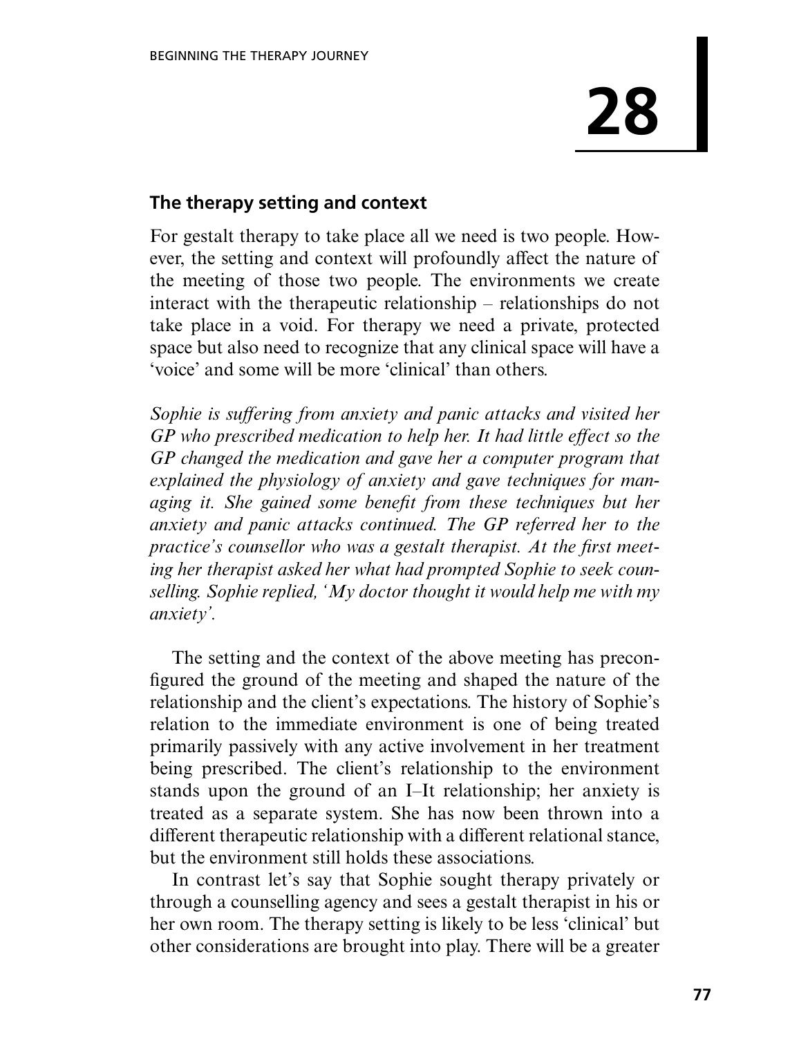# 28

## The therapy setting and context

For gestalt therapy to take place all we need is two people. However, the setting and context will profoundly affect the nature of the meeting of those two people. The environments we create interact with the therapeutic relationship – relationships do not take place in a void. For therapy we need a private, protected space but also need to recognize that any clinical space will have a 'voice' and some will be more 'clinical' than others.

*Sophie is suffering from anxiety and panic attacks and visited her GP who prescribed medication to help her. It had little effect so the GP changed the medication and gave her a computer program that explained the physiology of anxiety and gave techniques for managing it. She gained some benefit from these techniques but her anxiety and panic attacks continued. The GP referred her to the practice's counsellor who was a gestalt therapist. At the first meeting her therapist asked her what had prompted Sophie to seek counselling. Sophie replied, 'My doctor thought it would help me with my anxiety'.*

The setting and the context of the above meeting has preconfigured the ground of the meeting and shaped the nature of the relationship and the client's expectations. The history of Sophie's relation to the immediate environment is one of being treated primarily passively with any active involvement in her treatment being prescribed. The client's relationship to the environment stands upon the ground of an I–It relationship; her anxiety is treated as a separate system. She has now been thrown into a different therapeutic relationship with a different relational stance, but the environment still holds these associations.

In contrast let's say that Sophie sought therapy privately or through a counselling agency and sees a gestalt therapist in his or her own room. The therapy setting is likely to be less 'clinical' but other considerations are brought into play. There will be a greater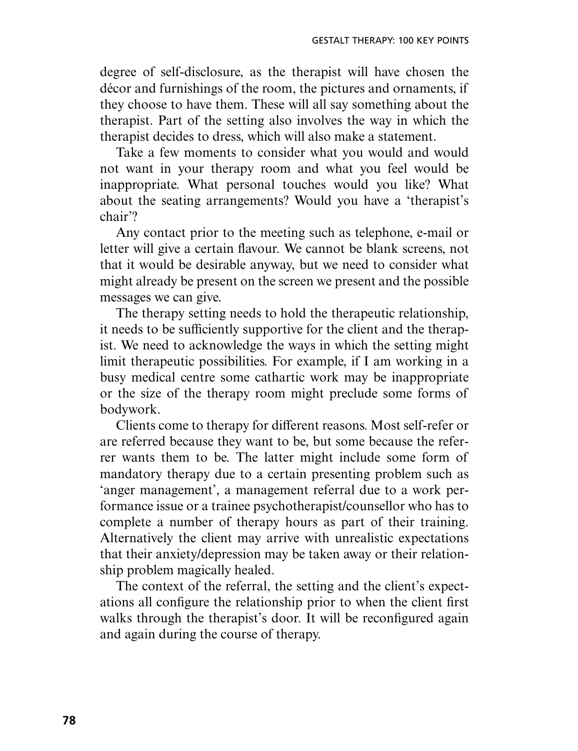degree of self-disclosure, as the therapist will have chosen the décor and furnishings of the room, the pictures and ornaments, if they choose to have them. These will all say something about the therapist. Part of the setting also involves the way in which the therapist decides to dress, which will also make a statement.

Take a few moments to consider what you would and would not want in your therapy room and what you feel would be inappropriate. What personal touches would you like? What about the seating arrangements? Would you have a 'therapist's chair'?

Any contact prior to the meeting such as telephone, e-mail or letter will give a certain flavour. We cannot be blank screens, not that it would be desirable anyway, but we need to consider what might already be present on the screen we present and the possible messages we can give.

The therapy setting needs to hold the therapeutic relationship, it needs to be sufficiently supportive for the client and the therapist. We need to acknowledge the ways in which the setting might limit therapeutic possibilities. For example, if I am working in a busy medical centre some cathartic work may be inappropriate or the size of the therapy room might preclude some forms of bodywork.

Clients come to therapy for different reasons. Most self-refer or are referred because they want to be, but some because the referrer wants them to be. The latter might include some form of mandatory therapy due to a certain presenting problem such as 'anger management', a management referral due to a work performance issue or a trainee psychotherapist/counsellor who has to complete a number of therapy hours as part of their training. Alternatively the client may arrive with unrealistic expectations that their anxiety/depression may be taken away or their relationship problem magically healed.

The context of the referral, the setting and the client's expectations all configure the relationship prior to when the client first walks through the therapist's door. It will be reconfigured again and again during the course of therapy.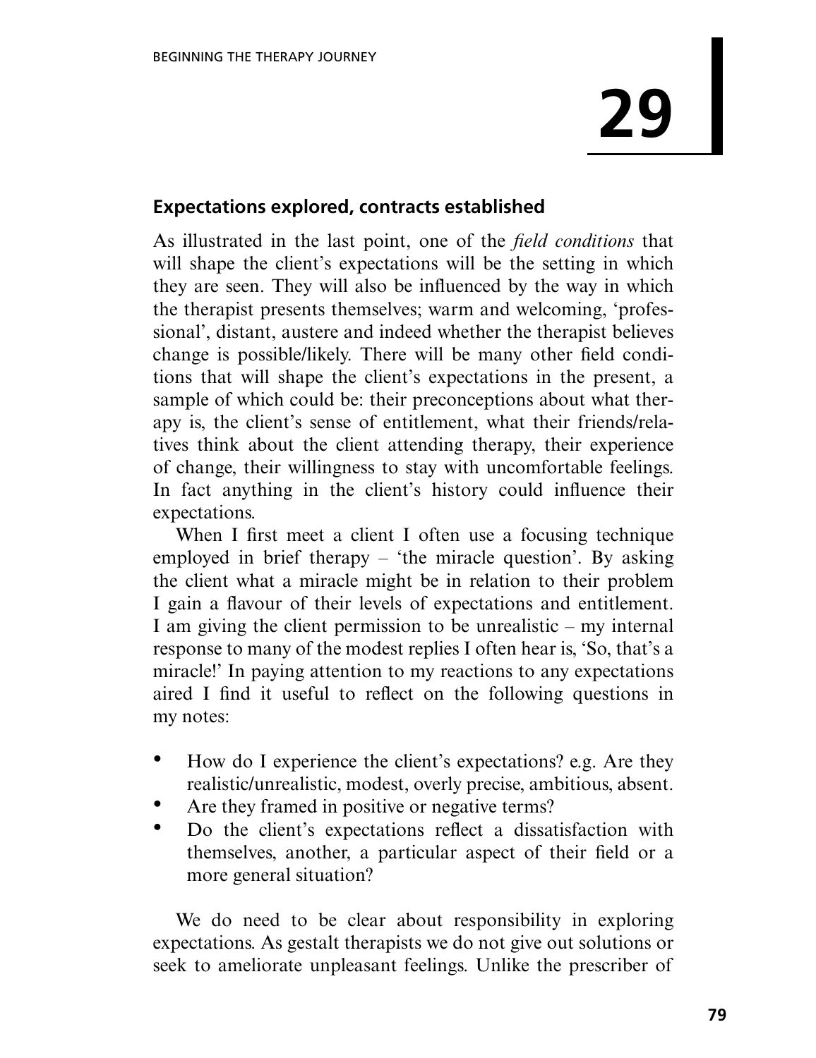# 29

## Expectations explored, contracts established

As illustrated in the last point, one of the *field conditions* that will shape the client's expectations will be the setting in which they are seen. They will also be influenced by the way in which the therapist presents themselves; warm and welcoming, 'professional', distant, austere and indeed whether the therapist believes change is possible/likely. There will be many other field conditions that will shape the client's expectations in the present, a sample of which could be: their preconceptions about what therapy is, the client's sense of entitlement, what their friends/relatives think about the client attending therapy, their experience of change, their willingness to stay with uncomfortable feelings. In fact anything in the client's history could influence their expectations.

When I first meet a client I often use a focusing technique employed in brief therapy – 'the miracle question'. By asking the client what a miracle might be in relation to their problem I gain a flavour of their levels of expectations and entitlement. I am giving the client permission to be unrealistic – my internal response to many of the modest replies I often hear is, 'So, that's a miracle!' In paying attention to my reactions to any expectations aired I find it useful to reflect on the following questions in my notes:

- How do I experience the client's expectations? e.g. Are they realistic/unrealistic, modest, overly precise, ambitious, absent.
- Are they framed in positive or negative terms?
- Do the client's expectations reflect a dissatisfaction with themselves, another, a particular aspect of their field or a more general situation?

We do need to be clear about responsibility in exploring expectations. As gestalt therapists we do not give out solutions or seek to ameliorate unpleasant feelings. Unlike the prescriber of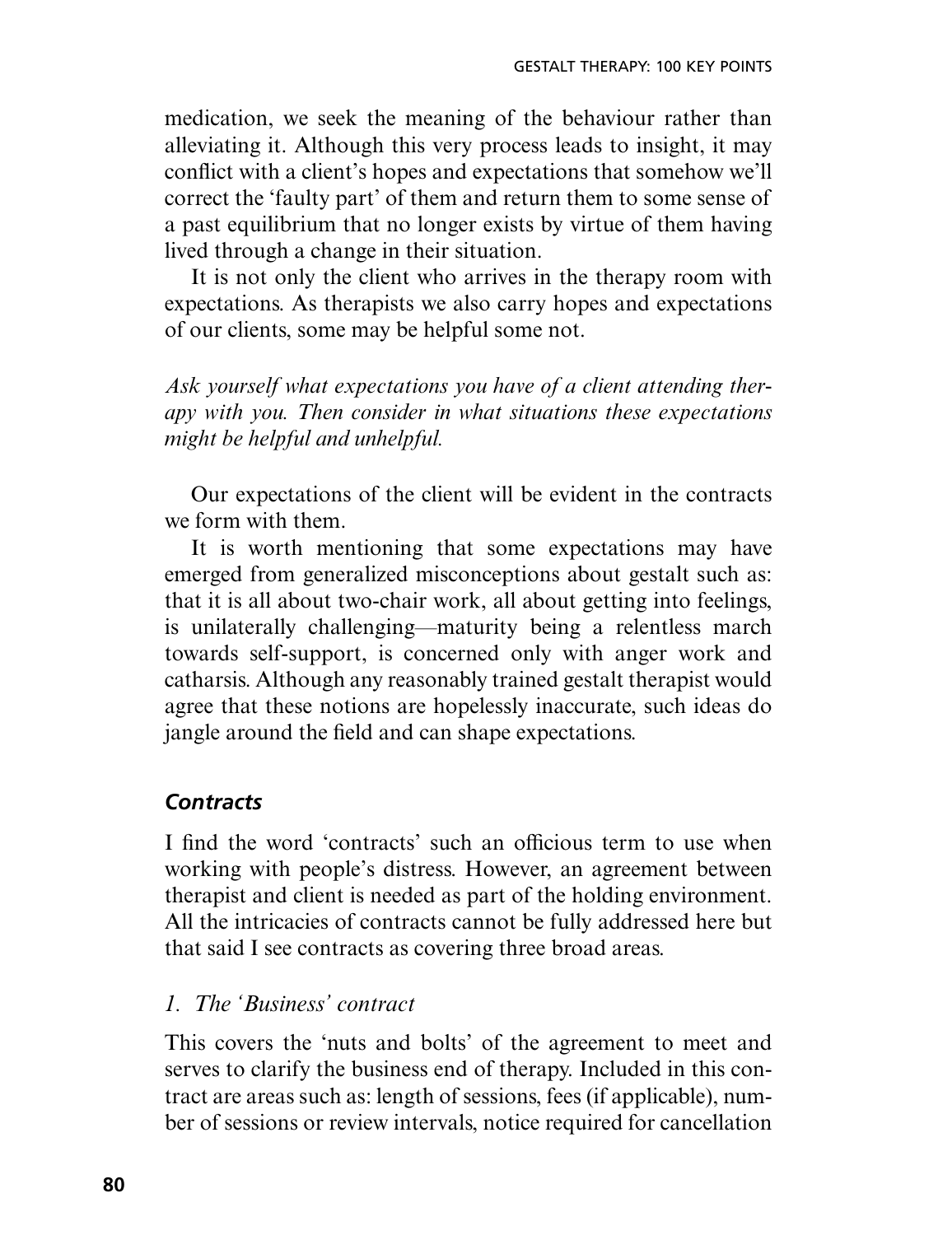medication, we seek the meaning of the behaviour rather than alleviating it. Although this very process leads to insight, it may conflict with a client's hopes and expectations that somehow we'll correct the 'faulty part' of them and return them to some sense of a past equilibrium that no longer exists by virtue of them having lived through a change in their situation.

It is not only the client who arrives in the therapy room with expectations. As therapists we also carry hopes and expectations of our clients, some may be helpful some not.

*Ask yourself what expectations you have of a client attending therapy with you. Then consider in what situations these expectations might be helpful and unhelpful.*

Our expectations of the client will be evident in the contracts we form with them.

It is worth mentioning that some expectations may have emerged from generalized misconceptions about gestalt such as: that it is all about two-chair work, all about getting into feelings, is unilaterally challenging—maturity being a relentless march towards self-support, is concerned only with anger work and catharsis. Although any reasonably trained gestalt therapist would agree that these notions are hopelessly inaccurate, such ideas do jangle around the field and can shape expectations.

### *Contracts*

I find the word 'contracts' such an officious term to use when working with people's distress. However, an agreement between therapist and client is needed as part of the holding environment. All the intricacies of contracts cannot be fully addressed here but that said I see contracts as covering three broad areas.

#### *1. The 'Business' contract*

This covers the 'nuts and bolts' of the agreement to meet and serves to clarify the business end of therapy. Included in this contract are areas such as: length of sessions, fees (if applicable), number of sessions or review intervals, notice required for cancellation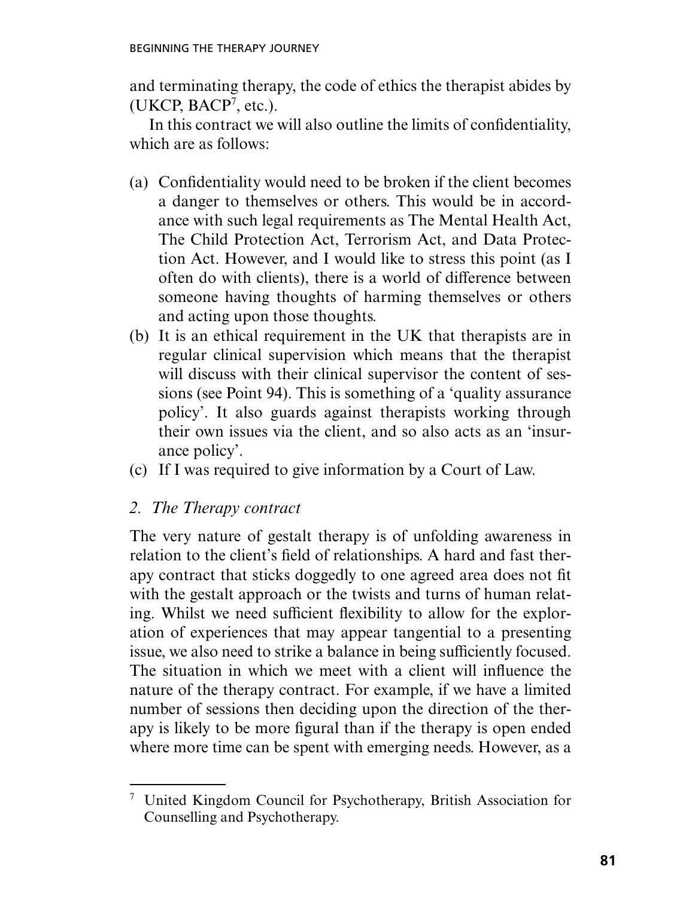and terminating therapy, the code of ethics the therapist abides by (UKCP, BACP[7], etc.).

In this contract we will also outline the limits of confidentiality, which are as follows:

(a) Confidentiality would need to be broken if the client becomes a danger to themselves or others. This would be in accordance with such legal requirements as The Mental Health Act, The Child Protection Act, Terrorism Act, and Data Protection Act. However, and I would like to stress this point (as I often do with clients), there is a world of difference between someone having thoughts of harming themselves or others and acting upon those thoughts.

(b) It is an ethical requirement in the UK that therapists are in regular clinical supervision which means that the therapist will discuss with their clinical supervisor the content of sessions (see Point 94). This is something of a 'quality assurance policy'. It also guards against therapists working through their own issues via the client, and so also acts as an 'insurance policy'.

(c) If I was required to give information by a Court of Law.

*2. The Therapy contract*

The very nature of gestalt therapy is of unfolding awareness in relation to the client's field of relationships. A hard and fast therapy contract that sticks doggedly to one agreed area does not fit with the gestalt approach or the twists and turns of human relating. Whilst we need sufficient flexibility to allow for the exploration of experiences that may appear tangential to a presenting issue, we also need to strike a balance in being sufficiently focused. The situation in which we meet with a client will influence the nature of the therapy contract. For example, if we have a limited number of sessions then deciding upon the direction of the therapy is likely to be more figural than if the therapy is open ended where more time can be spent with emerging needs. However, as a

[7] United Kingdom Council for Psychotherapy, British Association for Counselling and Psychotherapy.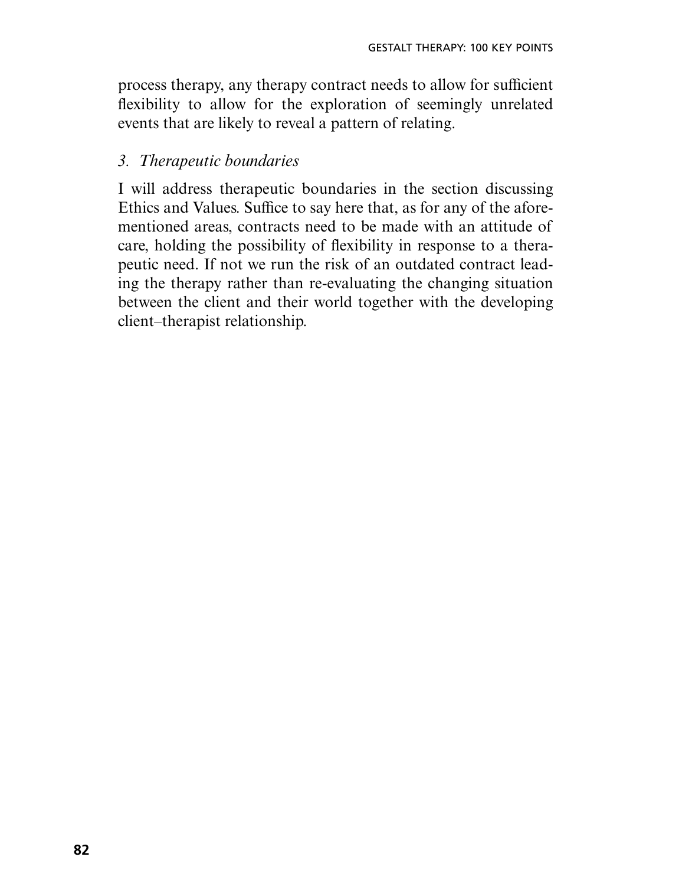process therapy, any therapy contract needs to allow for sufficient flexibility to allow for the exploration of seemingly unrelated events that are likely to reveal a pattern of relating.

### *3. Therapeutic boundaries*

I will address therapeutic boundaries in the section discussing Ethics and Values. Suffice to say here that, as for any of the aforementioned areas, contracts need to be made with an attitude of care, holding the possibility of flexibility in response to a therapeutic need. If not we run the risk of an outdated contract leading the therapy rather than re-evaluating the changing situation between the client and their world together with the developing client–therapist relationship.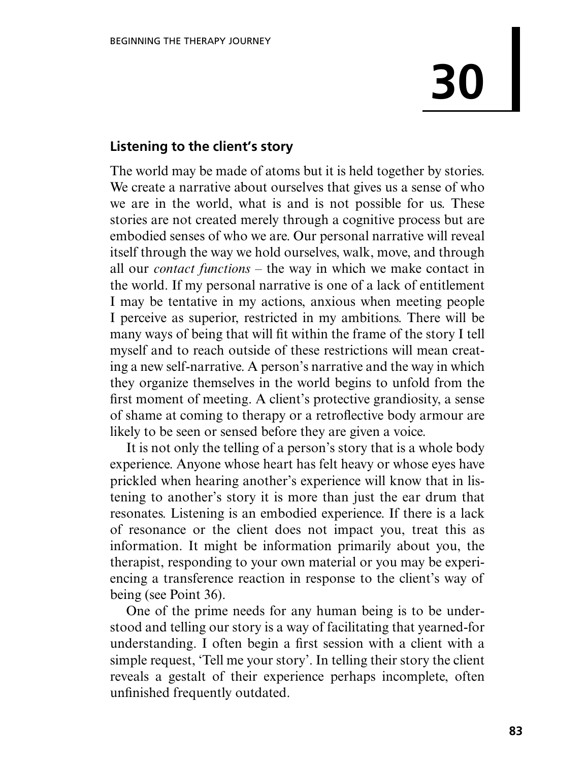# 30

## Listening to the client's story

The world may be made of atoms but it is held together by stories. We create a narrative about ourselves that gives us a sense of who we are in the world, what is and is not possible for us. These stories are not created merely through a cognitive process but are embodied senses of who we are. Our personal narrative will reveal itself through the way we hold ourselves, walk, move, and through all our *contact functions* – the way in which we make contact in the world. If my personal narrative is one of a lack of entitlement I may be tentative in my actions, anxious when meeting people I perceive as superior, restricted in my ambitions. There will be many ways of being that will fit within the frame of the story I tell myself and to reach outside of these restrictions will mean creating a new self-narrative. A person's narrative and the way in which they organize themselves in the world begins to unfold from the first moment of meeting. A client's protective grandiosity, a sense of shame at coming to therapy or a retroflective body armour are likely to be seen or sensed before they are given a voice.

It is not only the telling of a person's story that is a whole body experience. Anyone whose heart has felt heavy or whose eyes have prickled when hearing another's experience will know that in listening to another's story it is more than just the ear drum that resonates. Listening is an embodied experience. If there is a lack of resonance or the client does not impact you, treat this as information. It might be information primarily about you, the therapist, responding to your own material or you may be experiencing a transference reaction in response to the client's way of being (see Point 36).

One of the prime needs for any human being is to be understood and telling our story is a way of facilitating that yearned-for understanding. I often begin a first session with a client with a simple request, 'Tell me your story'. In telling their story the client reveals a gestalt of their experience perhaps incomplete, often unfinished frequently outdated.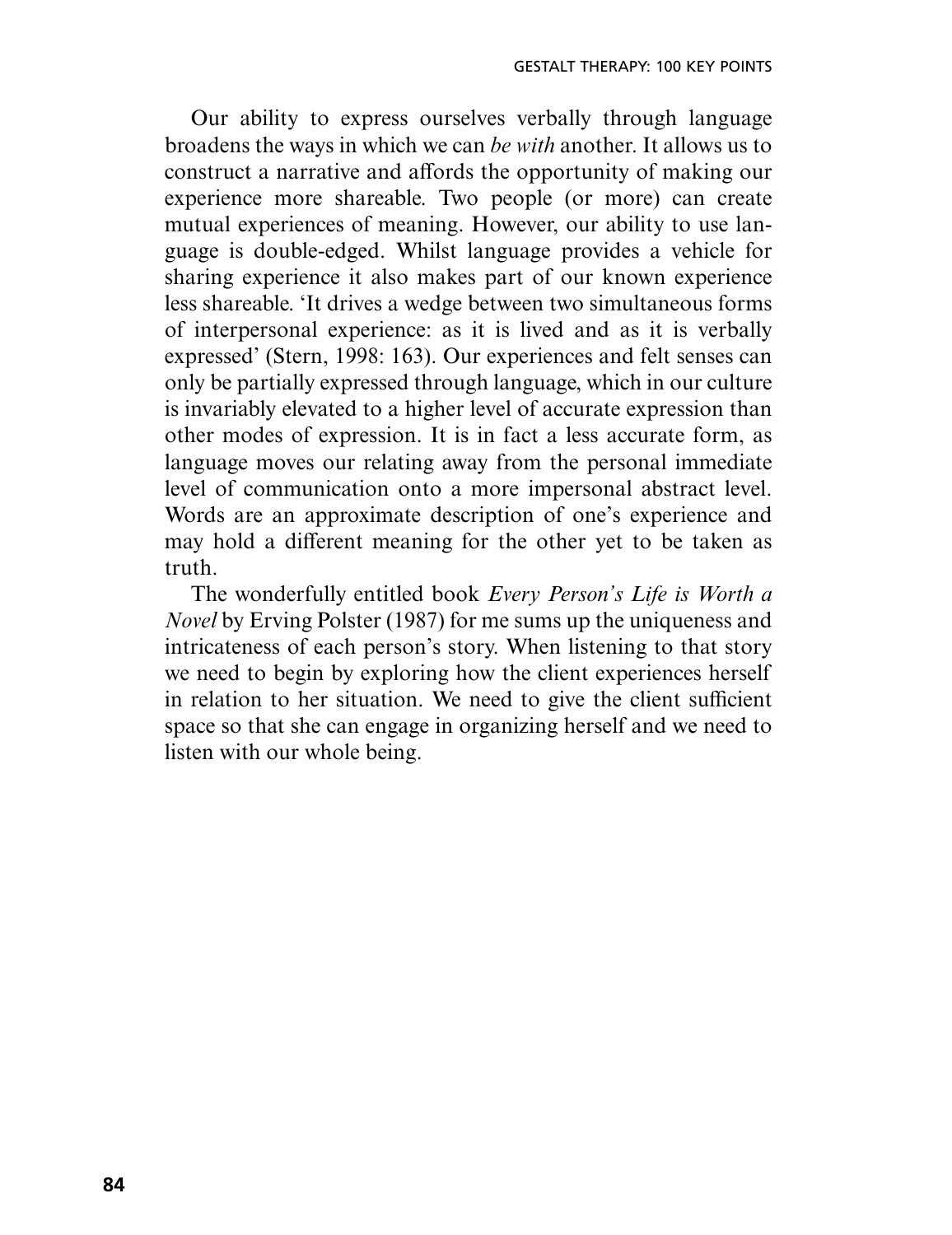Our ability to express ourselves verbally through language broadens the ways in which we can *be with* another. It allows us to construct a narrative and affords the opportunity of making our experience more shareable. Two people (or more) can create mutual experiences of meaning. However, our ability to use language is double-edged. Whilst language provides a vehicle for sharing experience it also makes part of our known experience less shareable. 'It drives a wedge between two simultaneous forms of interpersonal experience: as it is lived and as it is verbally expressed' (Stern, 1998: 163). Our experiences and felt senses can only be partially expressed through language, which in our culture is invariably elevated to a higher level of accurate expression than other modes of expression. It is in fact a less accurate form, as language moves our relating away from the personal immediate level of communication onto a more impersonal abstract level. Words are an approximate description of one's experience and may hold a different meaning for the other yet to be taken as truth.

The wonderfully entitled book *Every Person's Life is Worth a Novel* by Erving Polster (1987) for me sums up the uniqueness and intricateness of each person's story. When listening to that story we need to begin by exploring how the client experiences herself in relation to her situation. We need to give the client sufficient space so that she can engage in organizing herself and we need to listen with our whole being.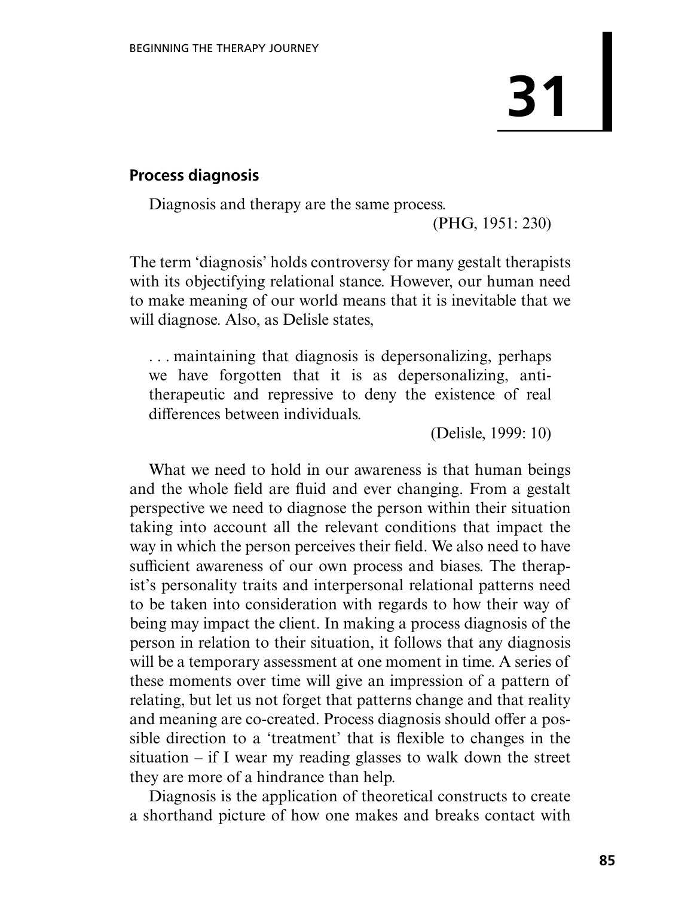# 31

## Process diagnosis

> Diagnosis and therapy are the same process.
>
> (PHG, 1951: 230)

The term 'diagnosis' holds controversy for many gestalt therapists with its objectifying relational stance. However, our human need to make meaning of our world means that it is inevitable that we will diagnose. Also, as Delisle states,

> . . . maintaining that diagnosis is depersonalizing, perhaps we have forgotten that it is as depersonalizing, anti-therapeutic and repressive to deny the existence of real differences between individuals.
>
> (Delisle, 1999: 10)

What we need to hold in our awareness is that human beings and the whole field are fluid and ever changing. From a gestalt perspective we need to diagnose the person within their situation taking into account all the relevant conditions that impact the way in which the person perceives their field. We also need to have sufficient awareness of our own process and biases. The therapist's personality traits and interpersonal relational patterns need to be taken into consideration with regards to how their way of being may impact the client. In making a process diagnosis of the person in relation to their situation, it follows that any diagnosis will be a temporary assessment at one moment in time. A series of these moments over time will give an impression of a pattern of relating, but let us not forget that patterns change and that reality and meaning are co-created. Process diagnosis should offer a possible direction to a 'treatment' that is flexible to changes in the situation – if I wear my reading glasses to walk down the street they are more of a hindrance than help.

Diagnosis is the application of theoretical constructs to create a shorthand picture of how one makes and breaks contact with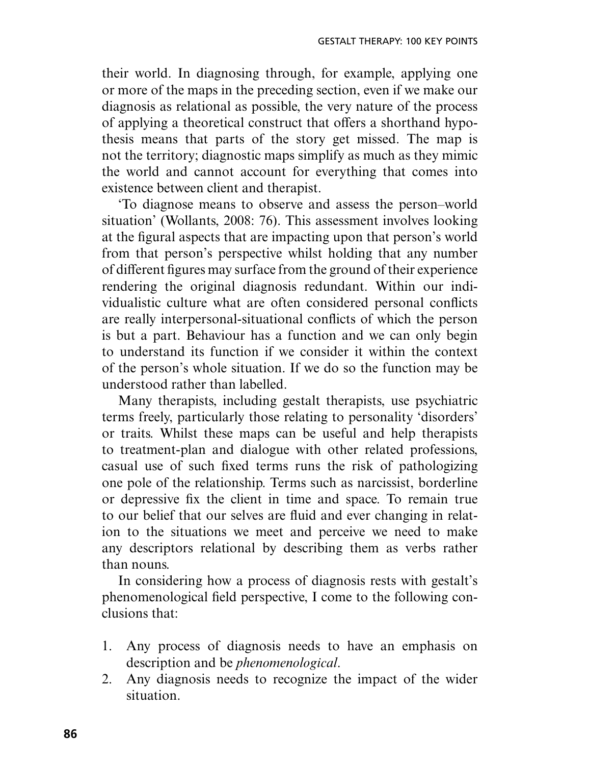their world. In diagnosing through, for example, applying one or more of the maps in the preceding section, even if we make our diagnosis as relational as possible, the very nature of the process of applying a theoretical construct that offers a shorthand hypothesis means that parts of the story get missed. The map is not the territory; diagnostic maps simplify as much as they mimic the world and cannot account for everything that comes into existence between client and therapist.

'To diagnose means to observe and assess the person–world situation' (Wollants, 2008: 76). This assessment involves looking at the figural aspects that are impacting upon that person's world from that person's perspective whilst holding that any number of different figures may surface from the ground of their experience rendering the original diagnosis redundant. Within our individualistic culture what are often considered personal conflicts are really interpersonal-situational conflicts of which the person is but a part. Behaviour has a function and we can only begin to understand its function if we consider it within the context of the person's whole situation. If we do so the function may be understood rather than labelled.

Many therapists, including gestalt therapists, use psychiatric terms freely, particularly those relating to personality 'disorders' or traits. Whilst these maps can be useful and help therapists to treatment-plan and dialogue with other related professions, casual use of such fixed terms runs the risk of pathologizing one pole of the relationship. Terms such as narcissist, borderline or depressive fix the client in time and space. To remain true to our belief that our selves are fluid and ever changing in relation to the situations we meet and perceive we need to make any descriptors relational by describing them as verbs rather than nouns.

In considering how a process of diagnosis rests with gestalt's phenomenological field perspective, I come to the following conclusions that:

1. Any process of diagnosis needs to have an emphasis on description and be *phenomenological*.
2. Any diagnosis needs to recognize the impact of the wider situation.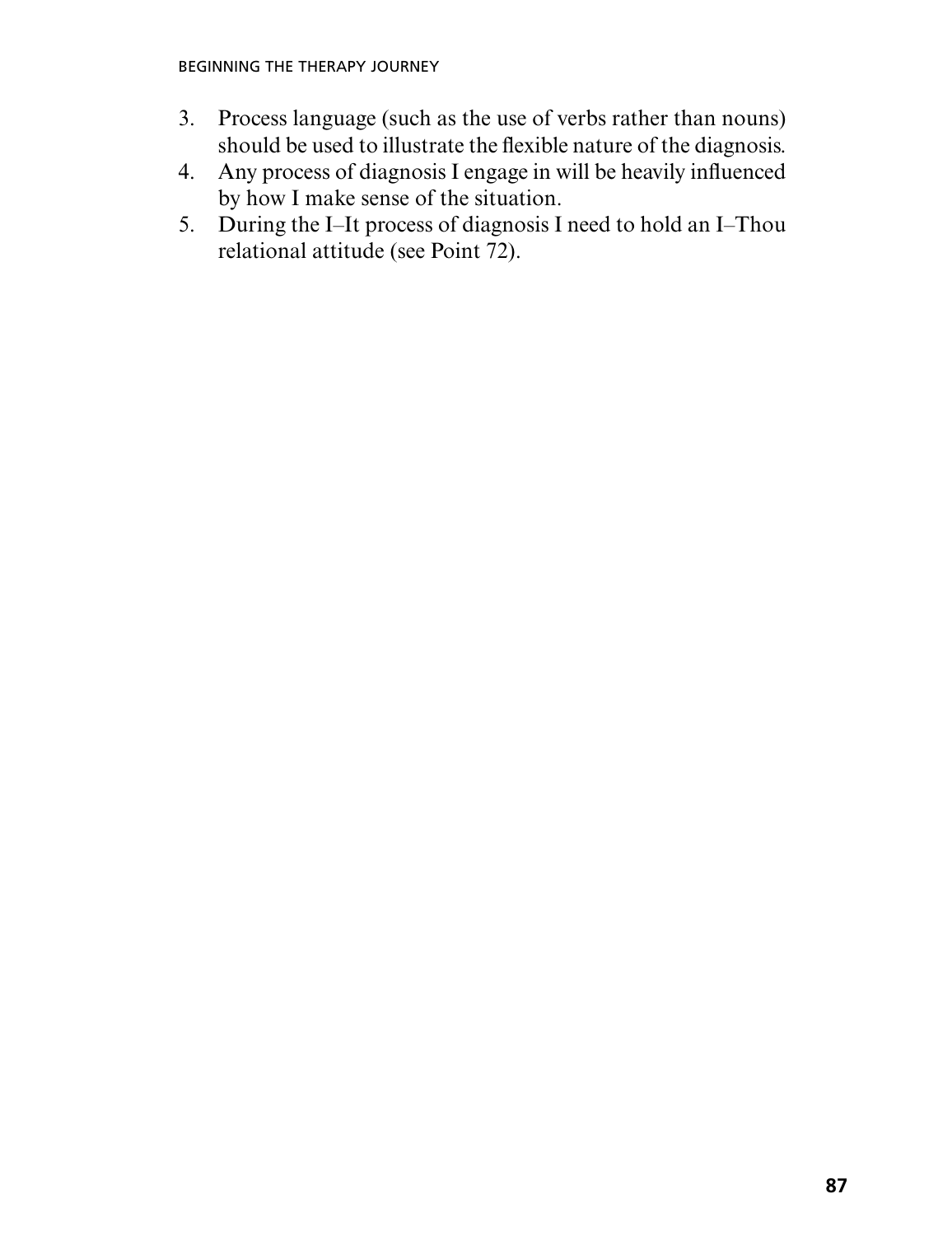3. Process language (such as the use of verbs rather than nouns) should be used to illustrate the flexible nature of the diagnosis.
4. Any process of diagnosis I engage in will be heavily influenced by how I make sense of the situation.
5. During the I–It process of diagnosis I need to hold an I–Thou relational attitude (see Point 72).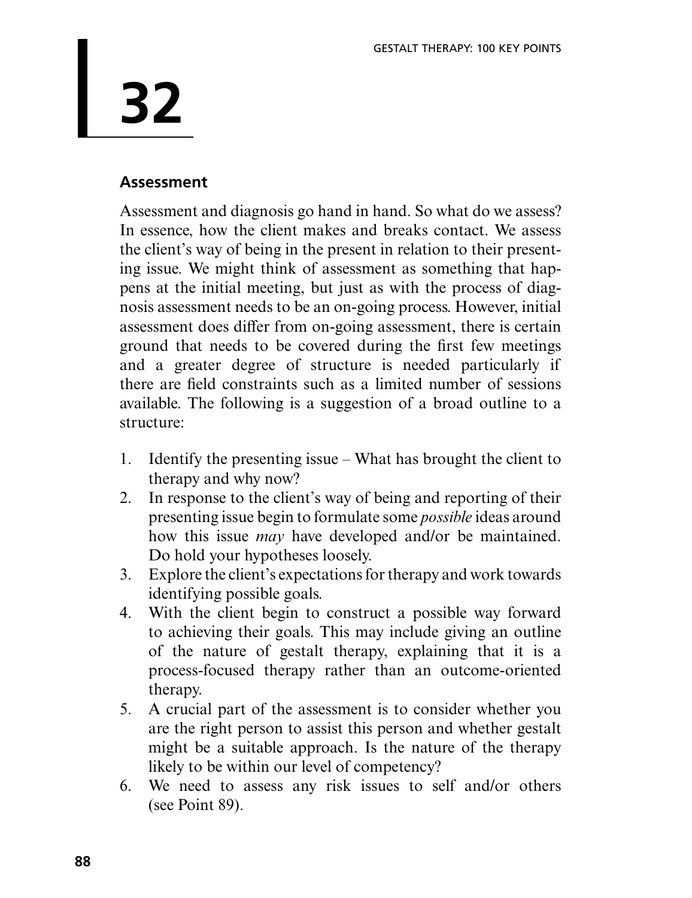# 32

## Assessment

Assessment and diagnosis go hand in hand. So what do we assess? In essence, how the client makes and breaks contact. We assess the client's way of being in the present in relation to their presenting issue. We might think of assessment as something that happens at the initial meeting, but just as with the process of diagnosis assessment needs to be an on-going process. However, initial assessment does differ from on-going assessment, there is certain ground that needs to be covered during the first few meetings and a greater degree of structure is needed particularly if there are field constraints such as a limited number of sessions available. The following is a suggestion of a broad outline to a structure:

1. Identify the presenting issue – What has brought the client to therapy and why now?
2. In response to the client's way of being and reporting of their presenting issue begin to formulate some *possible* ideas around how this issue *may* have developed and/or be maintained. Do hold your hypotheses loosely.
3. Explore the client's expectations for therapy and work towards identifying possible goals.
4. With the client begin to construct a possible way forward to achieving their goals. This may include giving an outline of the nature of gestalt therapy, explaining that it is a process-focused therapy rather than an outcome-oriented therapy.
5. A crucial part of the assessment is to consider whether you are the right person to assist this person and whether gestalt might be a suitable approach. Is the nature of the therapy likely to be within our level of competency?
6. We need to assess any risk issues to self and/or others (see Point 89).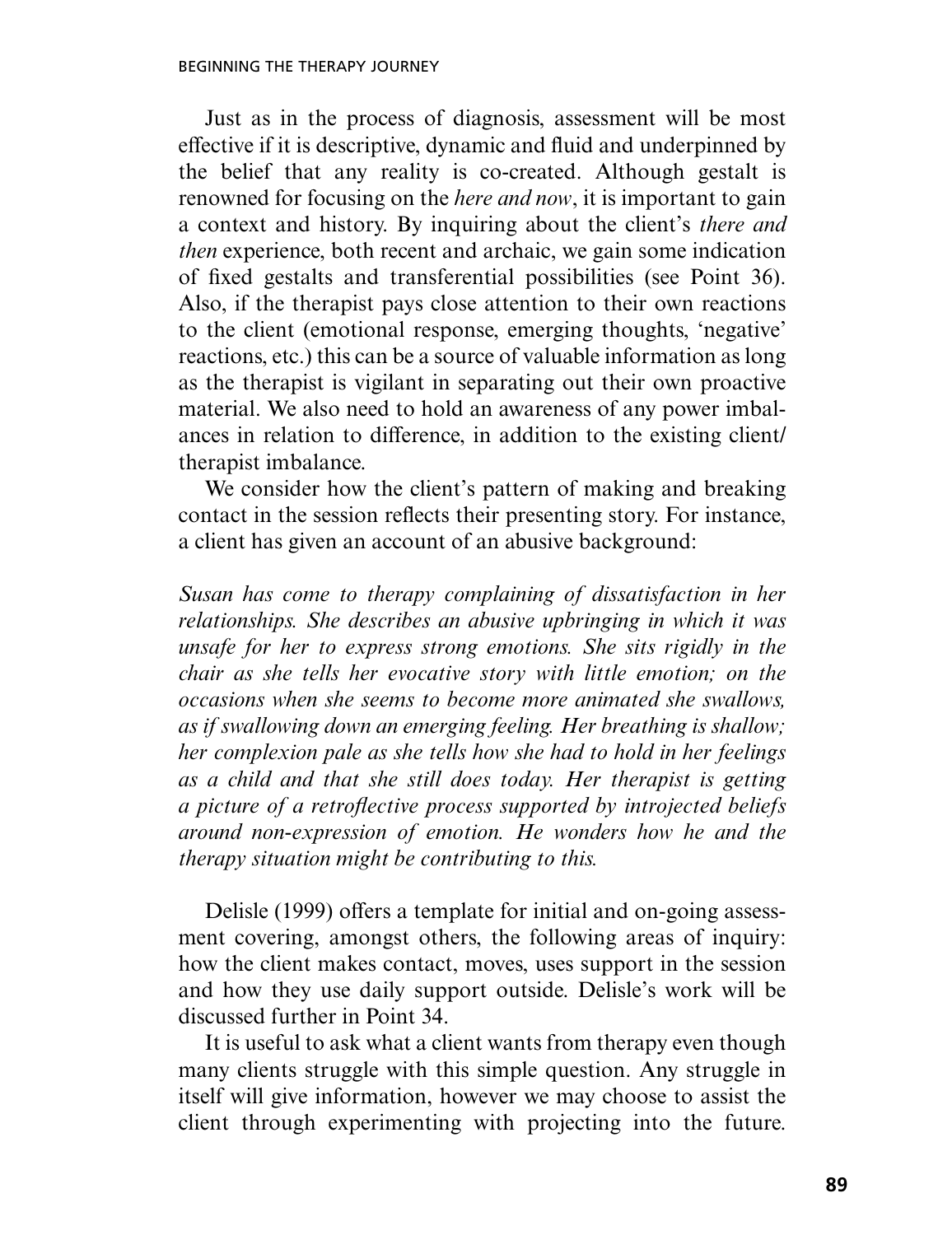Just as in the process of diagnosis, assessment will be most effective if it is descriptive, dynamic and fluid and underpinned by the belief that any reality is co-created. Although gestalt is renowned for focusing on the *here and now*, it is important to gain a context and history. By inquiring about the client's *there and then* experience, both recent and archaic, we gain some indication of fixed gestalts and transferential possibilities (see Point 36). Also, if the therapist pays close attention to their own reactions to the client (emotional response, emerging thoughts, 'negative' reactions, etc.) this can be a source of valuable information as long as the therapist is vigilant in separating out their own proactive material. We also need to hold an awareness of any power imbalances in relation to difference, in addition to the existing client/therapist imbalance.

We consider how the client's pattern of making and breaking contact in the session reflects their presenting story. For instance, a client has given an account of an abusive background:

*Susan has come to therapy complaining of dissatisfaction in her relationships. She describes an abusive upbringing in which it was unsafe for her to express strong emotions. She sits rigidly in the chair as she tells her evocative story with little emotion; on the occasions when she seems to become more animated she swallows, as if swallowing down an emerging feeling. Her breathing is shallow; her complexion pale as she tells how she had to hold in her feelings as a child and that she still does today. Her therapist is getting a picture of a retroflective process supported by introjected beliefs around non-expression of emotion. He wonders how he and the therapy situation might be contributing to this.*

Delisle (1999) offers a template for initial and on-going assessment covering, amongst others, the following areas of inquiry: how the client makes contact, moves, uses support in the session and how they use daily support outside. Delisle's work will be discussed further in Point 34.

It is useful to ask what a client wants from therapy even though many clients struggle with this simple question. Any struggle in itself will give information, however we may choose to assist the client through experimenting with projecting into the future.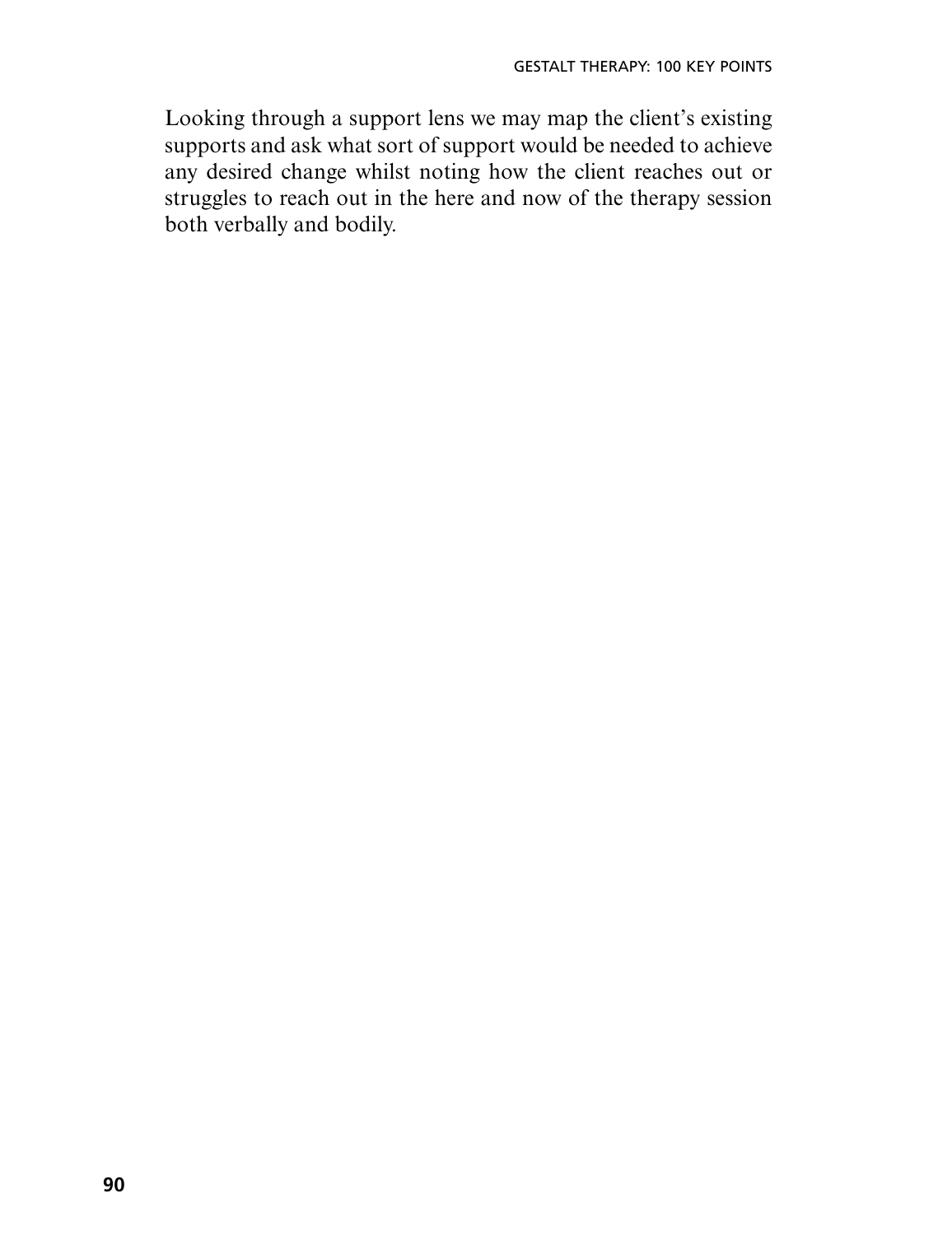Looking through a support lens we may map the client's existing supports and ask what sort of support would be needed to achieve any desired change whilst noting how the client reaches out or struggles to reach out in the here and now of the therapy session both verbally and bodily.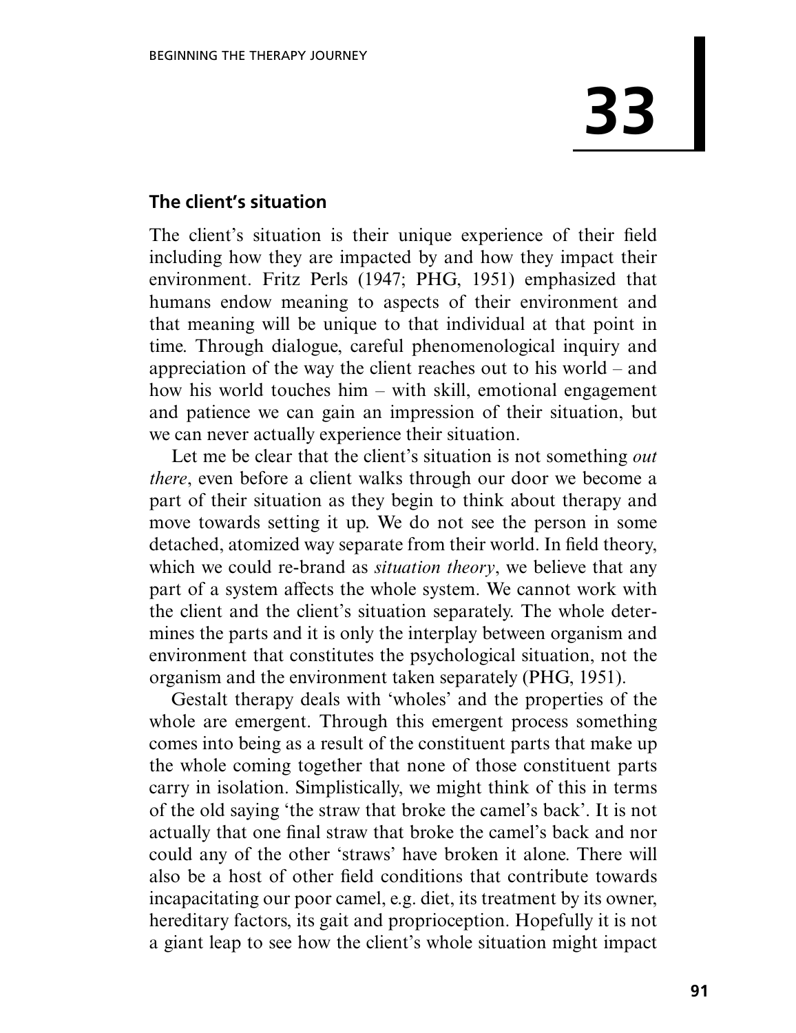# 33

## The client's situation

The client's situation is their unique experience of their field including how they are impacted by and how they impact their environment. Fritz Perls (1947; PHG, 1951) emphasized that humans endow meaning to aspects of their environment and that meaning will be unique to that individual at that point in time. Through dialogue, careful phenomenological inquiry and appreciation of the way the client reaches out to his world – and how his world touches him – with skill, emotional engagement and patience we can gain an impression of their situation, but we can never actually experience their situation.

Let me be clear that the client's situation is not something *out there*, even before a client walks through our door we become a part of their situation as they begin to think about therapy and move towards setting it up. We do not see the person in some detached, atomized way separate from their world. In field theory, which we could re-brand as *situation theory*, we believe that any part of a system affects the whole system. We cannot work with the client and the client's situation separately. The whole determines the parts and it is only the interplay between organism and environment that constitutes the psychological situation, not the organism and the environment taken separately (PHG, 1951).

Gestalt therapy deals with 'wholes' and the properties of the whole are emergent. Through this emergent process something comes into being as a result of the constituent parts that make up the whole coming together that none of those constituent parts carry in isolation. Simplistically, we might think of this in terms of the old saying 'the straw that broke the camel's back'. It is not actually that one final straw that broke the camel's back and nor could any of the other 'straws' have broken it alone. There will also be a host of other field conditions that contribute towards incapacitating our poor camel, e.g. diet, its treatment by its owner, hereditary factors, its gait and proprioception. Hopefully it is not a giant leap to see how the client's whole situation might impact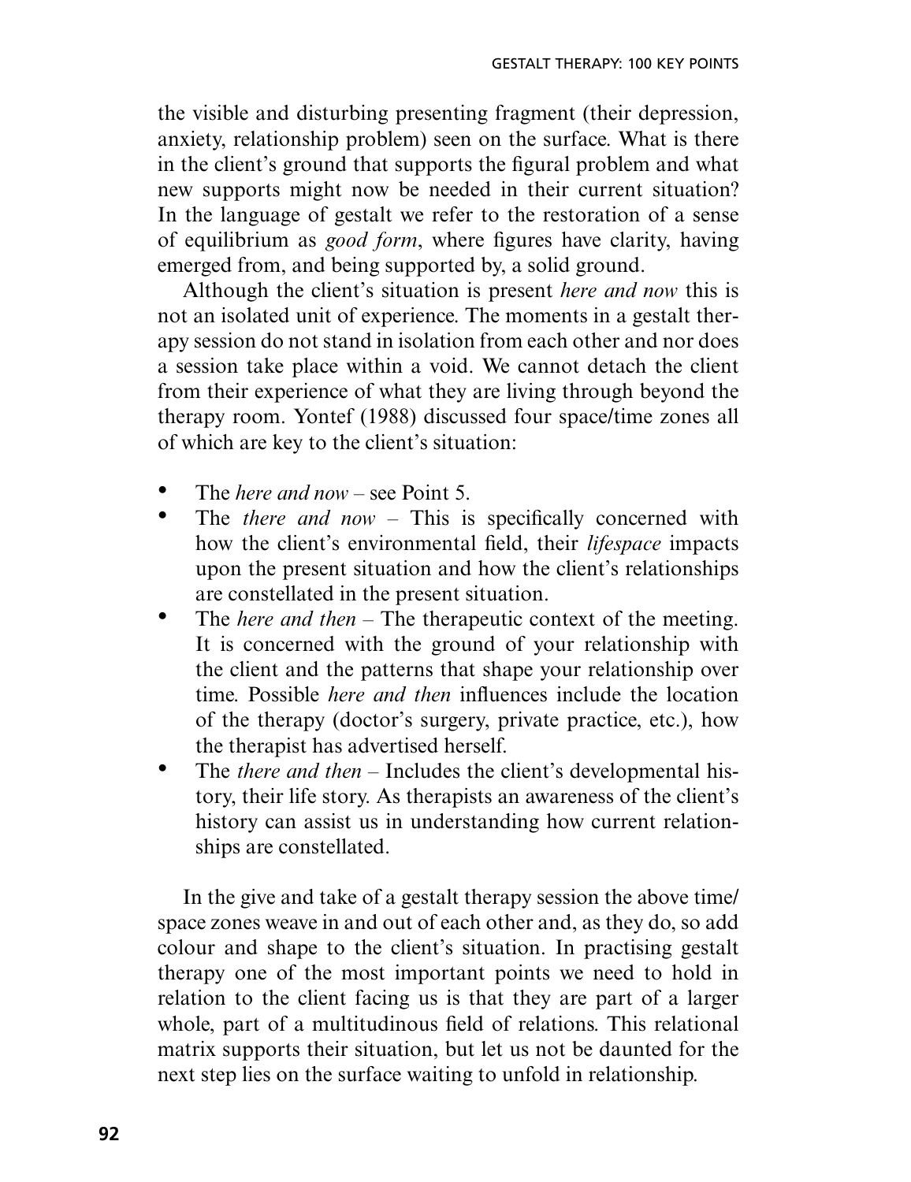the visible and disturbing presenting fragment (their depression, anxiety, relationship problem) seen on the surface. What is there in the client's ground that supports the figural problem and what new supports might now be needed in their current situation? In the language of gestalt we refer to the restoration of a sense of equilibrium as *good form*, where figures have clarity, having emerged from, and being supported by, a solid ground.

Although the client's situation is present *here and now* this is not an isolated unit of experience. The moments in a gestalt therapy session do not stand in isolation from each other and nor does a session take place within a void. We cannot detach the client from their experience of what they are living through beyond the therapy room. Yontef (1988) discussed four space/time zones all of which are key to the client's situation:

- The *here and now* – see Point 5.
- The *there and now* – This is specifically concerned with how the client's environmental field, their *lifespace* impacts upon the present situation and how the client's relationships are constellated in the present situation.
- The *here and then* – The therapeutic context of the meeting. It is concerned with the ground of your relationship with the client and the patterns that shape your relationship over time. Possible *here and then* influences include the location of the therapy (doctor's surgery, private practice, etc.), how the therapist has advertised herself.
- The *there and then* – Includes the client's developmental history, their life story. As therapists an awareness of the client's history can assist us in understanding how current relationships are constellated.

In the give and take of a gestalt therapy session the above time/space zones weave in and out of each other and, as they do, so add colour and shape to the client's situation. In practising gestalt therapy one of the most important points we need to hold in relation to the client facing us is that they are part of a larger whole, part of a multitudinous field of relations. This relational matrix supports their situation, but let us not be daunted for the next step lies on the surface waiting to unfold in relationship.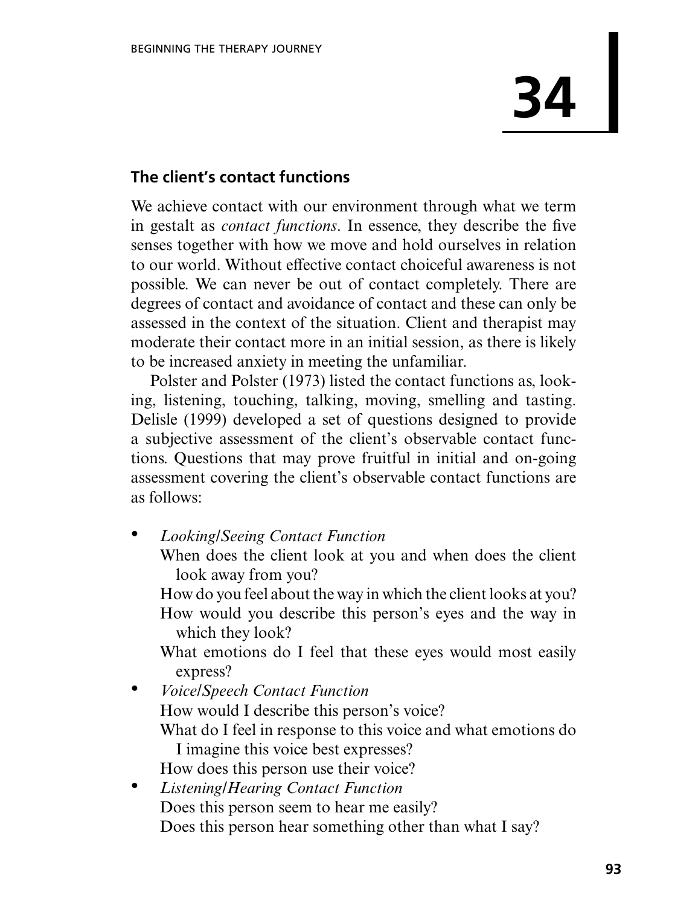# 34

## The client's contact functions

We achieve contact with our environment through what we term in gestalt as *contact functions*. In essence, they describe the five senses together with how we move and hold ourselves in relation to our world. Without effective contact choiceful awareness is not possible. We can never be out of contact completely. There are degrees of contact and avoidance of contact and these can only be assessed in the context of the situation. Client and therapist may moderate their contact more in an initial session, as there is likely to be increased anxiety in meeting the unfamiliar.

Polster and Polster (1973) listed the contact functions as, looking, listening, touching, talking, moving, smelling and tasting. Delisle (1999) developed a set of questions designed to provide a subjective assessment of the client's observable contact functions. Questions that may prove fruitful in initial and on-going assessment covering the client's observable contact functions are as follows:

- *Looking/Seeing Contact Function*
  When does the client look at you and when does the client look away from you?
  How do you feel about the way in which the client looks at you?
  How would you describe this person's eyes and the way in which they look?
  What emotions do I feel that these eyes would most easily express?
- *Voice/Speech Contact Function*
  How would I describe this person's voice?
  What do I feel in response to this voice and what emotions do I imagine this voice best expresses?
  How does this person use their voice?
- *Listening/Hearing Contact Function*
  Does this person seem to hear me easily?
  Does this person hear something other than what I say?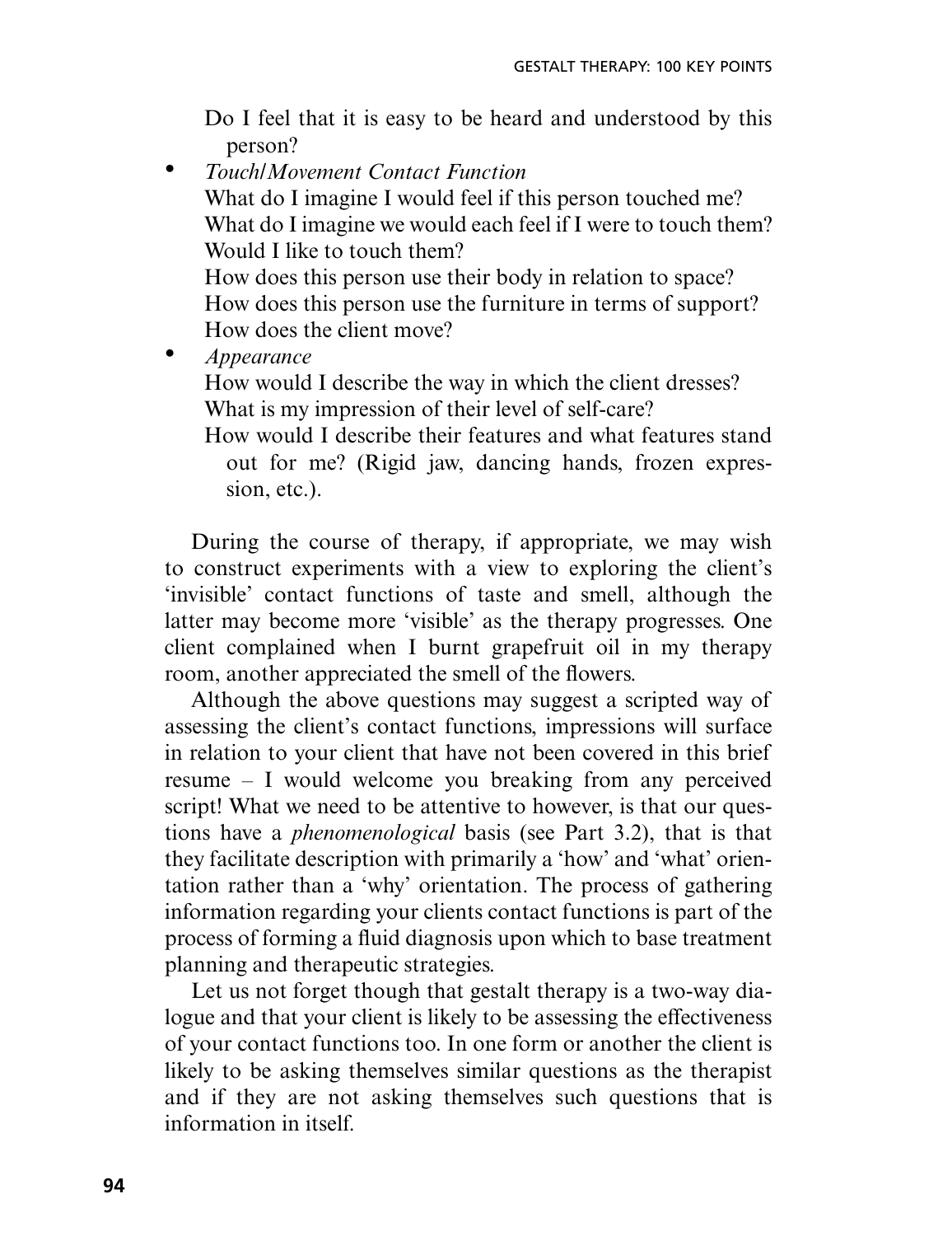Do I feel that it is easy to be heard and understood by this person?

- *Touch/Movement Contact Function*
  What do I imagine I would feel if this person touched me?
  What do I imagine we would each feel if I were to touch them?
  Would I like to touch them?
  How does this person use their body in relation to space?
  How does this person use the furniture in terms of support?
  How does the client move?
- *Appearance*
  How would I describe the way in which the client dresses?
  What is my impression of their level of self-care?
  How would I describe their features and what features stand out for me? (Rigid jaw, dancing hands, frozen expression, etc.).

During the course of therapy, if appropriate, we may wish to construct experiments with a view to exploring the client's 'invisible' contact functions of taste and smell, although the latter may become more 'visible' as the therapy progresses. One client complained when I burnt grapefruit oil in my therapy room, another appreciated the smell of the flowers.

Although the above questions may suggest a scripted way of assessing the client's contact functions, impressions will surface in relation to your client that have not been covered in this brief resume – I would welcome you breaking from any perceived script! What we need to be attentive to however, is that our questions have a *phenomenological* basis (see Part 3.2), that is that they facilitate description with primarily a 'how' and 'what' orientation rather than a 'why' orientation. The process of gathering information regarding your clients contact functions is part of the process of forming a fluid diagnosis upon which to base treatment planning and therapeutic strategies.

Let us not forget though that gestalt therapy is a two-way dialogue and that your client is likely to be assessing the effectiveness of your contact functions too. In one form or another the client is likely to be asking themselves similar questions as the therapist and if they are not asking themselves such questions that is information in itself.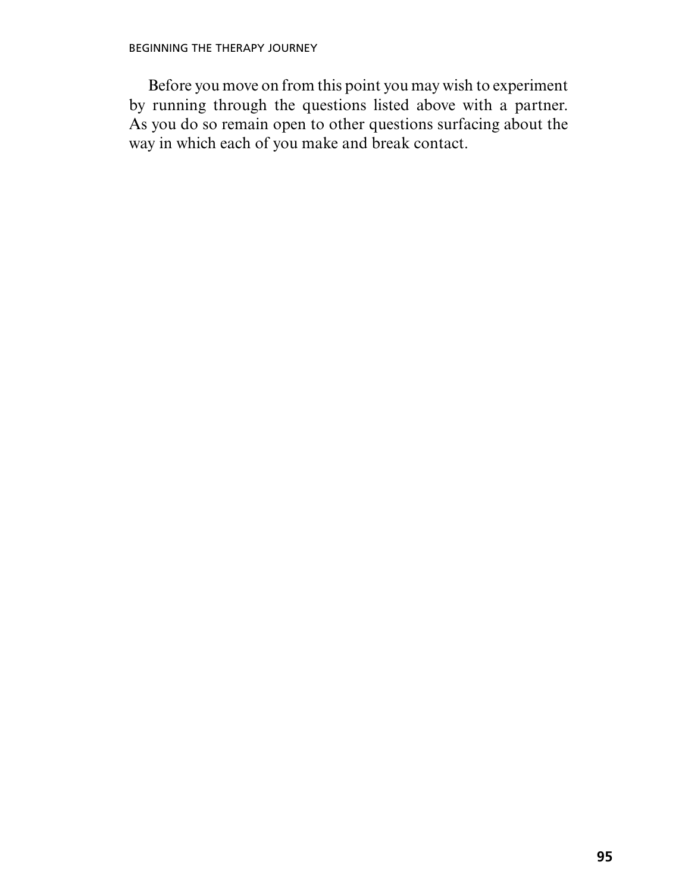Before you move on from this point you may wish to experiment by running through the questions listed above with a partner. As you do so remain open to other questions surfacing about the way in which each of you make and break contact.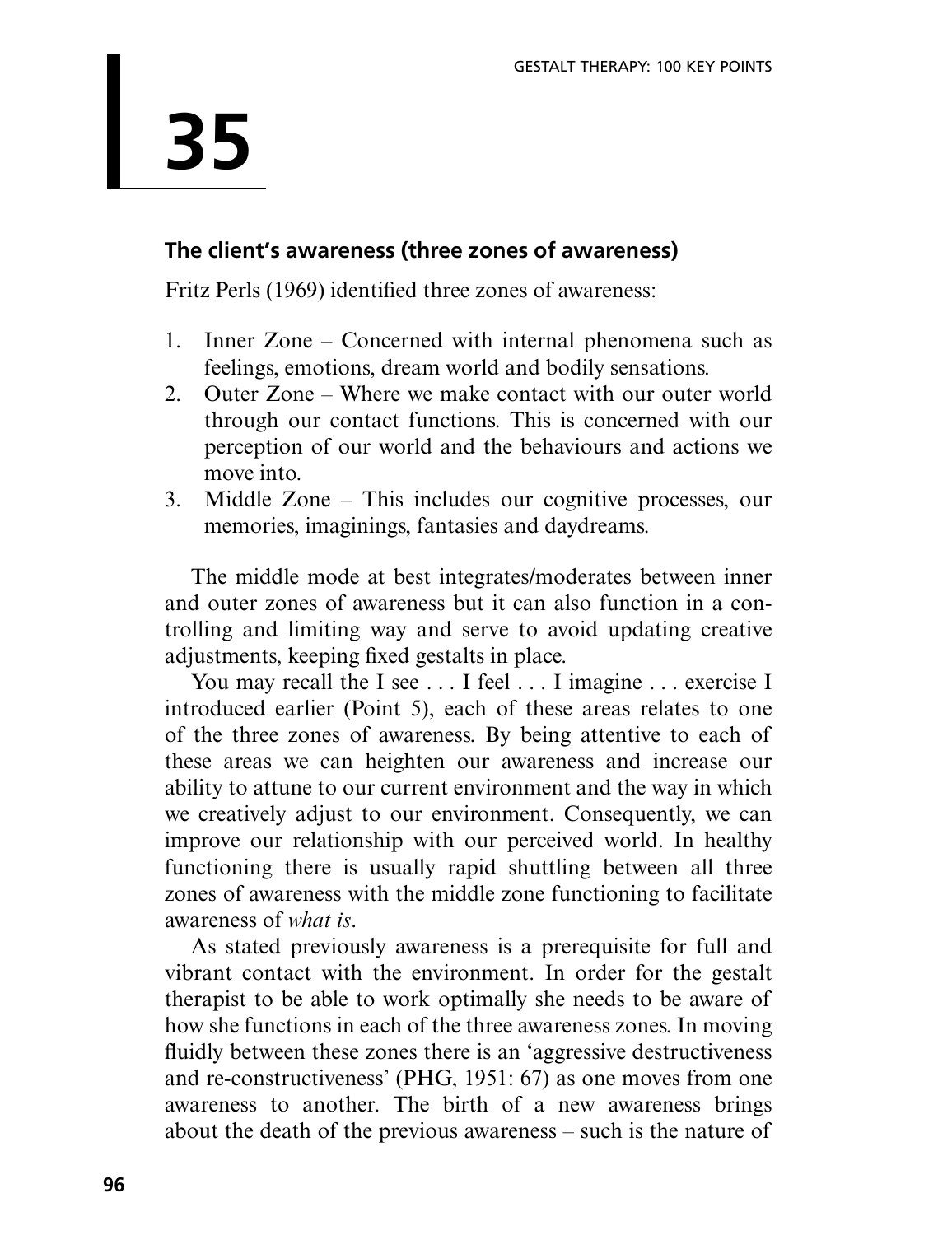# 35

## The client's awareness (three zones of awareness)

Fritz Perls (1969) identified three zones of awareness:

1. Inner Zone – Concerned with internal phenomena such as feelings, emotions, dream world and bodily sensations.
2. Outer Zone – Where we make contact with our outer world through our contact functions. This is concerned with our perception of our world and the behaviours and actions we move into.
3. Middle Zone – This includes our cognitive processes, our memories, imaginings, fantasies and daydreams.

The middle mode at best integrates/moderates between inner and outer zones of awareness but it can also function in a controlling and limiting way and serve to avoid updating creative adjustments, keeping fixed gestalts in place.

You may recall the I see . . . I feel . . . I imagine . . . exercise I introduced earlier (Point 5), each of these areas relates to one of the three zones of awareness. By being attentive to each of these areas we can heighten our awareness and increase our ability to attune to our current environment and the way in which we creatively adjust to our environment. Consequently, we can improve our relationship with our perceived world. In healthy functioning there is usually rapid shuttling between all three zones of awareness with the middle zone functioning to facilitate awareness of *what is*.

As stated previously awareness is a prerequisite for full and vibrant contact with the environment. In order for the gestalt therapist to be able to work optimally she needs to be aware of how she functions in each of the three awareness zones. In moving fluidly between these zones there is an 'aggressive destructiveness and re-constructiveness' (PHG, 1951: 67) as one moves from one awareness to another. The birth of a new awareness brings about the death of the previous awareness – such is the nature of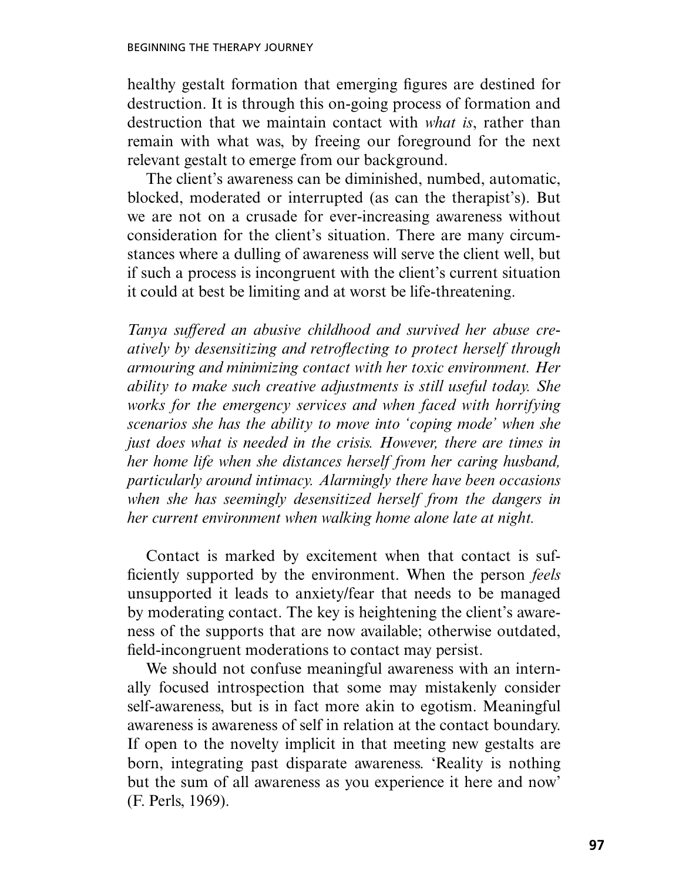healthy gestalt formation that emerging figures are destined for destruction. It is through this on-going process of formation and destruction that we maintain contact with *what is*, rather than remain with what was, by freeing our foreground for the next relevant gestalt to emerge from our background.

The client's awareness can be diminished, numbed, automatic, blocked, moderated or interrupted (as can the therapist's). But we are not on a crusade for ever-increasing awareness without consideration for the client's situation. There are many circumstances where a dulling of awareness will serve the client well, but if such a process is incongruent with the client's current situation it could at best be limiting and at worst be life-threatening.

*Tanya suffered an abusive childhood and survived her abuse creatively by desensitizing and retroflecting to protect herself through armouring and minimizing contact with her toxic environment. Her ability to make such creative adjustments is still useful today. She works for the emergency services and when faced with horrifying scenarios she has the ability to move into 'coping mode' when she just does what is needed in the crisis. However, there are times in her home life when she distances herself from her caring husband, particularly around intimacy. Alarmingly there have been occasions when she has seemingly desensitized herself from the dangers in her current environment when walking home alone late at night.*

Contact is marked by excitement when that contact is sufficiently supported by the environment. When the person *feels* unsupported it leads to anxiety/fear that needs to be managed by moderating contact. The key is heightening the client's awareness of the supports that are now available; otherwise outdated, field-incongruent moderations to contact may persist.

We should not confuse meaningful awareness with an internally focused introspection that some may mistakenly consider self-awareness, but is in fact more akin to egotism. Meaningful awareness is awareness of self in relation at the contact boundary. If open to the novelty implicit in that meeting new gestalts are born, integrating past disparate awareness. 'Reality is nothing but the sum of all awareness as you experience it here and now' (F. Perls, 1969).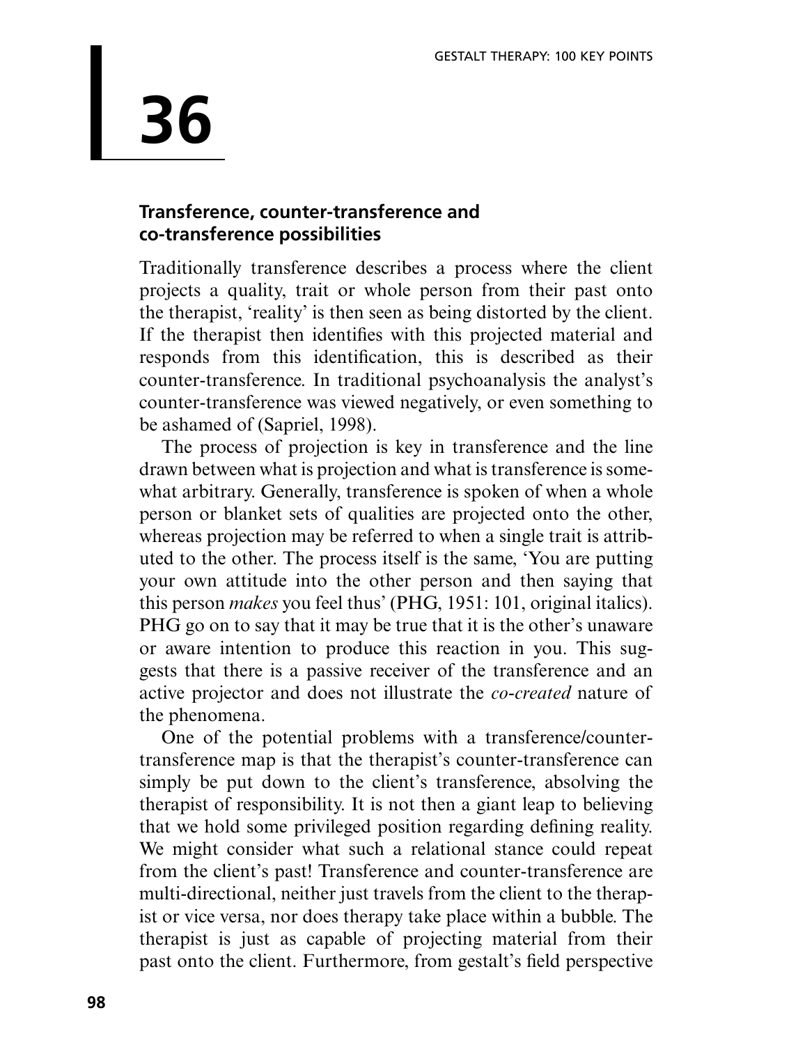# 36

## Transference, counter-transference and co-transference possibilities

Traditionally transference describes a process where the client projects a quality, trait or whole person from their past onto the therapist, 'reality' is then seen as being distorted by the client. If the therapist then identifies with this projected material and responds from this identification, this is described as their counter-transference. In traditional psychoanalysis the analyst's counter-transference was viewed negatively, or even something to be ashamed of (Sapriel, 1998).

The process of projection is key in transference and the line drawn between what is projection and what is transference is somewhat arbitrary. Generally, transference is spoken of when a whole person or blanket sets of qualities are projected onto the other, whereas projection may be referred to when a single trait is attributed to the other. The process itself is the same, 'You are putting your own attitude into the other person and then saying that this person *makes* you feel thus' (PHG, 1951: 101, original italics). PHG go on to say that it may be true that it is the other's unaware or aware intention to produce this reaction in you. This suggests that there is a passive receiver of the transference and an active projector and does not illustrate the *co-created* nature of the phenomena.

One of the potential problems with a transference/counter-transference map is that the therapist's counter-transference can simply be put down to the client's transference, absolving the therapist of responsibility. It is not then a giant leap to believing that we hold some privileged position regarding defining reality. We might consider what such a relational stance could repeat from the client's past! Transference and counter-transference are multi-directional, neither just travels from the client to the therapist or vice versa, nor does therapy take place within a bubble. The therapist is just as capable of projecting material from their past onto the client. Furthermore, from gestalt's field perspective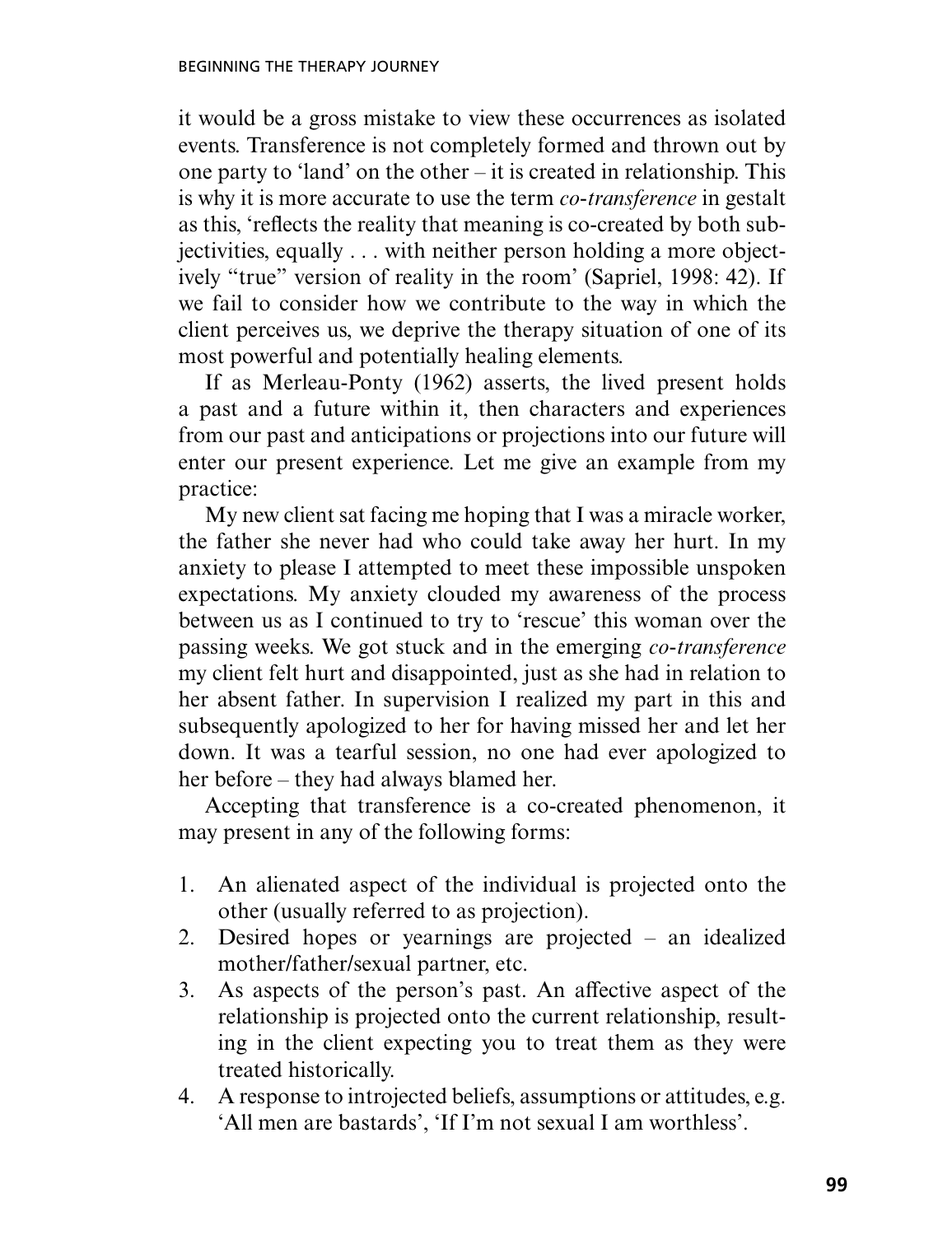it would be a gross mistake to view these occurrences as isolated events. Transference is not completely formed and thrown out by one party to 'land' on the other – it is created in relationship. This is why it is more accurate to use the term *co-transference* in gestalt as this, 'reflects the reality that meaning is co-created by both subjectivities, equally . . . with neither person holding a more objectively "true" version of reality in the room' (Sapriel, 1998: 42). If we fail to consider how we contribute to the way in which the client perceives us, we deprive the therapy situation of one of its most powerful and potentially healing elements.

If as Merleau-Ponty (1962) asserts, the lived present holds a past and a future within it, then characters and experiences from our past and anticipations or projections into our future will enter our present experience. Let me give an example from my practice:

My new client sat facing me hoping that I was a miracle worker, the father she never had who could take away her hurt. In my anxiety to please I attempted to meet these impossible unspoken expectations. My anxiety clouded my awareness of the process between us as I continued to try to 'rescue' this woman over the passing weeks. We got stuck and in the emerging *co-transference* my client felt hurt and disappointed, just as she had in relation to her absent father. In supervision I realized my part in this and subsequently apologized to her for having missed her and let her down. It was a tearful session, no one had ever apologized to her before – they had always blamed her.

Accepting that transference is a co-created phenomenon, it may present in any of the following forms:

1. An alienated aspect of the individual is projected onto the other (usually referred to as projection).
2. Desired hopes or yearnings are projected – an idealized mother/father/sexual partner, etc.
3. As aspects of the person's past. An affective aspect of the relationship is projected onto the current relationship, resulting in the client expecting you to treat them as they were treated historically.
4. A response to introjected beliefs, assumptions or attitudes, e.g. 'All men are bastards', 'If I'm not sexual I am worthless'.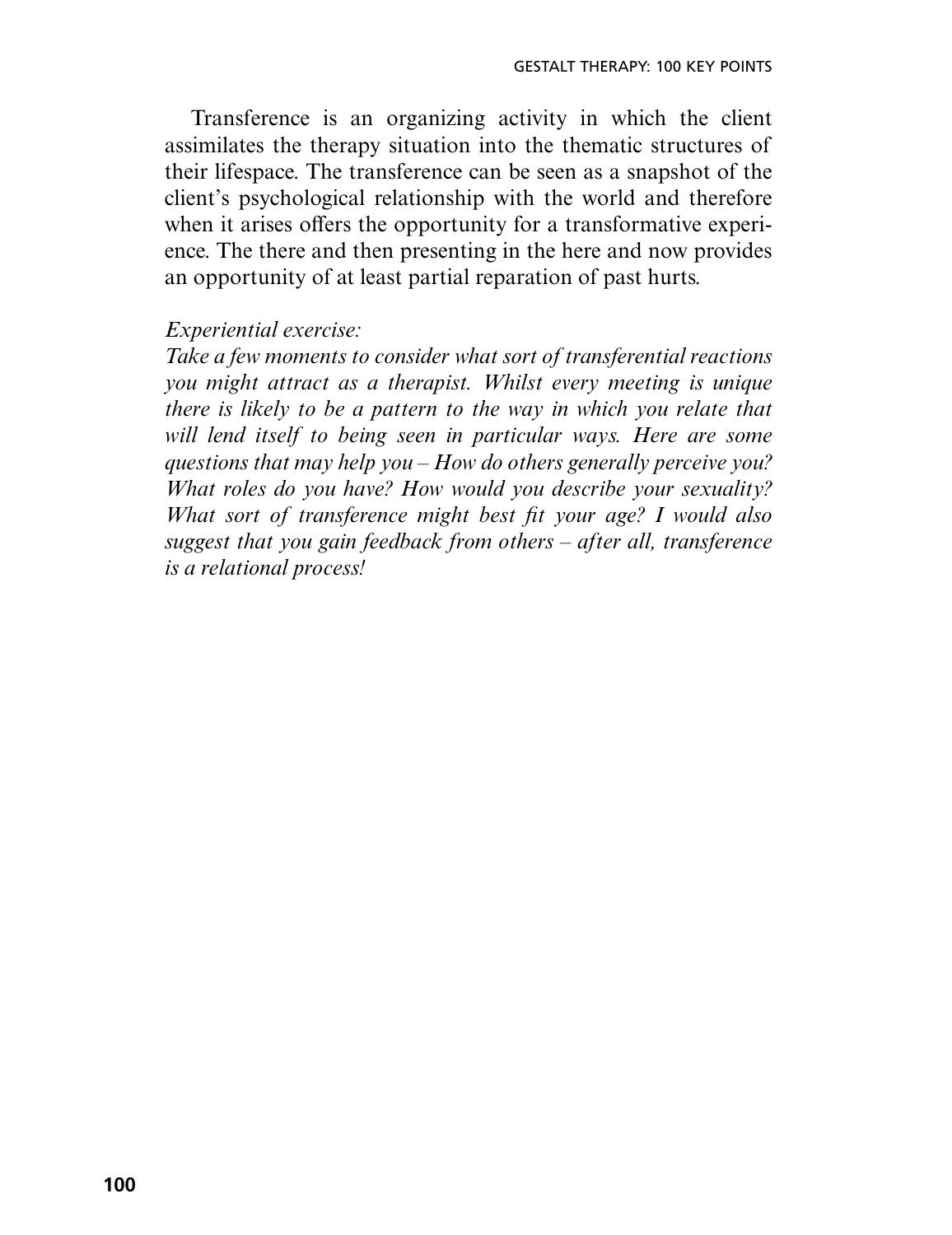Transference is an organizing activity in which the client assimilates the therapy situation into the thematic structures of their lifespace. The transference can be seen as a snapshot of the client's psychological relationship with the world and therefore when it arises offers the opportunity for a transformative experience. The there and then presenting in the here and now provides an opportunity of at least partial reparation of past hurts.

*Experiential exercise:*

*Take a few moments to consider what sort of transferential reactions you might attract as a therapist. Whilst every meeting is unique there is likely to be a pattern to the way in which you relate that will lend itself to being seen in particular ways. Here are some questions that may help you – How do others generally perceive you? What roles do you have? How would you describe your sexuality? What sort of transference might best fit your age? I would also suggest that you gain feedback from others – after all, transference is a relational process!*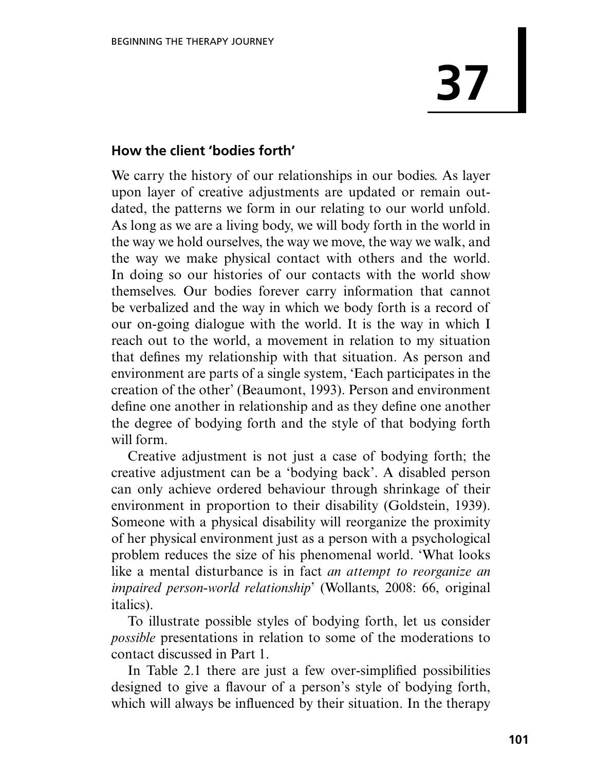# 37

## How the client 'bodies forth'

We carry the history of our relationships in our bodies. As layer upon layer of creative adjustments are updated or remain outdated, the patterns we form in our relating to our world unfold. As long as we are a living body, we will body forth in the world in the way we hold ourselves, the way we move, the way we walk, and the way we make physical contact with others and the world. In doing so our histories of our contacts with the world show themselves. Our bodies forever carry information that cannot be verbalized and the way in which we body forth is a record of our on-going dialogue with the world. It is the way in which I reach out to the world, a movement in relation to my situation that defines my relationship with that situation. As person and environment are parts of a single system, 'Each participates in the creation of the other' (Beaumont, 1993). Person and environment define one another in relationship and as they define one another the degree of bodying forth and the style of that bodying forth will form.

Creative adjustment is not just a case of bodying forth; the creative adjustment can be a 'bodying back'. A disabled person can only achieve ordered behaviour through shrinkage of their environment in proportion to their disability (Goldstein, 1939). Someone with a physical disability will reorganize the proximity of her physical environment just as a person with a psychological problem reduces the size of his phenomenal world. 'What looks like a mental disturbance is in fact *an attempt to reorganize an impaired person-world relationship*' (Wollants, 2008: 66, original italics).

To illustrate possible styles of bodying forth, let us consider *possible* presentations in relation to some of the moderations to contact discussed in Part 1.

In Table 2.1 there are just a few over-simplified possibilities designed to give a flavour of a person's style of bodying forth, which will always be influenced by their situation. In the therapy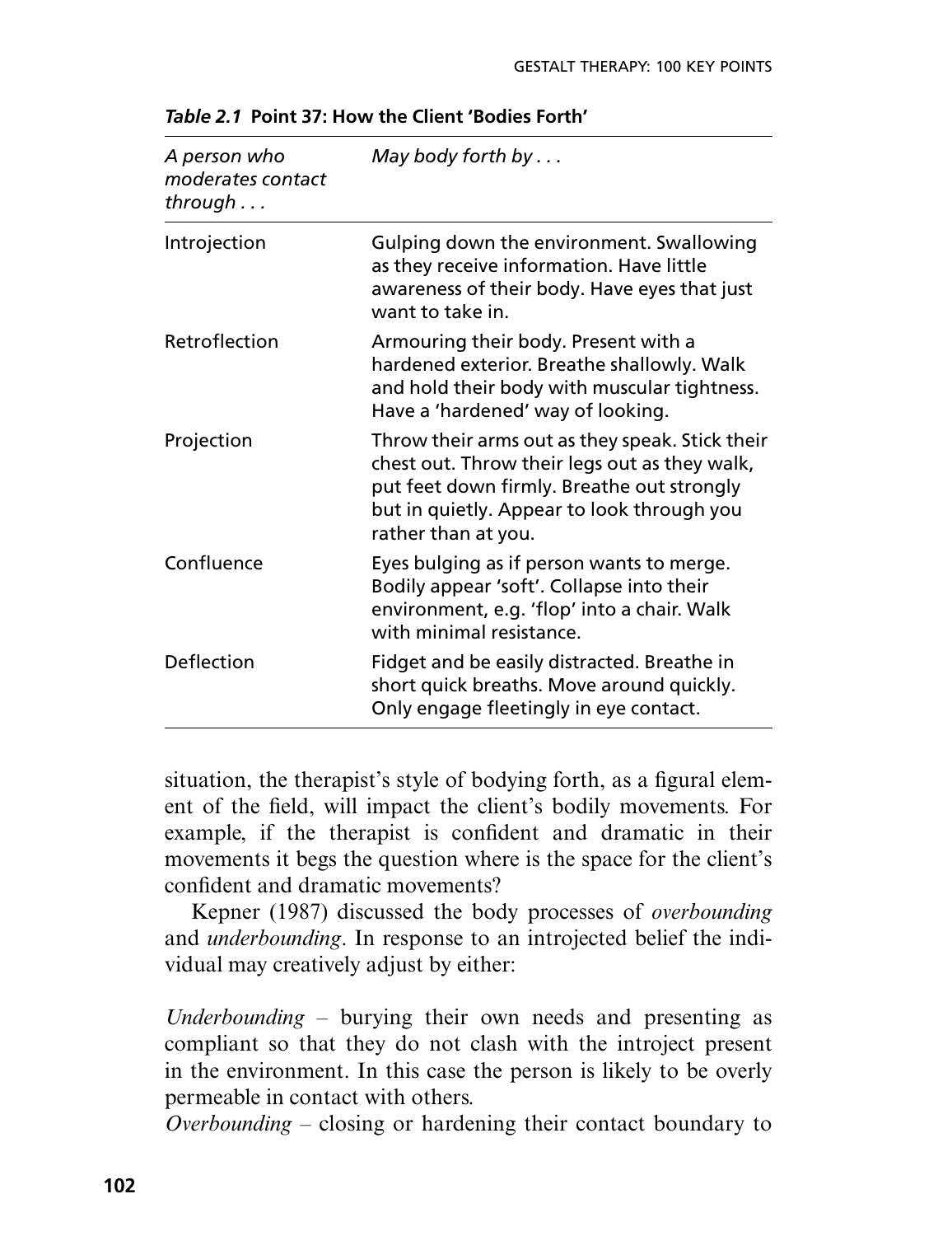*Table 2.1* **Point 37: How the Client 'Bodies Forth'**

| *A person who moderates contact through . . .* | *May body forth by . . .* |
| --- | --- |
| Introjection | Gulping down the environment. Swallowing as they receive information. Have little awareness of their body. Have eyes that just want to take in. |
| Retroflection | Armouring their body. Present with a hardened exterior. Breathe shallowly. Walk and hold their body with muscular tightness. Have a 'hardened' way of looking. |
| Projection | Throw their arms out as they speak. Stick their chest out. Throw their legs out as they walk, put feet down firmly. Breathe out strongly but in quietly. Appear to look through you rather than at you. |
| Confluence | Eyes bulging as if person wants to merge. Bodily appear 'soft'. Collapse into their environment, e.g. 'flop' into a chair. Walk with minimal resistance. |
| Deflection | Fidget and be easily distracted. Breathe in short quick breaths. Move around quickly. Only engage fleetingly in eye contact. |

situation, the therapist's style of bodying forth, as a figural element of the field, will impact the client's bodily movements. For example, if the therapist is confident and dramatic in their movements it begs the question where is the space for the client's confident and dramatic movements?

Kepner (1987) discussed the body processes of *overbounding* and *underbounding*. In response to an introjected belief the individual may creatively adjust by either:

*Underbounding* – burying their own needs and presenting as compliant so that they do not clash with the introject present in the environment. In this case the person is likely to be overly permeable in contact with others.

*Overbounding* – closing or hardening their contact boundary to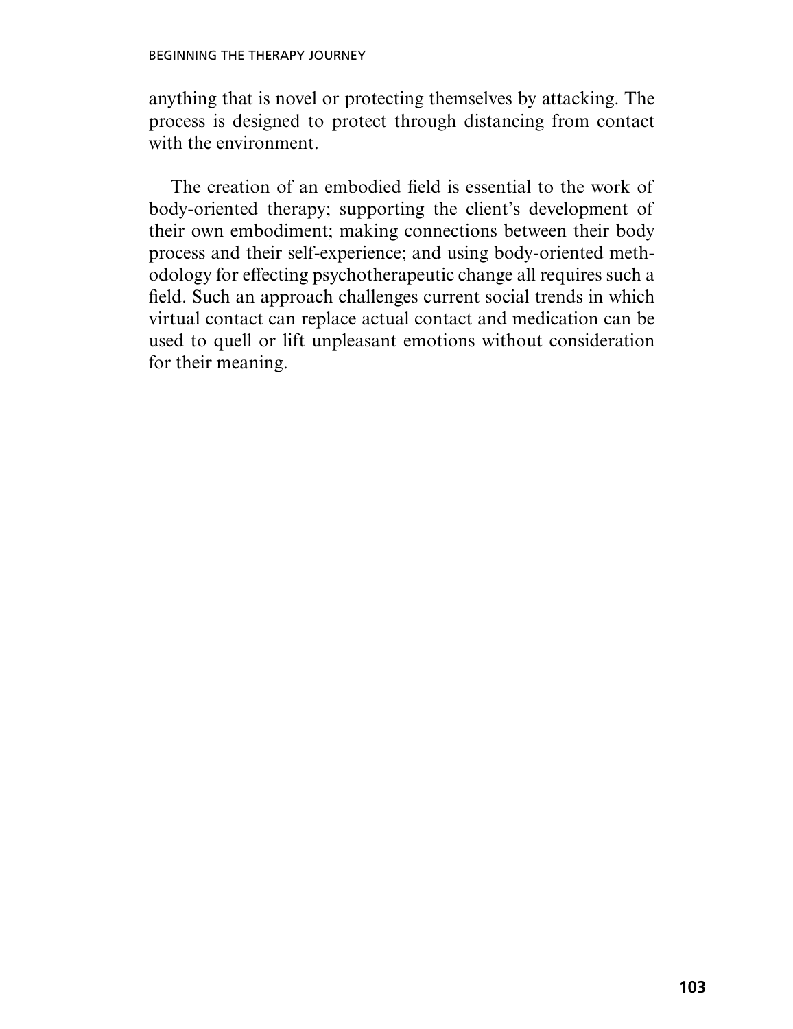anything that is novel or protecting themselves by attacking. The process is designed to protect through distancing from contact with the environment.

The creation of an embodied field is essential to the work of body-oriented therapy; supporting the client's development of their own embodiment; making connections between their body process and their self-experience; and using body-oriented methodology for effecting psychotherapeutic change all requires such a field. Such an approach challenges current social trends in which virtual contact can replace actual contact and medication can be used to quell or lift unpleasant emotions without consideration for their meaning.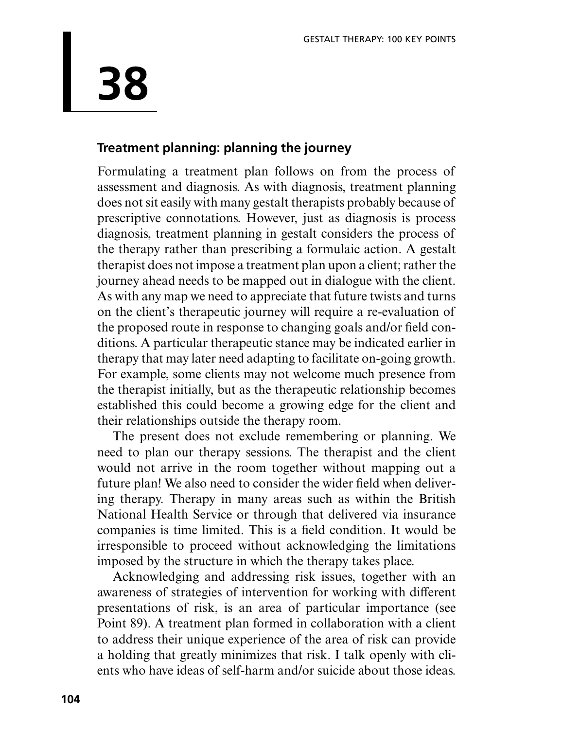# 38

## Treatment planning: planning the journey

Formulating a treatment plan follows on from the process of assessment and diagnosis. As with diagnosis, treatment planning does not sit easily with many gestalt therapists probably because of prescriptive connotations. However, just as diagnosis is process diagnosis, treatment planning in gestalt considers the process of the therapy rather than prescribing a formulaic action. A gestalt therapist does not impose a treatment plan upon a client; rather the journey ahead needs to be mapped out in dialogue with the client. As with any map we need to appreciate that future twists and turns on the client's therapeutic journey will require a re-evaluation of the proposed route in response to changing goals and/or field conditions. A particular therapeutic stance may be indicated earlier in therapy that may later need adapting to facilitate on-going growth. For example, some clients may not welcome much presence from the therapist initially, but as the therapeutic relationship becomes established this could become a growing edge for the client and their relationships outside the therapy room.

The present does not exclude remembering or planning. We need to plan our therapy sessions. The therapist and the client would not arrive in the room together without mapping out a future plan! We also need to consider the wider field when delivering therapy. Therapy in many areas such as within the British National Health Service or through that delivered via insurance companies is time limited. This is a field condition. It would be irresponsible to proceed without acknowledging the limitations imposed by the structure in which the therapy takes place.

Acknowledging and addressing risk issues, together with an awareness of strategies of intervention for working with different presentations of risk, is an area of particular importance (see Point 89). A treatment plan formed in collaboration with a client to address their unique experience of the area of risk can provide a holding that greatly minimizes that risk. I talk openly with clients who have ideas of self-harm and/or suicide about those ideas.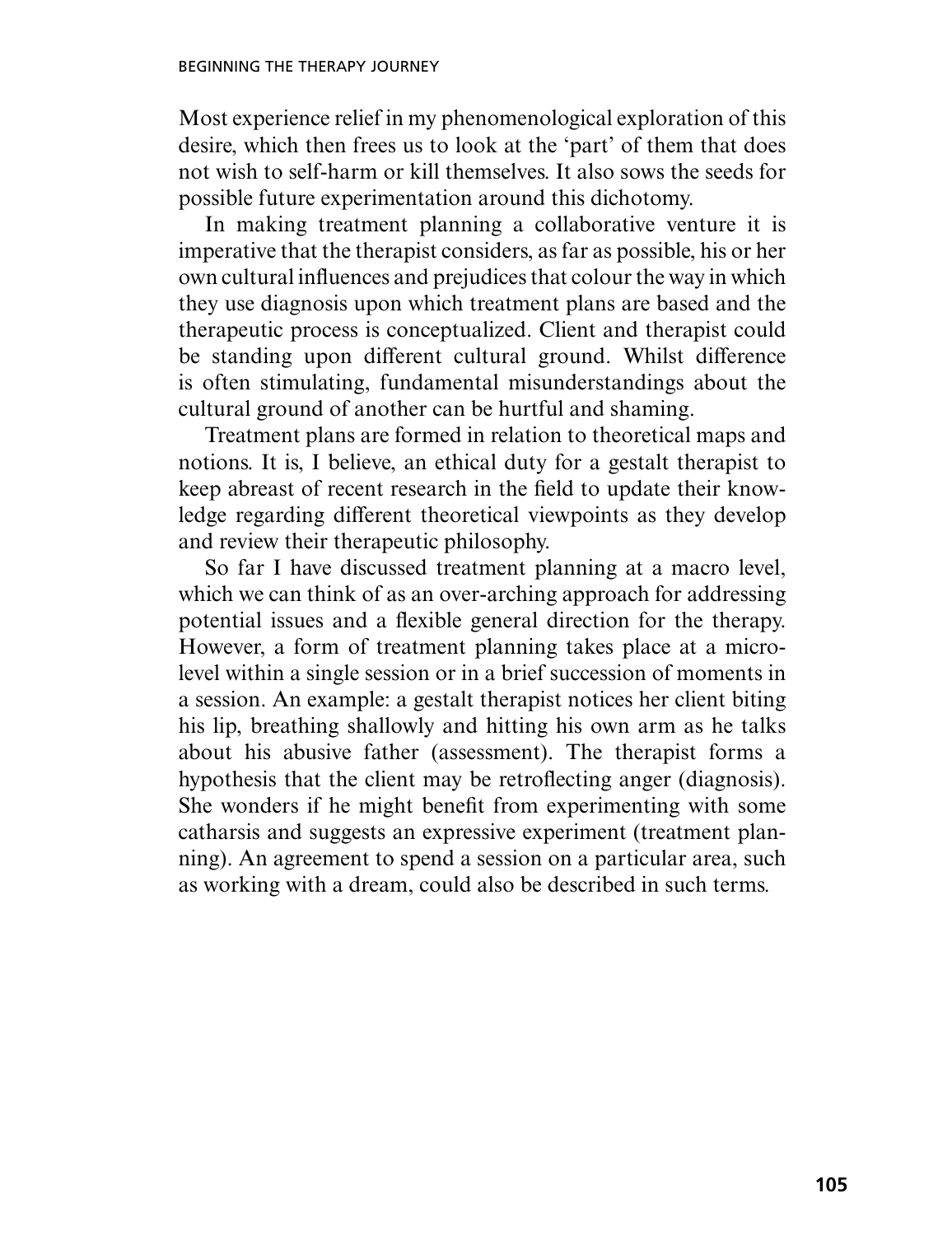Most experience relief in my phenomenological exploration of this desire, which then frees us to look at the 'part' of them that does not wish to self-harm or kill themselves. It also sows the seeds for possible future experimentation around this dichotomy.

In making treatment planning a collaborative venture it is imperative that the therapist considers, as far as possible, his or her own cultural influences and prejudices that colour the way in which they use diagnosis upon which treatment plans are based and the therapeutic process is conceptualized. Client and therapist could be standing upon different cultural ground. Whilst difference is often stimulating, fundamental misunderstandings about the cultural ground of another can be hurtful and shaming.

Treatment plans are formed in relation to theoretical maps and notions. It is, I believe, an ethical duty for a gestalt therapist to keep abreast of recent research in the field to update their knowledge regarding different theoretical viewpoints as they develop and review their therapeutic philosophy.

So far I have discussed treatment planning at a macro level, which we can think of as an over-arching approach for addressing potential issues and a flexible general direction for the therapy. However, a form of treatment planning takes place at a micro-level within a single session or in a brief succession of moments in a session. An example: a gestalt therapist notices her client biting his lip, breathing shallowly and hitting his own arm as he talks about his abusive father (assessment). The therapist forms a hypothesis that the client may be retroflecting anger (diagnosis). She wonders if he might benefit from experimenting with some catharsis and suggests an expressive experiment (treatment planning). An agreement to spend a session on a particular area, such as working with a dream, could also be described in such terms.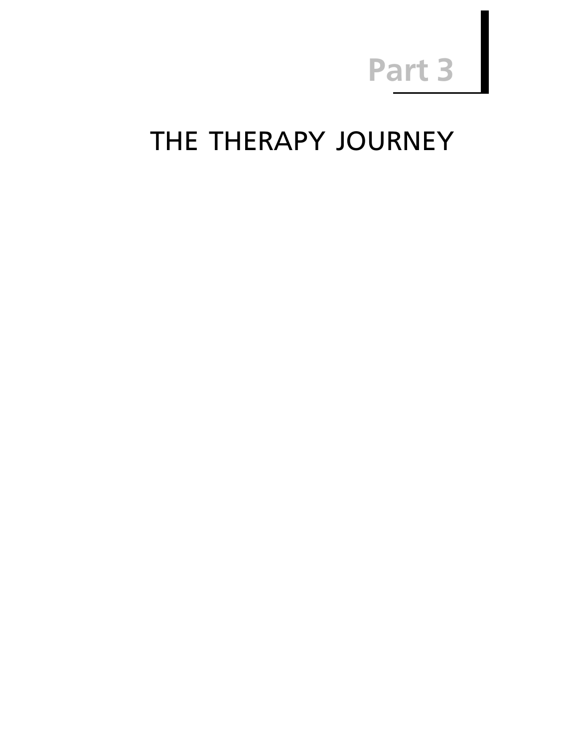# Part 3

# THE THERAPY JOURNEY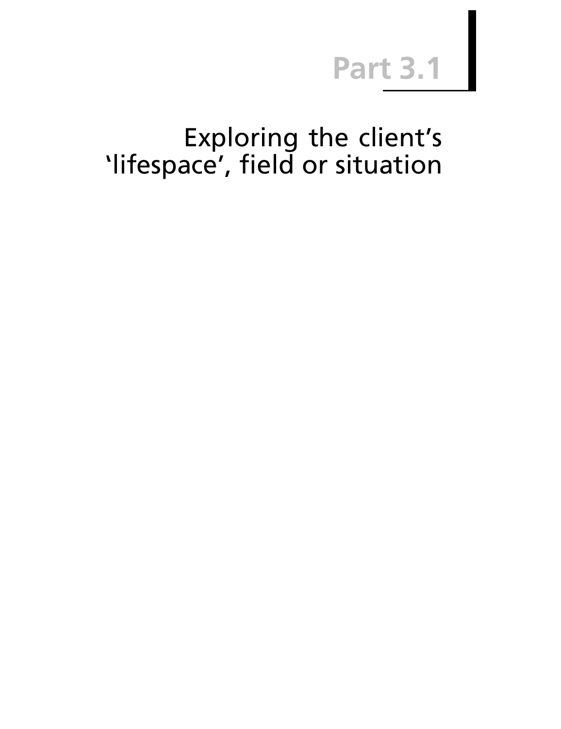# Part 3.1

## Exploring the client's 'lifespace', field or situation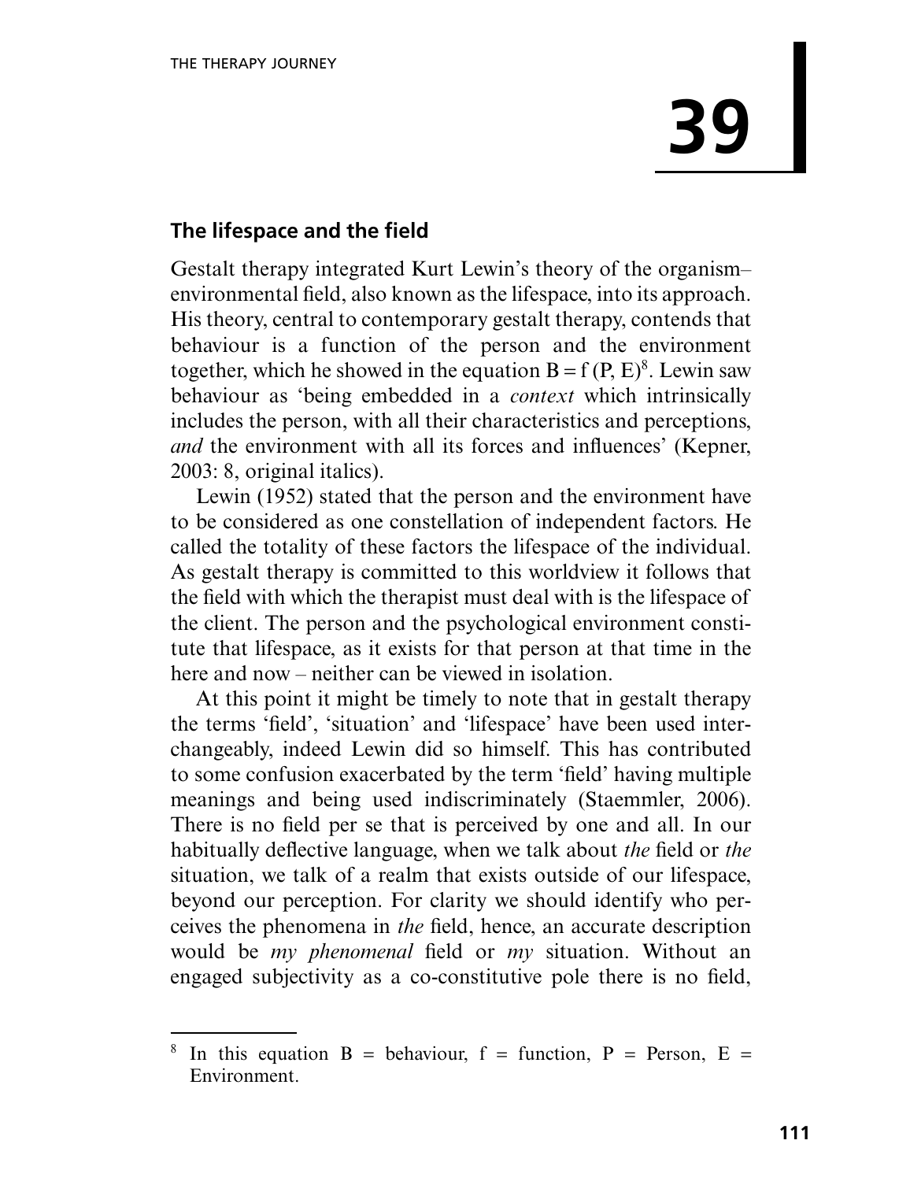# 39

## The lifespace and the field

Gestalt therapy integrated Kurt Lewin's theory of the organism–environmental field, also known as the lifespace, into its approach. His theory, central to contemporary gestalt therapy, contends that behaviour is a function of the person and the environment together, which he showed in the equation $B = f(P, E)$[8]. Lewin saw behaviour as 'being embedded in a *context* which intrinsically includes the person, with all their characteristics and perceptions, *and* the environment with all its forces and influences' (Kepner, 2003: 8, original italics).

Lewin (1952) stated that the person and the environment have to be considered as one constellation of independent factors. He called the totality of these factors the lifespace of the individual. As gestalt therapy is committed to this worldview it follows that the field with which the therapist must deal with is the lifespace of the client. The person and the psychological environment constitute that lifespace, as it exists for that person at that time in the here and now – neither can be viewed in isolation.

At this point it might be timely to note that in gestalt therapy the terms 'field', 'situation' and 'lifespace' have been used interchangeably, indeed Lewin did so himself. This has contributed to some confusion exacerbated by the term 'field' having multiple meanings and being used indiscriminately (Staemmler, 2006). There is no field per se that is perceived by one and all. In our habitually deflective language, when we talk about *the* field or *the* situation, we talk of a realm that exists outside of our lifespace, beyond our perception. For clarity we should identify who perceives the phenomena in *the* field, hence, an accurate description would be *my phenomenal* field or *my* situation. Without an engaged subjectivity as a co-constitutive pole there is no field,

---

[8] In this equation B = behaviour, f = function, P = Person, E = Environment.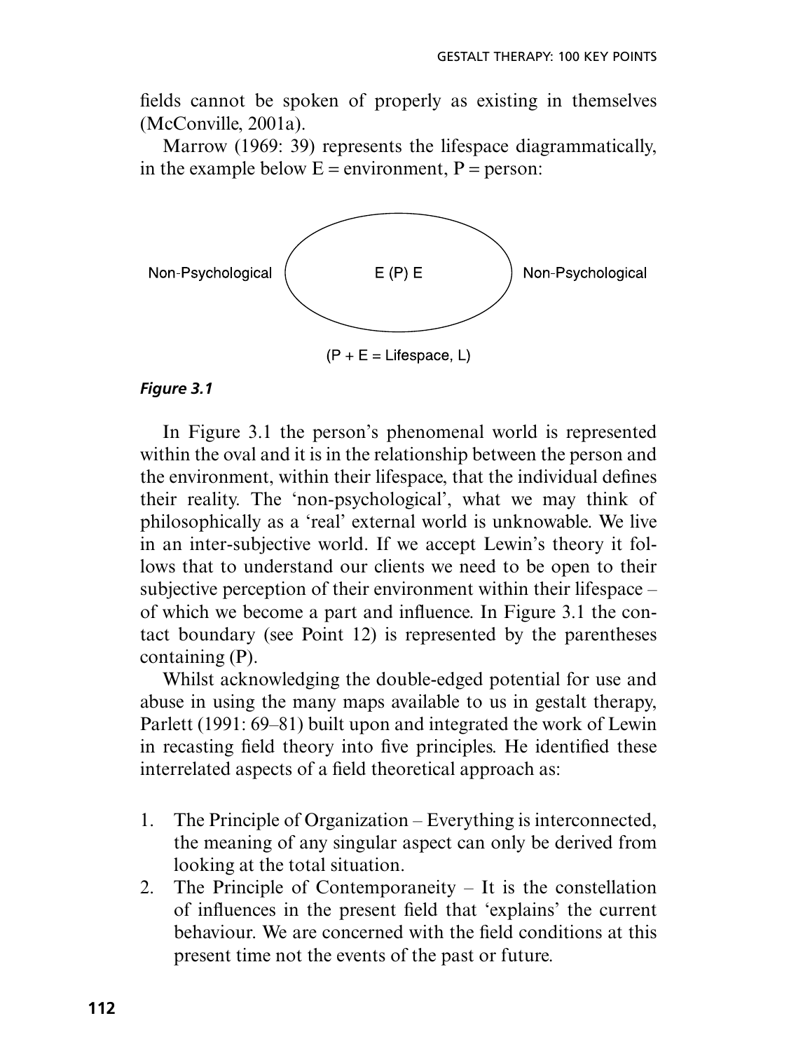fields cannot be spoken of properly as existing in themselves (McConville, 2001a).

Marrow (1969: 39) represents the lifespace diagrammatically, in the example below E = environment, P = person:

Non-Psychological E (P) E Non-Psychological

(P + E = Lifespace, L)

***Figure 3.1***

In Figure 3.1 the person's phenomenal world is represented within the oval and it is in the relationship between the person and the environment, within their lifespace, that the individual defines their reality. The 'non-psychological', what we may think of philosophically as a 'real' external world is unknowable. We live in an inter-subjective world. If we accept Lewin's theory it follows that to understand our clients we need to be open to their subjective perception of their environment within their lifespace – of which we become a part and influence. In Figure 3.1 the contact boundary (see Point 12) is represented by the parentheses containing (P).

Whilst acknowledging the double-edged potential for use and abuse in using the many maps available to us in gestalt therapy, Parlett (1991: 69–81) built upon and integrated the work of Lewin in recasting field theory into five principles. He identified these interrelated aspects of a field theoretical approach as:

1. The Principle of Organization – Everything is interconnected, the meaning of any singular aspect can only be derived from looking at the total situation.
2. The Principle of Contemporaneity – It is the constellation of influences in the present field that 'explains' the current behaviour. We are concerned with the field conditions at this present time not the events of the past or future.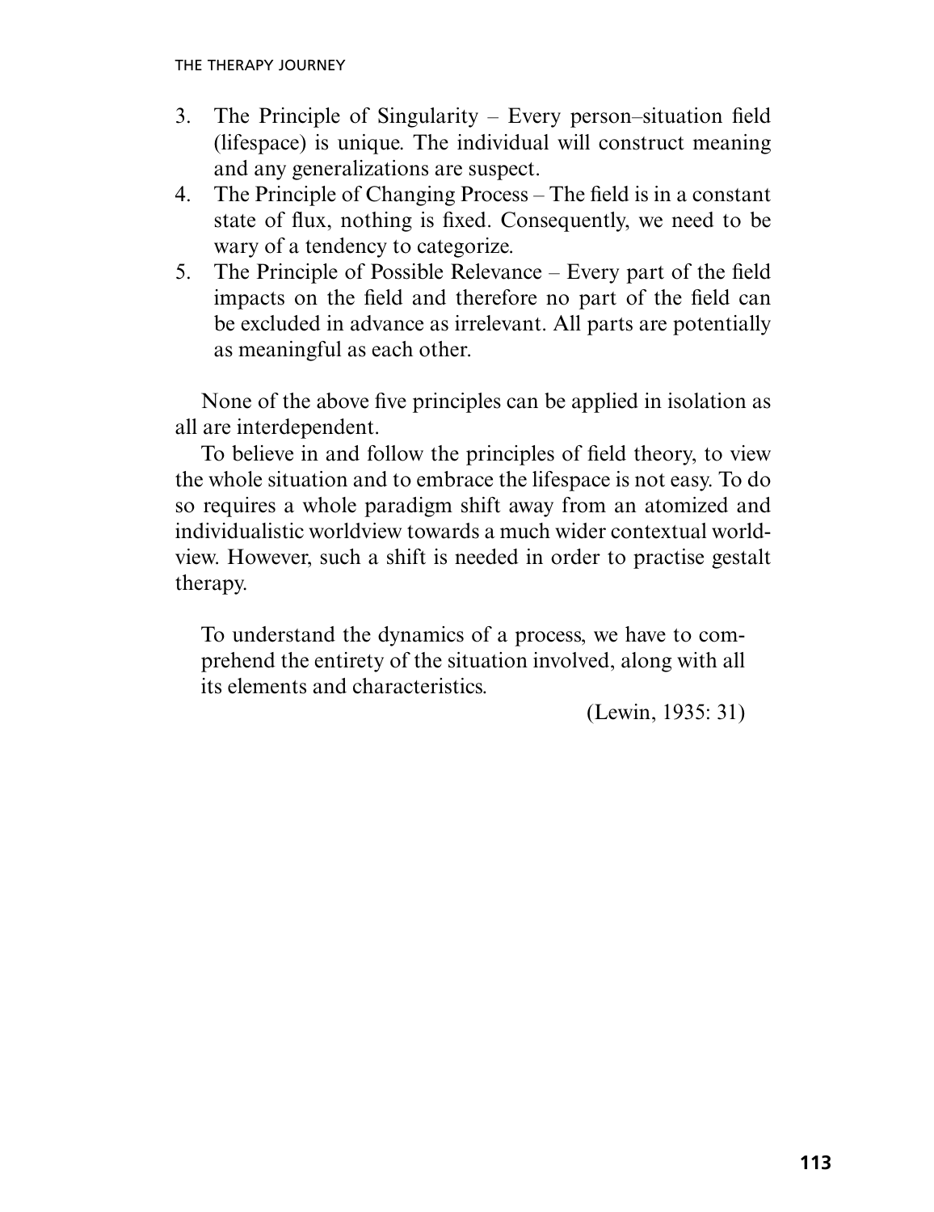3. The Principle of Singularity – Every person–situation field (lifespace) is unique. The individual will construct meaning and any generalizations are suspect.
4. The Principle of Changing Process – The field is in a constant state of flux, nothing is fixed. Consequently, we need to be wary of a tendency to categorize.
5. The Principle of Possible Relevance – Every part of the field impacts on the field and therefore no part of the field can be excluded in advance as irrelevant. All parts are potentially as meaningful as each other.

None of the above five principles can be applied in isolation as all are interdependent.

To believe in and follow the principles of field theory, to view the whole situation and to embrace the lifespace is not easy. To do so requires a whole paradigm shift away from an atomized and individualistic worldview towards a much wider contextual worldview. However, such a shift is needed in order to practise gestalt therapy.

> To understand the dynamics of a process, we have to comprehend the entirety of the situation involved, along with all its elements and characteristics.
>
> (Lewin, 1935: 31)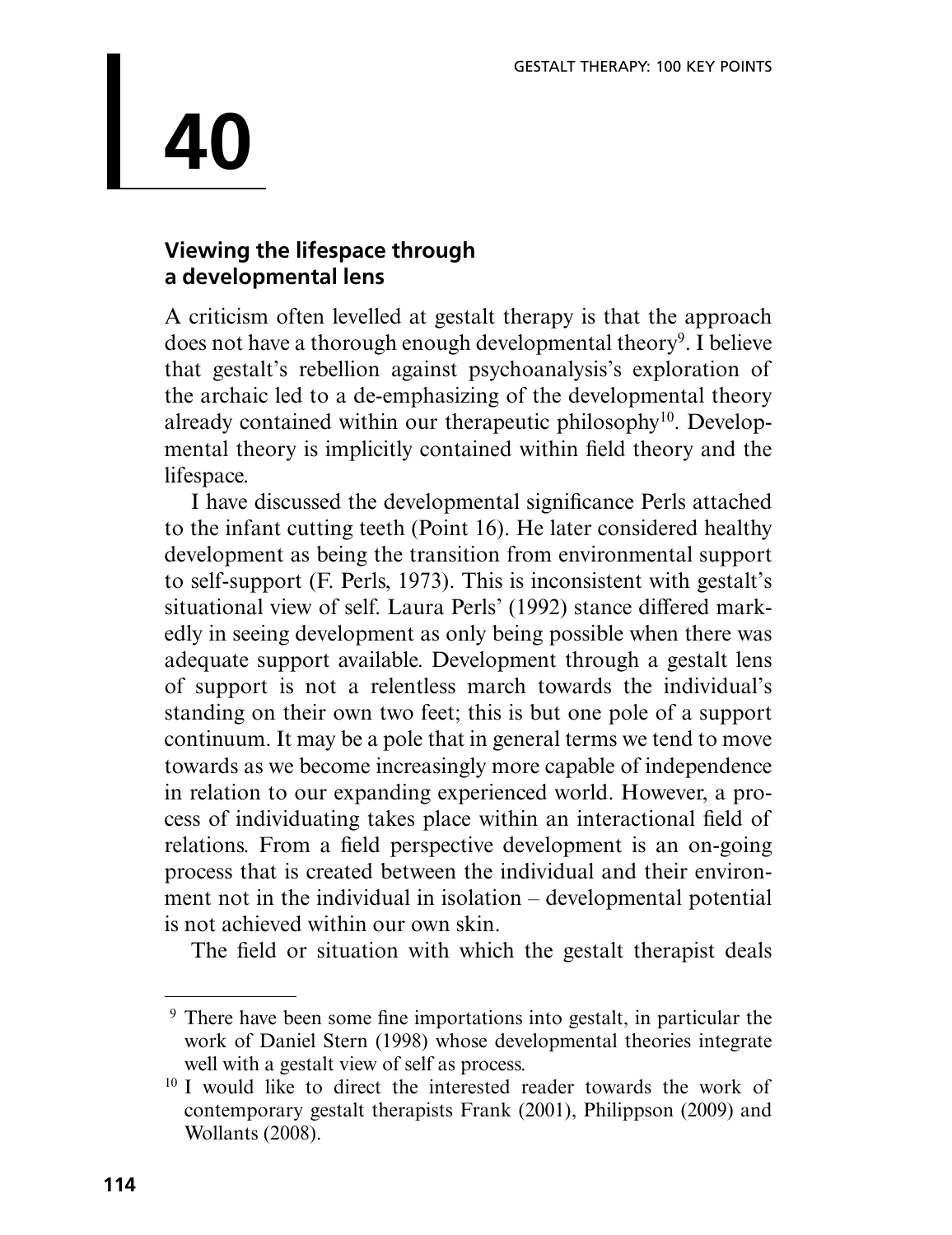# 40

## Viewing the lifespace through a developmental lens

A criticism often levelled at gestalt therapy is that the approach does not have a thorough enough developmental theory[9]. I believe that gestalt's rebellion against psychoanalysis's exploration of the archaic led to a de-emphasizing of the developmental theory already contained within our therapeutic philosophy[10]. Developmental theory is implicitly contained within field theory and the lifespace.

I have discussed the developmental significance Perls attached to the infant cutting teeth (Point 16). He later considered healthy development as being the transition from environmental support to self-support (F. Perls, 1973). This is inconsistent with gestalt's situational view of self. Laura Perls' (1992) stance differed markedly in seeing development as only being possible when there was adequate support available. Development through a gestalt lens of support is not a relentless march towards the individual's standing on their own two feet; this is but one pole of a support continuum. It may be a pole that in general terms we tend to move towards as we become increasingly more capable of independence in relation to our expanding experienced world. However, a process of individuating takes place within an interactional field of relations. From a field perspective development is an on-going process that is created between the individual and their environment not in the individual in isolation – developmental potential is not achieved within our own skin.

The field or situation with which the gestalt therapist deals

---

[9] There have been some fine importations into gestalt, in particular the work of Daniel Stern (1998) whose developmental theories integrate well with a gestalt view of self as process.

[10] I would like to direct the interested reader towards the work of contemporary gestalt therapists Frank (2001), Philippson (2009) and Wollants (2008).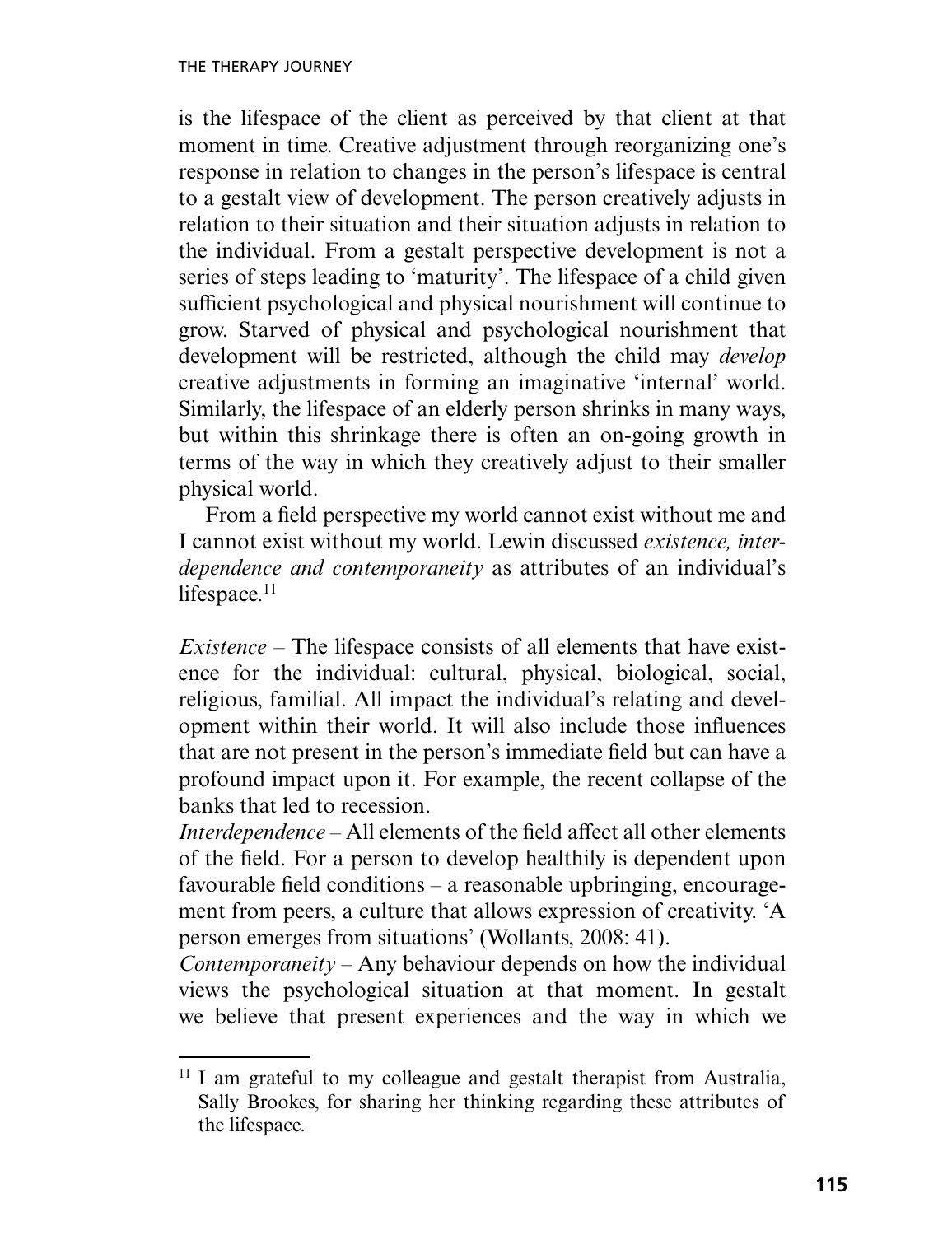is the lifespace of the client as perceived by that client at that moment in time. Creative adjustment through reorganizing one's response in relation to changes in the person's lifespace is central to a gestalt view of development. The person creatively adjusts in relation to their situation and their situation adjusts in relation to the individual. From a gestalt perspective development is not a series of steps leading to 'maturity'. The lifespace of a child given sufficient psychological and physical nourishment will continue to grow. Starved of physical and psychological nourishment that development will be restricted, although the child may *develop* creative adjustments in forming an imaginative 'internal' world. Similarly, the lifespace of an elderly person shrinks in many ways, but within this shrinkage there is often an on-going growth in terms of the way in which they creatively adjust to their smaller physical world.

From a field perspective my world cannot exist without me and I cannot exist without my world. Lewin discussed *existence, interdependence and contemporaneity* as attributes of an individual's lifespace.[11]

*Existence* – The lifespace consists of all elements that have existence for the individual: cultural, physical, biological, social, religious, familial. All impact the individual's relating and development within their world. It will also include those influences that are not present in the person's immediate field but can have a profound impact upon it. For example, the recent collapse of the banks that led to recession.

*Interdependence* – All elements of the field affect all other elements of the field. For a person to develop healthily is dependent upon favourable field conditions – a reasonable upbringing, encouragement from peers, a culture that allows expression of creativity. 'A person emerges from situations' (Wollants, 2008: 41).

*Contemporaneity* – Any behaviour depends on how the individual views the psychological situation at that moment. In gestalt we believe that present experiences and the way in which we

---

[11] I am grateful to my colleague and gestalt therapist from Australia, Sally Brookes, for sharing her thinking regarding these attributes of the lifespace.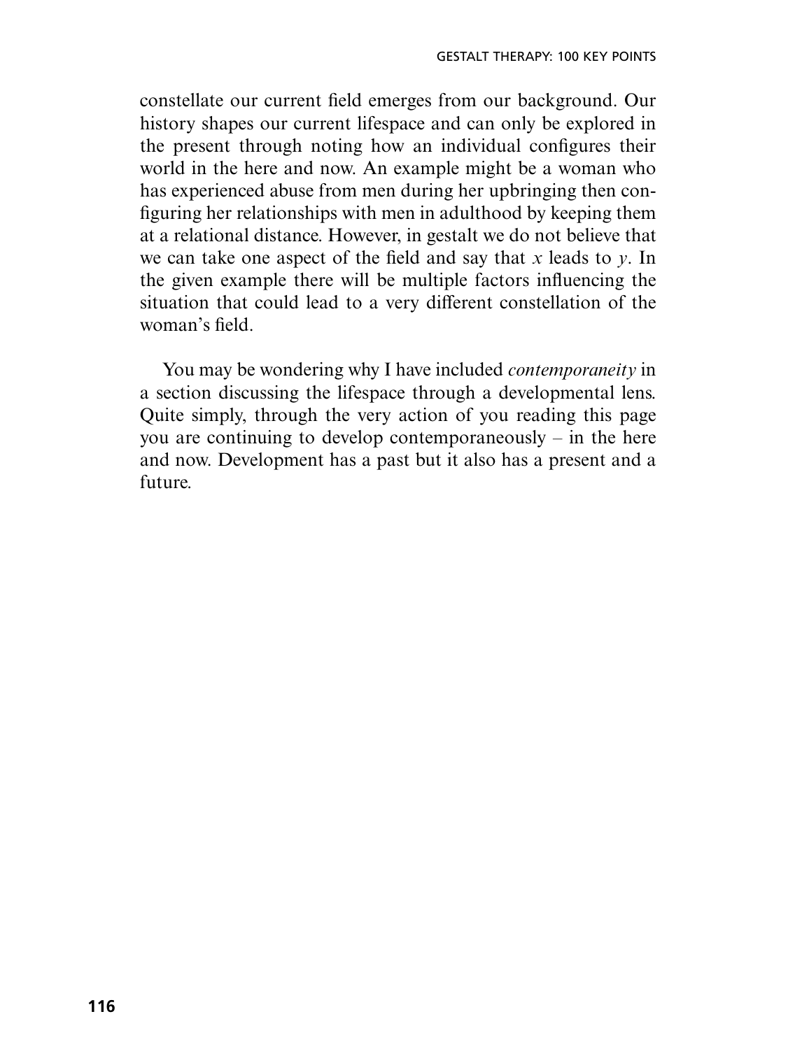constellate our current field emerges from our background. Our history shapes our current lifespace and can only be explored in the present through noting how an individual configures their world in the here and now. An example might be a woman who has experienced abuse from men during her upbringing then configuring her relationships with men in adulthood by keeping them at a relational distance. However, in gestalt we do not believe that we can take one aspect of the field and say that *x* leads to *y*. In the given example there will be multiple factors influencing the situation that could lead to a very different constellation of the woman's field.

You may be wondering why I have included *contemporaneity* in a section discussing the lifespace through a developmental lens. Quite simply, through the very action of you reading this page you are continuing to develop contemporaneously – in the here and now. Development has a past but it also has a present and a future.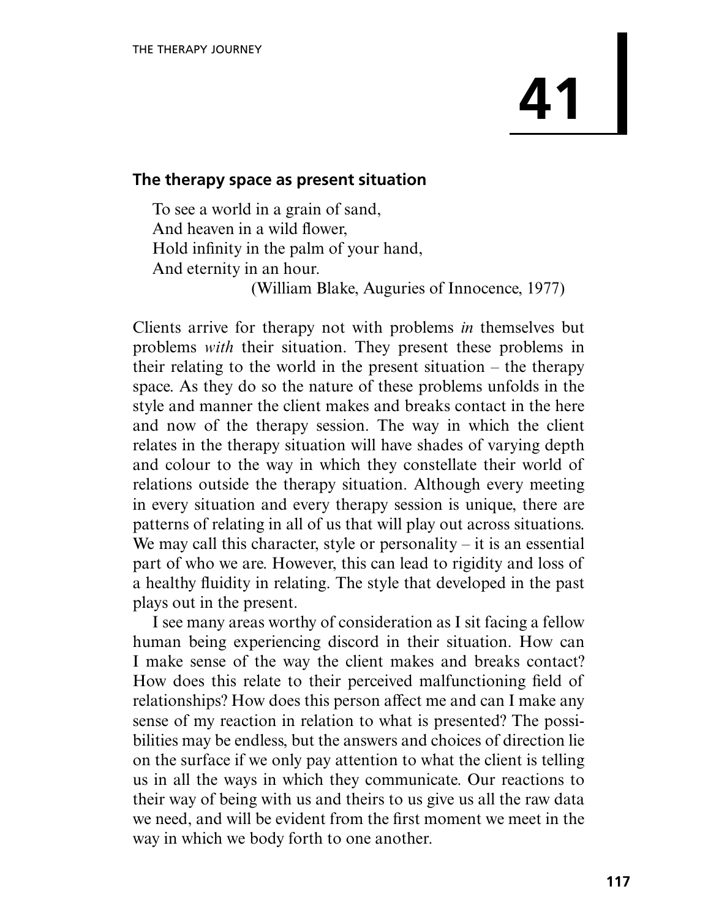# 41

## The therapy space as present situation

> To see a world in a grain of sand,
> And heaven in a wild flower,
> Hold infinity in the palm of your hand,
> And eternity in an hour.
>
> (William Blake, Auguries of Innocence, 1977)

Clients arrive for therapy not with problems *in* themselves but problems *with* their situation. They present these problems in their relating to the world in the present situation – the therapy space. As they do so the nature of these problems unfolds in the style and manner the client makes and breaks contact in the here and now of the therapy session. The way in which the client relates in the therapy situation will have shades of varying depth and colour to the way in which they constellate their world of relations outside the therapy situation. Although every meeting in every situation and every therapy session is unique, there are patterns of relating in all of us that will play out across situations. We may call this character, style or personality – it is an essential part of who we are. However, this can lead to rigidity and loss of a healthy fluidity in relating. The style that developed in the past plays out in the present.

I see many areas worthy of consideration as I sit facing a fellow human being experiencing discord in their situation. How can I make sense of the way the client makes and breaks contact? How does this relate to their perceived malfunctioning field of relationships? How does this person affect me and can I make any sense of my reaction in relation to what is presented? The possibilities may be endless, but the answers and choices of direction lie on the surface if we only pay attention to what the client is telling us in all the ways in which they communicate. Our reactions to their way of being with us and theirs to us give us all the raw data we need, and will be evident from the first moment we meet in the way in which we body forth to one another.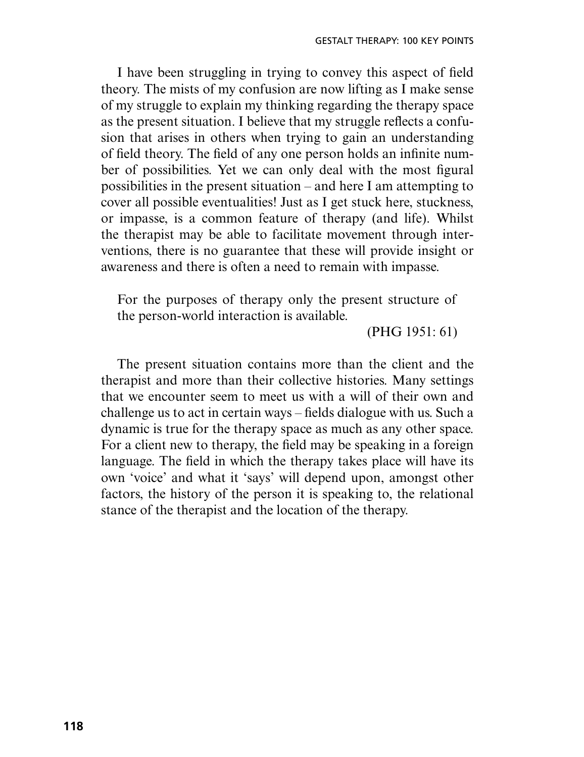I have been struggling in trying to convey this aspect of field theory. The mists of my confusion are now lifting as I make sense of my struggle to explain my thinking regarding the therapy space as the present situation. I believe that my struggle reflects a confusion that arises in others when trying to gain an understanding of field theory. The field of any one person holds an infinite number of possibilities. Yet we can only deal with the most figural possibilities in the present situation – and here I am attempting to cover all possible eventualities! Just as I get stuck here, stuckness, or impasse, is a common feature of therapy (and life). Whilst the therapist may be able to facilitate movement through interventions, there is no guarantee that these will provide insight or awareness and there is often a need to remain with impasse.

> For the purposes of therapy only the present structure of the person-world interaction is available.
>
> (PHG 1951: 61)

The present situation contains more than the client and the therapist and more than their collective histories. Many settings that we encounter seem to meet us with a will of their own and challenge us to act in certain ways – fields dialogue with us. Such a dynamic is true for the therapy space as much as any other space. For a client new to therapy, the field may be speaking in a foreign language. The field in which the therapy takes place will have its own 'voice' and what it 'says' will depend upon, amongst other factors, the history of the person it is speaking to, the relational stance of the therapist and the location of the therapy.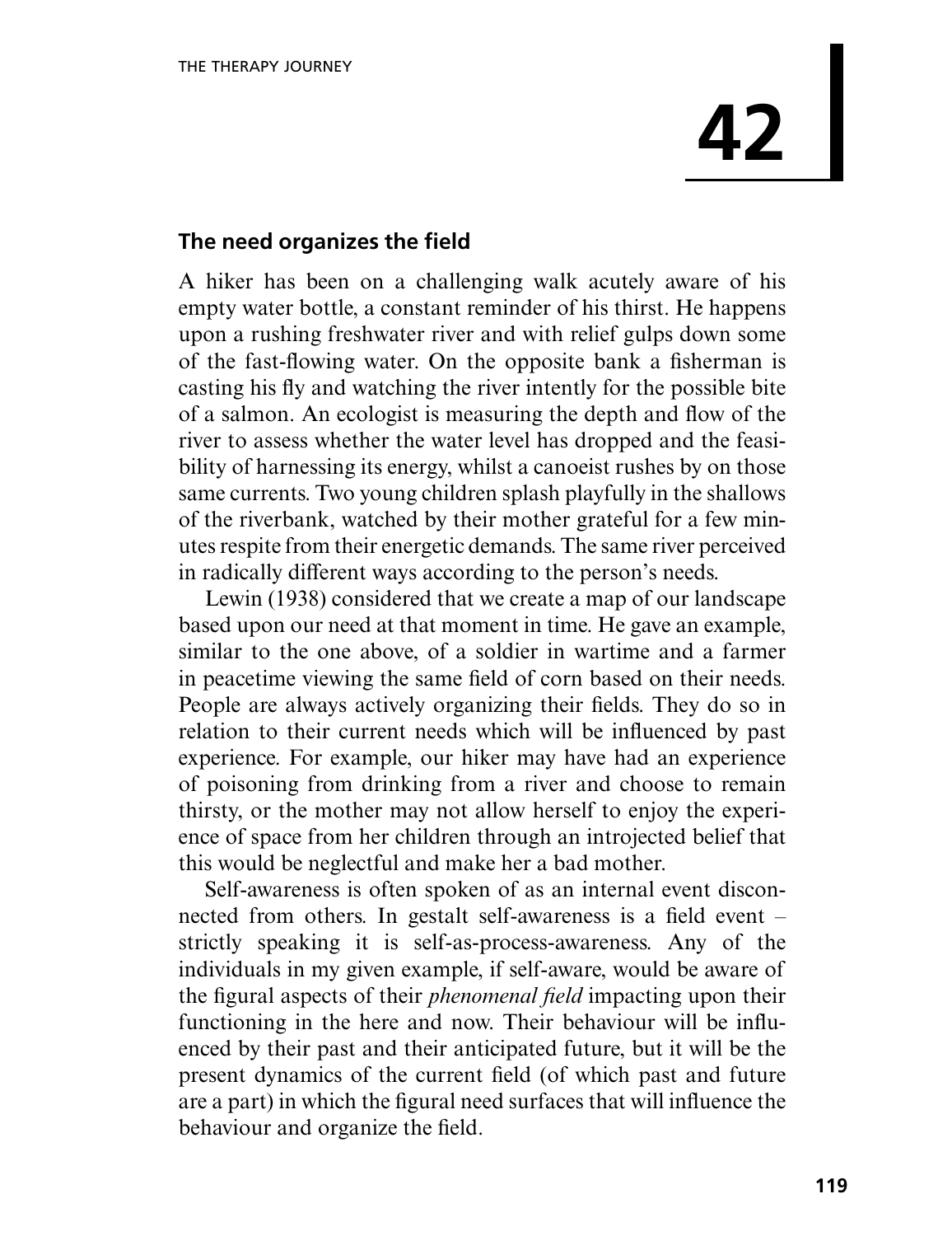# 42

## The need organizes the field

A hiker has been on a challenging walk acutely aware of his empty water bottle, a constant reminder of his thirst. He happens upon a rushing freshwater river and with relief gulps down some of the fast-flowing water. On the opposite bank a fisherman is casting his fly and watching the river intently for the possible bite of a salmon. An ecologist is measuring the depth and flow of the river to assess whether the water level has dropped and the feasibility of harnessing its energy, whilst a canoeist rushes by on those same currents. Two young children splash playfully in the shallows of the riverbank, watched by their mother grateful for a few minutes respite from their energetic demands. The same river perceived in radically different ways according to the person's needs.

Lewin (1938) considered that we create a map of our landscape based upon our need at that moment in time. He gave an example, similar to the one above, of a soldier in wartime and a farmer in peacetime viewing the same field of corn based on their needs. People are always actively organizing their fields. They do so in relation to their current needs which will be influenced by past experience. For example, our hiker may have had an experience of poisoning from drinking from a river and choose to remain thirsty, or the mother may not allow herself to enjoy the experience of space from her children through an introjected belief that this would be neglectful and make her a bad mother.

Self-awareness is often spoken of as an internal event disconnected from others. In gestalt self-awareness is a field event – strictly speaking it is self-as-process-awareness. Any of the individuals in my given example, if self-aware, would be aware of the figural aspects of their *phenomenal field* impacting upon their functioning in the here and now. Their behaviour will be influenced by their past and their anticipated future, but it will be the present dynamics of the current field (of which past and future are a part) in which the figural need surfaces that will influence the behaviour and organize the field.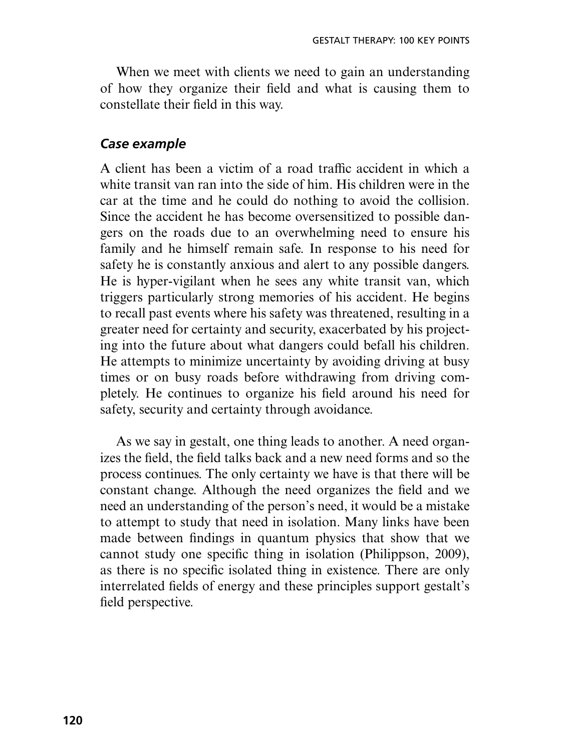When we meet with clients we need to gain an understanding of how they organize their field and what is causing them to constellate their field in this way.

### *Case example*

A client has been a victim of a road traffic accident in which a white transit van ran into the side of him. His children were in the car at the time and he could do nothing to avoid the collision. Since the accident he has become oversensitized to possible dangers on the roads due to an overwhelming need to ensure his family and he himself remain safe. In response to his need for safety he is constantly anxious and alert to any possible dangers. He is hyper-vigilant when he sees any white transit van, which triggers particularly strong memories of his accident. He begins to recall past events where his safety was threatened, resulting in a greater need for certainty and security, exacerbated by his projecting into the future about what dangers could befall his children. He attempts to minimize uncertainty by avoiding driving at busy times or on busy roads before withdrawing from driving completely. He continues to organize his field around his need for safety, security and certainty through avoidance.

As we say in gestalt, one thing leads to another. A need organizes the field, the field talks back and a new need forms and so the process continues. The only certainty we have is that there will be constant change. Although the need organizes the field and we need an understanding of the person's need, it would be a mistake to attempt to study that need in isolation. Many links have been made between findings in quantum physics that show that we cannot study one specific thing in isolation (Philippson, 2009), as there is no specific isolated thing in existence. There are only interrelated fields of energy and these principles support gestalt's field perspective.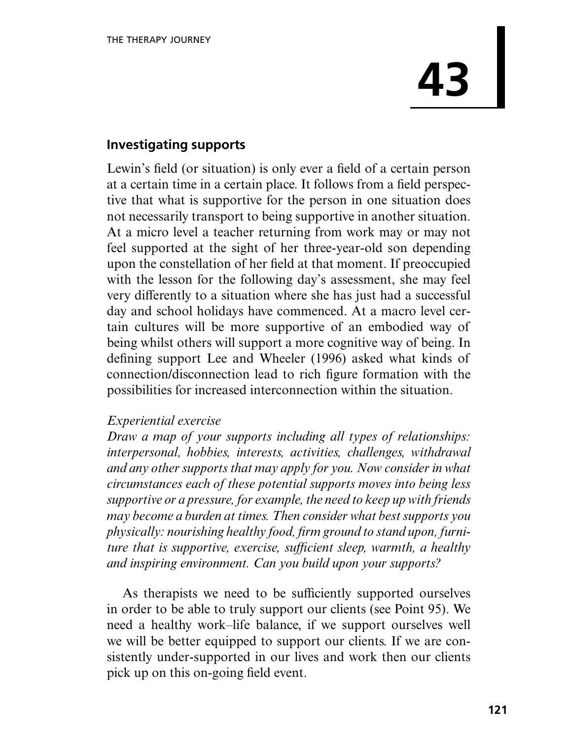# 43

## Investigating supports

Lewin's field (or situation) is only ever a field of a certain person at a certain time in a certain place. It follows from a field perspective that what is supportive for the person in one situation does not necessarily transport to being supportive in another situation. At a micro level a teacher returning from work may or may not feel supported at the sight of her three-year-old son depending upon the constellation of her field at that moment. If preoccupied with the lesson for the following day's assessment, she may feel very differently to a situation where she has just had a successful day and school holidays have commenced. At a macro level certain cultures will be more supportive of an embodied way of being whilst others will support a more cognitive way of being. In defining support Lee and Wheeler (1996) asked what kinds of connection/disconnection lead to rich figure formation with the possibilities for increased interconnection within the situation.

*Experiential exercise*

*Draw a map of your supports including all types of relationships: interpersonal, hobbies, interests, activities, challenges, withdrawal and any other supports that may apply for you. Now consider in what circumstances each of these potential supports moves into being less supportive or a pressure, for example, the need to keep up with friends may become a burden at times. Then consider what best supports you physically: nourishing healthy food, firm ground to stand upon, furniture that is supportive, exercise, sufficient sleep, warmth, a healthy and inspiring environment. Can you build upon your supports?*

As therapists we need to be sufficiently supported ourselves in order to be able to truly support our clients (see Point 95). We need a healthy work–life balance, if we support ourselves well we will be better equipped to support our clients. If we are consistently under-supported in our lives and work then our clients pick up on this on-going field event.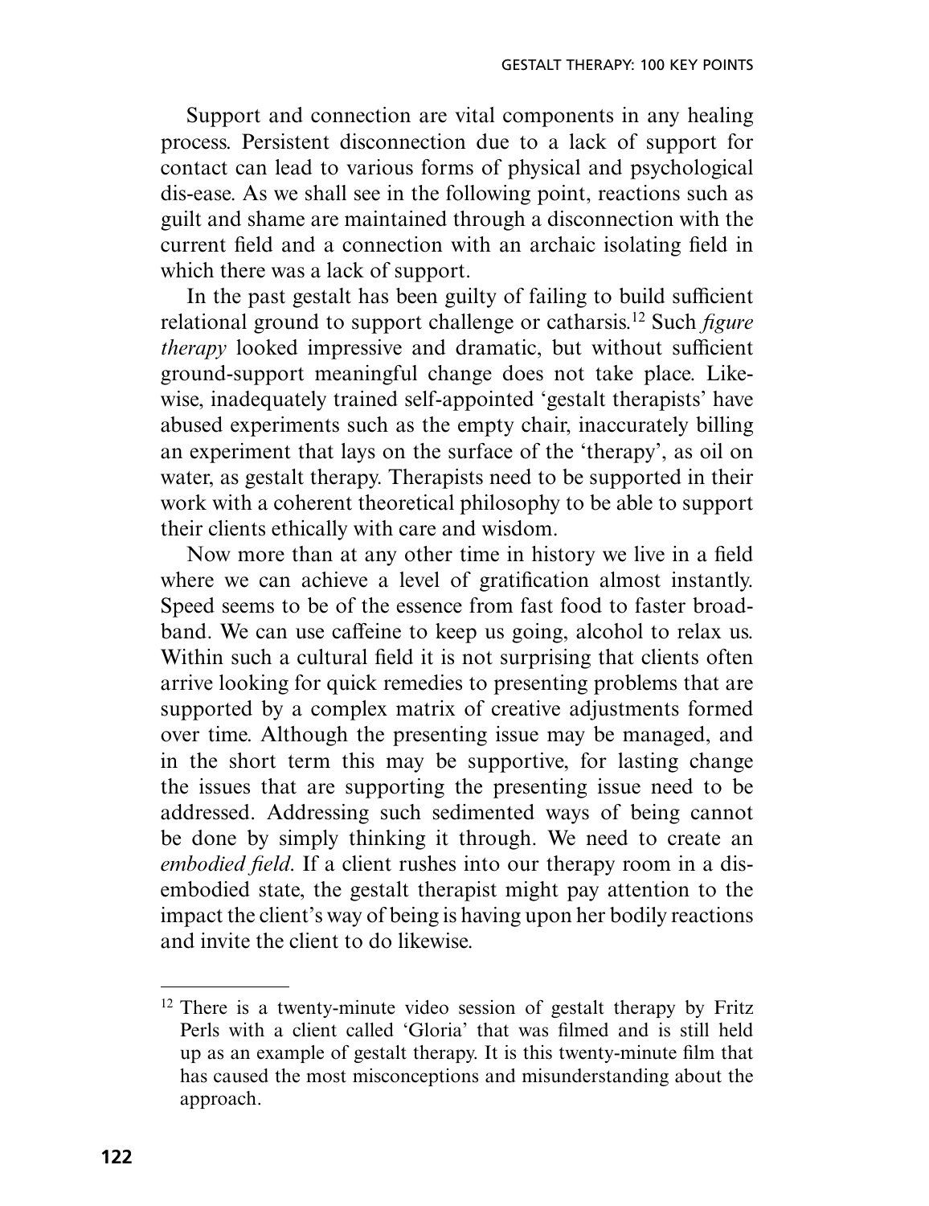Support and connection are vital components in any healing process. Persistent disconnection due to a lack of support for contact can lead to various forms of physical and psychological dis-ease. As we shall see in the following point, reactions such as guilt and shame are maintained through a disconnection with the current field and a connection with an archaic isolating field in which there was a lack of support.

In the past gestalt has been guilty of failing to build sufficient relational ground to support challenge or catharsis.[12] Such *figure therapy* looked impressive and dramatic, but without sufficient ground-support meaningful change does not take place. Likewise, inadequately trained self-appointed 'gestalt therapists' have abused experiments such as the empty chair, inaccurately billing an experiment that lays on the surface of the 'therapy', as oil on water, as gestalt therapy. Therapists need to be supported in their work with a coherent theoretical philosophy to be able to support their clients ethically with care and wisdom.

Now more than at any other time in history we live in a field where we can achieve a level of gratification almost instantly. Speed seems to be of the essence from fast food to faster broadband. We can use caffeine to keep us going, alcohol to relax us. Within such a cultural field it is not surprising that clients often arrive looking for quick remedies to presenting problems that are supported by a complex matrix of creative adjustments formed over time. Although the presenting issue may be managed, and in the short term this may be supportive, for lasting change the issues that are supporting the presenting issue need to be addressed. Addressing such sedimented ways of being cannot be done by simply thinking it through. We need to create an *embodied field*. If a client rushes into our therapy room in a disembodied state, the gestalt therapist might pay attention to the impact the client's way of being is having upon her bodily reactions and invite the client to do likewise.

---

[12] There is a twenty-minute video session of gestalt therapy by Fritz Perls with a client called 'Gloria' that was filmed and is still held up as an example of gestalt therapy. It is this twenty-minute film that has caused the most misconceptions and misunderstanding about the approach.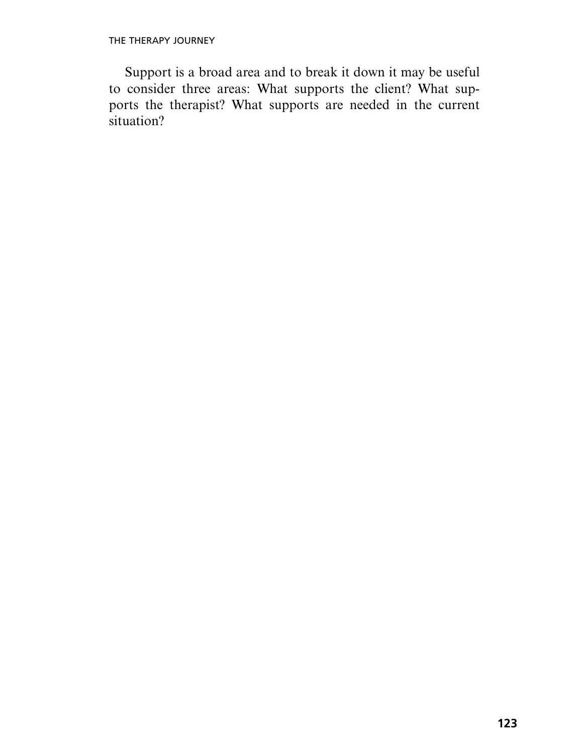Support is a broad area and to break it down it may be useful to consider three areas: What supports the client? What supports the therapist? What supports are needed in the current situation?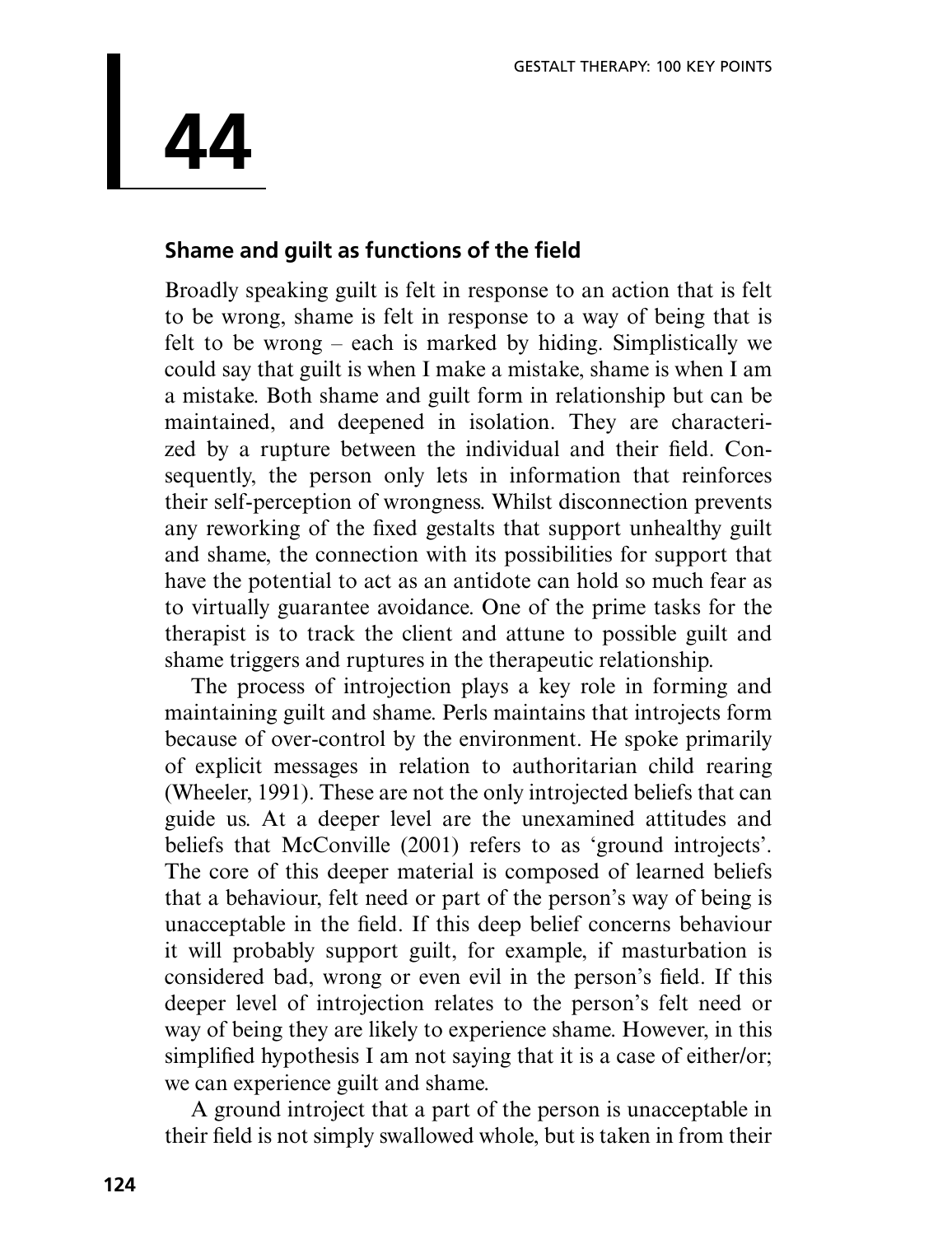# 44

## Shame and guilt as functions of the field

Broadly speaking guilt is felt in response to an action that is felt to be wrong, shame is felt in response to a way of being that is felt to be wrong – each is marked by hiding. Simplistically we could say that guilt is when I make a mistake, shame is when I am a mistake. Both shame and guilt form in relationship but can be maintained, and deepened in isolation. They are characterized by a rupture between the individual and their field. Consequently, the person only lets in information that reinforces their self-perception of wrongness. Whilst disconnection prevents any reworking of the fixed gestalts that support unhealthy guilt and shame, the connection with its possibilities for support that have the potential to act as an antidote can hold so much fear as to virtually guarantee avoidance. One of the prime tasks for the therapist is to track the client and attune to possible guilt and shame triggers and ruptures in the therapeutic relationship.

The process of introjection plays a key role in forming and maintaining guilt and shame. Perls maintains that introjects form because of over-control by the environment. He spoke primarily of explicit messages in relation to authoritarian child rearing (Wheeler, 1991). These are not the only introjected beliefs that can guide us. At a deeper level are the unexamined attitudes and beliefs that McConville (2001) refers to as 'ground introjects'. The core of this deeper material is composed of learned beliefs that a behaviour, felt need or part of the person's way of being is unacceptable in the field. If this deep belief concerns behaviour it will probably support guilt, for example, if masturbation is considered bad, wrong or even evil in the person's field. If this deeper level of introjection relates to the person's felt need or way of being they are likely to experience shame. However, in this simplified hypothesis I am not saying that it is a case of either/or; we can experience guilt and shame.

A ground introject that a part of the person is unacceptable in their field is not simply swallowed whole, but is taken in from their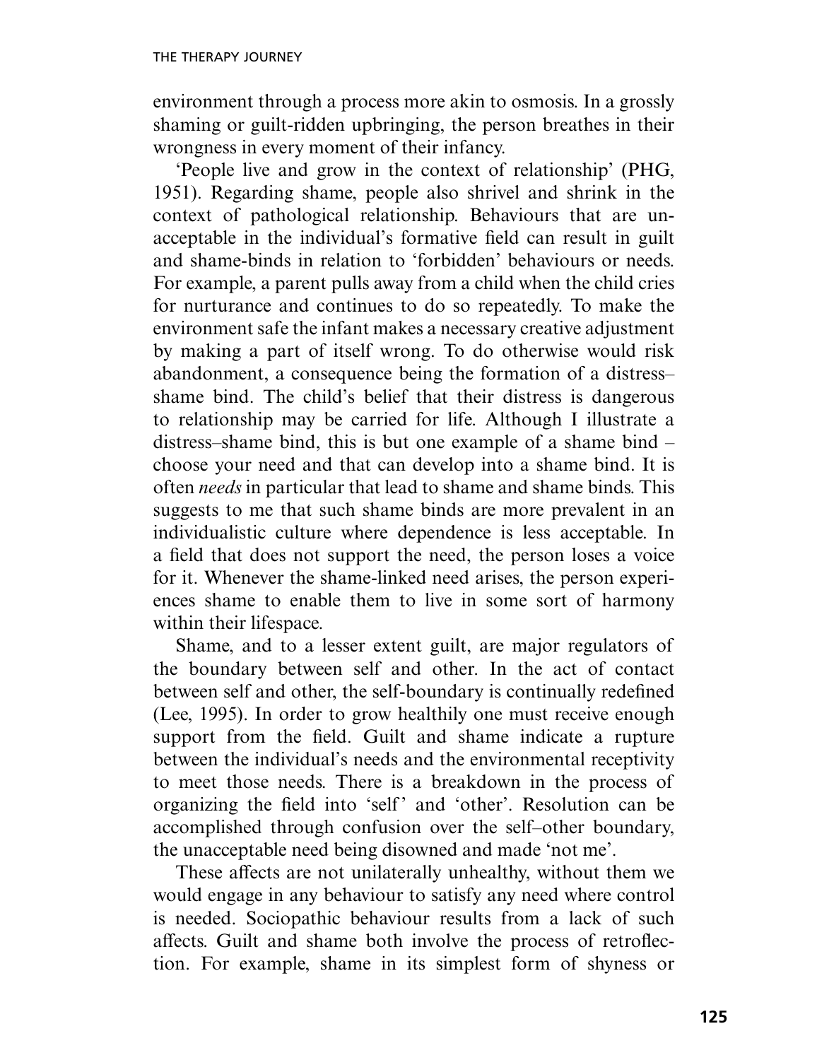environment through a process more akin to osmosis. In a grossly shaming or guilt-ridden upbringing, the person breathes in their wrongness in every moment of their infancy.

'People live and grow in the context of relationship' (PHG, 1951). Regarding shame, people also shrivel and shrink in the context of pathological relationship. Behaviours that are unacceptable in the individual's formative field can result in guilt and shame-binds in relation to 'forbidden' behaviours or needs. For example, a parent pulls away from a child when the child cries for nurturance and continues to do so repeatedly. To make the environment safe the infant makes a necessary creative adjustment by making a part of itself wrong. To do otherwise would risk abandonment, a consequence being the formation of a distress–shame bind. The child's belief that their distress is dangerous to relationship may be carried for life. Although I illustrate a distress–shame bind, this is but one example of a shame bind – choose your need and that can develop into a shame bind. It is often *needs* in particular that lead to shame and shame binds. This suggests to me that such shame binds are more prevalent in an individualistic culture where dependence is less acceptable. In a field that does not support the need, the person loses a voice for it. Whenever the shame-linked need arises, the person experiences shame to enable them to live in some sort of harmony within their lifespace.

Shame, and to a lesser extent guilt, are major regulators of the boundary between self and other. In the act of contact between self and other, the self-boundary is continually redefined (Lee, 1995). In order to grow healthily one must receive enough support from the field. Guilt and shame indicate a rupture between the individual's needs and the environmental receptivity to meet those needs. There is a breakdown in the process of organizing the field into 'self' and 'other'. Resolution can be accomplished through confusion over the self–other boundary, the unacceptable need being disowned and made 'not me'.

These affects are not unilaterally unhealthy, without them we would engage in any behaviour to satisfy any need where control is needed. Sociopathic behaviour results from a lack of such affects. Guilt and shame both involve the process of retroflection. For example, shame in its simplest form of shyness or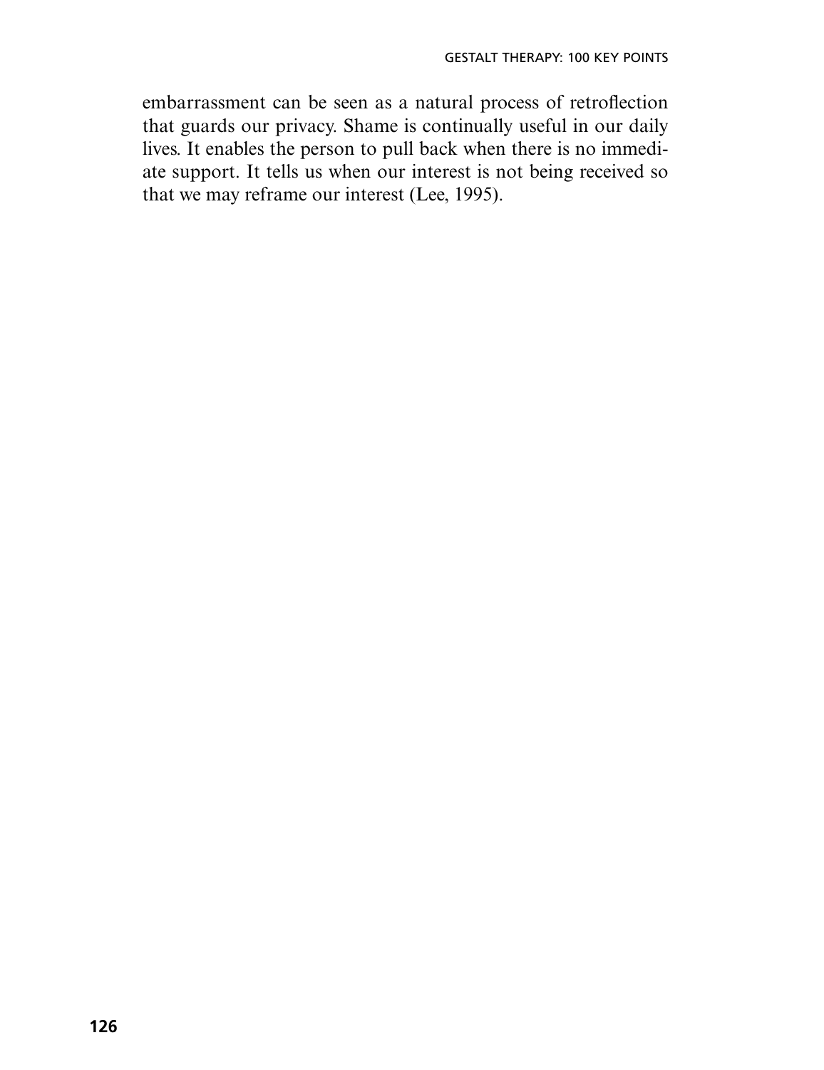embarrassment can be seen as a natural process of retroflection that guards our privacy. Shame is continually useful in our daily lives. It enables the person to pull back when there is no immediate support. It tells us when our interest is not being received so that we may reframe our interest (Lee, 1995).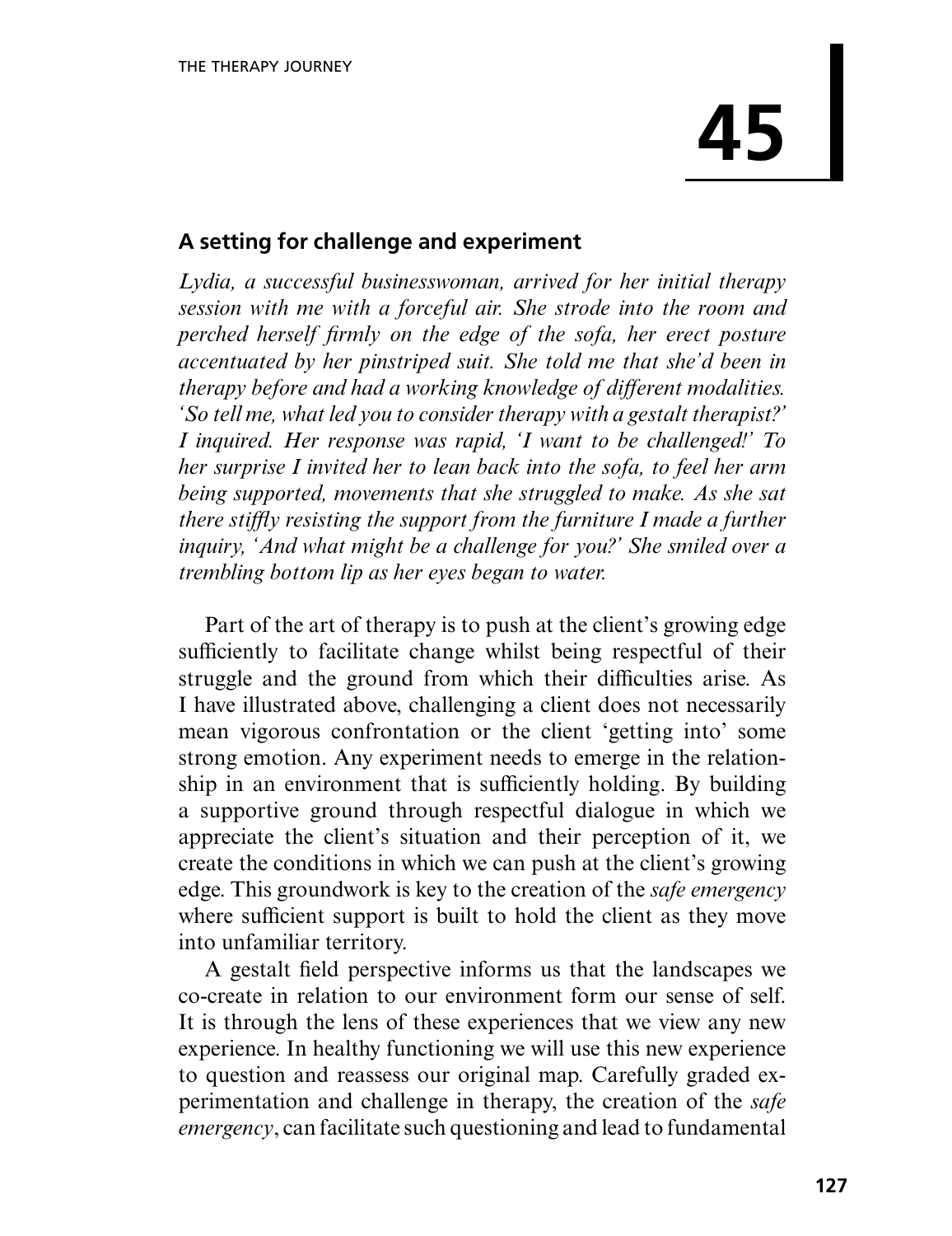# 45

## A setting for challenge and experiment

*Lydia, a successful businesswoman, arrived for her initial therapy session with me with a forceful air. She strode into the room and perched herself firmly on the edge of the sofa, her erect posture accentuated by her pinstriped suit. She told me that she'd been in therapy before and had a working knowledge of different modalities. 'So tell me, what led you to consider therapy with a gestalt therapist?' I inquired. Her response was rapid, 'I want to be challenged!' To her surprise I invited her to lean back into the sofa, to feel her arm being supported, movements that she struggled to make. As she sat there stiffly resisting the support from the furniture I made a further inquiry, 'And what might be a challenge for you?' She smiled over a trembling bottom lip as her eyes began to water.*

Part of the art of therapy is to push at the client's growing edge sufficiently to facilitate change whilst being respectful of their struggle and the ground from which their difficulties arise. As I have illustrated above, challenging a client does not necessarily mean vigorous confrontation or the client 'getting into' some strong emotion. Any experiment needs to emerge in the relationship in an environment that is sufficiently holding. By building a supportive ground through respectful dialogue in which we appreciate the client's situation and their perception of it, we create the conditions in which we can push at the client's growing edge. This groundwork is key to the creation of the *safe emergency* where sufficient support is built to hold the client as they move into unfamiliar territory.

A gestalt field perspective informs us that the landscapes we co-create in relation to our environment form our sense of self. It is through the lens of these experiences that we view any new experience. In healthy functioning we will use this new experience to question and reassess our original map. Carefully graded experimentation and challenge in therapy, the creation of the *safe emergency*, can facilitate such questioning and lead to fundamental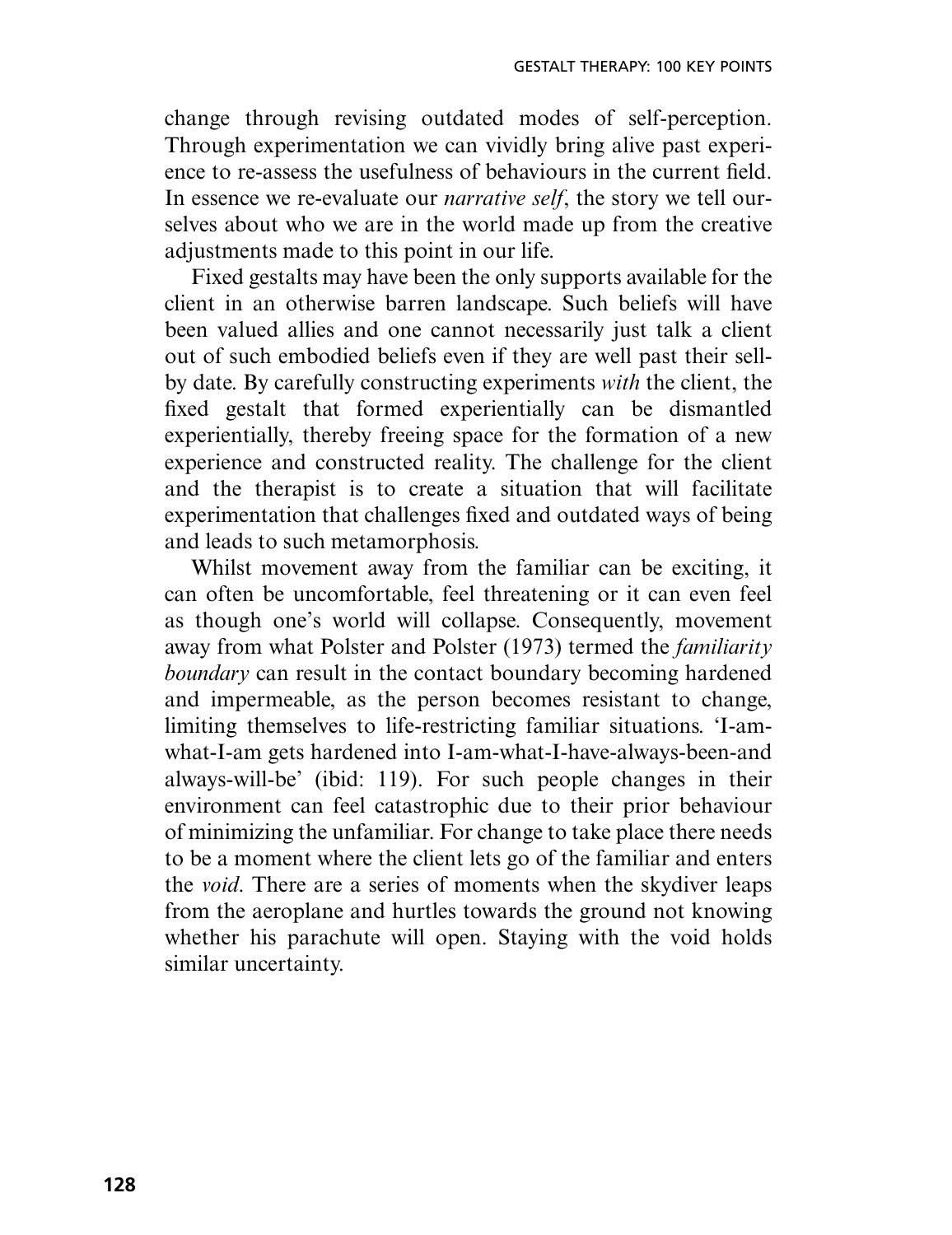change through revising outdated modes of self-perception. Through experimentation we can vividly bring alive past experience to re-assess the usefulness of behaviours in the current field. In essence we re-evaluate our *narrative self*, the story we tell ourselves about who we are in the world made up from the creative adjustments made to this point in our life.

Fixed gestalts may have been the only supports available for the client in an otherwise barren landscape. Such beliefs will have been valued allies and one cannot necessarily just talk a client out of such embodied beliefs even if they are well past their sell-by date. By carefully constructing experiments *with* the client, the fixed gestalt that formed experientially can be dismantled experientially, thereby freeing space for the formation of a new experience and constructed reality. The challenge for the client and the therapist is to create a situation that will facilitate experimentation that challenges fixed and outdated ways of being and leads to such metamorphosis.

Whilst movement away from the familiar can be exciting, it can often be uncomfortable, feel threatening or it can even feel as though one's world will collapse. Consequently, movement away from what Polster and Polster (1973) termed the *familiarity boundary* can result in the contact boundary becoming hardened and impermeable, as the person becomes resistant to change, limiting themselves to life-restricting familiar situations. 'I-am-what-I-am gets hardened into I-am-what-I-have-always-been-and always-will-be' (ibid: 119). For such people changes in their environment can feel catastrophic due to their prior behaviour of minimizing the unfamiliar. For change to take place there needs to be a moment where the client lets go of the familiar and enters the *void*. There are a series of moments when the skydiver leaps from the aeroplane and hurtles towards the ground not knowing whether his parachute will open. Staying with the void holds similar uncertainty.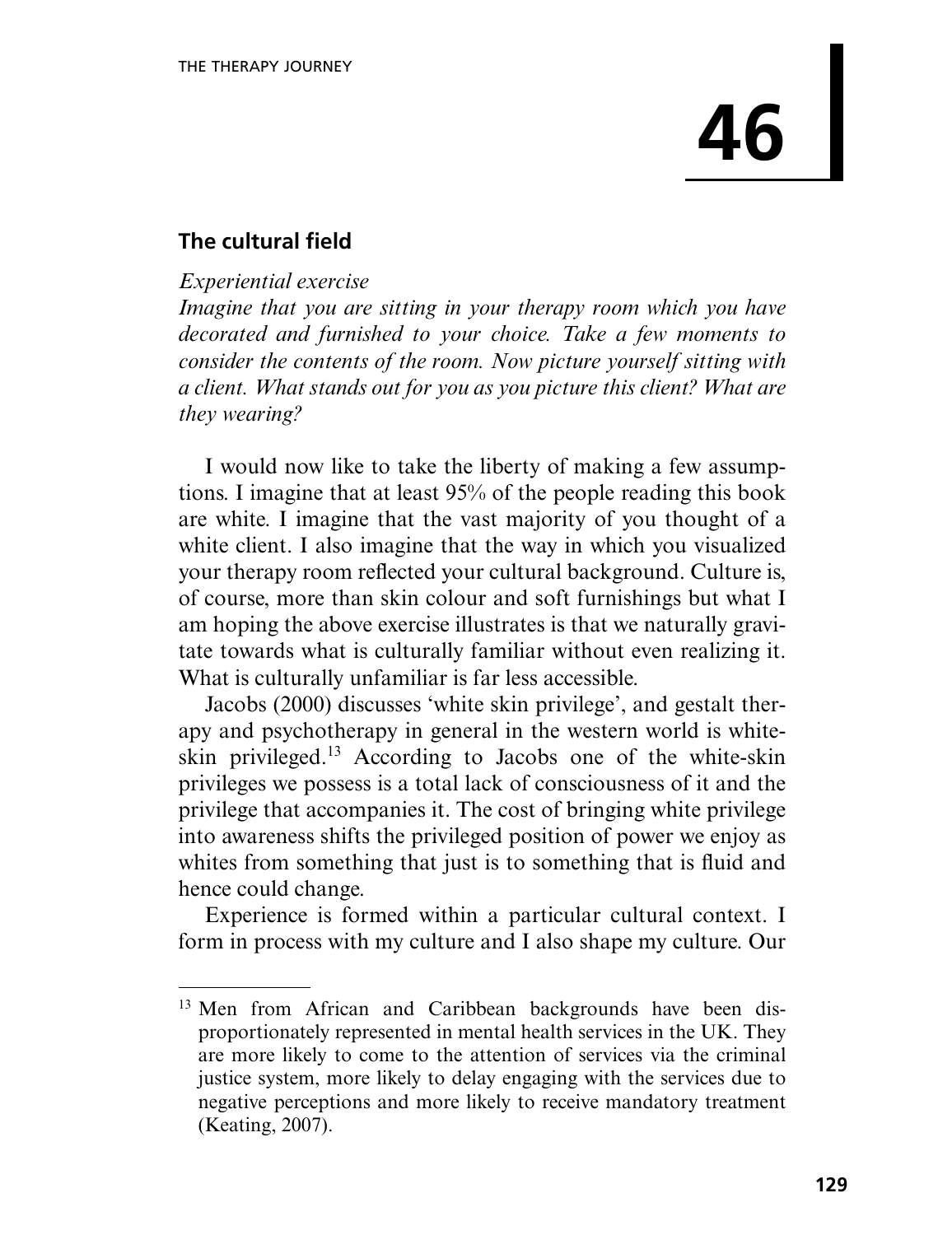# 46

## The cultural field

*Experiential exercise*

*Imagine that you are sitting in your therapy room which you have decorated and furnished to your choice. Take a few moments to consider the contents of the room. Now picture yourself sitting with a client. What stands out for you as you picture this client? What are they wearing?*

I would now like to take the liberty of making a few assumptions. I imagine that at least 95% of the people reading this book are white. I imagine that the vast majority of you thought of a white client. I also imagine that the way in which you visualized your therapy room reflected your cultural background. Culture is, of course, more than skin colour and soft furnishings but what I am hoping the above exercise illustrates is that we naturally gravitate towards what is culturally familiar without even realizing it. What is culturally unfamiliar is far less accessible.

Jacobs (2000) discusses 'white skin privilege', and gestalt therapy and psychotherapy in general in the western world is white-skin privileged.[13] According to Jacobs one of the white-skin privileges we possess is a total lack of consciousness of it and the privilege that accompanies it. The cost of bringing white privilege into awareness shifts the privileged position of power we enjoy as whites from something that just is to something that is fluid and hence could change.

Experience is formed within a particular cultural context. I form in process with my culture and I also shape my culture. Our

---

[13] Men from African and Caribbean backgrounds have been disproportionately represented in mental health services in the UK. They are more likely to come to the attention of services via the criminal justice system, more likely to delay engaging with the services due to negative perceptions and more likely to receive mandatory treatment (Keating, 2007).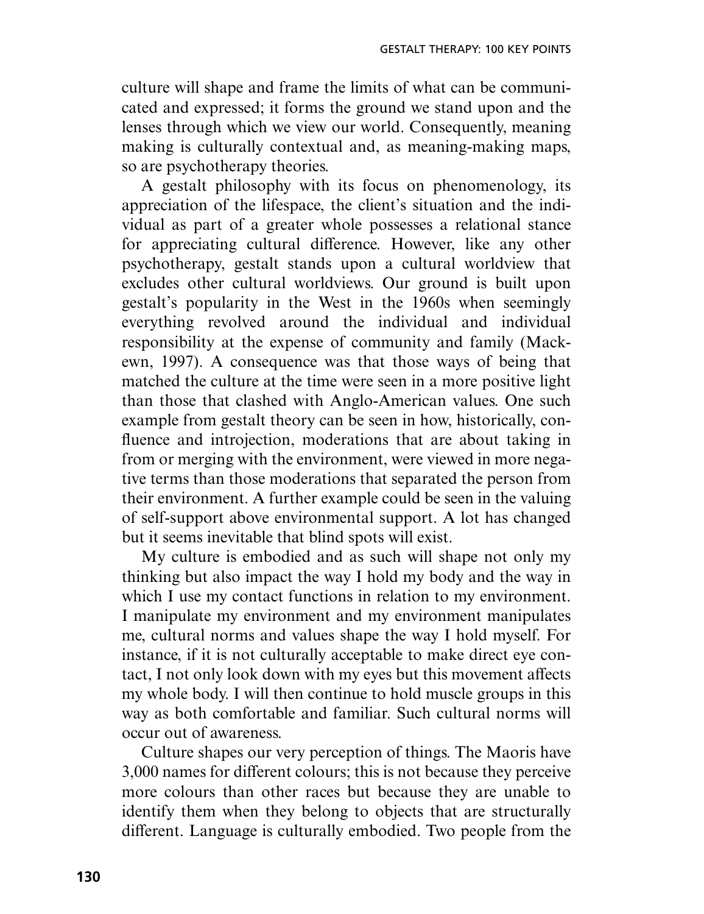culture will shape and frame the limits of what can be communicated and expressed; it forms the ground we stand upon and the lenses through which we view our world. Consequently, meaning making is culturally contextual and, as meaning-making maps, so are psychotherapy theories.

A gestalt philosophy with its focus on phenomenology, its appreciation of the lifespace, the client's situation and the individual as part of a greater whole possesses a relational stance for appreciating cultural difference. However, like any other psychotherapy, gestalt stands upon a cultural worldview that excludes other cultural worldviews. Our ground is built upon gestalt's popularity in the West in the 1960s when seemingly everything revolved around the individual and individual responsibility at the expense of community and family (Mackewn, 1997). A consequence was that those ways of being that matched the culture at the time were seen in a more positive light than those that clashed with Anglo-American values. One such example from gestalt theory can be seen in how, historically, confluence and introjection, moderations that are about taking in from or merging with the environment, were viewed in more negative terms than those moderations that separated the person from their environment. A further example could be seen in the valuing of self-support above environmental support. A lot has changed but it seems inevitable that blind spots will exist.

My culture is embodied and as such will shape not only my thinking but also impact the way I hold my body and the way in which I use my contact functions in relation to my environment. I manipulate my environment and my environment manipulates me, cultural norms and values shape the way I hold myself. For instance, if it is not culturally acceptable to make direct eye contact, I not only look down with my eyes but this movement affects my whole body. I will then continue to hold muscle groups in this way as both comfortable and familiar. Such cultural norms will occur out of awareness.

Culture shapes our very perception of things. The Maoris have 3,000 names for different colours; this is not because they perceive more colours than other races but because they are unable to identify them when they belong to objects that are structurally different. Language is culturally embodied. Two people from the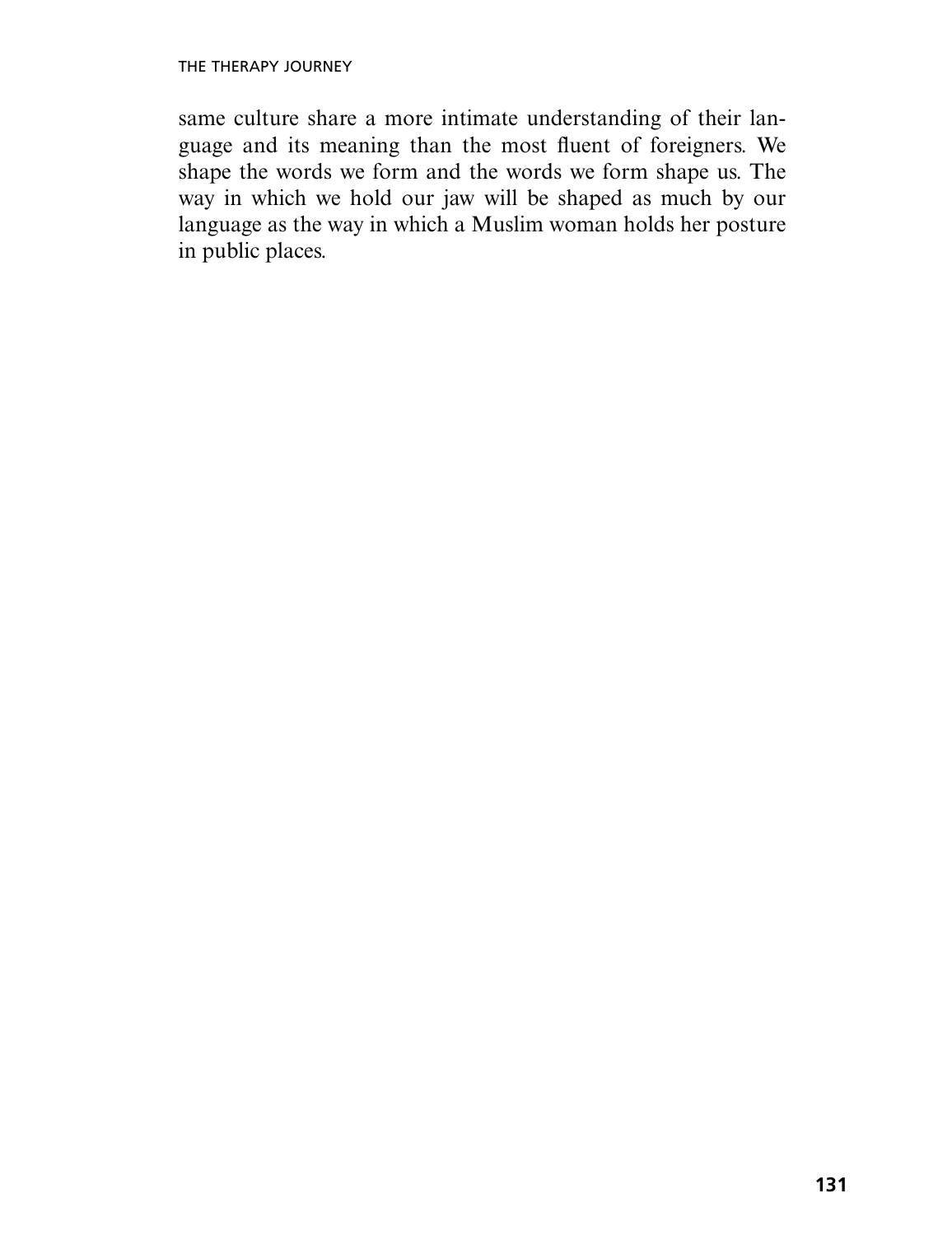same culture share a more intimate understanding of their language and its meaning than the most fluent of foreigners. We shape the words we form and the words we form shape us. The way in which we hold our jaw will be shaped as much by our language as the way in which a Muslim woman holds her posture in public places.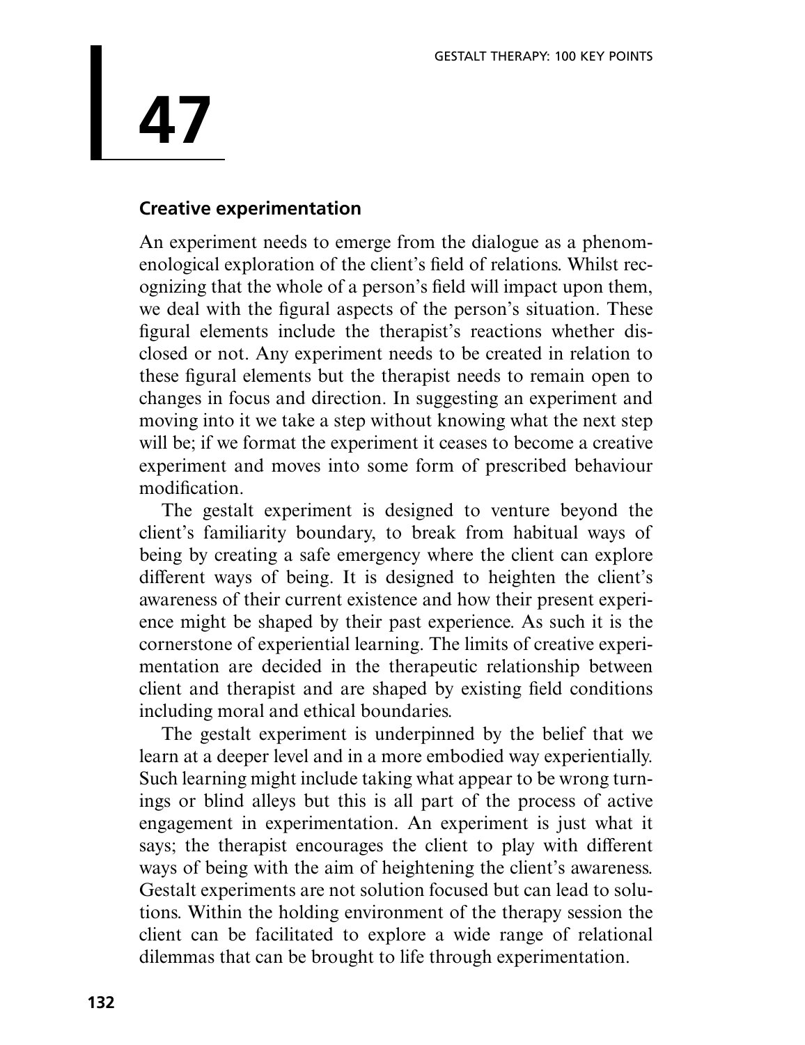# 47

## Creative experimentation

An experiment needs to emerge from the dialogue as a phenomenological exploration of the client's field of relations. Whilst recognizing that the whole of a person's field will impact upon them, we deal with the figural aspects of the person's situation. These figural elements include the therapist's reactions whether disclosed or not. Any experiment needs to be created in relation to these figural elements but the therapist needs to remain open to changes in focus and direction. In suggesting an experiment and moving into it we take a step without knowing what the next step will be; if we format the experiment it ceases to become a creative experiment and moves into some form of prescribed behaviour modification.

The gestalt experiment is designed to venture beyond the client's familiarity boundary, to break from habitual ways of being by creating a safe emergency where the client can explore different ways of being. It is designed to heighten the client's awareness of their current existence and how their present experience might be shaped by their past experience. As such it is the cornerstone of experiential learning. The limits of creative experimentation are decided in the therapeutic relationship between client and therapist and are shaped by existing field conditions including moral and ethical boundaries.

The gestalt experiment is underpinned by the belief that we learn at a deeper level and in a more embodied way experientially. Such learning might include taking what appear to be wrong turnings or blind alleys but this is all part of the process of active engagement in experimentation. An experiment is just what it says; the therapist encourages the client to play with different ways of being with the aim of heightening the client's awareness. Gestalt experiments are not solution focused but can lead to solutions. Within the holding environment of the therapy session the client can be facilitated to explore a wide range of relational dilemmas that can be brought to life through experimentation.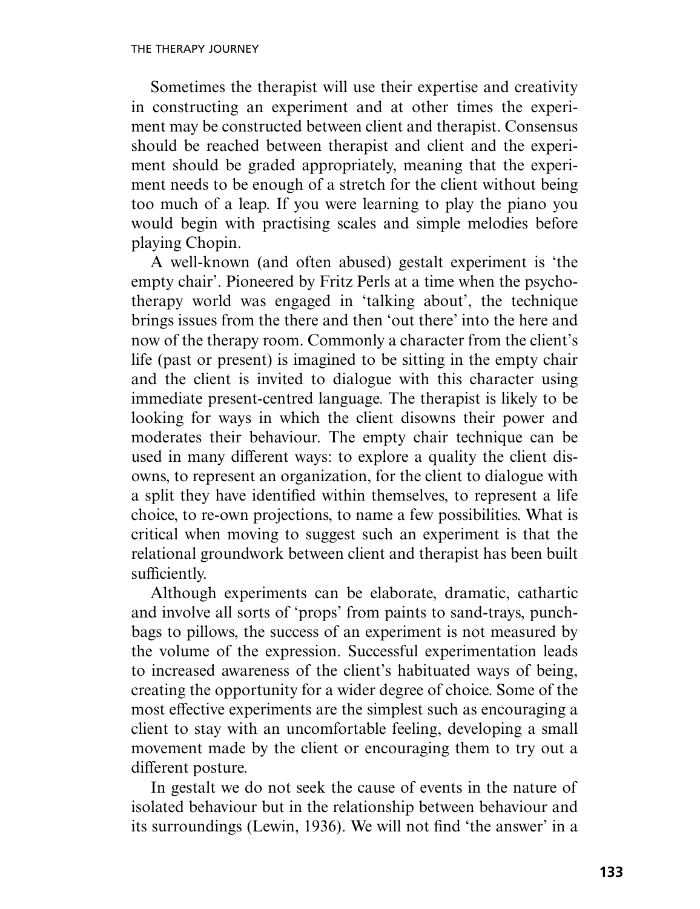Sometimes the therapist will use their expertise and creativity in constructing an experiment and at other times the experiment may be constructed between client and therapist. Consensus should be reached between therapist and client and the experiment should be graded appropriately, meaning that the experiment needs to be enough of a stretch for the client without being too much of a leap. If you were learning to play the piano you would begin with practising scales and simple melodies before playing Chopin.

A well-known (and often abused) gestalt experiment is 'the empty chair'. Pioneered by Fritz Perls at a time when the psychotherapy world was engaged in 'talking about', the technique brings issues from the there and then 'out there' into the here and now of the therapy room. Commonly a character from the client's life (past or present) is imagined to be sitting in the empty chair and the client is invited to dialogue with this character using immediate present-centred language. The therapist is likely to be looking for ways in which the client disowns their power and moderates their behaviour. The empty chair technique can be used in many different ways: to explore a quality the client disowns, to represent an organization, for the client to dialogue with a split they have identified within themselves, to represent a life choice, to re-own projections, to name a few possibilities. What is critical when moving to suggest such an experiment is that the relational groundwork between client and therapist has been built sufficiently.

Although experiments can be elaborate, dramatic, cathartic and involve all sorts of 'props' from paints to sand-trays, punchbags to pillows, the success of an experiment is not measured by the volume of the expression. Successful experimentation leads to increased awareness of the client's habituated ways of being, creating the opportunity for a wider degree of choice. Some of the most effective experiments are the simplest such as encouraging a client to stay with an uncomfortable feeling, developing a small movement made by the client or encouraging them to try out a different posture.

In gestalt we do not seek the cause of events in the nature of isolated behaviour but in the relationship between behaviour and its surroundings (Lewin, 1936). We will not find 'the answer' in a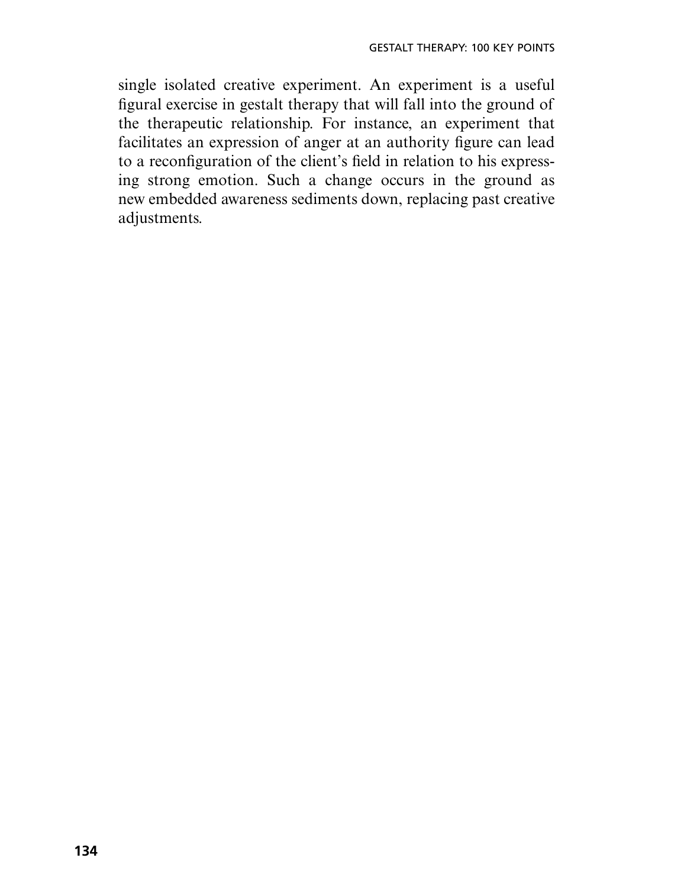single isolated creative experiment. An experiment is a useful figural exercise in gestalt therapy that will fall into the ground of the therapeutic relationship. For instance, an experiment that facilitates an expression of anger at an authority figure can lead to a reconfiguration of the client's field in relation to his expressing strong emotion. Such a change occurs in the ground as new embedded awareness sediments down, replacing past creative adjustments.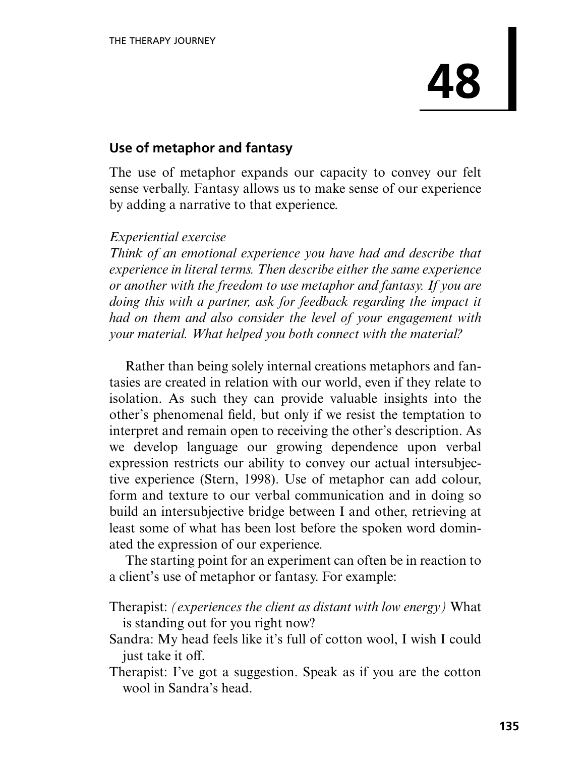# 48

## Use of metaphor and fantasy

The use of metaphor expands our capacity to convey our felt sense verbally. Fantasy allows us to make sense of our experience by adding a narrative to that experience.

*Experiential exercise*
*Think of an emotional experience you have had and describe that experience in literal terms. Then describe either the same experience or another with the freedom to use metaphor and fantasy. If you are doing this with a partner, ask for feedback regarding the impact it had on them and also consider the level of your engagement with your material. What helped you both connect with the material?*

Rather than being solely internal creations metaphors and fantasies are created in relation with our world, even if they relate to isolation. As such they can provide valuable insights into the other's phenomenal field, but only if we resist the temptation to interpret and remain open to receiving the other's description. As we develop language our growing dependence upon verbal expression restricts our ability to convey our actual intersubjective experience (Stern, 1998). Use of metaphor can add colour, form and texture to our verbal communication and in doing so build an intersubjective bridge between I and other, retrieving at least some of what has been lost before the spoken word dominated the expression of our experience.

The starting point for an experiment can often be in reaction to a client's use of metaphor or fantasy. For example:

Therapist: *(experiences the client as distant with low energy)* What is standing out for you right now?

Sandra: My head feels like it's full of cotton wool, I wish I could just take it off.

Therapist: I've got a suggestion. Speak as if you are the cotton wool in Sandra's head.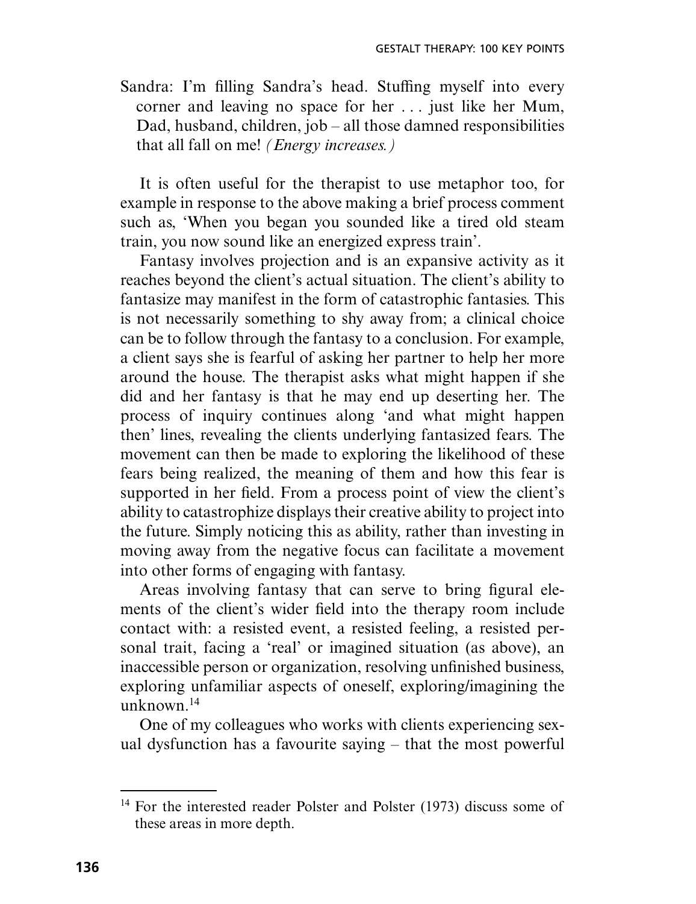Sandra: I'm filling Sandra's head. Stuffing myself into every corner and leaving no space for her . . . just like her Mum, Dad, husband, children, job – all those damned responsibilities that all fall on me! *(Energy increases.)*

It is often useful for the therapist to use metaphor too, for example in response to the above making a brief process comment such as, 'When you began you sounded like a tired old steam train, you now sound like an energized express train'.

Fantasy involves projection and is an expansive activity as it reaches beyond the client's actual situation. The client's ability to fantasize may manifest in the form of catastrophic fantasies. This is not necessarily something to shy away from; a clinical choice can be to follow through the fantasy to a conclusion. For example, a client says she is fearful of asking her partner to help her more around the house. The therapist asks what might happen if she did and her fantasy is that he may end up deserting her. The process of inquiry continues along 'and what might happen then' lines, revealing the clients underlying fantasized fears. The movement can then be made to exploring the likelihood of these fears being realized, the meaning of them and how this fear is supported in her field. From a process point of view the client's ability to catastrophize displays their creative ability to project into the future. Simply noticing this as ability, rather than investing in moving away from the negative focus can facilitate a movement into other forms of engaging with fantasy.

Areas involving fantasy that can serve to bring figural elements of the client's wider field into the therapy room include contact with: a resisted event, a resisted feeling, a resisted personal trait, facing a 'real' or imagined situation (as above), an inaccessible person or organization, resolving unfinished business, exploring unfamiliar aspects of oneself, exploring/imagining the unknown.[14]

One of my colleagues who works with clients experiencing sexual dysfunction has a favourite saying – that the most powerful

[14] For the interested reader Polster and Polster (1973) discuss some of these areas in more depth.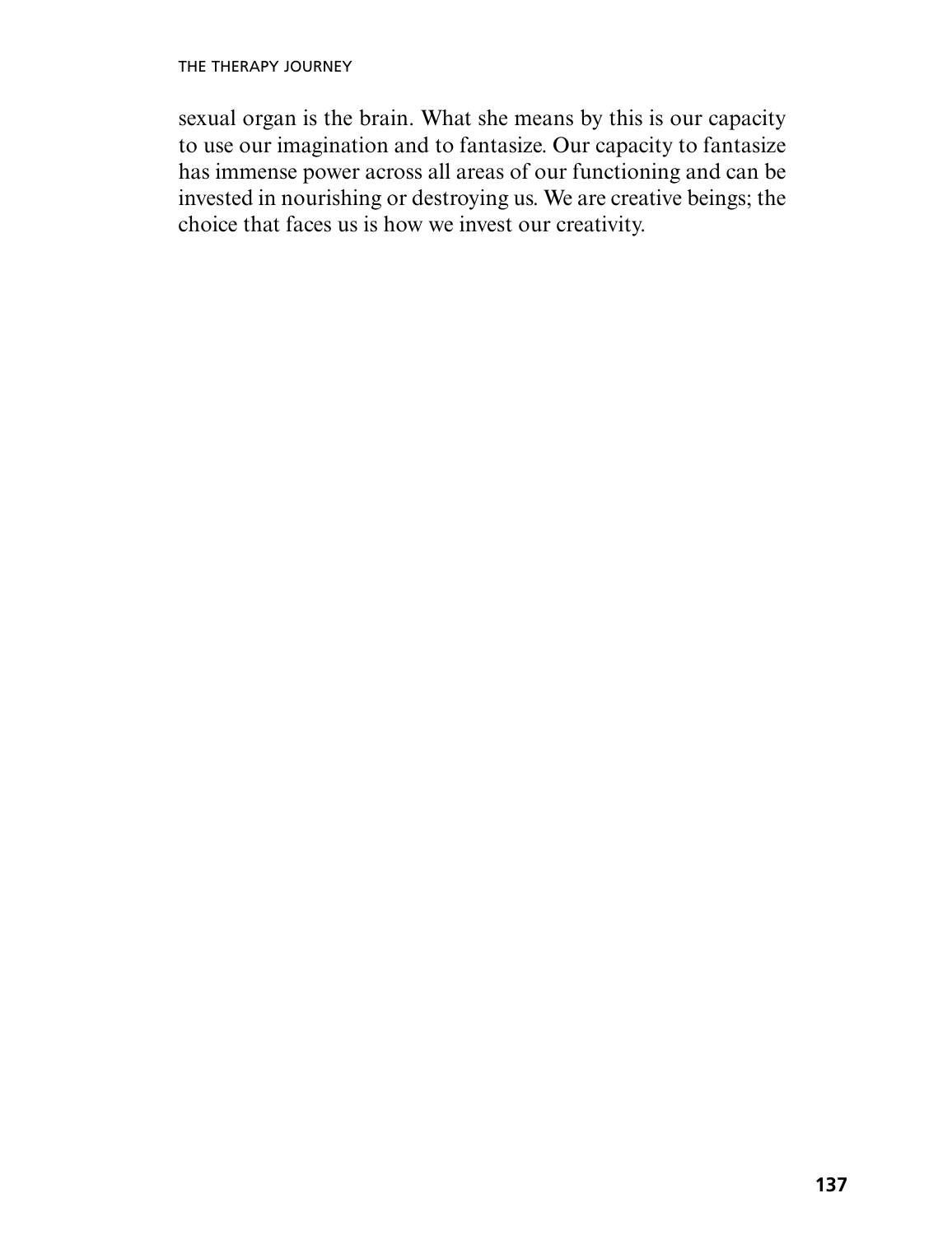sexual organ is the brain. What she means by this is our capacity to use our imagination and to fantasize. Our capacity to fantasize has immense power across all areas of our functioning and can be invested in nourishing or destroying us. We are creative beings; the choice that faces us is how we invest our creativity.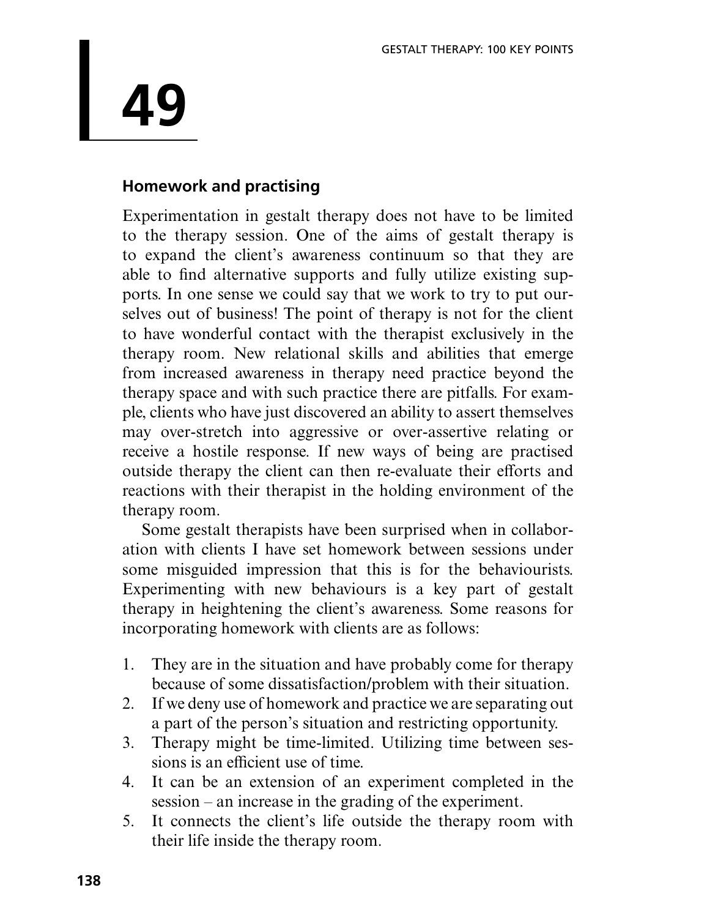# 49

## Homework and practising

Experimentation in gestalt therapy does not have to be limited to the therapy session. One of the aims of gestalt therapy is to expand the client's awareness continuum so that they are able to find alternative supports and fully utilize existing supports. In one sense we could say that we work to try to put ourselves out of business! The point of therapy is not for the client to have wonderful contact with the therapist exclusively in the therapy room. New relational skills and abilities that emerge from increased awareness in therapy need practice beyond the therapy space and with such practice there are pitfalls. For example, clients who have just discovered an ability to assert themselves may over-stretch into aggressive or over-assertive relating or receive a hostile response. If new ways of being are practised outside therapy the client can then re-evaluate their efforts and reactions with their therapist in the holding environment of the therapy room.

Some gestalt therapists have been surprised when in collaboration with clients I have set homework between sessions under some misguided impression that this is for the behaviourists. Experimenting with new behaviours is a key part of gestalt therapy in heightening the client's awareness. Some reasons for incorporating homework with clients are as follows:

1. They are in the situation and have probably come for therapy because of some dissatisfaction/problem with their situation.
2. If we deny use of homework and practice we are separating out a part of the person's situation and restricting opportunity.
3. Therapy might be time-limited. Utilizing time between sessions is an efficient use of time.
4. It can be an extension of an experiment completed in the session – an increase in the grading of the experiment.
5. It connects the client's life outside the therapy room with their life inside the therapy room.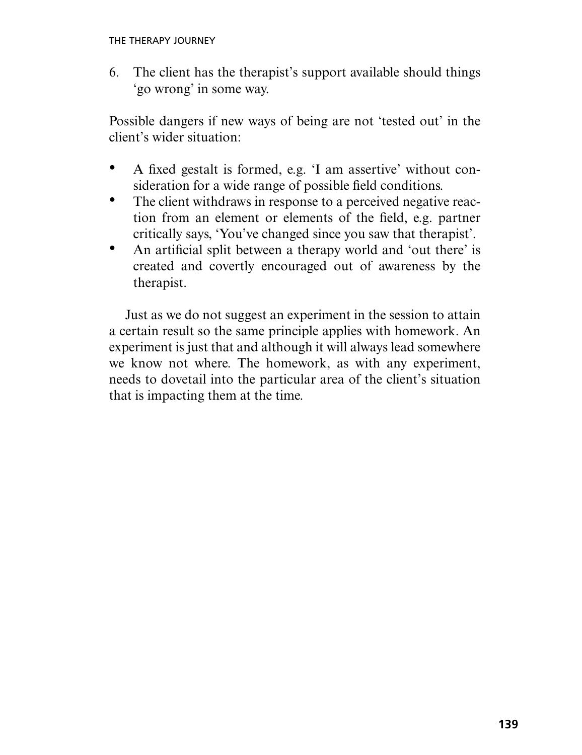6. The client has the therapist's support available should things 'go wrong' in some way.

Possible dangers if new ways of being are not 'tested out' in the client's wider situation:

- A fixed gestalt is formed, e.g. 'I am assertive' without consideration for a wide range of possible field conditions.
- The client withdraws in response to a perceived negative reaction from an element or elements of the field, e.g. partner critically says, 'You've changed since you saw that therapist'.
- An artificial split between a therapy world and 'out there' is created and covertly encouraged out of awareness by the therapist.

Just as we do not suggest an experiment in the session to attain a certain result so the same principle applies with homework. An experiment is just that and although it will always lead somewhere we know not where. The homework, as with any experiment, needs to dovetail into the particular area of the client's situation that is impacting them at the time.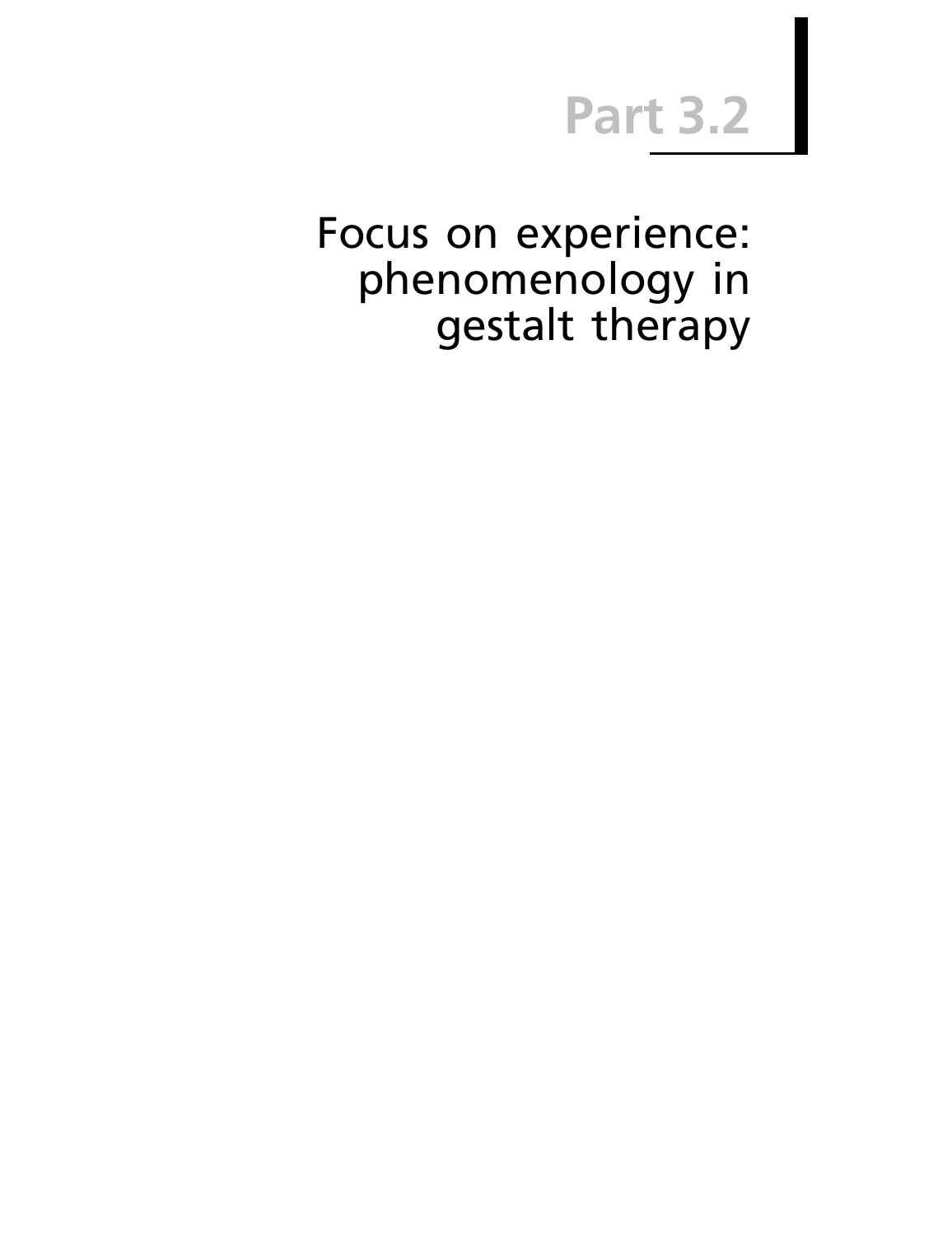# Part 3.2

## Focus on experience: phenomenology in gestalt therapy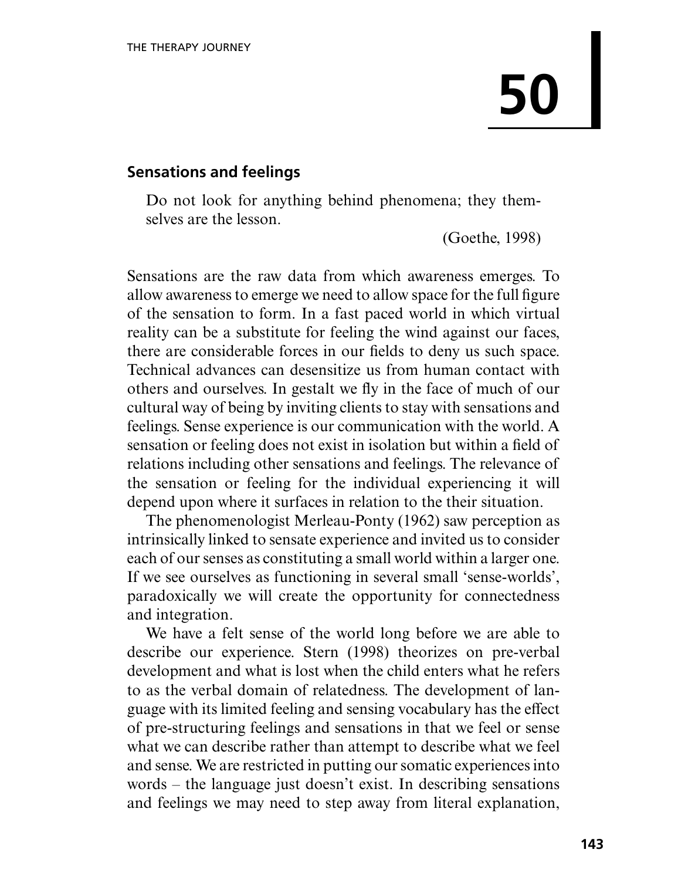# 50

## Sensations and feelings

> Do not look for anything behind phenomena; they themselves are the lesson.
>
> (Goethe, 1998)

Sensations are the raw data from which awareness emerges. To allow awareness to emerge we need to allow space for the full figure of the sensation to form. In a fast paced world in which virtual reality can be a substitute for feeling the wind against our faces, there are considerable forces in our fields to deny us such space. Technical advances can desensitize us from human contact with others and ourselves. In gestalt we fly in the face of much of our cultural way of being by inviting clients to stay with sensations and feelings. Sense experience is our communication with the world. A sensation or feeling does not exist in isolation but within a field of relations including other sensations and feelings. The relevance of the sensation or feeling for the individual experiencing it will depend upon where it surfaces in relation to the their situation.

The phenomenologist Merleau-Ponty (1962) saw perception as intrinsically linked to sensate experience and invited us to consider each of our senses as constituting a small world within a larger one. If we see ourselves as functioning in several small 'sense-worlds', paradoxically we will create the opportunity for connectedness and integration.

We have a felt sense of the world long before we are able to describe our experience. Stern (1998) theorizes on pre-verbal development and what is lost when the child enters what he refers to as the verbal domain of relatedness. The development of language with its limited feeling and sensing vocabulary has the effect of pre-structuring feelings and sensations in that we feel or sense what we can describe rather than attempt to describe what we feel and sense. We are restricted in putting our somatic experiences into words – the language just doesn't exist. In describing sensations and feelings we may need to step away from literal explanation,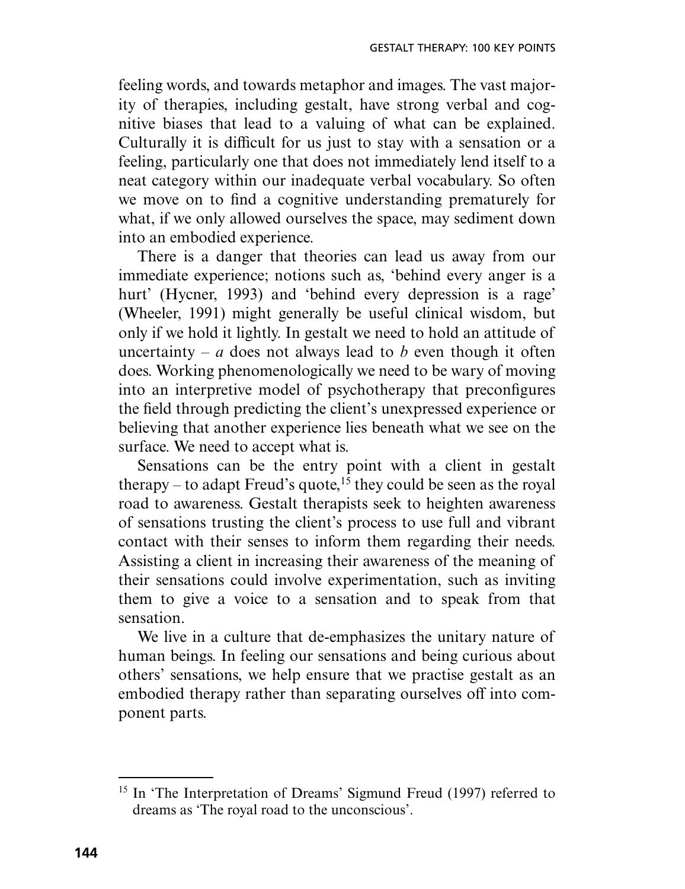feeling words, and towards metaphor and images. The vast majority of therapies, including gestalt, have strong verbal and cognitive biases that lead to a valuing of what can be explained. Culturally it is difficult for us just to stay with a sensation or a feeling, particularly one that does not immediately lend itself to a neat category within our inadequate verbal vocabulary. So often we move on to find a cognitive understanding prematurely for what, if we only allowed ourselves the space, may sediment down into an embodied experience.

There is a danger that theories can lead us away from our immediate experience; notions such as, 'behind every anger is a hurt' (Hycner, 1993) and 'behind every depression is a rage' (Wheeler, 1991) might generally be useful clinical wisdom, but only if we hold it lightly. In gestalt we need to hold an attitude of uncertainty – *a* does not always lead to *b* even though it often does. Working phenomenologically we need to be wary of moving into an interpretive model of psychotherapy that preconfigures the field through predicting the client's unexpressed experience or believing that another experience lies beneath what we see on the surface. We need to accept what is.

Sensations can be the entry point with a client in gestalt therapy – to adapt Freud's quote,[15] they could be seen as the royal road to awareness. Gestalt therapists seek to heighten awareness of sensations trusting the client's process to use full and vibrant contact with their senses to inform them regarding their needs. Assisting a client in increasing their awareness of the meaning of their sensations could involve experimentation, such as inviting them to give a voice to a sensation and to speak from that sensation.

We live in a culture that de-emphasizes the unitary nature of human beings. In feeling our sensations and being curious about others' sensations, we help ensure that we practise gestalt as an embodied therapy rather than separating ourselves off into component parts.

---

[15] In 'The Interpretation of Dreams' Sigmund Freud (1997) referred to dreams as 'The royal road to the unconscious'.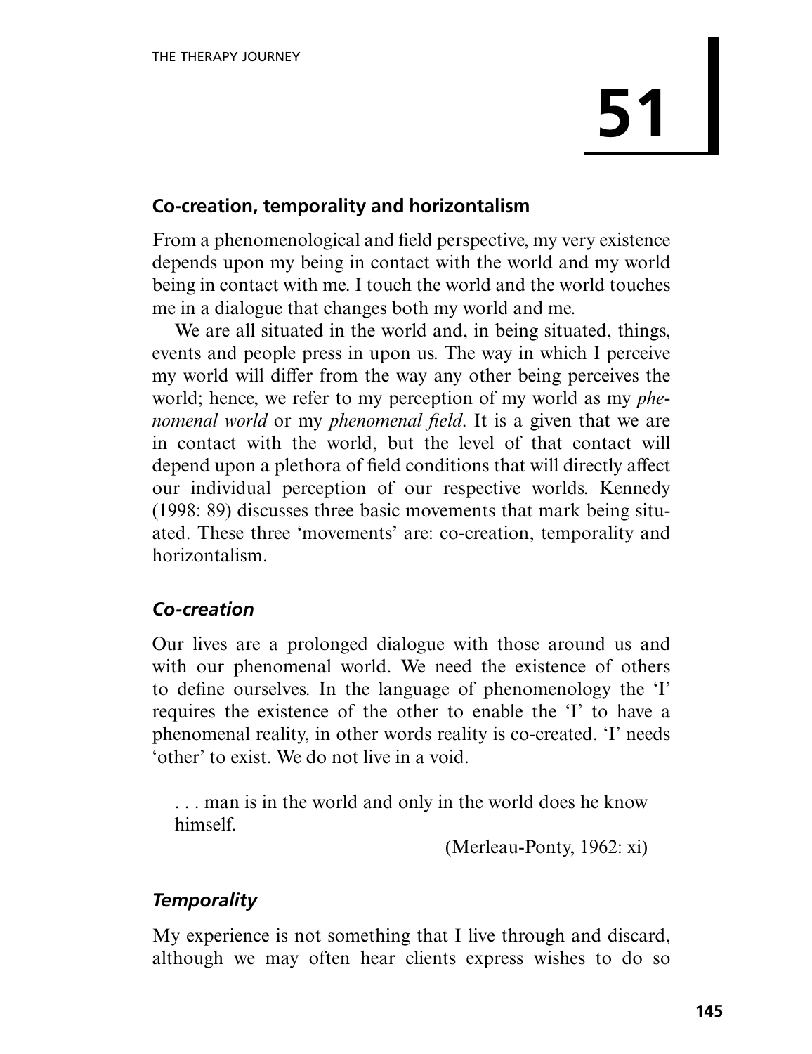# 51

## Co-creation, temporality and horizontalism

From a phenomenological and field perspective, my very existence depends upon my being in contact with the world and my world being in contact with me. I touch the world and the world touches me in a dialogue that changes both my world and me.

We are all situated in the world and, in being situated, things, events and people press in upon us. The way in which I perceive my world will differ from the way any other being perceives the world; hence, we refer to my perception of my world as my *phenomenal world* or my *phenomenal field*. It is a given that we are in contact with the world, but the level of that contact will depend upon a plethora of field conditions that will directly affect our individual perception of our respective worlds. Kennedy (1998: 89) discusses three basic movements that mark being situated. These three 'movements' are: co-creation, temporality and horizontalism.

### *Co-creation*

Our lives are a prolonged dialogue with those around us and with our phenomenal world. We need the existence of others to define ourselves. In the language of phenomenology the 'I' requires the existence of the other to enable the 'I' to have a phenomenal reality, in other words reality is co-created. 'I' needs 'other' to exist. We do not live in a void.

> . . . man is in the world and only in the world does he know himself.
>
> (Merleau-Ponty, 1962: xi)

### *Temporality*

My experience is not something that I live through and discard, although we may often hear clients express wishes to do so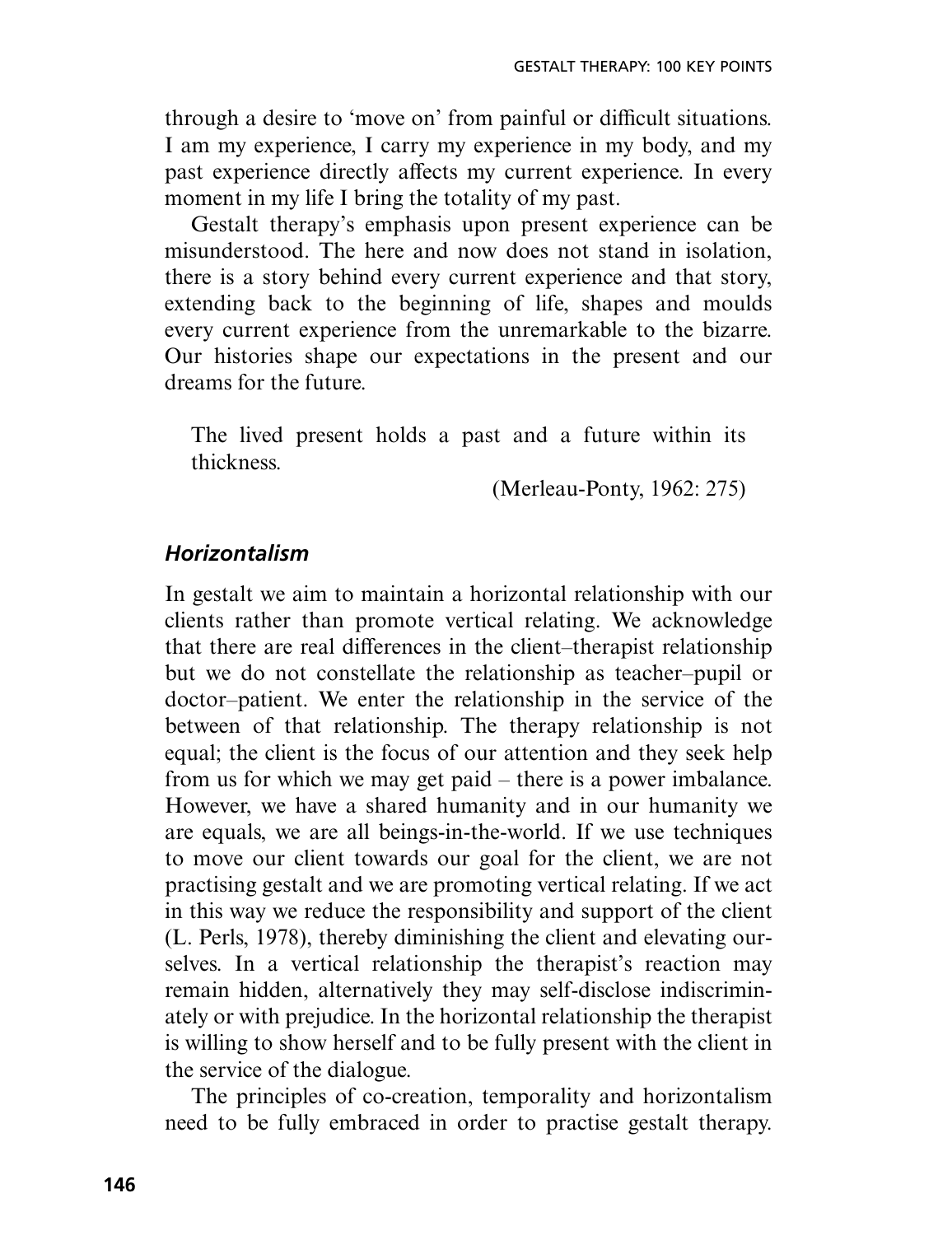through a desire to 'move on' from painful or difficult situations. I am my experience, I carry my experience in my body, and my past experience directly affects my current experience. In every moment in my life I bring the totality of my past.

Gestalt therapy's emphasis upon present experience can be misunderstood. The here and now does not stand in isolation, there is a story behind every current experience and that story, extending back to the beginning of life, shapes and moulds every current experience from the unremarkable to the bizarre. Our histories shape our expectations in the present and our dreams for the future.

> The lived present holds a past and a future within its thickness.
>
> (Merleau-Ponty, 1962: 275)

### *Horizontalism*

In gestalt we aim to maintain a horizontal relationship with our clients rather than promote vertical relating. We acknowledge that there are real differences in the client–therapist relationship but we do not constellate the relationship as teacher–pupil or doctor–patient. We enter the relationship in the service of the between of that relationship. The therapy relationship is not equal; the client is the focus of our attention and they seek help from us for which we may get paid – there is a power imbalance. However, we have a shared humanity and in our humanity we are equals, we are all beings-in-the-world. If we use techniques to move our client towards our goal for the client, we are not practising gestalt and we are promoting vertical relating. If we act in this way we reduce the responsibility and support of the client (L. Perls, 1978), thereby diminishing the client and elevating ourselves. In a vertical relationship the therapist's reaction may remain hidden, alternatively they may self-disclose indiscriminately or with prejudice. In the horizontal relationship the therapist is willing to show herself and to be fully present with the client in the service of the dialogue.

The principles of co-creation, temporality and horizontalism need to be fully embraced in order to practise gestalt therapy.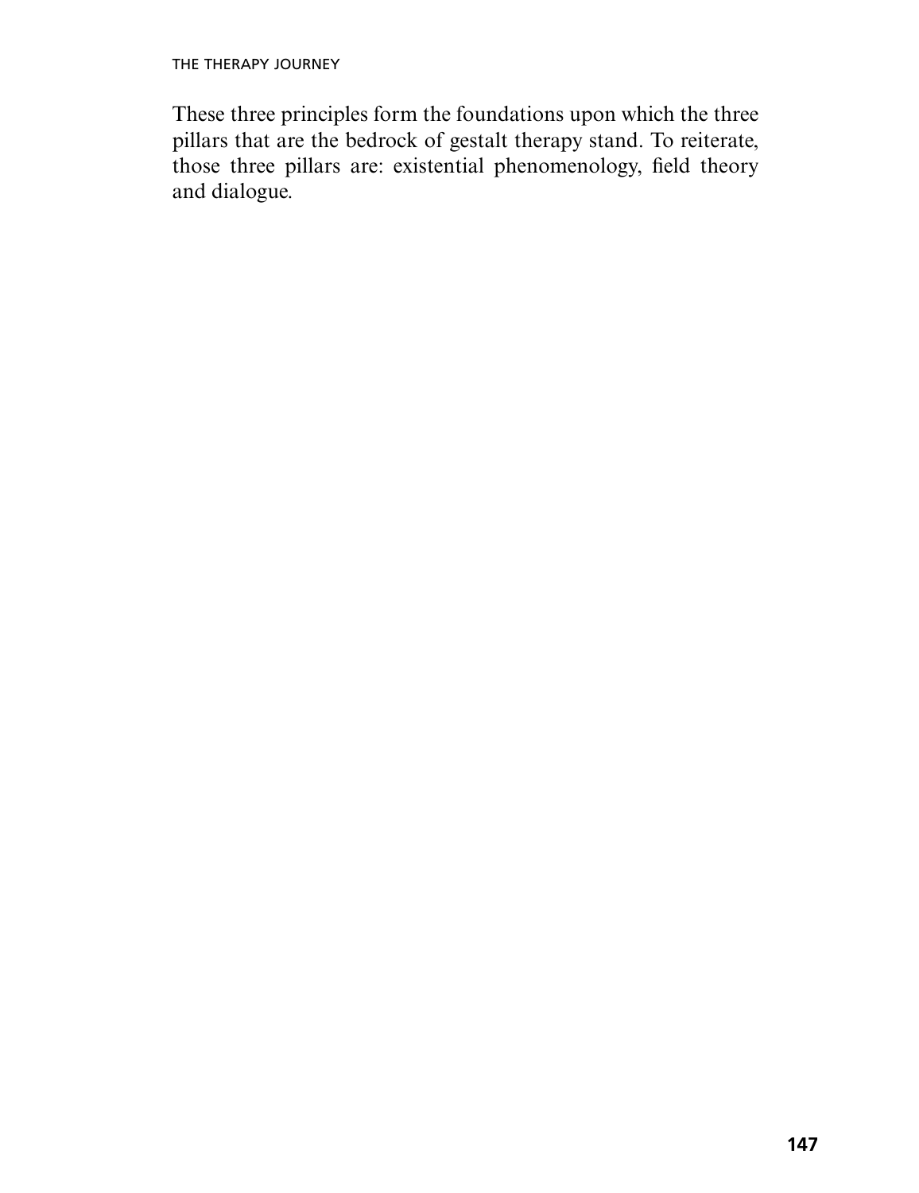These three principles form the foundations upon which the three pillars that are the bedrock of gestalt therapy stand. To reiterate, those three pillars are: existential phenomenology, field theory and dialogue.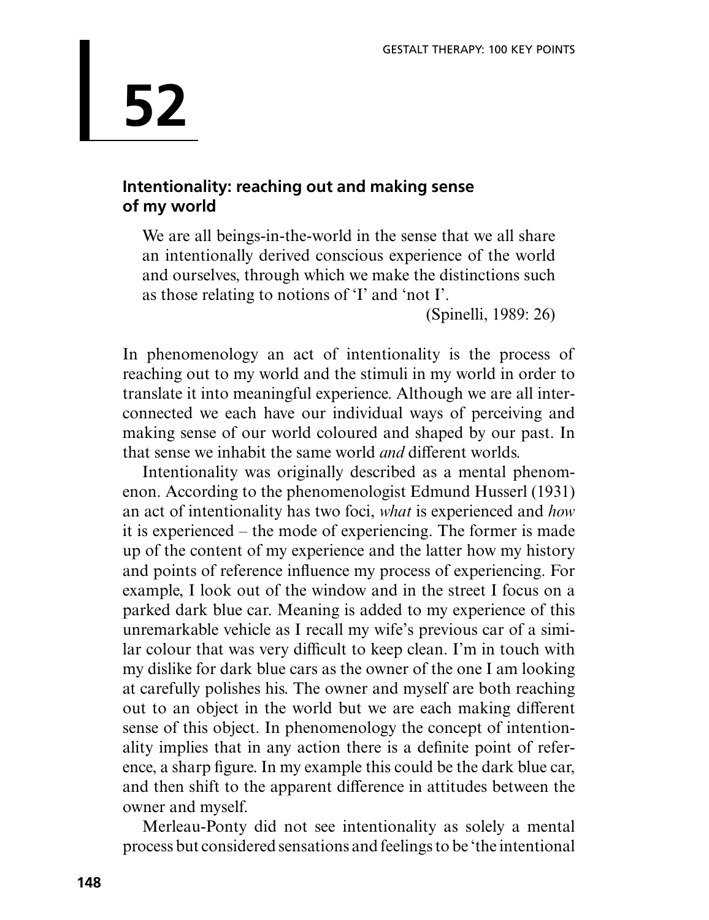# 52

## Intentionality: reaching out and making sense of my world

> We are all beings-in-the-world in the sense that we all share an intentionally derived conscious experience of the world and ourselves, through which we make the distinctions such as those relating to notions of 'I' and 'not I'.
>
> (Spinelli, 1989: 26)

In phenomenology an act of intentionality is the process of reaching out to my world and the stimuli in my world in order to translate it into meaningful experience. Although we are all interconnected we each have our individual ways of perceiving and making sense of our world coloured and shaped by our past. In that sense we inhabit the same world *and* different worlds.

Intentionality was originally described as a mental phenomenon. According to the phenomenologist Edmund Husserl (1931) an act of intentionality has two foci, *what* is experienced and *how* it is experienced – the mode of experiencing. The former is made up of the content of my experience and the latter how my history and points of reference influence my process of experiencing. For example, I look out of the window and in the street I focus on a parked dark blue car. Meaning is added to my experience of this unremarkable vehicle as I recall my wife's previous car of a similar colour that was very difficult to keep clean. I'm in touch with my dislike for dark blue cars as the owner of the one I am looking at carefully polishes his. The owner and myself are both reaching out to an object in the world but we are each making different sense of this object. In phenomenology the concept of intentionality implies that in any action there is a definite point of reference, a sharp figure. In my example this could be the dark blue car, and then shift to the apparent difference in attitudes between the owner and myself.

Merleau-Ponty did not see intentionality as solely a mental process but considered sensations and feelings to be 'the intentional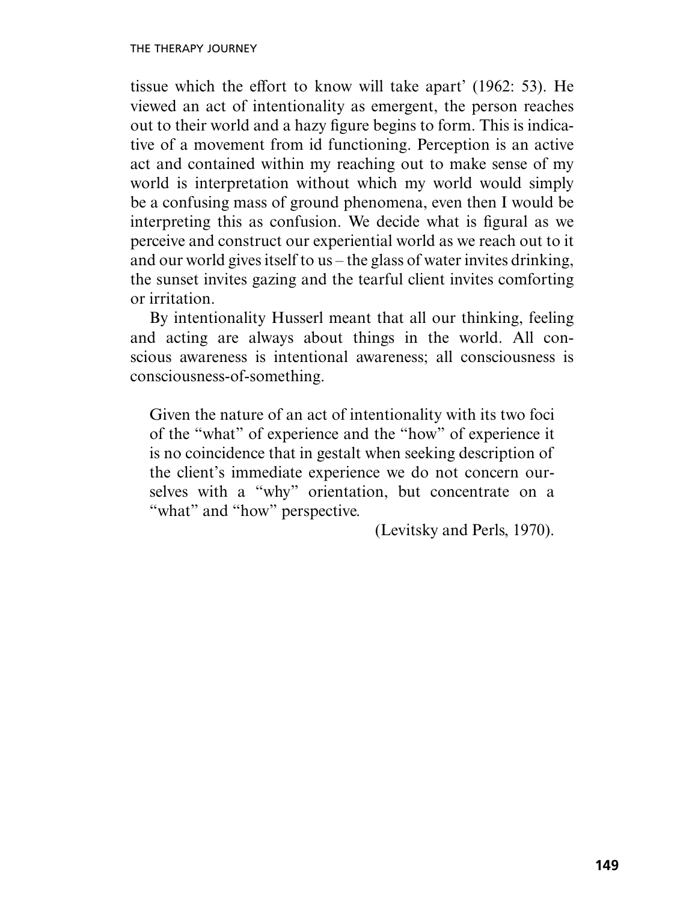tissue which the effort to know will take apart' (1962: 53). He viewed an act of intentionality as emergent, the person reaches out to their world and a hazy figure begins to form. This is indicative of a movement from id functioning. Perception is an active act and contained within my reaching out to make sense of my world is interpretation without which my world would simply be a confusing mass of ground phenomena, even then I would be interpreting this as confusion. We decide what is figural as we perceive and construct our experiential world as we reach out to it and our world gives itself to us – the glass of water invites drinking, the sunset invites gazing and the tearful client invites comforting or irritation.

By intentionality Husserl meant that all our thinking, feeling and acting are always about things in the world. All conscious awareness is intentional awareness; all consciousness is consciousness-of-something.

> Given the nature of an act of intentionality with its two foci of the "what" of experience and the "how" of experience it is no coincidence that in gestalt when seeking description of the client's immediate experience we do not concern ourselves with a "why" orientation, but concentrate on a "what" and "how" perspective.
>
> (Levitsky and Perls, 1970).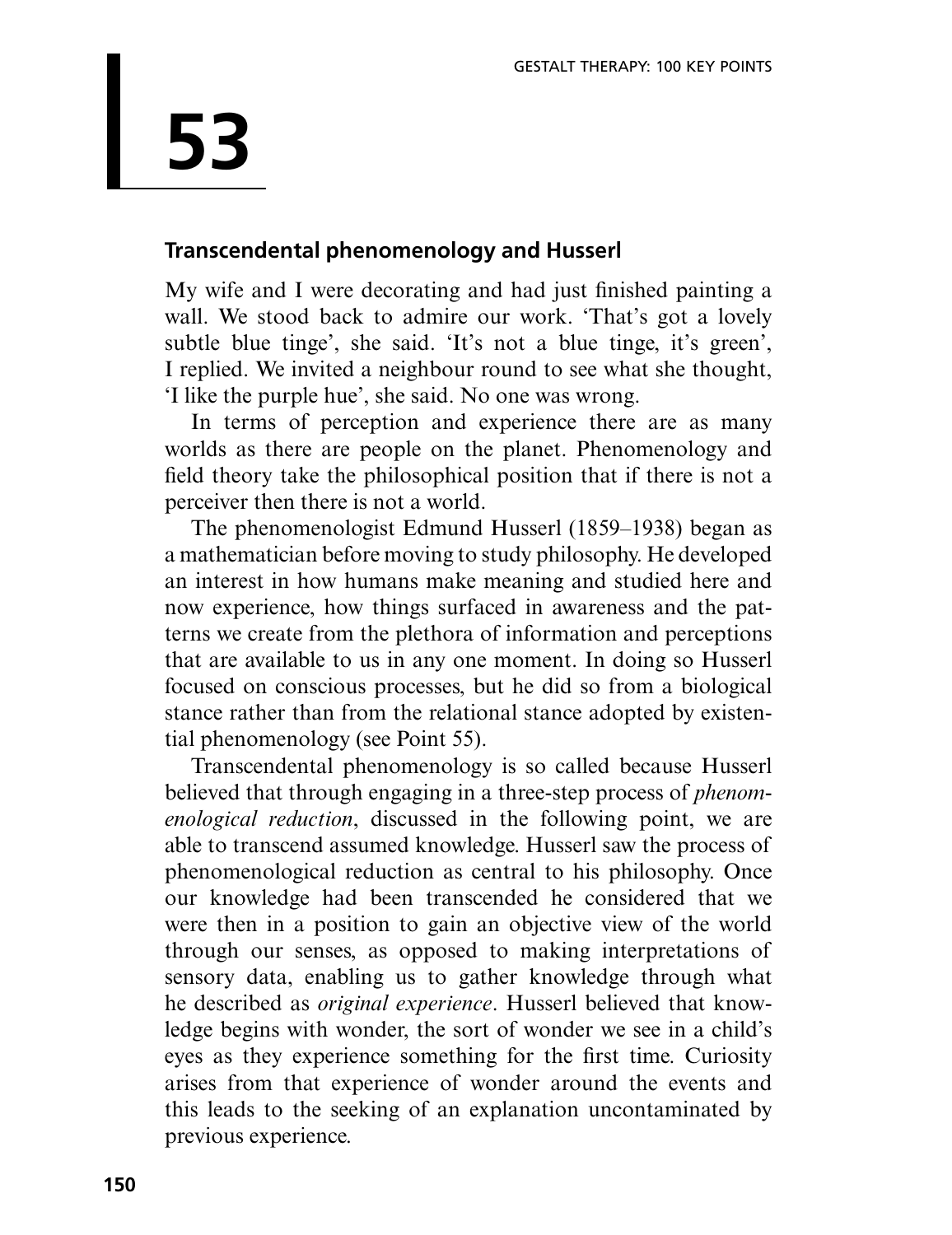# 53

## Transcendental phenomenology and Husserl

My wife and I were decorating and had just finished painting a wall. We stood back to admire our work. 'That's got a lovely subtle blue tinge', she said. 'It's not a blue tinge, it's green', I replied. We invited a neighbour round to see what she thought, 'I like the purple hue', she said. No one was wrong.

In terms of perception and experience there are as many worlds as there are people on the planet. Phenomenology and field theory take the philosophical position that if there is not a perceiver then there is not a world.

The phenomenologist Edmund Husserl (1859–1938) began as a mathematician before moving to study philosophy. He developed an interest in how humans make meaning and studied here and now experience, how things surfaced in awareness and the patterns we create from the plethora of information and perceptions that are available to us in any one moment. In doing so Husserl focused on conscious processes, but he did so from a biological stance rather than from the relational stance adopted by existential phenomenology (see Point 55).

Transcendental phenomenology is so called because Husserl believed that through engaging in a three-step process of *phenomenological reduction*, discussed in the following point, we are able to transcend assumed knowledge. Husserl saw the process of phenomenological reduction as central to his philosophy. Once our knowledge had been transcended he considered that we were then in a position to gain an objective view of the world through our senses, as opposed to making interpretations of sensory data, enabling us to gather knowledge through what he described as *original experience*. Husserl believed that knowledge begins with wonder, the sort of wonder we see in a child's eyes as they experience something for the first time. Curiosity arises from that experience of wonder around the events and this leads to the seeking of an explanation uncontaminated by previous experience.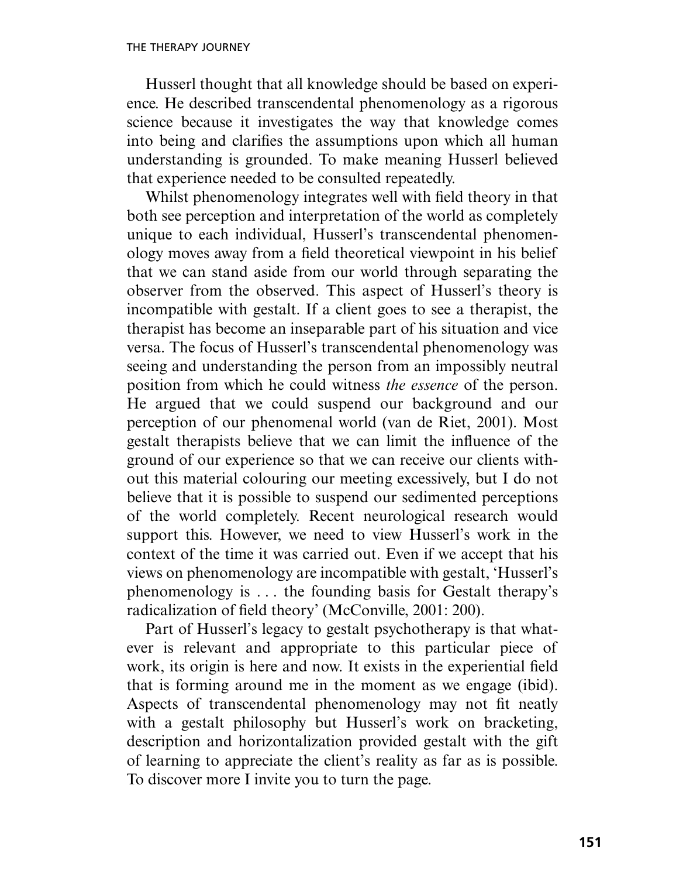Husserl thought that all knowledge should be based on experience. He described transcendental phenomenology as a rigorous science because it investigates the way that knowledge comes into being and clarifies the assumptions upon which all human understanding is grounded. To make meaning Husserl believed that experience needed to be consulted repeatedly.

Whilst phenomenology integrates well with field theory in that both see perception and interpretation of the world as completely unique to each individual, Husserl's transcendental phenomenology moves away from a field theoretical viewpoint in his belief that we can stand aside from our world through separating the observer from the observed. This aspect of Husserl's theory is incompatible with gestalt. If a client goes to see a therapist, the therapist has become an inseparable part of his situation and vice versa. The focus of Husserl's transcendental phenomenology was seeing and understanding the person from an impossibly neutral position from which he could witness *the essence* of the person. He argued that we could suspend our background and our perception of our phenomenal world (van de Riet, 2001). Most gestalt therapists believe that we can limit the influence of the ground of our experience so that we can receive our clients without this material colouring our meeting excessively, but I do not believe that it is possible to suspend our sedimented perceptions of the world completely. Recent neurological research would support this. However, we need to view Husserl's work in the context of the time it was carried out. Even if we accept that his views on phenomenology are incompatible with gestalt, 'Husserl's phenomenology is . . . the founding basis for Gestalt therapy's radicalization of field theory' (McConville, 2001: 200).

Part of Husserl's legacy to gestalt psychotherapy is that whatever is relevant and appropriate to this particular piece of work, its origin is here and now. It exists in the experiential field that is forming around me in the moment as we engage (ibid). Aspects of transcendental phenomenology may not fit neatly with a gestalt philosophy but Husserl's work on bracketing, description and horizontalization provided gestalt with the gift of learning to appreciate the client's reality as far as is possible. To discover more I invite you to turn the page.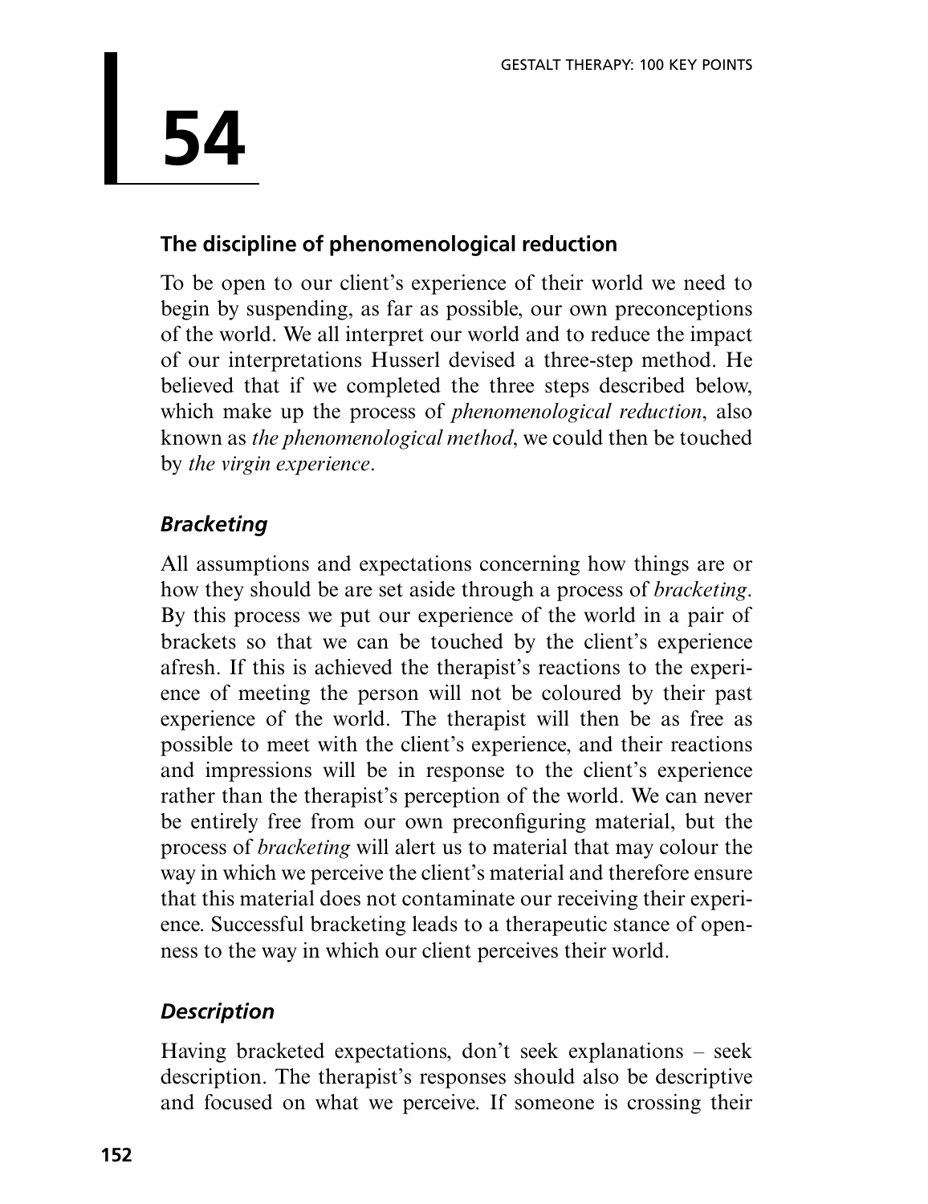# 54

## The discipline of phenomenological reduction

To be open to our client's experience of their world we need to begin by suspending, as far as possible, our own preconceptions of the world. We all interpret our world and to reduce the impact of our interpretations Husserl devised a three-step method. He believed that if we completed the three steps described below, which make up the process of *phenomenological reduction*, also known as *the phenomenological method*, we could then be touched by *the virgin experience*.

### *Bracketing*

All assumptions and expectations concerning how things are or how they should be are set aside through a process of *bracketing*. By this process we put our experience of the world in a pair of brackets so that we can be touched by the client's experience afresh. If this is achieved the therapist's reactions to the experience of meeting the person will not be coloured by their past experience of the world. The therapist will then be as free as possible to meet with the client's experience, and their reactions and impressions will be in response to the client's experience rather than the therapist's perception of the world. We can never be entirely free from our own preconfiguring material, but the process of *bracketing* will alert us to material that may colour the way in which we perceive the client's material and therefore ensure that this material does not contaminate our receiving their experience. Successful bracketing leads to a therapeutic stance of openness to the way in which our client perceives their world.

### *Description*

Having bracketed expectations, don't seek explanations – seek description. The therapist's responses should also be descriptive and focused on what we perceive. If someone is crossing their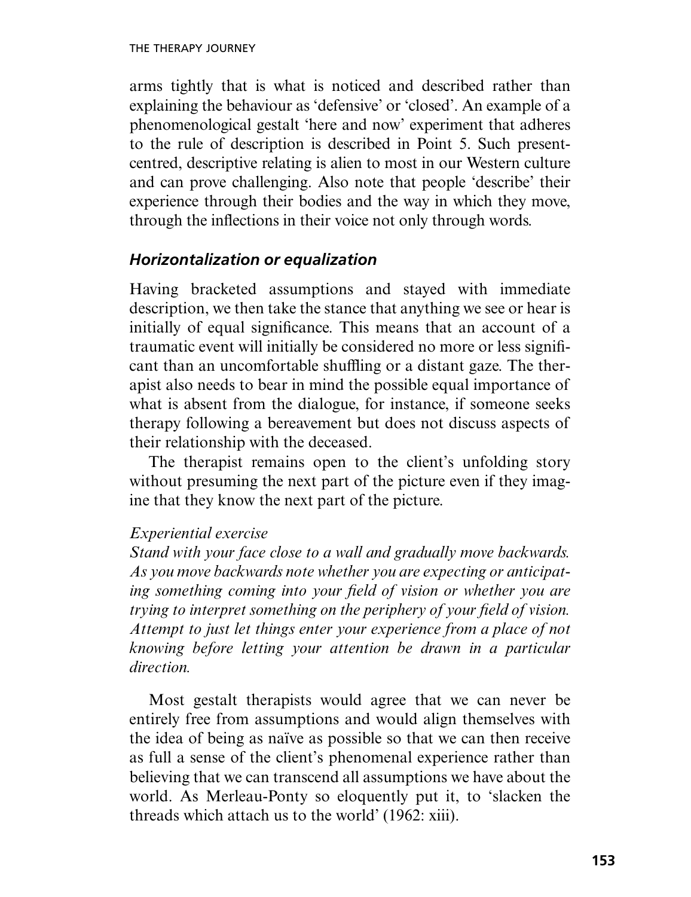arms tightly that is what is noticed and described rather than explaining the behaviour as 'defensive' or 'closed'. An example of a phenomenological gestalt 'here and now' experiment that adheres to the rule of description is described in Point 5. Such present-centred, descriptive relating is alien to most in our Western culture and can prove challenging. Also note that people 'describe' their experience through their bodies and the way in which they move, through the inflections in their voice not only through words.

### *Horizontalization or equalization*

Having bracketed assumptions and stayed with immediate description, we then take the stance that anything we see or hear is initially of equal significance. This means that an account of a traumatic event will initially be considered no more or less significant than an uncomfortable shuffling or a distant gaze. The therapist also needs to bear in mind the possible equal importance of what is absent from the dialogue, for instance, if someone seeks therapy following a bereavement but does not discuss aspects of their relationship with the deceased.

The therapist remains open to the client's unfolding story without presuming the next part of the picture even if they imagine that they know the next part of the picture.

*Experiential exercise*

*Stand with your face close to a wall and gradually move backwards. As you move backwards note whether you are expecting or anticipating something coming into your field of vision or whether you are trying to interpret something on the periphery of your field of vision. Attempt to just let things enter your experience from a place of not knowing before letting your attention be drawn in a particular direction.*

Most gestalt therapists would agree that we can never be entirely free from assumptions and would align themselves with the idea of being as naïve as possible so that we can then receive as full a sense of the client's phenomenal experience rather than believing that we can transcend all assumptions we have about the world. As Merleau-Ponty so eloquently put it, to 'slacken the threads which attach us to the world' (1962: xiii).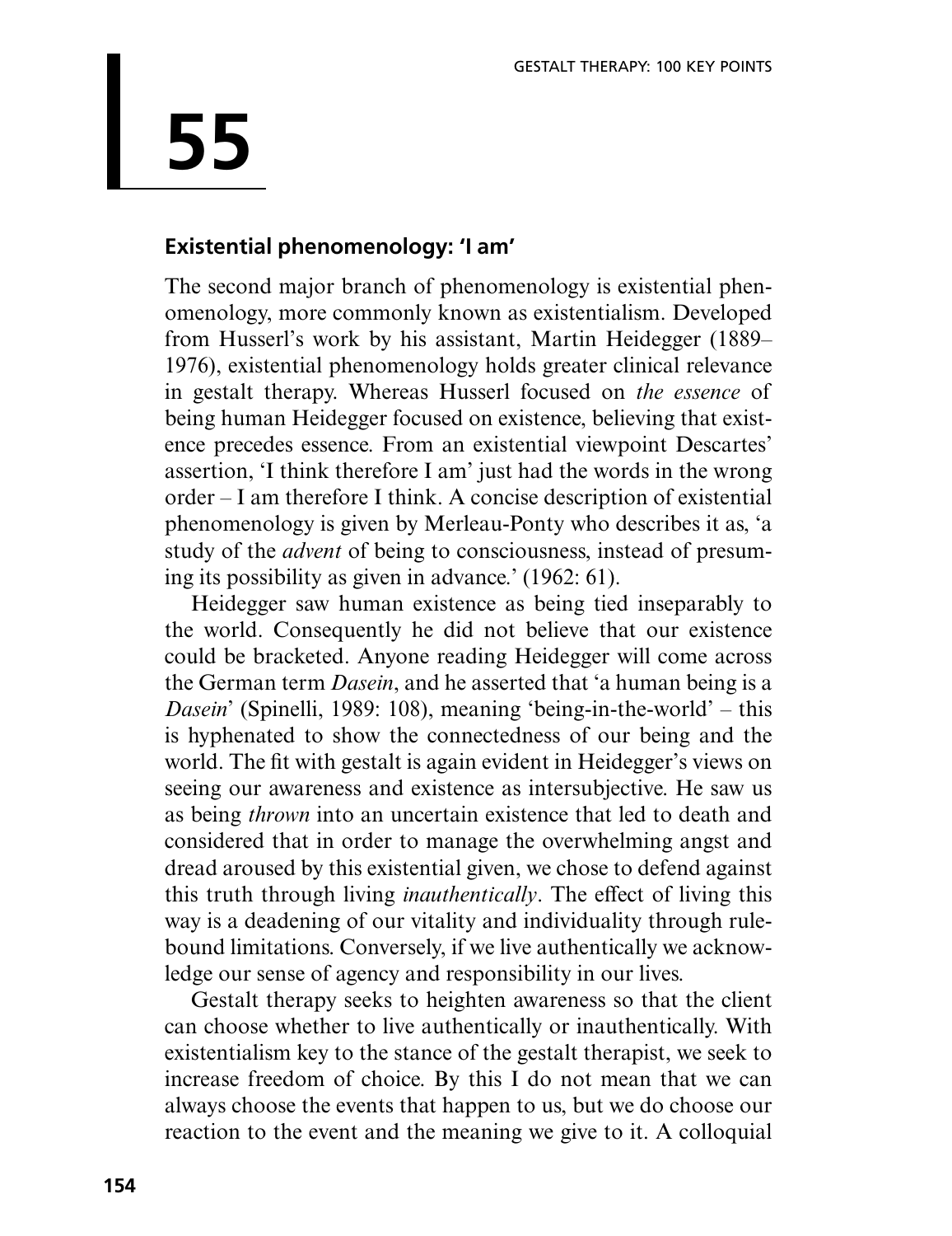# 55

## Existential phenomenology: 'I am'

The second major branch of phenomenology is existential phenomenology, more commonly known as existentialism. Developed from Husserl's work by his assistant, Martin Heidegger (1889–1976), existential phenomenology holds greater clinical relevance in gestalt therapy. Whereas Husserl focused on *the essence* of being human Heidegger focused on existence, believing that existence precedes essence. From an existential viewpoint Descartes' assertion, 'I think therefore I am' just had the words in the wrong order – I am therefore I think. A concise description of existential phenomenology is given by Merleau-Ponty who describes it as, 'a study of the *advent* of being to consciousness, instead of presuming its possibility as given in advance.' (1962: 61).

Heidegger saw human existence as being tied inseparably to the world. Consequently he did not believe that our existence could be bracketed. Anyone reading Heidegger will come across the German term *Dasein*, and he asserted that 'a human being is a *Dasein*' (Spinelli, 1989: 108), meaning 'being-in-the-world' – this is hyphenated to show the connectedness of our being and the world. The fit with gestalt is again evident in Heidegger's views on seeing our awareness and existence as intersubjective. He saw us as being *thrown* into an uncertain existence that led to death and considered that in order to manage the overwhelming angst and dread aroused by this existential given, we chose to defend against this truth through living *inauthentically*. The effect of living this way is a deadening of our vitality and individuality through rule-bound limitations. Conversely, if we live authentically we acknowledge our sense of agency and responsibility in our lives.

Gestalt therapy seeks to heighten awareness so that the client can choose whether to live authentically or inauthentically. With existentialism key to the stance of the gestalt therapist, we seek to increase freedom of choice. By this I do not mean that we can always choose the events that happen to us, but we do choose our reaction to the event and the meaning we give to it. A colloquial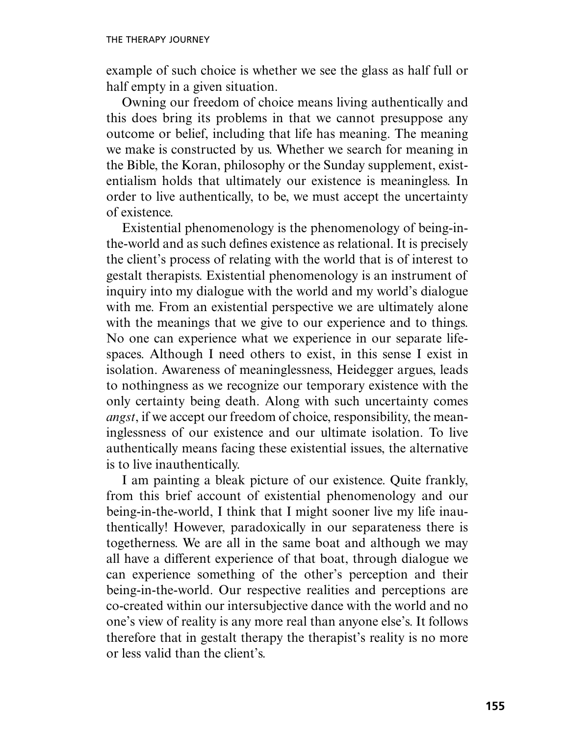example of such choice is whether we see the glass as half full or half empty in a given situation.

Owning our freedom of choice means living authentically and this does bring its problems in that we cannot presuppose any outcome or belief, including that life has meaning. The meaning we make is constructed by us. Whether we search for meaning in the Bible, the Koran, philosophy or the Sunday supplement, existentialism holds that ultimately our existence is meaningless. In order to live authentically, to be, we must accept the uncertainty of existence.

Existential phenomenology is the phenomenology of being-in-the-world and as such defines existence as relational. It is precisely the client's process of relating with the world that is of interest to gestalt therapists. Existential phenomenology is an instrument of inquiry into my dialogue with the world and my world's dialogue with me. From an existential perspective we are ultimately alone with the meanings that we give to our experience and to things. No one can experience what we experience in our separate life-spaces. Although I need others to exist, in this sense I exist in isolation. Awareness of meaninglessness, Heidegger argues, leads to nothingness as we recognize our temporary existence with the only certainty being death. Along with such uncertainty comes *angst*, if we accept our freedom of choice, responsibility, the meaninglessness of our existence and our ultimate isolation. To live authentically means facing these existential issues, the alternative is to live inauthentically.

I am painting a bleak picture of our existence. Quite frankly, from this brief account of existential phenomenology and our being-in-the-world, I think that I might sooner live my life inauthentically! However, paradoxically in our separateness there is togetherness. We are all in the same boat and although we may all have a different experience of that boat, through dialogue we can experience something of the other's perception and their being-in-the-world. Our respective realities and perceptions are co-created within our intersubjective dance with the world and no one's view of reality is any more real than anyone else's. It follows therefore that in gestalt therapy the therapist's reality is no more or less valid than the client's.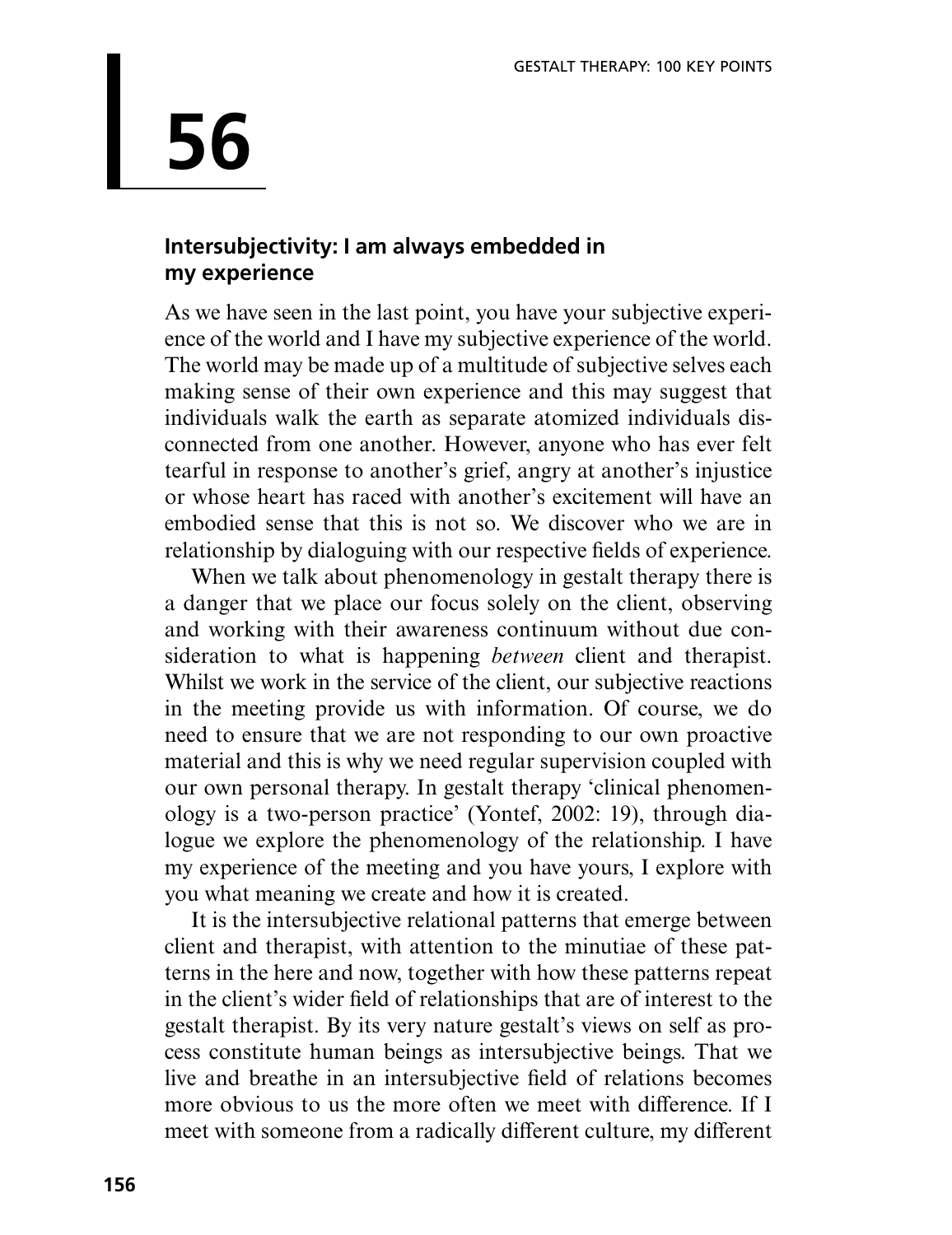# 56

## Intersubjectivity: I am always embedded in my experience

As we have seen in the last point, you have your subjective experience of the world and I have my subjective experience of the world. The world may be made up of a multitude of subjective selves each making sense of their own experience and this may suggest that individuals walk the earth as separate atomized individuals disconnected from one another. However, anyone who has ever felt tearful in response to another's grief, angry at another's injustice or whose heart has raced with another's excitement will have an embodied sense that this is not so. We discover who we are in relationship by dialoguing with our respective fields of experience.

When we talk about phenomenology in gestalt therapy there is a danger that we place our focus solely on the client, observing and working with their awareness continuum without due consideration to what is happening *between* client and therapist. Whilst we work in the service of the client, our subjective reactions in the meeting provide us with information. Of course, we do need to ensure that we are not responding to our own proactive material and this is why we need regular supervision coupled with our own personal therapy. In gestalt therapy 'clinical phenomenology is a two-person practice' (Yontef, 2002: 19), through dialogue we explore the phenomenology of the relationship. I have my experience of the meeting and you have yours, I explore with you what meaning we create and how it is created.

It is the intersubjective relational patterns that emerge between client and therapist, with attention to the minutiae of these patterns in the here and now, together with how these patterns repeat in the client's wider field of relationships that are of interest to the gestalt therapist. By its very nature gestalt's views on self as process constitute human beings as intersubjective beings. That we live and breathe in an intersubjective field of relations becomes more obvious to us the more often we meet with difference. If I meet with someone from a radically different culture, my different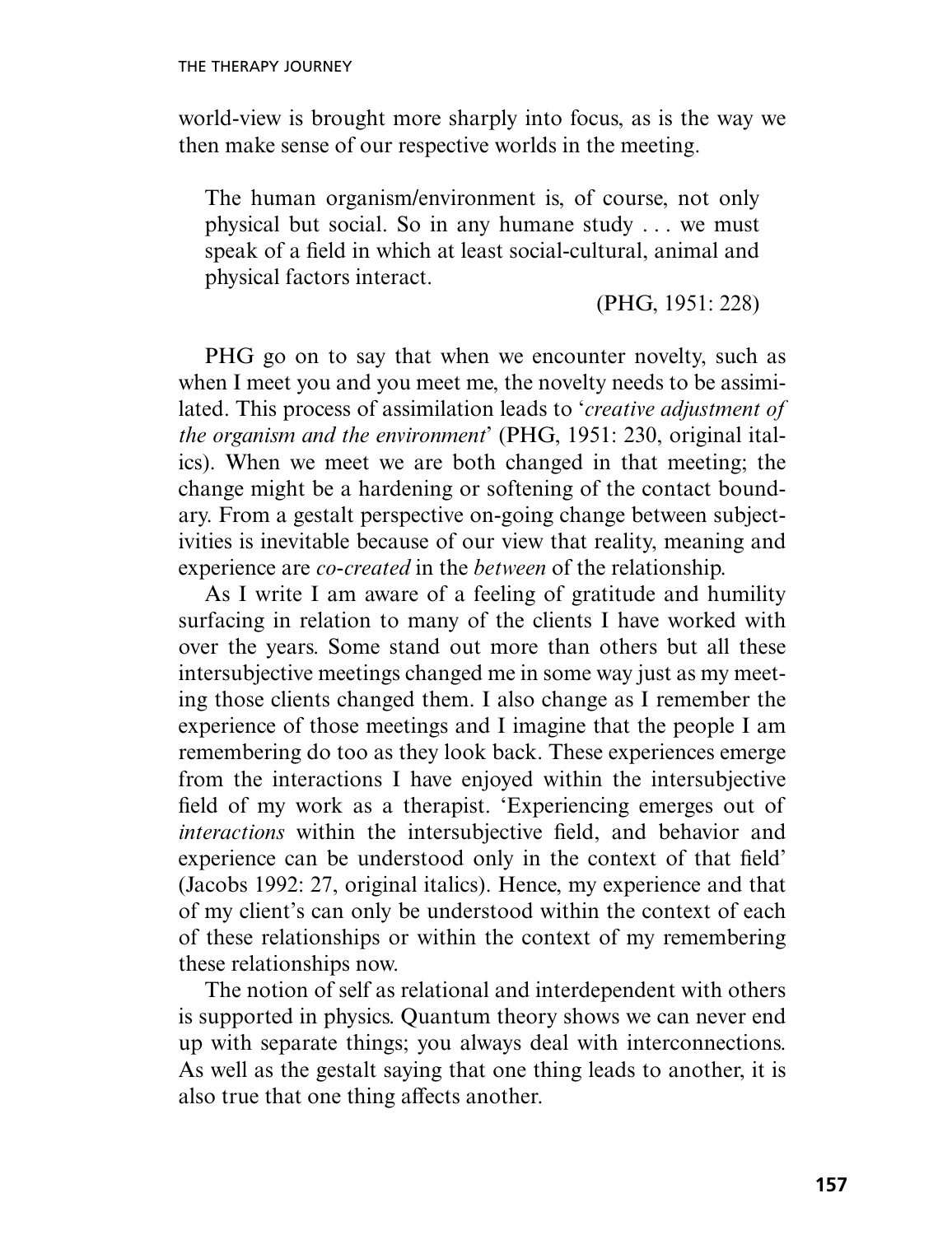world-view is brought more sharply into focus, as is the way we then make sense of our respective worlds in the meeting.

> The human organism/environment is, of course, not only physical but social. So in any humane study . . . we must speak of a field in which at least social-cultural, animal and physical factors interact.
>
> (PHG, 1951: 228)

PHG go on to say that when we encounter novelty, such as when I meet you and you meet me, the novelty needs to be assimilated. This process of assimilation leads to '*creative adjustment of the organism and the environment*' (PHG, 1951: 230, original italics). When we meet we are both changed in that meeting; the change might be a hardening or softening of the contact boundary. From a gestalt perspective on-going change between subjectivities is inevitable because of our view that reality, meaning and experience are *co-created* in the *between* of the relationship.

As I write I am aware of a feeling of gratitude and humility surfacing in relation to many of the clients I have worked with over the years. Some stand out more than others but all these intersubjective meetings changed me in some way just as my meeting those clients changed them. I also change as I remember the experience of those meetings and I imagine that the people I am remembering do too as they look back. These experiences emerge from the interactions I have enjoyed within the intersubjective field of my work as a therapist. 'Experiencing emerges out of *interactions* within the intersubjective field, and behavior and experience can be understood only in the context of that field' (Jacobs 1992: 27, original italics). Hence, my experience and that of my client's can only be understood within the context of each of these relationships or within the context of my remembering these relationships now.

The notion of self as relational and interdependent with others is supported in physics. Quantum theory shows we can never end up with separate things; you always deal with interconnections. As well as the gestalt saying that one thing leads to another, it is also true that one thing affects another.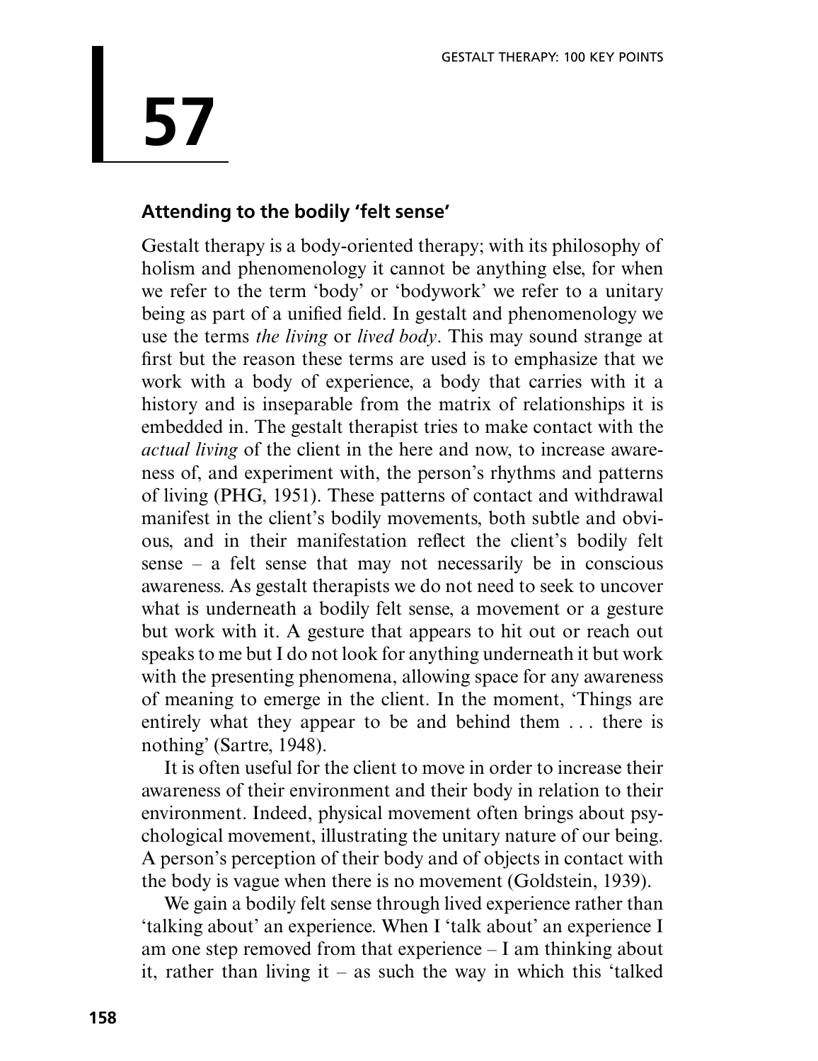# 57

## Attending to the bodily 'felt sense'

Gestalt therapy is a body-oriented therapy; with its philosophy of holism and phenomenology it cannot be anything else, for when we refer to the term 'body' or 'bodywork' we refer to a unitary being as part of a unified field. In gestalt and phenomenology we use the terms *the living* or *lived body*. This may sound strange at first but the reason these terms are used is to emphasize that we work with a body of experience, a body that carries with it a history and is inseparable from the matrix of relationships it is embedded in. The gestalt therapist tries to make contact with the *actual living* of the client in the here and now, to increase awareness of, and experiment with, the person's rhythms and patterns of living (PHG, 1951). These patterns of contact and withdrawal manifest in the client's bodily movements, both subtle and obvious, and in their manifestation reflect the client's bodily felt sense – a felt sense that may not necessarily be in conscious awareness. As gestalt therapists we do not need to seek to uncover what is underneath a bodily felt sense, a movement or a gesture but work with it. A gesture that appears to hit out or reach out speaks to me but I do not look for anything underneath it but work with the presenting phenomena, allowing space for any awareness of meaning to emerge in the client. In the moment, 'Things are entirely what they appear to be and behind them . . . there is nothing' (Sartre, 1948).

It is often useful for the client to move in order to increase their awareness of their environment and their body in relation to their environment. Indeed, physical movement often brings about psychological movement, illustrating the unitary nature of our being. A person's perception of their body and of objects in contact with the body is vague when there is no movement (Goldstein, 1939).

We gain a bodily felt sense through lived experience rather than 'talking about' an experience. When I 'talk about' an experience I am one step removed from that experience – I am thinking about it, rather than living it – as such the way in which this 'talked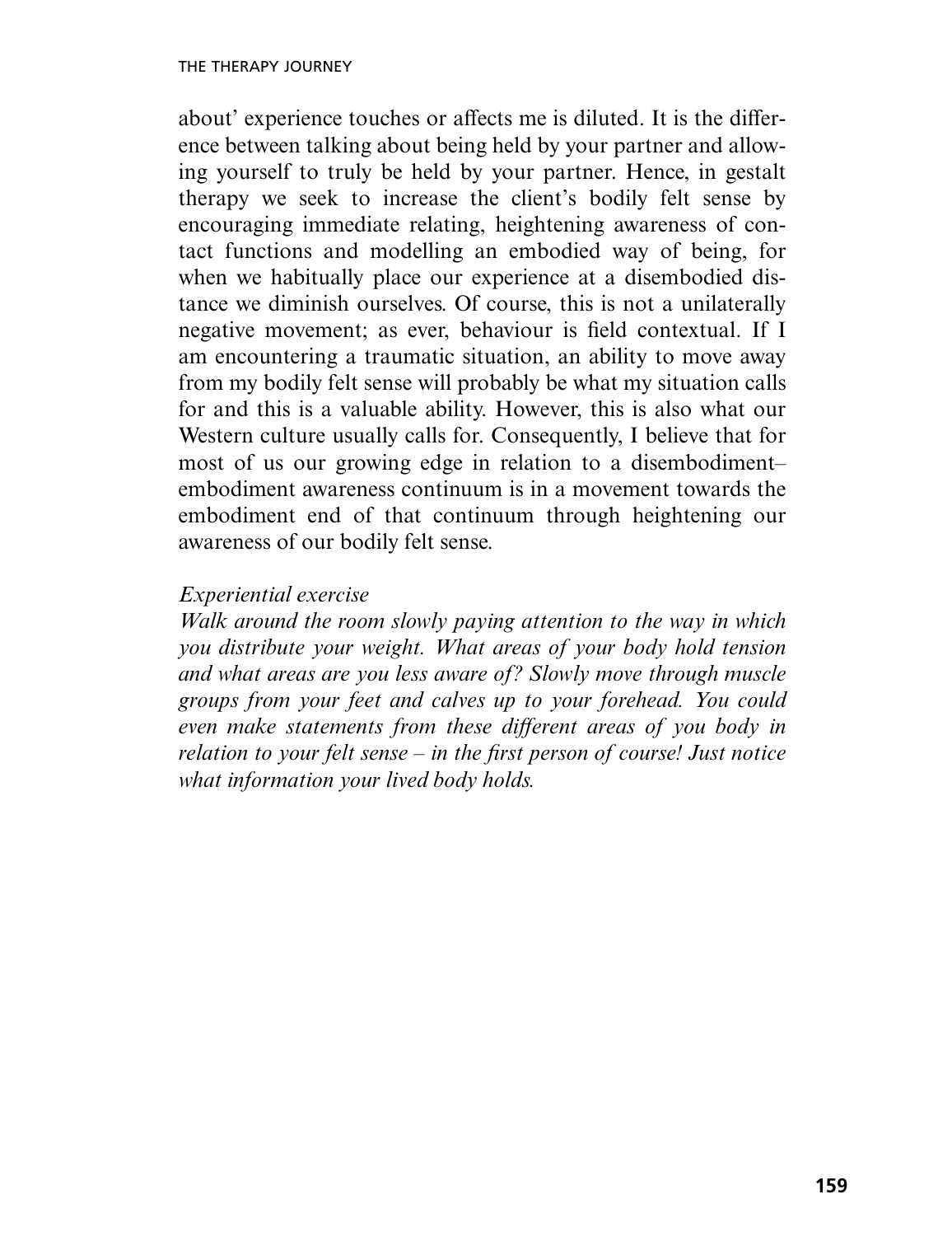about' experience touches or affects me is diluted. It is the difference between talking about being held by your partner and allowing yourself to truly be held by your partner. Hence, in gestalt therapy we seek to increase the client's bodily felt sense by encouraging immediate relating, heightening awareness of contact functions and modelling an embodied way of being, for when we habitually place our experience at a disembodied distance we diminish ourselves. Of course, this is not a unilaterally negative movement; as ever, behaviour is field contextual. If I am encountering a traumatic situation, an ability to move away from my bodily felt sense will probably be what my situation calls for and this is a valuable ability. However, this is also what our Western culture usually calls for. Consequently, I believe that for most of us our growing edge in relation to a disembodiment–embodiment awareness continuum is in a movement towards the embodiment end of that continuum through heightening our awareness of our bodily felt sense.

*Experiential exercise*

*Walk around the room slowly paying attention to the way in which you distribute your weight. What areas of your body hold tension and what areas are you less aware of? Slowly move through muscle groups from your feet and calves up to your forehead. You could even make statements from these different areas of you body in relation to your felt sense – in the first person of course! Just notice what information your lived body holds.*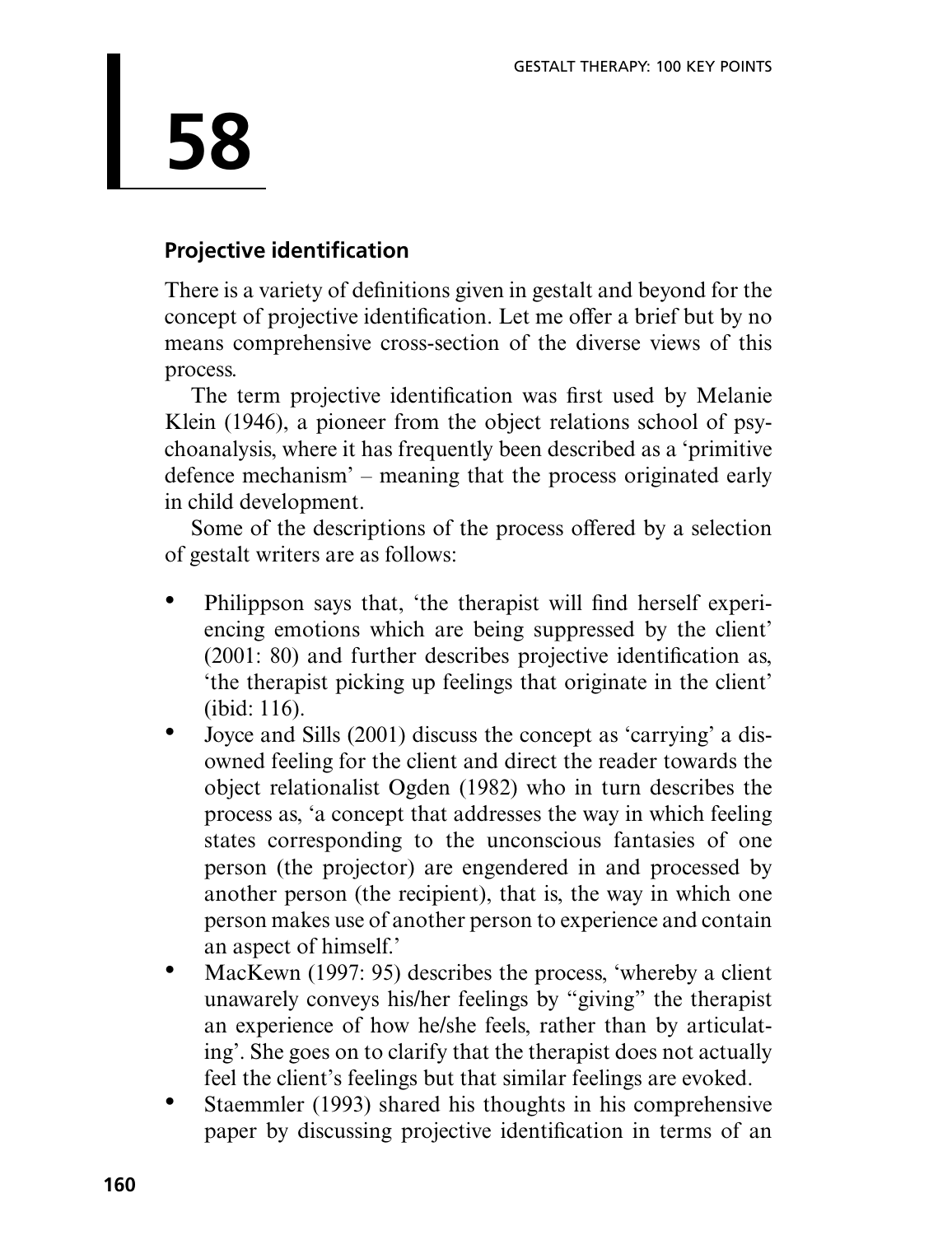# 58

## Projective identification

There is a variety of definitions given in gestalt and beyond for the concept of projective identification. Let me offer a brief but by no means comprehensive cross-section of the diverse views of this process.

The term projective identification was first used by Melanie Klein (1946), a pioneer from the object relations school of psychoanalysis, where it has frequently been described as a 'primitive defence mechanism' – meaning that the process originated early in child development.

Some of the descriptions of the process offered by a selection of gestalt writers are as follows:

- Philippson says that, 'the therapist will find herself experiencing emotions which are being suppressed by the client' (2001: 80) and further describes projective identification as, 'the therapist picking up feelings that originate in the client' (ibid: 116).
- Joyce and Sills (2001) discuss the concept as 'carrying' a disowned feeling for the client and direct the reader towards the object relationalist Ogden (1982) who in turn describes the process as, 'a concept that addresses the way in which feeling states corresponding to the unconscious fantasies of one person (the projector) are engendered in and processed by another person (the recipient), that is, the way in which one person makes use of another person to experience and contain an aspect of himself.'
- MacKewn (1997: 95) describes the process, 'whereby a client unawarely conveys his/her feelings by "giving" the therapist an experience of how he/she feels, rather than by articulating'. She goes on to clarify that the therapist does not actually feel the client's feelings but that similar feelings are evoked.
- Staemmler (1993) shared his thoughts in his comprehensive paper by discussing projective identification in terms of an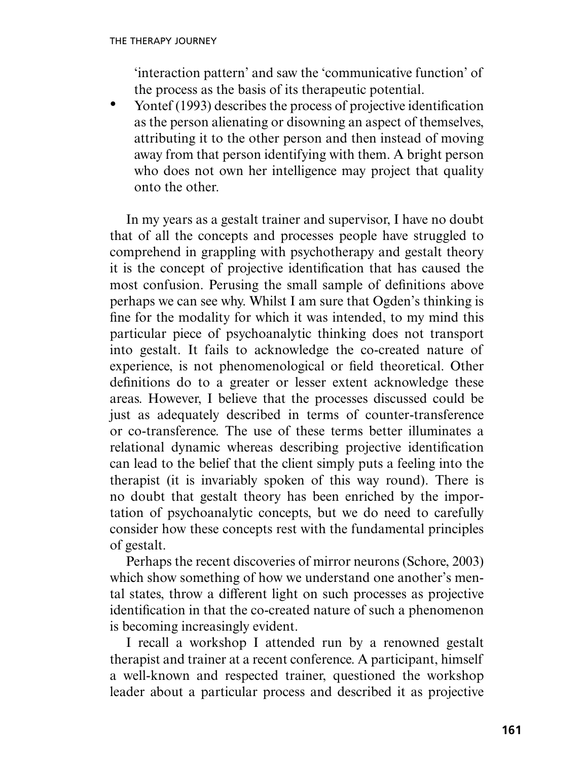'interaction pattern' and saw the 'communicative function' of the process as the basis of its therapeutic potential.

- Yontef (1993) describes the process of projective identification as the person alienating or disowning an aspect of themselves, attributing it to the other person and then instead of moving away from that person identifying with them. A bright person who does not own her intelligence may project that quality onto the other.

In my years as a gestalt trainer and supervisor, I have no doubt that of all the concepts and processes people have struggled to comprehend in grappling with psychotherapy and gestalt theory it is the concept of projective identification that has caused the most confusion. Perusing the small sample of definitions above perhaps we can see why. Whilst I am sure that Ogden's thinking is fine for the modality for which it was intended, to my mind this particular piece of psychoanalytic thinking does not transport into gestalt. It fails to acknowledge the co-created nature of experience, is not phenomenological or field theoretical. Other definitions do to a greater or lesser extent acknowledge these areas. However, I believe that the processes discussed could be just as adequately described in terms of counter-transference or co-transference. The use of these terms better illuminates a relational dynamic whereas describing projective identification can lead to the belief that the client simply puts a feeling into the therapist (it is invariably spoken of this way round). There is no doubt that gestalt theory has been enriched by the importation of psychoanalytic concepts, but we do need to carefully consider how these concepts rest with the fundamental principles of gestalt.

Perhaps the recent discoveries of mirror neurons (Schore, 2003) which show something of how we understand one another's mental states, throw a different light on such processes as projective identification in that the co-created nature of such a phenomenon is becoming increasingly evident.

I recall a workshop I attended run by a renowned gestalt therapist and trainer at a recent conference. A participant, himself a well-known and respected trainer, questioned the workshop leader about a particular process and described it as projective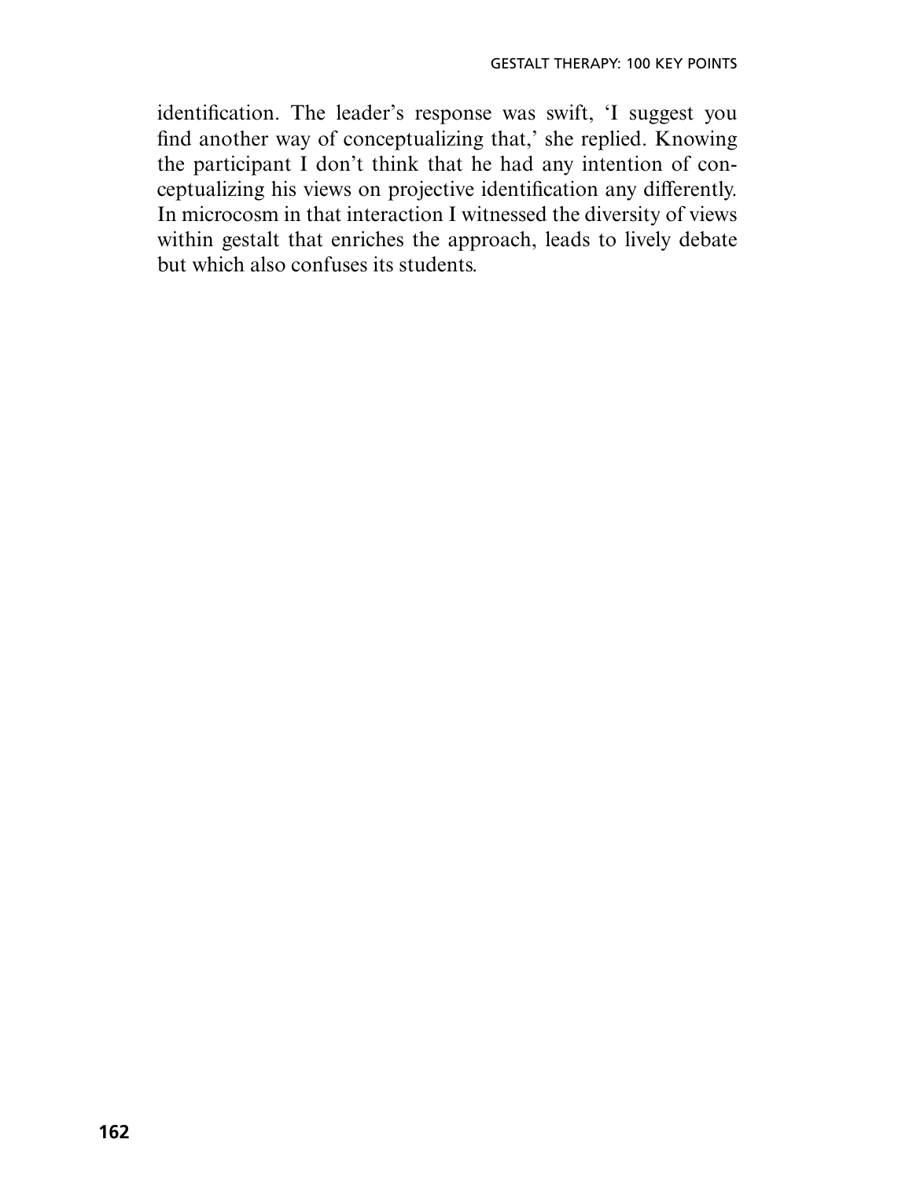identification. The leader's response was swift, 'I suggest you find another way of conceptualizing that,' she replied. Knowing the participant I don't think that he had any intention of conceptualizing his views on projective identification any differently. In microcosm in that interaction I witnessed the diversity of views within gestalt that enriches the approach, leads to lively debate but which also confuses its students.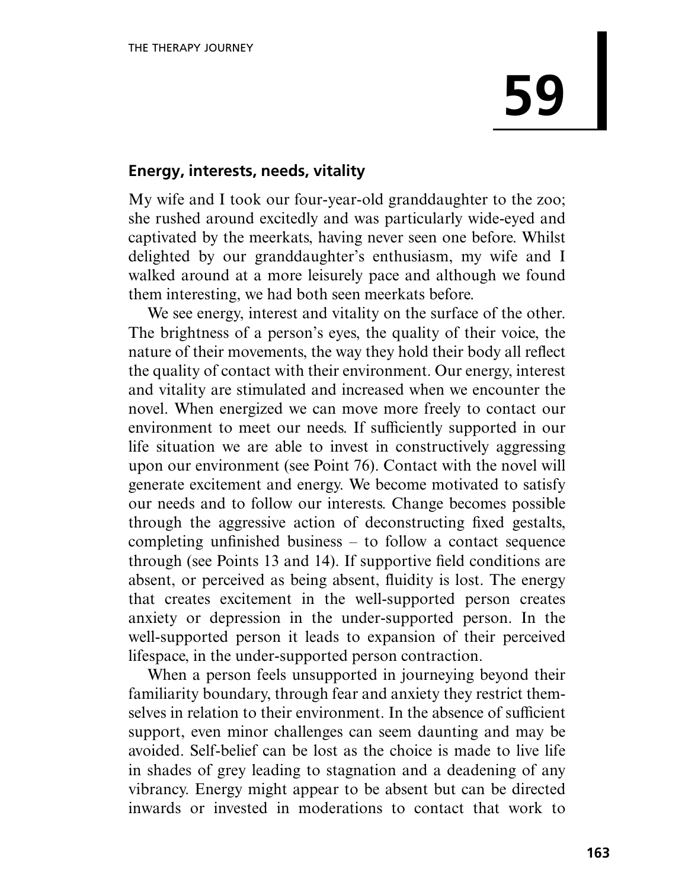# 59

## Energy, interests, needs, vitality

My wife and I took our four-year-old granddaughter to the zoo; she rushed around excitedly and was particularly wide-eyed and captivated by the meerkats, having never seen one before. Whilst delighted by our granddaughter's enthusiasm, my wife and I walked around at a more leisurely pace and although we found them interesting, we had both seen meerkats before.

We see energy, interest and vitality on the surface of the other. The brightness of a person's eyes, the quality of their voice, the nature of their movements, the way they hold their body all reflect the quality of contact with their environment. Our energy, interest and vitality are stimulated and increased when we encounter the novel. When energized we can move more freely to contact our environment to meet our needs. If sufficiently supported in our life situation we are able to invest in constructively aggressing upon our environment (see Point 76). Contact with the novel will generate excitement and energy. We become motivated to satisfy our needs and to follow our interests. Change becomes possible through the aggressive action of deconstructing fixed gestalts, completing unfinished business – to follow a contact sequence through (see Points 13 and 14). If supportive field conditions are absent, or perceived as being absent, fluidity is lost. The energy that creates excitement in the well-supported person creates anxiety or depression in the under-supported person. In the well-supported person it leads to expansion of their perceived lifespace, in the under-supported person contraction.

When a person feels unsupported in journeying beyond their familiarity boundary, through fear and anxiety they restrict themselves in relation to their environment. In the absence of sufficient support, even minor challenges can seem daunting and may be avoided. Self-belief can be lost as the choice is made to live life in shades of grey leading to stagnation and a deadening of any vibrancy. Energy might appear to be absent but can be directed inwards or invested in moderations to contact that work to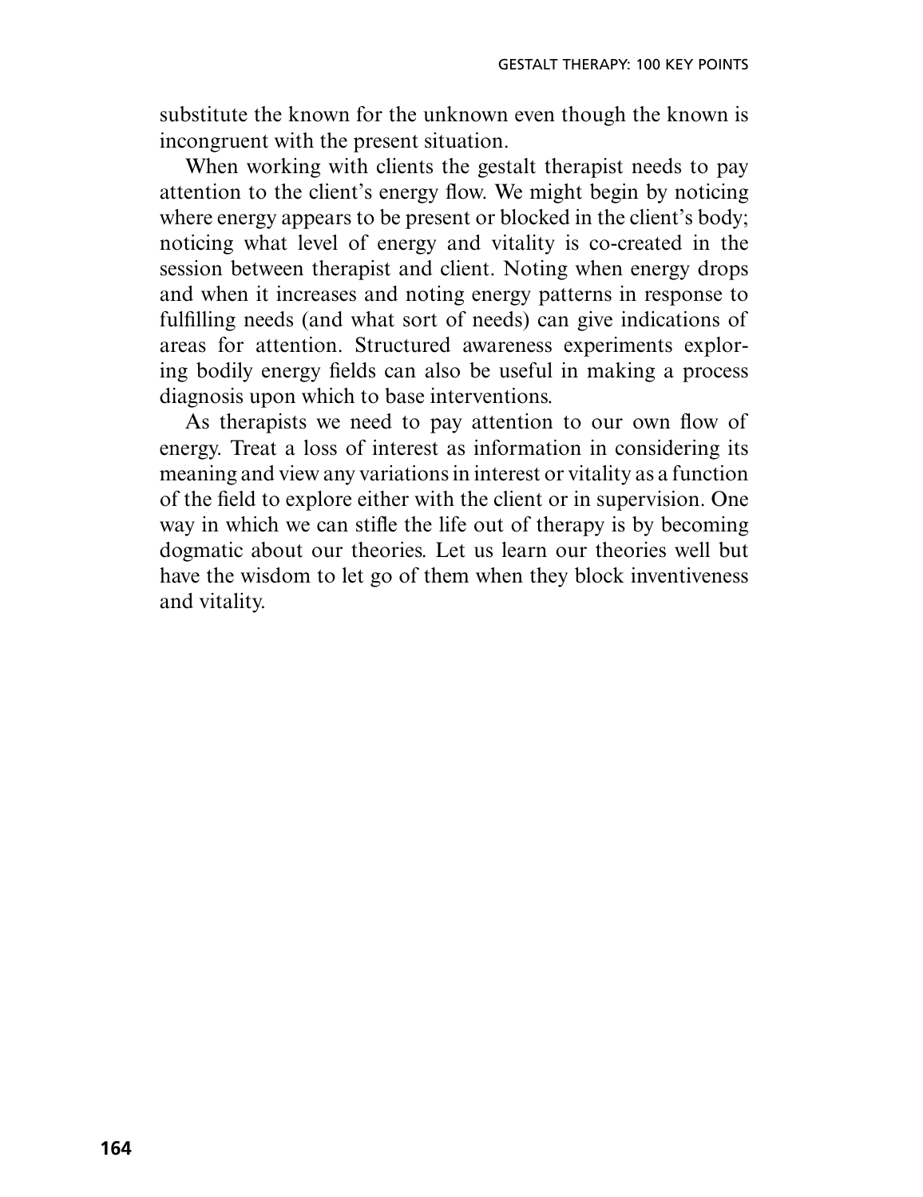substitute the known for the unknown even though the known is incongruent with the present situation.

When working with clients the gestalt therapist needs to pay attention to the client's energy flow. We might begin by noticing where energy appears to be present or blocked in the client's body; noticing what level of energy and vitality is co-created in the session between therapist and client. Noting when energy drops and when it increases and noting energy patterns in response to fulfilling needs (and what sort of needs) can give indications of areas for attention. Structured awareness experiments exploring bodily energy fields can also be useful in making a process diagnosis upon which to base interventions.

As therapists we need to pay attention to our own flow of energy. Treat a loss of interest as information in considering its meaning and view any variations in interest or vitality as a function of the field to explore either with the client or in supervision. One way in which we can stifle the life out of therapy is by becoming dogmatic about our theories. Let us learn our theories well but have the wisdom to let go of them when they block inventiveness and vitality.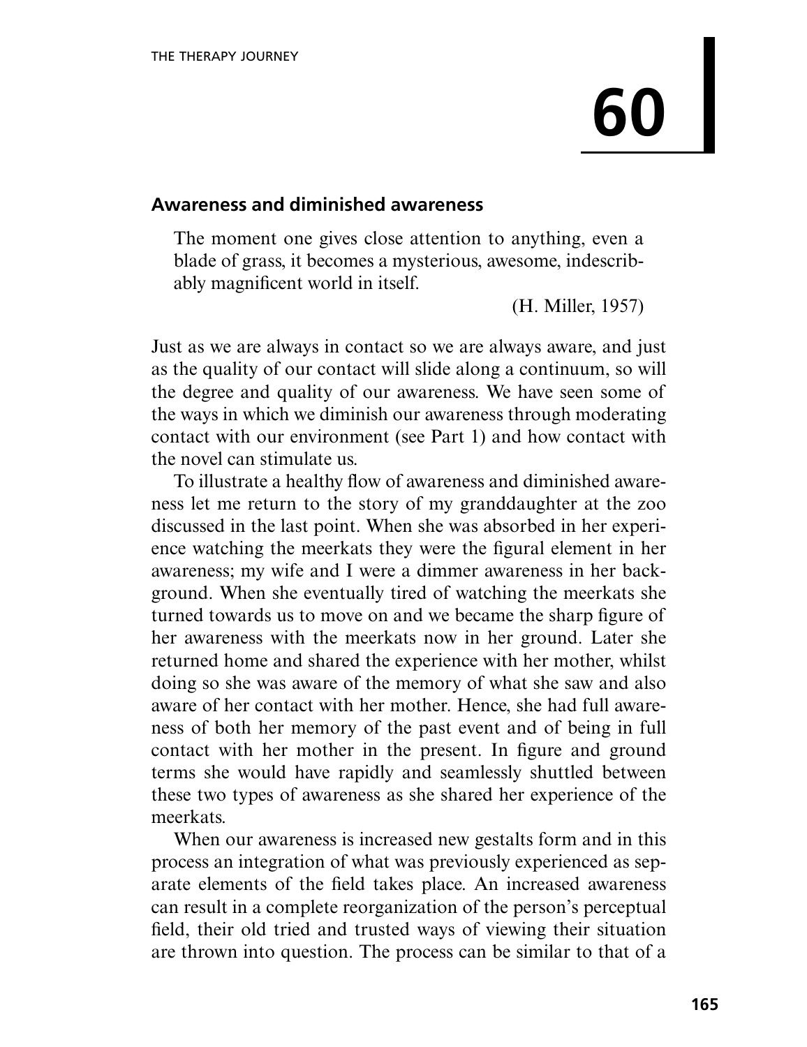# 60

## Awareness and diminished awareness

> The moment one gives close attention to anything, even a blade of grass, it becomes a mysterious, awesome, indescribably magnificent world in itself.
>
> (H. Miller, 1957)

Just as we are always in contact so we are always aware, and just as the quality of our contact will slide along a continuum, so will the degree and quality of our awareness. We have seen some of the ways in which we diminish our awareness through moderating contact with our environment (see Part 1) and how contact with the novel can stimulate us.

To illustrate a healthy flow of awareness and diminished awareness let me return to the story of my granddaughter at the zoo discussed in the last point. When she was absorbed in her experience watching the meerkats they were the figural element in her awareness; my wife and I were a dimmer awareness in her background. When she eventually tired of watching the meerkats she turned towards us to move on and we became the sharp figure of her awareness with the meerkats now in her ground. Later she returned home and shared the experience with her mother, whilst doing so she was aware of the memory of what she saw and also aware of her contact with her mother. Hence, she had full awareness of both her memory of the past event and of being in full contact with her mother in the present. In figure and ground terms she would have rapidly and seamlessly shuttled between these two types of awareness as she shared her experience of the meerkats.

When our awareness is increased new gestalts form and in this process an integration of what was previously experienced as separate elements of the field takes place. An increased awareness can result in a complete reorganization of the person's perceptual field, their old tried and trusted ways of viewing their situation are thrown into question. The process can be similar to that of a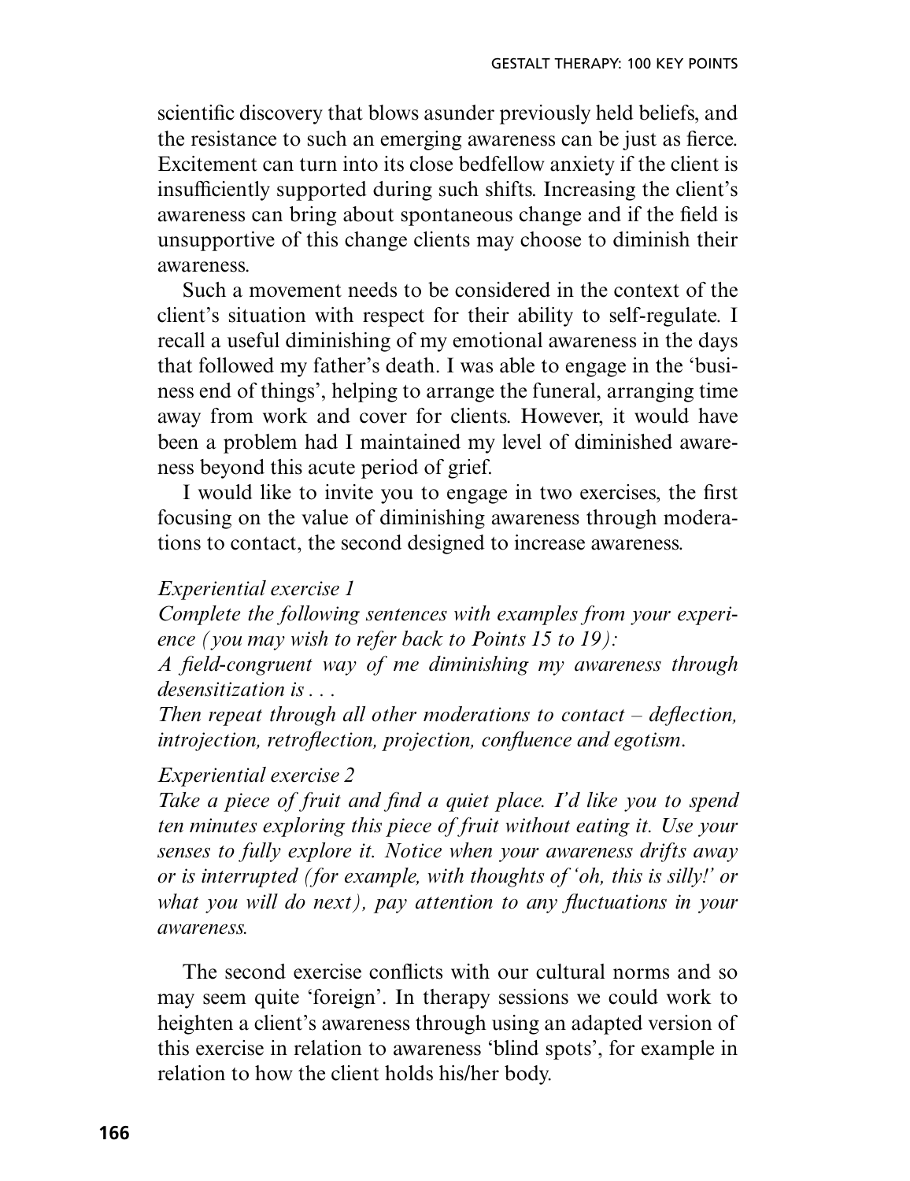scientific discovery that blows asunder previously held beliefs, and the resistance to such an emerging awareness can be just as fierce. Excitement can turn into its close bedfellow anxiety if the client is insufficiently supported during such shifts. Increasing the client's awareness can bring about spontaneous change and if the field is unsupportive of this change clients may choose to diminish their awareness.

Such a movement needs to be considered in the context of the client's situation with respect for their ability to self-regulate. I recall a useful diminishing of my emotional awareness in the days that followed my father's death. I was able to engage in the 'business end of things', helping to arrange the funeral, arranging time away from work and cover for clients. However, it would have been a problem had I maintained my level of diminished awareness beyond this acute period of grief.

I would like to invite you to engage in two exercises, the first focusing on the value of diminishing awareness through moderations to contact, the second designed to increase awareness.

*Experiential exercise 1*

*Complete the following sentences with examples from your experience (you may wish to refer back to Points 15 to 19):*

*A field-congruent way of me diminishing my awareness through desensitization is . . .*

*Then repeat through all other moderations to contact – deflection, introjection, retroflection, projection, confluence and egotism.*

*Experiential exercise 2*

*Take a piece of fruit and find a quiet place. I'd like you to spend ten minutes exploring this piece of fruit without eating it. Use your senses to fully explore it. Notice when your awareness drifts away or is interrupted (for example, with thoughts of 'oh, this is silly!' or what you will do next), pay attention to any fluctuations in your awareness.*

The second exercise conflicts with our cultural norms and so may seem quite 'foreign'. In therapy sessions we could work to heighten a client's awareness through using an adapted version of this exercise in relation to awareness 'blind spots', for example in relation to how the client holds his/her body.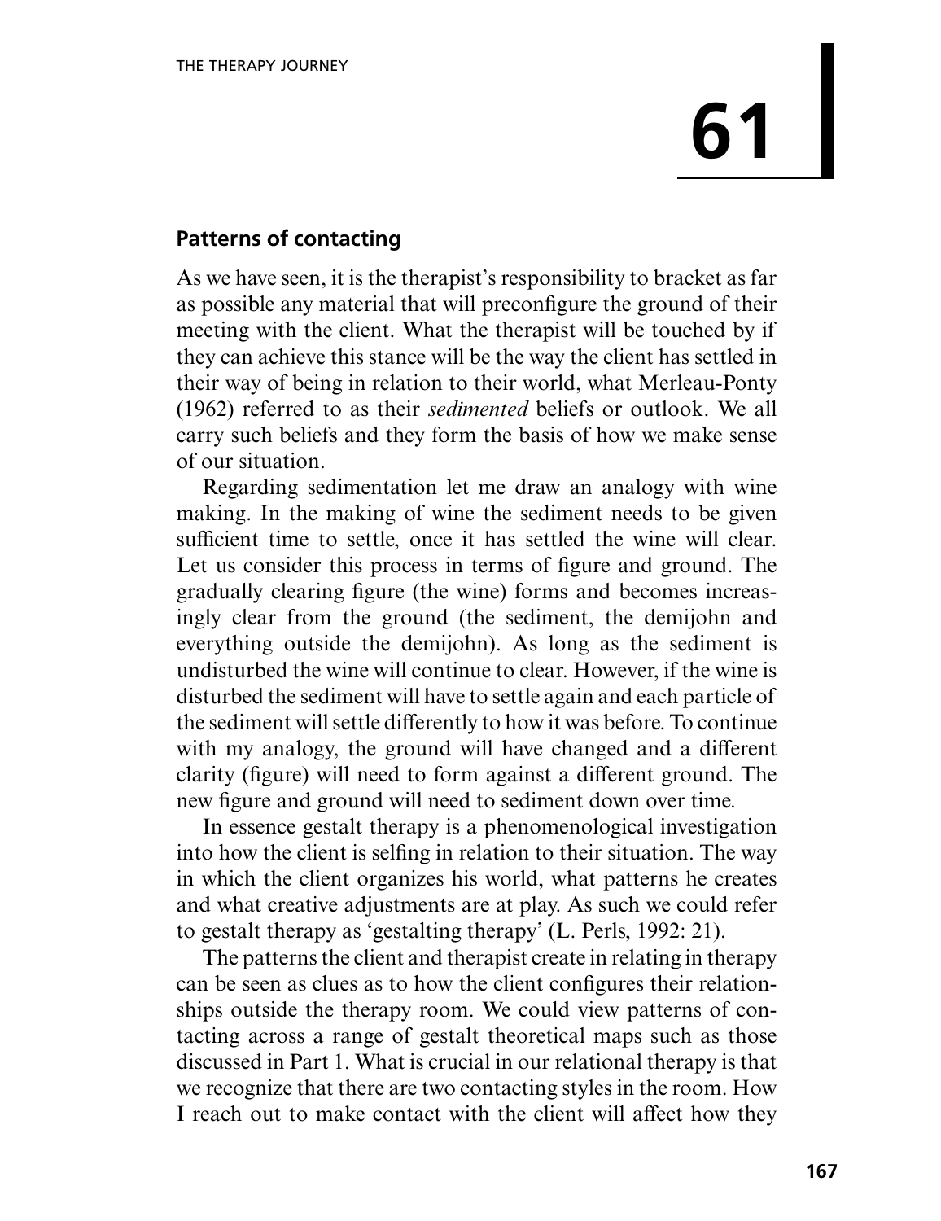# 61

## Patterns of contacting

As we have seen, it is the therapist's responsibility to bracket as far as possible any material that will preconfigure the ground of their meeting with the client. What the therapist will be touched by if they can achieve this stance will be the way the client has settled in their way of being in relation to their world, what Merleau-Ponty (1962) referred to as their *sedimented* beliefs or outlook. We all carry such beliefs and they form the basis of how we make sense of our situation.

Regarding sedimentation let me draw an analogy with wine making. In the making of wine the sediment needs to be given sufficient time to settle, once it has settled the wine will clear. Let us consider this process in terms of figure and ground. The gradually clearing figure (the wine) forms and becomes increasingly clear from the ground (the sediment, the demijohn and everything outside the demijohn). As long as the sediment is undisturbed the wine will continue to clear. However, if the wine is disturbed the sediment will have to settle again and each particle of the sediment will settle differently to how it was before. To continue with my analogy, the ground will have changed and a different clarity (figure) will need to form against a different ground. The new figure and ground will need to sediment down over time.

In essence gestalt therapy is a phenomenological investigation into how the client is selfing in relation to their situation. The way in which the client organizes his world, what patterns he creates and what creative adjustments are at play. As such we could refer to gestalt therapy as 'gestalting therapy' (L. Perls, 1992: 21).

The patterns the client and therapist create in relating in therapy can be seen as clues as to how the client configures their relationships outside the therapy room. We could view patterns of contacting across a range of gestalt theoretical maps such as those discussed in Part 1. What is crucial in our relational therapy is that we recognize that there are two contacting styles in the room. How I reach out to make contact with the client will affect how they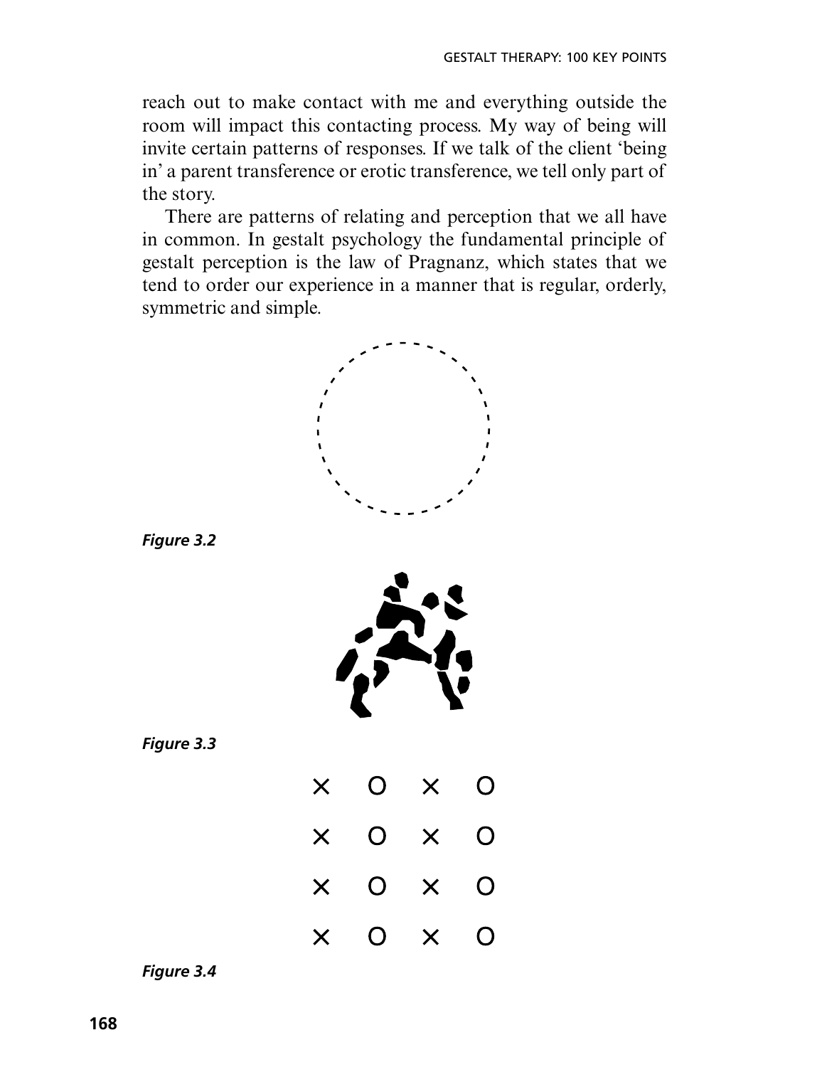reach out to make contact with me and everything outside the room will impact this contacting process. My way of being will invite certain patterns of responses. If we talk of the client 'being in' a parent transference or erotic transference, we tell only part of the story.

There are patterns of relating and perception that we all have in common. In gestalt psychology the fundamental principle of gestalt perception is the law of Pragnanz, which states that we tend to order our experience in a manner that is regular, orderly, symmetric and simple.

***Figure 3.2***

***Figure 3.3***

× O × O

× O × O

× O × O

× O × O

***Figure 3.4***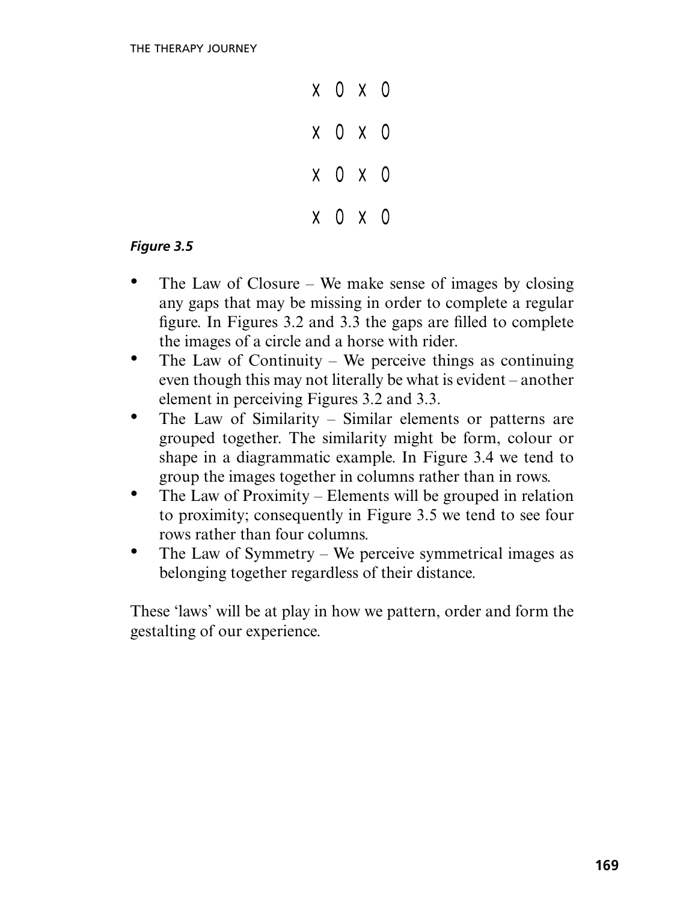```
X 0 X 0

X 0 X 0

X 0 X 0

X 0 X 0
```

***Figure 3.5***

- The Law of Closure – We make sense of images by closing any gaps that may be missing in order to complete a regular figure. In Figures 3.2 and 3.3 the gaps are filled to complete the images of a circle and a horse with rider.
- The Law of Continuity – We perceive things as continuing even though this may not literally be what is evident – another element in perceiving Figures 3.2 and 3.3.
- The Law of Similarity – Similar elements or patterns are grouped together. The similarity might be form, colour or shape in a diagrammatic example. In Figure 3.4 we tend to group the images together in columns rather than in rows.
- The Law of Proximity – Elements will be grouped in relation to proximity; consequently in Figure 3.5 we tend to see four rows rather than four columns.
- The Law of Symmetry – We perceive symmetrical images as belonging together regardless of their distance.

These 'laws' will be at play in how we pattern, order and form the gestalting of our experience.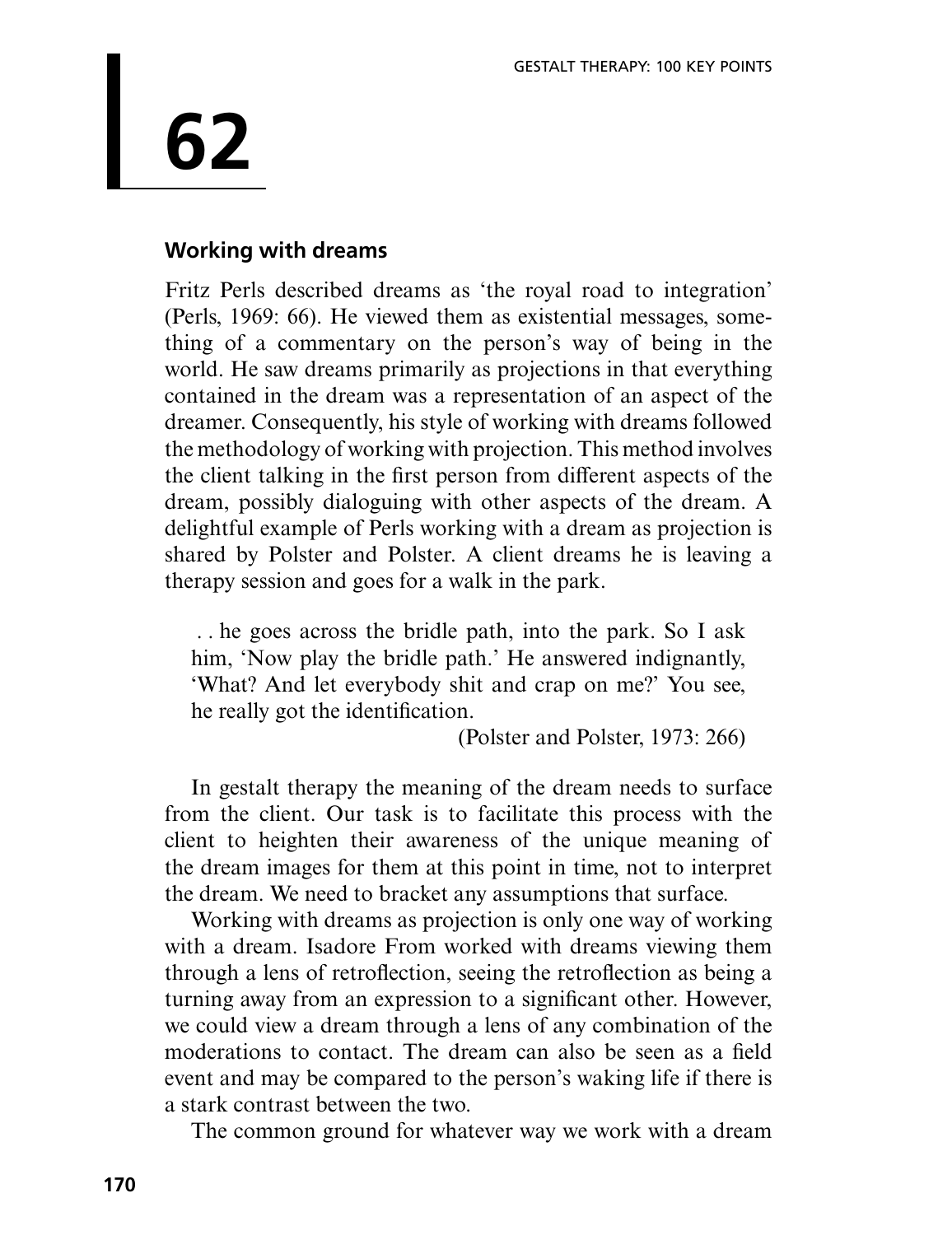# 62

## Working with dreams

Fritz Perls described dreams as 'the royal road to integration' (Perls, 1969: 66). He viewed them as existential messages, something of a commentary on the person's way of being in the world. He saw dreams primarily as projections in that everything contained in the dream was a representation of an aspect of the dreamer. Consequently, his style of working with dreams followed the methodology of working with projection. This method involves the client talking in the first person from different aspects of the dream, possibly dialoguing with other aspects of the dream. A delightful example of Perls working with a dream as projection is shared by Polster and Polster. A client dreams he is leaving a therapy session and goes for a walk in the park.

> . . he goes across the bridle path, into the park. So I ask him, 'Now play the bridle path.' He answered indignantly, 'What? And let everybody shit and crap on me?' You see, he really got the identification.
>
> (Polster and Polster, 1973: 266)

In gestalt therapy the meaning of the dream needs to surface from the client. Our task is to facilitate this process with the client to heighten their awareness of the unique meaning of the dream images for them at this point in time, not to interpret the dream. We need to bracket any assumptions that surface.

Working with dreams as projection is only one way of working with a dream. Isadore From worked with dreams viewing them through a lens of retroflection, seeing the retroflection as being a turning away from an expression to a significant other. However, we could view a dream through a lens of any combination of the moderations to contact. The dream can also be seen as a field event and may be compared to the person's waking life if there is a stark contrast between the two.

The common ground for whatever way we work with a dream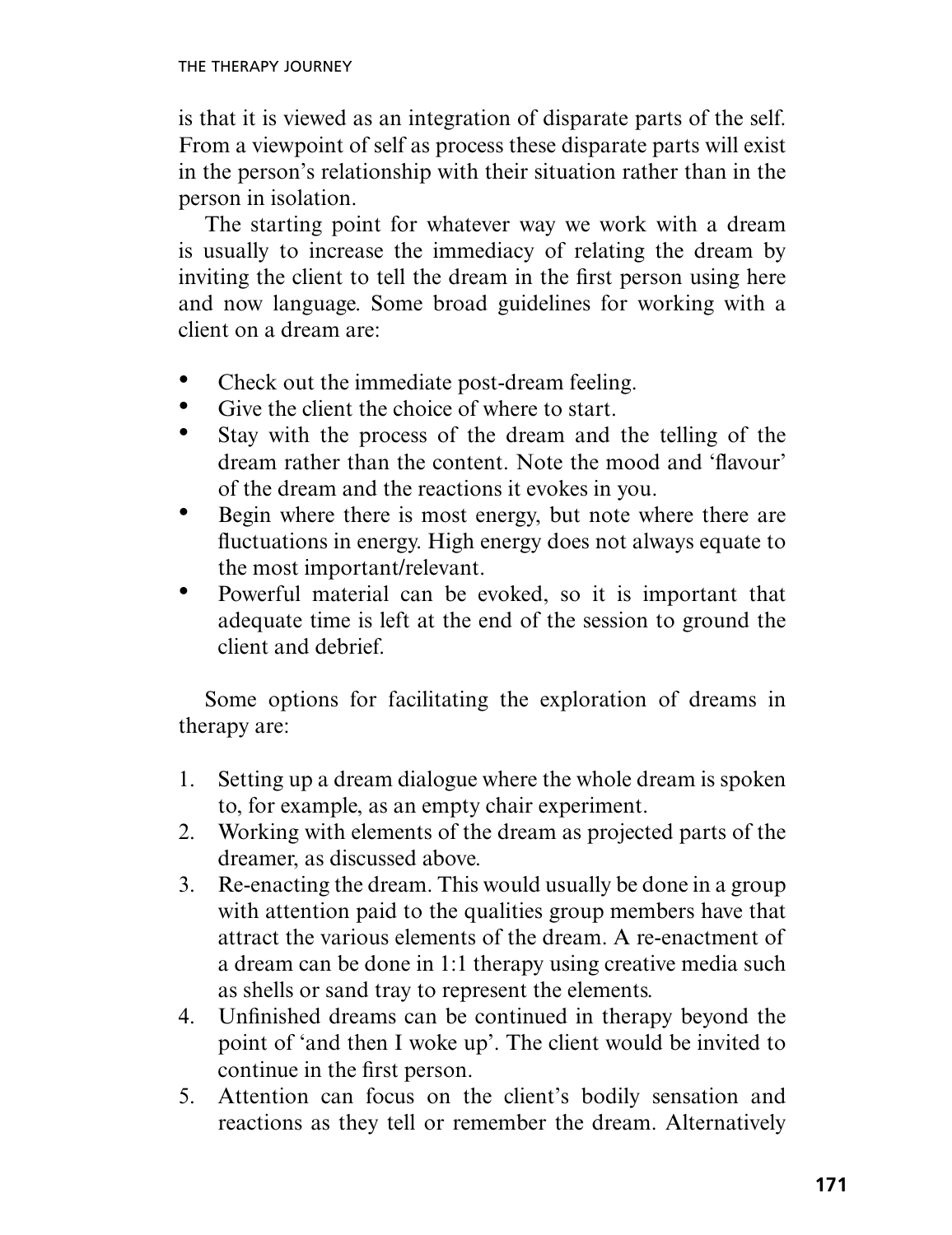is that it is viewed as an integration of disparate parts of the self. From a viewpoint of self as process these disparate parts will exist in the person's relationship with their situation rather than in the person in isolation.

The starting point for whatever way we work with a dream is usually to increase the immediacy of relating the dream by inviting the client to tell the dream in the first person using here and now language. Some broad guidelines for working with a client on a dream are:

- Check out the immediate post-dream feeling.
- Give the client the choice of where to start.
- Stay with the process of the dream and the telling of the dream rather than the content. Note the mood and 'flavour' of the dream and the reactions it evokes in you.
- Begin where there is most energy, but note where there are fluctuations in energy. High energy does not always equate to the most important/relevant.
- Powerful material can be evoked, so it is important that adequate time is left at the end of the session to ground the client and debrief.

Some options for facilitating the exploration of dreams in therapy are:

1. Setting up a dream dialogue where the whole dream is spoken to, for example, as an empty chair experiment.
2. Working with elements of the dream as projected parts of the dreamer, as discussed above.
3. Re-enacting the dream. This would usually be done in a group with attention paid to the qualities group members have that attract the various elements of the dream. A re-enactment of a dream can be done in 1:1 therapy using creative media such as shells or sand tray to represent the elements.
4. Unfinished dreams can be continued in therapy beyond the point of 'and then I woke up'. The client would be invited to continue in the first person.
5. Attention can focus on the client's bodily sensation and reactions as they tell or remember the dream. Alternatively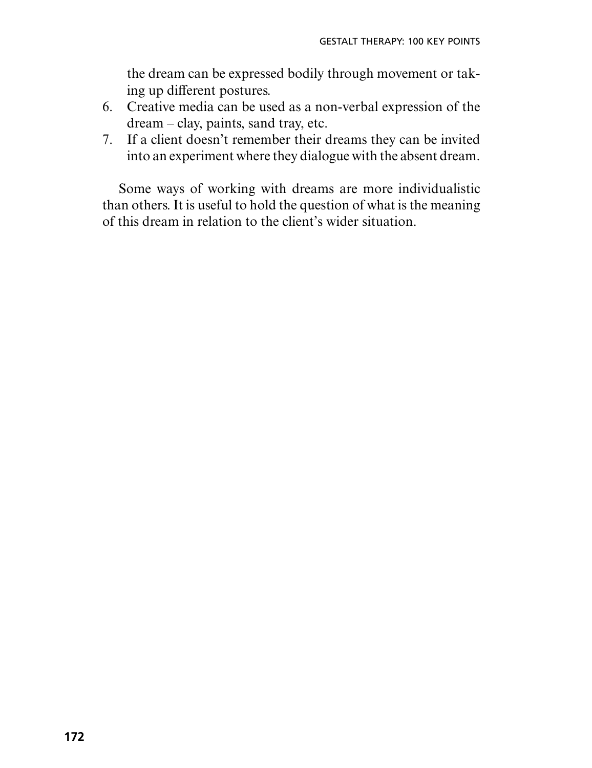the dream can be expressed bodily through movement or taking up different postures.

6. Creative media can be used as a non-verbal expression of the dream – clay, paints, sand tray, etc.
7. If a client doesn't remember their dreams they can be invited into an experiment where they dialogue with the absent dream.

Some ways of working with dreams are more individualistic than others. It is useful to hold the question of what is the meaning of this dream in relation to the client's wider situation.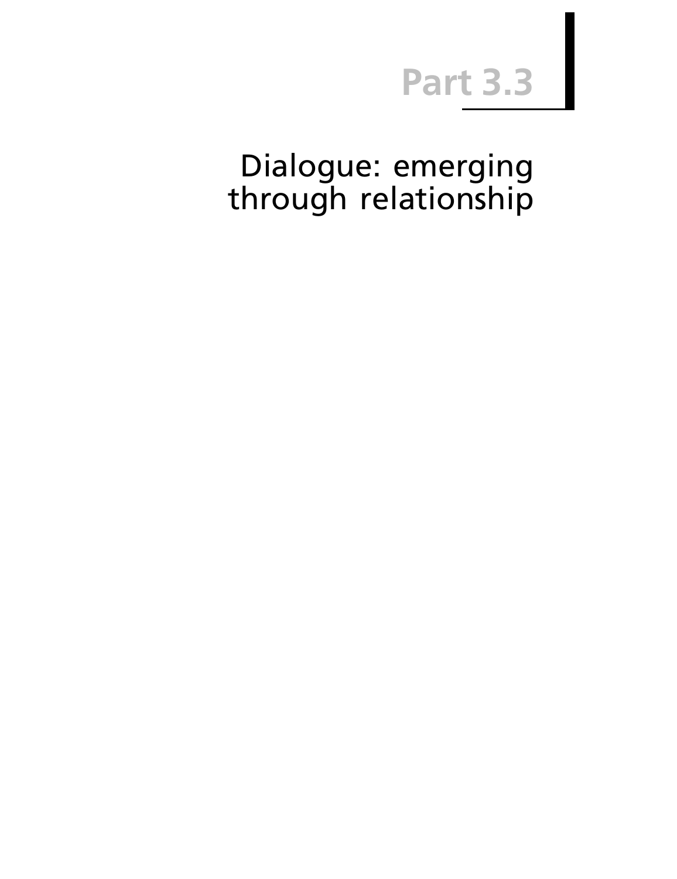# Part 3.3

## Dialogue: emerging through relationship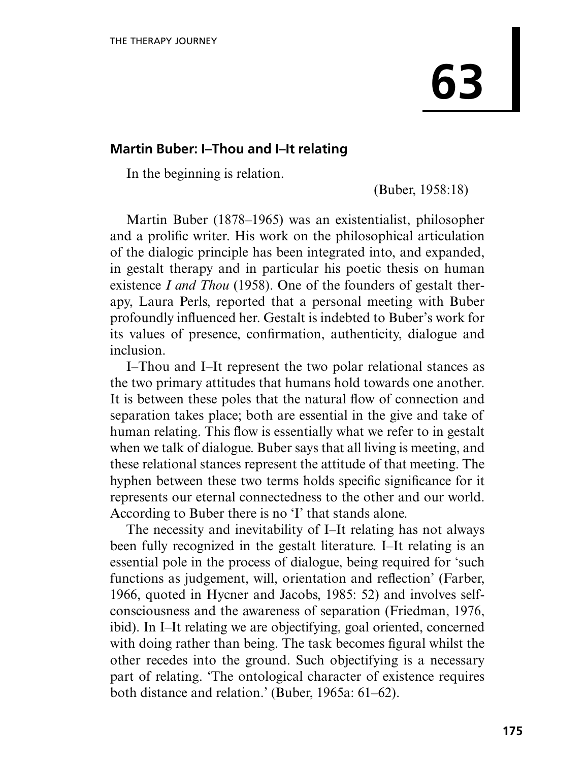# 63

## Martin Buber: I–Thou and I–It relating

> In the beginning is relation.
>
> (Buber, 1958:18)

Martin Buber (1878–1965) was an existentialist, philosopher and a prolific writer. His work on the philosophical articulation of the dialogic principle has been integrated into, and expanded, in gestalt therapy and in particular his poetic thesis on human existence *I and Thou* (1958). One of the founders of gestalt therapy, Laura Perls, reported that a personal meeting with Buber profoundly influenced her. Gestalt is indebted to Buber's work for its values of presence, confirmation, authenticity, dialogue and inclusion.

I–Thou and I–It represent the two polar relational stances as the two primary attitudes that humans hold towards one another. It is between these poles that the natural flow of connection and separation takes place; both are essential in the give and take of human relating. This flow is essentially what we refer to in gestalt when we talk of dialogue. Buber says that all living is meeting, and these relational stances represent the attitude of that meeting. The hyphen between these two terms holds specific significance for it represents our eternal connectedness to the other and our world. According to Buber there is no 'I' that stands alone.

The necessity and inevitability of I–It relating has not always been fully recognized in the gestalt literature. I–It relating is an essential pole in the process of dialogue, being required for 'such functions as judgement, will, orientation and reflection' (Farber, 1966, quoted in Hycner and Jacobs, 1985: 52) and involves self-consciousness and the awareness of separation (Friedman, 1976, ibid). In I–It relating we are objectifying, goal oriented, concerned with doing rather than being. The task becomes figural whilst the other recedes into the ground. Such objectifying is a necessary part of relating. 'The ontological character of existence requires both distance and relation.' (Buber, 1965a: 61–62).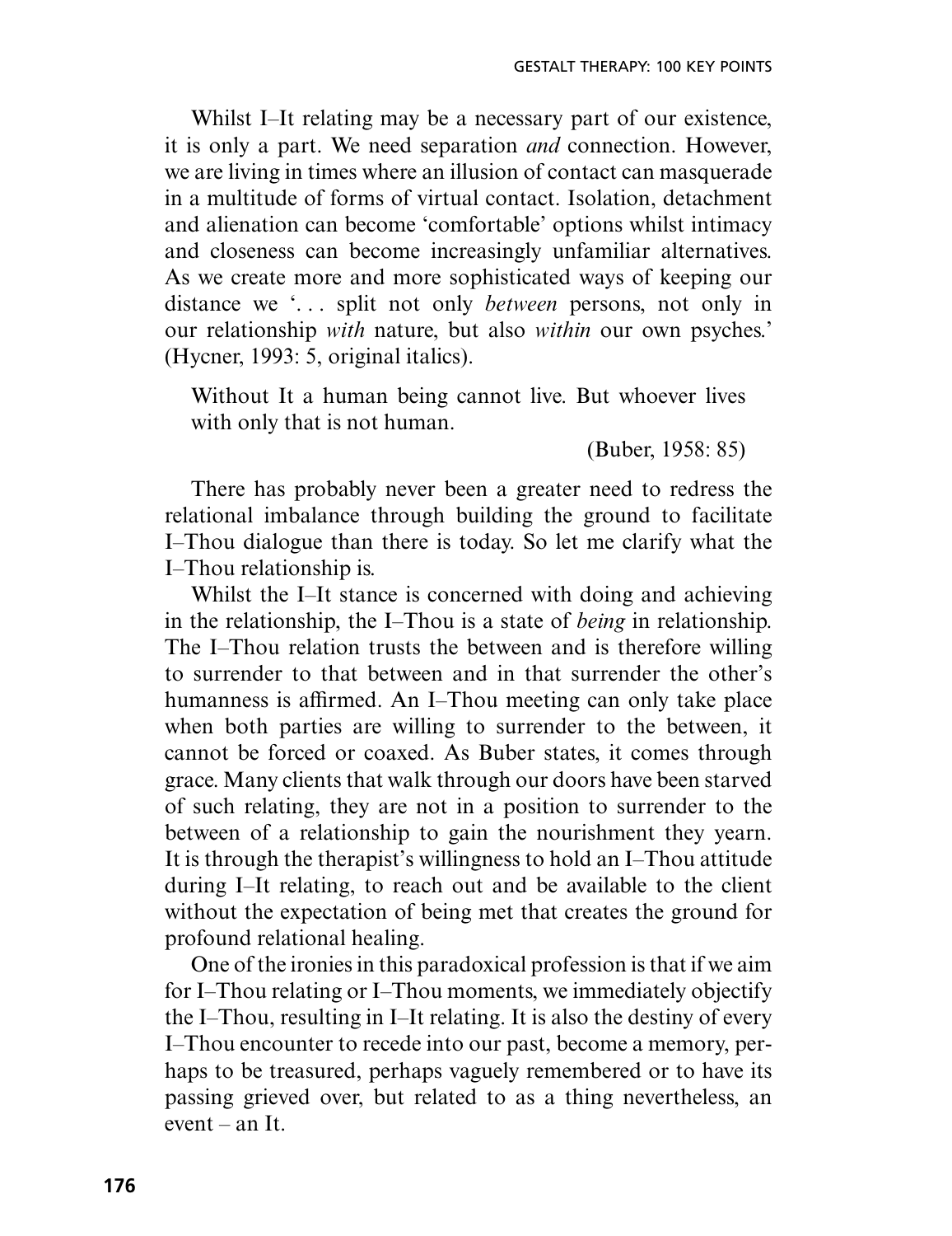Whilst I–It relating may be a necessary part of our existence, it is only a part. We need separation *and* connection. However, we are living in times where an illusion of contact can masquerade in a multitude of forms of virtual contact. Isolation, detachment and alienation can become 'comfortable' options whilst intimacy and closeness can become increasingly unfamiliar alternatives. As we create more and more sophisticated ways of keeping our distance we '. . . split not only *between* persons, not only in our relationship *with* nature, but also *within* our own psyches.' (Hycner, 1993: 5, original italics).

> Without It a human being cannot live. But whoever lives with only that is not human.
>
> (Buber, 1958: 85)

There has probably never been a greater need to redress the relational imbalance through building the ground to facilitate I–Thou dialogue than there is today. So let me clarify what the I–Thou relationship is.

Whilst the I–It stance is concerned with doing and achieving in the relationship, the I–Thou is a state of *being* in relationship. The I–Thou relation trusts the between and is therefore willing to surrender to that between and in that surrender the other's humanness is affirmed. An I–Thou meeting can only take place when both parties are willing to surrender to the between, it cannot be forced or coaxed. As Buber states, it comes through grace. Many clients that walk through our doors have been starved of such relating, they are not in a position to surrender to the between of a relationship to gain the nourishment they yearn. It is through the therapist's willingness to hold an I–Thou attitude during I–It relating, to reach out and be available to the client without the expectation of being met that creates the ground for profound relational healing.

One of the ironies in this paradoxical profession is that if we aim for I–Thou relating or I–Thou moments, we immediately objectify the I–Thou, resulting in I–It relating. It is also the destiny of every I–Thou encounter to recede into our past, become a memory, perhaps to be treasured, perhaps vaguely remembered or to have its passing grieved over, but related to as a thing nevertheless, an event – an It.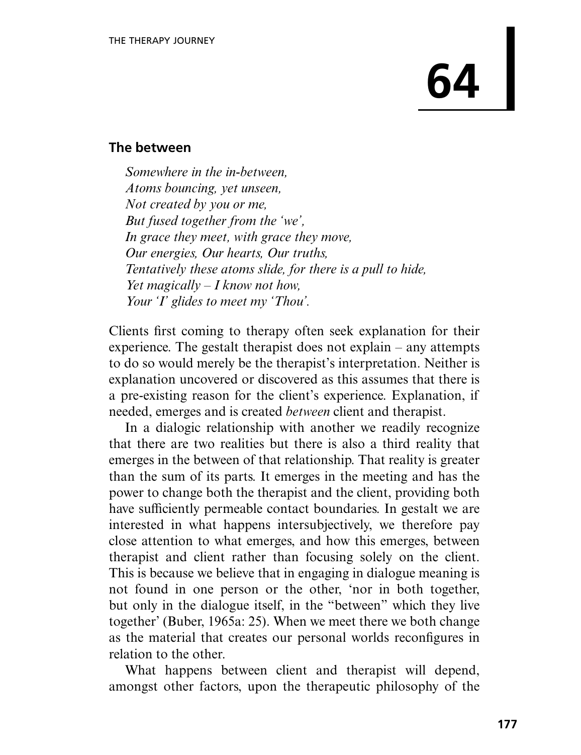# 64

## The between

*Somewhere in the in-between,*
*Atoms bouncing, yet unseen,*
*Not created by you or me,*
*But fused together from the 'we',*
*In grace they meet, with grace they move,*
*Our energies, Our hearts, Our truths,*
*Tentatively these atoms slide, for there is a pull to hide,*
*Yet magically – I know not how,*
*Your 'I' glides to meet my 'Thou'.*

Clients first coming to therapy often seek explanation for their experience. The gestalt therapist does not explain – any attempts to do so would merely be the therapist's interpretation. Neither is explanation uncovered or discovered as this assumes that there is a pre-existing reason for the client's experience. Explanation, if needed, emerges and is created *between* client and therapist.

In a dialogic relationship with another we readily recognize that there are two realities but there is also a third reality that emerges in the between of that relationship. That reality is greater than the sum of its parts. It emerges in the meeting and has the power to change both the therapist and the client, providing both have sufficiently permeable contact boundaries. In gestalt we are interested in what happens intersubjectively, we therefore pay close attention to what emerges, and how this emerges, between therapist and client rather than focusing solely on the client. This is because we believe that in engaging in dialogue meaning is not found in one person or the other, 'nor in both together, but only in the dialogue itself, in the "between" which they live together' (Buber, 1965a: 25). When we meet there we both change as the material that creates our personal worlds reconfigures in relation to the other.

What happens between client and therapist will depend, amongst other factors, upon the therapeutic philosophy of the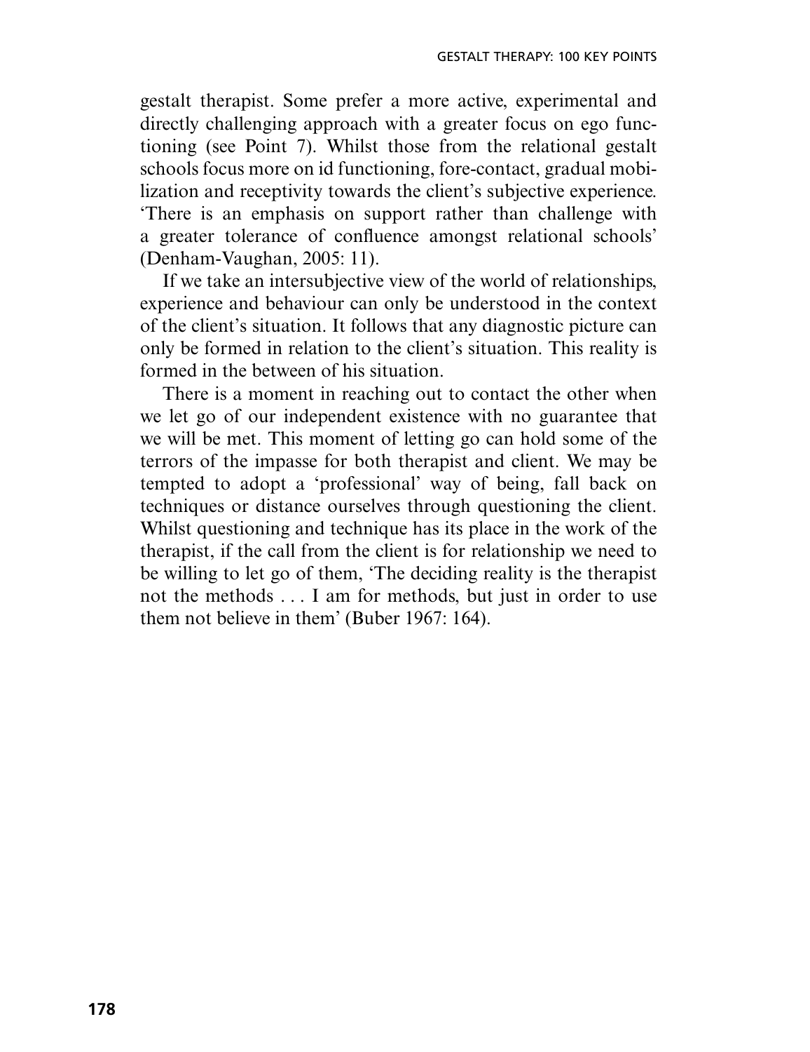gestalt therapist. Some prefer a more active, experimental and directly challenging approach with a greater focus on ego functioning (see Point 7). Whilst those from the relational gestalt schools focus more on id functioning, fore-contact, gradual mobilization and receptivity towards the client's subjective experience. 'There is an emphasis on support rather than challenge with a greater tolerance of confluence amongst relational schools' (Denham-Vaughan, 2005: 11).

If we take an intersubjective view of the world of relationships, experience and behaviour can only be understood in the context of the client's situation. It follows that any diagnostic picture can only be formed in relation to the client's situation. This reality is formed in the between of his situation.

There is a moment in reaching out to contact the other when we let go of our independent existence with no guarantee that we will be met. This moment of letting go can hold some of the terrors of the impasse for both therapist and client. We may be tempted to adopt a 'professional' way of being, fall back on techniques or distance ourselves through questioning the client. Whilst questioning and technique has its place in the work of the therapist, if the call from the client is for relationship we need to be willing to let go of them, 'The deciding reality is the therapist not the methods . . . I am for methods, but just in order to use them not believe in them' (Buber 1967: 164).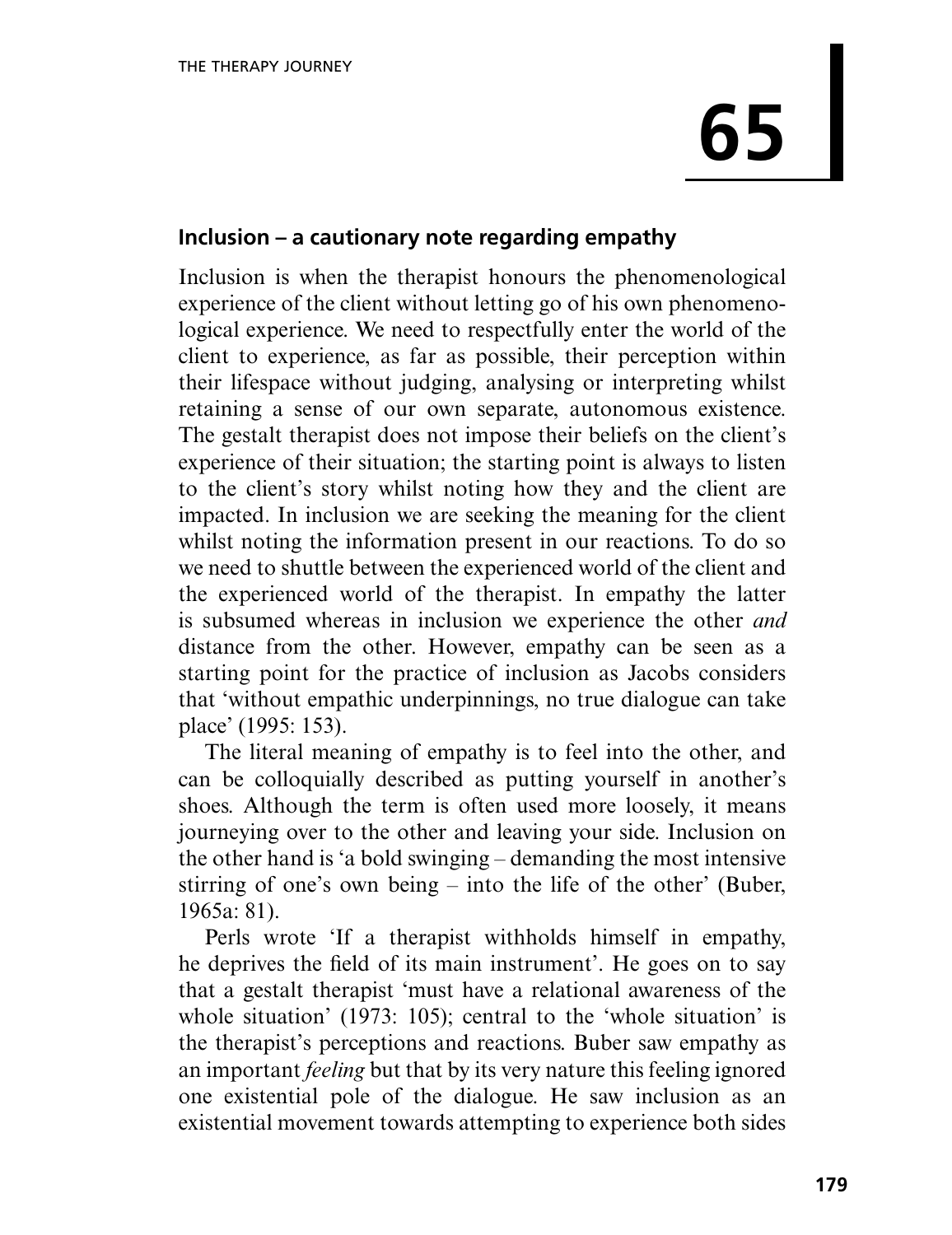# 65

## Inclusion – a cautionary note regarding empathy

Inclusion is when the therapist honours the phenomenological experience of the client without letting go of his own phenomenological experience. We need to respectfully enter the world of the client to experience, as far as possible, their perception within their lifespace without judging, analysing or interpreting whilst retaining a sense of our own separate, autonomous existence. The gestalt therapist does not impose their beliefs on the client's experience of their situation; the starting point is always to listen to the client's story whilst noting how they and the client are impacted. In inclusion we are seeking the meaning for the client whilst noting the information present in our reactions. To do so we need to shuttle between the experienced world of the client and the experienced world of the therapist. In empathy the latter is subsumed whereas in inclusion we experience the other *and* distance from the other. However, empathy can be seen as a starting point for the practice of inclusion as Jacobs considers that 'without empathic underpinnings, no true dialogue can take place' (1995: 153).

The literal meaning of empathy is to feel into the other, and can be colloquially described as putting yourself in another's shoes. Although the term is often used more loosely, it means journeying over to the other and leaving your side. Inclusion on the other hand is 'a bold swinging – demanding the most intensive stirring of one's own being – into the life of the other' (Buber, 1965a: 81).

Perls wrote 'If a therapist withholds himself in empathy, he deprives the field of its main instrument'. He goes on to say that a gestalt therapist 'must have a relational awareness of the whole situation' (1973: 105); central to the 'whole situation' is the therapist's perceptions and reactions. Buber saw empathy as an important *feeling* but that by its very nature this feeling ignored one existential pole of the dialogue. He saw inclusion as an existential movement towards attempting to experience both sides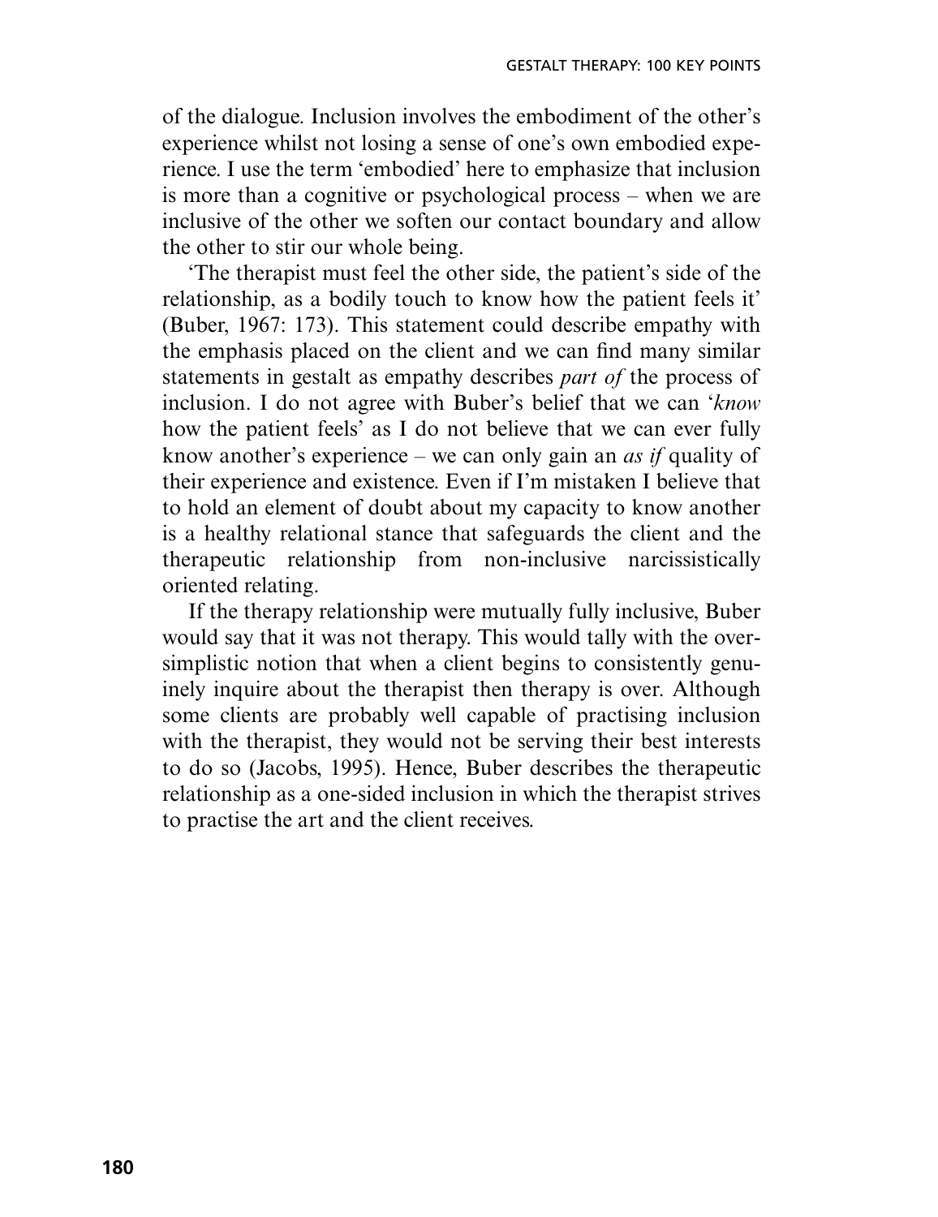of the dialogue. Inclusion involves the embodiment of the other's experience whilst not losing a sense of one's own embodied experience. I use the term 'embodied' here to emphasize that inclusion is more than a cognitive or psychological process – when we are inclusive of the other we soften our contact boundary and allow the other to stir our whole being.

'The therapist must feel the other side, the patient's side of the relationship, as a bodily touch to know how the patient feels it' (Buber, 1967: 173). This statement could describe empathy with the emphasis placed on the client and we can find many similar statements in gestalt as empathy describes *part of* the process of inclusion. I do not agree with Buber's belief that we can '*know* how the patient feels' as I do not believe that we can ever fully know another's experience – we can only gain an *as if* quality of their experience and existence. Even if I'm mistaken I believe that to hold an element of doubt about my capacity to know another is a healthy relational stance that safeguards the client and the therapeutic relationship from non-inclusive narcissistically oriented relating.

If the therapy relationship were mutually fully inclusive, Buber would say that it was not therapy. This would tally with the oversimplistic notion that when a client begins to consistently genuinely inquire about the therapist then therapy is over. Although some clients are probably well capable of practising inclusion with the therapist, they would not be serving their best interests to do so (Jacobs, 1995). Hence, Buber describes the therapeutic relationship as a one-sided inclusion in which the therapist strives to practise the art and the client receives.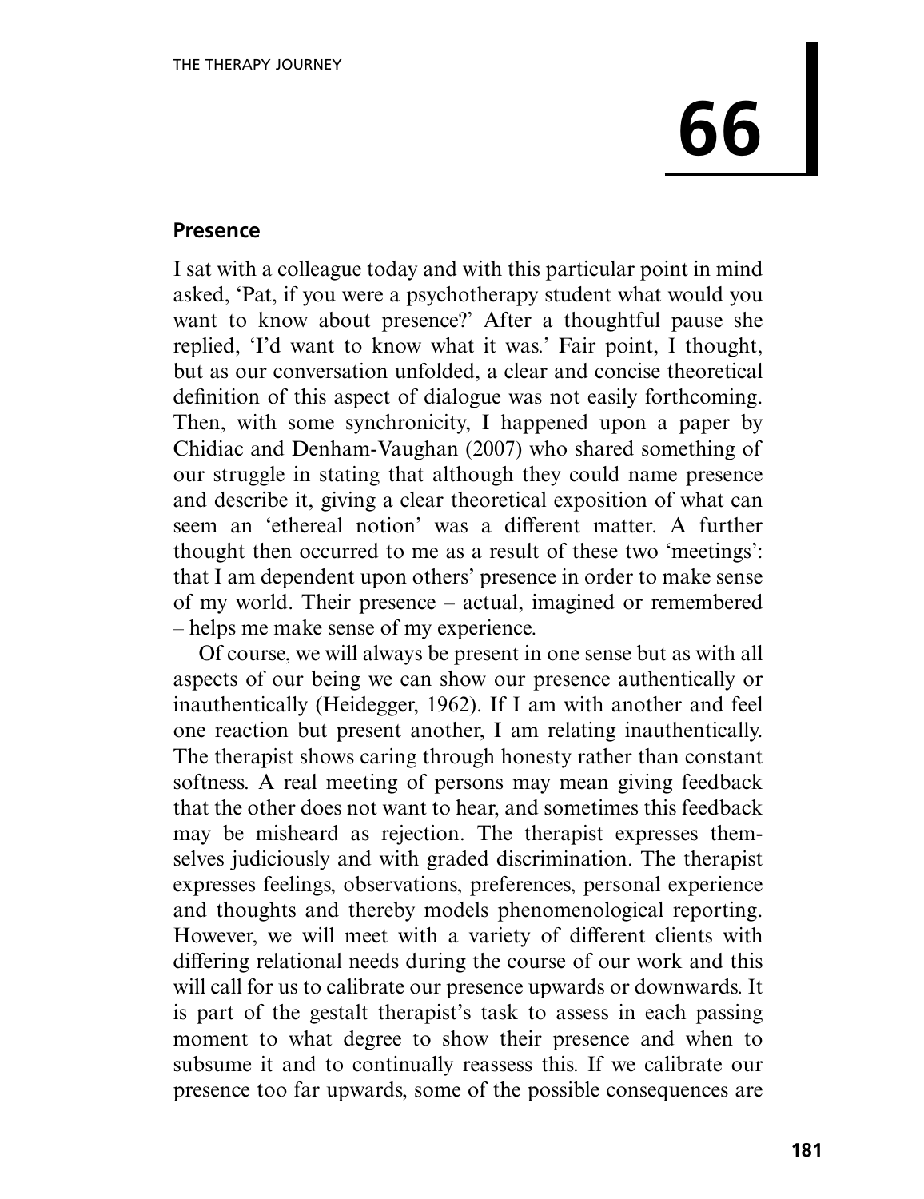# 66

## Presence

I sat with a colleague today and with this particular point in mind asked, 'Pat, if you were a psychotherapy student what would you want to know about presence?' After a thoughtful pause she replied, 'I'd want to know what it was.' Fair point, I thought, but as our conversation unfolded, a clear and concise theoretical definition of this aspect of dialogue was not easily forthcoming. Then, with some synchronicity, I happened upon a paper by Chidiac and Denham-Vaughan (2007) who shared something of our struggle in stating that although they could name presence and describe it, giving a clear theoretical exposition of what can seem an 'ethereal notion' was a different matter. A further thought then occurred to me as a result of these two 'meetings': that I am dependent upon others' presence in order to make sense of my world. Their presence – actual, imagined or remembered – helps me make sense of my experience.

Of course, we will always be present in one sense but as with all aspects of our being we can show our presence authentically or inauthentically (Heidegger, 1962). If I am with another and feel one reaction but present another, I am relating inauthentically. The therapist shows caring through honesty rather than constant softness. A real meeting of persons may mean giving feedback that the other does not want to hear, and sometimes this feedback may be misheard as rejection. The therapist expresses themselves judiciously and with graded discrimination. The therapist expresses feelings, observations, preferences, personal experience and thoughts and thereby models phenomenological reporting. However, we will meet with a variety of different clients with differing relational needs during the course of our work and this will call for us to calibrate our presence upwards or downwards. It is part of the gestalt therapist's task to assess in each passing moment to what degree to show their presence and when to subsume it and to continually reassess this. If we calibrate our presence too far upwards, some of the possible consequences are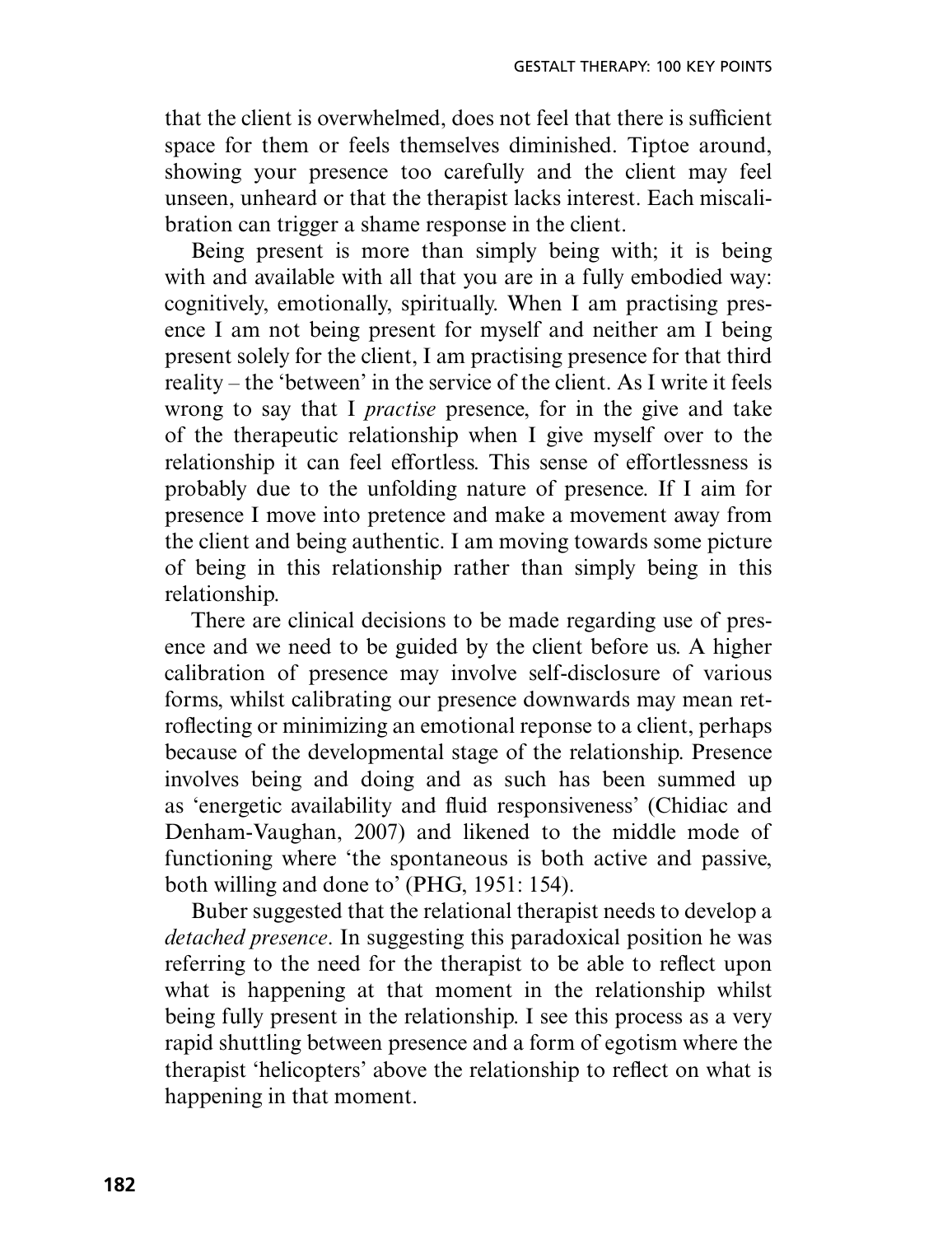that the client is overwhelmed, does not feel that there is sufficient space for them or feels themselves diminished. Tiptoe around, showing your presence too carefully and the client may feel unseen, unheard or that the therapist lacks interest. Each miscalibration can trigger a shame response in the client.

Being present is more than simply being with; it is being with and available with all that you are in a fully embodied way: cognitively, emotionally, spiritually. When I am practising presence I am not being present for myself and neither am I being present solely for the client, I am practising presence for that third reality – the 'between' in the service of the client. As I write it feels wrong to say that I *practise* presence, for in the give and take of the therapeutic relationship when I give myself over to the relationship it can feel effortless. This sense of effortlessness is probably due to the unfolding nature of presence. If I aim for presence I move into pretence and make a movement away from the client and being authentic. I am moving towards some picture of being in this relationship rather than simply being in this relationship.

There are clinical decisions to be made regarding use of presence and we need to be guided by the client before us. A higher calibration of presence may involve self-disclosure of various forms, whilst calibrating our presence downwards may mean retroflecting or minimizing an emotional reponse to a client, perhaps because of the developmental stage of the relationship. Presence involves being and doing and as such has been summed up as 'energetic availability and fluid responsiveness' (Chidiac and Denham-Vaughan, 2007) and likened to the middle mode of functioning where 'the spontaneous is both active and passive, both willing and done to' (PHG, 1951: 154).

Buber suggested that the relational therapist needs to develop a *detached presence*. In suggesting this paradoxical position he was referring to the need for the therapist to be able to reflect upon what is happening at that moment in the relationship whilst being fully present in the relationship. I see this process as a very rapid shuttling between presence and a form of egotism where the therapist 'helicopters' above the relationship to reflect on what is happening in that moment.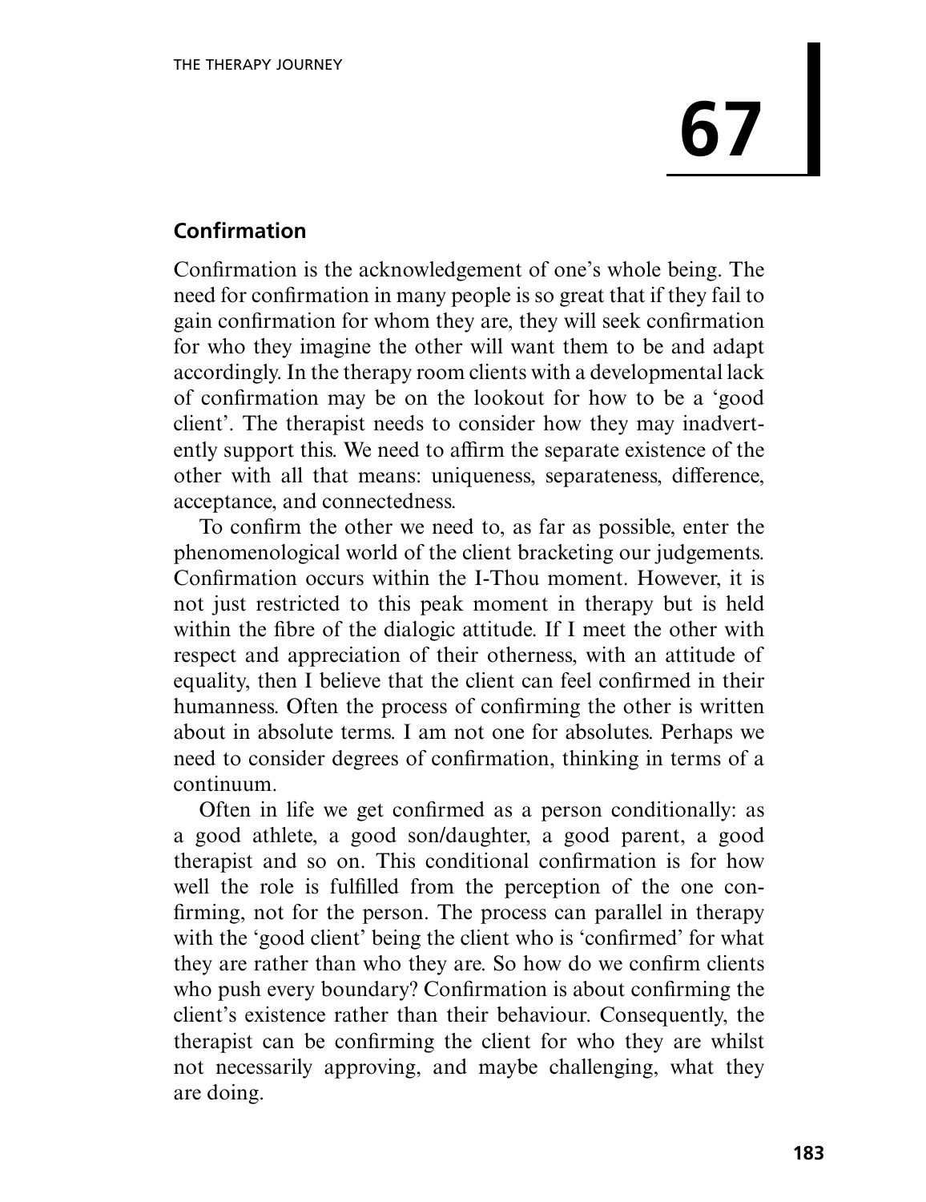# 67

## Confirmation

Confirmation is the acknowledgement of one's whole being. The need for confirmation in many people is so great that if they fail to gain confirmation for whom they are, they will seek confirmation for who they imagine the other will want them to be and adapt accordingly. In the therapy room clients with a developmental lack of confirmation may be on the lookout for how to be a 'good client'. The therapist needs to consider how they may inadvertently support this. We need to affirm the separate existence of the other with all that means: uniqueness, separateness, difference, acceptance, and connectedness.

To confirm the other we need to, as far as possible, enter the phenomenological world of the client bracketing our judgements. Confirmation occurs within the I-Thou moment. However, it is not just restricted to this peak moment in therapy but is held within the fibre of the dialogic attitude. If I meet the other with respect and appreciation of their otherness, with an attitude of equality, then I believe that the client can feel confirmed in their humanness. Often the process of confirming the other is written about in absolute terms. I am not one for absolutes. Perhaps we need to consider degrees of confirmation, thinking in terms of a continuum.

Often in life we get confirmed as a person conditionally: as a good athlete, a good son/daughter, a good parent, a good therapist and so on. This conditional confirmation is for how well the role is fulfilled from the perception of the one confirming, not for the person. The process can parallel in therapy with the 'good client' being the client who is 'confirmed' for what they are rather than who they are. So how do we confirm clients who push every boundary? Confirmation is about confirming the client's existence rather than their behaviour. Consequently, the therapist can be confirming the client for who they are whilst not necessarily approving, and maybe challenging, what they are doing.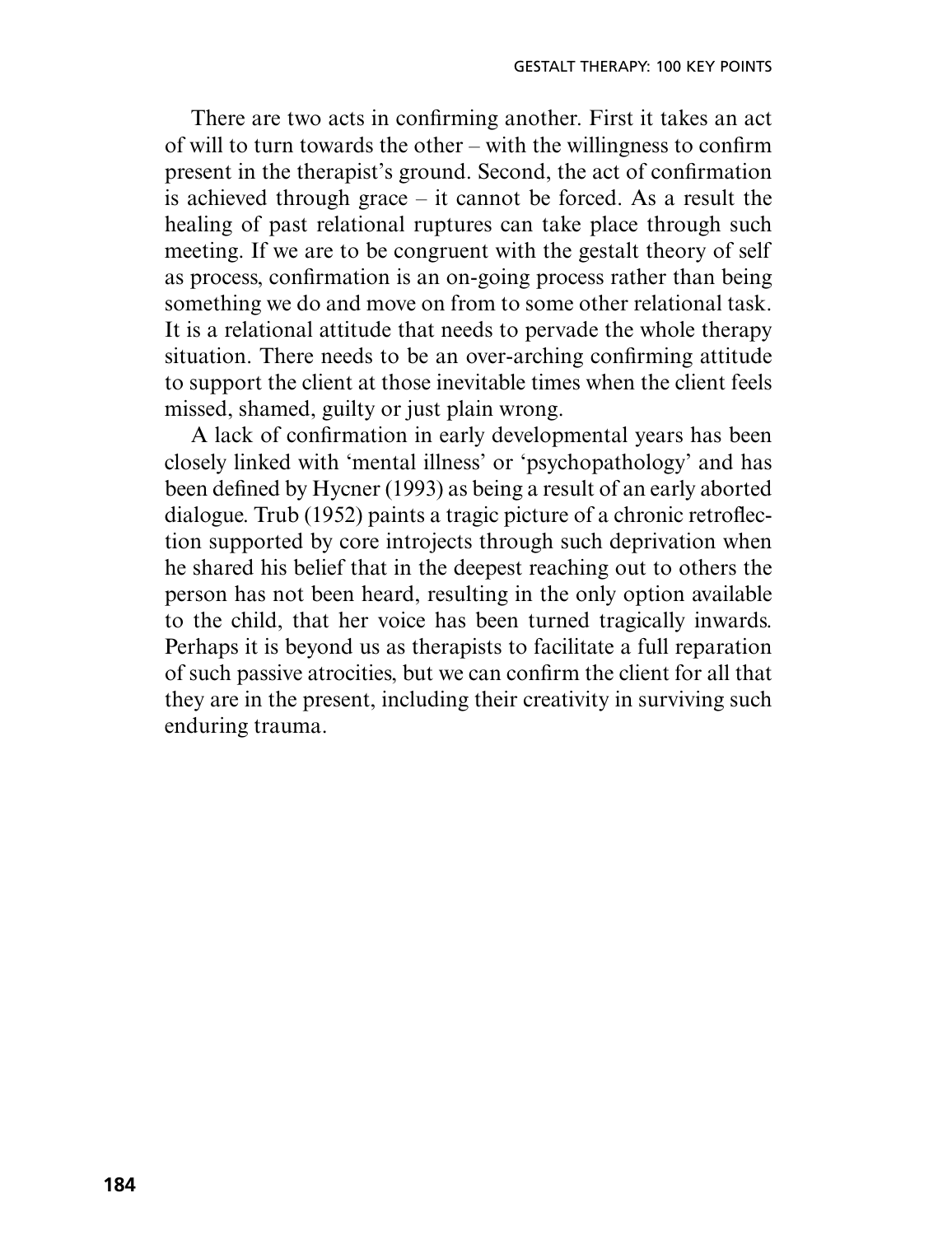There are two acts in confirming another. First it takes an act of will to turn towards the other – with the willingness to confirm present in the therapist's ground. Second, the act of confirmation is achieved through grace – it cannot be forced. As a result the healing of past relational ruptures can take place through such meeting. If we are to be congruent with the gestalt theory of self as process, confirmation is an on-going process rather than being something we do and move on from to some other relational task. It is a relational attitude that needs to pervade the whole therapy situation. There needs to be an over-arching confirming attitude to support the client at those inevitable times when the client feels missed, shamed, guilty or just plain wrong.

A lack of confirmation in early developmental years has been closely linked with 'mental illness' or 'psychopathology' and has been defined by Hycner (1993) as being a result of an early aborted dialogue. Trub (1952) paints a tragic picture of a chronic retroflection supported by core introjects through such deprivation when he shared his belief that in the deepest reaching out to others the person has not been heard, resulting in the only option available to the child, that her voice has been turned tragically inwards. Perhaps it is beyond us as therapists to facilitate a full reparation of such passive atrocities, but we can confirm the client for all that they are in the present, including their creativity in surviving such enduring trauma.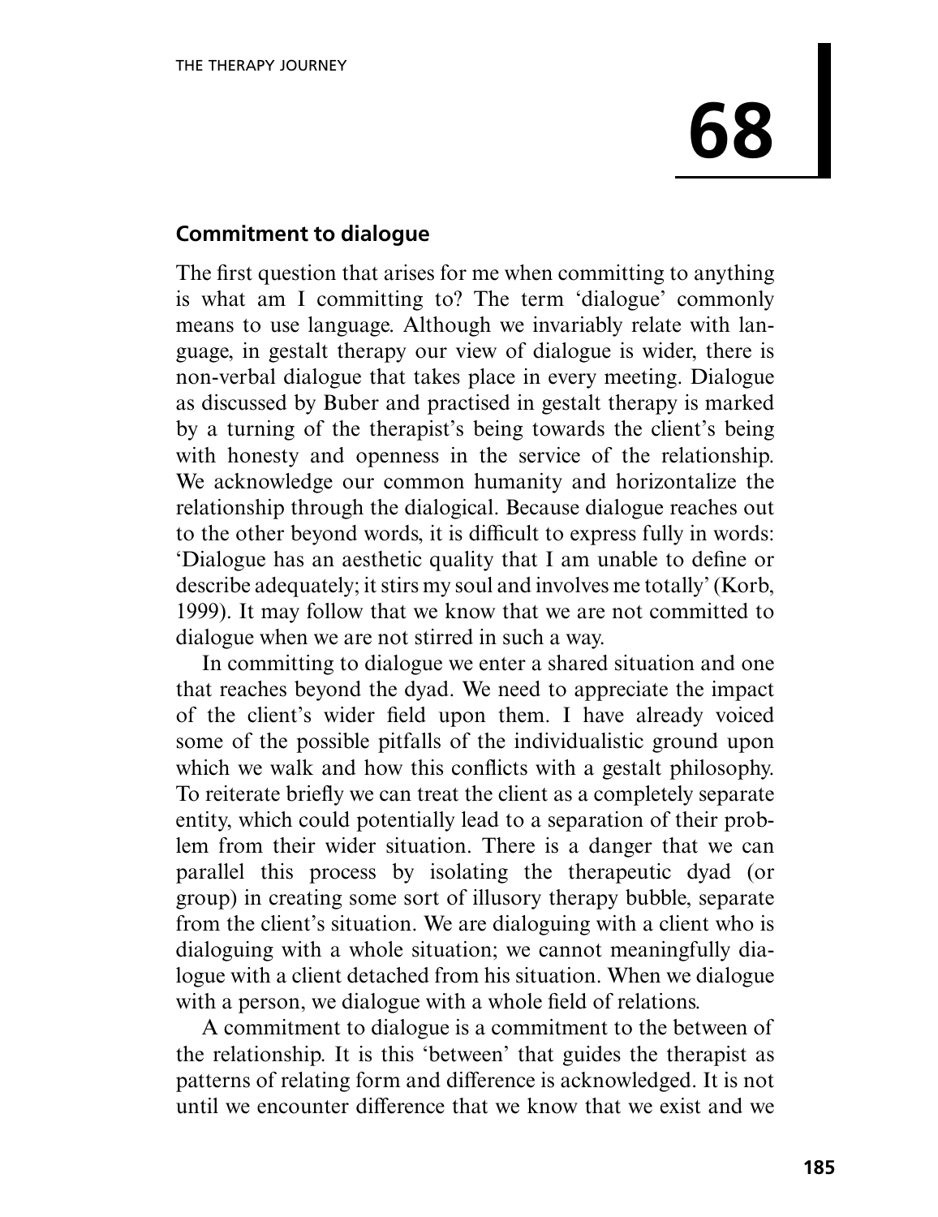# 68

## Commitment to dialogue

The first question that arises for me when committing to anything is what am I committing to? The term 'dialogue' commonly means to use language. Although we invariably relate with language, in gestalt therapy our view of dialogue is wider, there is non-verbal dialogue that takes place in every meeting. Dialogue as discussed by Buber and practised in gestalt therapy is marked by a turning of the therapist's being towards the client's being with honesty and openness in the service of the relationship. We acknowledge our common humanity and horizontalize the relationship through the dialogical. Because dialogue reaches out to the other beyond words, it is difficult to express fully in words: 'Dialogue has an aesthetic quality that I am unable to define or describe adequately; it stirs my soul and involves me totally' (Korb, 1999). It may follow that we know that we are not committed to dialogue when we are not stirred in such a way.

In committing to dialogue we enter a shared situation and one that reaches beyond the dyad. We need to appreciate the impact of the client's wider field upon them. I have already voiced some of the possible pitfalls of the individualistic ground upon which we walk and how this conflicts with a gestalt philosophy. To reiterate briefly we can treat the client as a completely separate entity, which could potentially lead to a separation of their problem from their wider situation. There is a danger that we can parallel this process by isolating the therapeutic dyad (or group) in creating some sort of illusory therapy bubble, separate from the client's situation. We are dialoguing with a client who is dialoguing with a whole situation; we cannot meaningfully dialogue with a client detached from his situation. When we dialogue with a person, we dialogue with a whole field of relations.

A commitment to dialogue is a commitment to the between of the relationship. It is this 'between' that guides the therapist as patterns of relating form and difference is acknowledged. It is not until we encounter difference that we know that we exist and we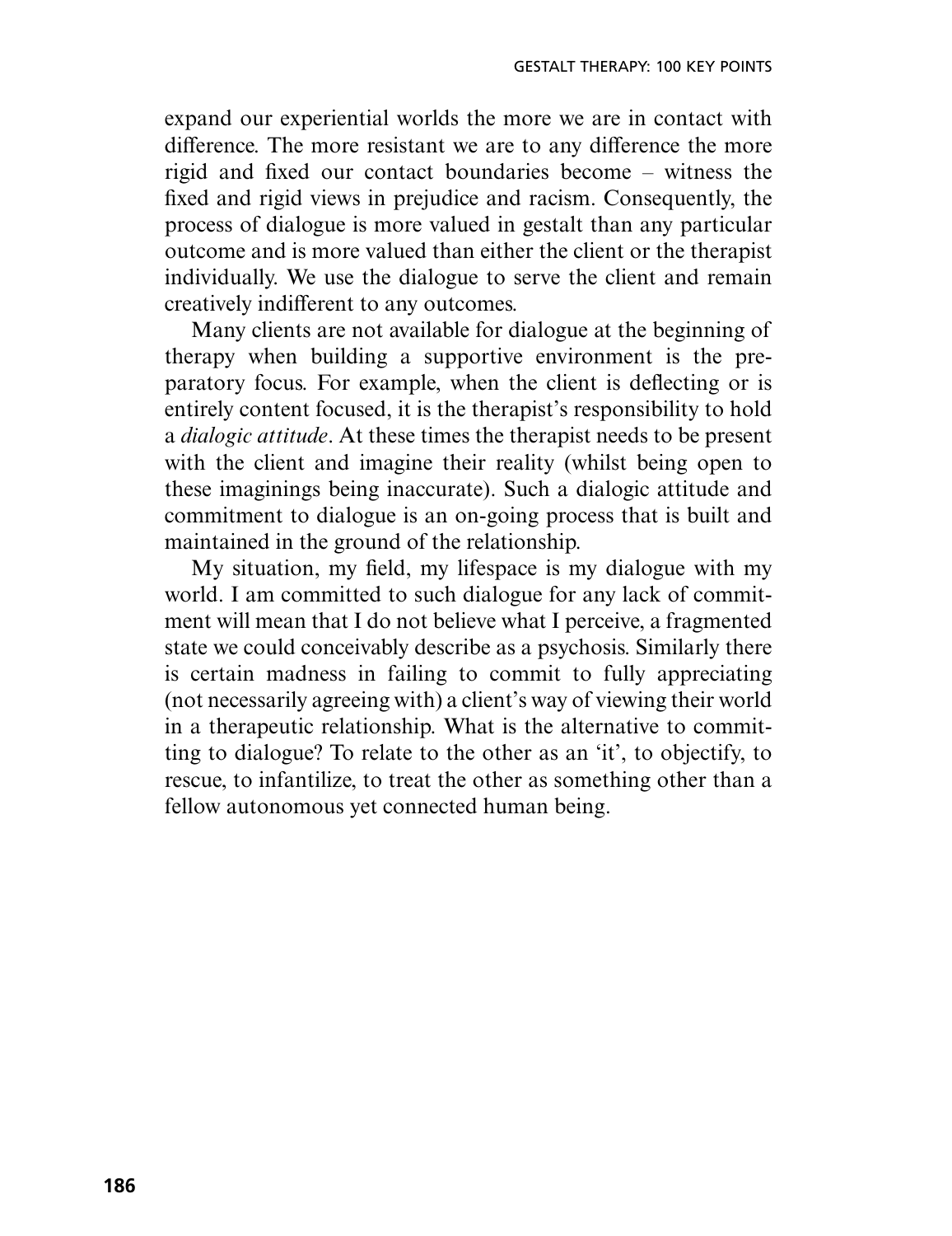expand our experiential worlds the more we are in contact with difference. The more resistant we are to any difference the more rigid and fixed our contact boundaries become – witness the fixed and rigid views in prejudice and racism. Consequently, the process of dialogue is more valued in gestalt than any particular outcome and is more valued than either the client or the therapist individually. We use the dialogue to serve the client and remain creatively indifferent to any outcomes.

Many clients are not available for dialogue at the beginning of therapy when building a supportive environment is the preparatory focus. For example, when the client is deflecting or is entirely content focused, it is the therapist's responsibility to hold a *dialogic attitude*. At these times the therapist needs to be present with the client and imagine their reality (whilst being open to these imaginings being inaccurate). Such a dialogic attitude and commitment to dialogue is an on-going process that is built and maintained in the ground of the relationship.

My situation, my field, my lifespace is my dialogue with my world. I am committed to such dialogue for any lack of commitment will mean that I do not believe what I perceive, a fragmented state we could conceivably describe as a psychosis. Similarly there is certain madness in failing to commit to fully appreciating (not necessarily agreeing with) a client's way of viewing their world in a therapeutic relationship. What is the alternative to committing to dialogue? To relate to the other as an 'it', to objectify, to rescue, to infantilize, to treat the other as something other than a fellow autonomous yet connected human being.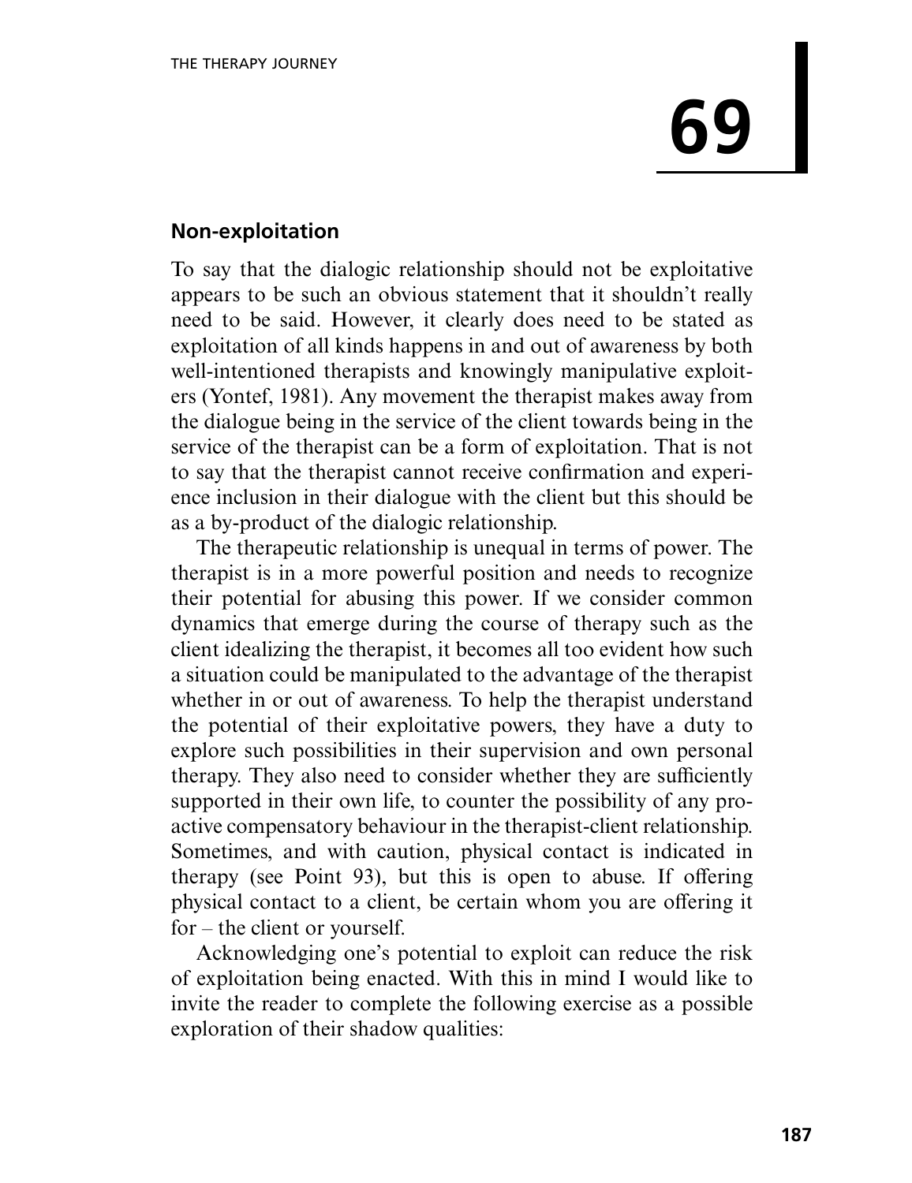# 69

## Non-exploitation

To say that the dialogic relationship should not be exploitative appears to be such an obvious statement that it shouldn't really need to be said. However, it clearly does need to be stated as exploitation of all kinds happens in and out of awareness by both well-intentioned therapists and knowingly manipulative exploiters (Yontef, 1981). Any movement the therapist makes away from the dialogue being in the service of the client towards being in the service of the therapist can be a form of exploitation. That is not to say that the therapist cannot receive confirmation and experience inclusion in their dialogue with the client but this should be as a by-product of the dialogic relationship.

The therapeutic relationship is unequal in terms of power. The therapist is in a more powerful position and needs to recognize their potential for abusing this power. If we consider common dynamics that emerge during the course of therapy such as the client idealizing the therapist, it becomes all too evident how such a situation could be manipulated to the advantage of the therapist whether in or out of awareness. To help the therapist understand the potential of their exploitative powers, they have a duty to explore such possibilities in their supervision and own personal therapy. They also need to consider whether they are sufficiently supported in their own life, to counter the possibility of any proactive compensatory behaviour in the therapist-client relationship. Sometimes, and with caution, physical contact is indicated in therapy (see Point 93), but this is open to abuse. If offering physical contact to a client, be certain whom you are offering it for – the client or yourself.

Acknowledging one's potential to exploit can reduce the risk of exploitation being enacted. With this in mind I would like to invite the reader to complete the following exercise as a possible exploration of their shadow qualities: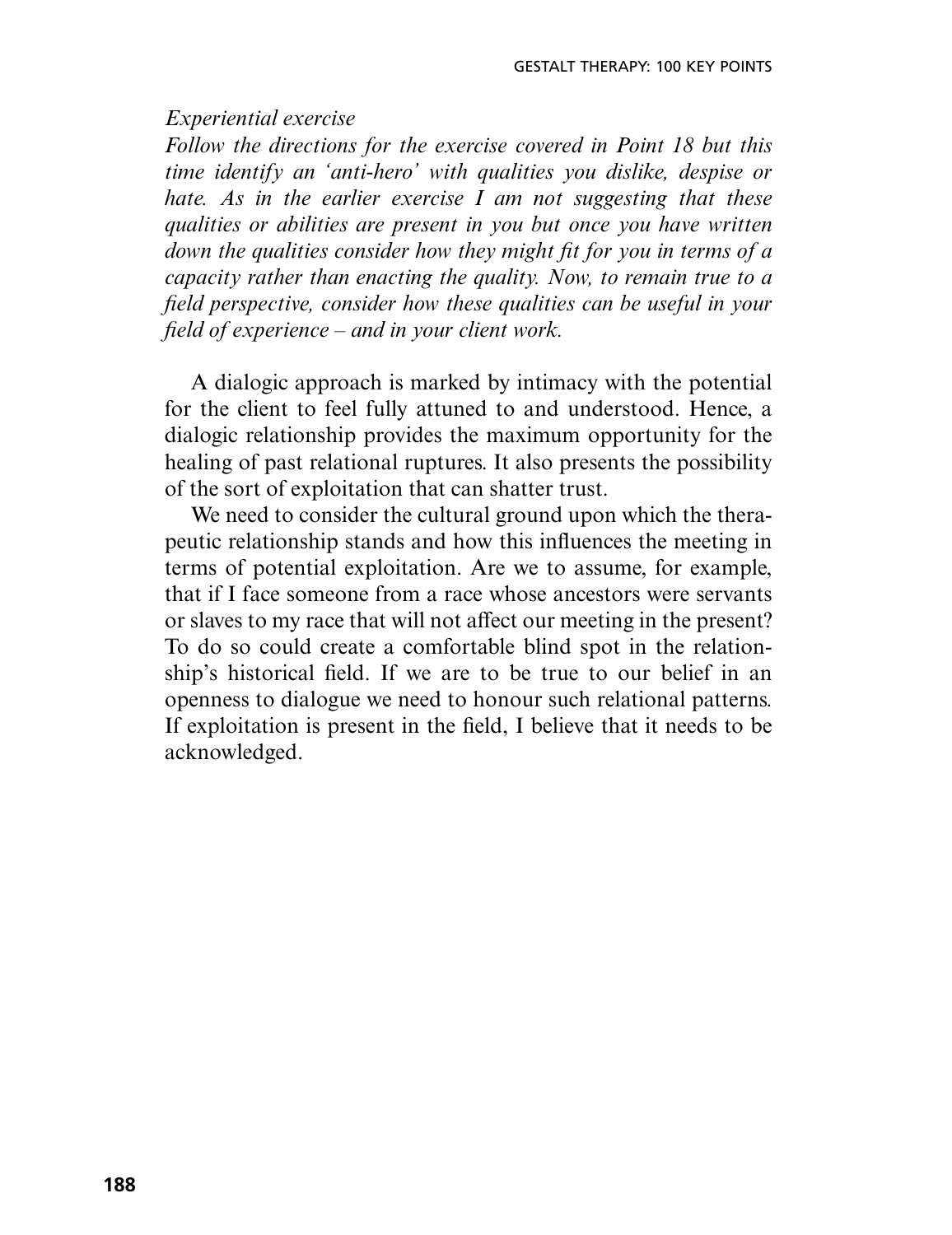*Experiential exercise*

*Follow the directions for the exercise covered in Point 18 but this time identify an 'anti-hero' with qualities you dislike, despise or hate. As in the earlier exercise I am not suggesting that these qualities or abilities are present in you but once you have written down the qualities consider how they might fit for you in terms of a capacity rather than enacting the quality. Now, to remain true to a field perspective, consider how these qualities can be useful in your field of experience – and in your client work.*

A dialogic approach is marked by intimacy with the potential for the client to feel fully attuned to and understood. Hence, a dialogic relationship provides the maximum opportunity for the healing of past relational ruptures. It also presents the possibility of the sort of exploitation that can shatter trust.

We need to consider the cultural ground upon which the therapeutic relationship stands and how this influences the meeting in terms of potential exploitation. Are we to assume, for example, that if I face someone from a race whose ancestors were servants or slaves to my race that will not affect our meeting in the present? To do so could create a comfortable blind spot in the relationship's historical field. If we are to be true to our belief in an openness to dialogue we need to honour such relational patterns. If exploitation is present in the field, I believe that it needs to be acknowledged.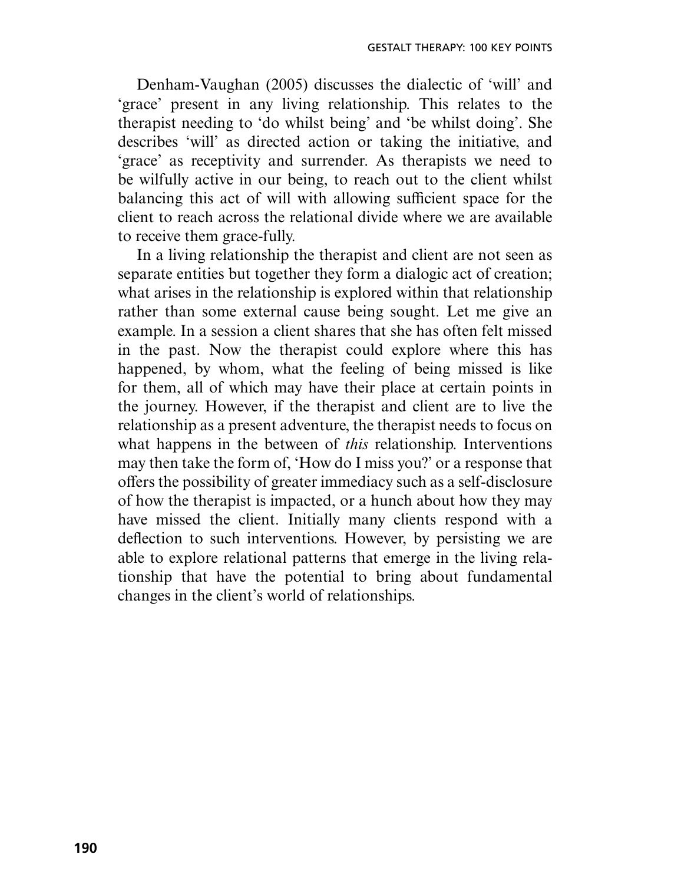Denham-Vaughan (2005) discusses the dialectic of 'will' and 'grace' present in any living relationship. This relates to the therapist needing to 'do whilst being' and 'be whilst doing'. She describes 'will' as directed action or taking the initiative, and 'grace' as receptivity and surrender. As therapists we need to be wilfully active in our being, to reach out to the client whilst balancing this act of will with allowing sufficient space for the client to reach across the relational divide where we are available to receive them grace-fully.

In a living relationship the therapist and client are not seen as separate entities but together they form a dialogic act of creation; what arises in the relationship is explored within that relationship rather than some external cause being sought. Let me give an example. In a session a client shares that she has often felt missed in the past. Now the therapist could explore where this has happened, by whom, what the feeling of being missed is like for them, all of which may have their place at certain points in the journey. However, if the therapist and client are to live the relationship as a present adventure, the therapist needs to focus on what happens in the between of *this* relationship. Interventions may then take the form of, 'How do I miss you?' or a response that offers the possibility of greater immediacy such as a self-disclosure of how the therapist is impacted, or a hunch about how they may have missed the client. Initially many clients respond with a deflection to such interventions. However, by persisting we are able to explore relational patterns that emerge in the living relationship that have the potential to bring about fundamental changes in the client's world of relationships.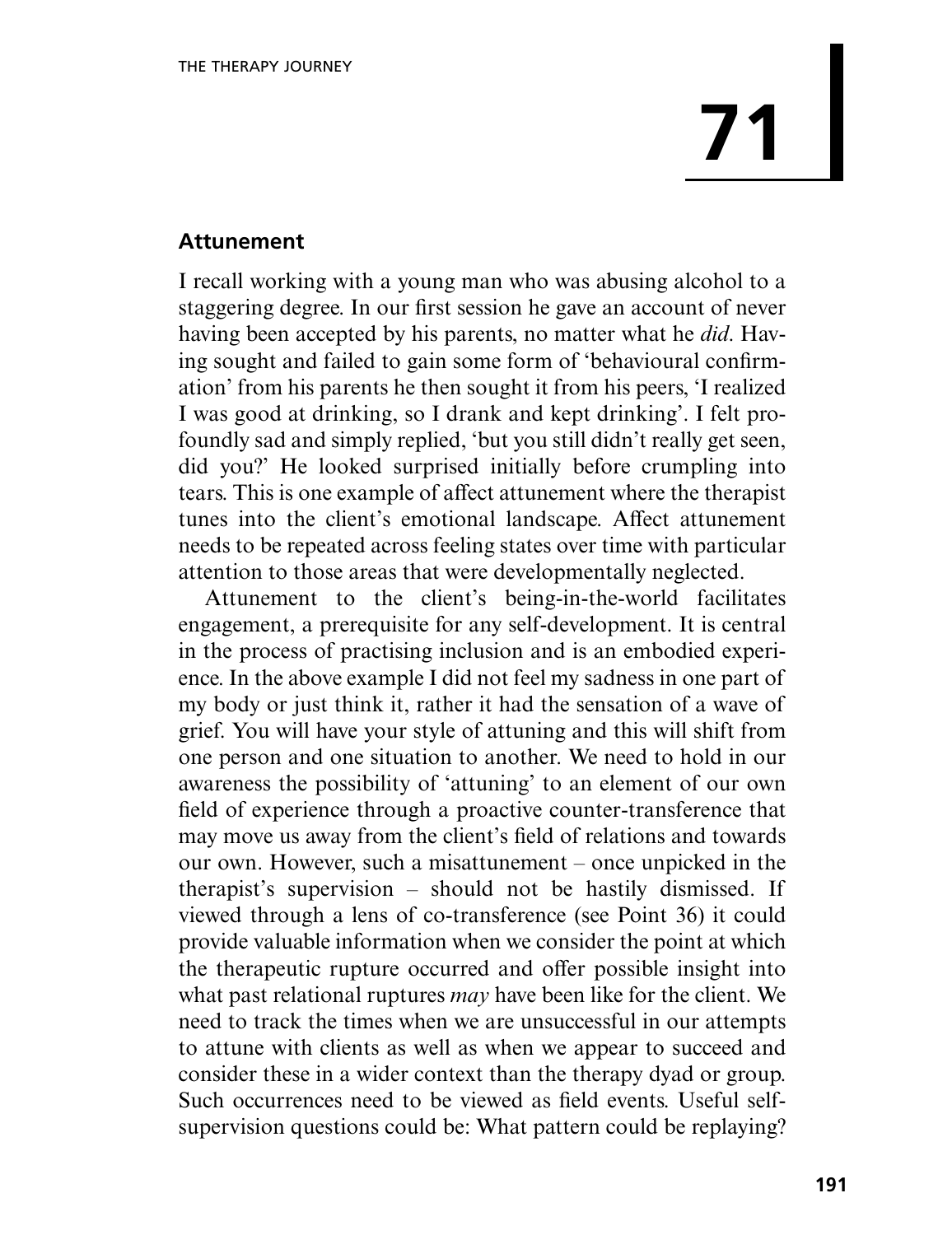# 71

## Attunement

I recall working with a young man who was abusing alcohol to a staggering degree. In our first session he gave an account of never having been accepted by his parents, no matter what he *did*. Having sought and failed to gain some form of 'behavioural confirmation' from his parents he then sought it from his peers, 'I realized I was good at drinking, so I drank and kept drinking'. I felt profoundly sad and simply replied, 'but you still didn't really get seen, did you?' He looked surprised initially before crumpling into tears. This is one example of affect attunement where the therapist tunes into the client's emotional landscape. Affect attunement needs to be repeated across feeling states over time with particular attention to those areas that were developmentally neglected.

Attunement to the client's being-in-the-world facilitates engagement, a prerequisite for any self-development. It is central in the process of practising inclusion and is an embodied experience. In the above example I did not feel my sadness in one part of my body or just think it, rather it had the sensation of a wave of grief. You will have your style of attuning and this will shift from one person and one situation to another. We need to hold in our awareness the possibility of 'attuning' to an element of our own field of experience through a proactive counter-transference that may move us away from the client's field of relations and towards our own. However, such a misattunement – once unpicked in the therapist's supervision – should not be hastily dismissed. If viewed through a lens of co-transference (see Point 36) it could provide valuable information when we consider the point at which the therapeutic rupture occurred and offer possible insight into what past relational ruptures *may* have been like for the client. We need to track the times when we are unsuccessful in our attempts to attune with clients as well as when we appear to succeed and consider these in a wider context than the therapy dyad or group. Such occurrences need to be viewed as field events. Useful self-supervision questions could be: What pattern could be replaying?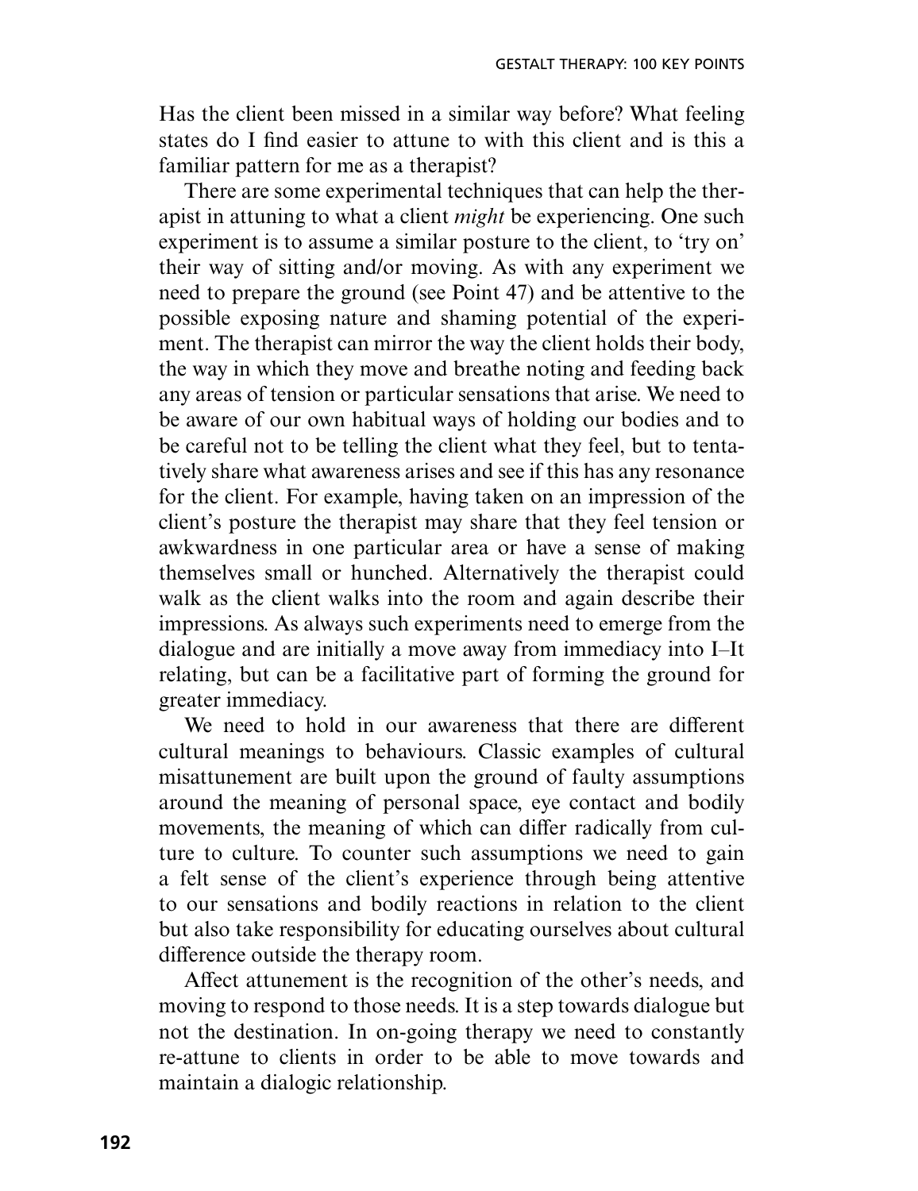Has the client been missed in a similar way before? What feeling states do I find easier to attune to with this client and is this a familiar pattern for me as a therapist?

There are some experimental techniques that can help the therapist in attuning to what a client *might* be experiencing. One such experiment is to assume a similar posture to the client, to 'try on' their way of sitting and/or moving. As with any experiment we need to prepare the ground (see Point 47) and be attentive to the possible exposing nature and shaming potential of the experiment. The therapist can mirror the way the client holds their body, the way in which they move and breathe noting and feeding back any areas of tension or particular sensations that arise. We need to be aware of our own habitual ways of holding our bodies and to be careful not to be telling the client what they feel, but to tentatively share what awareness arises and see if this has any resonance for the client. For example, having taken on an impression of the client's posture the therapist may share that they feel tension or awkwardness in one particular area or have a sense of making themselves small or hunched. Alternatively the therapist could walk as the client walks into the room and again describe their impressions. As always such experiments need to emerge from the dialogue and are initially a move away from immediacy into I–It relating, but can be a facilitative part of forming the ground for greater immediacy.

We need to hold in our awareness that there are different cultural meanings to behaviours. Classic examples of cultural misattunement are built upon the ground of faulty assumptions around the meaning of personal space, eye contact and bodily movements, the meaning of which can differ radically from culture to culture. To counter such assumptions we need to gain a felt sense of the client's experience through being attentive to our sensations and bodily reactions in relation to the client but also take responsibility for educating ourselves about cultural difference outside the therapy room.

Affect attunement is the recognition of the other's needs, and moving to respond to those needs. It is a step towards dialogue but not the destination. In on-going therapy we need to constantly re-attune to clients in order to be able to move towards and maintain a dialogic relationship.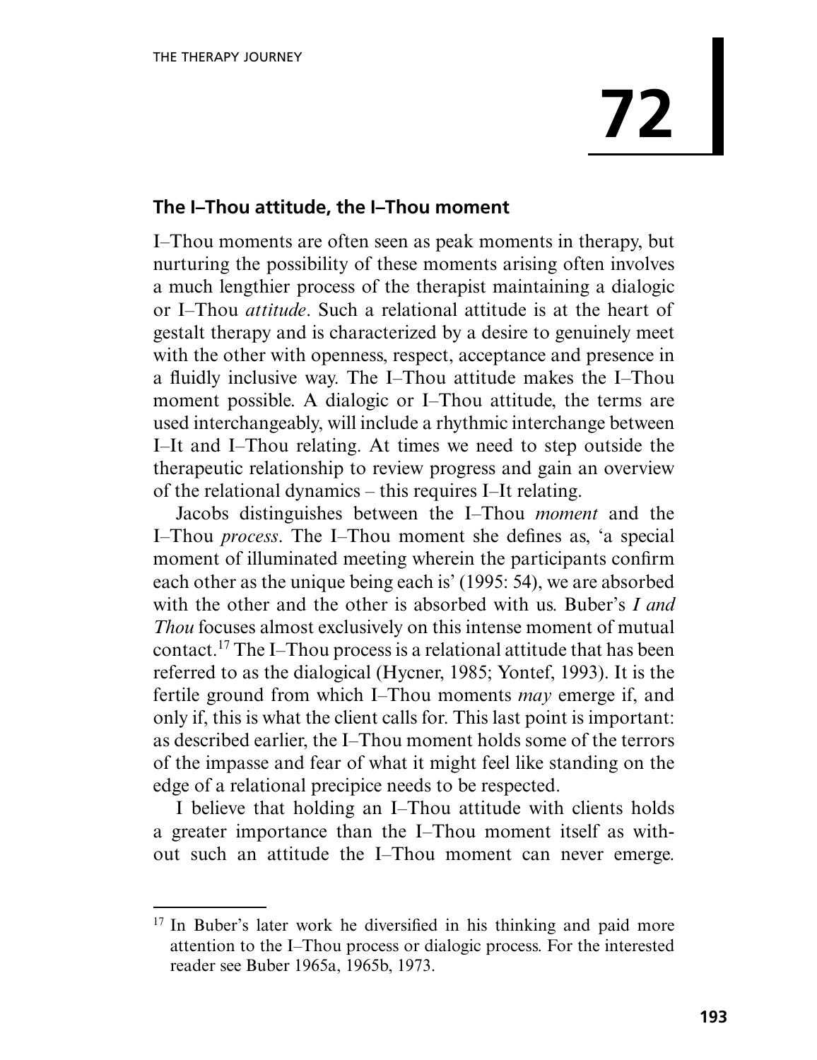# 72

## The I–Thou attitude, the I–Thou moment

I–Thou moments are often seen as peak moments in therapy, but nurturing the possibility of these moments arising often involves a much lengthier process of the therapist maintaining a dialogic or I–Thou *attitude*. Such a relational attitude is at the heart of gestalt therapy and is characterized by a desire to genuinely meet with the other with openness, respect, acceptance and presence in a fluidly inclusive way. The I–Thou attitude makes the I–Thou moment possible. A dialogic or I–Thou attitude, the terms are used interchangeably, will include a rhythmic interchange between I–It and I–Thou relating. At times we need to step outside the therapeutic relationship to review progress and gain an overview of the relational dynamics – this requires I–It relating.

Jacobs distinguishes between the I–Thou *moment* and the I–Thou *process*. The I–Thou moment she defines as, 'a special moment of illuminated meeting wherein the participants confirm each other as the unique being each is' (1995: 54), we are absorbed with the other and the other is absorbed with us. Buber's *I and Thou* focuses almost exclusively on this intense moment of mutual contact.[17] The I–Thou process is a relational attitude that has been referred to as the dialogical (Hycner, 1985; Yontef, 1993). It is the fertile ground from which I–Thou moments *may* emerge if, and only if, this is what the client calls for. This last point is important: as described earlier, the I–Thou moment holds some of the terrors of the impasse and fear of what it might feel like standing on the edge of a relational precipice needs to be respected.

I believe that holding an I–Thou attitude with clients holds a greater importance than the I–Thou moment itself as without such an attitude the I–Thou moment can never emerge.

---

[17] In Buber's later work he diversified in his thinking and paid more attention to the I–Thou process or dialogic process. For the interested reader see Buber 1965a, 1965b, 1973.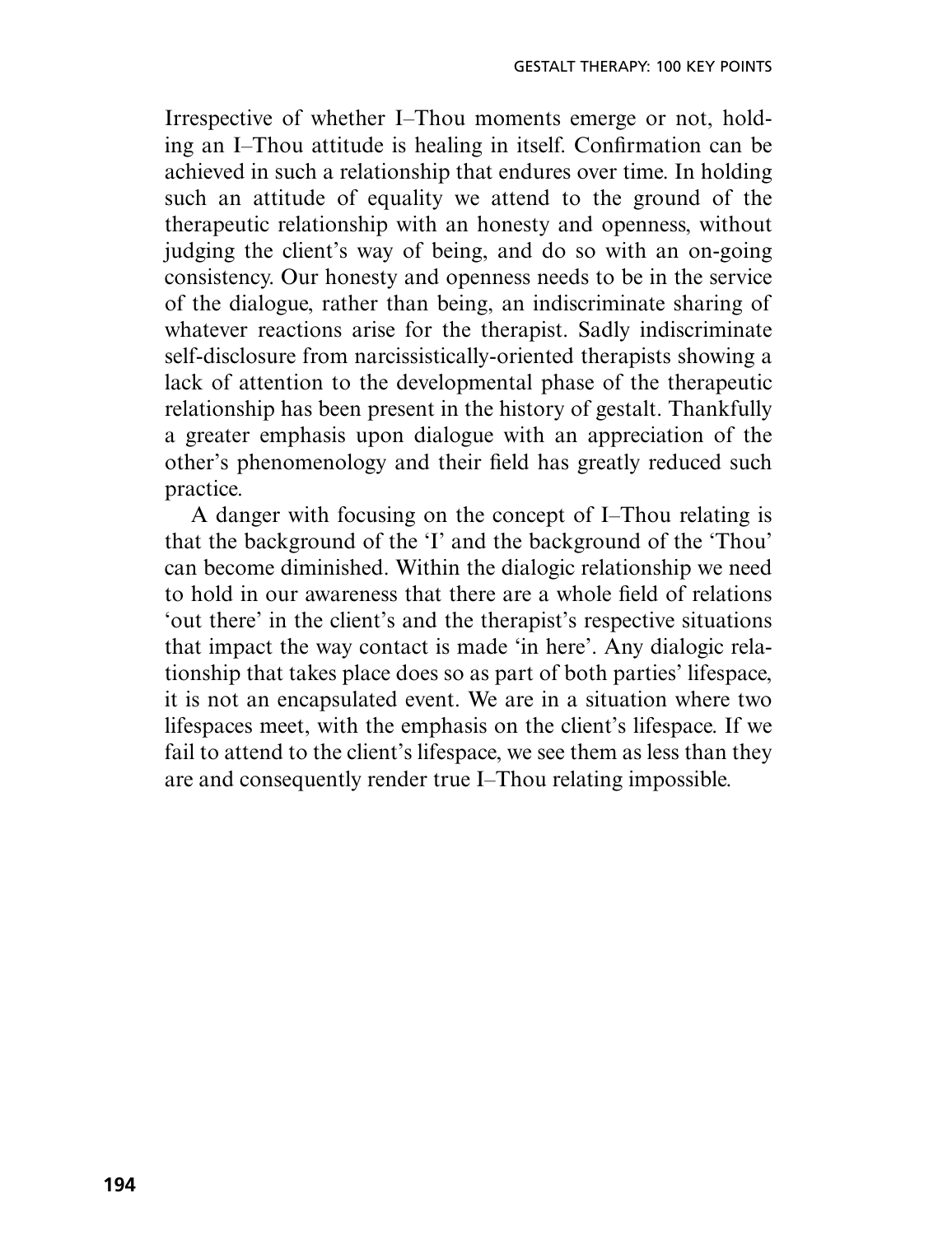Irrespective of whether I–Thou moments emerge or not, holding an I–Thou attitude is healing in itself. Confirmation can be achieved in such a relationship that endures over time. In holding such an attitude of equality we attend to the ground of the therapeutic relationship with an honesty and openness, without judging the client's way of being, and do so with an on-going consistency. Our honesty and openness needs to be in the service of the dialogue, rather than being, an indiscriminate sharing of whatever reactions arise for the therapist. Sadly indiscriminate self-disclosure from narcissistically-oriented therapists showing a lack of attention to the developmental phase of the therapeutic relationship has been present in the history of gestalt. Thankfully a greater emphasis upon dialogue with an appreciation of the other's phenomenology and their field has greatly reduced such practice.

A danger with focusing on the concept of I–Thou relating is that the background of the 'I' and the background of the 'Thou' can become diminished. Within the dialogic relationship we need to hold in our awareness that there are a whole field of relations 'out there' in the client's and the therapist's respective situations that impact the way contact is made 'in here'. Any dialogic relationship that takes place does so as part of both parties' lifespace, it is not an encapsulated event. We are in a situation where two lifespaces meet, with the emphasis on the client's lifespace. If we fail to attend to the client's lifespace, we see them as less than they are and consequently render true I–Thou relating impossible.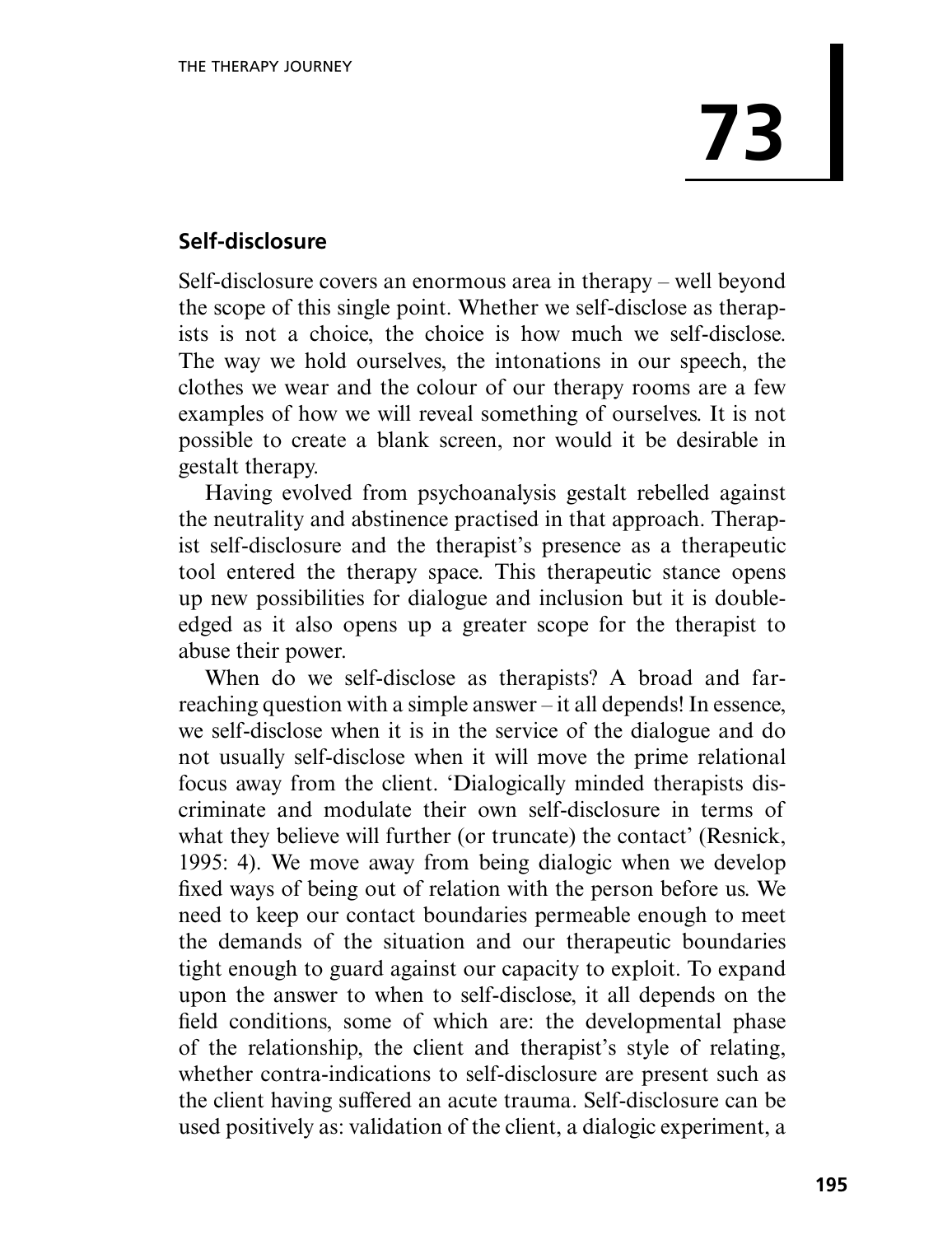# 73

## Self-disclosure

Self-disclosure covers an enormous area in therapy – well beyond the scope of this single point. Whether we self-disclose as therapists is not a choice, the choice is how much we self-disclose. The way we hold ourselves, the intonations in our speech, the clothes we wear and the colour of our therapy rooms are a few examples of how we will reveal something of ourselves. It is not possible to create a blank screen, nor would it be desirable in gestalt therapy.

Having evolved from psychoanalysis gestalt rebelled against the neutrality and abstinence practised in that approach. Therapist self-disclosure and the therapist's presence as a therapeutic tool entered the therapy space. This therapeutic stance opens up new possibilities for dialogue and inclusion but it is double-edged as it also opens up a greater scope for the therapist to abuse their power.

When do we self-disclose as therapists? A broad and far-reaching question with a simple answer – it all depends! In essence, we self-disclose when it is in the service of the dialogue and do not usually self-disclose when it will move the prime relational focus away from the client. 'Dialogically minded therapists discriminate and modulate their own self-disclosure in terms of what they believe will further (or truncate) the contact' (Resnick, 1995: 4). We move away from being dialogic when we develop fixed ways of being out of relation with the person before us. We need to keep our contact boundaries permeable enough to meet the demands of the situation and our therapeutic boundaries tight enough to guard against our capacity to exploit. To expand upon the answer to when to self-disclose, it all depends on the field conditions, some of which are: the developmental phase of the relationship, the client and therapist's style of relating, whether contra-indications to self-disclosure are present such as the client having suffered an acute trauma. Self-disclosure can be used positively as: validation of the client, a dialogic experiment, a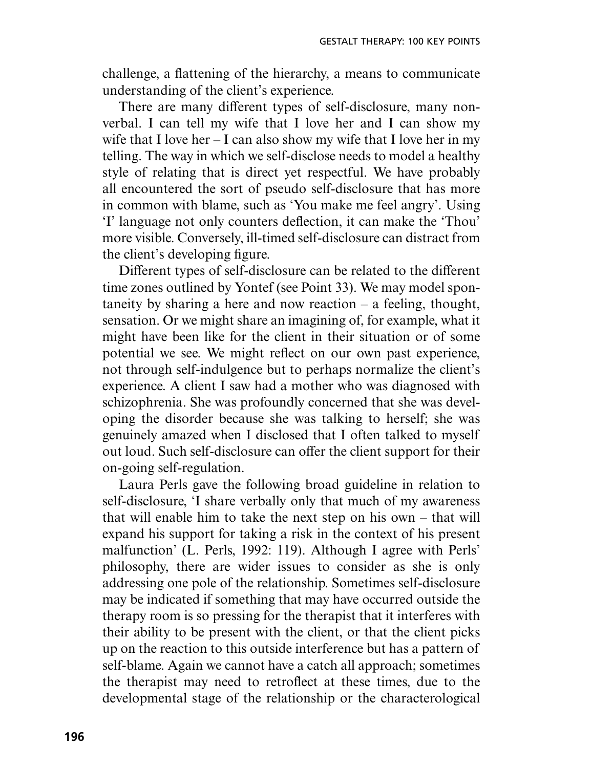challenge, a flattening of the hierarchy, a means to communicate understanding of the client's experience.

There are many different types of self-disclosure, many non-verbal. I can tell my wife that I love her and I can show my wife that I love her – I can also show my wife that I love her in my telling. The way in which we self-disclose needs to model a healthy style of relating that is direct yet respectful. We have probably all encountered the sort of pseudo self-disclosure that has more in common with blame, such as 'You make me feel angry'. Using 'I' language not only counters deflection, it can make the 'Thou' more visible. Conversely, ill-timed self-disclosure can distract from the client's developing figure.

Different types of self-disclosure can be related to the different time zones outlined by Yontef (see Point 33). We may model spontaneity by sharing a here and now reaction – a feeling, thought, sensation. Or we might share an imagining of, for example, what it might have been like for the client in their situation or of some potential we see. We might reflect on our own past experience, not through self-indulgence but to perhaps normalize the client's experience. A client I saw had a mother who was diagnosed with schizophrenia. She was profoundly concerned that she was developing the disorder because she was talking to herself; she was genuinely amazed when I disclosed that I often talked to myself out loud. Such self-disclosure can offer the client support for their on-going self-regulation.

Laura Perls gave the following broad guideline in relation to self-disclosure, 'I share verbally only that much of my awareness that will enable him to take the next step on his own – that will expand his support for taking a risk in the context of his present malfunction' (L. Perls, 1992: 119). Although I agree with Perls' philosophy, there are wider issues to consider as she is only addressing one pole of the relationship. Sometimes self-disclosure may be indicated if something that may have occurred outside the therapy room is so pressing for the therapist that it interferes with their ability to be present with the client, or that the client picks up on the reaction to this outside interference but has a pattern of self-blame. Again we cannot have a catch all approach; sometimes the therapist may need to retroflect at these times, due to the developmental stage of the relationship or the characterological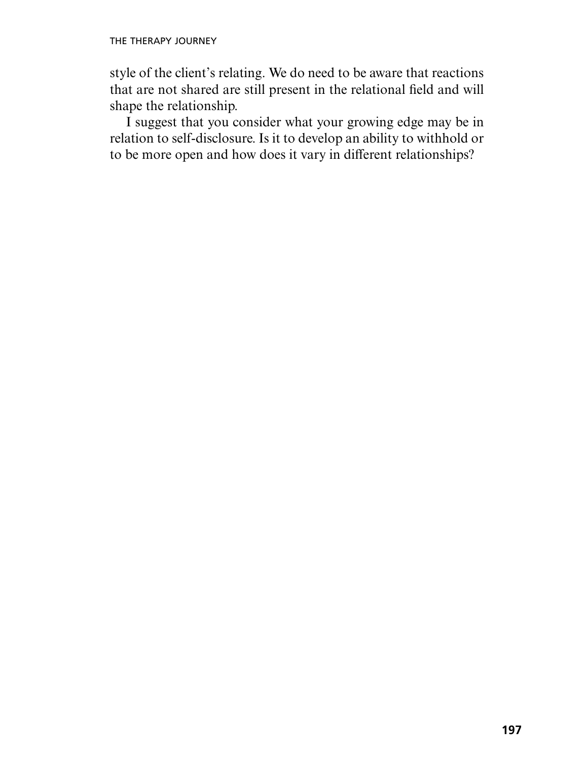style of the client's relating. We do need to be aware that reactions that are not shared are still present in the relational field and will shape the relationship.

I suggest that you consider what your growing edge may be in relation to self-disclosure. Is it to develop an ability to withhold or to be more open and how does it vary in different relationships?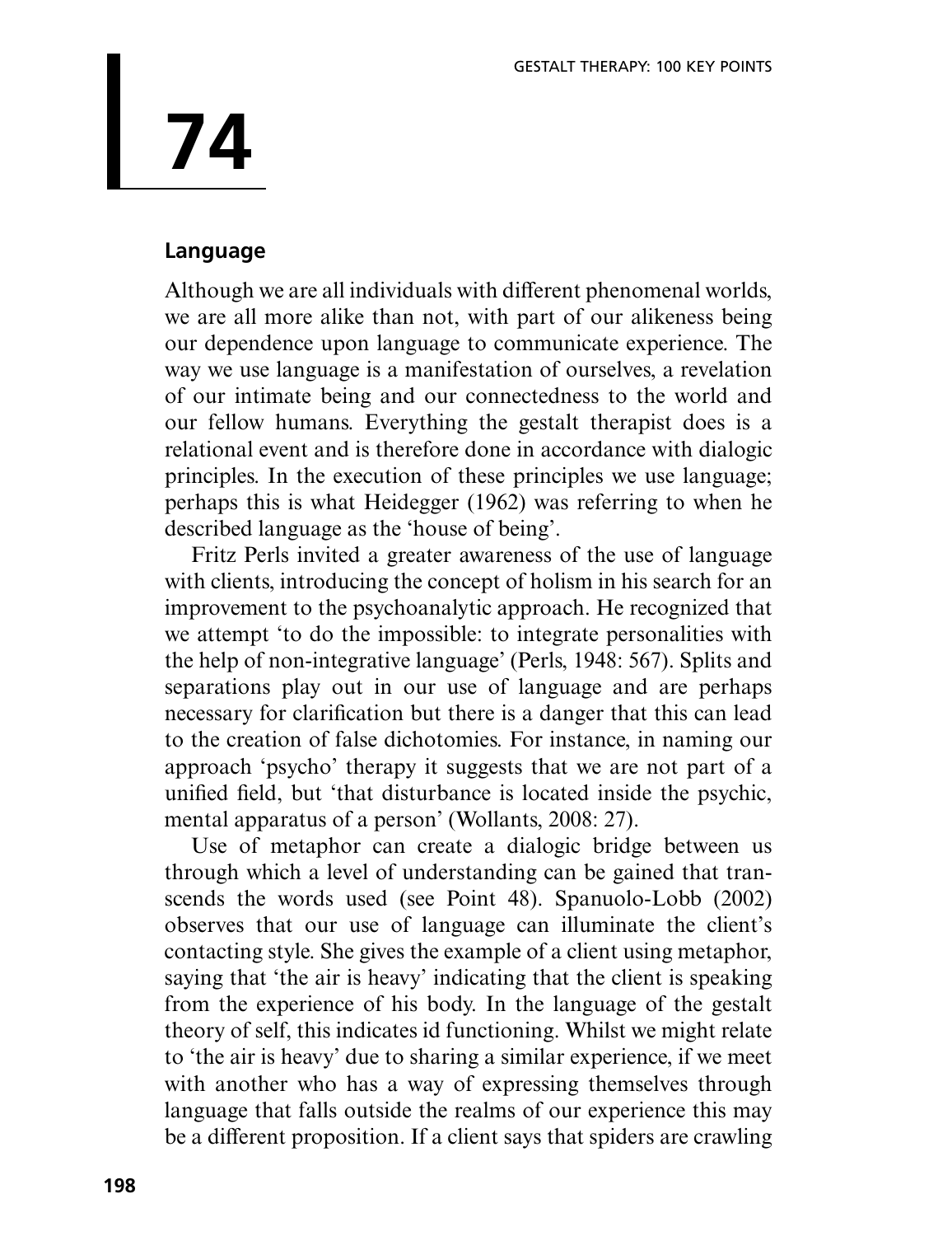# 74

## Language

Although we are all individuals with different phenomenal worlds, we are all more alike than not, with part of our alikeness being our dependence upon language to communicate experience. The way we use language is a manifestation of ourselves, a revelation of our intimate being and our connectedness to the world and our fellow humans. Everything the gestalt therapist does is a relational event and is therefore done in accordance with dialogic principles. In the execution of these principles we use language; perhaps this is what Heidegger (1962) was referring to when he described language as the 'house of being'.

Fritz Perls invited a greater awareness of the use of language with clients, introducing the concept of holism in his search for an improvement to the psychoanalytic approach. He recognized that we attempt 'to do the impossible: to integrate personalities with the help of non-integrative language' (Perls, 1948: 567). Splits and separations play out in our use of language and are perhaps necessary for clarification but there is a danger that this can lead to the creation of false dichotomies. For instance, in naming our approach 'psycho' therapy it suggests that we are not part of a unified field, but 'that disturbance is located inside the psychic, mental apparatus of a person' (Wollants, 2008: 27).

Use of metaphor can create a dialogic bridge between us through which a level of understanding can be gained that transcends the words used (see Point 48). Spanuolo-Lobb (2002) observes that our use of language can illuminate the client's contacting style. She gives the example of a client using metaphor, saying that 'the air is heavy' indicating that the client is speaking from the experience of his body. In the language of the gestalt theory of self, this indicates id functioning. Whilst we might relate to 'the air is heavy' due to sharing a similar experience, if we meet with another who has a way of expressing themselves through language that falls outside the realms of our experience this may be a different proposition. If a client says that spiders are crawling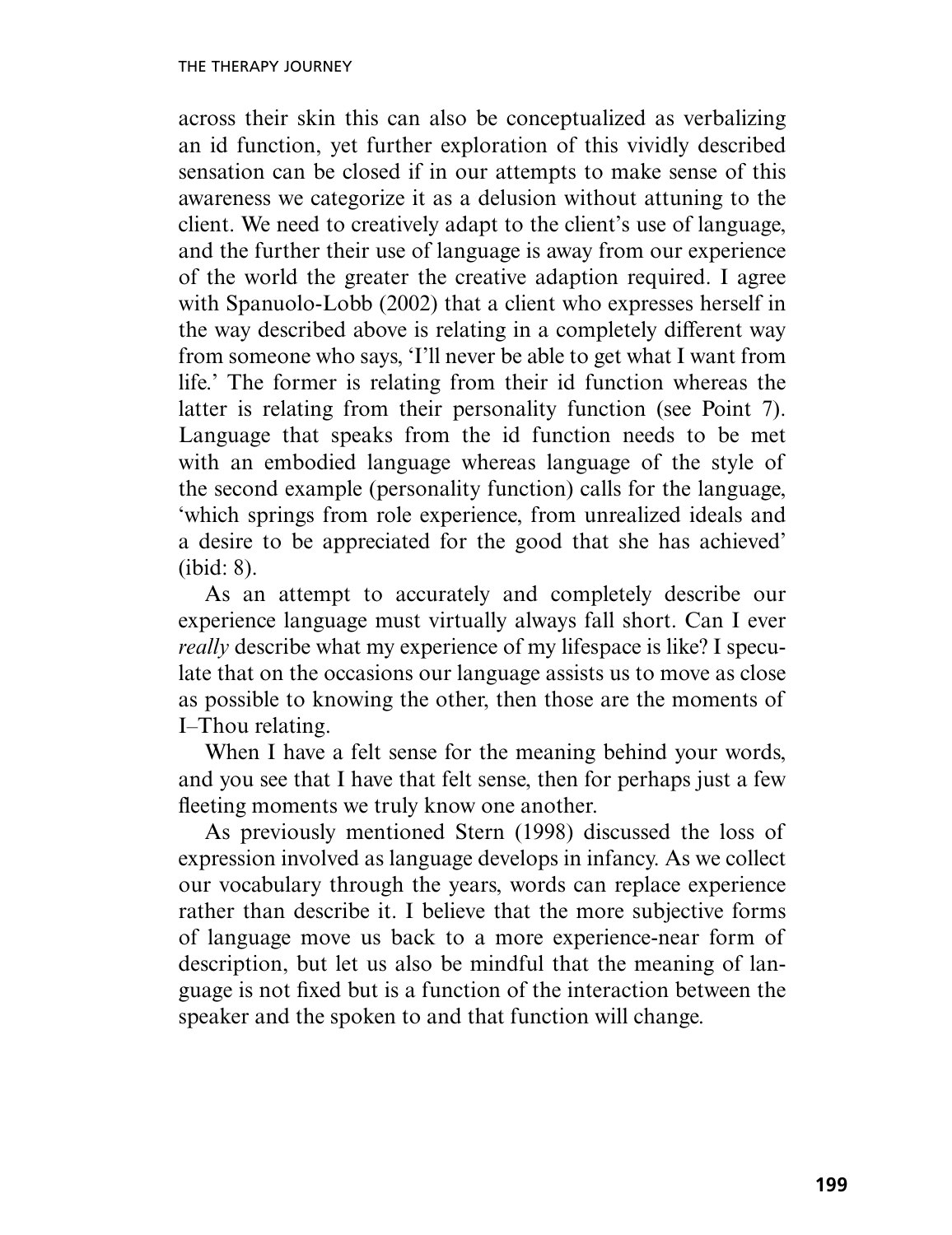across their skin this can also be conceptualized as verbalizing an id function, yet further exploration of this vividly described sensation can be closed if in our attempts to make sense of this awareness we categorize it as a delusion without attuning to the client. We need to creatively adapt to the client's use of language, and the further their use of language is away from our experience of the world the greater the creative adaption required. I agree with Spanuolo-Lobb (2002) that a client who expresses herself in the way described above is relating in a completely different way from someone who says, 'I'll never be able to get what I want from life.' The former is relating from their id function whereas the latter is relating from their personality function (see Point 7). Language that speaks from the id function needs to be met with an embodied language whereas language of the style of the second example (personality function) calls for the language, 'which springs from role experience, from unrealized ideals and a desire to be appreciated for the good that she has achieved' (ibid: 8).

As an attempt to accurately and completely describe our experience language must virtually always fall short. Can I ever *really* describe what my experience of my lifespace is like? I speculate that on the occasions our language assists us to move as close as possible to knowing the other, then those are the moments of I–Thou relating.

When I have a felt sense for the meaning behind your words, and you see that I have that felt sense, then for perhaps just a few fleeting moments we truly know one another.

As previously mentioned Stern (1998) discussed the loss of expression involved as language develops in infancy. As we collect our vocabulary through the years, words can replace experience rather than describe it. I believe that the more subjective forms of language move us back to a more experience-near form of description, but let us also be mindful that the meaning of language is not fixed but is a function of the interaction between the speaker and the spoken to and that function will change.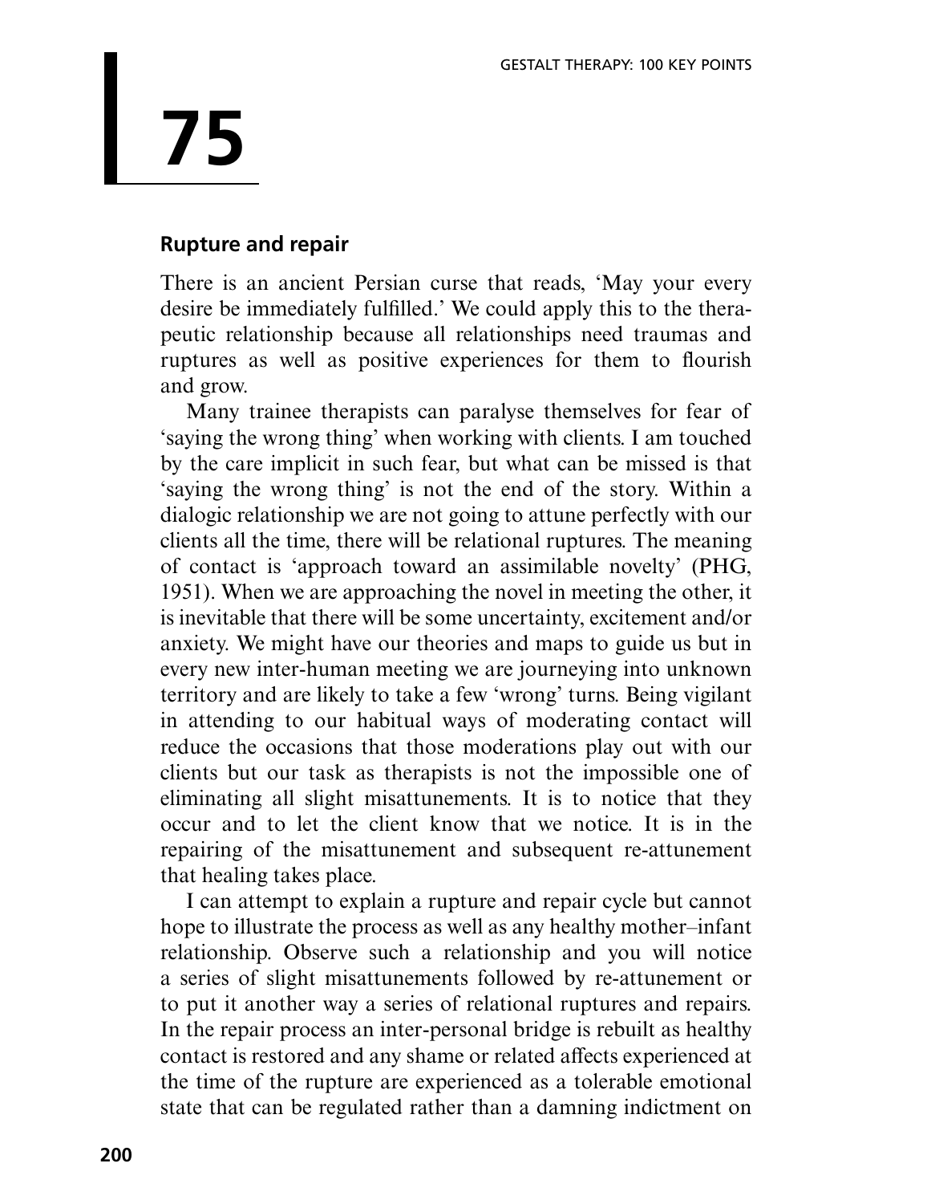# 75

## Rupture and repair

There is an ancient Persian curse that reads, 'May your every desire be immediately fulfilled.' We could apply this to the therapeutic relationship because all relationships need traumas and ruptures as well as positive experiences for them to flourish and grow.

Many trainee therapists can paralyse themselves for fear of 'saying the wrong thing' when working with clients. I am touched by the care implicit in such fear, but what can be missed is that 'saying the wrong thing' is not the end of the story. Within a dialogic relationship we are not going to attune perfectly with our clients all the time, there will be relational ruptures. The meaning of contact is 'approach toward an assimilable novelty' (PHG, 1951). When we are approaching the novel in meeting the other, it is inevitable that there will be some uncertainty, excitement and/or anxiety. We might have our theories and maps to guide us but in every new inter-human meeting we are journeying into unknown territory and are likely to take a few 'wrong' turns. Being vigilant in attending to our habitual ways of moderating contact will reduce the occasions that those moderations play out with our clients but our task as therapists is not the impossible one of eliminating all slight misattunements. It is to notice that they occur and to let the client know that we notice. It is in the repairing of the misattunement and subsequent re-attunement that healing takes place.

I can attempt to explain a rupture and repair cycle but cannot hope to illustrate the process as well as any healthy mother–infant relationship. Observe such a relationship and you will notice a series of slight misattunements followed by re-attunement or to put it another way a series of relational ruptures and repairs. In the repair process an inter-personal bridge is rebuilt as healthy contact is restored and any shame or related affects experienced at the time of the rupture are experienced as a tolerable emotional state that can be regulated rather than a damning indictment on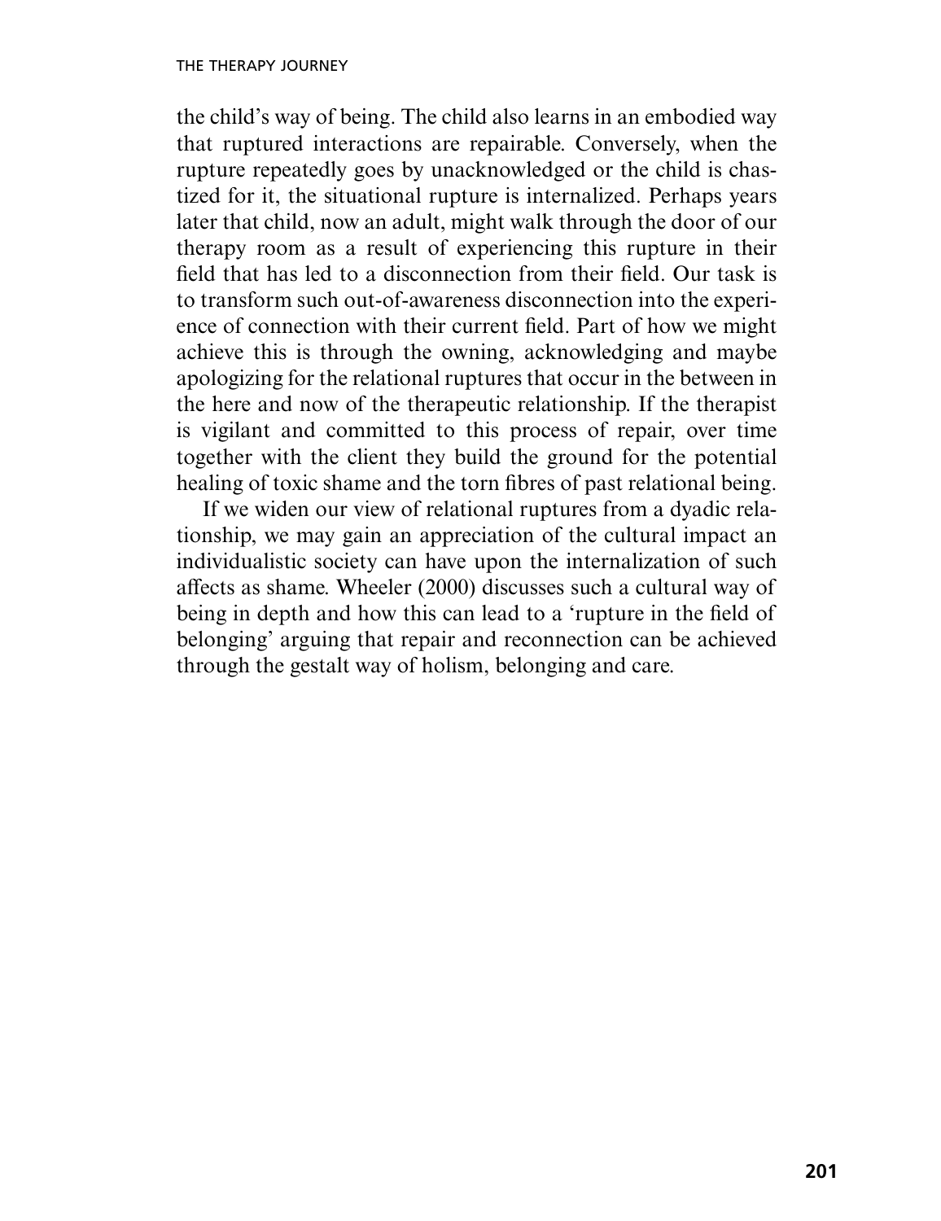the child's way of being. The child also learns in an embodied way that ruptured interactions are repairable. Conversely, when the rupture repeatedly goes by unacknowledged or the child is chastized for it, the situational rupture is internalized. Perhaps years later that child, now an adult, might walk through the door of our therapy room as a result of experiencing this rupture in their field that has led to a disconnection from their field. Our task is to transform such out-of-awareness disconnection into the experience of connection with their current field. Part of how we might achieve this is through the owning, acknowledging and maybe apologizing for the relational ruptures that occur in the between in the here and now of the therapeutic relationship. If the therapist is vigilant and committed to this process of repair, over time together with the client they build the ground for the potential healing of toxic shame and the torn fibres of past relational being.

If we widen our view of relational ruptures from a dyadic relationship, we may gain an appreciation of the cultural impact an individualistic society can have upon the internalization of such affects as shame. Wheeler (2000) discusses such a cultural way of being in depth and how this can lead to a 'rupture in the field of belonging' arguing that repair and reconnection can be achieved through the gestalt way of holism, belonging and care.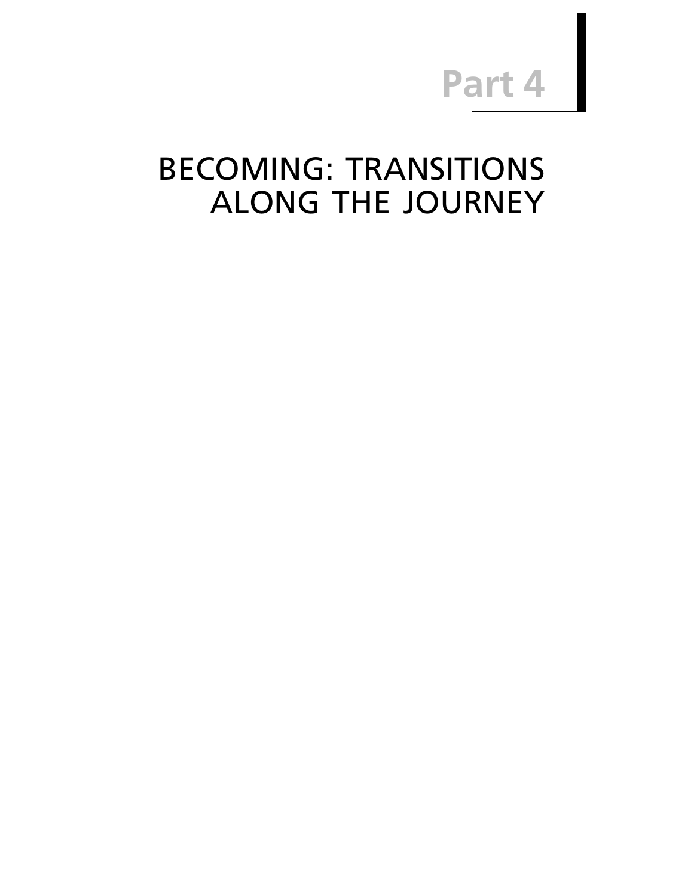# Part 4

# BECOMING: TRANSITIONS ALONG THE JOURNEY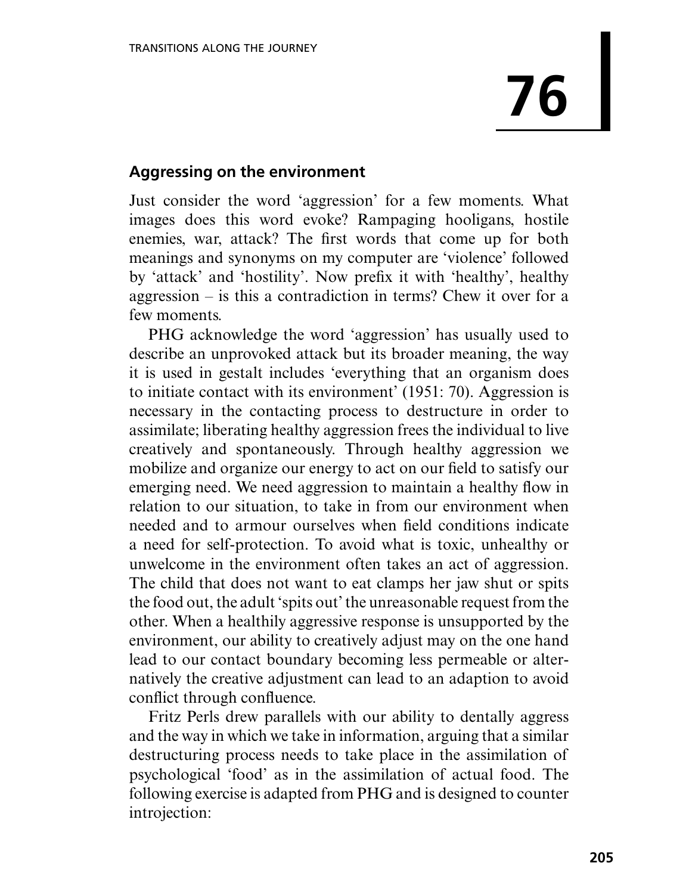# 76

## Aggressing on the environment

Just consider the word 'aggression' for a few moments. What images does this word evoke? Rampaging hooligans, hostile enemies, war, attack? The first words that come up for both meanings and synonyms on my computer are 'violence' followed by 'attack' and 'hostility'. Now prefix it with 'healthy', healthy aggression – is this a contradiction in terms? Chew it over for a few moments.

PHG acknowledge the word 'aggression' has usually used to describe an unprovoked attack but its broader meaning, the way it is used in gestalt includes 'everything that an organism does to initiate contact with its environment' (1951: 70). Aggression is necessary in the contacting process to destructure in order to assimilate; liberating healthy aggression frees the individual to live creatively and spontaneously. Through healthy aggression we mobilize and organize our energy to act on our field to satisfy our emerging need. We need aggression to maintain a healthy flow in relation to our situation, to take in from our environment when needed and to armour ourselves when field conditions indicate a need for self-protection. To avoid what is toxic, unhealthy or unwelcome in the environment often takes an act of aggression. The child that does not want to eat clamps her jaw shut or spits the food out, the adult 'spits out' the unreasonable request from the other. When a healthily aggressive response is unsupported by the environment, our ability to creatively adjust may on the one hand lead to our contact boundary becoming less permeable or alternatively the creative adjustment can lead to an adaption to avoid conflict through confluence.

Fritz Perls drew parallels with our ability to dentally aggress and the way in which we take in information, arguing that a similar destructuring process needs to take place in the assimilation of psychological 'food' as in the assimilation of actual food. The following exercise is adapted from PHG and is designed to counter introjection: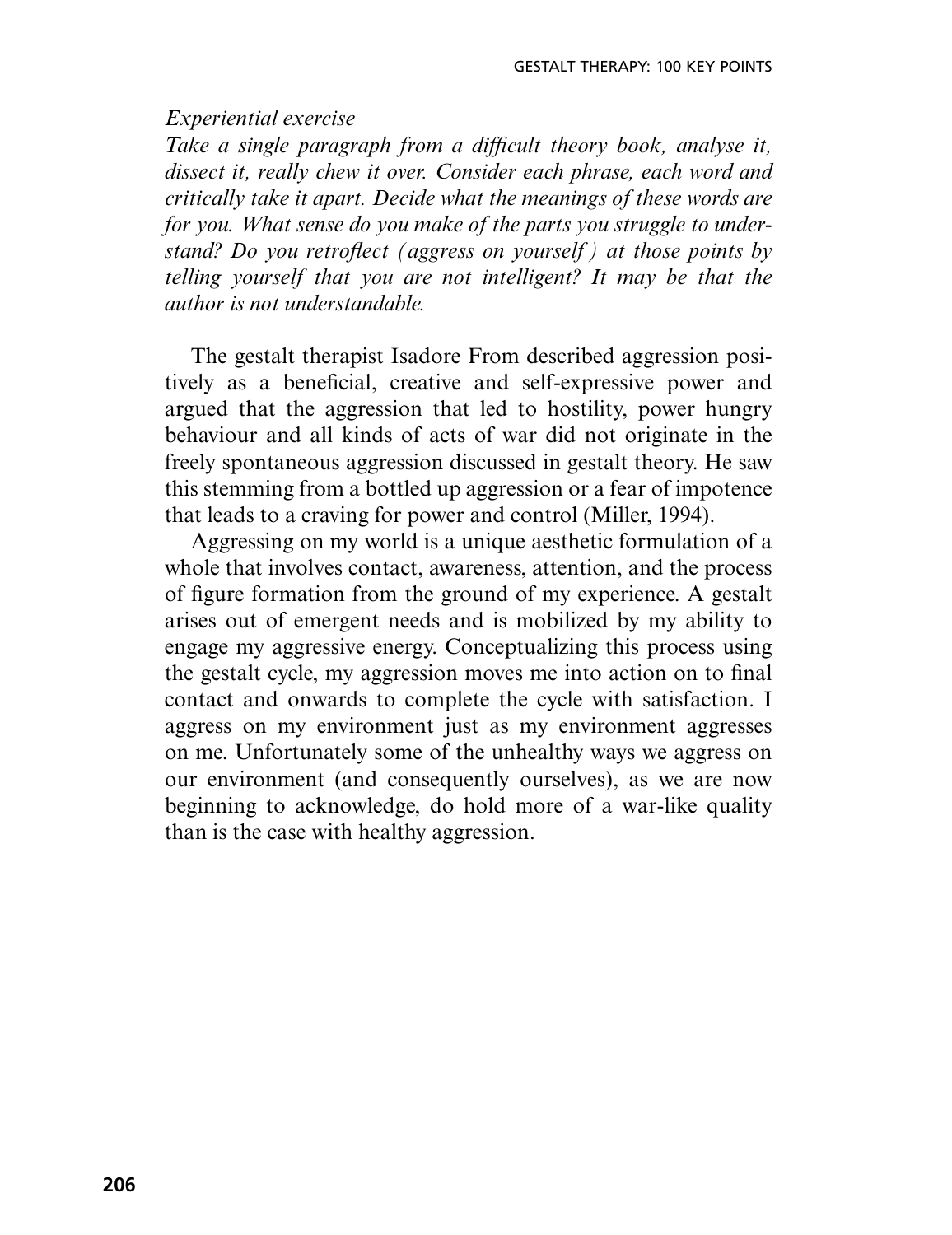*Experiential exercise*

*Take a single paragraph from a difficult theory book, analyse it, dissect it, really chew it over. Consider each phrase, each word and critically take it apart. Decide what the meanings of these words are for you. What sense do you make of the parts you struggle to understand? Do you retroflect (aggress on yourself) at those points by telling yourself that you are not intelligent? It may be that the author is not understandable.*

The gestalt therapist Isadore From described aggression positively as a beneficial, creative and self-expressive power and argued that the aggression that led to hostility, power hungry behaviour and all kinds of acts of war did not originate in the freely spontaneous aggression discussed in gestalt theory. He saw this stemming from a bottled up aggression or a fear of impotence that leads to a craving for power and control (Miller, 1994).

Aggressing on my world is a unique aesthetic formulation of a whole that involves contact, awareness, attention, and the process of figure formation from the ground of my experience. A gestalt arises out of emergent needs and is mobilized by my ability to engage my aggressive energy. Conceptualizing this process using the gestalt cycle, my aggression moves me into action on to final contact and onwards to complete the cycle with satisfaction. I aggress on my environment just as my environment aggresses on me. Unfortunately some of the unhealthy ways we aggress on our environment (and consequently ourselves), as we are now beginning to acknowledge, do hold more of a war-like quality than is the case with healthy aggression.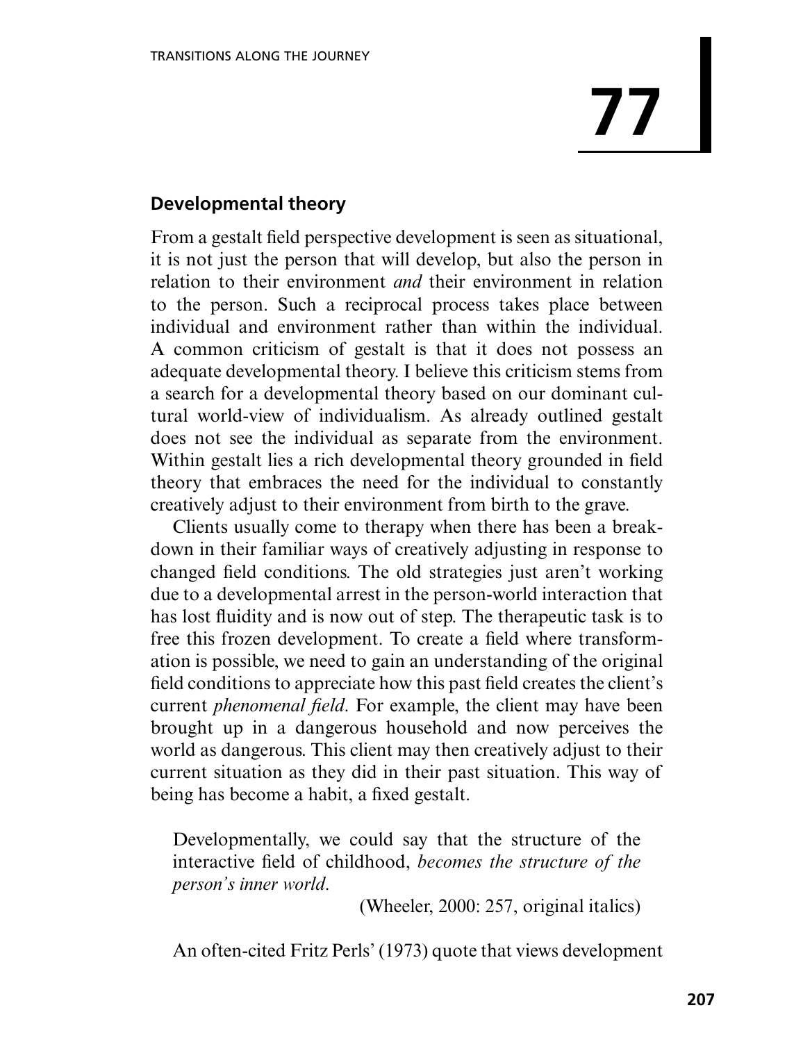# 77

## Developmental theory

From a gestalt field perspective development is seen as situational, it is not just the person that will develop, but also the person in relation to their environment *and* their environment in relation to the person. Such a reciprocal process takes place between individual and environment rather than within the individual. A common criticism of gestalt is that it does not possess an adequate developmental theory. I believe this criticism stems from a search for a developmental theory based on our dominant cultural world-view of individualism. As already outlined gestalt does not see the individual as separate from the environment. Within gestalt lies a rich developmental theory grounded in field theory that embraces the need for the individual to constantly creatively adjust to their environment from birth to the grave.

Clients usually come to therapy when there has been a breakdown in their familiar ways of creatively adjusting in response to changed field conditions. The old strategies just aren't working due to a developmental arrest in the person-world interaction that has lost fluidity and is now out of step. The therapeutic task is to free this frozen development. To create a field where transformation is possible, we need to gain an understanding of the original field conditions to appreciate how this past field creates the client's current *phenomenal field*. For example, the client may have been brought up in a dangerous household and now perceives the world as dangerous. This client may then creatively adjust to their current situation as they did in their past situation. This way of being has become a habit, a fixed gestalt.

> Developmentally, we could say that the structure of the interactive field of childhood, *becomes the structure of the person's inner world*.
>
> (Wheeler, 2000: 257, original italics)

An often-cited Fritz Perls' (1973) quote that views development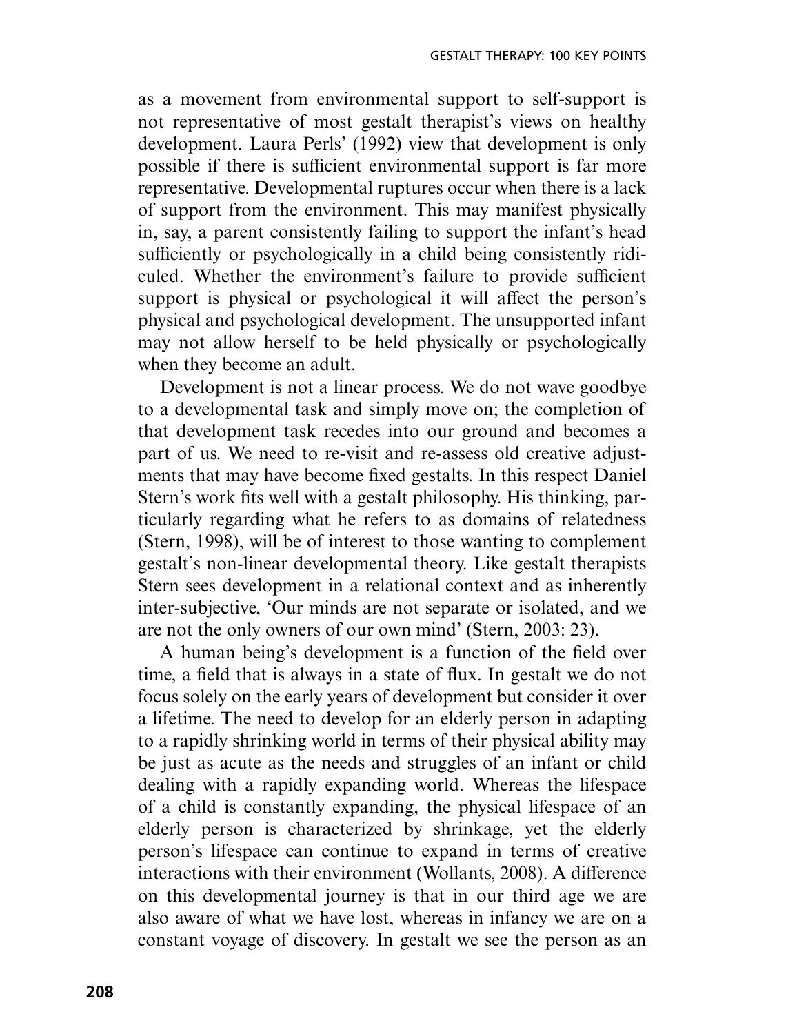as a movement from environmental support to self-support is not representative of most gestalt therapist's views on healthy development. Laura Perls' (1992) view that development is only possible if there is sufficient environmental support is far more representative. Developmental ruptures occur when there is a lack of support from the environment. This may manifest physically in, say, a parent consistently failing to support the infant's head sufficiently or psychologically in a child being consistently ridiculed. Whether the environment's failure to provide sufficient support is physical or psychological it will affect the person's physical and psychological development. The unsupported infant may not allow herself to be held physically or psychologically when they become an adult.

Development is not a linear process. We do not wave goodbye to a developmental task and simply move on; the completion of that development task recedes into our ground and becomes a part of us. We need to re-visit and re-assess old creative adjustments that may have become fixed gestalts. In this respect Daniel Stern's work fits well with a gestalt philosophy. His thinking, particularly regarding what he refers to as domains of relatedness (Stern, 1998), will be of interest to those wanting to complement gestalt's non-linear developmental theory. Like gestalt therapists Stern sees development in a relational context and as inherently inter-subjective, 'Our minds are not separate or isolated, and we are not the only owners of our own mind' (Stern, 2003: 23).

A human being's development is a function of the field over time, a field that is always in a state of flux. In gestalt we do not focus solely on the early years of development but consider it over a lifetime. The need to develop for an elderly person in adapting to a rapidly shrinking world in terms of their physical ability may be just as acute as the needs and struggles of an infant or child dealing with a rapidly expanding world. Whereas the lifespace of a child is constantly expanding, the physical lifespace of an elderly person is characterized by shrinkage, yet the elderly person's lifespace can continue to expand in terms of creative interactions with their environment (Wollants, 2008). A difference on this developmental journey is that in our third age we are also aware of what we have lost, whereas in infancy we are on a constant voyage of discovery. In gestalt we see the person as an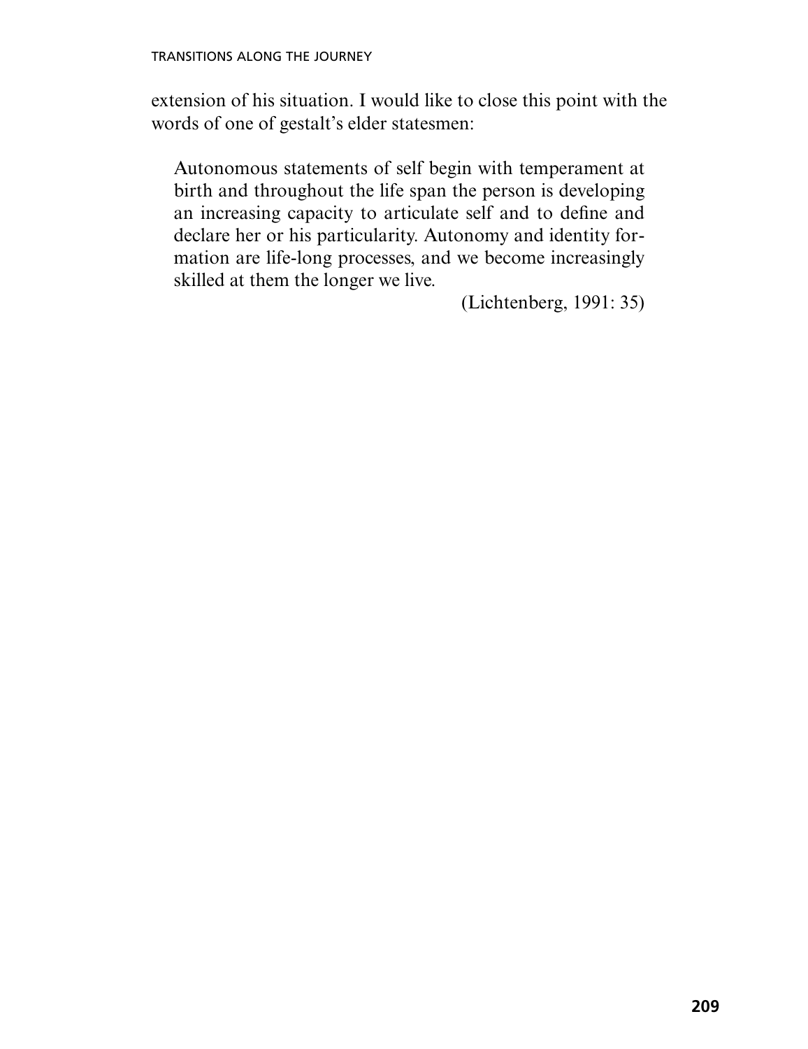extension of his situation. I would like to close this point with the words of one of gestalt's elder statesmen:

> Autonomous statements of self begin with temperament at birth and throughout the life span the person is developing an increasing capacity to articulate self and to define and declare her or his particularity. Autonomy and identity formation are life-long processes, and we become increasingly skilled at them the longer we live.
>
> (Lichtenberg, 1991: 35)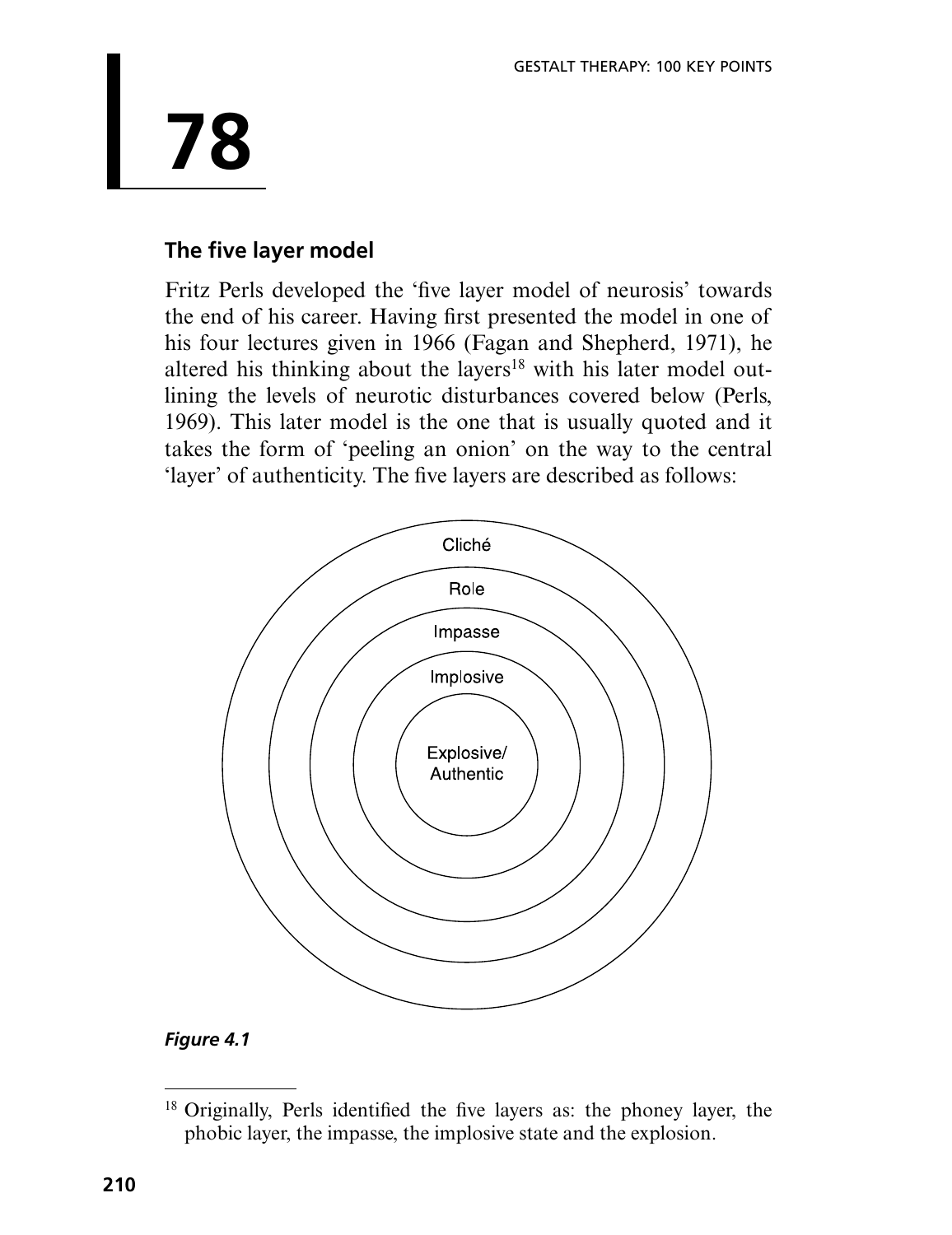# 78

## The five layer model

Fritz Perls developed the 'five layer model of neurosis' towards the end of his career. Having first presented the model in one of his four lectures given in 1966 (Fagan and Shepherd, 1971), he altered his thinking about the layers[18] with his later model outlining the levels of neurotic disturbances covered below (Perls, 1969). This later model is the one that is usually quoted and it takes the form of 'peeling an onion' on the way to the central 'layer' of authenticity. The five layers are described as follows:

Cliché

Role

Impasse

Implosive

Explosive/
Authentic

*Figure 4.1*

---

[18] Originally, Perls identified the five layers as: the phoney layer, the phobic layer, the impasse, the implosive state and the explosion.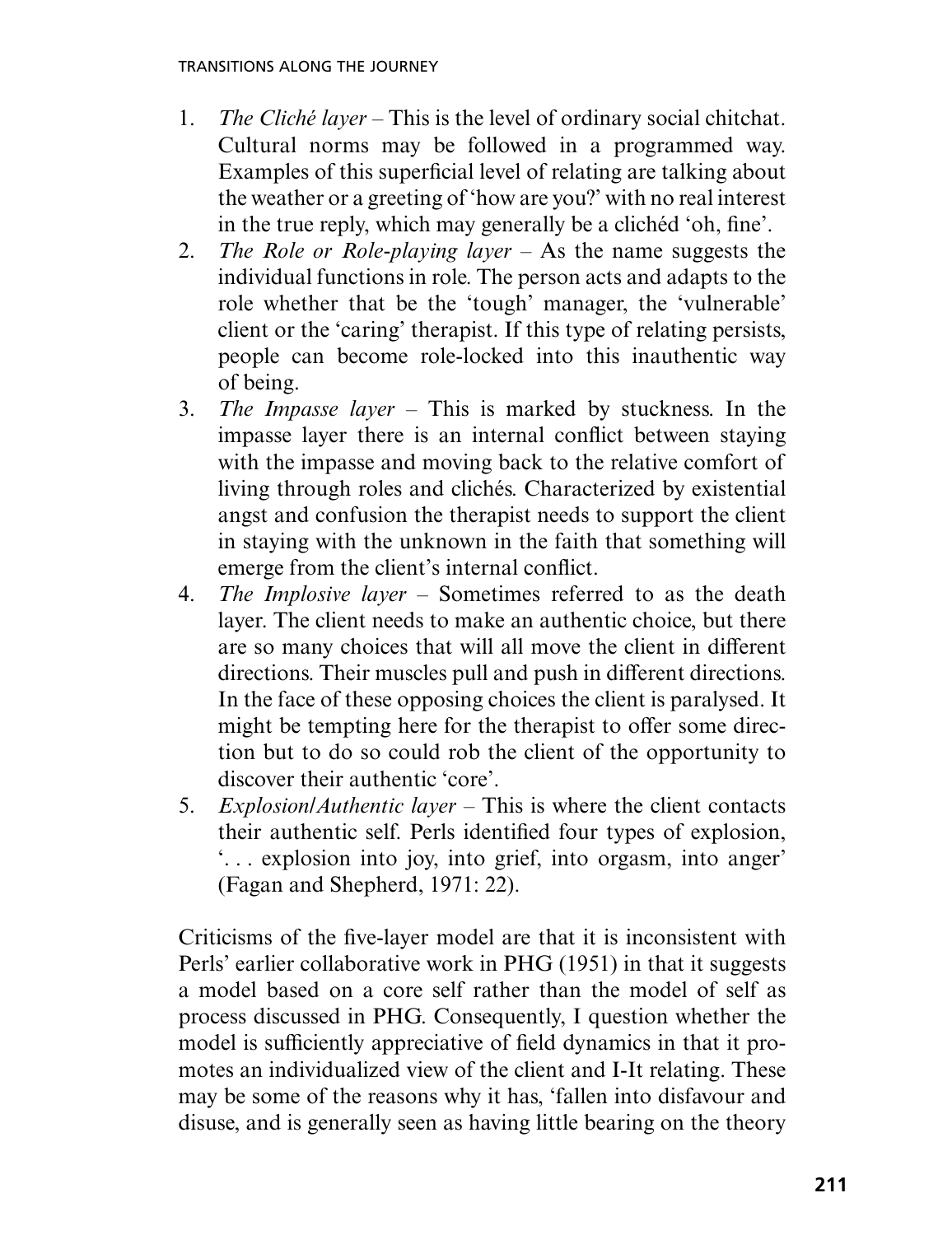1. *The Cliché layer* – This is the level of ordinary social chitchat. Cultural norms may be followed in a programmed way. Examples of this superficial level of relating are talking about the weather or a greeting of 'how are you?' with no real interest in the true reply, which may generally be a clichéd 'oh, fine'.
2. *The Role or Role-playing layer* – As the name suggests the individual functions in role. The person acts and adapts to the role whether that be the 'tough' manager, the 'vulnerable' client or the 'caring' therapist. If this type of relating persists, people can become role-locked into this inauthentic way of being.
3. *The Impasse layer* – This is marked by stuckness. In the impasse layer there is an internal conflict between staying with the impasse and moving back to the relative comfort of living through roles and clichés. Characterized by existential angst and confusion the therapist needs to support the client in staying with the unknown in the faith that something will emerge from the client's internal conflict.
4. *The Implosive layer* – Sometimes referred to as the death layer. The client needs to make an authentic choice, but there are so many choices that will all move the client in different directions. Their muscles pull and push in different directions. In the face of these opposing choices the client is paralysed. It might be tempting here for the therapist to offer some direction but to do so could rob the client of the opportunity to discover their authentic 'core'.
5. *Explosion/Authentic layer* – This is where the client contacts their authentic self. Perls identified four types of explosion, '. . . explosion into joy, into grief, into orgasm, into anger' (Fagan and Shepherd, 1971: 22).

Criticisms of the five-layer model are that it is inconsistent with Perls' earlier collaborative work in PHG (1951) in that it suggests a model based on a core self rather than the model of self as process discussed in PHG. Consequently, I question whether the model is sufficiently appreciative of field dynamics in that it promotes an individualized view of the client and I-It relating. These may be some of the reasons why it has, 'fallen into disfavour and disuse, and is generally seen as having little bearing on the theory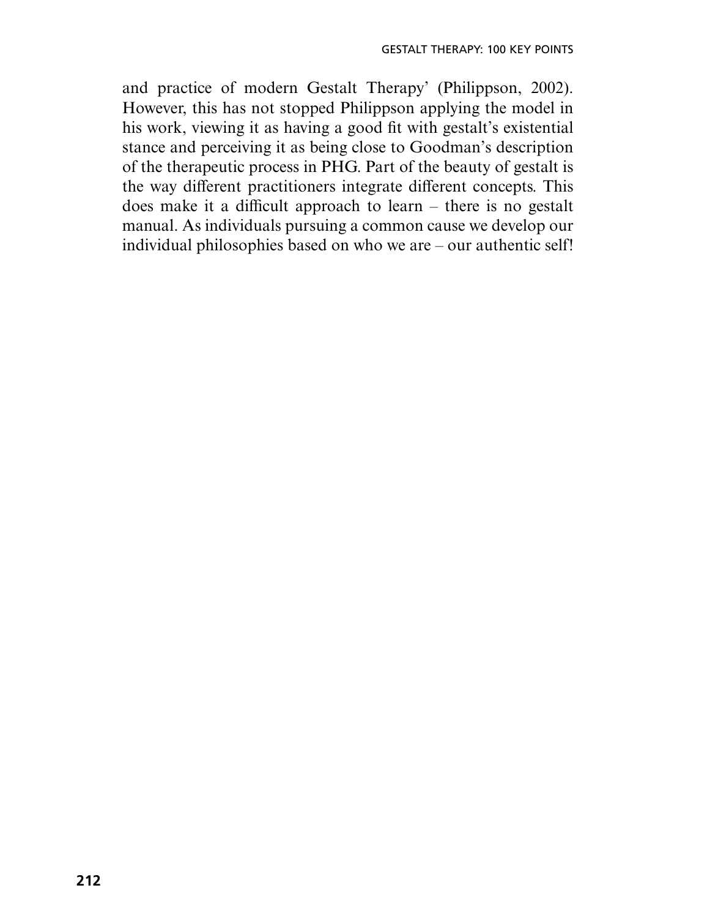and practice of modern Gestalt Therapy' (Philippson, 2002). However, this has not stopped Philippson applying the model in his work, viewing it as having a good fit with gestalt's existential stance and perceiving it as being close to Goodman's description of the therapeutic process in PHG. Part of the beauty of gestalt is the way different practitioners integrate different concepts. This does make it a difficult approach to learn – there is no gestalt manual. As individuals pursuing a common cause we develop our individual philosophies based on who we are – our authentic self!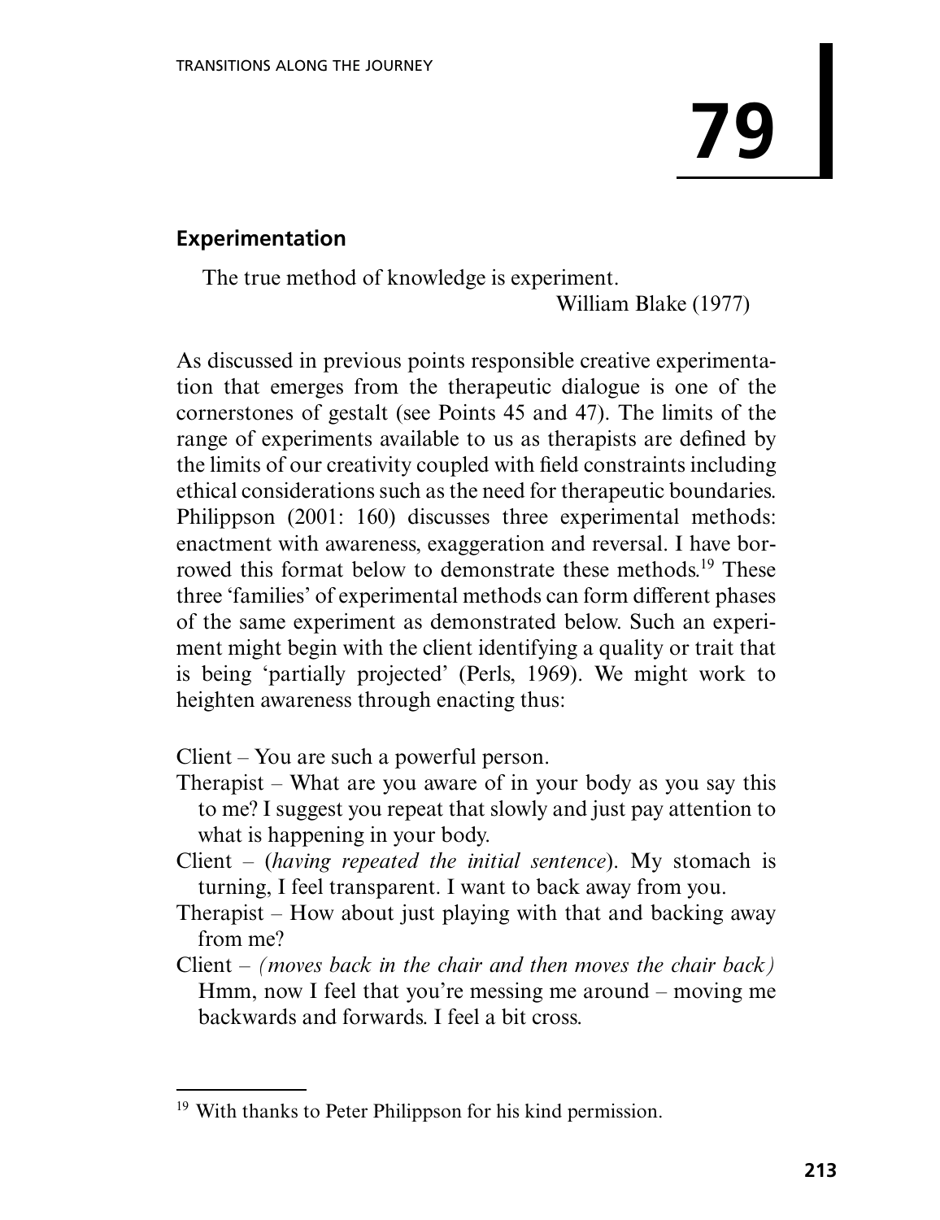# 79

## Experimentation

> The true method of knowledge is experiment.
>
> William Blake (1977)

As discussed in previous points responsible creative experimentation that emerges from the therapeutic dialogue is one of the cornerstones of gestalt (see Points 45 and 47). The limits of the range of experiments available to us as therapists are defined by the limits of our creativity coupled with field constraints including ethical considerations such as the need for therapeutic boundaries. Philippson (2001: 160) discusses three experimental methods: enactment with awareness, exaggeration and reversal. I have borrowed this format below to demonstrate these methods.[19] These three 'families' of experimental methods can form different phases of the same experiment as demonstrated below. Such an experiment might begin with the client identifying a quality or trait that is being 'partially projected' (Perls, 1969). We might work to heighten awareness through enacting thus:

Client – You are such a powerful person.

Therapist – What are you aware of in your body as you say this to me? I suggest you repeat that slowly and just pay attention to what is happening in your body.

Client – (*having repeated the initial sentence*). My stomach is turning, I feel transparent. I want to back away from you.

Therapist – How about just playing with that and backing away from me?

Client – *(moves back in the chair and then moves the chair back)* Hmm, now I feel that you're messing me around – moving me backwards and forwards. I feel a bit cross.

---

[19] With thanks to Peter Philippson for his kind permission.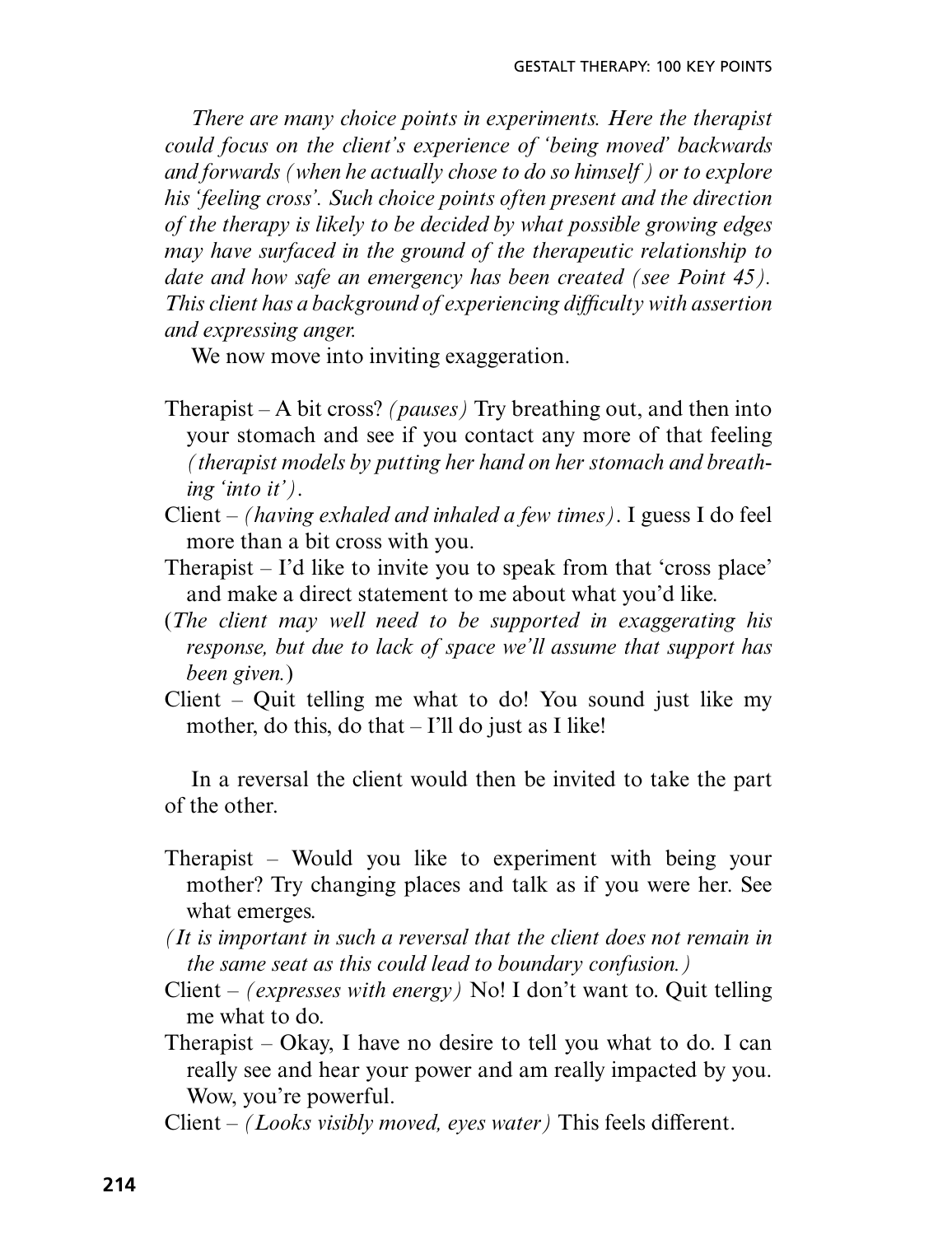*There are many choice points in experiments. Here the therapist could focus on the client's experience of 'being moved' backwards and forwards (when he actually chose to do so himself) or to explore his 'feeling cross'. Such choice points often present and the direction of the therapy is likely to be decided by what possible growing edges may have surfaced in the ground of the therapeutic relationship to date and how safe an emergency has been created (see Point 45). This client has a background of experiencing difficulty with assertion and expressing anger.*

We now move into inviting exaggeration.

Therapist – A bit cross? *(pauses)* Try breathing out, and then into your stomach and see if you contact any more of that feeling *(therapist models by putting her hand on her stomach and breathing 'into it')*.

Client – *(having exhaled and inhaled a few times)*. I guess I do feel more than a bit cross with you.

Therapist – I'd like to invite you to speak from that 'cross place' and make a direct statement to me about what you'd like.

(*The client may well need to be supported in exaggerating his response, but due to lack of space we'll assume that support has been given.*)

Client – Quit telling me what to do! You sound just like my mother, do this, do that – I'll do just as I like!

In a reversal the client would then be invited to take the part of the other.

Therapist – Would you like to experiment with being your mother? Try changing places and talk as if you were her. See what emerges.

*(It is important in such a reversal that the client does not remain in the same seat as this could lead to boundary confusion.)*

Client – *(expresses with energy)* No! I don't want to. Quit telling me what to do.

Therapist – Okay, I have no desire to tell you what to do. I can really see and hear your power and am really impacted by you. Wow, you're powerful.

Client – *(Looks visibly moved, eyes water)* This feels different.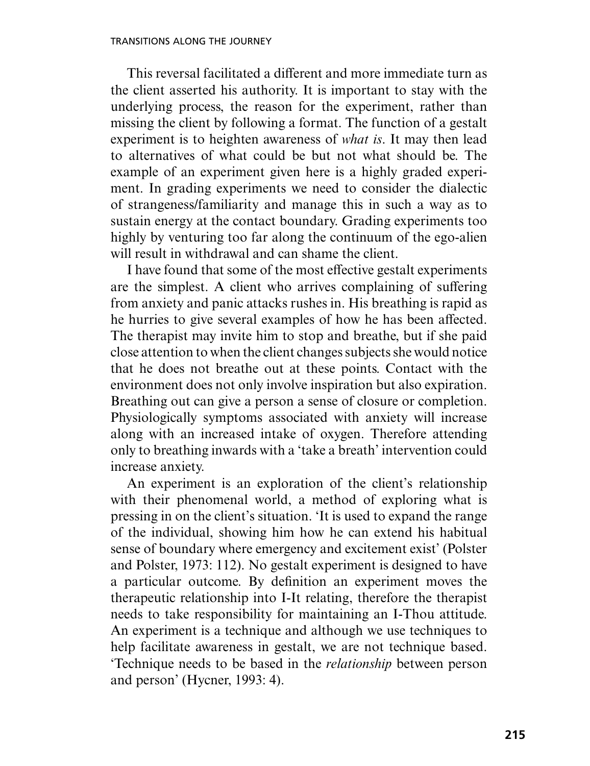This reversal facilitated a different and more immediate turn as the client asserted his authority. It is important to stay with the underlying process, the reason for the experiment, rather than missing the client by following a format. The function of a gestalt experiment is to heighten awareness of *what is*. It may then lead to alternatives of what could be but not what should be. The example of an experiment given here is a highly graded experiment. In grading experiments we need to consider the dialectic of strangeness/familiarity and manage this in such a way as to sustain energy at the contact boundary. Grading experiments too highly by venturing too far along the continuum of the ego-alien will result in withdrawal and can shame the client.

I have found that some of the most effective gestalt experiments are the simplest. A client who arrives complaining of suffering from anxiety and panic attacks rushes in. His breathing is rapid as he hurries to give several examples of how he has been affected. The therapist may invite him to stop and breathe, but if she paid close attention to when the client changes subjects she would notice that he does not breathe out at these points. Contact with the environment does not only involve inspiration but also expiration. Breathing out can give a person a sense of closure or completion. Physiologically symptoms associated with anxiety will increase along with an increased intake of oxygen. Therefore attending only to breathing inwards with a 'take a breath' intervention could increase anxiety.

An experiment is an exploration of the client's relationship with their phenomenal world, a method of exploring what is pressing in on the client's situation. 'It is used to expand the range of the individual, showing him how he can extend his habitual sense of boundary where emergency and excitement exist' (Polster and Polster, 1973: 112). No gestalt experiment is designed to have a particular outcome. By definition an experiment moves the therapeutic relationship into I-It relating, therefore the therapist needs to take responsibility for maintaining an I-Thou attitude. An experiment is a technique and although we use techniques to help facilitate awareness in gestalt, we are not technique based. 'Technique needs to be based in the *relationship* between person and person' (Hycner, 1993: 4).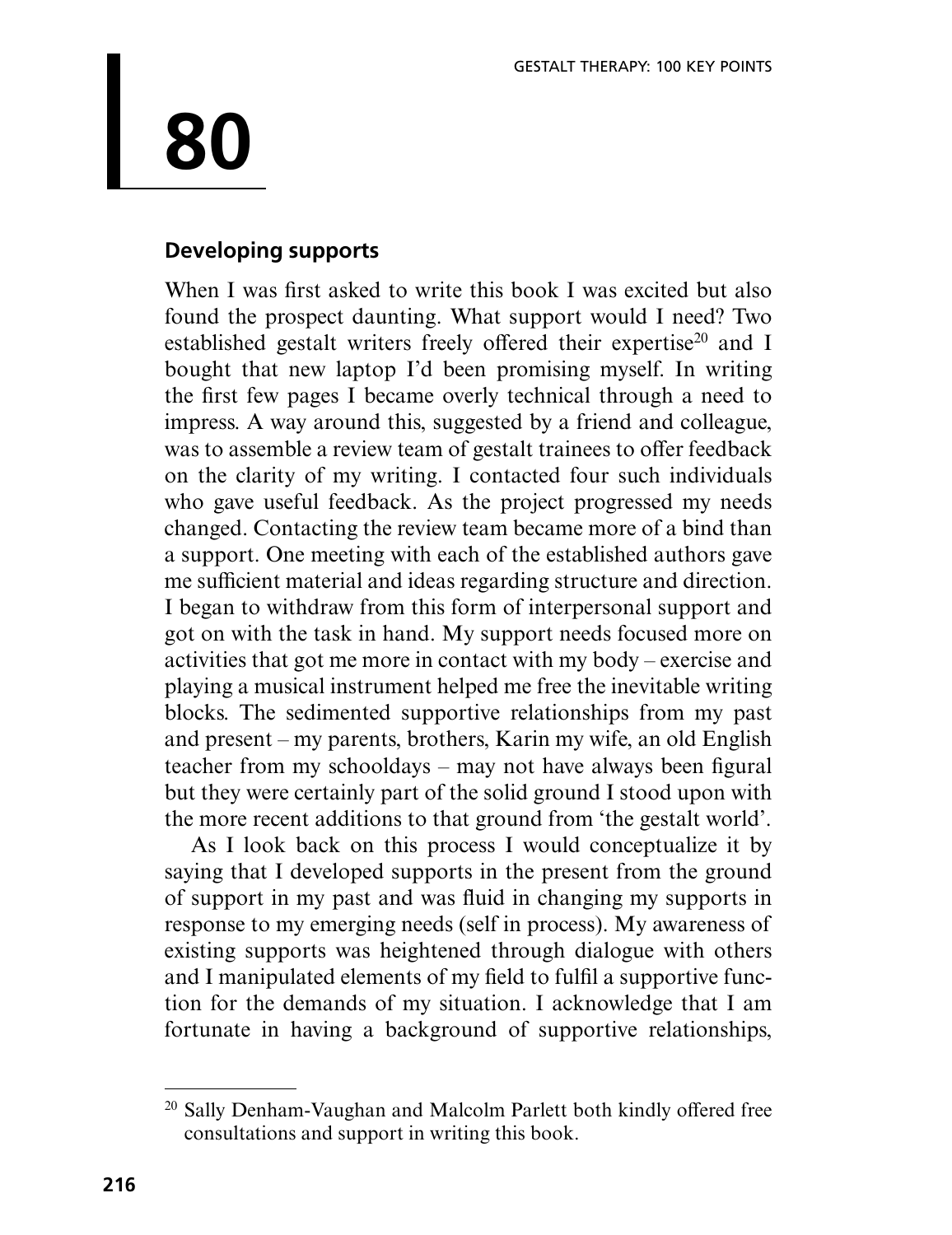# 80

## Developing supports

When I was first asked to write this book I was excited but also found the prospect daunting. What support would I need? Two established gestalt writers freely offered their expertise[20] and I bought that new laptop I'd been promising myself. In writing the first few pages I became overly technical through a need to impress. A way around this, suggested by a friend and colleague, was to assemble a review team of gestalt trainees to offer feedback on the clarity of my writing. I contacted four such individuals who gave useful feedback. As the project progressed my needs changed. Contacting the review team became more of a bind than a support. One meeting with each of the established authors gave me sufficient material and ideas regarding structure and direction. I began to withdraw from this form of interpersonal support and got on with the task in hand. My support needs focused more on activities that got me more in contact with my body – exercise and playing a musical instrument helped me free the inevitable writing blocks. The sedimented supportive relationships from my past and present – my parents, brothers, Karin my wife, an old English teacher from my schooldays – may not have always been figural but they were certainly part of the solid ground I stood upon with the more recent additions to that ground from 'the gestalt world'.

As I look back on this process I would conceptualize it by saying that I developed supports in the present from the ground of support in my past and was fluid in changing my supports in response to my emerging needs (self in process). My awareness of existing supports was heightened through dialogue with others and I manipulated elements of my field to fulfil a supportive function for the demands of my situation. I acknowledge that I am fortunate in having a background of supportive relationships,

---

[20] Sally Denham-Vaughan and Malcolm Parlett both kindly offered free consultations and support in writing this book.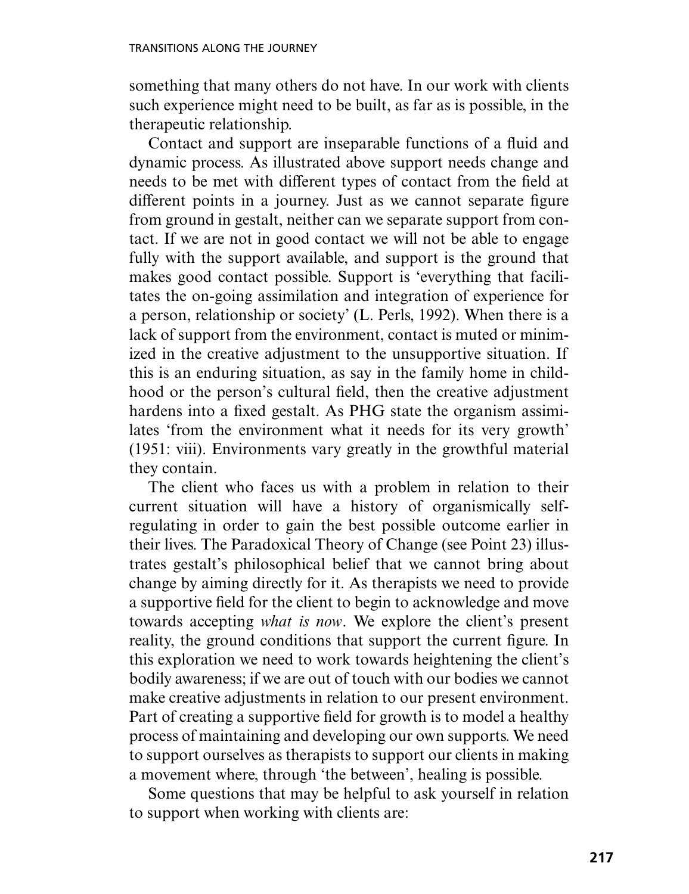something that many others do not have. In our work with clients such experience might need to be built, as far as is possible, in the therapeutic relationship.

Contact and support are inseparable functions of a fluid and dynamic process. As illustrated above support needs change and needs to be met with different types of contact from the field at different points in a journey. Just as we cannot separate figure from ground in gestalt, neither can we separate support from contact. If we are not in good contact we will not be able to engage fully with the support available, and support is the ground that makes good contact possible. Support is 'everything that facilitates the on-going assimilation and integration of experience for a person, relationship or society' (L. Perls, 1992). When there is a lack of support from the environment, contact is muted or minimized in the creative adjustment to the unsupportive situation. If this is an enduring situation, as say in the family home in childhood or the person's cultural field, then the creative adjustment hardens into a fixed gestalt. As PHG state the organism assimilates 'from the environment what it needs for its very growth' (1951: viii). Environments vary greatly in the growthful material they contain.

The client who faces us with a problem in relation to their current situation will have a history of organismically self-regulating in order to gain the best possible outcome earlier in their lives. The Paradoxical Theory of Change (see Point 23) illustrates gestalt's philosophical belief that we cannot bring about change by aiming directly for it. As therapists we need to provide a supportive field for the client to begin to acknowledge and move towards accepting *what is now*. We explore the client's present reality, the ground conditions that support the current figure. In this exploration we need to work towards heightening the client's bodily awareness; if we are out of touch with our bodies we cannot make creative adjustments in relation to our present environment. Part of creating a supportive field for growth is to model a healthy process of maintaining and developing our own supports. We need to support ourselves as therapists to support our clients in making a movement where, through 'the between', healing is possible.

Some questions that may be helpful to ask yourself in relation to support when working with clients are: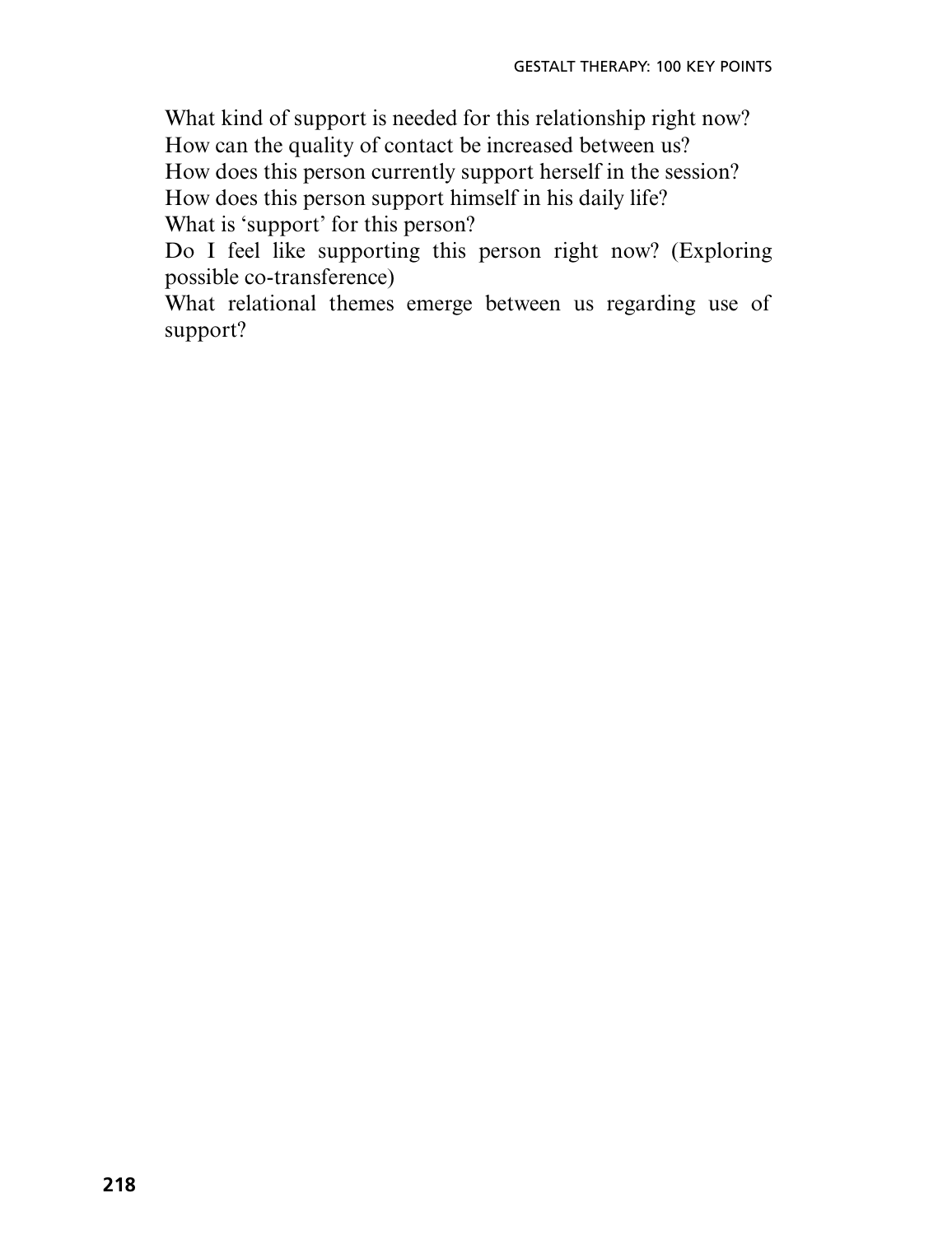What kind of support is needed for this relationship right now?
How can the quality of contact be increased between us?
How does this person currently support herself in the session?
How does this person support himself in his daily life?
What is 'support' for this person?
Do I feel like supporting this person right now? (Exploring possible co-transference)
What relational themes emerge between us regarding use of support?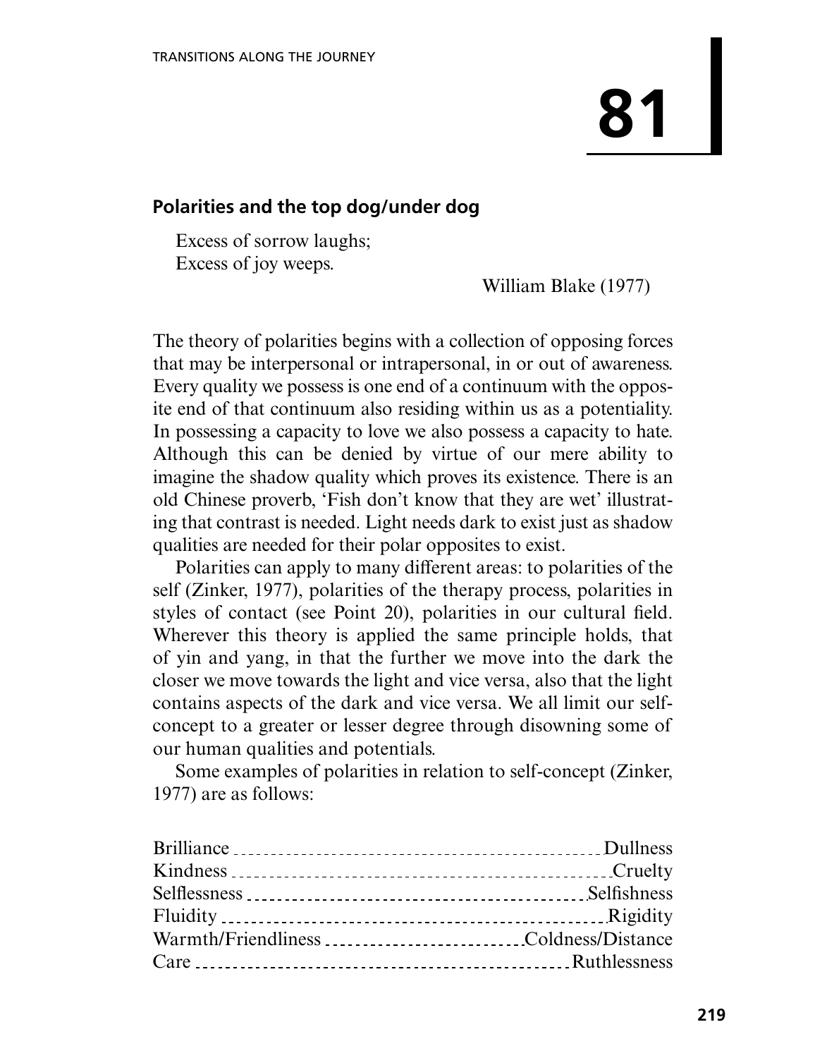# 81

## Polarities and the top dog/under dog

> Excess of sorrow laughs;
> Excess of joy weeps.
>
> William Blake (1977)

The theory of polarities begins with a collection of opposing forces that may be interpersonal or intrapersonal, in or out of awareness. Every quality we possess is one end of a continuum with the opposite end of that continuum also residing within us as a potentiality. In possessing a capacity to love we also possess a capacity to hate. Although this can be denied by virtue of our mere ability to imagine the shadow quality which proves its existence. There is an old Chinese proverb, 'Fish don't know that they are wet' illustrating that contrast is needed. Light needs dark to exist just as shadow qualities are needed for their polar opposites to exist.

Polarities can apply to many different areas: to polarities of the self (Zinker, 1977), polarities of the therapy process, polarities in styles of contact (see Point 20), polarities in our cultural field. Wherever this theory is applied the same principle holds, that of yin and yang, in that the further we move into the dark the closer we move towards the light and vice versa, also that the light contains aspects of the dark and vice versa. We all limit our self-concept to a greater or lesser degree through disowning some of our human qualities and potentials.

Some examples of polarities in relation to self-concept (Zinker, 1977) are as follows:

Brilliance ---------- Dullness
Kindness ---------- Cruelty
Selflessness ---------- Selfishness
Fluidity ---------- Rigidity
Warmth/Friendliness ---------- Coldness/Distance
Care ---------- Ruthlessness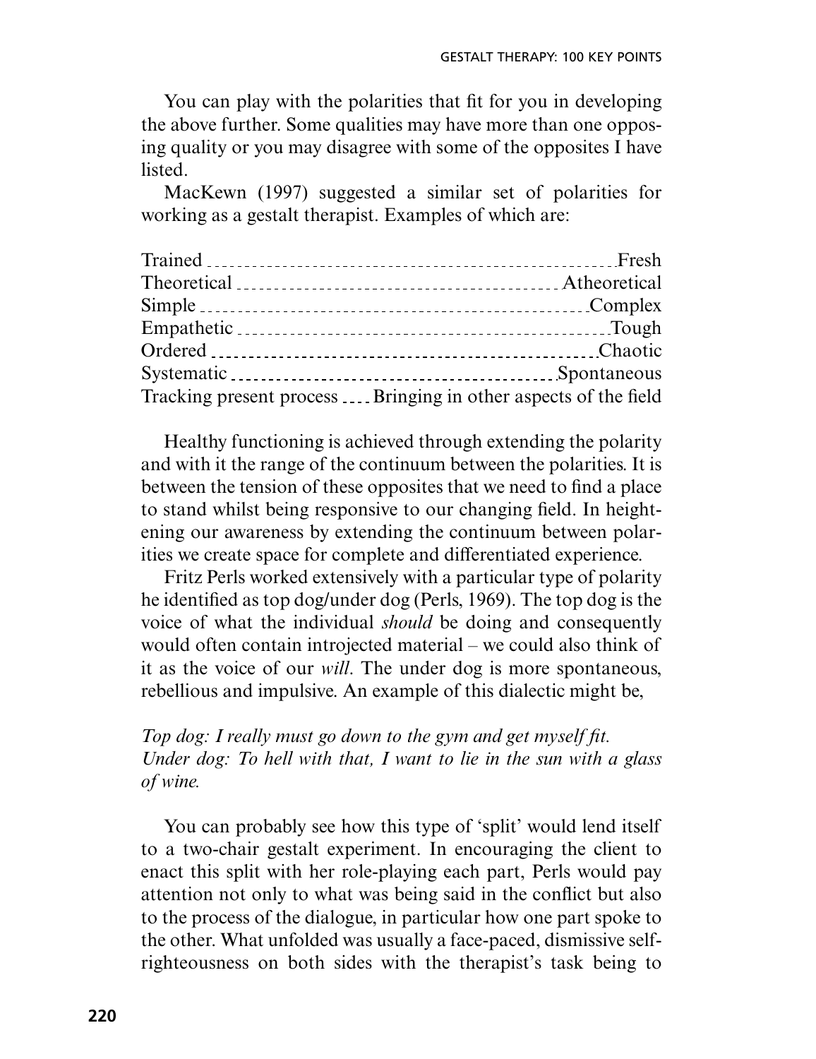You can play with the polarities that fit for you in developing the above further. Some qualities may have more than one opposing quality or you may disagree with some of the opposites I have listed.

MacKewn (1997) suggested a similar set of polarities for working as a gestalt therapist. Examples of which are:

| | |
|---|---|
| Trained | Fresh |
| Theoretical | Atheoretical |
| Simple | Complex |
| Empathetic | Tough |
| Ordered | Chaotic |
| Systematic | Spontaneous |
| Tracking present process | Bringing in other aspects of the field |

Healthy functioning is achieved through extending the polarity and with it the range of the continuum between the polarities. It is between the tension of these opposites that we need to find a place to stand whilst being responsive to our changing field. In heightening our awareness by extending the continuum between polarities we create space for complete and differentiated experience.

Fritz Perls worked extensively with a particular type of polarity he identified as top dog/under dog (Perls, 1969). The top dog is the voice of what the individual *should* be doing and consequently would often contain introjected material – we could also think of it as the voice of our *will*. The under dog is more spontaneous, rebellious and impulsive. An example of this dialectic might be,

*Top dog: I really must go down to the gym and get myself fit.*
*Under dog: To hell with that, I want to lie in the sun with a glass of wine.*

You can probably see how this type of 'split' would lend itself to a two-chair gestalt experiment. In encouraging the client to enact this split with her role-playing each part, Perls would pay attention not only to what was being said in the conflict but also to the process of the dialogue, in particular how one part spoke to the other. What unfolded was usually a face-paced, dismissive self-righteousness on both sides with the therapist's task being to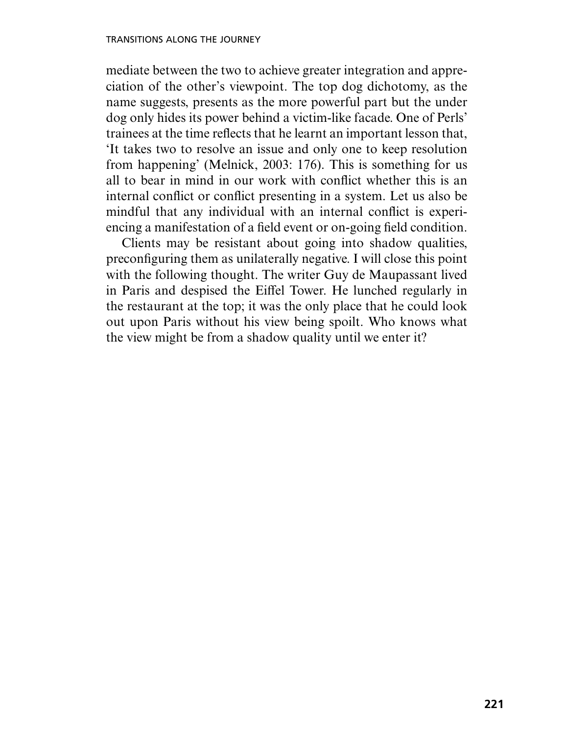mediate between the two to achieve greater integration and appreciation of the other's viewpoint. The top dog dichotomy, as the name suggests, presents as the more powerful part but the under dog only hides its power behind a victim-like facade. One of Perls' trainees at the time reflects that he learnt an important lesson that, 'It takes two to resolve an issue and only one to keep resolution from happening' (Melnick, 2003: 176). This is something for us all to bear in mind in our work with conflict whether this is an internal conflict or conflict presenting in a system. Let us also be mindful that any individual with an internal conflict is experiencing a manifestation of a field event or on-going field condition.

Clients may be resistant about going into shadow qualities, preconfiguring them as unilaterally negative. I will close this point with the following thought. The writer Guy de Maupassant lived in Paris and despised the Eiffel Tower. He lunched regularly in the restaurant at the top; it was the only place that he could look out upon Paris without his view being spoilt. Who knows what the view might be from a shadow quality until we enter it?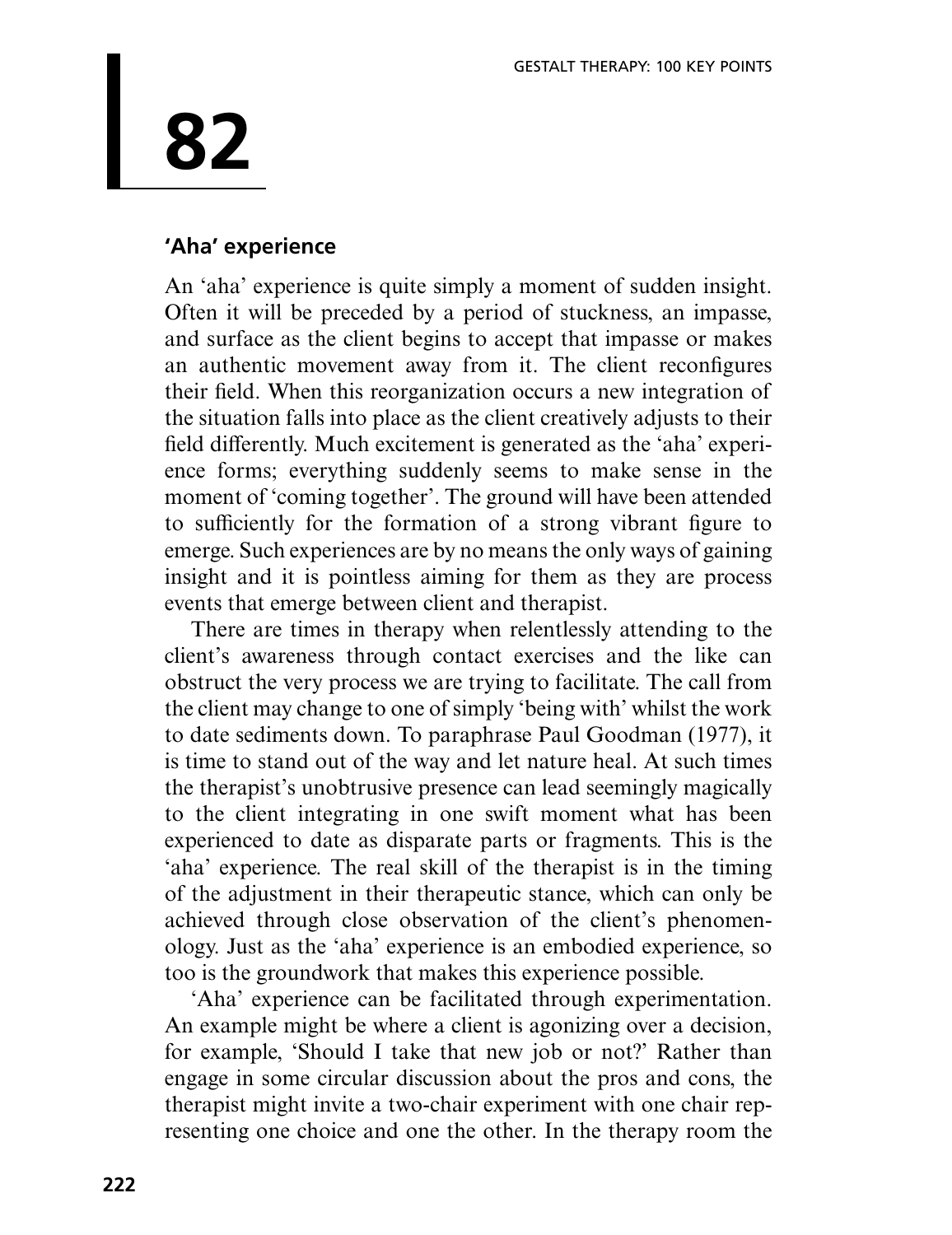# 82

## 'Aha' experience

An 'aha' experience is quite simply a moment of sudden insight. Often it will be preceded by a period of stuckness, an impasse, and surface as the client begins to accept that impasse or makes an authentic movement away from it. The client reconfigures their field. When this reorganization occurs a new integration of the situation falls into place as the client creatively adjusts to their field differently. Much excitement is generated as the 'aha' experience forms; everything suddenly seems to make sense in the moment of 'coming together'. The ground will have been attended to sufficiently for the formation of a strong vibrant figure to emerge. Such experiences are by no means the only ways of gaining insight and it is pointless aiming for them as they are process events that emerge between client and therapist.

There are times in therapy when relentlessly attending to the client's awareness through contact exercises and the like can obstruct the very process we are trying to facilitate. The call from the client may change to one of simply 'being with' whilst the work to date sediments down. To paraphrase Paul Goodman (1977), it is time to stand out of the way and let nature heal. At such times the therapist's unobtrusive presence can lead seemingly magically to the client integrating in one swift moment what has been experienced to date as disparate parts or fragments. This is the 'aha' experience. The real skill of the therapist is in the timing of the adjustment in their therapeutic stance, which can only be achieved through close observation of the client's phenomenology. Just as the 'aha' experience is an embodied experience, so too is the groundwork that makes this experience possible.

'Aha' experience can be facilitated through experimentation. An example might be where a client is agonizing over a decision, for example, 'Should I take that new job or not?' Rather than engage in some circular discussion about the pros and cons, the therapist might invite a two-chair experiment with one chair representing one choice and one the other. In the therapy room the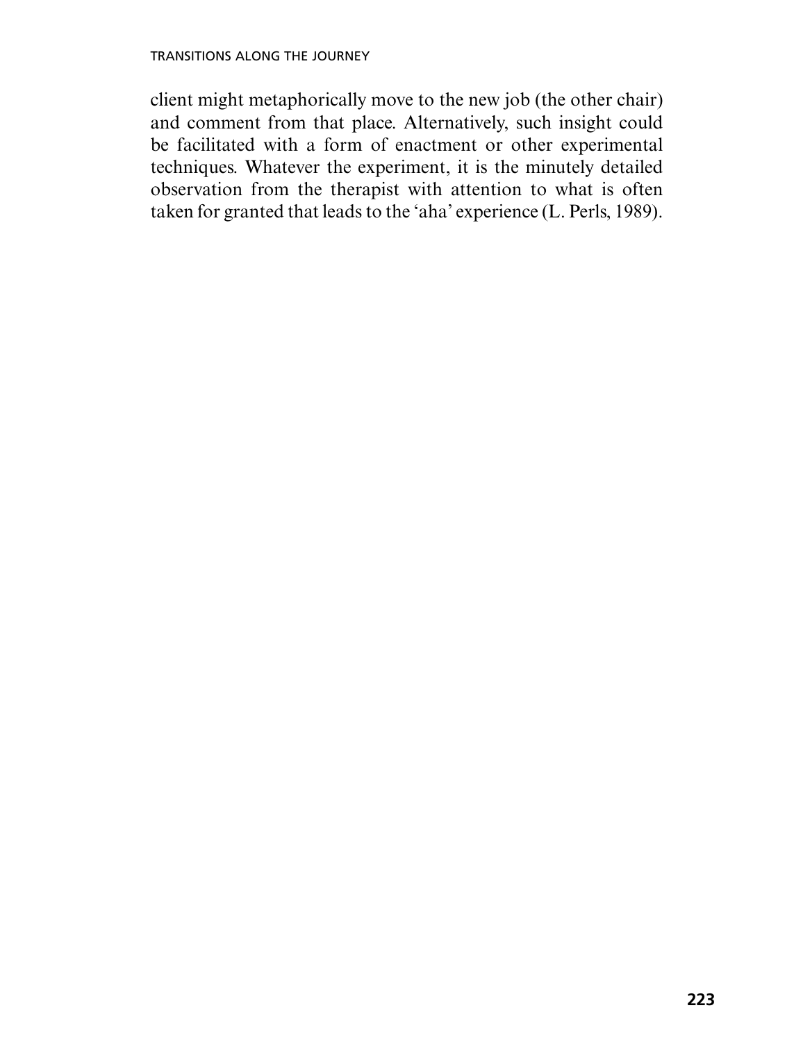client might metaphorically move to the new job (the other chair) and comment from that place. Alternatively, such insight could be facilitated with a form of enactment or other experimental techniques. Whatever the experiment, it is the minutely detailed observation from the therapist with attention to what is often taken for granted that leads to the 'aha' experience (L. Perls, 1989).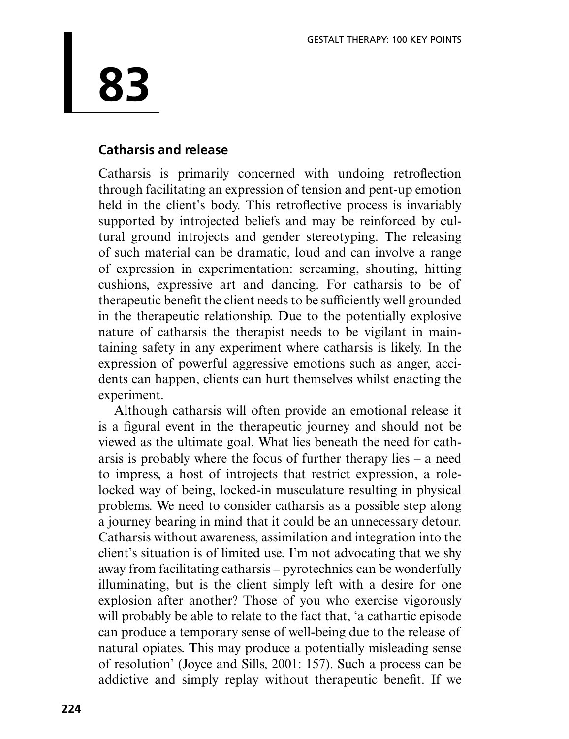# 83

## Catharsis and release

Catharsis is primarily concerned with undoing retroflection through facilitating an expression of tension and pent-up emotion held in the client's body. This retroflective process is invariably supported by introjected beliefs and may be reinforced by cultural ground introjects and gender stereotyping. The releasing of such material can be dramatic, loud and can involve a range of expression in experimentation: screaming, shouting, hitting cushions, expressive art and dancing. For catharsis to be of therapeutic benefit the client needs to be sufficiently well grounded in the therapeutic relationship. Due to the potentially explosive nature of catharsis the therapist needs to be vigilant in maintaining safety in any experiment where catharsis is likely. In the expression of powerful aggressive emotions such as anger, accidents can happen, clients can hurt themselves whilst enacting the experiment.

Although catharsis will often provide an emotional release it is a figural event in the therapeutic journey and should not be viewed as the ultimate goal. What lies beneath the need for catharsis is probably where the focus of further therapy lies – a need to impress, a host of introjects that restrict expression, a role-locked way of being, locked-in musculature resulting in physical problems. We need to consider catharsis as a possible step along a journey bearing in mind that it could be an unnecessary detour. Catharsis without awareness, assimilation and integration into the client's situation is of limited use. I'm not advocating that we shy away from facilitating catharsis – pyrotechnics can be wonderfully illuminating, but is the client simply left with a desire for one explosion after another? Those of you who exercise vigorously will probably be able to relate to the fact that, 'a cathartic episode can produce a temporary sense of well-being due to the release of natural opiates. This may produce a potentially misleading sense of resolution' (Joyce and Sills, 2001: 157). Such a process can be addictive and simply replay without therapeutic benefit. If we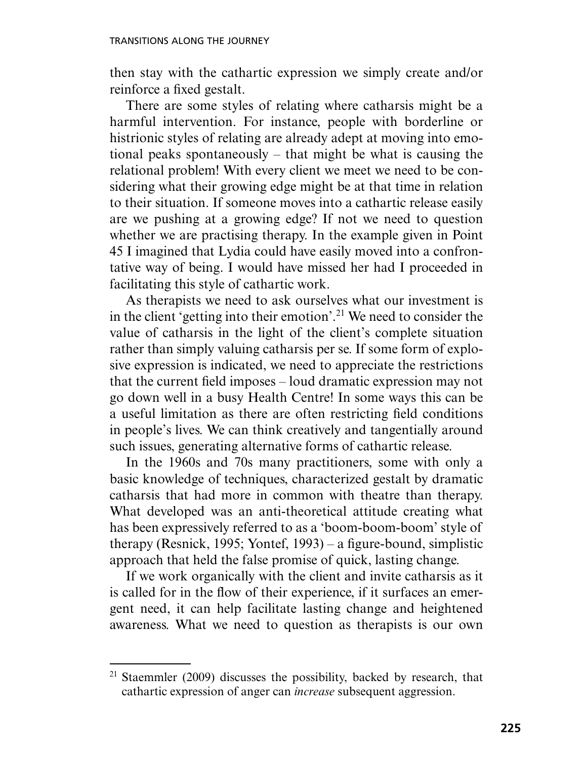then stay with the cathartic expression we simply create and/or reinforce a fixed gestalt.

There are some styles of relating where catharsis might be a harmful intervention. For instance, people with borderline or histrionic styles of relating are already adept at moving into emotional peaks spontaneously – that might be what is causing the relational problem! With every client we meet we need to be considering what their growing edge might be at that time in relation to their situation. If someone moves into a cathartic release easily are we pushing at a growing edge? If not we need to question whether we are practising therapy. In the example given in Point 45 I imagined that Lydia could have easily moved into a confrontative way of being. I would have missed her had I proceeded in facilitating this style of cathartic work.

As therapists we need to ask ourselves what our investment is in the client 'getting into their emotion'.[21] We need to consider the value of catharsis in the light of the client's complete situation rather than simply valuing catharsis per se. If some form of explosive expression is indicated, we need to appreciate the restrictions that the current field imposes – loud dramatic expression may not go down well in a busy Health Centre! In some ways this can be a useful limitation as there are often restricting field conditions in people's lives. We can think creatively and tangentially around such issues, generating alternative forms of cathartic release.

In the 1960s and 70s many practitioners, some with only a basic knowledge of techniques, characterized gestalt by dramatic catharsis that had more in common with theatre than therapy. What developed was an anti-theoretical attitude creating what has been expressively referred to as a 'boom-boom-boom' style of therapy (Resnick, 1995; Yontef, 1993) – a figure-bound, simplistic approach that held the false promise of quick, lasting change.

If we work organically with the client and invite catharsis as it is called for in the flow of their experience, if it surfaces an emergent need, it can help facilitate lasting change and heightened awareness. What we need to question as therapists is our own

---

[21] Staemmler (2009) discusses the possibility, backed by research, that cathartic expression of anger can *increase* subsequent aggression.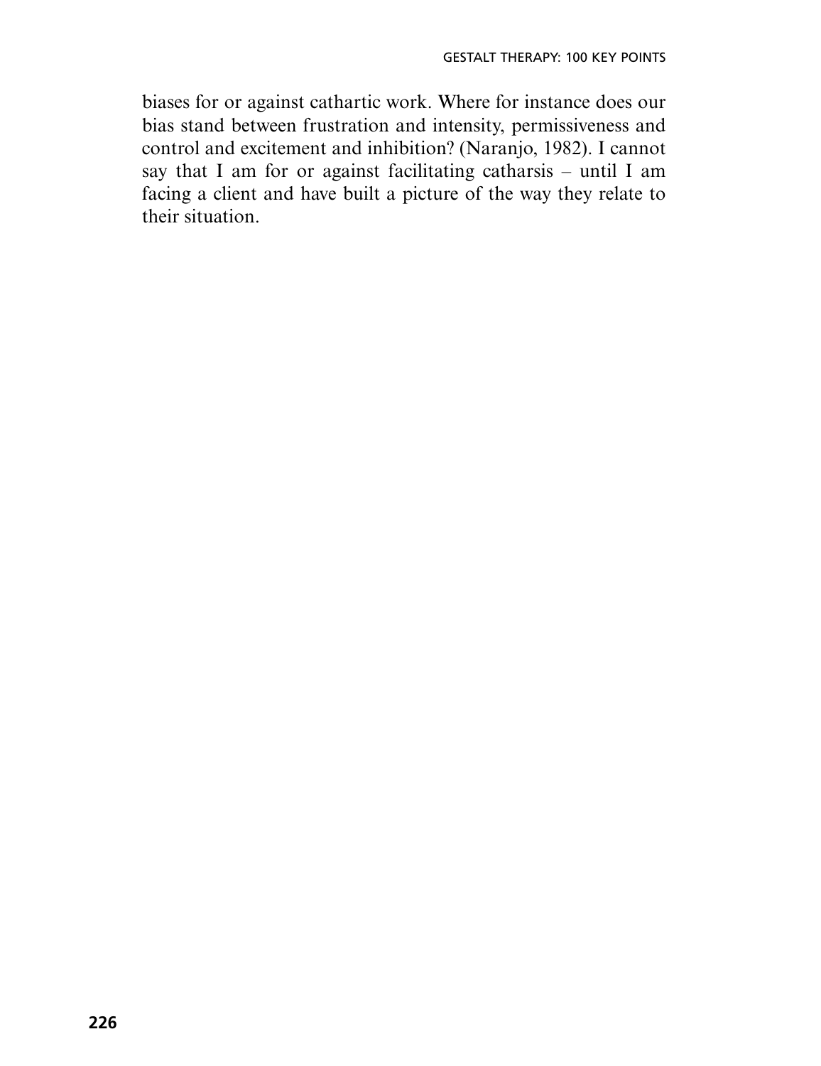biases for or against cathartic work. Where for instance does our bias stand between frustration and intensity, permissiveness and control and excitement and inhibition? (Naranjo, 1982). I cannot say that I am for or against facilitating catharsis – until I am facing a client and have built a picture of the way they relate to their situation.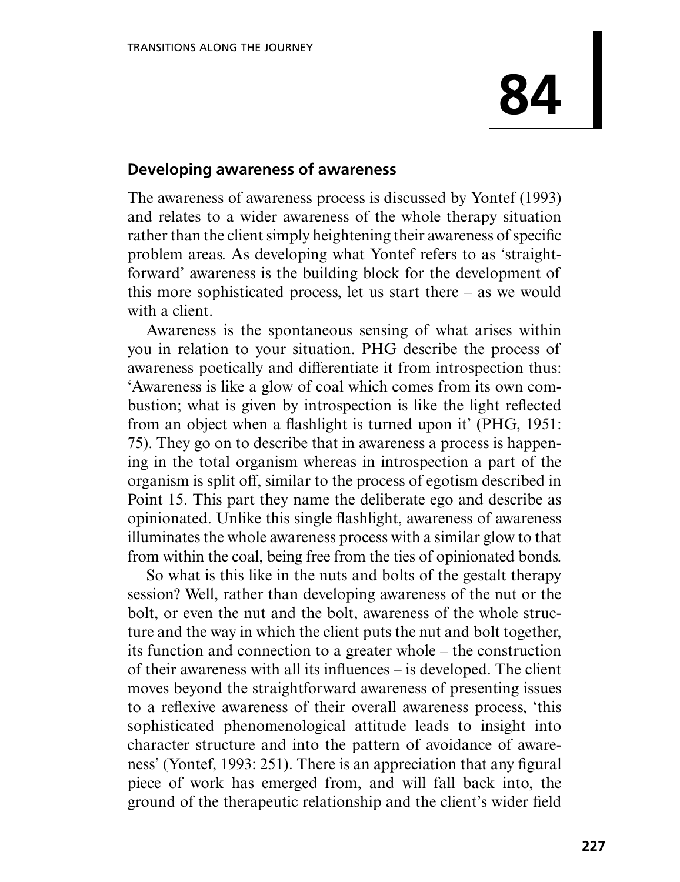# 84

## Developing awareness of awareness

The awareness of awareness process is discussed by Yontef (1993) and relates to a wider awareness of the whole therapy situation rather than the client simply heightening their awareness of specific problem areas. As developing what Yontef refers to as 'straightforward' awareness is the building block for the development of this more sophisticated process, let us start there – as we would with a client.

Awareness is the spontaneous sensing of what arises within you in relation to your situation. PHG describe the process of awareness poetically and differentiate it from introspection thus: 'Awareness is like a glow of coal which comes from its own combustion; what is given by introspection is like the light reflected from an object when a flashlight is turned upon it' (PHG, 1951: 75). They go on to describe that in awareness a process is happening in the total organism whereas in introspection a part of the organism is split off, similar to the process of egotism described in Point 15. This part they name the deliberate ego and describe as opinionated. Unlike this single flashlight, awareness of awareness illuminates the whole awareness process with a similar glow to that from within the coal, being free from the ties of opinionated bonds.

So what is this like in the nuts and bolts of the gestalt therapy session? Well, rather than developing awareness of the nut or the bolt, or even the nut and the bolt, awareness of the whole structure and the way in which the client puts the nut and bolt together, its function and connection to a greater whole – the construction of their awareness with all its influences – is developed. The client moves beyond the straightforward awareness of presenting issues to a reflexive awareness of their overall awareness process, 'this sophisticated phenomenological attitude leads to insight into character structure and into the pattern of avoidance of awareness' (Yontef, 1993: 251). There is an appreciation that any figural piece of work has emerged from, and will fall back into, the ground of the therapeutic relationship and the client's wider field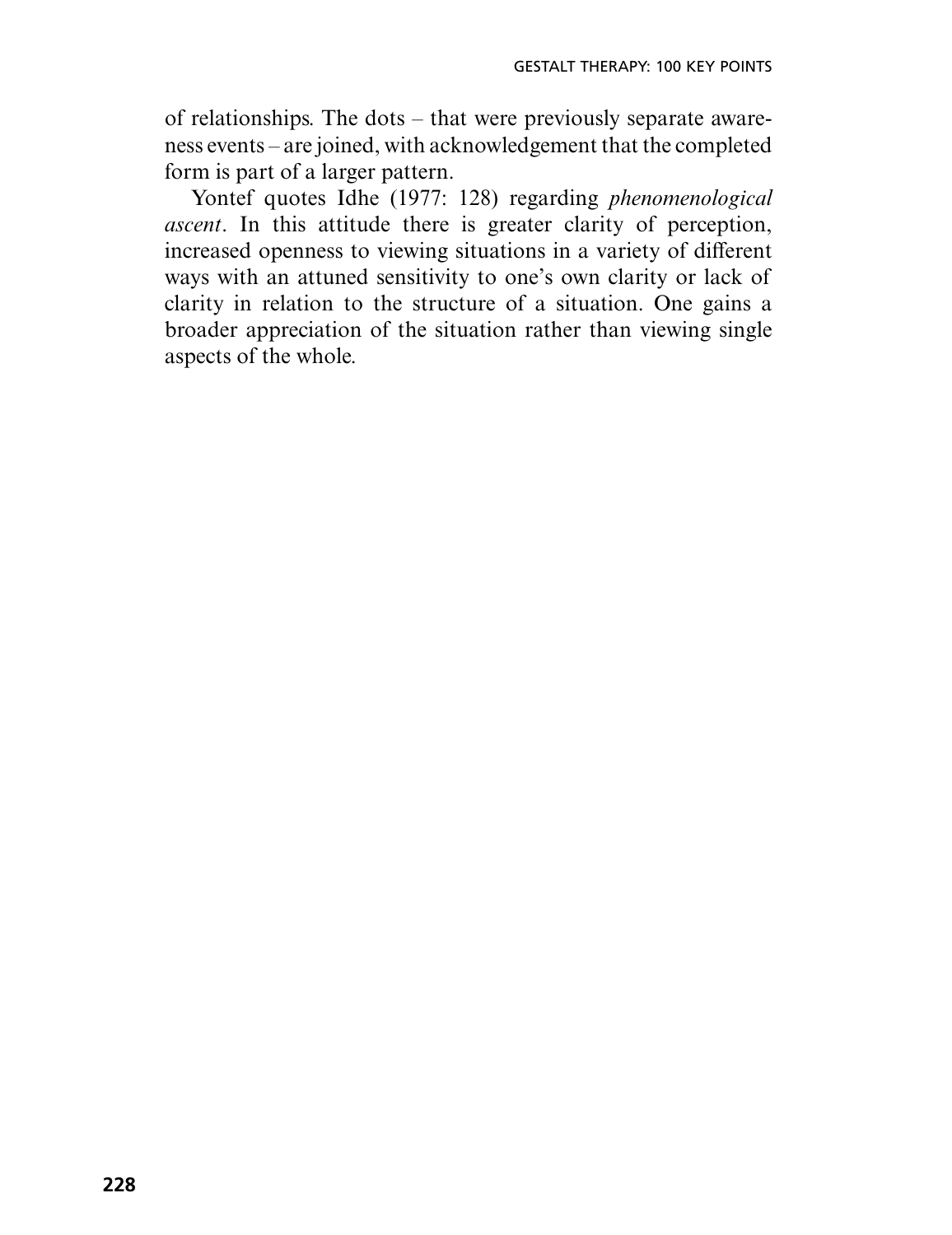of relationships. The dots – that were previously separate awareness events – are joined, with acknowledgement that the completed form is part of a larger pattern.

Yontef quotes Idhe (1977: 128) regarding *phenomenological ascent*. In this attitude there is greater clarity of perception, increased openness to viewing situations in a variety of different ways with an attuned sensitivity to one's own clarity or lack of clarity in relation to the structure of a situation. One gains a broader appreciation of the situation rather than viewing single aspects of the whole.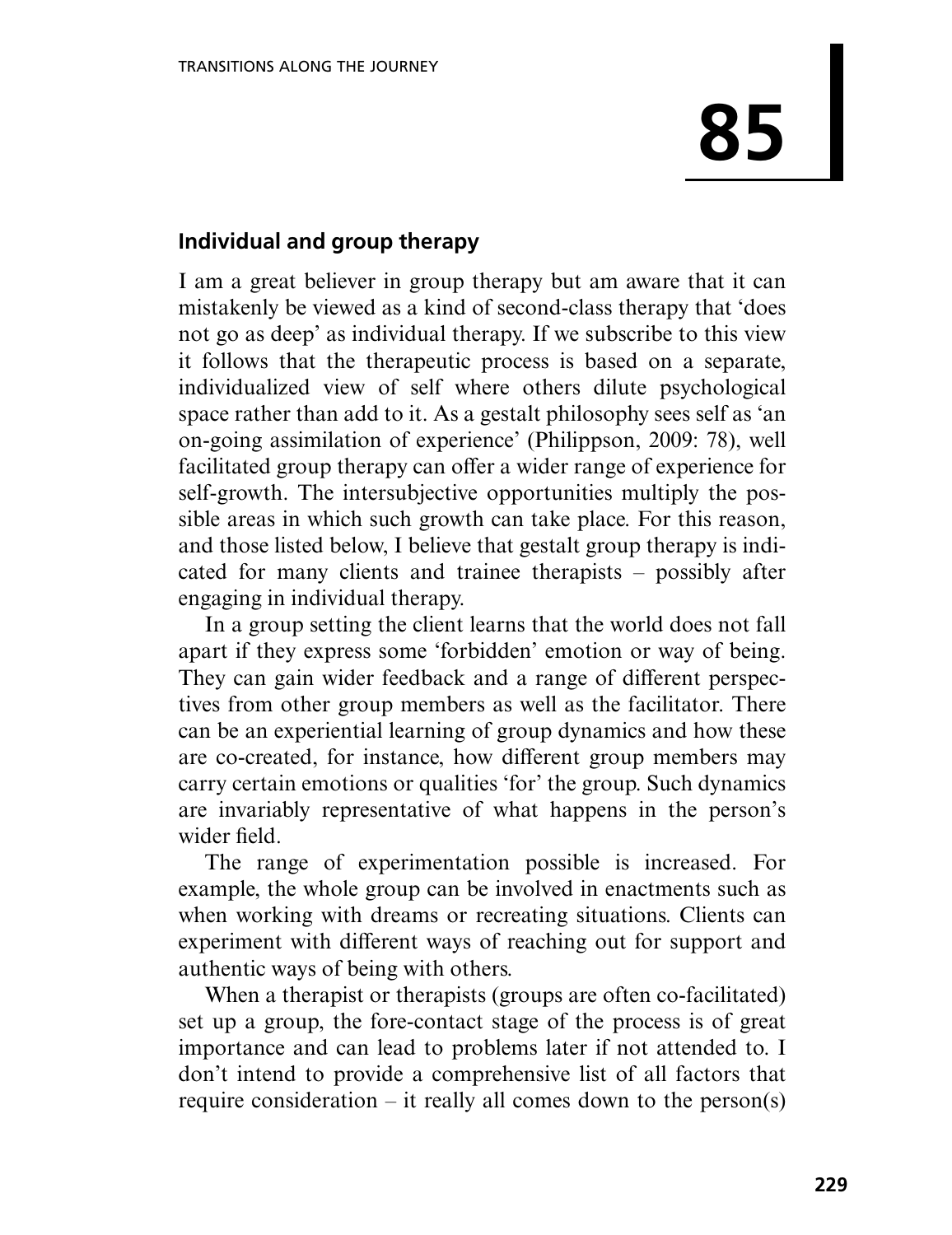# 85

## Individual and group therapy

I am a great believer in group therapy but am aware that it can mistakenly be viewed as a kind of second-class therapy that 'does not go as deep' as individual therapy. If we subscribe to this view it follows that the therapeutic process is based on a separate, individualized view of self where others dilute psychological space rather than add to it. As a gestalt philosophy sees self as 'an on-going assimilation of experience' (Philippson, 2009: 78), well facilitated group therapy can offer a wider range of experience for self-growth. The intersubjective opportunities multiply the possible areas in which such growth can take place. For this reason, and those listed below, I believe that gestalt group therapy is indicated for many clients and trainee therapists – possibly after engaging in individual therapy.

In a group setting the client learns that the world does not fall apart if they express some 'forbidden' emotion or way of being. They can gain wider feedback and a range of different perspectives from other group members as well as the facilitator. There can be an experiential learning of group dynamics and how these are co-created, for instance, how different group members may carry certain emotions or qualities 'for' the group. Such dynamics are invariably representative of what happens in the person's wider field.

The range of experimentation possible is increased. For example, the whole group can be involved in enactments such as when working with dreams or recreating situations. Clients can experiment with different ways of reaching out for support and authentic ways of being with others.

When a therapist or therapists (groups are often co-facilitated) set up a group, the fore-contact stage of the process is of great importance and can lead to problems later if not attended to. I don't intend to provide a comprehensive list of all factors that require consideration – it really all comes down to the person(s)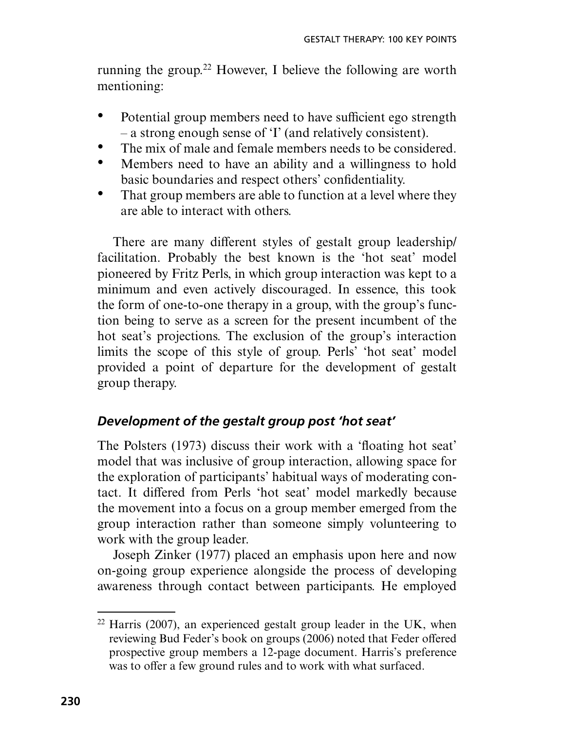running the group.[22] However, I believe the following are worth mentioning:

- Potential group members need to have sufficient ego strength – a strong enough sense of 'I' (and relatively consistent).
- The mix of male and female members needs to be considered.
- Members need to have an ability and a willingness to hold basic boundaries and respect others' confidentiality.
- That group members are able to function at a level where they are able to interact with others.

There are many different styles of gestalt group leadership/facilitation. Probably the best known is the 'hot seat' model pioneered by Fritz Perls, in which group interaction was kept to a minimum and even actively discouraged. In essence, this took the form of one-to-one therapy in a group, with the group's function being to serve as a screen for the present incumbent of the hot seat's projections. The exclusion of the group's interaction limits the scope of this style of group. Perls' 'hot seat' model provided a point of departure for the development of gestalt group therapy.

### *Development of the gestalt group post 'hot seat'*

The Polsters (1973) discuss their work with a 'floating hot seat' model that was inclusive of group interaction, allowing space for the exploration of participants' habitual ways of moderating contact. It differed from Perls 'hot seat' model markedly because the movement into a focus on a group member emerged from the group interaction rather than someone simply volunteering to work with the group leader.

Joseph Zinker (1977) placed an emphasis upon here and now on-going group experience alongside the process of developing awareness through contact between participants. He employed

---

[22] Harris (2007), an experienced gestalt group leader in the UK, when reviewing Bud Feder's book on groups (2006) noted that Feder offered prospective group members a 12-page document. Harris's preference was to offer a few ground rules and to work with what surfaced.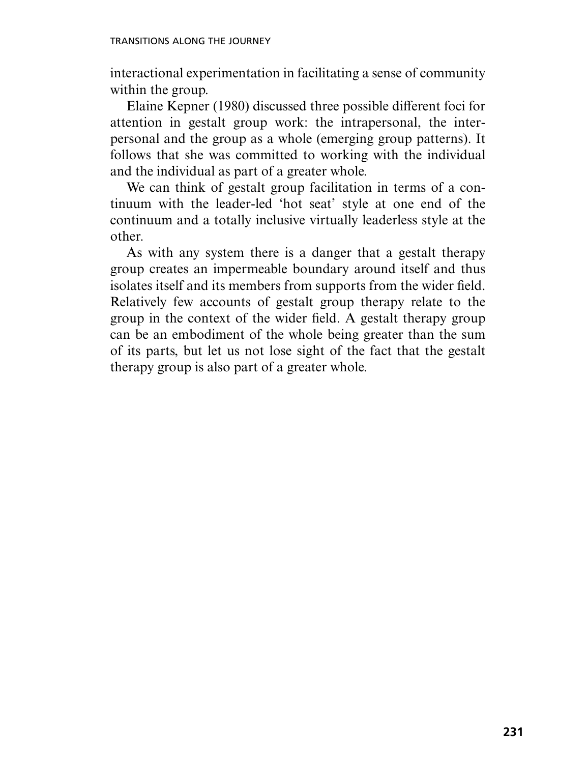interactional experimentation in facilitating a sense of community within the group.

Elaine Kepner (1980) discussed three possible different foci for attention in gestalt group work: the intrapersonal, the interpersonal and the group as a whole (emerging group patterns). It follows that she was committed to working with the individual and the individual as part of a greater whole.

We can think of gestalt group facilitation in terms of a continuum with the leader-led 'hot seat' style at one end of the continuum and a totally inclusive virtually leaderless style at the other.

As with any system there is a danger that a gestalt therapy group creates an impermeable boundary around itself and thus isolates itself and its members from supports from the wider field. Relatively few accounts of gestalt group therapy relate to the group in the context of the wider field. A gestalt therapy group can be an embodiment of the whole being greater than the sum of its parts, but let us not lose sight of the fact that the gestalt therapy group is also part of a greater whole.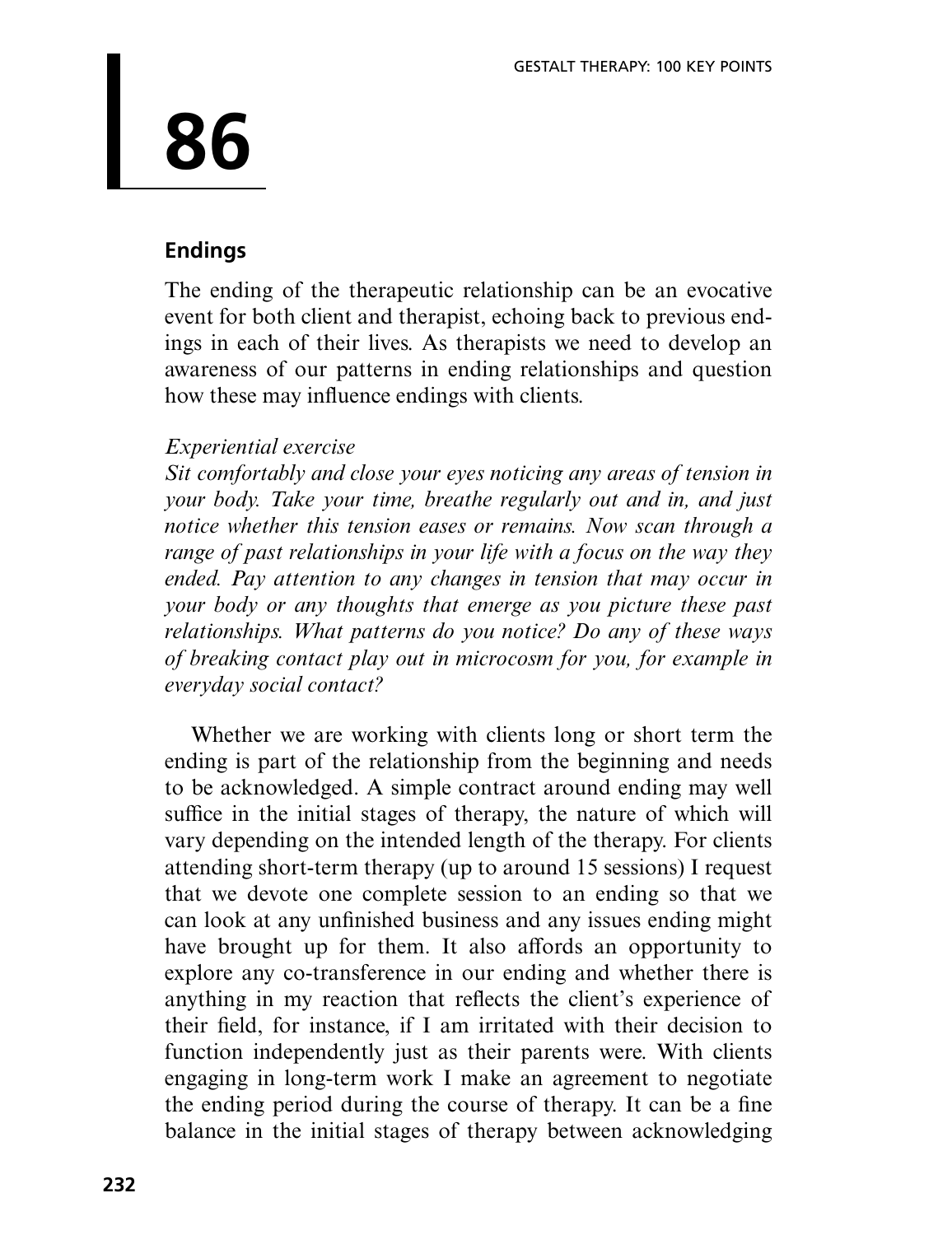# 86

## Endings

The ending of the therapeutic relationship can be an evocative event for both client and therapist, echoing back to previous endings in each of their lives. As therapists we need to develop an awareness of our patterns in ending relationships and question how these may influence endings with clients.

*Experiential exercise*

*Sit comfortably and close your eyes noticing any areas of tension in your body. Take your time, breathe regularly out and in, and just notice whether this tension eases or remains. Now scan through a range of past relationships in your life with a focus on the way they ended. Pay attention to any changes in tension that may occur in your body or any thoughts that emerge as you picture these past relationships. What patterns do you notice? Do any of these ways of breaking contact play out in microcosm for you, for example in everyday social contact?*

Whether we are working with clients long or short term the ending is part of the relationship from the beginning and needs to be acknowledged. A simple contract around ending may well suffice in the initial stages of therapy, the nature of which will vary depending on the intended length of the therapy. For clients attending short-term therapy (up to around 15 sessions) I request that we devote one complete session to an ending so that we can look at any unfinished business and any issues ending might have brought up for them. It also affords an opportunity to explore any co-transference in our ending and whether there is anything in my reaction that reflects the client's experience of their field, for instance, if I am irritated with their decision to function independently just as their parents were. With clients engaging in long-term work I make an agreement to negotiate the ending period during the course of therapy. It can be a fine balance in the initial stages of therapy between acknowledging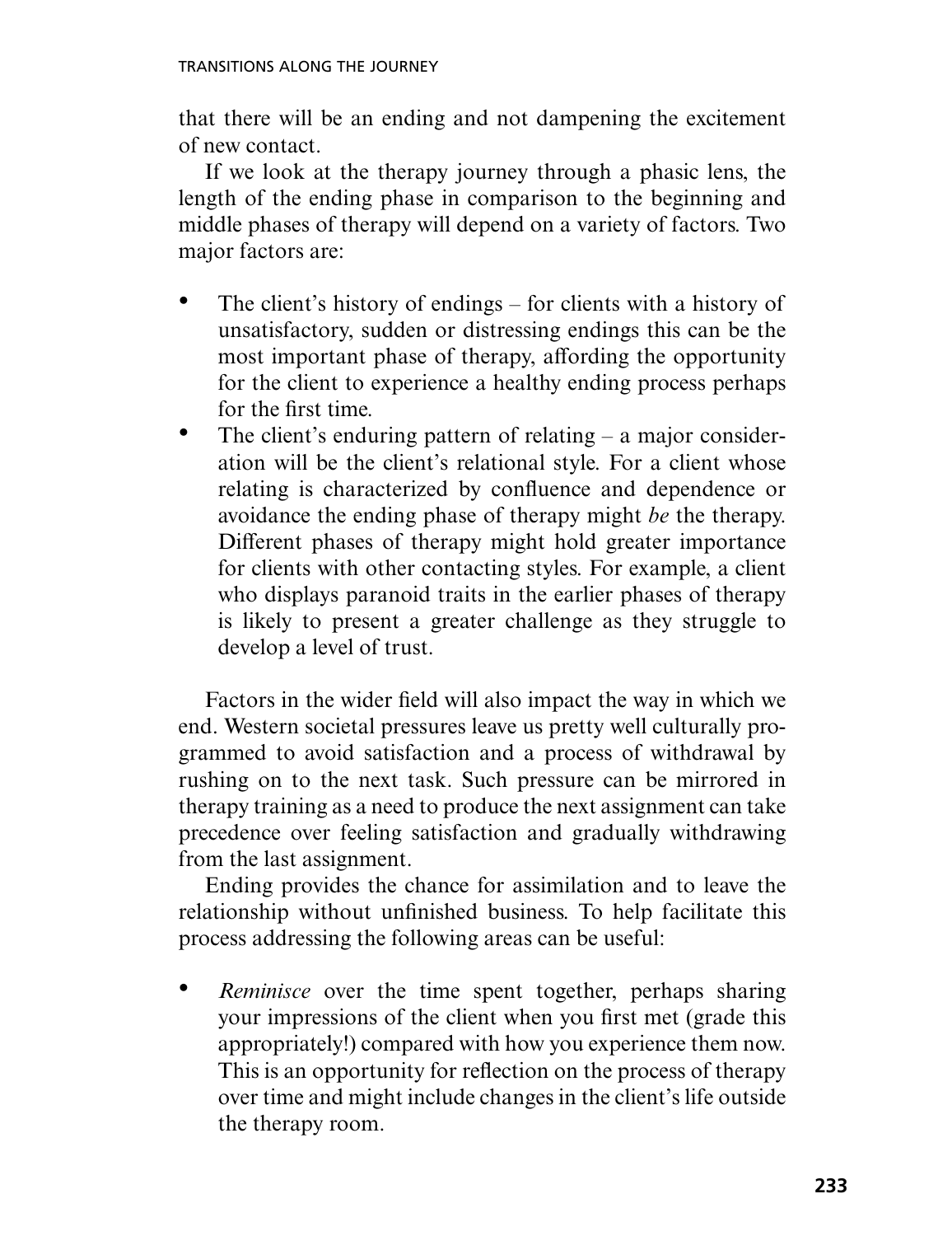that there will be an ending and not dampening the excitement of new contact.

If we look at the therapy journey through a phasic lens, the length of the ending phase in comparison to the beginning and middle phases of therapy will depend on a variety of factors. Two major factors are:

- The client's history of endings – for clients with a history of unsatisfactory, sudden or distressing endings this can be the most important phase of therapy, affording the opportunity for the client to experience a healthy ending process perhaps for the first time.
- The client's enduring pattern of relating – a major consideration will be the client's relational style. For a client whose relating is characterized by confluence and dependence or avoidance the ending phase of therapy might *be* the therapy. Different phases of therapy might hold greater importance for clients with other contacting styles. For example, a client who displays paranoid traits in the earlier phases of therapy is likely to present a greater challenge as they struggle to develop a level of trust.

Factors in the wider field will also impact the way in which we end. Western societal pressures leave us pretty well culturally programmed to avoid satisfaction and a process of withdrawal by rushing on to the next task. Such pressure can be mirrored in therapy training as a need to produce the next assignment can take precedence over feeling satisfaction and gradually withdrawing from the last assignment.

Ending provides the chance for assimilation and to leave the relationship without unfinished business. To help facilitate this process addressing the following areas can be useful:

- *Reminisce* over the time spent together, perhaps sharing your impressions of the client when you first met (grade this appropriately!) compared with how you experience them now. This is an opportunity for reflection on the process of therapy over time and might include changes in the client's life outside the therapy room.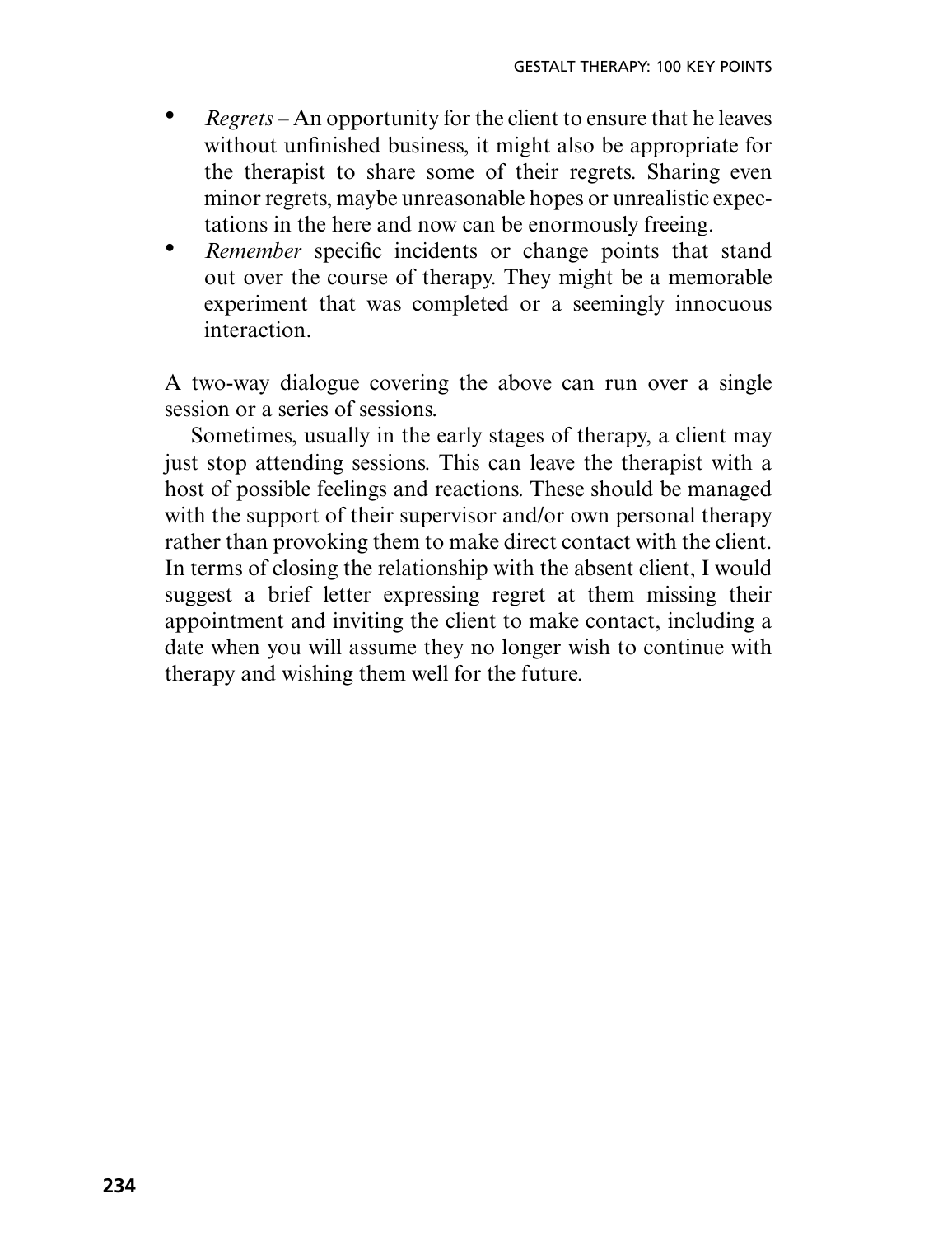- *Regrets* – An opportunity for the client to ensure that he leaves without unfinished business, it might also be appropriate for the therapist to share some of their regrets. Sharing even minor regrets, maybe unreasonable hopes or unrealistic expectations in the here and now can be enormously freeing.
- *Remember* specific incidents or change points that stand out over the course of therapy. They might be a memorable experiment that was completed or a seemingly innocuous interaction.

A two-way dialogue covering the above can run over a single session or a series of sessions.

Sometimes, usually in the early stages of therapy, a client may just stop attending sessions. This can leave the therapist with a host of possible feelings and reactions. These should be managed with the support of their supervisor and/or own personal therapy rather than provoking them to make direct contact with the client. In terms of closing the relationship with the absent client, I would suggest a brief letter expressing regret at them missing their appointment and inviting the client to make contact, including a date when you will assume they no longer wish to continue with therapy and wishing them well for the future.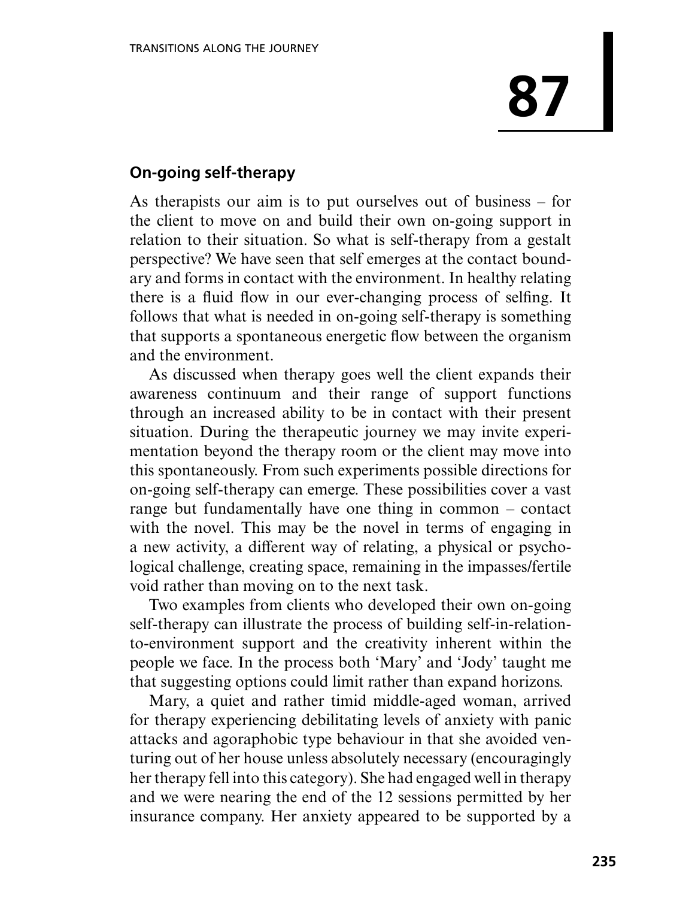# 87

## On-going self-therapy

As therapists our aim is to put ourselves out of business – for the client to move on and build their own on-going support in relation to their situation. So what is self-therapy from a gestalt perspective? We have seen that self emerges at the contact boundary and forms in contact with the environment. In healthy relating there is a fluid flow in our ever-changing process of selfing. It follows that what is needed in on-going self-therapy is something that supports a spontaneous energetic flow between the organism and the environment.

As discussed when therapy goes well the client expands their awareness continuum and their range of support functions through an increased ability to be in contact with their present situation. During the therapeutic journey we may invite experimentation beyond the therapy room or the client may move into this spontaneously. From such experiments possible directions for on-going self-therapy can emerge. These possibilities cover a vast range but fundamentally have one thing in common – contact with the novel. This may be the novel in terms of engaging in a new activity, a different way of relating, a physical or psychological challenge, creating space, remaining in the impasses/fertile void rather than moving on to the next task.

Two examples from clients who developed their own on-going self-therapy can illustrate the process of building self-in-relation-to-environment support and the creativity inherent within the people we face. In the process both 'Mary' and 'Jody' taught me that suggesting options could limit rather than expand horizons.

Mary, a quiet and rather timid middle-aged woman, arrived for therapy experiencing debilitating levels of anxiety with panic attacks and agoraphobic type behaviour in that she avoided venturing out of her house unless absolutely necessary (encouragingly her therapy fell into this category). She had engaged well in therapy and we were nearing the end of the 12 sessions permitted by her insurance company. Her anxiety appeared to be supported by a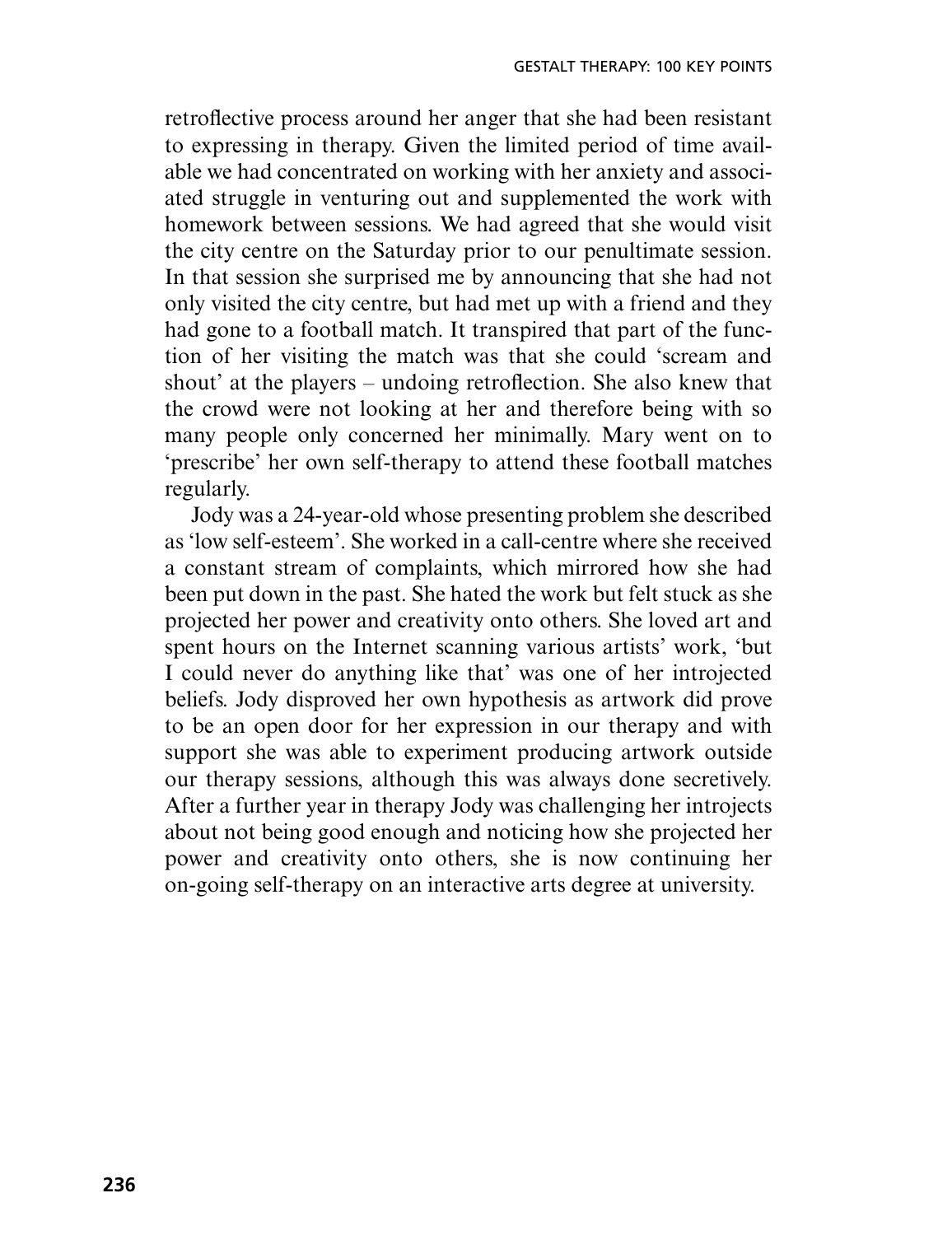retroflective process around her anger that she had been resistant to expressing in therapy. Given the limited period of time available we had concentrated on working with her anxiety and associated struggle in venturing out and supplemented the work with homework between sessions. We had agreed that she would visit the city centre on the Saturday prior to our penultimate session. In that session she surprised me by announcing that she had not only visited the city centre, but had met up with a friend and they had gone to a football match. It transpired that part of the function of her visiting the match was that she could 'scream and shout' at the players – undoing retroflection. She also knew that the crowd were not looking at her and therefore being with so many people only concerned her minimally. Mary went on to 'prescribe' her own self-therapy to attend these football matches regularly.

Jody was a 24-year-old whose presenting problem she described as 'low self-esteem'. She worked in a call-centre where she received a constant stream of complaints, which mirrored how she had been put down in the past. She hated the work but felt stuck as she projected her power and creativity onto others. She loved art and spent hours on the Internet scanning various artists' work, 'but I could never do anything like that' was one of her introjected beliefs. Jody disproved her own hypothesis as artwork did prove to be an open door for her expression in our therapy and with support she was able to experiment producing artwork outside our therapy sessions, although this was always done secretively. After a further year in therapy Jody was challenging her introjects about not being good enough and noticing how she projected her power and creativity onto others, she is now continuing her on-going self-therapy on an interactive arts degree at university.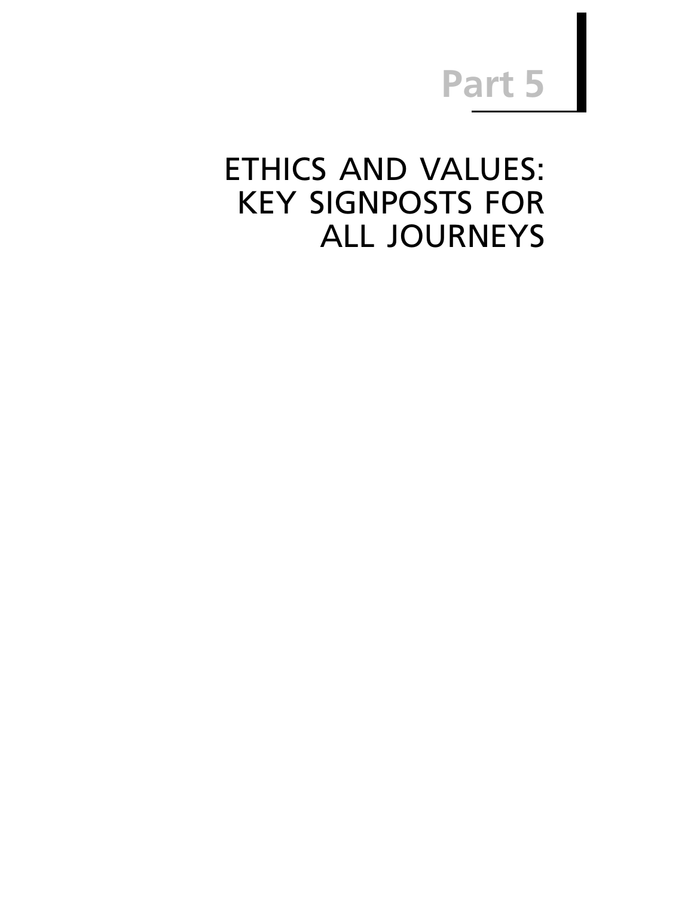# Part 5

## ETHICS AND VALUES: KEY SIGNPOSTS FOR ALL JOURNEYS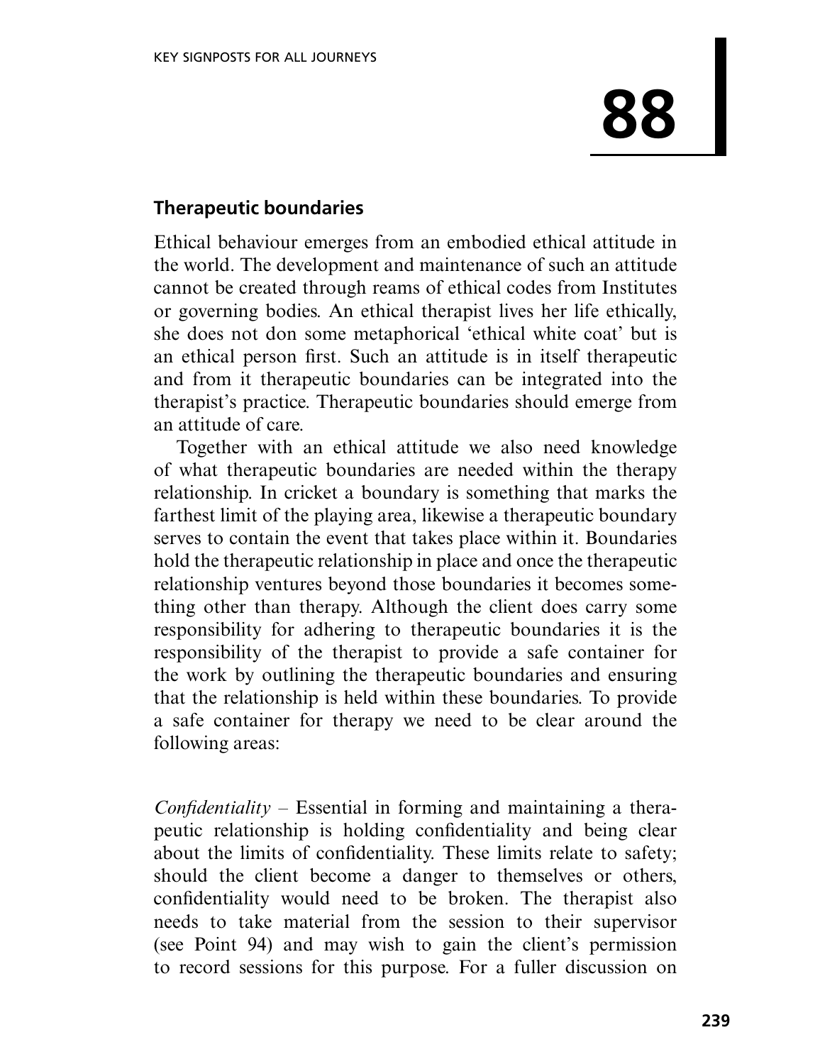# 88

## Therapeutic boundaries

Ethical behaviour emerges from an embodied ethical attitude in the world. The development and maintenance of such an attitude cannot be created through reams of ethical codes from Institutes or governing bodies. An ethical therapist lives her life ethically, she does not don some metaphorical 'ethical white coat' but is an ethical person first. Such an attitude is in itself therapeutic and from it therapeutic boundaries can be integrated into the therapist's practice. Therapeutic boundaries should emerge from an attitude of care.

Together with an ethical attitude we also need knowledge of what therapeutic boundaries are needed within the therapy relationship. In cricket a boundary is something that marks the farthest limit of the playing area, likewise a therapeutic boundary serves to contain the event that takes place within it. Boundaries hold the therapeutic relationship in place and once the therapeutic relationship ventures beyond those boundaries it becomes something other than therapy. Although the client does carry some responsibility for adhering to therapeutic boundaries it is the responsibility of the therapist to provide a safe container for the work by outlining the therapeutic boundaries and ensuring that the relationship is held within these boundaries. To provide a safe container for therapy we need to be clear around the following areas:

*Confidentiality* – Essential in forming and maintaining a therapeutic relationship is holding confidentiality and being clear about the limits of confidentiality. These limits relate to safety; should the client become a danger to themselves or others, confidentiality would need to be broken. The therapist also needs to take material from the session to their supervisor (see Point 94) and may wish to gain the client's permission to record sessions for this purpose. For a fuller discussion on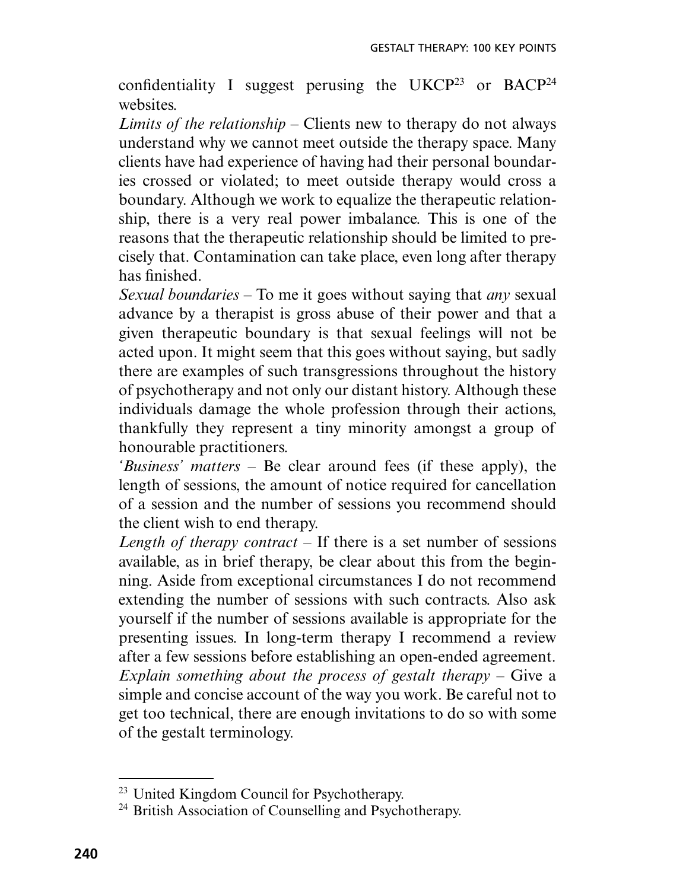confidentiality I suggest perusing the UKCP[23] or BACP[24] websites.

*Limits of the relationship* – Clients new to therapy do not always understand why we cannot meet outside the therapy space. Many clients have had experience of having had their personal boundaries crossed or violated; to meet outside therapy would cross a boundary. Although we work to equalize the therapeutic relationship, there is a very real power imbalance. This is one of the reasons that the therapeutic relationship should be limited to precisely that. Contamination can take place, even long after therapy has finished.

*Sexual boundaries* – To me it goes without saying that *any* sexual advance by a therapist is gross abuse of their power and that a given therapeutic boundary is that sexual feelings will not be acted upon. It might seem that this goes without saying, but sadly there are examples of such transgressions throughout the history of psychotherapy and not only our distant history. Although these individuals damage the whole profession through their actions, thankfully they represent a tiny minority amongst a group of honourable practitioners.

*'Business' matters* – Be clear around fees (if these apply), the length of sessions, the amount of notice required for cancellation of a session and the number of sessions you recommend should the client wish to end therapy.

*Length of therapy contract* – If there is a set number of sessions available, as in brief therapy, be clear about this from the beginning. Aside from exceptional circumstances I do not recommend extending the number of sessions with such contracts. Also ask yourself if the number of sessions available is appropriate for the presenting issues. In long-term therapy I recommend a review after a few sessions before establishing an open-ended agreement.

*Explain something about the process of gestalt therapy* – Give a simple and concise account of the way you work. Be careful not to get too technical, there are enough invitations to do so with some of the gestalt terminology.

---

[23] United Kingdom Council for Psychotherapy.

[24] British Association of Counselling and Psychotherapy.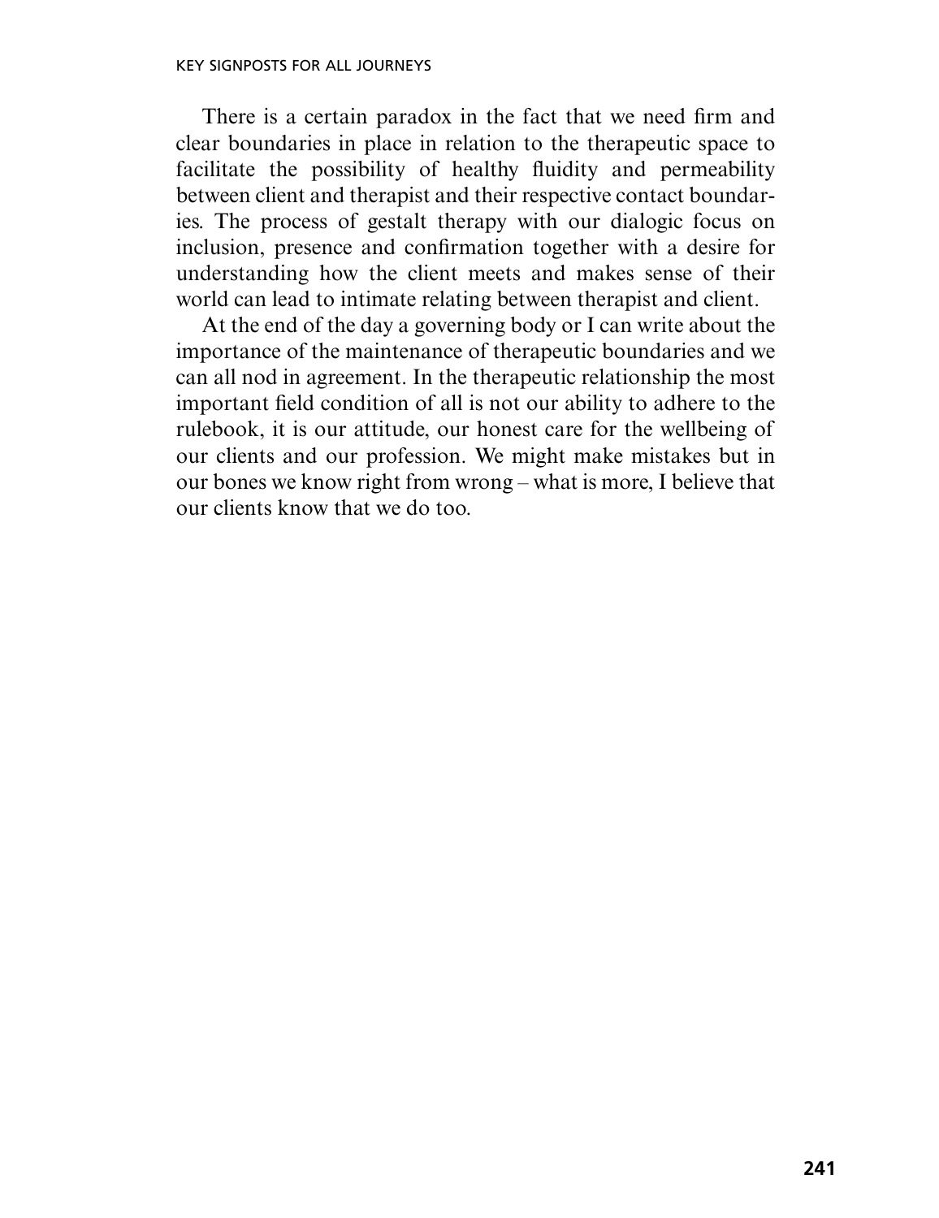There is a certain paradox in the fact that we need firm and clear boundaries in place in relation to the therapeutic space to facilitate the possibility of healthy fluidity and permeability between client and therapist and their respective contact boundaries. The process of gestalt therapy with our dialogic focus on inclusion, presence and confirmation together with a desire for understanding how the client meets and makes sense of their world can lead to intimate relating between therapist and client.

At the end of the day a governing body or I can write about the importance of the maintenance of therapeutic boundaries and we can all nod in agreement. In the therapeutic relationship the most important field condition of all is not our ability to adhere to the rulebook, it is our attitude, our honest care for the wellbeing of our clients and our profession. We might make mistakes but in our bones we know right from wrong – what is more, I believe that our clients know that we do too.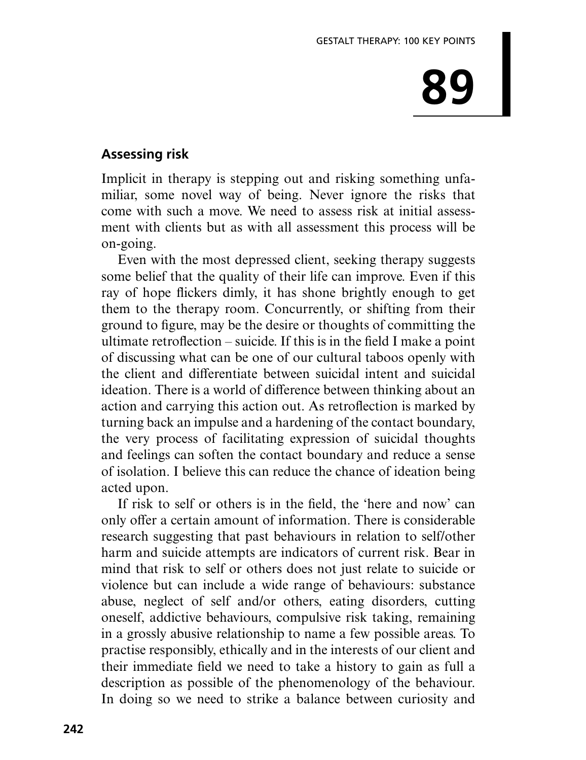# 89

## Assessing risk

Implicit in therapy is stepping out and risking something unfamiliar, some novel way of being. Never ignore the risks that come with such a move. We need to assess risk at initial assessment with clients but as with all assessment this process will be on-going.

Even with the most depressed client, seeking therapy suggests some belief that the quality of their life can improve. Even if this ray of hope flickers dimly, it has shone brightly enough to get them to the therapy room. Concurrently, or shifting from their ground to figure, may be the desire or thoughts of committing the ultimate retroflection – suicide. If this is in the field I make a point of discussing what can be one of our cultural taboos openly with the client and differentiate between suicidal intent and suicidal ideation. There is a world of difference between thinking about an action and carrying this action out. As retroflection is marked by turning back an impulse and a hardening of the contact boundary, the very process of facilitating expression of suicidal thoughts and feelings can soften the contact boundary and reduce a sense of isolation. I believe this can reduce the chance of ideation being acted upon.

If risk to self or others is in the field, the 'here and now' can only offer a certain amount of information. There is considerable research suggesting that past behaviours in relation to self/other harm and suicide attempts are indicators of current risk. Bear in mind that risk to self or others does not just relate to suicide or violence but can include a wide range of behaviours: substance abuse, neglect of self and/or others, eating disorders, cutting oneself, addictive behaviours, compulsive risk taking, remaining in a grossly abusive relationship to name a few possible areas. To practise responsibly, ethically and in the interests of our client and their immediate field we need to take a history to gain as full a description as possible of the phenomenology of the behaviour. In doing so we need to strike a balance between curiosity and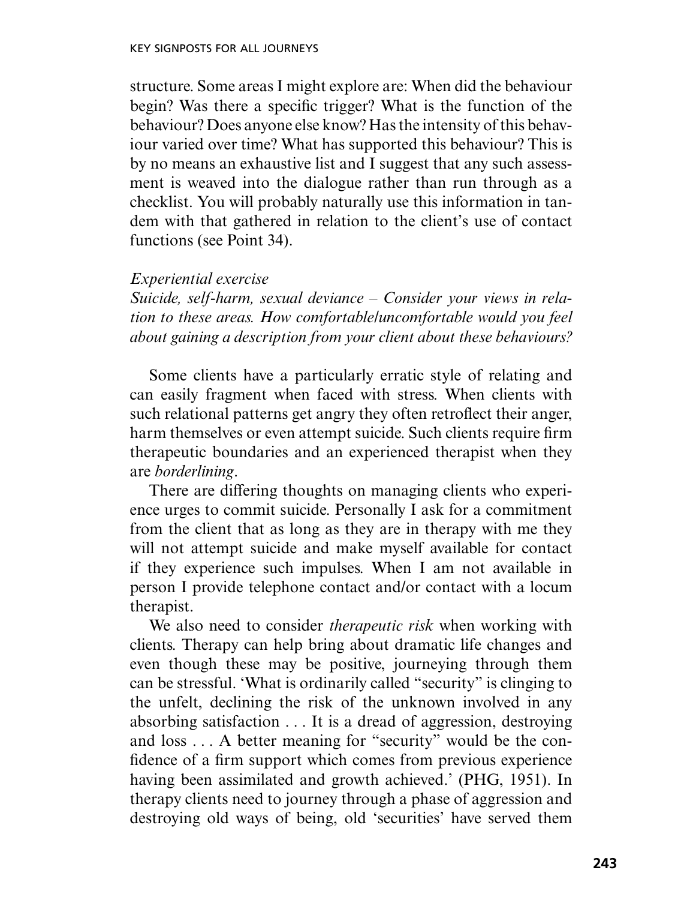structure. Some areas I might explore are: When did the behaviour begin? Was there a specific trigger? What is the function of the behaviour? Does anyone else know? Has the intensity of this behaviour varied over time? What has supported this behaviour? This is by no means an exhaustive list and I suggest that any such assessment is weaved into the dialogue rather than run through as a checklist. You will probably naturally use this information in tandem with that gathered in relation to the client's use of contact functions (see Point 34).

*Experiential exercise*

*Suicide, self-harm, sexual deviance – Consider your views in relation to these areas. How comfortable/uncomfortable would you feel about gaining a description from your client about these behaviours?*

Some clients have a particularly erratic style of relating and can easily fragment when faced with stress. When clients with such relational patterns get angry they often retroflect their anger, harm themselves or even attempt suicide. Such clients require firm therapeutic boundaries and an experienced therapist when they are *borderlining*.

There are differing thoughts on managing clients who experience urges to commit suicide. Personally I ask for a commitment from the client that as long as they are in therapy with me they will not attempt suicide and make myself available for contact if they experience such impulses. When I am not available in person I provide telephone contact and/or contact with a locum therapist.

We also need to consider *therapeutic risk* when working with clients. Therapy can help bring about dramatic life changes and even though these may be positive, journeying through them can be stressful. 'What is ordinarily called "security" is clinging to the unfelt, declining the risk of the unknown involved in any absorbing satisfaction . . . It is a dread of aggression, destroying and loss . . . A better meaning for "security" would be the confidence of a firm support which comes from previous experience having been assimilated and growth achieved.' (PHG, 1951). In therapy clients need to journey through a phase of aggression and destroying old ways of being, old 'securities' have served them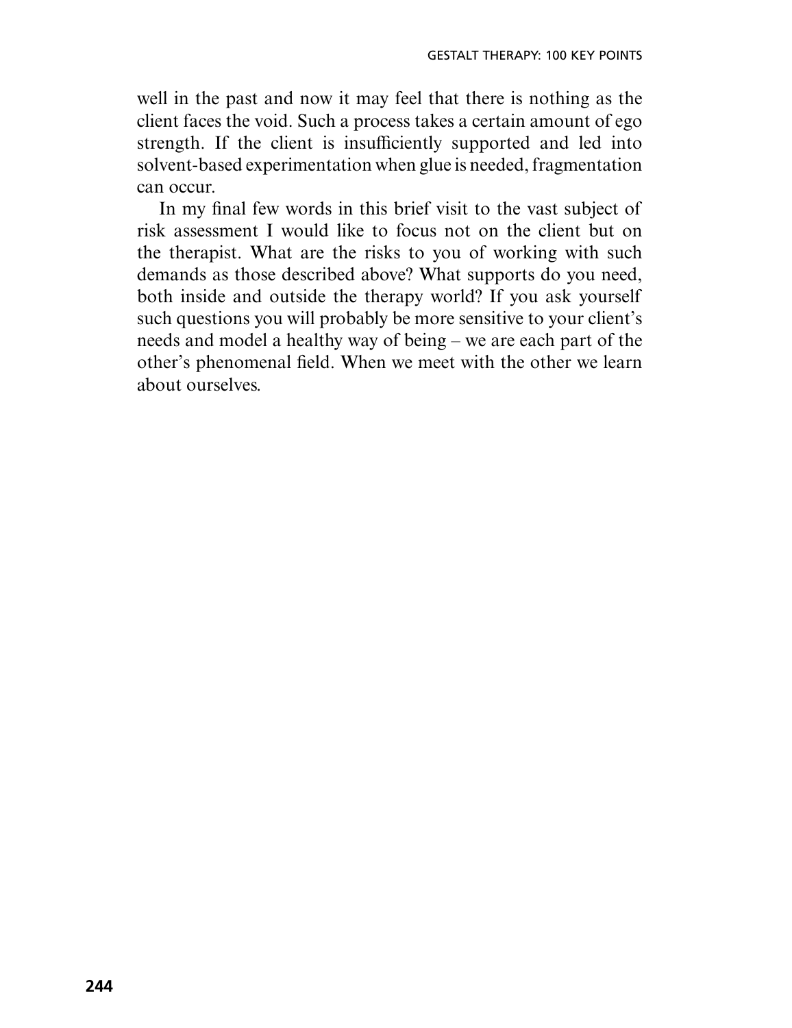well in the past and now it may feel that there is nothing as the client faces the void. Such a process takes a certain amount of ego strength. If the client is insufficiently supported and led into solvent-based experimentation when glue is needed, fragmentation can occur.

In my final few words in this brief visit to the vast subject of risk assessment I would like to focus not on the client but on the therapist. What are the risks to you of working with such demands as those described above? What supports do you need, both inside and outside the therapy world? If you ask yourself such questions you will probably be more sensitive to your client's needs and model a healthy way of being – we are each part of the other's phenomenal field. When we meet with the other we learn about ourselves.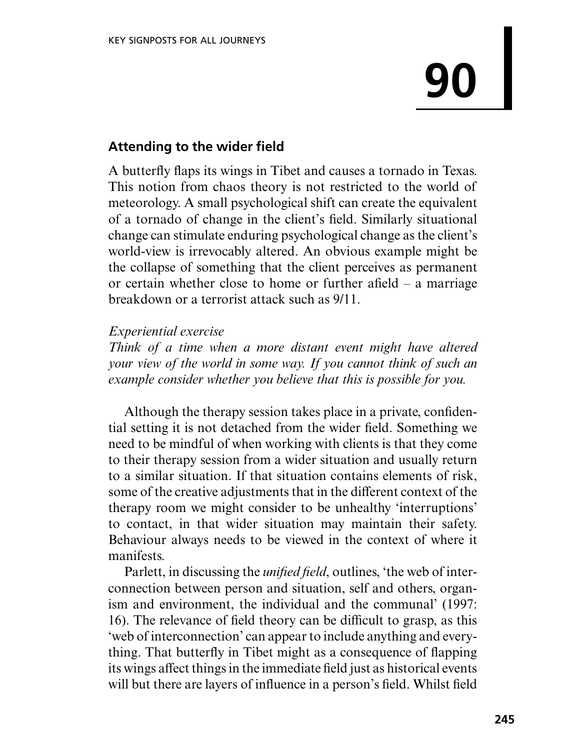# 90

## Attending to the wider field

A butterfly flaps its wings in Tibet and causes a tornado in Texas. This notion from chaos theory is not restricted to the world of meteorology. A small psychological shift can create the equivalent of a tornado of change in the client's field. Similarly situational change can stimulate enduring psychological change as the client's world-view is irrevocably altered. An obvious example might be the collapse of something that the client perceives as permanent or certain whether close to home or further afield – a marriage breakdown or a terrorist attack such as 9/11.

*Experiential exercise*

*Think of a time when a more distant event might have altered your view of the world in some way. If you cannot think of such an example consider whether you believe that this is possible for you.*

Although the therapy session takes place in a private, confidential setting it is not detached from the wider field. Something we need to be mindful of when working with clients is that they come to their therapy session from a wider situation and usually return to a similar situation. If that situation contains elements of risk, some of the creative adjustments that in the different context of the therapy room we might consider to be unhealthy 'interruptions' to contact, in that wider situation may maintain their safety. Behaviour always needs to be viewed in the context of where it manifests.

Parlett, in discussing the *unified field*, outlines, 'the web of interconnection between person and situation, self and others, organism and environment, the individual and the communal' (1997: 16). The relevance of field theory can be difficult to grasp, as this 'web of interconnection' can appear to include anything and everything. That butterfly in Tibet might as a consequence of flapping its wings affect things in the immediate field just as historical events will but there are layers of influence in a person's field. Whilst field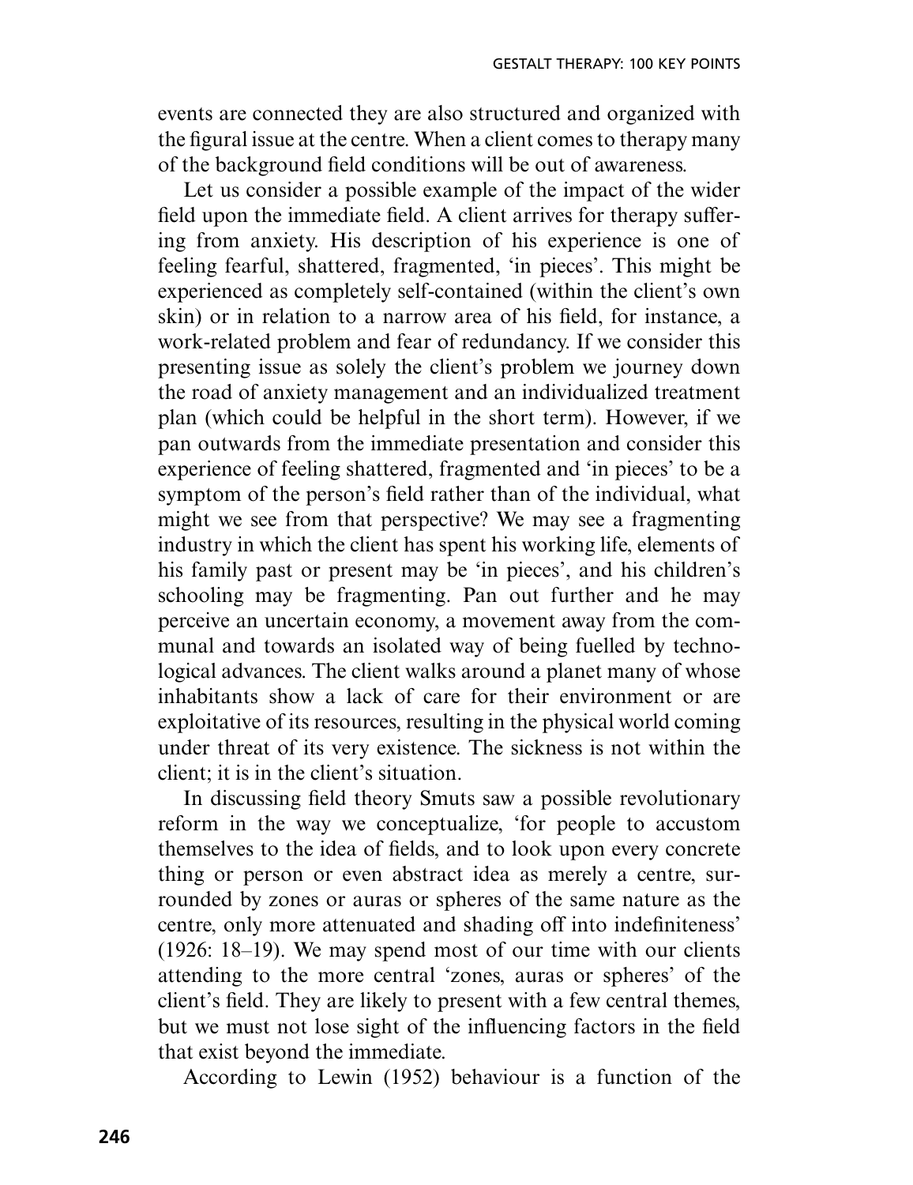events are connected they are also structured and organized with the figural issue at the centre. When a client comes to therapy many of the background field conditions will be out of awareness.

Let us consider a possible example of the impact of the wider field upon the immediate field. A client arrives for therapy suffering from anxiety. His description of his experience is one of feeling fearful, shattered, fragmented, 'in pieces'. This might be experienced as completely self-contained (within the client's own skin) or in relation to a narrow area of his field, for instance, a work-related problem and fear of redundancy. If we consider this presenting issue as solely the client's problem we journey down the road of anxiety management and an individualized treatment plan (which could be helpful in the short term). However, if we pan outwards from the immediate presentation and consider this experience of feeling shattered, fragmented and 'in pieces' to be a symptom of the person's field rather than of the individual, what might we see from that perspective? We may see a fragmenting industry in which the client has spent his working life, elements of his family past or present may be 'in pieces', and his children's schooling may be fragmenting. Pan out further and he may perceive an uncertain economy, a movement away from the communal and towards an isolated way of being fuelled by technological advances. The client walks around a planet many of whose inhabitants show a lack of care for their environment or are exploitative of its resources, resulting in the physical world coming under threat of its very existence. The sickness is not within the client; it is in the client's situation.

In discussing field theory Smuts saw a possible revolutionary reform in the way we conceptualize, 'for people to accustom themselves to the idea of fields, and to look upon every concrete thing or person or even abstract idea as merely a centre, surrounded by zones or auras or spheres of the same nature as the centre, only more attenuated and shading off into indefiniteness' (1926: 18–19). We may spend most of our time with our clients attending to the more central 'zones, auras or spheres' of the client's field. They are likely to present with a few central themes, but we must not lose sight of the influencing factors in the field that exist beyond the immediate.

According to Lewin (1952) behaviour is a function of the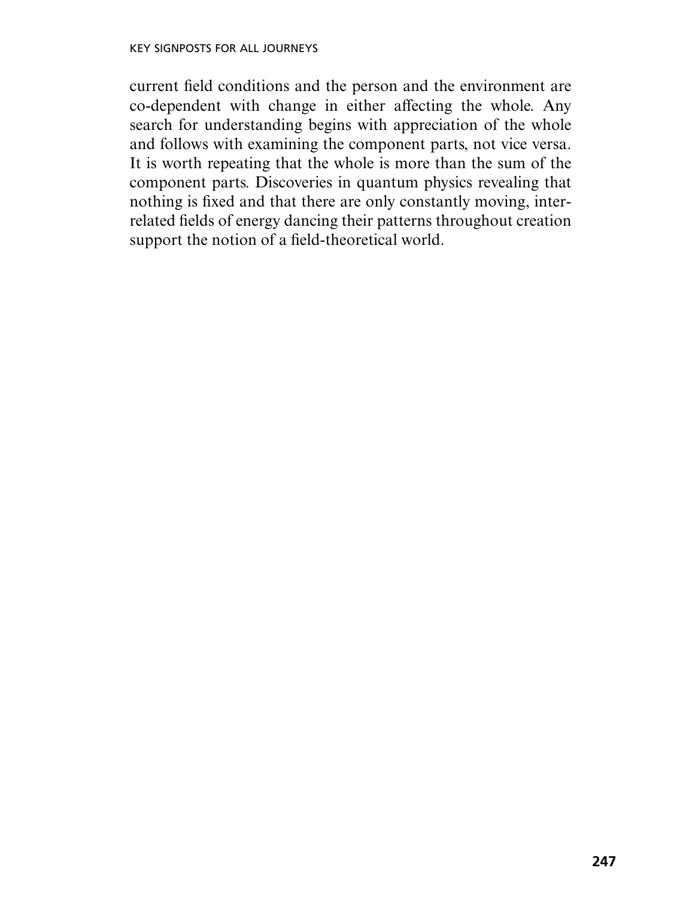current field conditions and the person and the environment are co-dependent with change in either affecting the whole. Any search for understanding begins with appreciation of the whole and follows with examining the component parts, not vice versa. It is worth repeating that the whole is more than the sum of the component parts. Discoveries in quantum physics revealing that nothing is fixed and that there are only constantly moving, interrelated fields of energy dancing their patterns throughout creation support the notion of a field-theoretical world.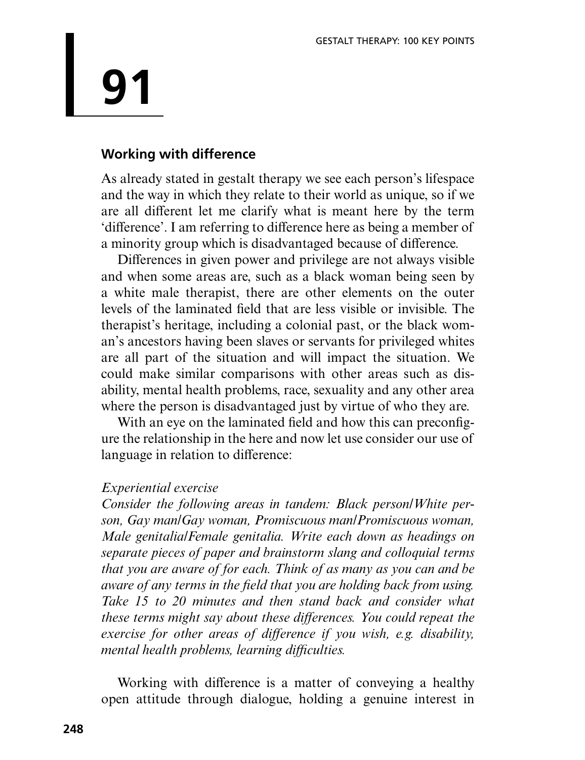# 91

## Working with difference

As already stated in gestalt therapy we see each person's lifespace and the way in which they relate to their world as unique, so if we are all different let me clarify what is meant here by the term 'difference'. I am referring to difference here as being a member of a minority group which is disadvantaged because of difference.

Differences in given power and privilege are not always visible and when some areas are, such as a black woman being seen by a white male therapist, there are other elements on the outer levels of the laminated field that are less visible or invisible. The therapist's heritage, including a colonial past, or the black woman's ancestors having been slaves or servants for privileged whites are all part of the situation and will impact the situation. We could make similar comparisons with other areas such as disability, mental health problems, race, sexuality and any other area where the person is disadvantaged just by virtue of who they are.

With an eye on the laminated field and how this can preconfigure the relationship in the here and now let use consider our use of language in relation to difference:

*Experiential exercise*

*Consider the following areas in tandem: Black person/White person, Gay man/Gay woman, Promiscuous man/Promiscuous woman, Male genitalia/Female genitalia. Write each down as headings on separate pieces of paper and brainstorm slang and colloquial terms that you are aware of for each. Think of as many as you can and be aware of any terms in the field that you are holding back from using. Take 15 to 20 minutes and then stand back and consider what these terms might say about these differences. You could repeat the exercise for other areas of difference if you wish, e.g. disability, mental health problems, learning difficulties.*

Working with difference is a matter of conveying a healthy open attitude through dialogue, holding a genuine interest in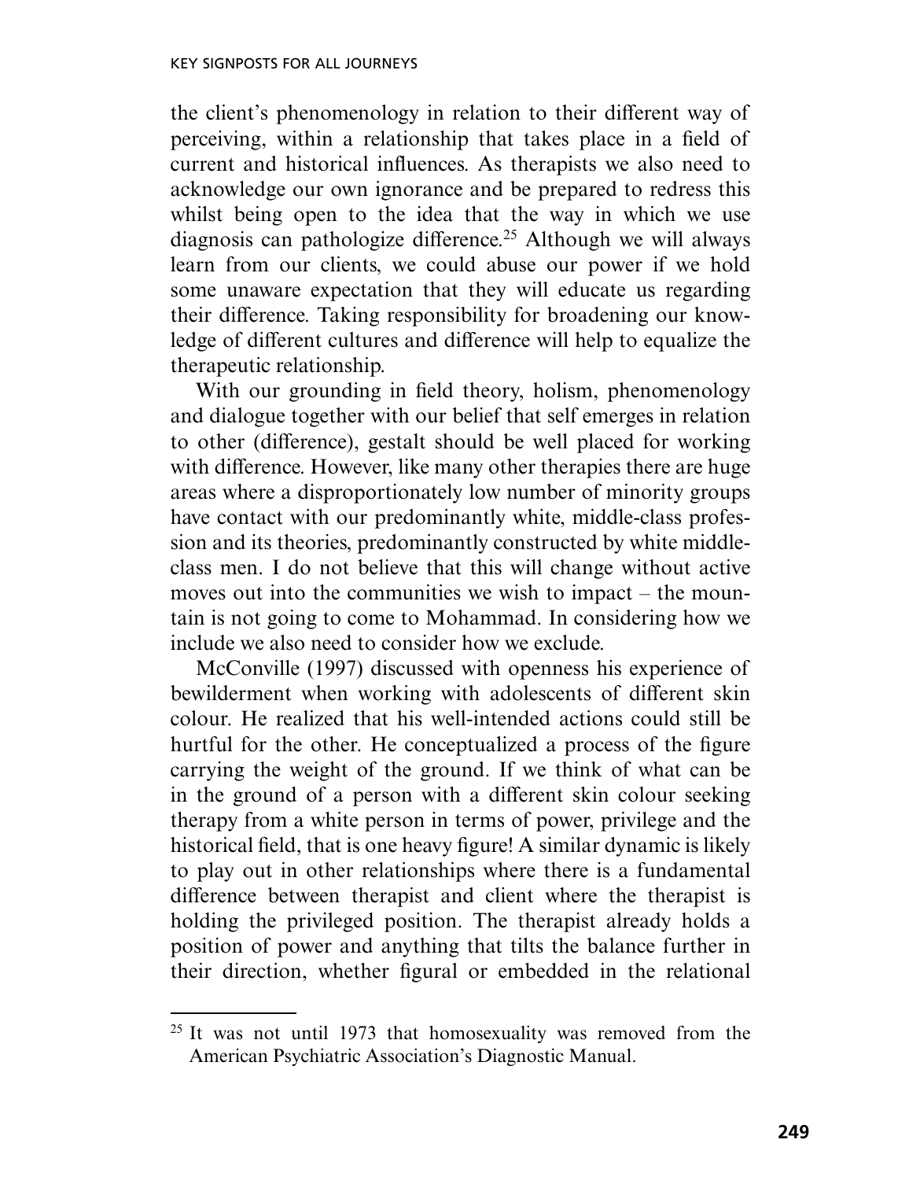the client's phenomenology in relation to their different way of perceiving, within a relationship that takes place in a field of current and historical influences. As therapists we also need to acknowledge our own ignorance and be prepared to redress this whilst being open to the idea that the way in which we use diagnosis can pathologize difference.[25] Although we will always learn from our clients, we could abuse our power if we hold some unaware expectation that they will educate us regarding their difference. Taking responsibility for broadening our knowledge of different cultures and difference will help to equalize the therapeutic relationship.

With our grounding in field theory, holism, phenomenology and dialogue together with our belief that self emerges in relation to other (difference), gestalt should be well placed for working with difference. However, like many other therapies there are huge areas where a disproportionately low number of minority groups have contact with our predominantly white, middle-class profession and its theories, predominantly constructed by white middle-class men. I do not believe that this will change without active moves out into the communities we wish to impact – the mountain is not going to come to Mohammad. In considering how we include we also need to consider how we exclude.

McConville (1997) discussed with openness his experience of bewilderment when working with adolescents of different skin colour. He realized that his well-intended actions could still be hurtful for the other. He conceptualized a process of the figure carrying the weight of the ground. If we think of what can be in the ground of a person with a different skin colour seeking therapy from a white person in terms of power, privilege and the historical field, that is one heavy figure! A similar dynamic is likely to play out in other relationships where there is a fundamental difference between therapist and client where the therapist is holding the privileged position. The therapist already holds a position of power and anything that tilts the balance further in their direction, whether figural or embedded in the relational

[25] It was not until 1973 that homosexuality was removed from the American Psychiatric Association's Diagnostic Manual.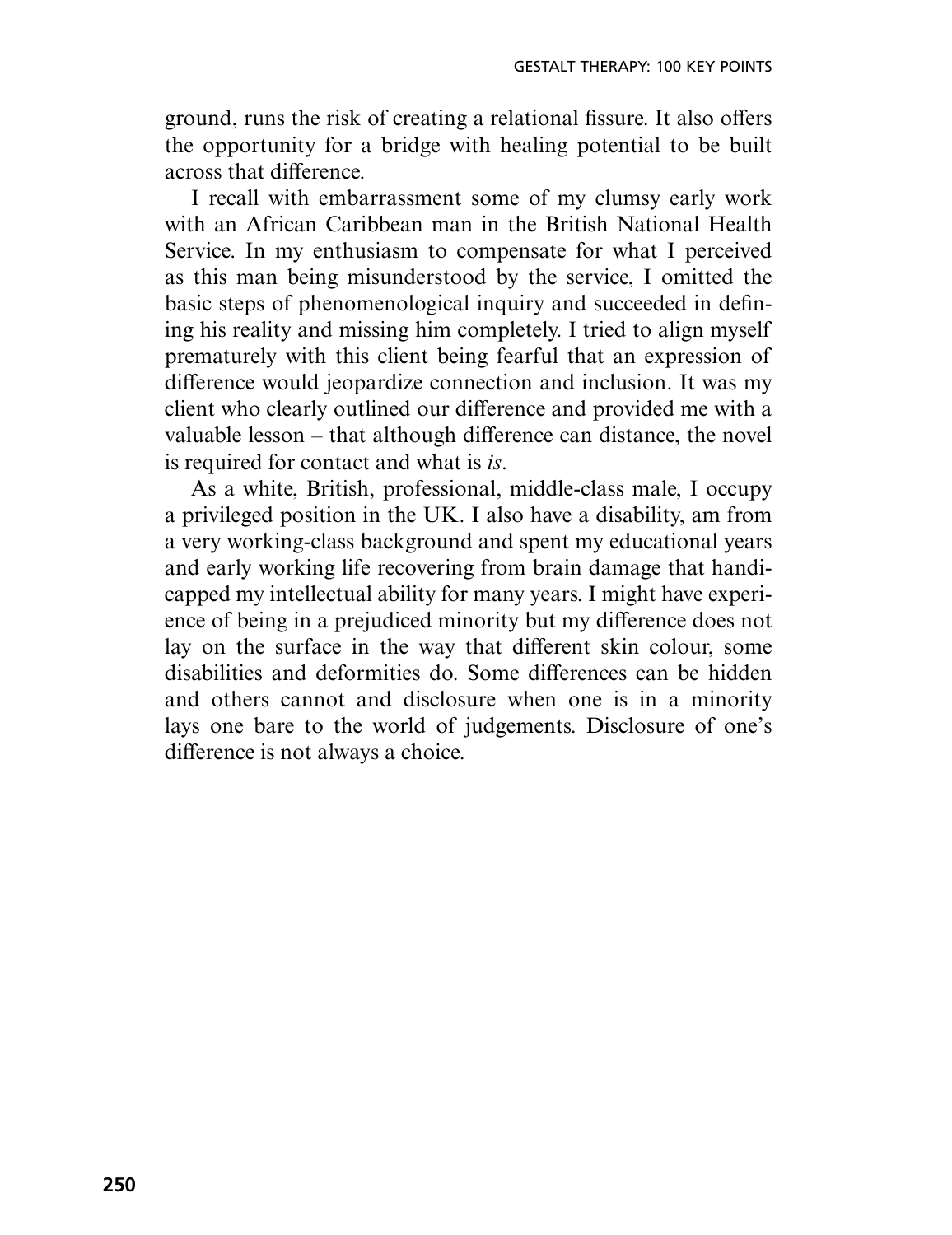ground, runs the risk of creating a relational fissure. It also offers the opportunity for a bridge with healing potential to be built across that difference.

I recall with embarrassment some of my clumsy early work with an African Caribbean man in the British National Health Service. In my enthusiasm to compensate for what I perceived as this man being misunderstood by the service, I omitted the basic steps of phenomenological inquiry and succeeded in defining his reality and missing him completely. I tried to align myself prematurely with this client being fearful that an expression of difference would jeopardize connection and inclusion. It was my client who clearly outlined our difference and provided me with a valuable lesson – that although difference can distance, the novel is required for contact and what is *is*.

As a white, British, professional, middle-class male, I occupy a privileged position in the UK. I also have a disability, am from a very working-class background and spent my educational years and early working life recovering from brain damage that handicapped my intellectual ability for many years. I might have experience of being in a prejudiced minority but my difference does not lay on the surface in the way that different skin colour, some disabilities and deformities do. Some differences can be hidden and others cannot and disclosure when one is in a minority lays one bare to the world of judgements. Disclosure of one's difference is not always a choice.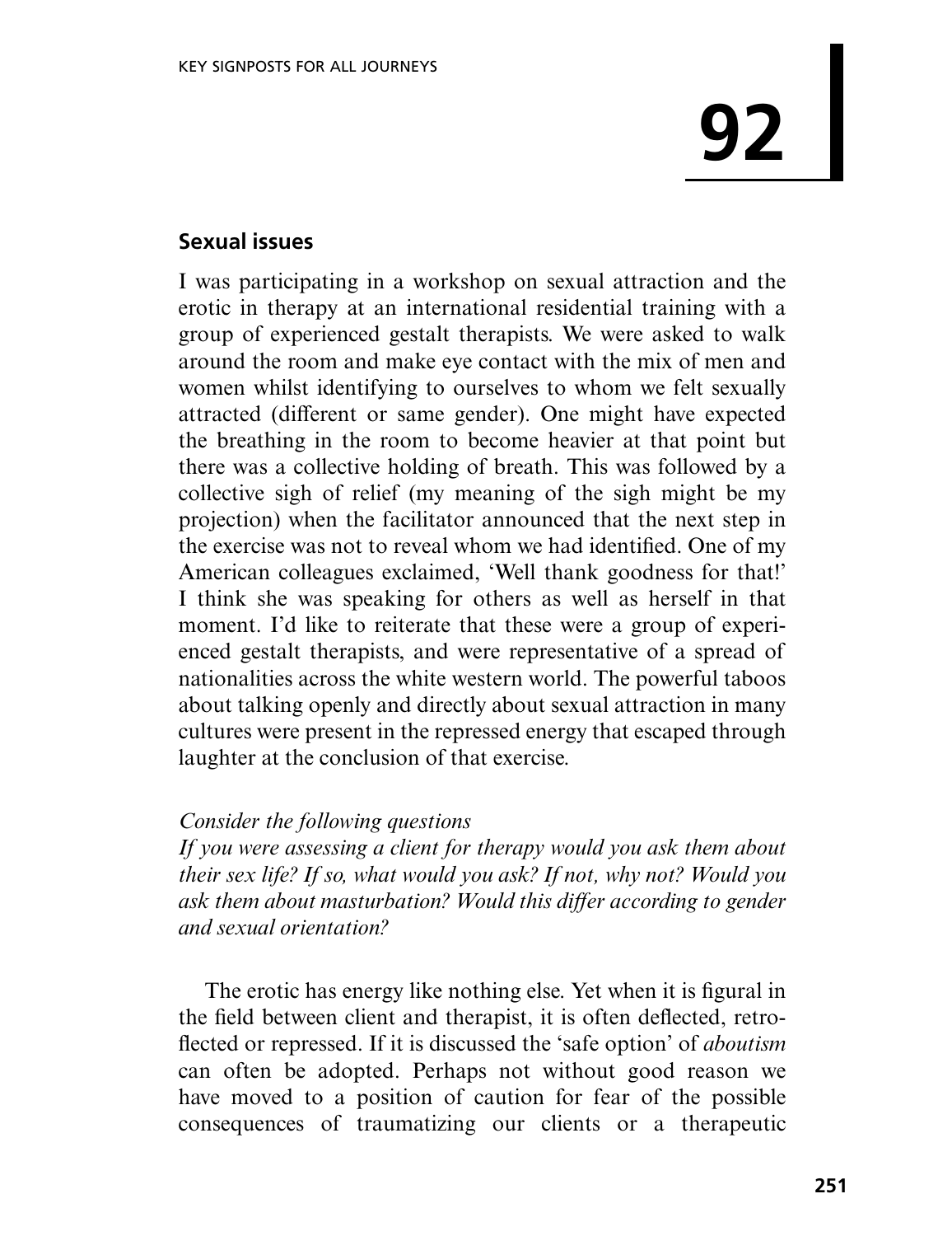# 92

## Sexual issues

I was participating in a workshop on sexual attraction and the erotic in therapy at an international residential training with a group of experienced gestalt therapists. We were asked to walk around the room and make eye contact with the mix of men and women whilst identifying to ourselves to whom we felt sexually attracted (different or same gender). One might have expected the breathing in the room to become heavier at that point but there was a collective holding of breath. This was followed by a collective sigh of relief (my meaning of the sigh might be my projection) when the facilitator announced that the next step in the exercise was not to reveal whom we had identified. One of my American colleagues exclaimed, 'Well thank goodness for that!' I think she was speaking for others as well as herself in that moment. I'd like to reiterate that these were a group of experienced gestalt therapists, and were representative of a spread of nationalities across the white western world. The powerful taboos about talking openly and directly about sexual attraction in many cultures were present in the repressed energy that escaped through laughter at the conclusion of that exercise.

*Consider the following questions*
*If you were assessing a client for therapy would you ask them about their sex life? If so, what would you ask? If not, why not? Would you ask them about masturbation? Would this differ according to gender and sexual orientation?*

The erotic has energy like nothing else. Yet when it is figural in the field between client and therapist, it is often deflected, retroflected or repressed. If it is discussed the 'safe option' of *aboutism* can often be adopted. Perhaps not without good reason we have moved to a position of caution for fear of the possible consequences of traumatizing our clients or a therapeutic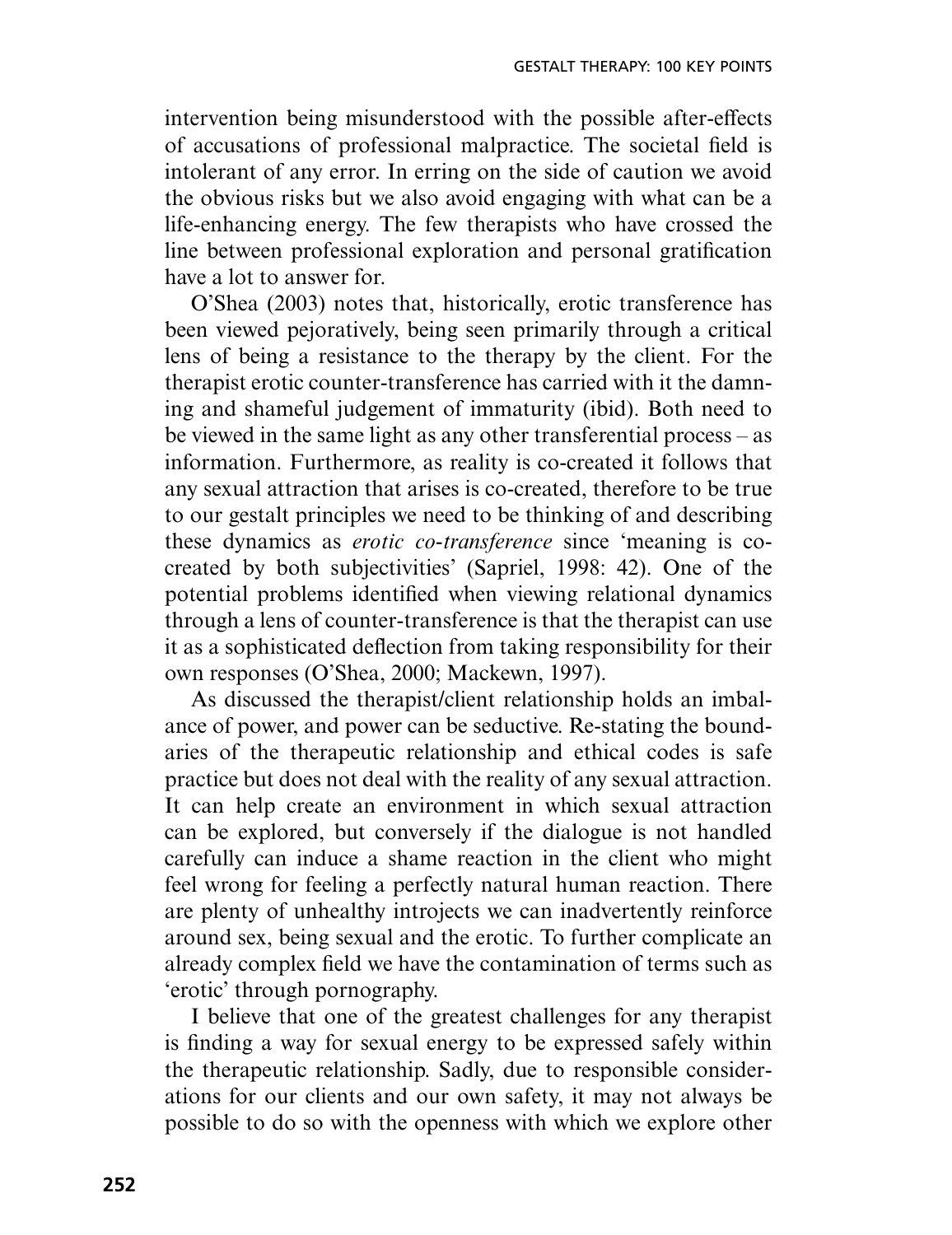intervention being misunderstood with the possible after-effects of accusations of professional malpractice. The societal field is intolerant of any error. In erring on the side of caution we avoid the obvious risks but we also avoid engaging with what can be a life-enhancing energy. The few therapists who have crossed the line between professional exploration and personal gratification have a lot to answer for.

O'Shea (2003) notes that, historically, erotic transference has been viewed pejoratively, being seen primarily through a critical lens of being a resistance to the therapy by the client. For the therapist erotic counter-transference has carried with it the damning and shameful judgement of immaturity (ibid). Both need to be viewed in the same light as any other transferential process – as information. Furthermore, as reality is co-created it follows that any sexual attraction that arises is co-created, therefore to be true to our gestalt principles we need to be thinking of and describing these dynamics as *erotic co-transference* since 'meaning is co-created by both subjectivities' (Sapriel, 1998: 42). One of the potential problems identified when viewing relational dynamics through a lens of counter-transference is that the therapist can use it as a sophisticated deflection from taking responsibility for their own responses (O'Shea, 2000; Mackewn, 1997).

As discussed the therapist/client relationship holds an imbalance of power, and power can be seductive. Re-stating the boundaries of the therapeutic relationship and ethical codes is safe practice but does not deal with the reality of any sexual attraction. It can help create an environment in which sexual attraction can be explored, but conversely if the dialogue is not handled carefully can induce a shame reaction in the client who might feel wrong for feeling a perfectly natural human reaction. There are plenty of unhealthy introjects we can inadvertently reinforce around sex, being sexual and the erotic. To further complicate an already complex field we have the contamination of terms such as 'erotic' through pornography.

I believe that one of the greatest challenges for any therapist is finding a way for sexual energy to be expressed safely within the therapeutic relationship. Sadly, due to responsible considerations for our clients and our own safety, it may not always be possible to do so with the openness with which we explore other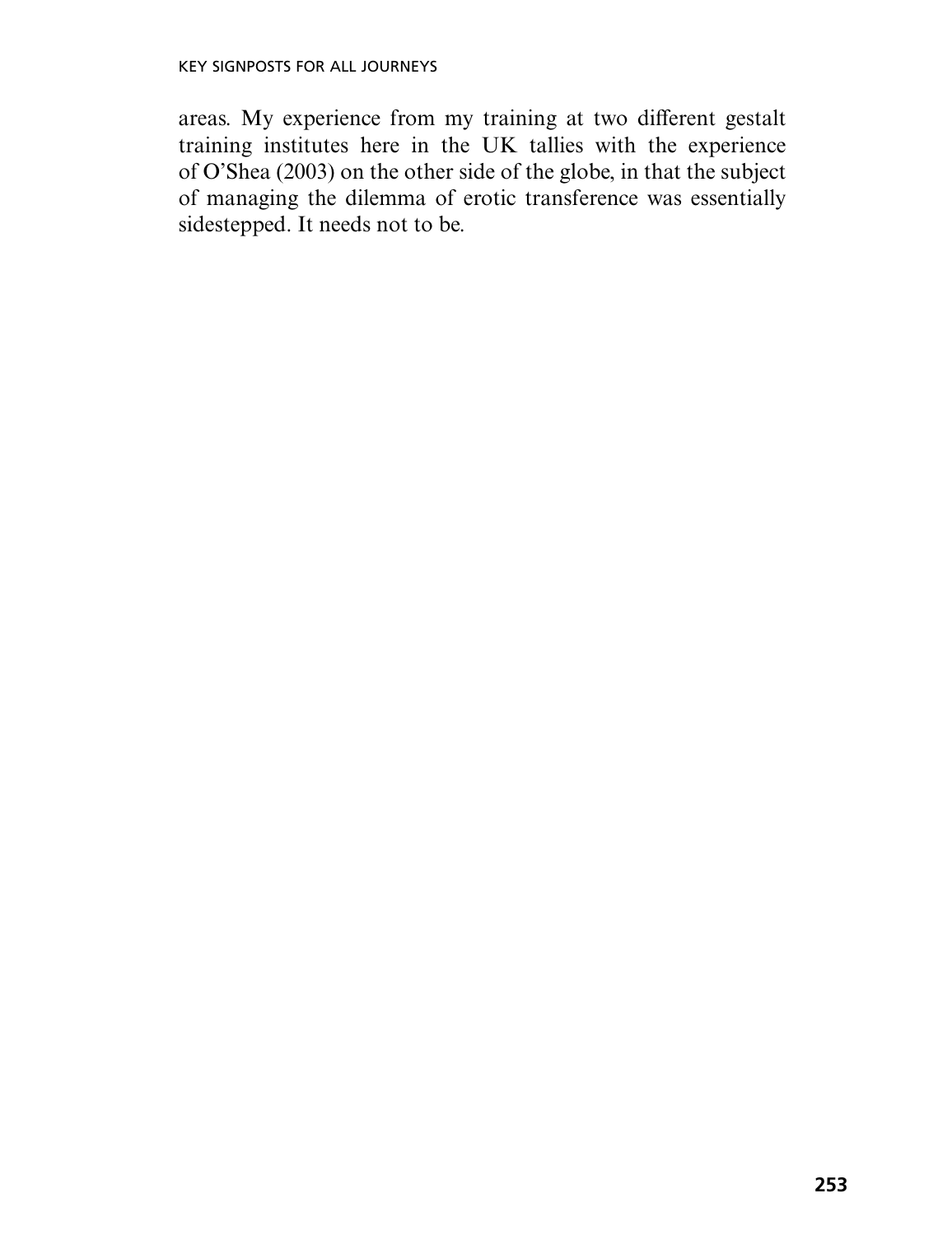areas. My experience from my training at two different gestalt training institutes here in the UK tallies with the experience of O'Shea (2003) on the other side of the globe, in that the subject of managing the dilemma of erotic transference was essentially sidestepped. It needs not to be.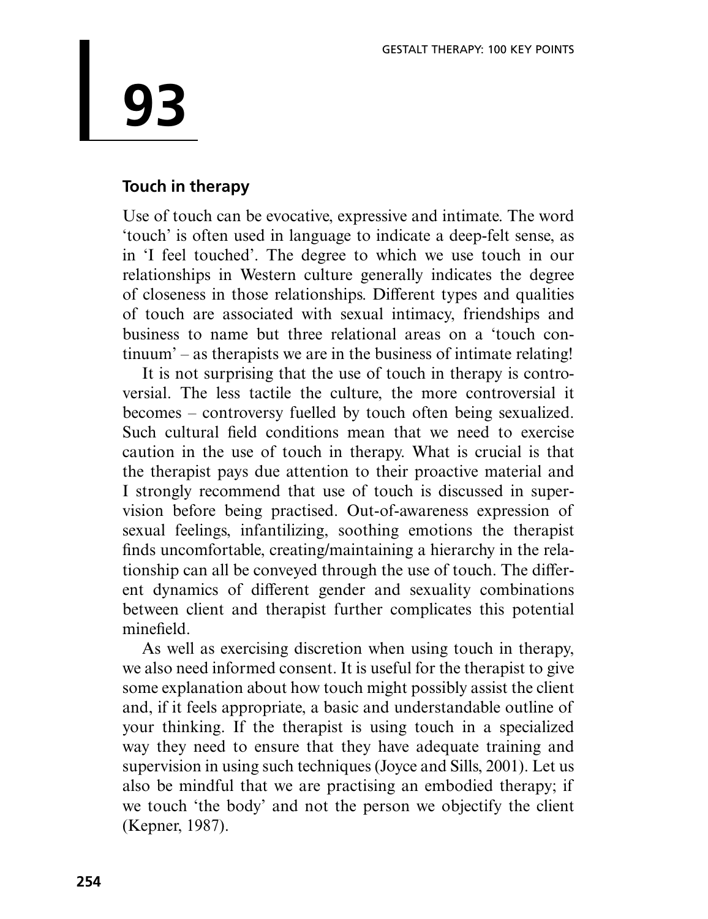# 93

## Touch in therapy

Use of touch can be evocative, expressive and intimate. The word 'touch' is often used in language to indicate a deep-felt sense, as in 'I feel touched'. The degree to which we use touch in our relationships in Western culture generally indicates the degree of closeness in those relationships. Different types and qualities of touch are associated with sexual intimacy, friendships and business to name but three relational areas on a 'touch continuum' – as therapists we are in the business of intimate relating!

It is not surprising that the use of touch in therapy is controversial. The less tactile the culture, the more controversial it becomes – controversy fuelled by touch often being sexualized. Such cultural field conditions mean that we need to exercise caution in the use of touch in therapy. What is crucial is that the therapist pays due attention to their proactive material and I strongly recommend that use of touch is discussed in supervision before being practised. Out-of-awareness expression of sexual feelings, infantilizing, soothing emotions the therapist finds uncomfortable, creating/maintaining a hierarchy in the relationship can all be conveyed through the use of touch. The different dynamics of different gender and sexuality combinations between client and therapist further complicates this potential minefield.

As well as exercising discretion when using touch in therapy, we also need informed consent. It is useful for the therapist to give some explanation about how touch might possibly assist the client and, if it feels appropriate, a basic and understandable outline of your thinking. If the therapist is using touch in a specialized way they need to ensure that they have adequate training and supervision in using such techniques (Joyce and Sills, 2001). Let us also be mindful that we are practising an embodied therapy; if we touch 'the body' and not the person we objectify the client (Kepner, 1987).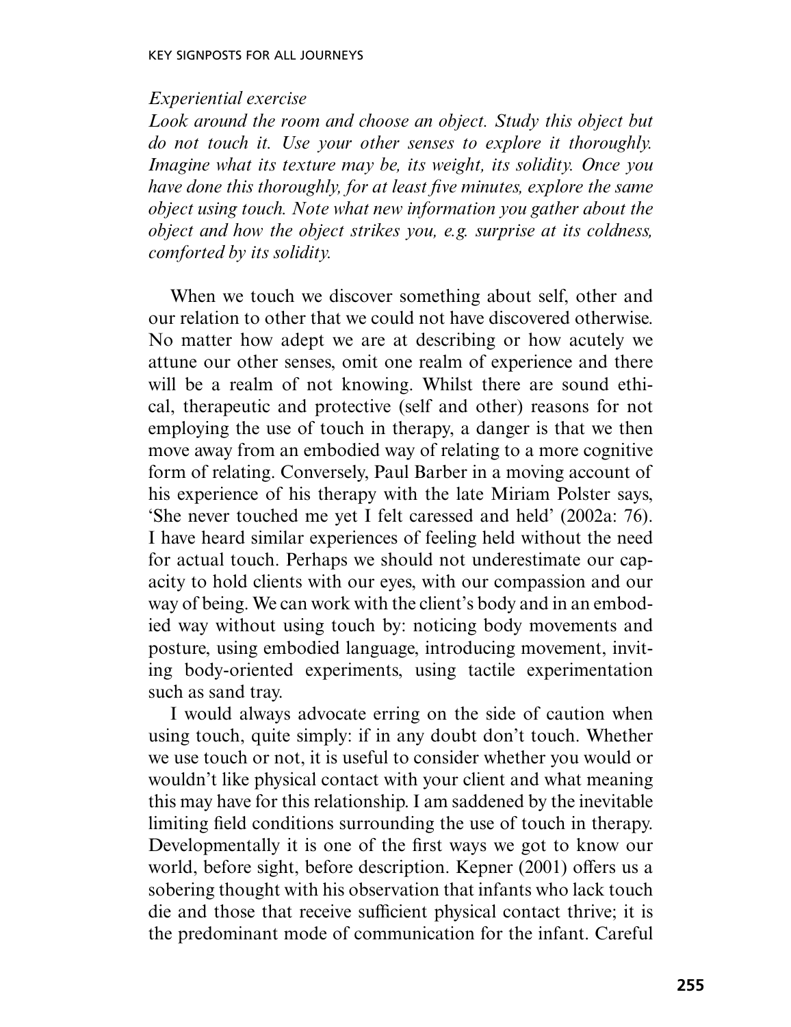*Experiential exercise*

*Look around the room and choose an object. Study this object but do not touch it. Use your other senses to explore it thoroughly. Imagine what its texture may be, its weight, its solidity. Once you have done this thoroughly, for at least five minutes, explore the same object using touch. Note what new information you gather about the object and how the object strikes you, e.g. surprise at its coldness, comforted by its solidity.*

When we touch we discover something about self, other and our relation to other that we could not have discovered otherwise. No matter how adept we are at describing or how acutely we attune our other senses, omit one realm of experience and there will be a realm of not knowing. Whilst there are sound ethical, therapeutic and protective (self and other) reasons for not employing the use of touch in therapy, a danger is that we then move away from an embodied way of relating to a more cognitive form of relating. Conversely, Paul Barber in a moving account of his experience of his therapy with the late Miriam Polster says, 'She never touched me yet I felt caressed and held' (2002a: 76). I have heard similar experiences of feeling held without the need for actual touch. Perhaps we should not underestimate our capacity to hold clients with our eyes, with our compassion and our way of being. We can work with the client's body and in an embodied way without using touch by: noticing body movements and posture, using embodied language, introducing movement, inviting body-oriented experiments, using tactile experimentation such as sand tray.

I would always advocate erring on the side of caution when using touch, quite simply: if in any doubt don't touch. Whether we use touch or not, it is useful to consider whether you would or wouldn't like physical contact with your client and what meaning this may have for this relationship. I am saddened by the inevitable limiting field conditions surrounding the use of touch in therapy. Developmentally it is one of the first ways we got to know our world, before sight, before description. Kepner (2001) offers us a sobering thought with his observation that infants who lack touch die and those that receive sufficient physical contact thrive; it is the predominant mode of communication for the infant. Careful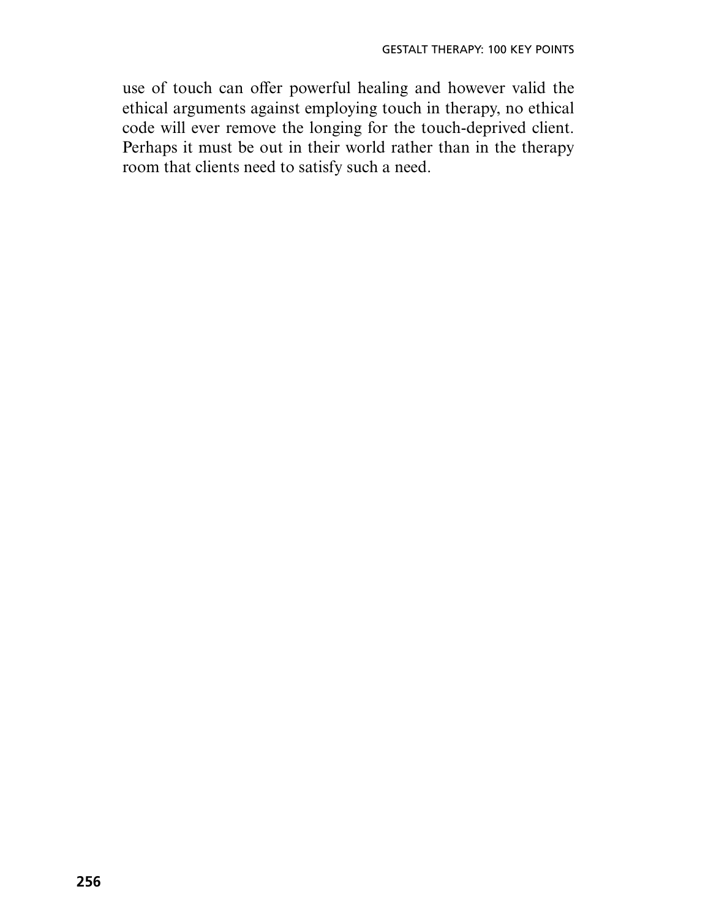use of touch can offer powerful healing and however valid the ethical arguments against employing touch in therapy, no ethical code will ever remove the longing for the touch-deprived client. Perhaps it must be out in their world rather than in the therapy room that clients need to satisfy such a need.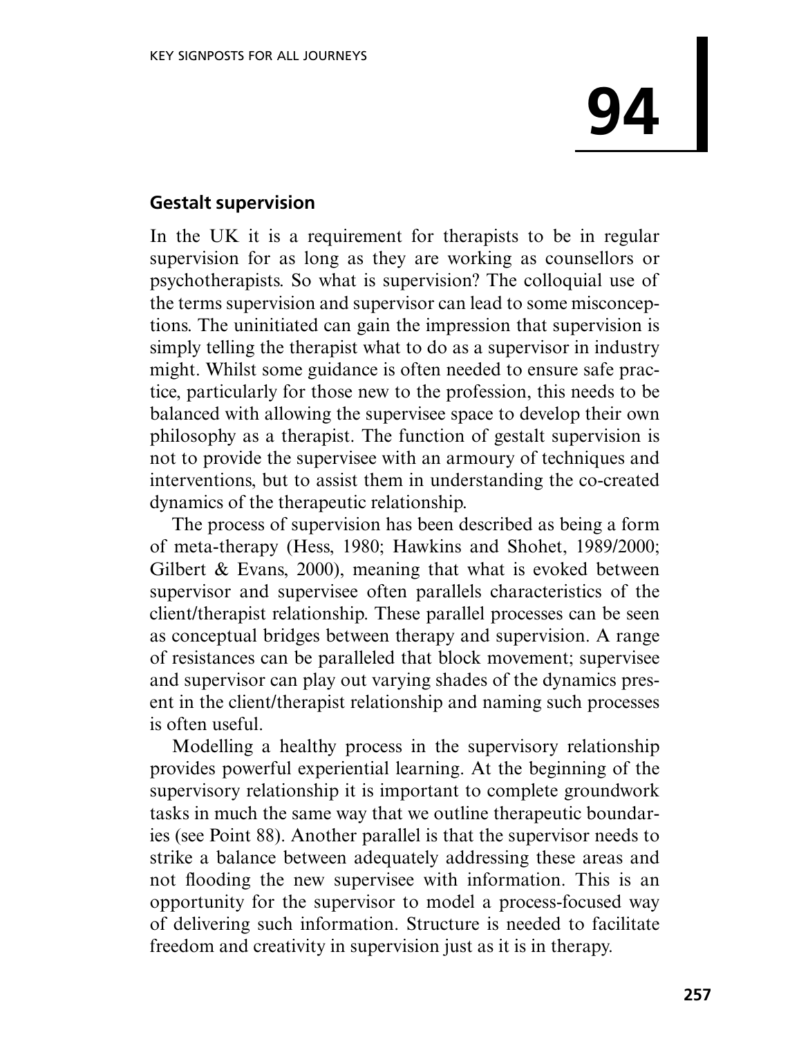# 94

## Gestalt supervision

In the UK it is a requirement for therapists to be in regular supervision for as long as they are working as counsellors or psychotherapists. So what is supervision? The colloquial use of the terms supervision and supervisor can lead to some misconceptions. The uninitiated can gain the impression that supervision is simply telling the therapist what to do as a supervisor in industry might. Whilst some guidance is often needed to ensure safe practice, particularly for those new to the profession, this needs to be balanced with allowing the supervisee space to develop their own philosophy as a therapist. The function of gestalt supervision is not to provide the supervisee with an armoury of techniques and interventions, but to assist them in understanding the co-created dynamics of the therapeutic relationship.

The process of supervision has been described as being a form of meta-therapy (Hess, 1980; Hawkins and Shohet, 1989/2000; Gilbert & Evans, 2000), meaning that what is evoked between supervisor and supervisee often parallels characteristics of the client/therapist relationship. These parallel processes can be seen as conceptual bridges between therapy and supervision. A range of resistances can be paralleled that block movement; supervisee and supervisor can play out varying shades of the dynamics present in the client/therapist relationship and naming such processes is often useful.

Modelling a healthy process in the supervisory relationship provides powerful experiential learning. At the beginning of the supervisory relationship it is important to complete groundwork tasks in much the same way that we outline therapeutic boundaries (see Point 88). Another parallel is that the supervisor needs to strike a balance between adequately addressing these areas and not flooding the new supervisee with information. This is an opportunity for the supervisor to model a process-focused way of delivering such information. Structure is needed to facilitate freedom and creativity in supervision just as it is in therapy.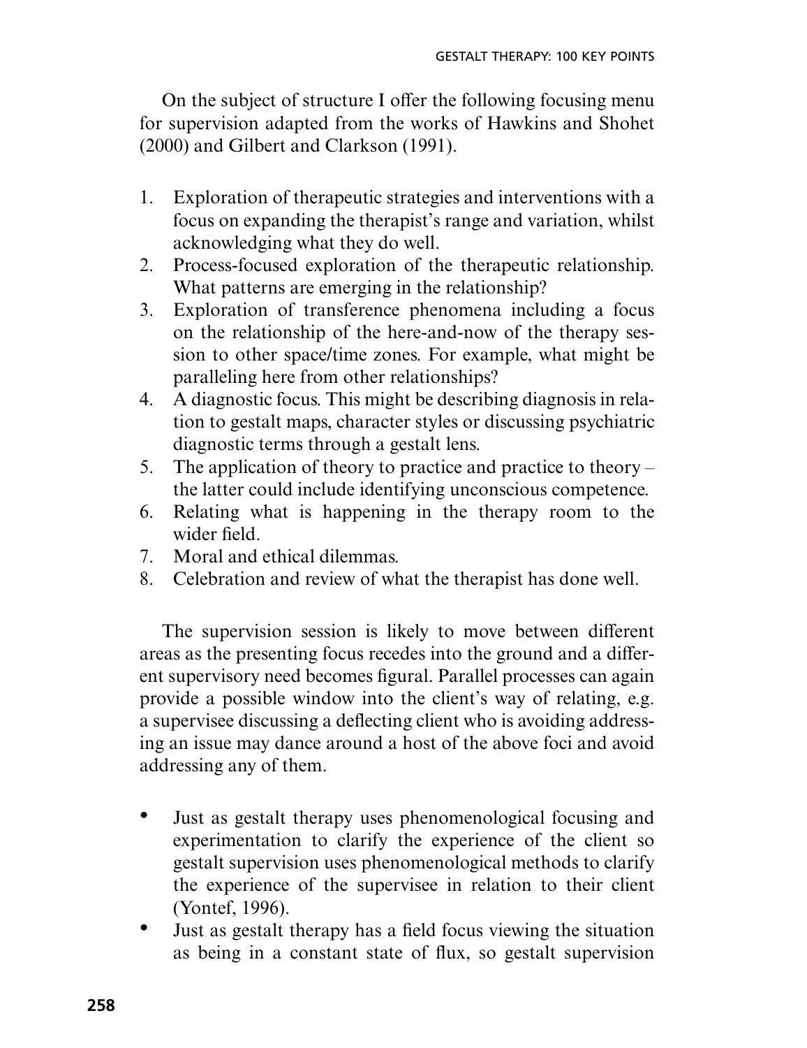On the subject of structure I offer the following focusing menu for supervision adapted from the works of Hawkins and Shohet (2000) and Gilbert and Clarkson (1991).

1. Exploration of therapeutic strategies and interventions with a focus on expanding the therapist's range and variation, whilst acknowledging what they do well.
2. Process-focused exploration of the therapeutic relationship. What patterns are emerging in the relationship?
3. Exploration of transference phenomena including a focus on the relationship of the here-and-now of the therapy session to other space/time zones. For example, what might be paralleling here from other relationships?
4. A diagnostic focus. This might be describing diagnosis in relation to gestalt maps, character styles or discussing psychiatric diagnostic terms through a gestalt lens.
5. The application of theory to practice and practice to theory – the latter could include identifying unconscious competence.
6. Relating what is happening in the therapy room to the wider field.
7. Moral and ethical dilemmas.
8. Celebration and review of what the therapist has done well.

The supervision session is likely to move between different areas as the presenting focus recedes into the ground and a different supervisory need becomes figural. Parallel processes can again provide a possible window into the client's way of relating, e.g. a supervisee discussing a deflecting client who is avoiding addressing an issue may dance around a host of the above foci and avoid addressing any of them.

- Just as gestalt therapy uses phenomenological focusing and experimentation to clarify the experience of the client so gestalt supervision uses phenomenological methods to clarify the experience of the supervisee in relation to their client (Yontef, 1996).
- Just as gestalt therapy has a field focus viewing the situation as being in a constant state of flux, so gestalt supervision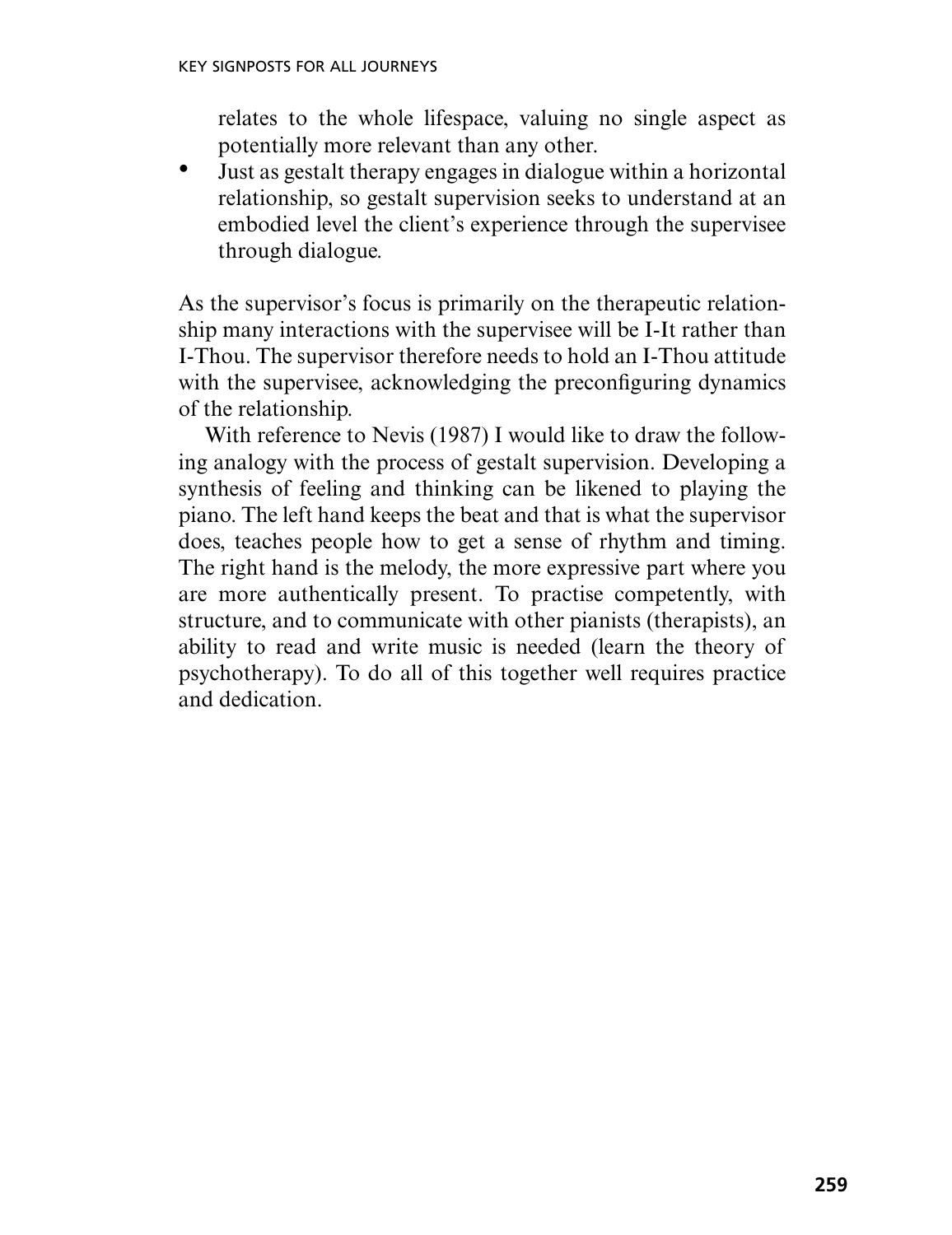relates to the whole lifespace, valuing no single aspect as potentially more relevant than any other.

- Just as gestalt therapy engages in dialogue within a horizontal relationship, so gestalt supervision seeks to understand at an embodied level the client's experience through the supervisee through dialogue.

As the supervisor's focus is primarily on the therapeutic relationship many interactions with the supervisee will be I-It rather than I-Thou. The supervisor therefore needs to hold an I-Thou attitude with the supervisee, acknowledging the preconfiguring dynamics of the relationship.

With reference to Nevis (1987) I would like to draw the following analogy with the process of gestalt supervision. Developing a synthesis of feeling and thinking can be likened to playing the piano. The left hand keeps the beat and that is what the supervisor does, teaches people how to get a sense of rhythm and timing. The right hand is the melody, the more expressive part where you are more authentically present. To practise competently, with structure, and to communicate with other pianists (therapists), an ability to read and write music is needed (learn the theory of psychotherapy). To do all of this together well requires practice and dedication.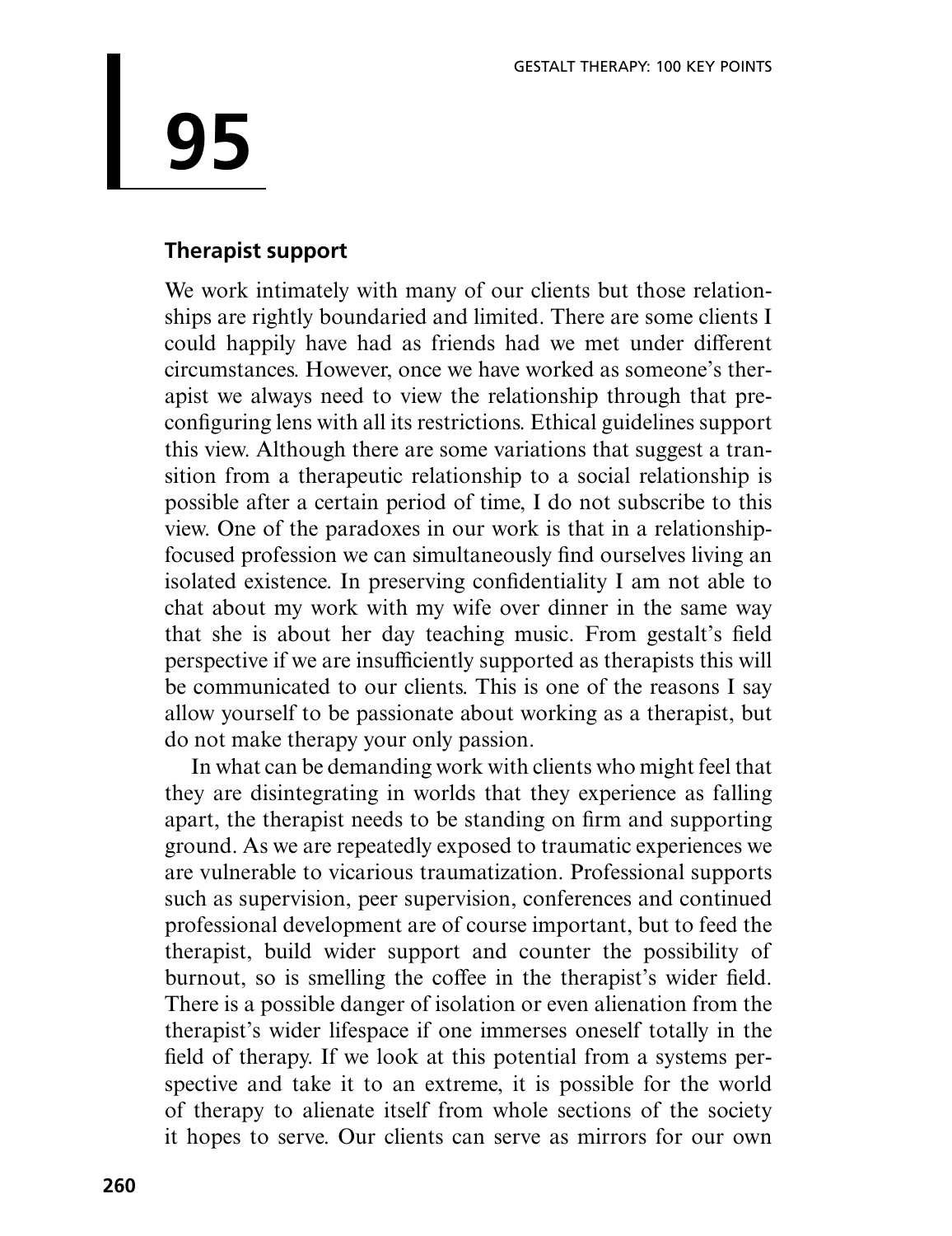# 95

## Therapist support

We work intimately with many of our clients but those relationships are rightly boundaried and limited. There are some clients I could happily have had as friends had we met under different circumstances. However, once we have worked as someone's therapist we always need to view the relationship through that preconfiguring lens with all its restrictions. Ethical guidelines support this view. Although there are some variations that suggest a transition from a therapeutic relationship to a social relationship is possible after a certain period of time, I do not subscribe to this view. One of the paradoxes in our work is that in a relationship-focused profession we can simultaneously find ourselves living an isolated existence. In preserving confidentiality I am not able to chat about my work with my wife over dinner in the same way that she is about her day teaching music. From gestalt's field perspective if we are insufficiently supported as therapists this will be communicated to our clients. This is one of the reasons I say allow yourself to be passionate about working as a therapist, but do not make therapy your only passion.

In what can be demanding work with clients who might feel that they are disintegrating in worlds that they experience as falling apart, the therapist needs to be standing on firm and supporting ground. As we are repeatedly exposed to traumatic experiences we are vulnerable to vicarious traumatization. Professional supports such as supervision, peer supervision, conferences and continued professional development are of course important, but to feed the therapist, build wider support and counter the possibility of burnout, so is smelling the coffee in the therapist's wider field. There is a possible danger of isolation or even alienation from the therapist's wider lifespace if one immerses oneself totally in the field of therapy. If we look at this potential from a systems perspective and take it to an extreme, it is possible for the world of therapy to alienate itself from whole sections of the society it hopes to serve. Our clients can serve as mirrors for our own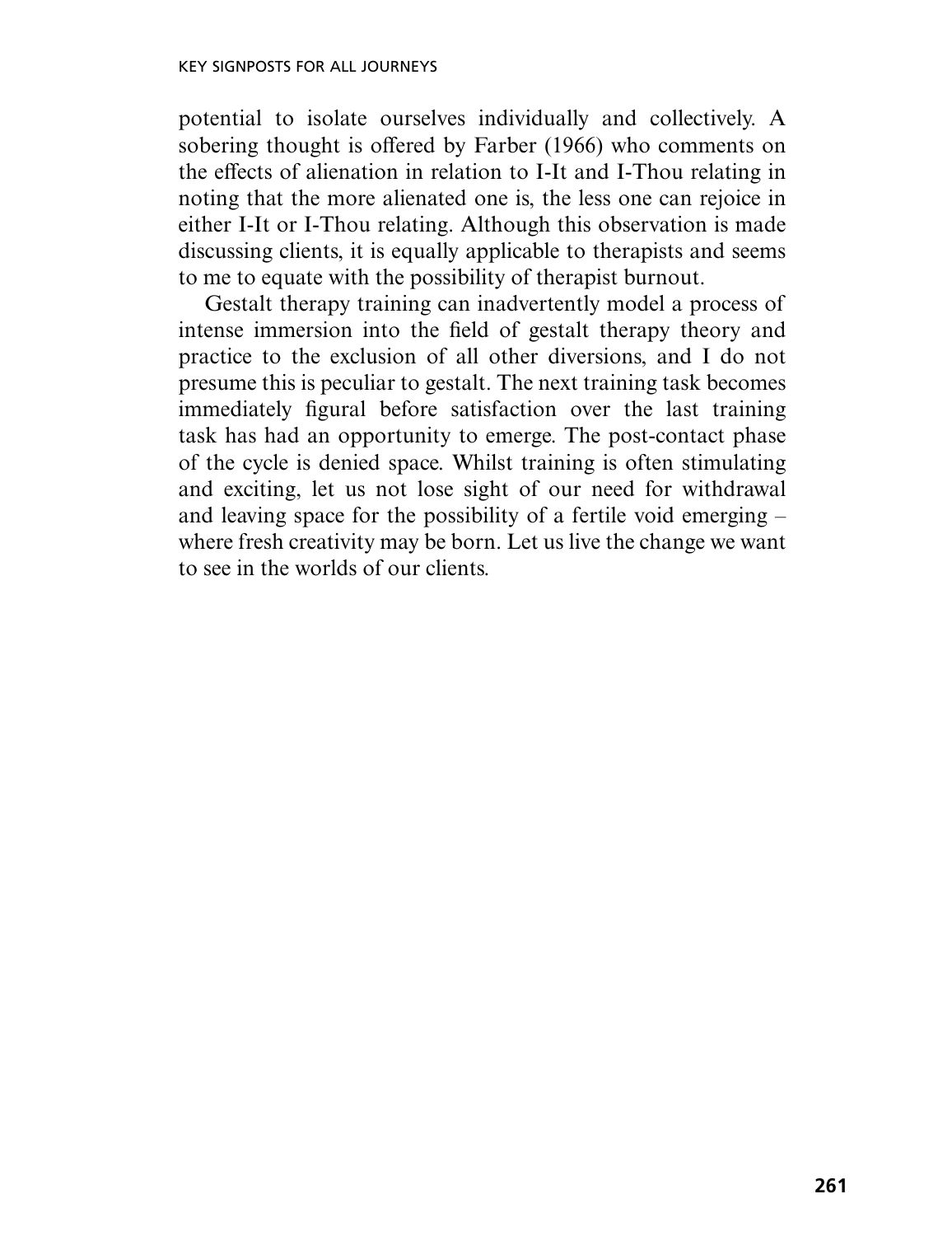potential to isolate ourselves individually and collectively. A sobering thought is offered by Farber (1966) who comments on the effects of alienation in relation to I-It and I-Thou relating in noting that the more alienated one is, the less one can rejoice in either I-It or I-Thou relating. Although this observation is made discussing clients, it is equally applicable to therapists and seems to me to equate with the possibility of therapist burnout.

Gestalt therapy training can inadvertently model a process of intense immersion into the field of gestalt therapy theory and practice to the exclusion of all other diversions, and I do not presume this is peculiar to gestalt. The next training task becomes immediately figural before satisfaction over the last training task has had an opportunity to emerge. The post-contact phase of the cycle is denied space. Whilst training is often stimulating and exciting, let us not lose sight of our need for withdrawal and leaving space for the possibility of a fertile void emerging – where fresh creativity may be born. Let us live the change we want to see in the worlds of our clients.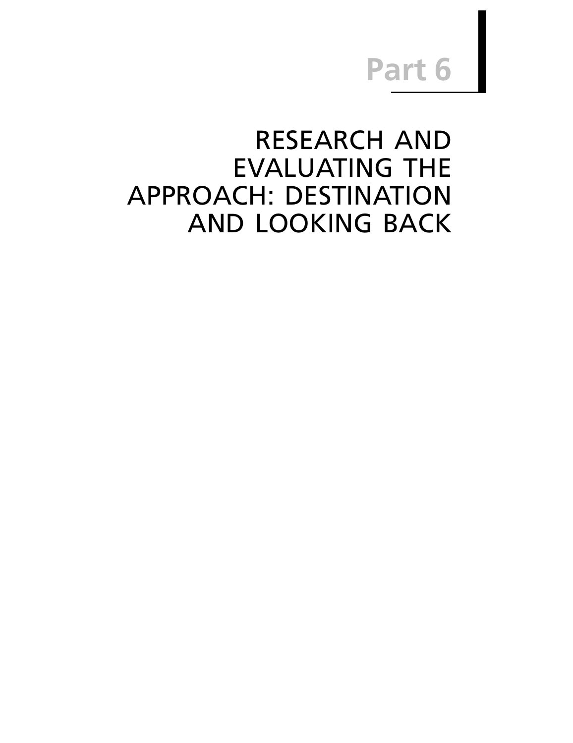# Part 6

# RESEARCH AND EVALUATING THE APPROACH: DESTINATION AND LOOKING BACK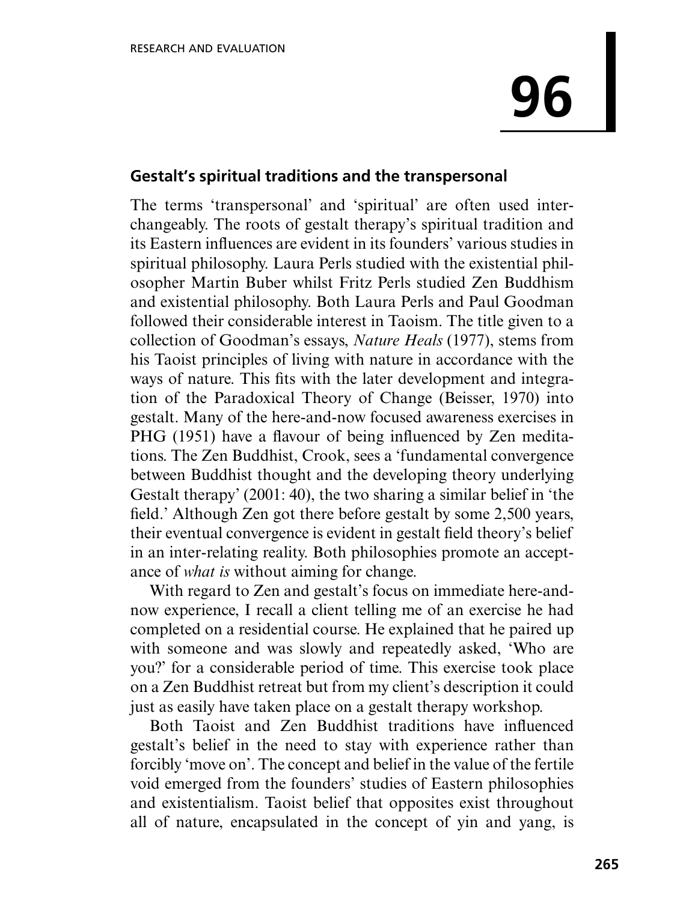# 96

## Gestalt's spiritual traditions and the transpersonal

The terms 'transpersonal' and 'spiritual' are often used interchangeably. The roots of gestalt therapy's spiritual tradition and its Eastern influences are evident in its founders' various studies in spiritual philosophy. Laura Perls studied with the existential philosopher Martin Buber whilst Fritz Perls studied Zen Buddhism and existential philosophy. Both Laura Perls and Paul Goodman followed their considerable interest in Taoism. The title given to a collection of Goodman's essays, *Nature Heals* (1977), stems from his Taoist principles of living with nature in accordance with the ways of nature. This fits with the later development and integration of the Paradoxical Theory of Change (Beisser, 1970) into gestalt. Many of the here-and-now focused awareness exercises in PHG (1951) have a flavour of being influenced by Zen meditations. The Zen Buddhist, Crook, sees a 'fundamental convergence between Buddhist thought and the developing theory underlying Gestalt therapy' (2001: 40), the two sharing a similar belief in 'the field.' Although Zen got there before gestalt by some 2,500 years, their eventual convergence is evident in gestalt field theory's belief in an inter-relating reality. Both philosophies promote an acceptance of *what is* without aiming for change.

With regard to Zen and gestalt's focus on immediate here-and-now experience, I recall a client telling me of an exercise he had completed on a residential course. He explained that he paired up with someone and was slowly and repeatedly asked, 'Who are you?' for a considerable period of time. This exercise took place on a Zen Buddhist retreat but from my client's description it could just as easily have taken place on a gestalt therapy workshop.

Both Taoist and Zen Buddhist traditions have influenced gestalt's belief in the need to stay with experience rather than forcibly 'move on'. The concept and belief in the value of the fertile void emerged from the founders' studies of Eastern philosophies and existentialism. Taoist belief that opposites exist throughout all of nature, encapsulated in the concept of yin and yang, is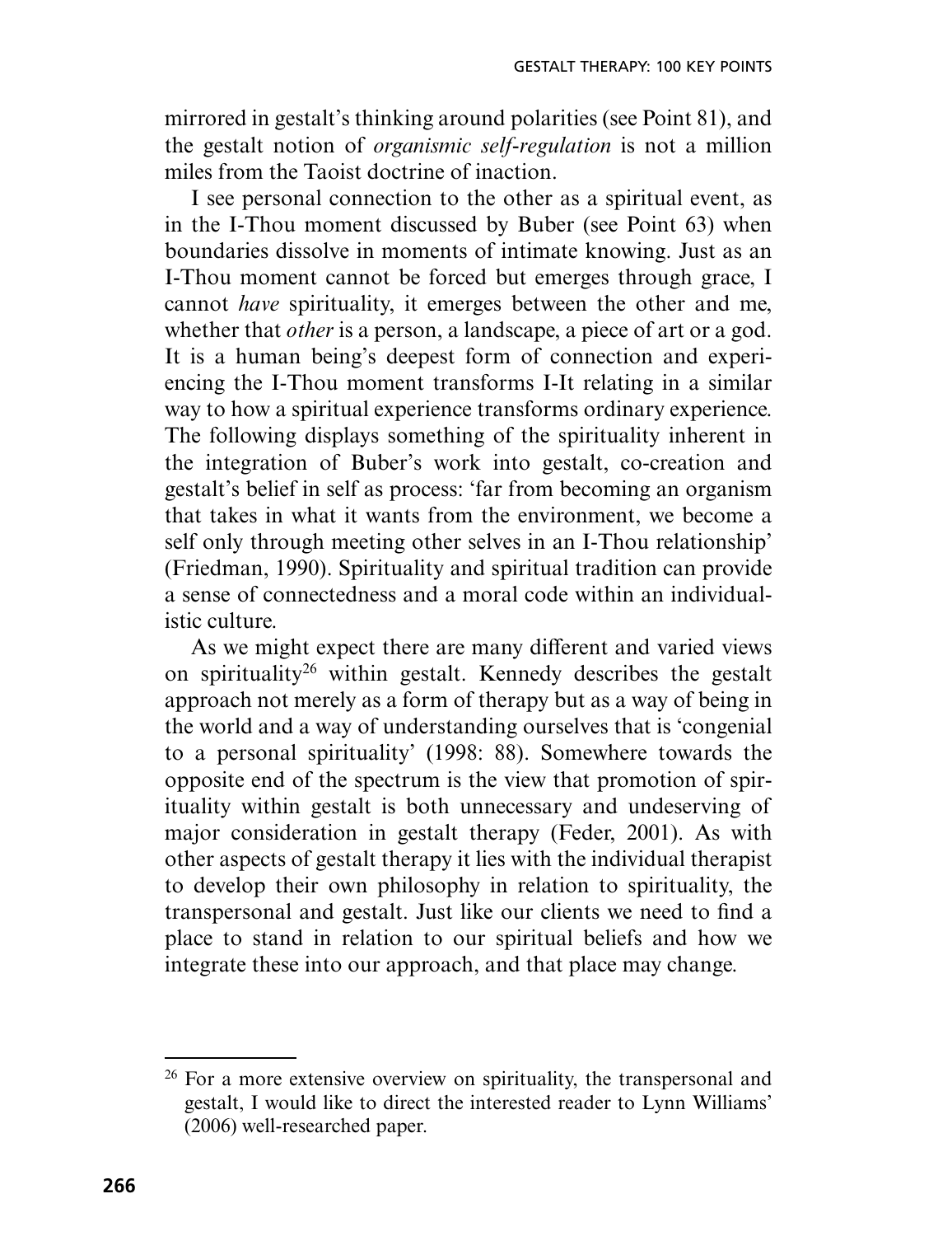mirrored in gestalt's thinking around polarities (see Point 81), and the gestalt notion of *organismic self-regulation* is not a million miles from the Taoist doctrine of inaction.

I see personal connection to the other as a spiritual event, as in the I-Thou moment discussed by Buber (see Point 63) when boundaries dissolve in moments of intimate knowing. Just as an I-Thou moment cannot be forced but emerges through grace, I cannot *have* spirituality, it emerges between the other and me, whether that *other* is a person, a landscape, a piece of art or a god. It is a human being's deepest form of connection and experiencing the I-Thou moment transforms I-It relating in a similar way to how a spiritual experience transforms ordinary experience. The following displays something of the spirituality inherent in the integration of Buber's work into gestalt, co-creation and gestalt's belief in self as process: 'far from becoming an organism that takes in what it wants from the environment, we become a self only through meeting other selves in an I-Thou relationship' (Friedman, 1990). Spirituality and spiritual tradition can provide a sense of connectedness and a moral code within an individualistic culture.

As we might expect there are many different and varied views on spirituality[26] within gestalt. Kennedy describes the gestalt approach not merely as a form of therapy but as a way of being in the world and a way of understanding ourselves that is 'congenial to a personal spirituality' (1998: 88). Somewhere towards the opposite end of the spectrum is the view that promotion of spirituality within gestalt is both unnecessary and undeserving of major consideration in gestalt therapy (Feder, 2001). As with other aspects of gestalt therapy it lies with the individual therapist to develop their own philosophy in relation to spirituality, the transpersonal and gestalt. Just like our clients we need to find a place to stand in relation to our spiritual beliefs and how we integrate these into our approach, and that place may change.

---

[26] For a more extensive overview on spirituality, the transpersonal and gestalt, I would like to direct the interested reader to Lynn Williams' (2006) well-researched paper.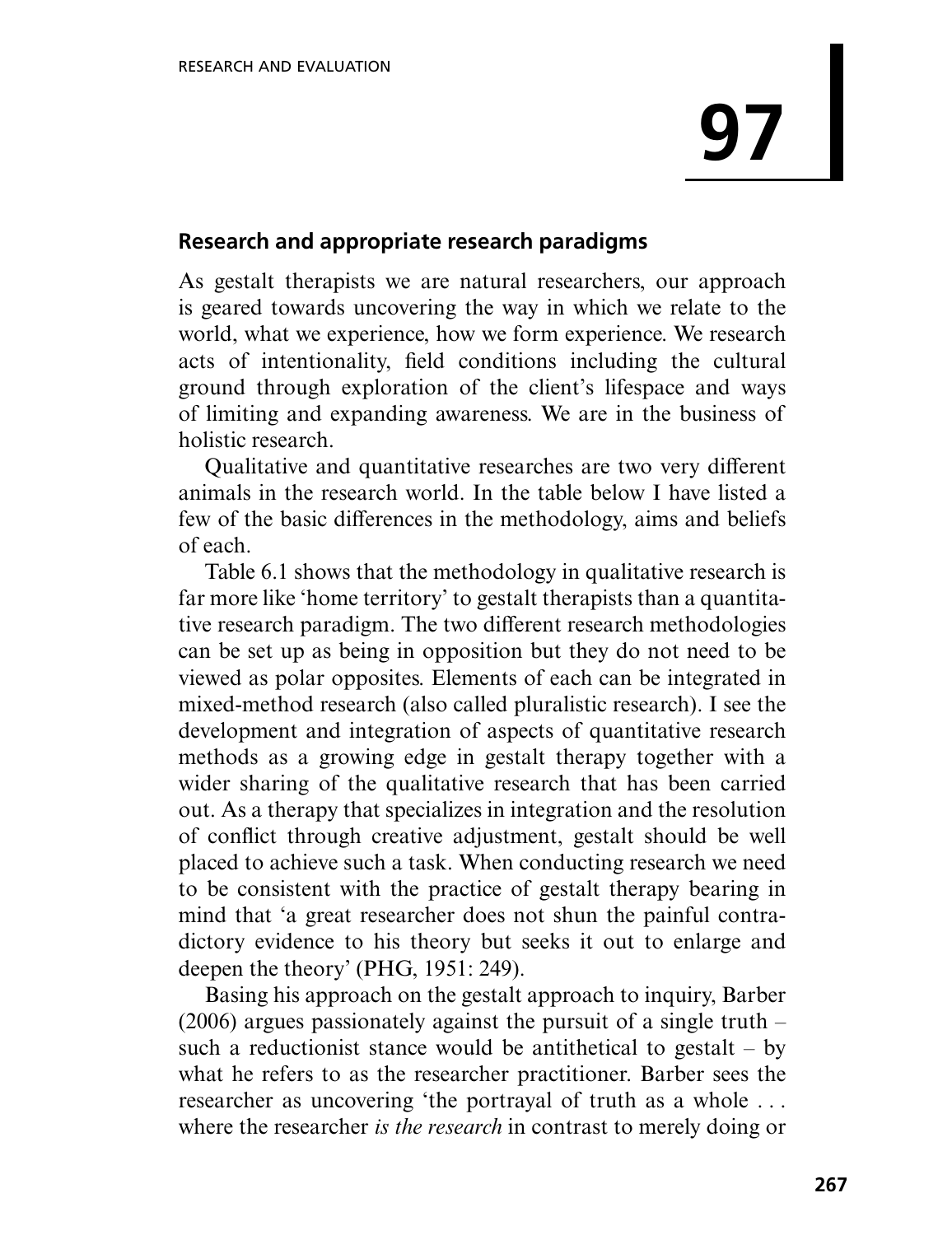# 97

## Research and appropriate research paradigms

As gestalt therapists we are natural researchers, our approach is geared towards uncovering the way in which we relate to the world, what we experience, how we form experience. We research acts of intentionality, field conditions including the cultural ground through exploration of the client's lifespace and ways of limiting and expanding awareness. We are in the business of holistic research.

Qualitative and quantitative researches are two very different animals in the research world. In the table below I have listed a few of the basic differences in the methodology, aims and beliefs of each.

Table 6.1 shows that the methodology in qualitative research is far more like 'home territory' to gestalt therapists than a quantitative research paradigm. The two different research methodologies can be set up as being in opposition but they do not need to be viewed as polar opposites. Elements of each can be integrated in mixed-method research (also called pluralistic research). I see the development and integration of aspects of quantitative research methods as a growing edge in gestalt therapy together with a wider sharing of the qualitative research that has been carried out. As a therapy that specializes in integration and the resolution of conflict through creative adjustment, gestalt should be well placed to achieve such a task. When conducting research we need to be consistent with the practice of gestalt therapy bearing in mind that 'a great researcher does not shun the painful contradictory evidence to his theory but seeks it out to enlarge and deepen the theory' (PHG, 1951: 249).

Basing his approach on the gestalt approach to inquiry, Barber (2006) argues passionately against the pursuit of a single truth – such a reductionist stance would be antithetical to gestalt – by what he refers to as the researcher practitioner. Barber sees the researcher as uncovering 'the portrayal of truth as a whole . . . where the researcher *is the research* in contrast to merely doing or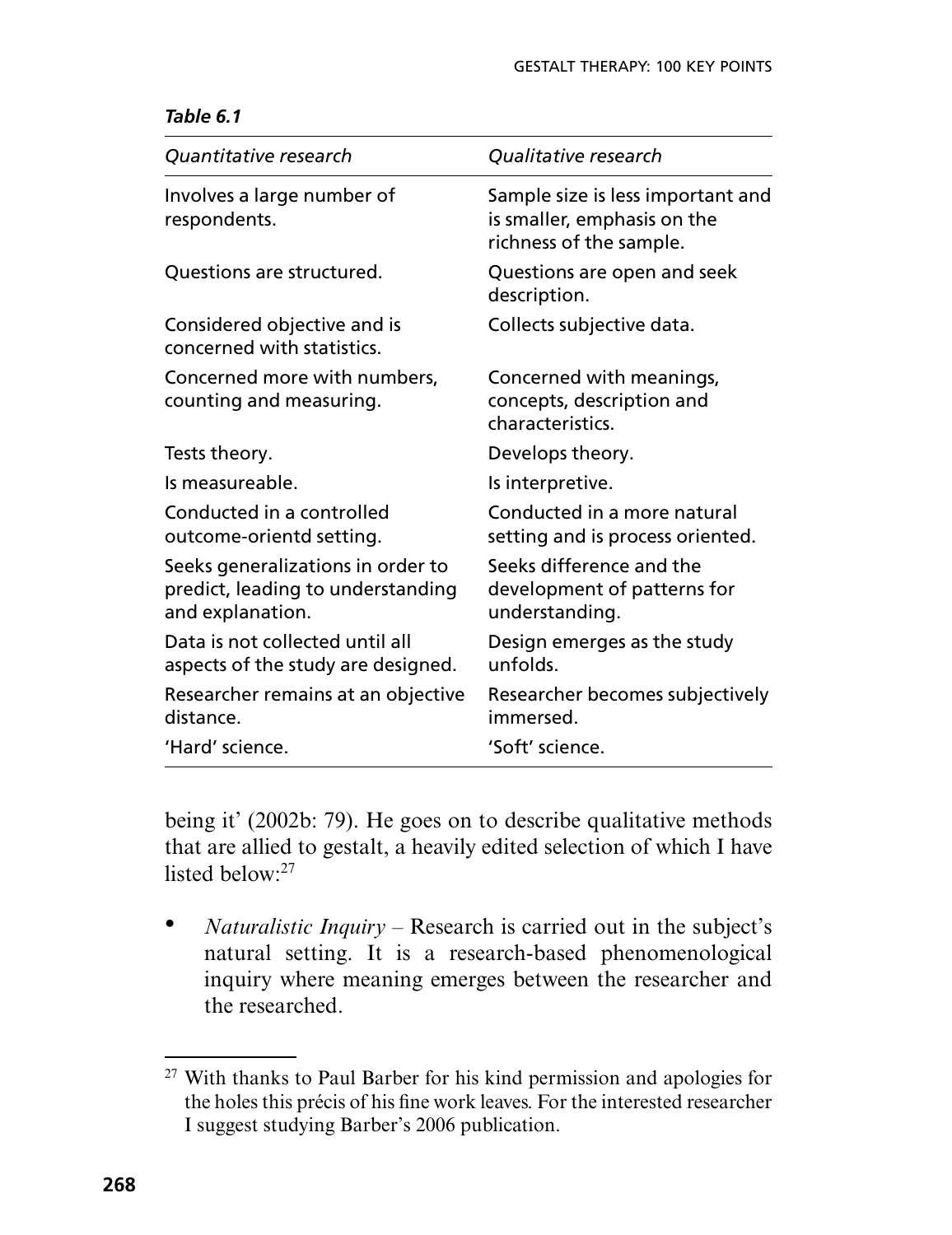*Table 6.1*

| *Quantitative research* | *Qualitative research* |
|---|---|
| Involves a large number of respondents. | Sample size is less important and is smaller, emphasis on the richness of the sample. |
| Questions are structured. | Questions are open and seek description. |
| Considered objective and is concerned with statistics. | Collects subjective data. |
| Concerned more with numbers, counting and measuring. | Concerned with meanings, concepts, description and characteristics. |
| Tests theory. | Develops theory. |
| Is measureable. | Is interpretive. |
| Conducted in a controlled outcome-orientd setting. | Conducted in a more natural setting and is process oriented. |
| Seeks generalizations in order to predict, leading to understanding and explanation. | Seeks difference and the development of patterns for understanding. |
| Data is not collected until all aspects of the study are designed. | Design emerges as the study unfolds. |
| Researcher remains at an objective distance. | Researcher becomes subjectively immersed. |
| 'Hard' science. | 'Soft' science. |

being it' (2002b: 79). He goes on to describe qualitative methods that are allied to gestalt, a heavily edited selection of which I have listed below:[27]

- *Naturalistic Inquiry* – Research is carried out in the subject's natural setting. It is a research-based phenomenological inquiry where meaning emerges between the researcher and the researched.

---

[27] With thanks to Paul Barber for his kind permission and apologies for the holes this précis of his fine work leaves. For the interested researcher I suggest studying Barber's 2006 publication.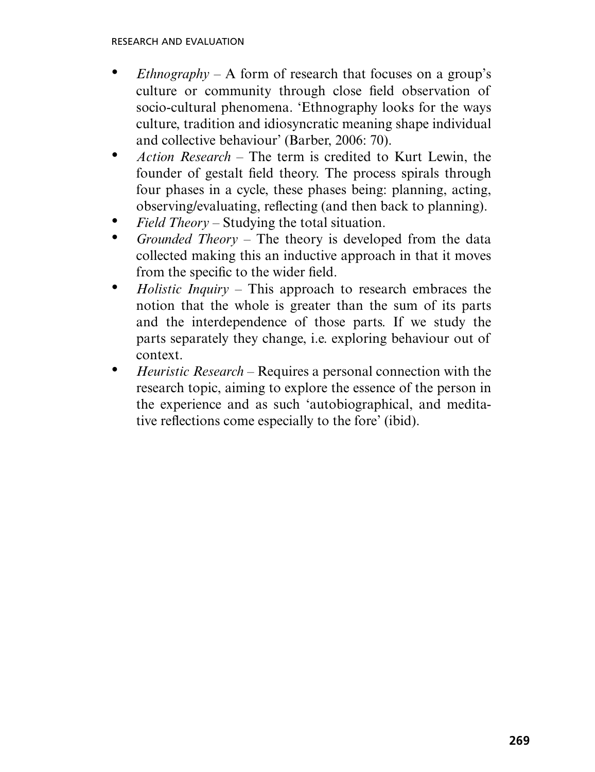- *Ethnography* – A form of research that focuses on a group's culture or community through close field observation of socio-cultural phenomena. 'Ethnography looks for the ways culture, tradition and idiosyncratic meaning shape individual and collective behaviour' (Barber, 2006: 70).
- *Action Research* – The term is credited to Kurt Lewin, the founder of gestalt field theory. The process spirals through four phases in a cycle, these phases being: planning, acting, observing/evaluating, reflecting (and then back to planning).
- *Field Theory* – Studying the total situation.
- *Grounded Theory* – The theory is developed from the data collected making this an inductive approach in that it moves from the specific to the wider field.
- *Holistic Inquiry* – This approach to research embraces the notion that the whole is greater than the sum of its parts and the interdependence of those parts. If we study the parts separately they change, i.e. exploring behaviour out of context.
- *Heuristic Research* – Requires a personal connection with the research topic, aiming to explore the essence of the person in the experience and as such 'autobiographical, and meditative reflections come especially to the fore' (ibid).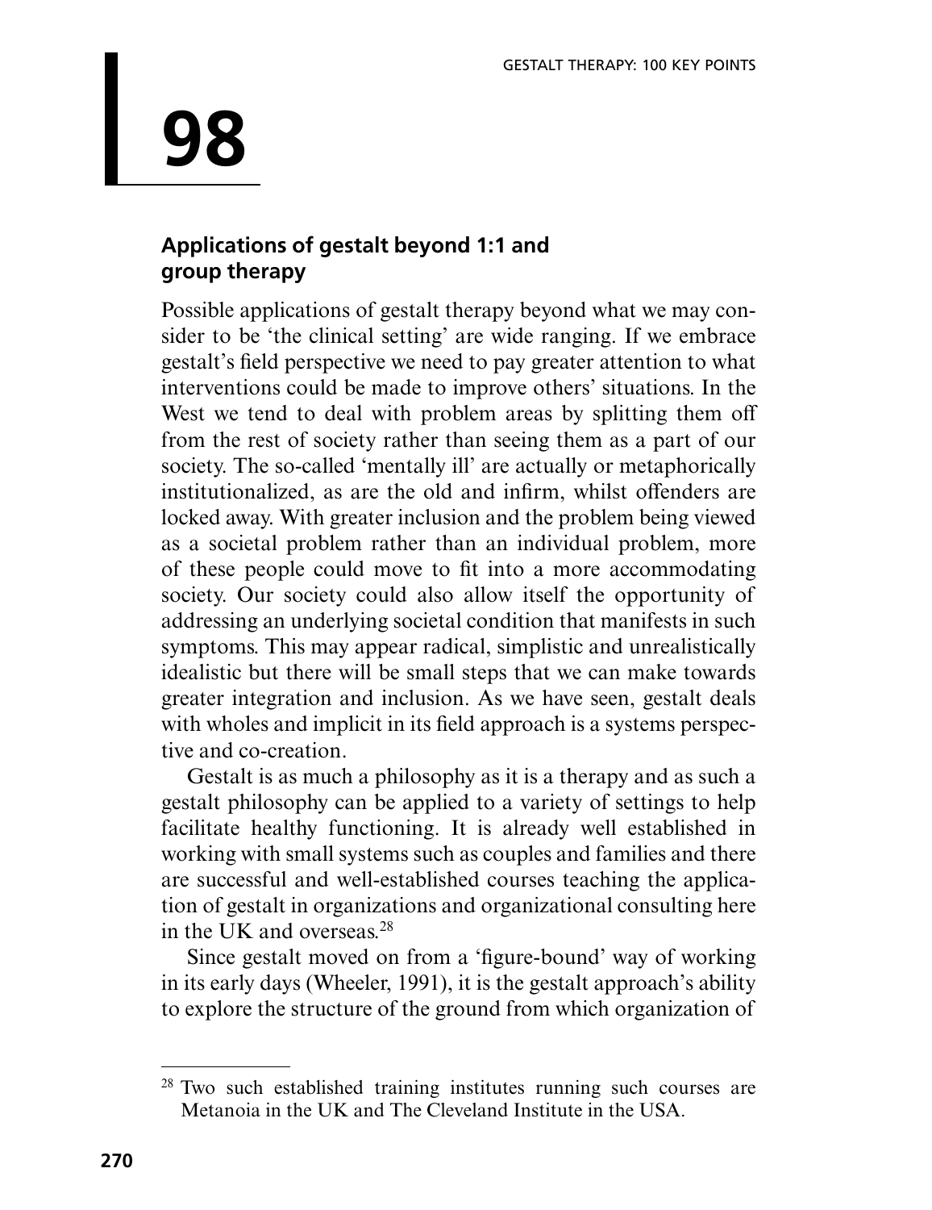# 98

## Applications of gestalt beyond 1:1 and group therapy

Possible applications of gestalt therapy beyond what we may consider to be 'the clinical setting' are wide ranging. If we embrace gestalt's field perspective we need to pay greater attention to what interventions could be made to improve others' situations. In the West we tend to deal with problem areas by splitting them off from the rest of society rather than seeing them as a part of our society. The so-called 'mentally ill' are actually or metaphorically institutionalized, as are the old and infirm, whilst offenders are locked away. With greater inclusion and the problem being viewed as a societal problem rather than an individual problem, more of these people could move to fit into a more accommodating society. Our society could also allow itself the opportunity of addressing an underlying societal condition that manifests in such symptoms. This may appear radical, simplistic and unrealistically idealistic but there will be small steps that we can make towards greater integration and inclusion. As we have seen, gestalt deals with wholes and implicit in its field approach is a systems perspective and co-creation.

Gestalt is as much a philosophy as it is a therapy and as such a gestalt philosophy can be applied to a variety of settings to help facilitate healthy functioning. It is already well established in working with small systems such as couples and families and there are successful and well-established courses teaching the application of gestalt in organizations and organizational consulting here in the UK and overseas.[28]

Since gestalt moved on from a 'figure-bound' way of working in its early days (Wheeler, 1991), it is the gestalt approach's ability to explore the structure of the ground from which organization of

---

[28] Two such established training institutes running such courses are Metanoia in the UK and The Cleveland Institute in the USA.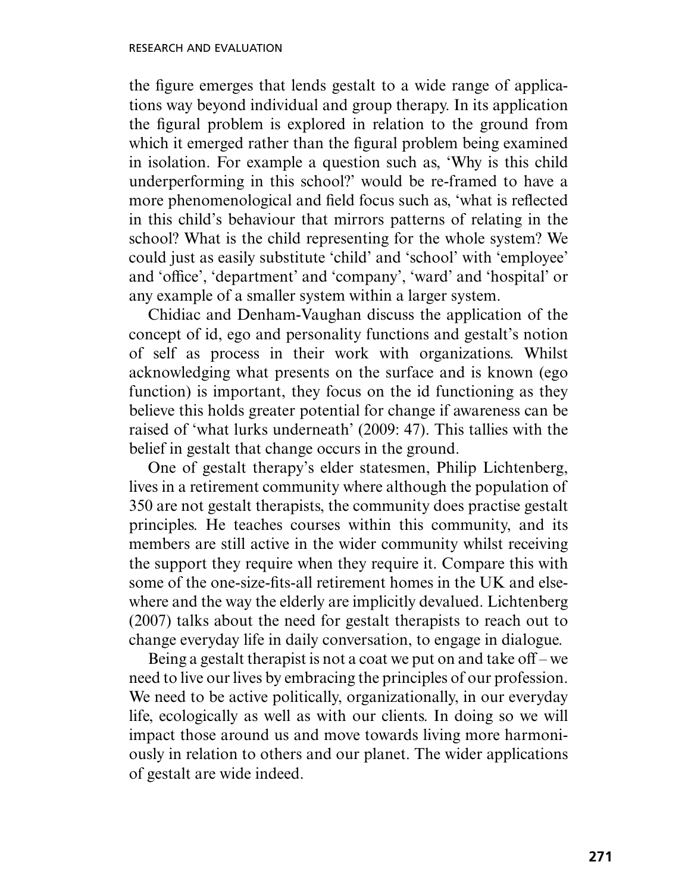the figure emerges that lends gestalt to a wide range of applications way beyond individual and group therapy. In its application the figural problem is explored in relation to the ground from which it emerged rather than the figural problem being examined in isolation. For example a question such as, 'Why is this child underperforming in this school?' would be re-framed to have a more phenomenological and field focus such as, 'what is reflected in this child's behaviour that mirrors patterns of relating in the school? What is the child representing for the whole system? We could just as easily substitute 'child' and 'school' with 'employee' and 'office', 'department' and 'company', 'ward' and 'hospital' or any example of a smaller system within a larger system.

Chidiac and Denham-Vaughan discuss the application of the concept of id, ego and personality functions and gestalt's notion of self as process in their work with organizations. Whilst acknowledging what presents on the surface and is known (ego function) is important, they focus on the id functioning as they believe this holds greater potential for change if awareness can be raised of 'what lurks underneath' (2009: 47). This tallies with the belief in gestalt that change occurs in the ground.

One of gestalt therapy's elder statesmen, Philip Lichtenberg, lives in a retirement community where although the population of 350 are not gestalt therapists, the community does practise gestalt principles. He teaches courses within this community, and its members are still active in the wider community whilst receiving the support they require when they require it. Compare this with some of the one-size-fits-all retirement homes in the UK and elsewhere and the way the elderly are implicitly devalued. Lichtenberg (2007) talks about the need for gestalt therapists to reach out to change everyday life in daily conversation, to engage in dialogue.

Being a gestalt therapist is not a coat we put on and take off – we need to live our lives by embracing the principles of our profession. We need to be active politically, organizationally, in our everyday life, ecologically as well as with our clients. In doing so we will impact those around us and move towards living more harmoniously in relation to others and our planet. The wider applications of gestalt are wide indeed.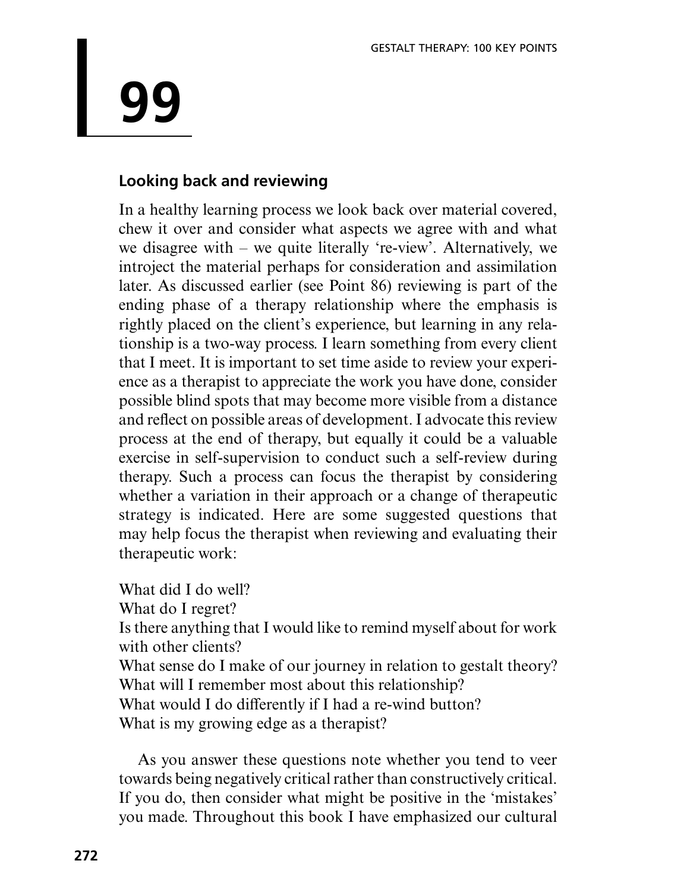# 99

## Looking back and reviewing

In a healthy learning process we look back over material covered, chew it over and consider what aspects we agree with and what we disagree with – we quite literally 're-view'. Alternatively, we introject the material perhaps for consideration and assimilation later. As discussed earlier (see Point 86) reviewing is part of the ending phase of a therapy relationship where the emphasis is rightly placed on the client's experience, but learning in any relationship is a two-way process. I learn something from every client that I meet. It is important to set time aside to review your experience as a therapist to appreciate the work you have done, consider possible blind spots that may become more visible from a distance and reflect on possible areas of development. I advocate this review process at the end of therapy, but equally it could be a valuable exercise in self-supervision to conduct such a self-review during therapy. Such a process can focus the therapist by considering whether a variation in their approach or a change of therapeutic strategy is indicated. Here are some suggested questions that may help focus the therapist when reviewing and evaluating their therapeutic work:

What did I do well?
What do I regret?
Is there anything that I would like to remind myself about for work with other clients?
What sense do I make of our journey in relation to gestalt theory?
What will I remember most about this relationship?
What would I do differently if I had a re-wind button?
What is my growing edge as a therapist?

As you answer these questions note whether you tend to veer towards being negatively critical rather than constructively critical. If you do, then consider what might be positive in the 'mistakes' you made. Throughout this book I have emphasized our cultural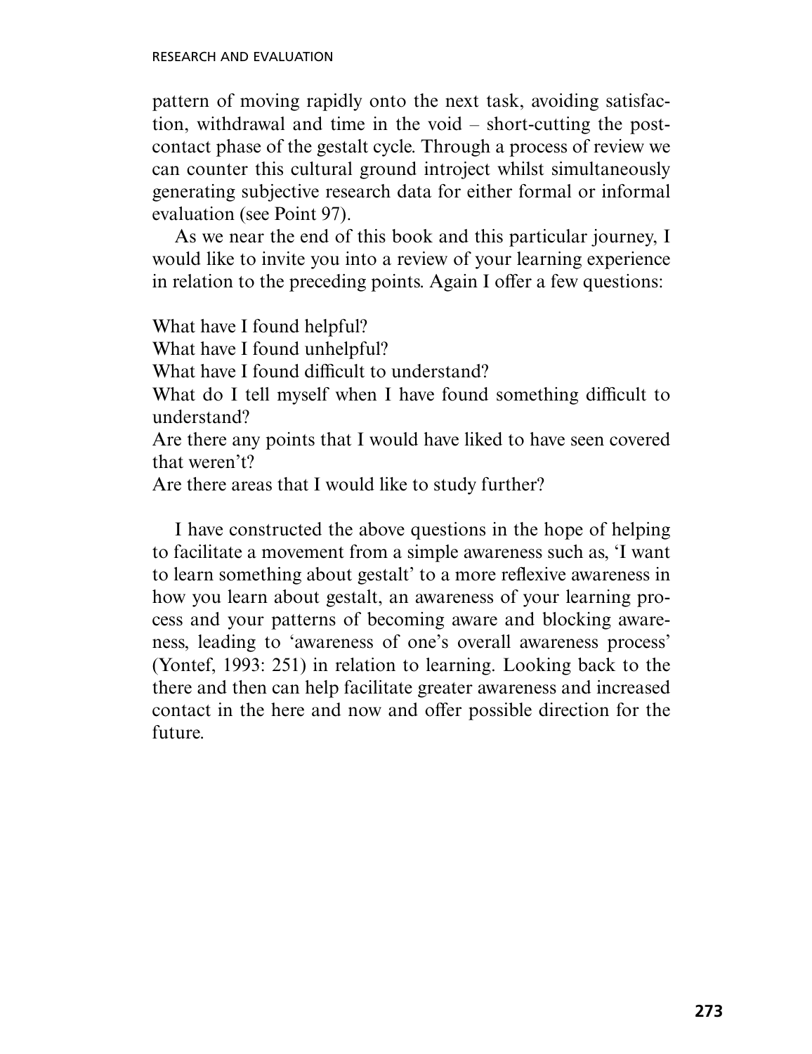pattern of moving rapidly onto the next task, avoiding satisfaction, withdrawal and time in the void – short-cutting the post-contact phase of the gestalt cycle. Through a process of review we can counter this cultural ground introject whilst simultaneously generating subjective research data for either formal or informal evaluation (see Point 97).

As we near the end of this book and this particular journey, I would like to invite you into a review of your learning experience in relation to the preceding points. Again I offer a few questions:

What have I found helpful?
What have I found unhelpful?
What have I found difficult to understand?
What do I tell myself when I have found something difficult to understand?
Are there any points that I would have liked to have seen covered that weren't?
Are there areas that I would like to study further?

I have constructed the above questions in the hope of helping to facilitate a movement from a simple awareness such as, 'I want to learn something about gestalt' to a more reflexive awareness in how you learn about gestalt, an awareness of your learning process and your patterns of becoming aware and blocking awareness, leading to 'awareness of one's overall awareness process' (Yontef, 1993: 251) in relation to learning. Looking back to the there and then can help facilitate greater awareness and increased contact in the here and now and offer possible direction for the future.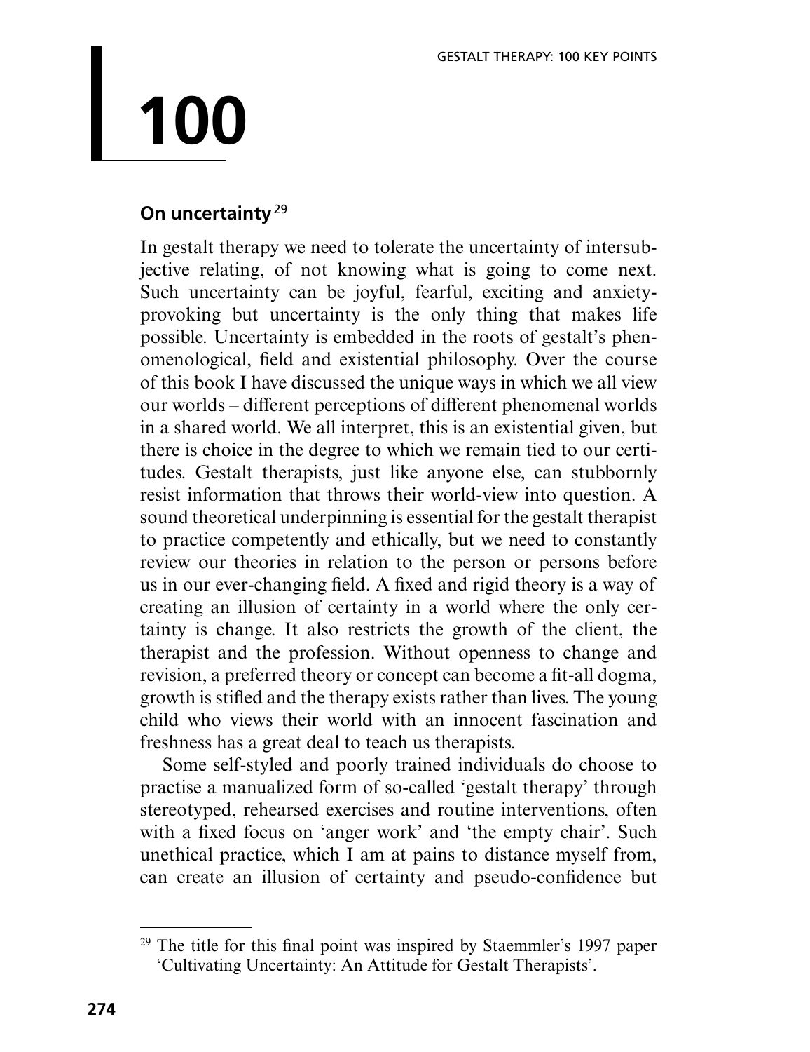# 100

## On uncertainty[29]

In gestalt therapy we need to tolerate the uncertainty of intersubjective relating, of not knowing what is going to come next. Such uncertainty can be joyful, fearful, exciting and anxiety-provoking but uncertainty is the only thing that makes life possible. Uncertainty is embedded in the roots of gestalt's phenomenological, field and existential philosophy. Over the course of this book I have discussed the unique ways in which we all view our worlds – different perceptions of different phenomenal worlds in a shared world. We all interpret, this is an existential given, but there is choice in the degree to which we remain tied to our certitudes. Gestalt therapists, just like anyone else, can stubbornly resist information that throws their world-view into question. A sound theoretical underpinning is essential for the gestalt therapist to practice competently and ethically, but we need to constantly review our theories in relation to the person or persons before us in our ever-changing field. A fixed and rigid theory is a way of creating an illusion of certainty in a world where the only certainty is change. It also restricts the growth of the client, the therapist and the profession. Without openness to change and revision, a preferred theory or concept can become a fit-all dogma, growth is stifled and the therapy exists rather than lives. The young child who views their world with an innocent fascination and freshness has a great deal to teach us therapists.

Some self-styled and poorly trained individuals do choose to practise a manualized form of so-called 'gestalt therapy' through stereotyped, rehearsed exercises and routine interventions, often with a fixed focus on 'anger work' and 'the empty chair'. Such unethical practice, which I am at pains to distance myself from, can create an illusion of certainty and pseudo-confidence but

---

[29] The title for this final point was inspired by Staemmler's 1997 paper 'Cultivating Uncertainty: An Attitude for Gestalt Therapists'.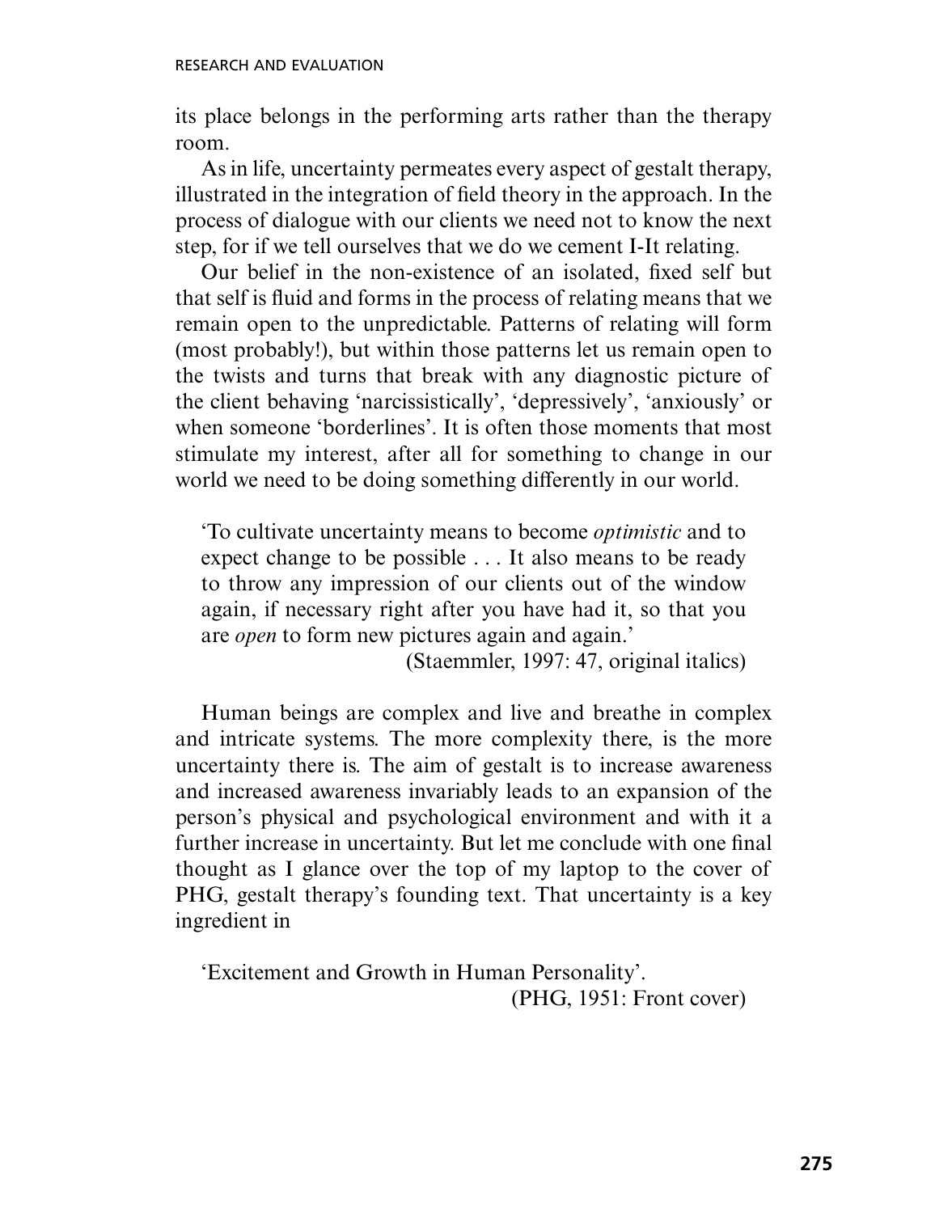its place belongs in the performing arts rather than the therapy room.

As in life, uncertainty permeates every aspect of gestalt therapy, illustrated in the integration of field theory in the approach. In the process of dialogue with our clients we need not to know the next step, for if we tell ourselves that we do we cement I-It relating.

Our belief in the non-existence of an isolated, fixed self but that self is fluid and forms in the process of relating means that we remain open to the unpredictable. Patterns of relating will form (most probably!), but within those patterns let us remain open to the twists and turns that break with any diagnostic picture of the client behaving 'narcissistically', 'depressively', 'anxiously' or when someone 'borderlines'. It is often those moments that most stimulate my interest, after all for something to change in our world we need to be doing something differently in our world.

> 'To cultivate uncertainty means to become *optimistic* and to expect change to be possible . . . It also means to be ready to throw any impression of our clients out of the window again, if necessary right after you have had it, so that you are *open* to form new pictures again and again.'
>
> (Staemmler, 1997: 47, original italics)

Human beings are complex and live and breathe in complex and intricate systems. The more complexity there, is the more uncertainty there is. The aim of gestalt is to increase awareness and increased awareness invariably leads to an expansion of the person's physical and psychological environment and with it a further increase in uncertainty. But let me conclude with one final thought as I glance over the top of my laptop to the cover of PHG, gestalt therapy's founding text. That uncertainty is a key ingredient in

> 'Excitement and Growth in Human Personality'.
>
> (PHG, 1951: Front cover)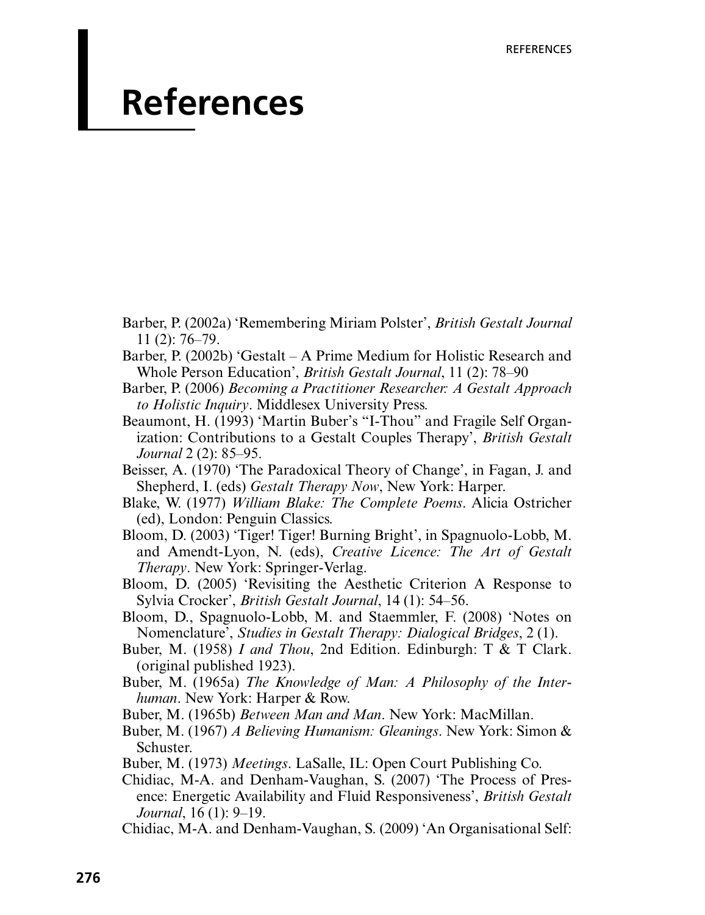# References

Barber, P. (2002a) 'Remembering Miriam Polster', *British Gestalt Journal* 11 (2): 76–79.

Barber, P. (2002b) 'Gestalt – A Prime Medium for Holistic Research and Whole Person Education', *British Gestalt Journal*, 11 (2): 78–90

Barber, P. (2006) *Becoming a Practitioner Researcher: A Gestalt Approach to Holistic Inquiry*. Middlesex University Press.

Beaumont, H. (1993) 'Martin Buber's "I-Thou" and Fragile Self Organization: Contributions to a Gestalt Couples Therapy', *British Gestalt Journal* 2 (2): 85–95.

Beisser, A. (1970) 'The Paradoxical Theory of Change', in Fagan, J. and Shepherd, I. (eds) *Gestalt Therapy Now*, New York: Harper.

Blake, W. (1977) *William Blake: The Complete Poems*. Alicia Ostricher (ed), London: Penguin Classics.

Bloom, D. (2003) 'Tiger! Tiger! Burning Bright', in Spagnuolo-Lobb, M. and Amendt-Lyon, N. (eds), *Creative Licence: The Art of Gestalt Therapy*. New York: Springer-Verlag.

Bloom, D. (2005) 'Revisiting the Aesthetic Criterion A Response to Sylvia Crocker', *British Gestalt Journal*, 14 (1): 54–56.

Bloom, D., Spagnuolo-Lobb, M. and Staemmler, F. (2008) 'Notes on Nomenclature', *Studies in Gestalt Therapy: Dialogical Bridges*, 2 (1).

Buber, M. (1958) *I and Thou*, 2nd Edition. Edinburgh: T & T Clark. (original published 1923).

Buber, M. (1965a) *The Knowledge of Man: A Philosophy of the Interhuman*. New York: Harper & Row.

Buber, M. (1965b) *Between Man and Man*. New York: MacMillan.

Buber, M. (1967) *A Believing Humanism: Gleanings*. New York: Simon & Schuster.

Buber, M. (1973) *Meetings*. LaSalle, IL: Open Court Publishing Co.

Chidiac, M-A. and Denham-Vaughan, S. (2007) 'The Process of Presence: Energetic Availability and Fluid Responsiveness', *British Gestalt Journal*, 16 (1): 9–19.

Chidiac, M-A. and Denham-Vaughan, S. (2009) 'An Organisational Self: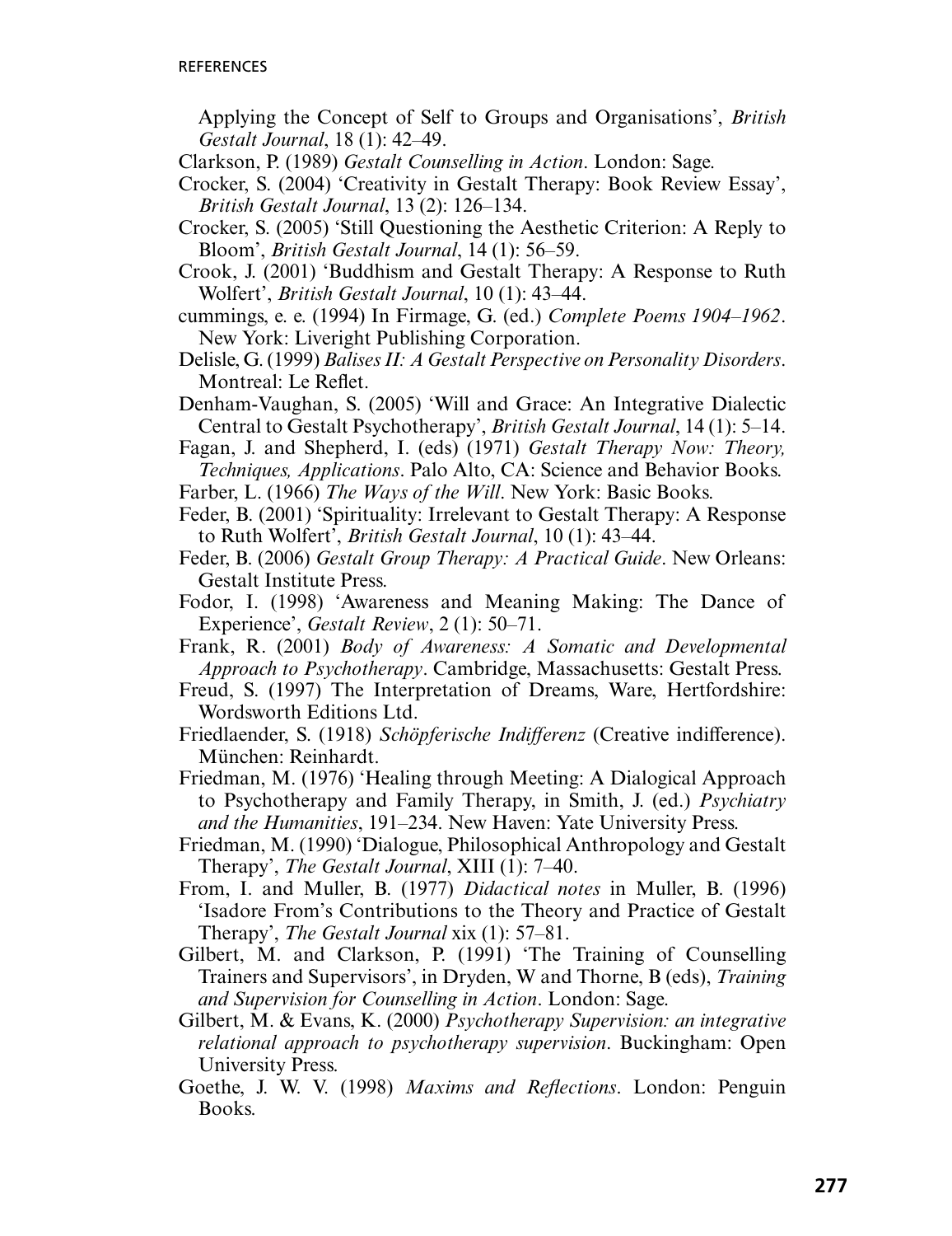Applying the Concept of Self to Groups and Organisations', *British Gestalt Journal*, 18 (1): 42–49.

Clarkson, P. (1989) *Gestalt Counselling in Action*. London: Sage.

Crocker, S. (2004) 'Creativity in Gestalt Therapy: Book Review Essay', *British Gestalt Journal*, 13 (2): 126–134.

Crocker, S. (2005) 'Still Questioning the Aesthetic Criterion: A Reply to Bloom', *British Gestalt Journal*, 14 (1): 56–59.

Crook, J. (2001) 'Buddhism and Gestalt Therapy: A Response to Ruth Wolfert', *British Gestalt Journal*, 10 (1): 43–44.

cummings, e. e. (1994) In Firmage, G. (ed.) *Complete Poems 1904–1962*. New York: Liveright Publishing Corporation.

Delisle, G. (1999) *Balises II: A Gestalt Perspective on Personality Disorders*. Montreal: Le Reflet.

Denham-Vaughan, S. (2005) 'Will and Grace: An Integrative Dialectic Central to Gestalt Psychotherapy', *British Gestalt Journal*, 14 (1): 5–14.

Fagan, J. and Shepherd, I. (eds) (1971) *Gestalt Therapy Now: Theory, Techniques, Applications*. Palo Alto, CA: Science and Behavior Books.

Farber, L. (1966) *The Ways of the Will*. New York: Basic Books.

Feder, B. (2001) 'Spirituality: Irrelevant to Gestalt Therapy: A Response to Ruth Wolfert', *British Gestalt Journal*, 10 (1): 43–44.

Feder, B. (2006) *Gestalt Group Therapy: A Practical Guide*. New Orleans: Gestalt Institute Press.

Fodor, I. (1998) 'Awareness and Meaning Making: The Dance of Experience', *Gestalt Review*, 2 (1): 50–71.

Frank, R. (2001) *Body of Awareness: A Somatic and Developmental Approach to Psychotherapy*. Cambridge, Massachusetts: Gestalt Press.

Freud, S. (1997) The Interpretation of Dreams, Ware, Hertfordshire: Wordsworth Editions Ltd.

Friedlaender, S. (1918) *Schöpferische Indifferenz* (Creative indifference). München: Reinhardt.

Friedman, M. (1976) 'Healing through Meeting: A Dialogical Approach to Psychotherapy and Family Therapy, in Smith, J. (ed.) *Psychiatry and the Humanities*, 191–234. New Haven: Yate University Press.

Friedman, M. (1990) 'Dialogue, Philosophical Anthropology and Gestalt Therapy', *The Gestalt Journal*, XIII (1): 7–40.

From, I. and Muller, B. (1977) *Didactical notes* in Muller, B. (1996) 'Isadore From's Contributions to the Theory and Practice of Gestalt Therapy', *The Gestalt Journal* xix (1): 57–81.

Gilbert, M. and Clarkson, P. (1991) 'The Training of Counselling Trainers and Supervisors', in Dryden, W and Thorne, B (eds), *Training and Supervision for Counselling in Action*. London: Sage.

Gilbert, M. & Evans, K. (2000) *Psychotherapy Supervision: an integrative relational approach to psychotherapy supervision*. Buckingham: Open University Press.

Goethe, J. W. V. (1998) *Maxims and Reflections*. London: Penguin Books.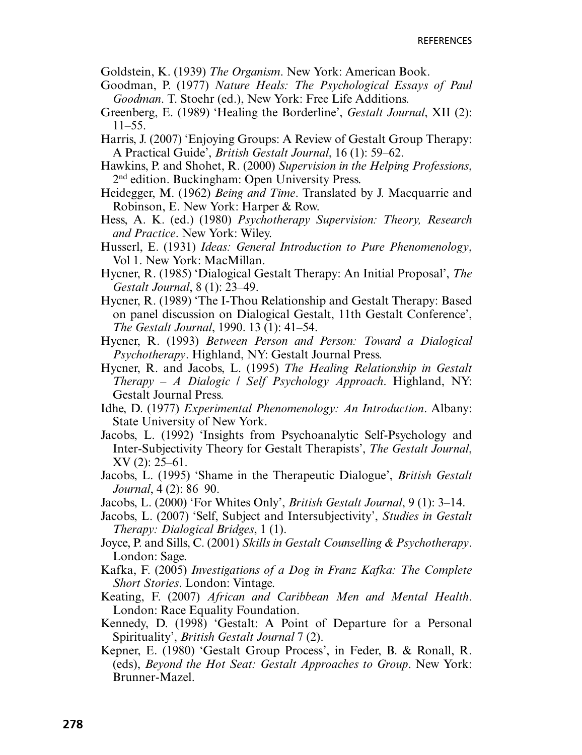Goldstein, K. (1939) *The Organism*. New York: American Book.

Goodman, P. (1977) *Nature Heals: The Psychological Essays of Paul Goodman*. T. Stoehr (ed.), New York: Free Life Additions.

Greenberg, E. (1989) 'Healing the Borderline', *Gestalt Journal*, XII (2): 11–55.

Harris, J. (2007) 'Enjoying Groups: A Review of Gestalt Group Therapy: A Practical Guide', *British Gestalt Journal*, 16 (1): 59–62.

Hawkins, P. and Shohet, R. (2000) *Supervision in the Helping Professions*, 2nd edition. Buckingham: Open University Press.

Heidegger, M. (1962) *Being and Time*. Translated by J. Macquarrie and Robinson, E. New York: Harper & Row.

Hess, A. K. (ed.) (1980) *Psychotherapy Supervision: Theory, Research and Practice*. New York: Wiley.

Husserl, E. (1931) *Ideas: General Introduction to Pure Phenomenology*, Vol 1. New York: MacMillan.

Hycner, R. (1985) 'Dialogical Gestalt Therapy: An Initial Proposal', *The Gestalt Journal*, 8 (1): 23–49.

Hycner, R. (1989) 'The I-Thou Relationship and Gestalt Therapy: Based on panel discussion on Dialogical Gestalt, 11th Gestalt Conference', *The Gestalt Journal*, 1990. 13 (1): 41–54.

Hycner, R. (1993) *Between Person and Person: Toward a Dialogical Psychotherapy*. Highland, NY: Gestalt Journal Press.

Hycner, R. and Jacobs, L. (1995) *The Healing Relationship in Gestalt Therapy – A Dialogic / Self Psychology Approach*. Highland, NY: Gestalt Journal Press.

Idhe, D. (1977) *Experimental Phenomenology: An Introduction*. Albany: State University of New York.

Jacobs, L. (1992) 'Insights from Psychoanalytic Self-Psychology and Inter-Subjectivity Theory for Gestalt Therapists', *The Gestalt Journal*, XV (2): 25–61.

Jacobs, L. (1995) 'Shame in the Therapeutic Dialogue', *British Gestalt Journal*, 4 (2): 86–90.

Jacobs, L. (2000) 'For Whites Only', *British Gestalt Journal*, 9 (1): 3–14.

Jacobs, L. (2007) 'Self, Subject and Intersubjectivity', *Studies in Gestalt Therapy: Dialogical Bridges*, 1 (1).

Joyce, P. and Sills, C. (2001) *Skills in Gestalt Counselling & Psychotherapy*. London: Sage.

Kafka, F. (2005) *Investigations of a Dog in Franz Kafka: The Complete Short Stories*. London: Vintage.

Keating, F. (2007) *African and Caribbean Men and Mental Health*. London: Race Equality Foundation.

Kennedy, D. (1998) 'Gestalt: A Point of Departure for a Personal Spirituality', *British Gestalt Journal* 7 (2).

Kepner, E. (1980) 'Gestalt Group Process', in Feder, B. & Ronall, R. (eds), *Beyond the Hot Seat: Gestalt Approaches to Group*. New York: Brunner-Mazel.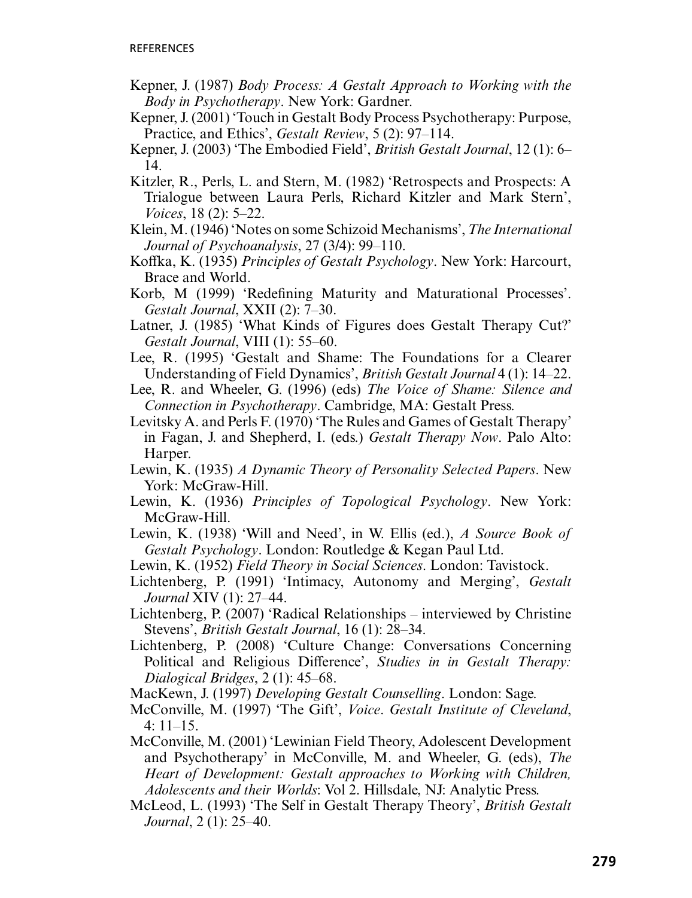Kepner, J. (1987) *Body Process: A Gestalt Approach to Working with the Body in Psychotherapy*. New York: Gardner.

Kepner, J. (2001) 'Touch in Gestalt Body Process Psychotherapy: Purpose, Practice, and Ethics', *Gestalt Review*, 5 (2): 97–114.

Kepner, J. (2003) 'The Embodied Field', *British Gestalt Journal*, 12 (1): 6–14.

Kitzler, R., Perls, L. and Stern, M. (1982) 'Retrospects and Prospects: A Trialogue between Laura Perls, Richard Kitzler and Mark Stern', *Voices*, 18 (2): 5–22.

Klein, M. (1946) 'Notes on some Schizoid Mechanisms', *The International Journal of Psychoanalysis*, 27 (3/4): 99–110.

Koffka, K. (1935) *Principles of Gestalt Psychology*. New York: Harcourt, Brace and World.

Korb, M (1999) 'Redefining Maturity and Maturational Processes'. *Gestalt Journal*, XXII (2): 7–30.

Latner, J. (1985) 'What Kinds of Figures does Gestalt Therapy Cut?' *Gestalt Journal*, VIII (1): 55–60.

Lee, R. (1995) 'Gestalt and Shame: The Foundations for a Clearer Understanding of Field Dynamics', *British Gestalt Journal* 4 (1): 14–22.

Lee, R. and Wheeler, G. (1996) (eds) *The Voice of Shame: Silence and Connection in Psychotherapy*. Cambridge, MA: Gestalt Press.

Levitsky A. and Perls F. (1970) 'The Rules and Games of Gestalt Therapy' in Fagan, J. and Shepherd, I. (eds.) *Gestalt Therapy Now*. Palo Alto: Harper.

Lewin, K. (1935) *A Dynamic Theory of Personality Selected Papers*. New York: McGraw-Hill.

Lewin, K. (1936) *Principles of Topological Psychology*. New York: McGraw-Hill.

Lewin, K. (1938) 'Will and Need', in W. Ellis (ed.), *A Source Book of Gestalt Psychology*. London: Routledge & Kegan Paul Ltd.

Lewin, K. (1952) *Field Theory in Social Sciences*. London: Tavistock.

Lichtenberg, P. (1991) 'Intimacy, Autonomy and Merging', *Gestalt Journal* XIV (1): 27–44.

Lichtenberg, P. (2007) 'Radical Relationships – interviewed by Christine Stevens', *British Gestalt Journal*, 16 (1): 28–34.

Lichtenberg, P. (2008) 'Culture Change: Conversations Concerning Political and Religious Difference', *Studies in in Gestalt Therapy: Dialogical Bridges*, 2 (1): 45–68.

MacKewn, J. (1997) *Developing Gestalt Counselling*. London: Sage.

McConville, M. (1997) 'The Gift', *Voice*. *Gestalt Institute of Cleveland*, 4: 11–15.

McConville, M. (2001) 'Lewinian Field Theory, Adolescent Development and Psychotherapy' in McConville, M. and Wheeler, G. (eds), *The Heart of Development: Gestalt approaches to Working with Children, Adolescents and their Worlds*: Vol 2. Hillsdale, NJ: Analytic Press.

McLeod, L. (1993) 'The Self in Gestalt Therapy Theory', *British Gestalt Journal*, 2 (1): 25–40.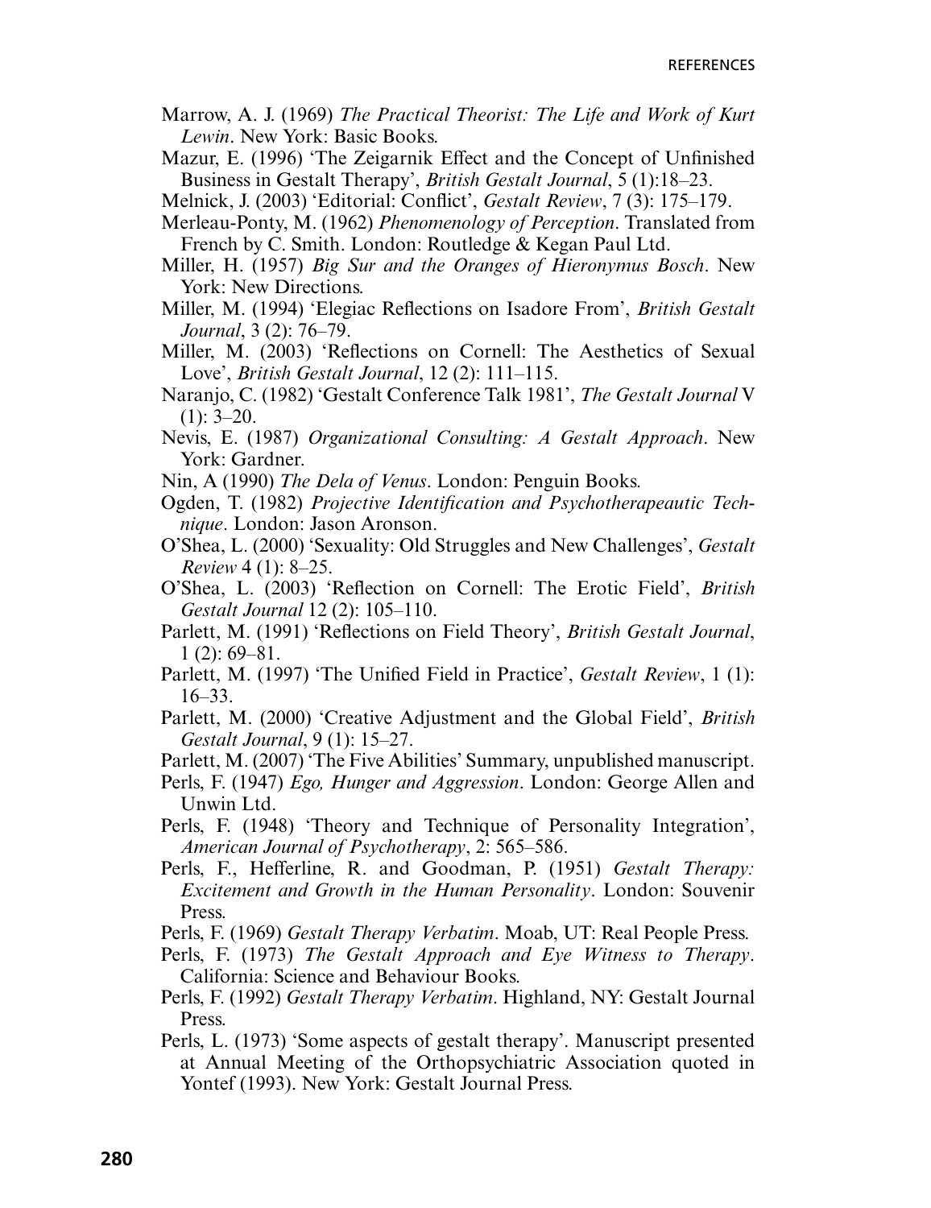Marrow, A. J. (1969) *The Practical Theorist: The Life and Work of Kurt Lewin*. New York: Basic Books.

Mazur, E. (1996) 'The Zeigarnik Effect and the Concept of Unfinished Business in Gestalt Therapy', *British Gestalt Journal*, 5 (1):18–23.

Melnick, J. (2003) 'Editorial: Conflict', *Gestalt Review*, 7 (3): 175–179.

Merleau-Ponty, M. (1962) *Phenomenology of Perception*. Translated from French by C. Smith. London: Routledge & Kegan Paul Ltd.

Miller, H. (1957) *Big Sur and the Oranges of Hieronymus Bosch*. New York: New Directions.

Miller, M. (1994) 'Elegiac Reflections on Isadore From', *British Gestalt Journal*, 3 (2): 76–79.

Miller, M. (2003) 'Reflections on Cornell: The Aesthetics of Sexual Love', *British Gestalt Journal*, 12 (2): 111–115.

Naranjo, C. (1982) 'Gestalt Conference Talk 1981', *The Gestalt Journal* V (1): 3–20.

Nevis, E. (1987) *Organizational Consulting: A Gestalt Approach*. New York: Gardner.

Nin, A (1990) *The Dela of Venus*. London: Penguin Books.

Ogden, T. (1982) *Projective Identification and Psychotherapeautic Technique*. London: Jason Aronson.

O'Shea, L. (2000) 'Sexuality: Old Struggles and New Challenges', *Gestalt Review* 4 (1): 8–25.

O'Shea, L. (2003) 'Reflection on Cornell: The Erotic Field', *British Gestalt Journal* 12 (2): 105–110.

Parlett, M. (1991) 'Reflections on Field Theory', *British Gestalt Journal*, 1 (2): 69–81.

Parlett, M. (1997) 'The Unified Field in Practice', *Gestalt Review*, 1 (1): 16–33.

Parlett, M. (2000) 'Creative Adjustment and the Global Field', *British Gestalt Journal*, 9 (1): 15–27.

Parlett, M. (2007) 'The Five Abilities' Summary, unpublished manuscript.

Perls, F. (1947) *Ego, Hunger and Aggression*. London: George Allen and Unwin Ltd.

Perls, F. (1948) 'Theory and Technique of Personality Integration', *American Journal of Psychotherapy*, 2: 565–586.

Perls, F., Hefferline, R. and Goodman, P. (1951) *Gestalt Therapy: Excitement and Growth in the Human Personality*. London: Souvenir Press.

Perls, F. (1969) *Gestalt Therapy Verbatim*. Moab, UT: Real People Press.

Perls, F. (1973) *The Gestalt Approach and Eye Witness to Therapy*. California: Science and Behaviour Books.

Perls, F. (1992) *Gestalt Therapy Verbatim*. Highland, NY: Gestalt Journal Press.

Perls, L. (1973) 'Some aspects of gestalt therapy'. Manuscript presented at Annual Meeting of the Orthopsychiatric Association quoted in Yontef (1993). New York: Gestalt Journal Press.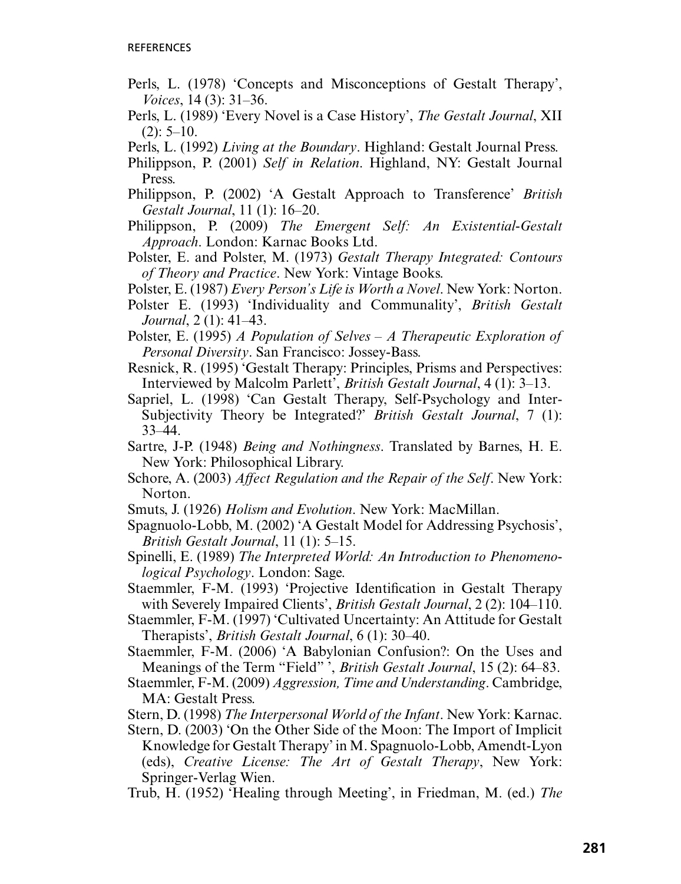Perls, L. (1978) 'Concepts and Misconceptions of Gestalt Therapy', *Voices*, 14 (3): 31–36.

Perls, L. (1989) 'Every Novel is a Case History', *The Gestalt Journal*, XII (2): 5–10.

Perls, L. (1992) *Living at the Boundary*. Highland: Gestalt Journal Press.

Philippson, P. (2001) *Self in Relation*. Highland, NY: Gestalt Journal Press.

Philippson, P. (2002) 'A Gestalt Approach to Transference' *British Gestalt Journal*, 11 (1): 16–20.

Philippson, P. (2009) *The Emergent Self: An Existential-Gestalt Approach*. London: Karnac Books Ltd.

Polster, E. and Polster, M. (1973) *Gestalt Therapy Integrated: Contours of Theory and Practice*. New York: Vintage Books.

Polster, E. (1987) *Every Person's Life is Worth a Novel*. New York: Norton.

Polster E. (1993) 'Individuality and Communality', *British Gestalt Journal*, 2 (1): 41–43.

Polster, E. (1995) *A Population of Selves – A Therapeutic Exploration of Personal Diversity*. San Francisco: Jossey-Bass.

Resnick, R. (1995) 'Gestalt Therapy: Principles, Prisms and Perspectives: Interviewed by Malcolm Parlett', *British Gestalt Journal*, 4 (1): 3–13.

Sapriel, L. (1998) 'Can Gestalt Therapy, Self-Psychology and Inter-Subjectivity Theory be Integrated?' *British Gestalt Journal*, 7 (1): 33–44.

Sartre, J-P. (1948) *Being and Nothingness*. Translated by Barnes, H. E. New York: Philosophical Library.

Schore, A. (2003) *Affect Regulation and the Repair of the Self*. New York: Norton.

Smuts, J. (1926) *Holism and Evolution*. New York: MacMillan.

Spagnuolo-Lobb, M. (2002) 'A Gestalt Model for Addressing Psychosis', *British Gestalt Journal*, 11 (1): 5–15.

Spinelli, E. (1989) *The Interpreted World: An Introduction to Phenomenological Psychology*. London: Sage.

Staemmler, F-M. (1993) 'Projective Identification in Gestalt Therapy with Severely Impaired Clients', *British Gestalt Journal*, 2 (2): 104–110.

Staemmler, F-M. (1997) 'Cultivated Uncertainty: An Attitude for Gestalt Therapists', *British Gestalt Journal*, 6 (1): 30–40.

Staemmler, F-M. (2006) 'A Babylonian Confusion?: On the Uses and Meanings of the Term "Field" ', *British Gestalt Journal*, 15 (2): 64–83.

Staemmler, F-M. (2009) *Aggression, Time and Understanding*. Cambridge, MA: Gestalt Press.

Stern, D. (1998) *The Interpersonal World of the Infant*. New York: Karnac.

Stern, D. (2003) 'On the Other Side of the Moon: The Import of Implicit Knowledge for Gestalt Therapy' in M. Spagnuolo-Lobb, Amendt-Lyon (eds), *Creative License: The Art of Gestalt Therapy*, New York: Springer-Verlag Wien.

Trub, H. (1952) 'Healing through Meeting', in Friedman, M. (ed.) *The*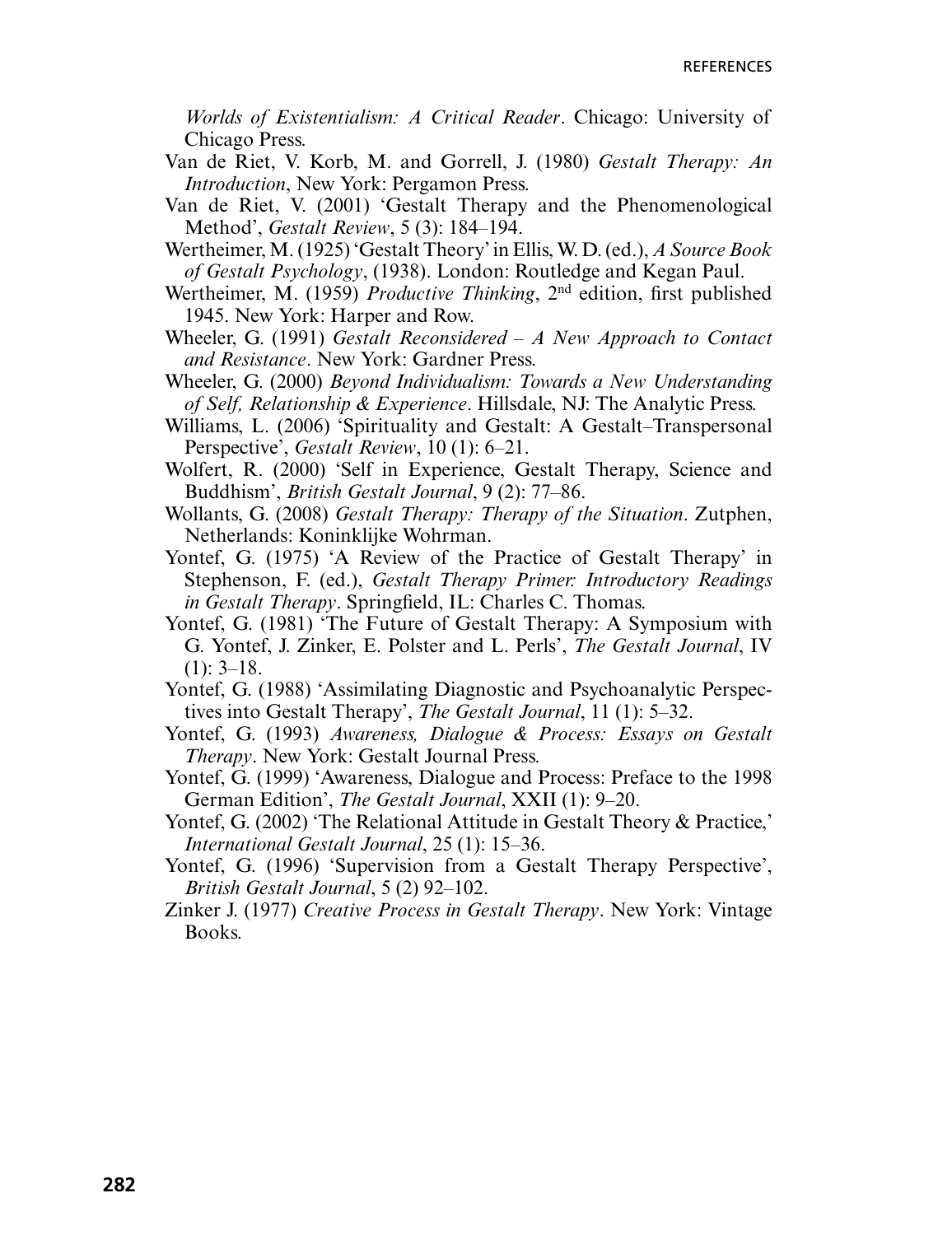*Worlds of Existentialism: A Critical Reader*. Chicago: University of Chicago Press.

Van de Riet, V. Korb, M. and Gorrell, J. (1980) *Gestalt Therapy: An Introduction*, New York: Pergamon Press.

Van de Riet, V. (2001) 'Gestalt Therapy and the Phenomenological Method', *Gestalt Review*, 5 (3): 184–194.

Wertheimer, M. (1925) 'Gestalt Theory' in Ellis, W. D. (ed.), *A Source Book of Gestalt Psychology*, (1938). London: Routledge and Kegan Paul.

Wertheimer, M. (1959) *Productive Thinking*, 2nd edition, first published 1945. New York: Harper and Row.

Wheeler, G. (1991) *Gestalt Reconsidered – A New Approach to Contact and Resistance*. New York: Gardner Press.

Wheeler, G. (2000) *Beyond Individualism: Towards a New Understanding of Self, Relationship & Experience*. Hillsdale, NJ: The Analytic Press.

Williams, L. (2006) 'Spirituality and Gestalt: A Gestalt–Transpersonal Perspective', *Gestalt Review*, 10 (1): 6–21.

Wolfert, R. (2000) 'Self in Experience, Gestalt Therapy, Science and Buddhism', *British Gestalt Journal*, 9 (2): 77–86.

Wollants, G. (2008) *Gestalt Therapy: Therapy of the Situation*. Zutphen, Netherlands: Koninklijke Wohrman.

Yontef, G. (1975) 'A Review of the Practice of Gestalt Therapy' in Stephenson, F. (ed.), *Gestalt Therapy Primer: Introductory Readings in Gestalt Therapy*. Springfield, IL: Charles C. Thomas.

Yontef, G. (1981) 'The Future of Gestalt Therapy: A Symposium with G. Yontef, J. Zinker, E. Polster and L. Perls', *The Gestalt Journal*, IV (1): 3–18.

Yontef, G. (1988) 'Assimilating Diagnostic and Psychoanalytic Perspectives into Gestalt Therapy', *The Gestalt Journal*, 11 (1): 5–32.

Yontef, G. (1993) *Awareness, Dialogue & Process: Essays on Gestalt Therapy*. New York: Gestalt Journal Press.

Yontef, G. (1999) 'Awareness, Dialogue and Process: Preface to the 1998 German Edition', *The Gestalt Journal*, XXII (1): 9–20.

Yontef, G. (2002) 'The Relational Attitude in Gestalt Theory & Practice,' *International Gestalt Journal*, 25 (1): 15–36.

Yontef, G. (1996) 'Supervision from a Gestalt Therapy Perspective', *British Gestalt Journal*, 5 (2) 92–102.

Zinker J. (1977) *Creative Process in Gestalt Therapy*. New York: Vintage Books.